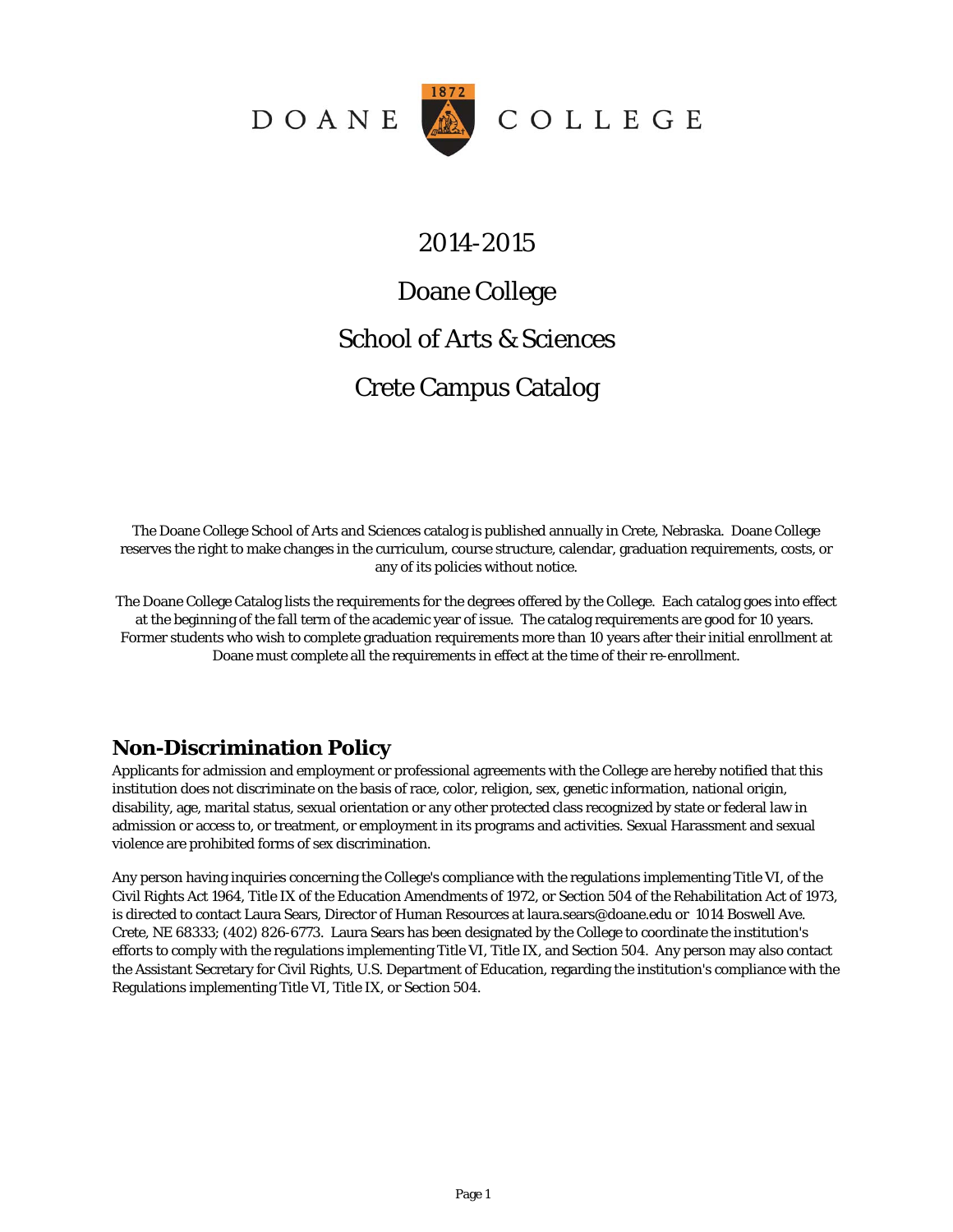DOANE 1872 COLLEGE

# 2014-2015

# Doane College

# School of Arts & Sciences

# Crete Campus Catalog

The Doane College School of Arts and Sciences catalog is published annually in Crete, Nebraska. Doane College reserves the right to make changes in the curriculum, course structure, calendar, graduation requirements, costs, or any of its policies without notice.

The Doane College Catalog lists the requirements for the degrees offered by the College. Each catalog goes into effect at the beginning of the fall term of the academic year of issue. The catalog requirements are good for 10 years. Former students who wish to complete graduation requirements more than 10 years after their initial enrollment at Doane must complete all the requirements in effect at the time of their re-enrollment.

## Non-Discrimination Policy

Applicants for admission and employment or professional agreements with the College are hereby notified that this institution does not discriminate on the basis of race, color, religion, sex, genetic information, national origin, disability, age, marital status, sexual orientation or any other protected class recognized by state or federal law in admission or access to, or treatment, or employment in its programs and activities. Sexual Harassment and sexual violence are prohibited forms of sex discrimination.

Any person having inquiries concerning the College's compliance with the regulations implementing Title VI, of the Civil Rights Act 1964, Title IX of the Education Amendments of 1972, or Section 504 of the Rehabilitation Act of 1973, is directed to contact Laura Sears, Director of Human Resources at laura.sears@doane.edu or 1014 Boswell Ave. Crete, NE 68333; (402) 826-6773. Laura Sears has been designated by the College to coordinate the institution's efforts to comply with the regulations implementing Title VI, Title IX, and Section 504. Any person may also contact the Assistant Secretary for Civil Rights, U.S. Department of Education, regarding the institution's compliance with the Regulations implementing Title VI, Title IX, or Section 504.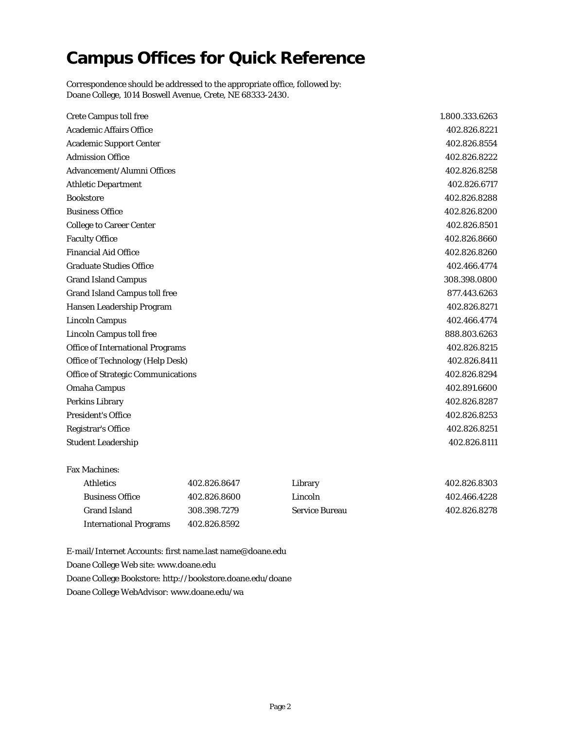# Campus Offices for Quick Reference

Correspondence should be addressed to the appropriate office, followed by:
Doane College, 1014 Boswell Avenue, Crete, NE 68333-2430.

| | |
|---|---|
| Crete Campus toll free | 1.800.333.6263 |
| Academic Affairs Office | 402.826.8221 |
| Academic Support Center | 402.826.8554 |
| Admission Office | 402.826.8222 |
| Advancement/Alumni Offices | 402.826.8258 |
| Athletic Department | 402.826.6717 |
| Bookstore | 402.826.8288 |
| Business Office | 402.826.8200 |
| College to Career Center | 402.826.8501 |
| Faculty Office | 402.826.8660 |
| Financial Aid Office | 402.826.8260 |
| Graduate Studies Office | 402.466.4774 |
| Grand Island Campus | 308.398.0800 |
| Grand Island Campus toll free | 877.443.6263 |
| Hansen Leadership Program | 402.826.8271 |
| Lincoln Campus | 402.466.4774 |
| Lincoln Campus toll free | 888.803.6263 |
| Office of International Programs | 402.826.8215 |
| Office of Technology (Help Desk) | 402.826.8411 |
| Office of Strategic Communications | 402.826.8294 |
| Omaha Campus | 402.891.6600 |
| Perkins Library | 402.826.8287 |
| President's Office | 402.826.8253 |
| Registrar's Office | 402.826.8251 |
| Student Leadership | 402.826.8111 |

Fax Machines:

| | | | |
|---|---|---|---|
| Athletics | 402.826.8647 | Library | 402.826.8303 |
| Business Office | 402.826.8600 | Lincoln | 402.466.4228 |
| Grand Island | 308.398.7279 | Service Bureau | 402.826.8278 |
| International Programs | 402.826.8592 | | |

E-mail/Internet Accounts: first name.last name@doane.edu

Doane College Web site: www.doane.edu

Doane College Bookstore: http://bookstore.doane.edu/doane

Doane College WebAdvisor: www.doane.edu/wa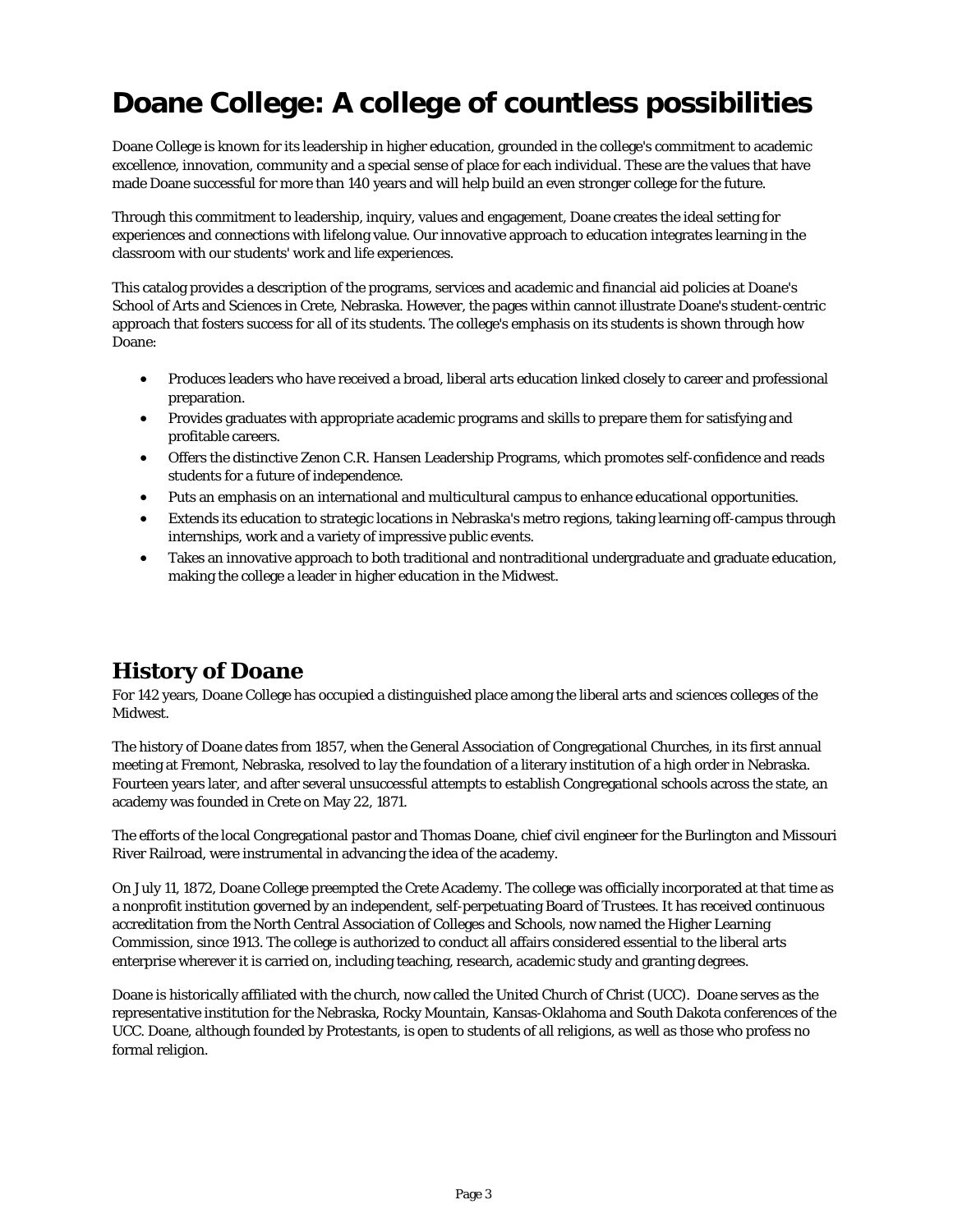# Doane College: A college of countless possibilities

Doane College is known for its leadership in higher education, grounded in the college's commitment to academic excellence, innovation, community and a special sense of place for each individual. These are the values that have made Doane successful for more than 140 years and will help build an even stronger college for the future.

Through this commitment to leadership, inquiry, values and engagement, Doane creates the ideal setting for experiences and connections with lifelong value. Our innovative approach to education integrates learning in the classroom with our students' work and life experiences.

This catalog provides a description of the programs, services and academic and financial aid policies at Doane's School of Arts and Sciences in Crete, Nebraska. However, the pages within cannot illustrate Doane's student-centric approach that fosters success for all of its students. The college's emphasis on its students is shown through how Doane:

- Produces leaders who have received a broad, liberal arts education linked closely to career and professional preparation.
- Provides graduates with appropriate academic programs and skills to prepare them for satisfying and profitable careers.
- Offers the distinctive Zenon C.R. Hansen Leadership Programs, which promotes self-confidence and reads students for a future of independence.
- Puts an emphasis on an international and multicultural campus to enhance educational opportunities.
- Extends its education to strategic locations in Nebraska's metro regions, taking learning off-campus through internships, work and a variety of impressive public events.
- Takes an innovative approach to both traditional and nontraditional undergraduate and graduate education, making the college a leader in higher education in the Midwest.

## History of Doane

For 142 years, Doane College has occupied a distinguished place among the liberal arts and sciences colleges of the Midwest.

The history of Doane dates from 1857, when the General Association of Congregational Churches, in its first annual meeting at Fremont, Nebraska, resolved to lay the foundation of a literary institution of a high order in Nebraska. Fourteen years later, and after several unsuccessful attempts to establish Congregational schools across the state, an academy was founded in Crete on May 22, 1871.

The efforts of the local Congregational pastor and Thomas Doane, chief civil engineer for the Burlington and Missouri River Railroad, were instrumental in advancing the idea of the academy.

On July 11, 1872, Doane College preempted the Crete Academy. The college was officially incorporated at that time as a nonprofit institution governed by an independent, self-perpetuating Board of Trustees. It has received continuous accreditation from the North Central Association of Colleges and Schools, now named the Higher Learning Commission, since 1913. The college is authorized to conduct all affairs considered essential to the liberal arts enterprise wherever it is carried on, including teaching, research, academic study and granting degrees.

Doane is historically affiliated with the church, now called the United Church of Christ (UCC). Doane serves as the representative institution for the Nebraska, Rocky Mountain, Kansas-Oklahoma and South Dakota conferences of the UCC. Doane, although founded by Protestants, is open to students of all religions, as well as those who profess no formal religion.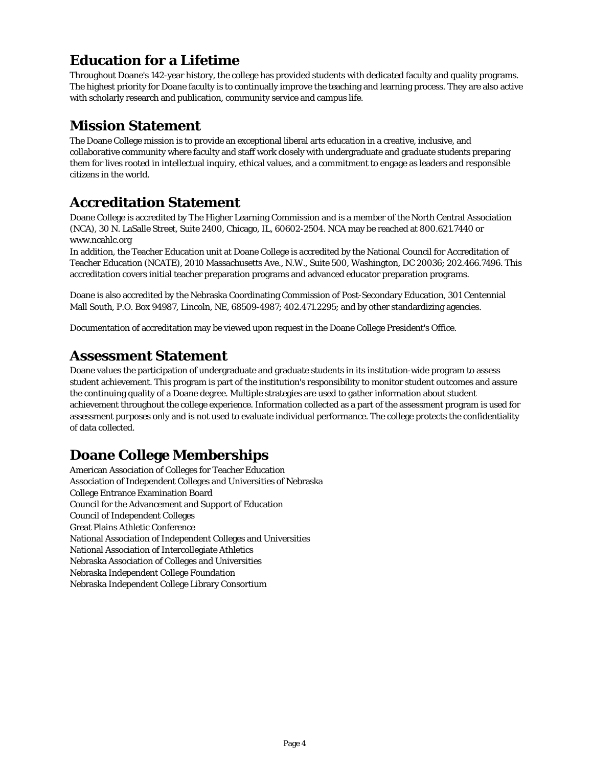## Education for a Lifetime

Throughout Doane's 142-year history, the college has provided students with dedicated faculty and quality programs. The highest priority for Doane faculty is to continually improve the teaching and learning process. They are also active with scholarly research and publication, community service and campus life.

## Mission Statement

The Doane College mission is to provide an exceptional liberal arts education in a creative, inclusive, and collaborative community where faculty and staff work closely with undergraduate and graduate students preparing them for lives rooted in intellectual inquiry, ethical values, and a commitment to engage as leaders and responsible citizens in the world.

## Accreditation Statement

Doane College is accredited by The Higher Learning Commission and is a member of the North Central Association (NCA), 30 N. LaSalle Street, Suite 2400, Chicago, IL, 60602-2504. NCA may be reached at 800.621.7440 or www.ncahlc.org

In addition, the Teacher Education unit at Doane College is accredited by the National Council for Accreditation of Teacher Education (NCATE), 2010 Massachusetts Ave., N.W., Suite 500, Washington, DC 20036; 202.466.7496. This accreditation covers initial teacher preparation programs and advanced educator preparation programs.

Doane is also accredited by the Nebraska Coordinating Commission of Post-Secondary Education, 301 Centennial Mall South, P.O. Box 94987, Lincoln, NE, 68509-4987; 402.471.2295; and by other standardizing agencies.

Documentation of accreditation may be viewed upon request in the Doane College President's Office.

## Assessment Statement

Doane values the participation of undergraduate and graduate students in its institution-wide program to assess student achievement. This program is part of the institution's responsibility to monitor student outcomes and assure the continuing quality of a Doane degree. Multiple strategies are used to gather information about student achievement throughout the college experience. Information collected as a part of the assessment program is used for assessment purposes only and is not used to evaluate individual performance. The college protects the confidentiality of data collected.

## Doane College Memberships

American Association of Colleges for Teacher Education
Association of Independent Colleges and Universities of Nebraska
College Entrance Examination Board
Council for the Advancement and Support of Education
Council of Independent Colleges
Great Plains Athletic Conference
National Association of Independent Colleges and Universities
National Association of Intercollegiate Athletics
Nebraska Association of Colleges and Universities
Nebraska Independent College Foundation
Nebraska Independent College Library Consortium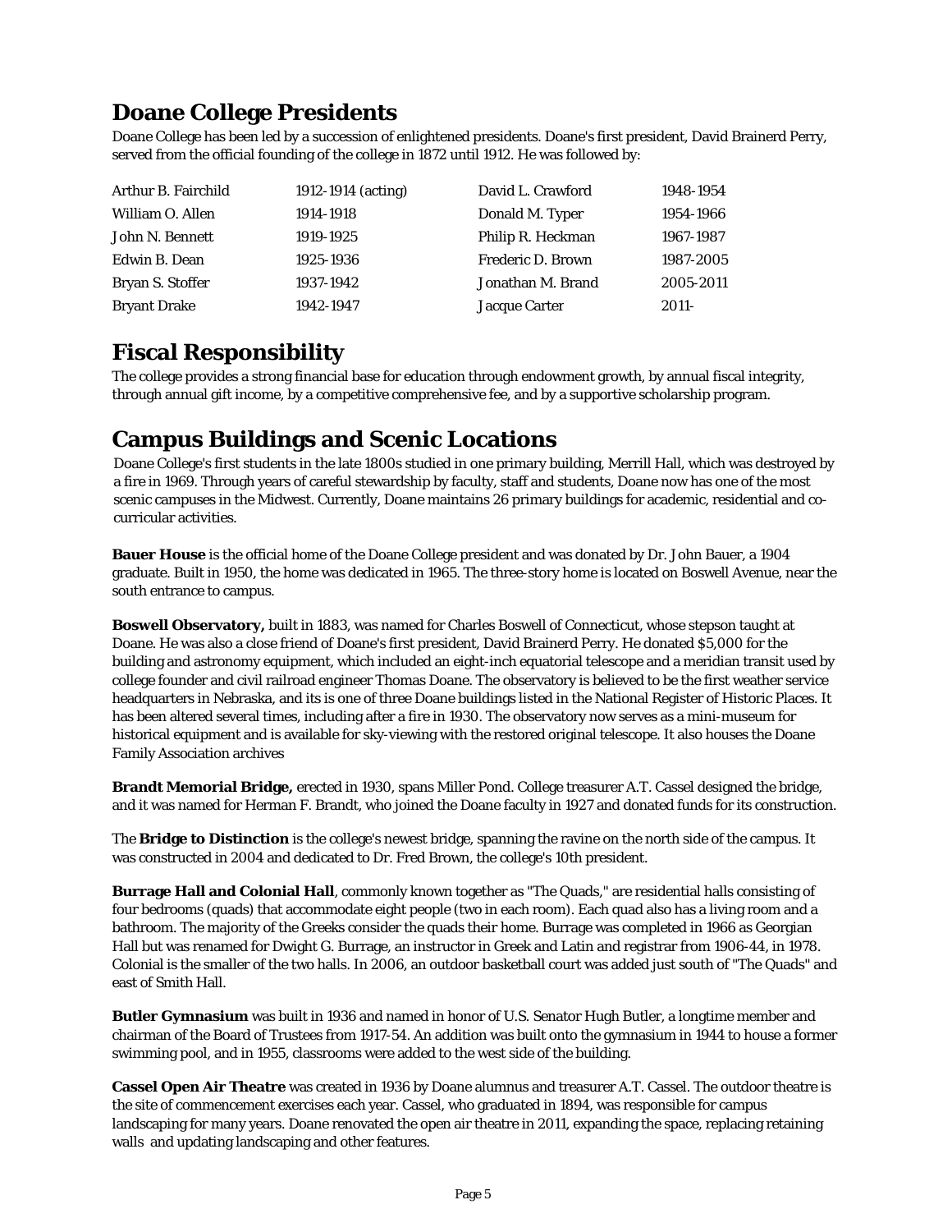## Doane College Presidents

Doane College has been led by a succession of enlightened presidents. Doane's first president, David Brainerd Perry, served from the official founding of the college in 1872 until 1912. He was followed by:

| | | | |
|---|---|---|---|
| Arthur B. Fairchild | 1912-1914 (acting) | David L. Crawford | 1948-1954 |
| William O. Allen | 1914-1918 | Donald M. Typer | 1954-1966 |
| John N. Bennett | 1919-1925 | Philip R. Heckman | 1967-1987 |
| Edwin B. Dean | 1925-1936 | Frederic D. Brown | 1987-2005 |
| Bryan S. Stoffer | 1937-1942 | Jonathan M. Brand | 2005-2011 |
| Bryant Drake | 1942-1947 | Jacque Carter | 2011- |

## Fiscal Responsibility

The college provides a strong financial base for education through endowment growth, by annual fiscal integrity, through annual gift income, by a competitive comprehensive fee, and by a supportive scholarship program.

## Campus Buildings and Scenic Locations

Doane College's first students in the late 1800s studied in one primary building, Merrill Hall, which was destroyed by a fire in 1969. Through years of careful stewardship by faculty, staff and students, Doane now has one of the most scenic campuses in the Midwest. Currently, Doane maintains 26 primary buildings for academic, residential and co-curricular activities.

**Bauer House** is the official home of the Doane College president and was donated by Dr. John Bauer, a 1904 graduate. Built in 1950, the home was dedicated in 1965. The three-story home is located on Boswell Avenue, near the south entrance to campus.

**Boswell Observatory,** built in 1883, was named for Charles Boswell of Connecticut, whose stepson taught at Doane. He was also a close friend of Doane's first president, David Brainerd Perry. He donated $5,000 for the building and astronomy equipment, which included an eight-inch equatorial telescope and a meridian transit used by college founder and civil railroad engineer Thomas Doane. The observatory is believed to be the first weather service headquarters in Nebraska, and its is one of three Doane buildings listed in the National Register of Historic Places. It has been altered several times, including after a fire in 1930. The observatory now serves as a mini-museum for historical equipment and is available for sky-viewing with the restored original telescope. It also houses the Doane Family Association archives

**Brandt Memorial Bridge,** erected in 1930, spans Miller Pond. College treasurer A.T. Cassel designed the bridge, and it was named for Herman F. Brandt, who joined the Doane faculty in 1927 and donated funds for its construction.

The **Bridge to Distinction** is the college's newest bridge, spanning the ravine on the north side of the campus. It was constructed in 2004 and dedicated to Dr. Fred Brown, the college's 10th president.

**Burrage Hall and Colonial Hall**, commonly known together as "The Quads," are residential halls consisting of four bedrooms (quads) that accommodate eight people (two in each room). Each quad also has a living room and a bathroom. The majority of the Greeks consider the quads their home. Burrage was completed in 1966 as Georgian Hall but was renamed for Dwight G. Burrage, an instructor in Greek and Latin and registrar from 1906-44, in 1978. Colonial is the smaller of the two halls. In 2006, an outdoor basketball court was added just south of "The Quads" and east of Smith Hall.

**Butler Gymnasium** was built in 1936 and named in honor of U.S. Senator Hugh Butler, a longtime member and chairman of the Board of Trustees from 1917-54. An addition was built onto the gymnasium in 1944 to house a former swimming pool, and in 1955, classrooms were added to the west side of the building.

**Cassel Open Air Theatre** was created in 1936 by Doane alumnus and treasurer A.T. Cassel. The outdoor theatre is the site of commencement exercises each year. Cassel, who graduated in 1894, was responsible for campus landscaping for many years. Doane renovated the open air theatre in 2011, expanding the space, replacing retaining walls and updating landscaping and other features.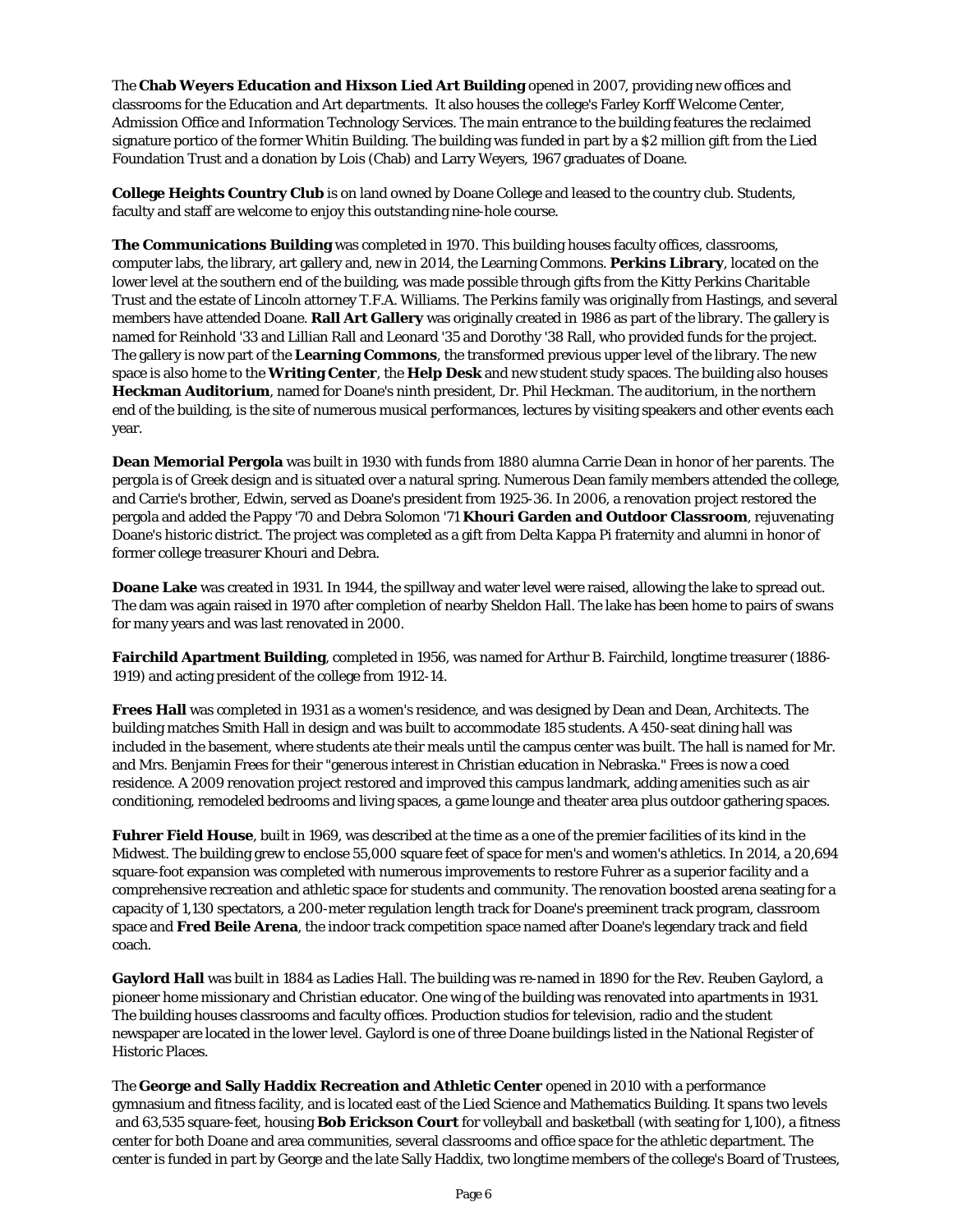The **Chab Weyers Education and Hixson Lied Art Building** opened in 2007, providing new offices and classrooms for the Education and Art departments. It also houses the college's Farley Korff Welcome Center, Admission Office and Information Technology Services. The main entrance to the building features the reclaimed signature portico of the former Whitin Building. The building was funded in part by a $2 million gift from the Lied Foundation Trust and a donation by Lois (Chab) and Larry Weyers, 1967 graduates of Doane.

**College Heights Country Club** is on land owned by Doane College and leased to the country club. Students, faculty and staff are welcome to enjoy this outstanding nine-hole course.

**The Communications Building** was completed in 1970. This building houses faculty offices, classrooms, computer labs, the library, art gallery and, new in 2014, the Learning Commons. **Perkins Library**, located on the lower level at the southern end of the building, was made possible through gifts from the Kitty Perkins Charitable Trust and the estate of Lincoln attorney T.F.A. Williams. The Perkins family was originally from Hastings, and several members have attended Doane. **Rall Art Gallery** was originally created in 1986 as part of the library. The gallery is named for Reinhold '33 and Lillian Rall and Leonard '35 and Dorothy '38 Rall, who provided funds for the project. The gallery is now part of the **Learning Commons**, the transformed previous upper level of the library. The new space is also home to the **Writing Center**, the **Help Desk** and new student study spaces. The building also houses **Heckman Auditorium**, named for Doane's ninth president, Dr. Phil Heckman. The auditorium, in the northern end of the building, is the site of numerous musical performances, lectures by visiting speakers and other events each year.

**Dean Memorial Pergola** was built in 1930 with funds from 1880 alumna Carrie Dean in honor of her parents. The pergola is of Greek design and is situated over a natural spring. Numerous Dean family members attended the college, and Carrie's brother, Edwin, served as Doane's president from 1925-36. In 2006, a renovation project restored the pergola and added the Pappy '70 and Debra Solomon '71 **Khouri Garden and Outdoor Classroom**, rejuvenating Doane's historic district. The project was completed as a gift from Delta Kappa Pi fraternity and alumni in honor of former college treasurer Khouri and Debra.

**Doane Lake** was created in 1931. In 1944, the spillway and water level were raised, allowing the lake to spread out. The dam was again raised in 1970 after completion of nearby Sheldon Hall. The lake has been home to pairs of swans for many years and was last renovated in 2000.

**Fairchild Apartment Building**, completed in 1956, was named for Arthur B. Fairchild, longtime treasurer (1886-1919) and acting president of the college from 1912-14.

**Frees Hall** was completed in 1931 as a women's residence, and was designed by Dean and Dean, Architects. The building matches Smith Hall in design and was built to accommodate 185 students. A 450-seat dining hall was included in the basement, where students ate their meals until the campus center was built. The hall is named for Mr. and Mrs. Benjamin Frees for their "generous interest in Christian education in Nebraska." Frees is now a coed residence. A 2009 renovation project restored and improved this campus landmark, adding amenities such as air conditioning, remodeled bedrooms and living spaces, a game lounge and theater area plus outdoor gathering spaces.

**Fuhrer Field House**, built in 1969, was described at the time as a one of the premier facilities of its kind in the Midwest. The building grew to enclose 55,000 square feet of space for men's and women's athletics. In 2014, a 20,694 square-foot expansion was completed with numerous improvements to restore Fuhrer as a superior facility and a comprehensive recreation and athletic space for students and community. The renovation boosted arena seating for a capacity of 1,130 spectators, a 200-meter regulation length track for Doane's preeminent track program, classroom space and **Fred Beile Arena**, the indoor track competition space named after Doane's legendary track and field coach.

**Gaylord Hall** was built in 1884 as Ladies Hall. The building was re-named in 1890 for the Rev. Reuben Gaylord, a pioneer home missionary and Christian educator. One wing of the building was renovated into apartments in 1931. The building houses classrooms and faculty offices. Production studios for television, radio and the student newspaper are located in the lower level. Gaylord is one of three Doane buildings listed in the National Register of Historic Places.

The **George and Sally Haddix Recreation and Athletic Center** opened in 2010 with a performance gymnasium and fitness facility, and is located east of the Lied Science and Mathematics Building. It spans two levels and 63,535 square-feet, housing **Bob Erickson Court** for volleyball and basketball (with seating for 1,100), a fitness center for both Doane and area communities, several classrooms and office space for the athletic department. The center is funded in part by George and the late Sally Haddix, two longtime members of the college's Board of Trustees,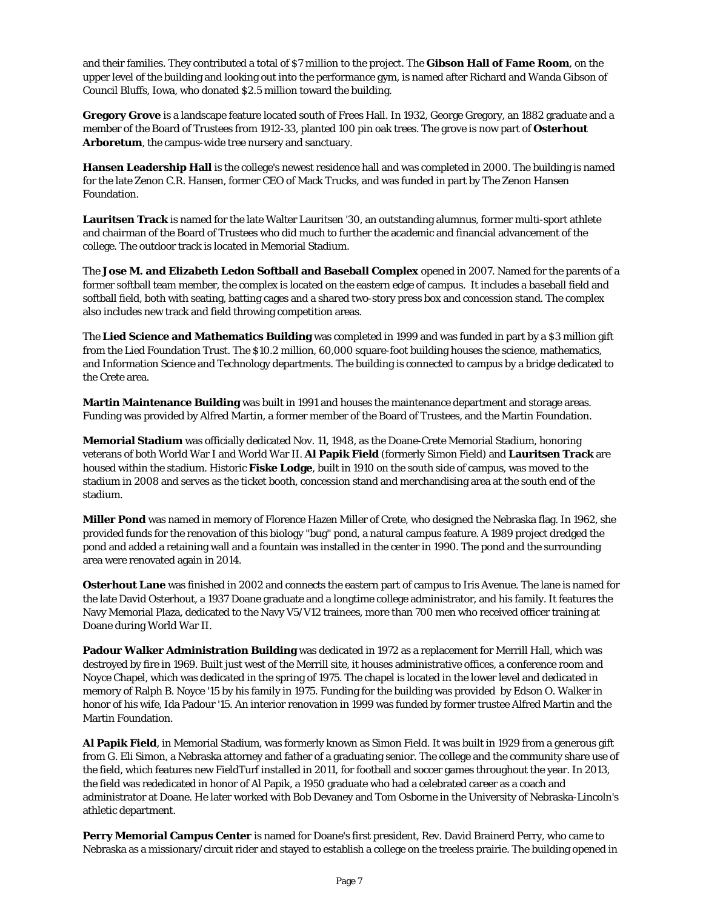and their families. They contributed a total of $7 million to the project. The **Gibson Hall of Fame Room**, on the upper level of the building and looking out into the performance gym, is named after Richard and Wanda Gibson of Council Bluffs, Iowa, who donated $2.5 million toward the building.

**Gregory Grove** is a landscape feature located south of Frees Hall. In 1932, George Gregory, an 1882 graduate and a member of the Board of Trustees from 1912-33, planted 100 pin oak trees. The grove is now part of **Osterhout Arboretum**, the campus-wide tree nursery and sanctuary.

**Hansen Leadership Hall** is the college's newest residence hall and was completed in 2000. The building is named for the late Zenon C.R. Hansen, former CEO of Mack Trucks, and was funded in part by The Zenon Hansen Foundation.

**Lauritsen Track** is named for the late Walter Lauritsen '30, an outstanding alumnus, former multi-sport athlete and chairman of the Board of Trustees who did much to further the academic and financial advancement of the college. The outdoor track is located in Memorial Stadium.

The **Jose M. and Elizabeth Ledon Softball and Baseball Complex** opened in 2007. Named for the parents of a former softball team member, the complex is located on the eastern edge of campus. It includes a baseball field and softball field, both with seating, batting cages and a shared two-story press box and concession stand. The complex also includes new track and field throwing competition areas.

The **Lied Science and Mathematics Building** was completed in 1999 and was funded in part by a $3 million gift from the Lied Foundation Trust. The $10.2 million, 60,000 square-foot building houses the science, mathematics, and Information Science and Technology departments. The building is connected to campus by a bridge dedicated to the Crete area.

**Martin Maintenance Building** was built in 1991 and houses the maintenance department and storage areas. Funding was provided by Alfred Martin, a former member of the Board of Trustees, and the Martin Foundation.

**Memorial Stadium** was officially dedicated Nov. 11, 1948, as the Doane-Crete Memorial Stadium, honoring veterans of both World War I and World War II. **Al Papik Field** (formerly Simon Field) and **Lauritsen Track** are housed within the stadium. Historic **Fiske Lodge**, built in 1910 on the south side of campus, was moved to the stadium in 2008 and serves as the ticket booth, concession stand and merchandising area at the south end of the stadium.

**Miller Pond** was named in memory of Florence Hazen Miller of Crete, who designed the Nebraska flag. In 1962, she provided funds for the renovation of this biology "bug" pond, a natural campus feature. A 1989 project dredged the pond and added a retaining wall and a fountain was installed in the center in 1990. The pond and the surrounding area were renovated again in 2014.

**Osterhout Lane** was finished in 2002 and connects the eastern part of campus to Iris Avenue. The lane is named for the late David Osterhout, a 1937 Doane graduate and a longtime college administrator, and his family. It features the Navy Memorial Plaza, dedicated to the Navy V5/V12 trainees, more than 700 men who received officer training at Doane during World War II.

**Padour Walker Administration Building** was dedicated in 1972 as a replacement for Merrill Hall, which was destroyed by fire in 1969. Built just west of the Merrill site, it houses administrative offices, a conference room and Noyce Chapel, which was dedicated in the spring of 1975. The chapel is located in the lower level and dedicated in memory of Ralph B. Noyce '15 by his family in 1975. Funding for the building was provided by Edson O. Walker in honor of his wife, Ida Padour '15. An interior renovation in 1999 was funded by former trustee Alfred Martin and the Martin Foundation.

**Al Papik Field**, in Memorial Stadium, was formerly known as Simon Field. It was built in 1929 from a generous gift from G. Eli Simon, a Nebraska attorney and father of a graduating senior. The college and the community share use of the field, which features new FieldTurf installed in 2011, for football and soccer games throughout the year. In 2013, the field was rededicated in honor of Al Papik, a 1950 graduate who had a celebrated career as a coach and administrator at Doane. He later worked with Bob Devaney and Tom Osborne in the University of Nebraska-Lincoln's athletic department.

**Perry Memorial Campus Center** is named for Doane's first president, Rev. David Brainerd Perry, who came to Nebraska as a missionary/circuit rider and stayed to establish a college on the treeless prairie. The building opened in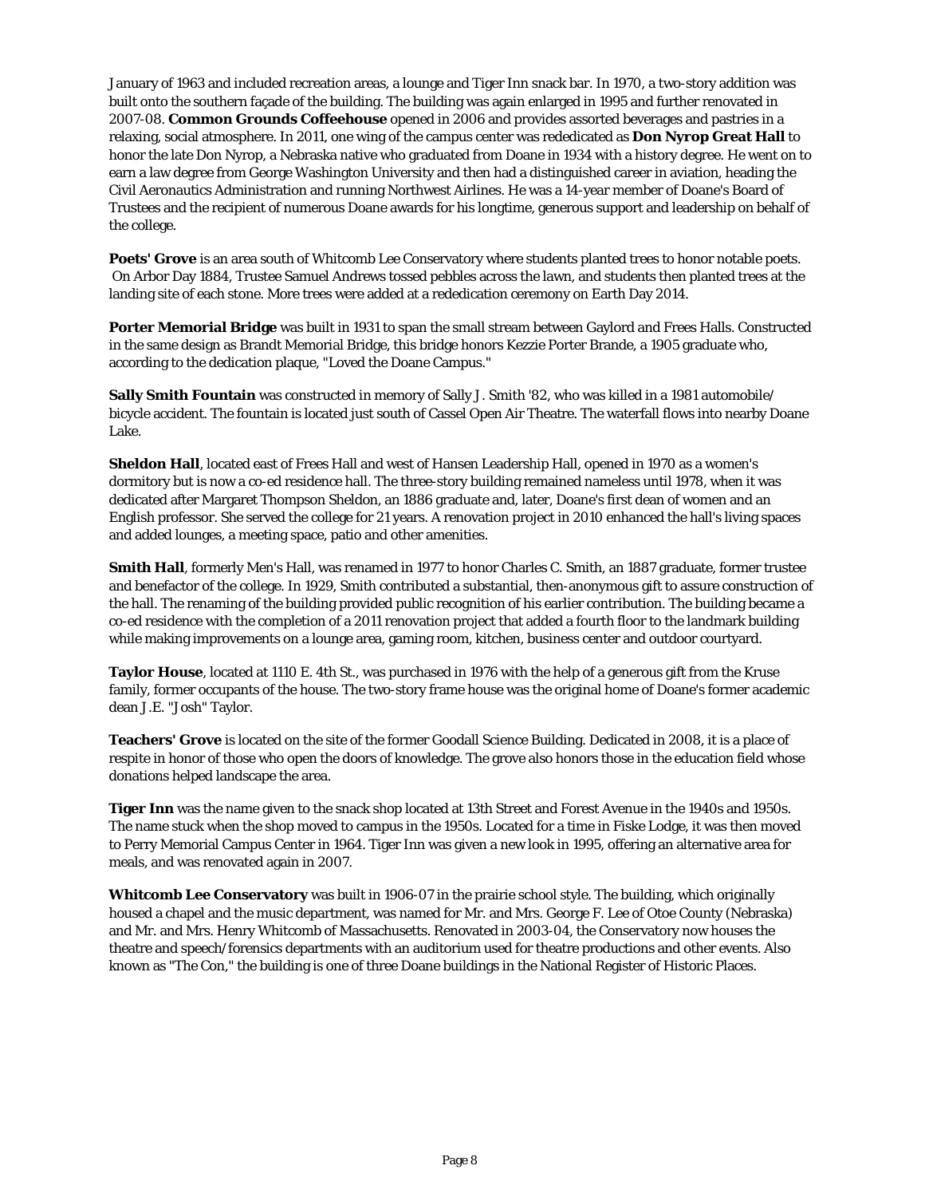January of 1963 and included recreation areas, a lounge and Tiger Inn snack bar. In 1970, a two-story addition was built onto the southern façade of the building. The building was again enlarged in 1995 and further renovated in 2007-08. **Common Grounds Coffeehouse** opened in 2006 and provides assorted beverages and pastries in a relaxing, social atmosphere. In 2011, one wing of the campus center was rededicated as **Don Nyrop Great Hall** to honor the late Don Nyrop, a Nebraska native who graduated from Doane in 1934 with a history degree. He went on to earn a law degree from George Washington University and then had a distinguished career in aviation, heading the Civil Aeronautics Administration and running Northwest Airlines. He was a 14-year member of Doane's Board of Trustees and the recipient of numerous Doane awards for his longtime, generous support and leadership on behalf of the college.

**Poets' Grove** is an area south of Whitcomb Lee Conservatory where students planted trees to honor notable poets. On Arbor Day 1884, Trustee Samuel Andrews tossed pebbles across the lawn, and students then planted trees at the landing site of each stone. More trees were added at a rededication ceremony on Earth Day 2014.

**Porter Memorial Bridge** was built in 1931 to span the small stream between Gaylord and Frees Halls. Constructed in the same design as Brandt Memorial Bridge, this bridge honors Kezzie Porter Brande, a 1905 graduate who, according to the dedication plaque, "Loved the Doane Campus."

**Sally Smith Fountain** was constructed in memory of Sally J. Smith '82, who was killed in a 1981 automobile/ bicycle accident. The fountain is located just south of Cassel Open Air Theatre. The waterfall flows into nearby Doane Lake.

**Sheldon Hall**, located east of Frees Hall and west of Hansen Leadership Hall, opened in 1970 as a women's dormitory but is now a co-ed residence hall. The three-story building remained nameless until 1978, when it was dedicated after Margaret Thompson Sheldon, an 1886 graduate and, later, Doane's first dean of women and an English professor. She served the college for 21 years. A renovation project in 2010 enhanced the hall's living spaces and added lounges, a meeting space, patio and other amenities.

**Smith Hall**, formerly Men's Hall, was renamed in 1977 to honor Charles C. Smith, an 1887 graduate, former trustee and benefactor of the college. In 1929, Smith contributed a substantial, then-anonymous gift to assure construction of the hall. The renaming of the building provided public recognition of his earlier contribution. The building became a co-ed residence with the completion of a 2011 renovation project that added a fourth floor to the landmark building while making improvements on a lounge area, gaming room, kitchen, business center and outdoor courtyard.

**Taylor House**, located at 1110 E. 4th St., was purchased in 1976 with the help of a generous gift from the Kruse family, former occupants of the house. The two-story frame house was the original home of Doane's former academic dean J.E. "Josh" Taylor.

**Teachers' Grove** is located on the site of the former Goodall Science Building. Dedicated in 2008, it is a place of respite in honor of those who open the doors of knowledge. The grove also honors those in the education field whose donations helped landscape the area.

**Tiger Inn** was the name given to the snack shop located at 13th Street and Forest Avenue in the 1940s and 1950s. The name stuck when the shop moved to campus in the 1950s. Located for a time in Fiske Lodge, it was then moved to Perry Memorial Campus Center in 1964. Tiger Inn was given a new look in 1995, offering an alternative area for meals, and was renovated again in 2007.

**Whitcomb Lee Conservatory** was built in 1906-07 in the prairie school style. The building, which originally housed a chapel and the music department, was named for Mr. and Mrs. George F. Lee of Otoe County (Nebraska) and Mr. and Mrs. Henry Whitcomb of Massachusetts. Renovated in 2003-04, the Conservatory now houses the theatre and speech/forensics departments with an auditorium used for theatre productions and other events. Also known as "The Con," the building is one of three Doane buildings in the National Register of Historic Places.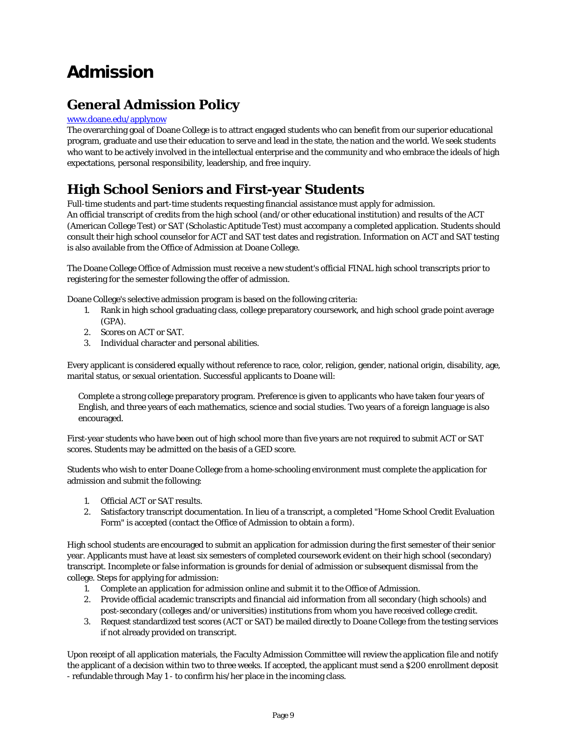# Admission

## General Admission Policy

www.doane.edu/applynow

The overarching goal of Doane College is to attract engaged students who can benefit from our superior educational program, graduate and use their education to serve and lead in the state, the nation and the world. We seek students who want to be actively involved in the intellectual enterprise and the community and who embrace the ideals of high expectations, personal responsibility, leadership, and free inquiry.

## High School Seniors and First-year Students

Full-time students and part-time students requesting financial assistance must apply for admission.
An official transcript of credits from the high school (and/or other educational institution) and results of the ACT (American College Test) or SAT (Scholastic Aptitude Test) must accompany a completed application. Students should consult their high school counselor for ACT and SAT test dates and registration. Information on ACT and SAT testing is also available from the Office of Admission at Doane College.

The Doane College Office of Admission must receive a new student's official FINAL high school transcripts prior to registering for the semester following the offer of admission.

Doane College's selective admission program is based on the following criteria:

1. Rank in high school graduating class, college preparatory coursework, and high school grade point average (GPA).
2. Scores on ACT or SAT.
3. Individual character and personal abilities.

Every applicant is considered equally without reference to race, color, religion, gender, national origin, disability, age, marital status, or sexual orientation. Successful applicants to Doane will:

> Complete a strong college preparatory program. Preference is given to applicants who have taken four years of English, and three years of each mathematics, science and social studies. Two years of a foreign language is also encouraged.

First-year students who have been out of high school more than five years are not required to submit ACT or SAT scores. Students may be admitted on the basis of a GED score.

Students who wish to enter Doane College from a home-schooling environment must complete the application for admission and submit the following:

1. Official ACT or SAT results.
2. Satisfactory transcript documentation. In lieu of a transcript, a completed "Home School Credit Evaluation Form" is accepted (contact the Office of Admission to obtain a form).

High school students are encouraged to submit an application for admission during the first semester of their senior year. Applicants must have at least six semesters of completed coursework evident on their high school (secondary) transcript. Incomplete or false information is grounds for denial of admission or subsequent dismissal from the college. Steps for applying for admission:

1. Complete an application for admission online and submit it to the Office of Admission.
2. Provide official academic transcripts and financial aid information from all secondary (high schools) and post-secondary (colleges and/or universities) institutions from whom you have received college credit.
3. Request standardized test scores (ACT or SAT) be mailed directly to Doane College from the testing services if not already provided on transcript.

Upon receipt of all application materials, the Faculty Admission Committee will review the application file and notify the applicant of a decision within two to three weeks. If accepted, the applicant must send a $200 enrollment deposit - refundable through May 1 - to confirm his/her place in the incoming class.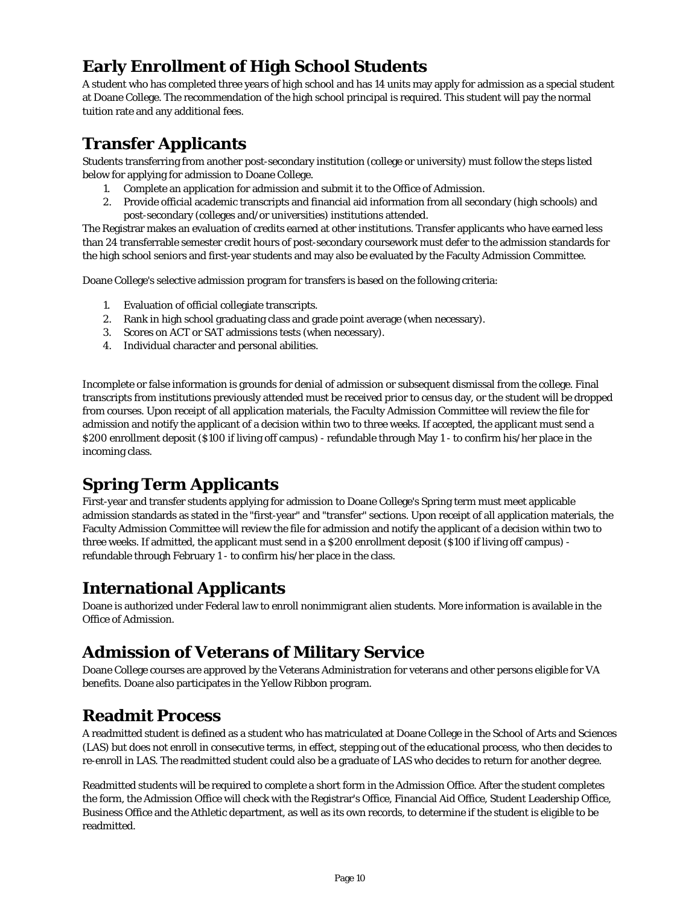## Early Enrollment of High School Students

A student who has completed three years of high school and has 14 units may apply for admission as a special student at Doane College. The recommendation of the high school principal is required. This student will pay the normal tuition rate and any additional fees.

## Transfer Applicants

Students transferring from another post-secondary institution (college or university) must follow the steps listed below for applying for admission to Doane College.

1. Complete an application for admission and submit it to the Office of Admission.
2. Provide official academic transcripts and financial aid information from all secondary (high schools) and post-secondary (colleges and/or universities) institutions attended.

The Registrar makes an evaluation of credits earned at other institutions. Transfer applicants who have earned less than 24 transferrable semester credit hours of post-secondary coursework must defer to the admission standards for the high school seniors and first-year students and may also be evaluated by the Faculty Admission Committee.

Doane College's selective admission program for transfers is based on the following criteria:

1. Evaluation of official collegiate transcripts.
2. Rank in high school graduating class and grade point average (when necessary).
3. Scores on ACT or SAT admissions tests (when necessary).
4. Individual character and personal abilities.

Incomplete or false information is grounds for denial of admission or subsequent dismissal from the college. Final transcripts from institutions previously attended must be received prior to census day, or the student will be dropped from courses. Upon receipt of all application materials, the Faculty Admission Committee will review the file for admission and notify the applicant of a decision within two to three weeks. If accepted, the applicant must send a $200 enrollment deposit ($100 if living off campus) - refundable through May 1 - to confirm his/her place in the incoming class.

## Spring Term Applicants

First-year and transfer students applying for admission to Doane College's Spring term must meet applicable admission standards as stated in the "first-year" and "transfer" sections. Upon receipt of all application materials, the Faculty Admission Committee will review the file for admission and notify the applicant of a decision within two to three weeks. If admitted, the applicant must send in a $200 enrollment deposit ($100 if living off campus) - refundable through February 1 - to confirm his/her place in the class.

## International Applicants

Doane is authorized under Federal law to enroll nonimmigrant alien students. More information is available in the Office of Admission.

## Admission of Veterans of Military Service

Doane College courses are approved by the Veterans Administration for veterans and other persons eligible for VA benefits. Doane also participates in the Yellow Ribbon program.

## Readmit Process

A readmitted student is defined as a student who has matriculated at Doane College in the School of Arts and Sciences (LAS) but does not enroll in consecutive terms, in effect, stepping out of the educational process, who then decides to re-enroll in LAS. The readmitted student could also be a graduate of LAS who decides to return for another degree.

Readmitted students will be required to complete a short form in the Admission Office. After the student completes the form, the Admission Office will check with the Registrar's Office, Financial Aid Office, Student Leadership Office, Business Office and the Athletic department, as well as its own records, to determine if the student is eligible to be readmitted.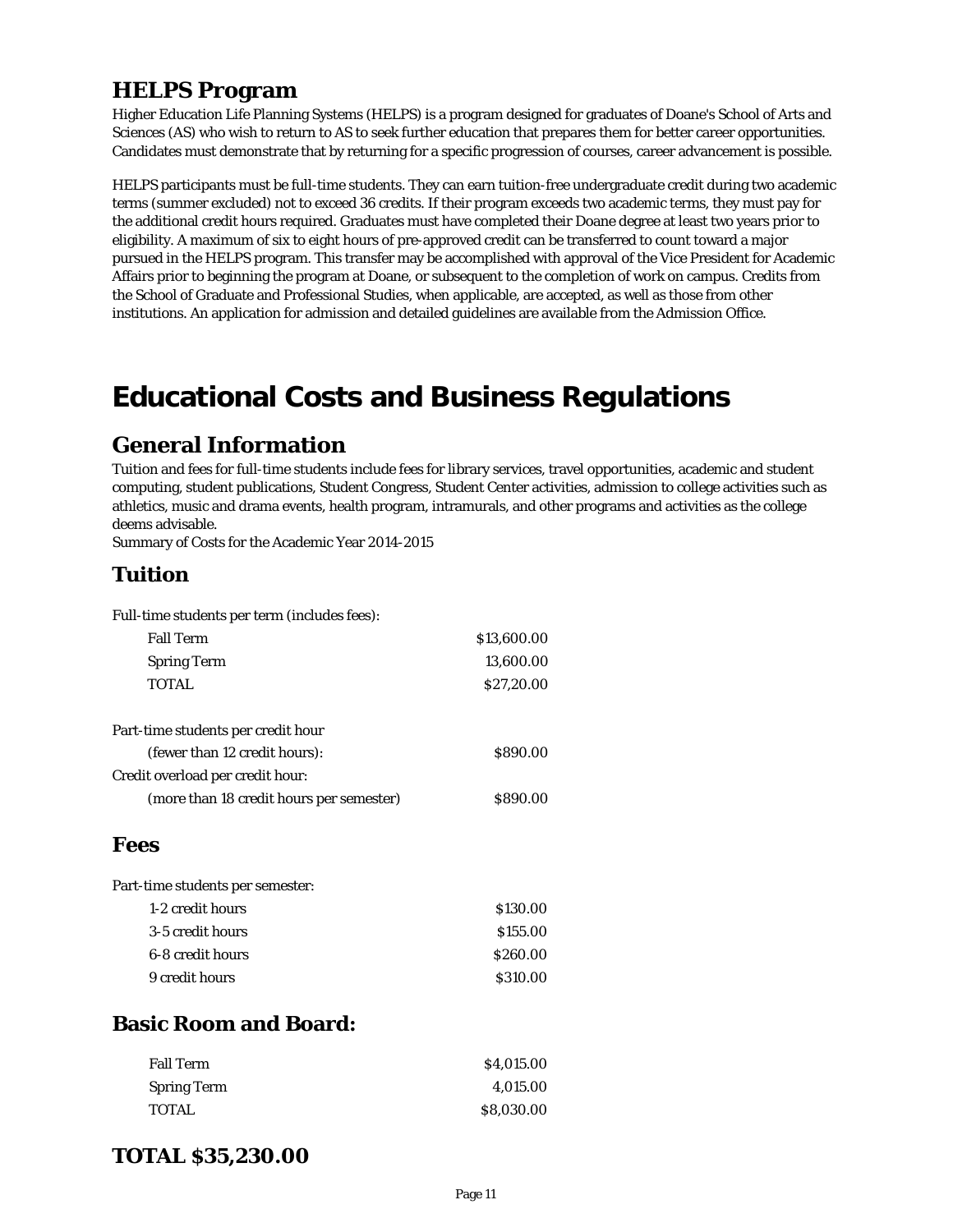## HELPS Program

Higher Education Life Planning Systems (HELPS) is a program designed for graduates of Doane's School of Arts and Sciences (AS) who wish to return to AS to seek further education that prepares them for better career opportunities. Candidates must demonstrate that by returning for a specific progression of courses, career advancement is possible.

HELPS participants must be full-time students. They can earn tuition-free undergraduate credit during two academic terms (summer excluded) not to exceed 36 credits. If their program exceeds two academic terms, they must pay for the additional credit hours required. Graduates must have completed their Doane degree at least two years prior to eligibility. A maximum of six to eight hours of pre-approved credit can be transferred to count toward a major pursued in the HELPS program. This transfer may be accomplished with approval of the Vice President for Academic Affairs prior to beginning the program at Doane, or subsequent to the completion of work on campus. Credits from the School of Graduate and Professional Studies, when applicable, are accepted, as well as those from other institutions. An application for admission and detailed guidelines are available from the Admission Office.

# Educational Costs and Business Regulations

## General Information

Tuition and fees for full-time students include fees for library services, travel opportunities, academic and student computing, student publications, Student Congress, Student Center activities, admission to college activities such as athletics, music and drama events, health program, intramurals, and other programs and activities as the college deems advisable.
Summary of Costs for the Academic Year 2014-2015

## Tuition

| Full-time students per term (includes fees): | |
|---|---|
| Fall Term | $13,600.00 |
| Spring Term | 13,600.00 |
| TOTAL | $27,20.00 |
| | |
| Part-time students per credit hour | |
| (fewer than 12 credit hours): | $890.00 |
| Credit overload per credit hour: | |
| (more than 18 credit hours per semester) | $890.00 |

## Fees

| Part-time students per semester: | |
|---|---|
| 1-2 credit hours | $130.00 |
| 3-5 credit hours | $155.00 |
| 6-8 credit hours | $260.00 |
| 9 credit hours | $310.00 |

## Basic Room and Board:

| | |
|---|---|
| Fall Term | $4,015.00 |
| Spring Term | 4,015.00 |
| TOTAL | $8,030.00 |

## TOTAL $35,230.00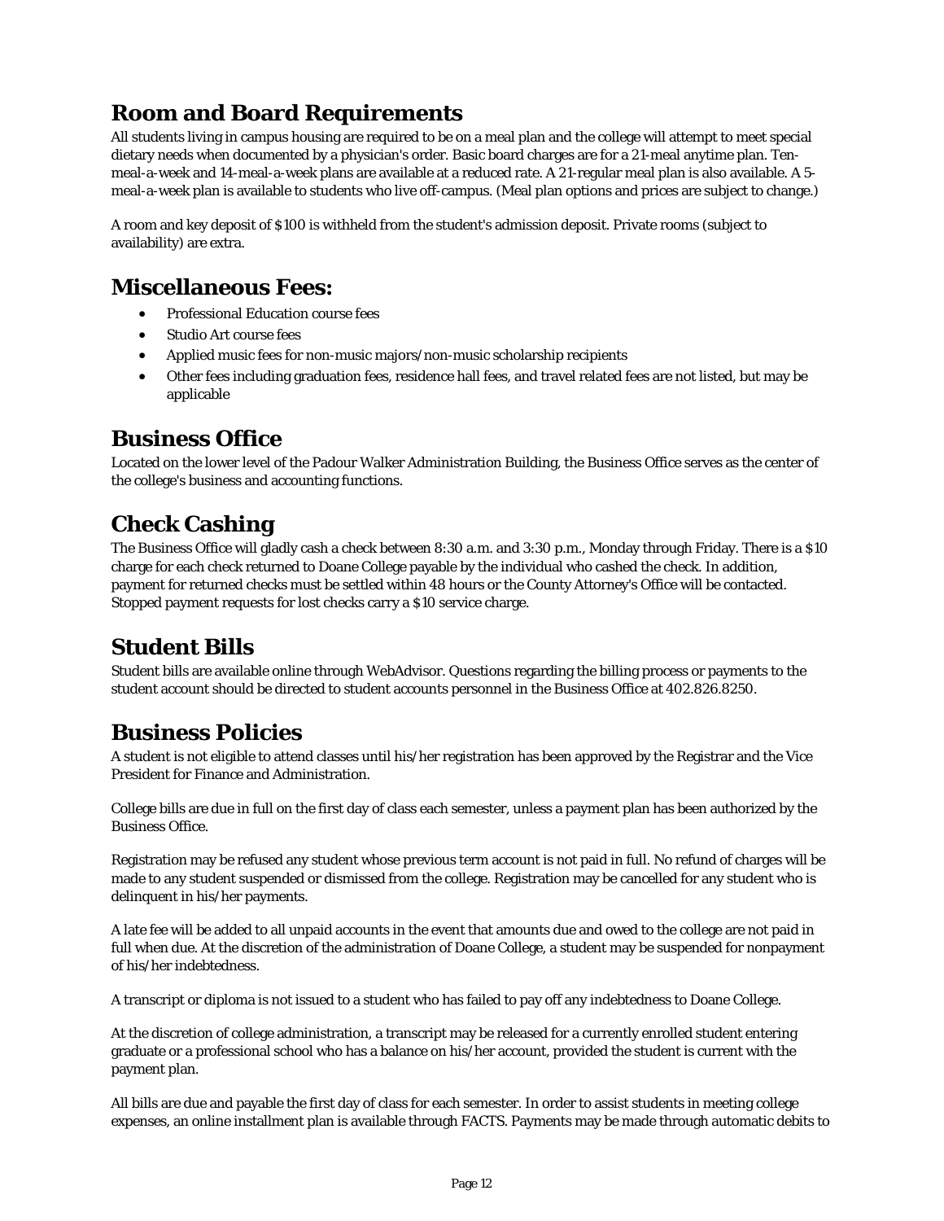## Room and Board Requirements

All students living in campus housing are required to be on a meal plan and the college will attempt to meet special dietary needs when documented by a physician's order. Basic board charges are for a 21-meal anytime plan. Ten-meal-a-week and 14-meal-a-week plans are available at a reduced rate. A 21-regular meal plan is also available. A 5-meal-a-week plan is available to students who live off-campus. (Meal plan options and prices are subject to change.)

A room and key deposit of $100 is withheld from the student's admission deposit. Private rooms (subject to availability) are extra.

## Miscellaneous Fees:

- Professional Education course fees
- Studio Art course fees
- Applied music fees for non-music majors/non-music scholarship recipients
- Other fees including graduation fees, residence hall fees, and travel related fees are not listed, but may be applicable

## Business Office

Located on the lower level of the Padour Walker Administration Building, the Business Office serves as the center of the college's business and accounting functions.

## Check Cashing

The Business Office will gladly cash a check between 8:30 a.m. and 3:30 p.m., Monday through Friday. There is a $10 charge for each check returned to Doane College payable by the individual who cashed the check. In addition, payment for returned checks must be settled within 48 hours or the County Attorney's Office will be contacted. Stopped payment requests for lost checks carry a $10 service charge.

## Student Bills

Student bills are available online through WebAdvisor. Questions regarding the billing process or payments to the student account should be directed to student accounts personnel in the Business Office at 402.826.8250.

## Business Policies

A student is not eligible to attend classes until his/her registration has been approved by the Registrar and the Vice President for Finance and Administration.

College bills are due in full on the first day of class each semester, unless a payment plan has been authorized by the Business Office.

Registration may be refused any student whose previous term account is not paid in full. No refund of charges will be made to any student suspended or dismissed from the college. Registration may be cancelled for any student who is delinquent in his/her payments.

A late fee will be added to all unpaid accounts in the event that amounts due and owed to the college are not paid in full when due. At the discretion of the administration of Doane College, a student may be suspended for nonpayment of his/her indebtedness.

A transcript or diploma is not issued to a student who has failed to pay off any indebtedness to Doane College.

At the discretion of college administration, a transcript may be released for a currently enrolled student entering graduate or a professional school who has a balance on his/her account, provided the student is current with the payment plan.

All bills are due and payable the first day of class for each semester. In order to assist students in meeting college expenses, an online installment plan is available through FACTS. Payments may be made through automatic debits to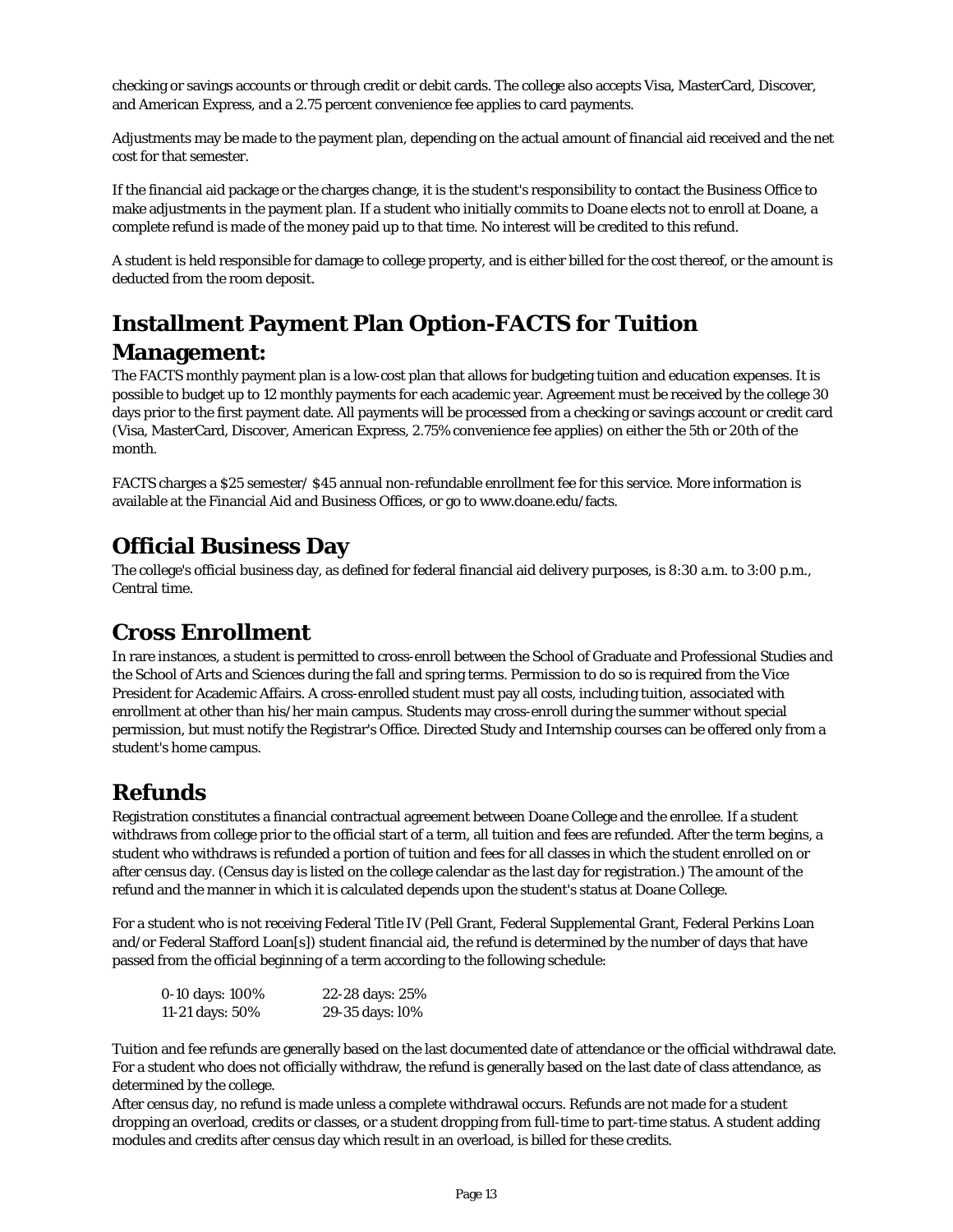checking or savings accounts or through credit or debit cards. The college also accepts Visa, MasterCard, Discover, and American Express, and a 2.75 percent convenience fee applies to card payments.

Adjustments may be made to the payment plan, depending on the actual amount of financial aid received and the net cost for that semester.

If the financial aid package or the charges change, it is the student's responsibility to contact the Business Office to make adjustments in the payment plan. If a student who initially commits to Doane elects not to enroll at Doane, a complete refund is made of the money paid up to that time. No interest will be credited to this refund.

A student is held responsible for damage to college property, and is either billed for the cost thereof, or the amount is deducted from the room deposit.

## Installment Payment Plan Option-FACTS for Tuition Management:

The FACTS monthly payment plan is a low-cost plan that allows for budgeting tuition and education expenses. It is possible to budget up to 12 monthly payments for each academic year. Agreement must be received by the college 30 days prior to the first payment date. All payments will be processed from a checking or savings account or credit card (Visa, MasterCard, Discover, American Express, 2.75% convenience fee applies) on either the 5th or 20th of the month.

FACTS charges a $25 semester/ $45 annual non-refundable enrollment fee for this service. More information is available at the Financial Aid and Business Offices, or go to www.doane.edu/facts.

## Official Business Day

The college's official business day, as defined for federal financial aid delivery purposes, is 8:30 a.m. to 3:00 p.m., Central time.

## Cross Enrollment

In rare instances, a student is permitted to cross-enroll between the School of Graduate and Professional Studies and the School of Arts and Sciences during the fall and spring terms. Permission to do so is required from the Vice President for Academic Affairs. A cross-enrolled student must pay all costs, including tuition, associated with enrollment at other than his/her main campus. Students may cross-enroll during the summer without special permission, but must notify the Registrar's Office. Directed Study and Internship courses can be offered only from a student's home campus.

## Refunds

Registration constitutes a financial contractual agreement between Doane College and the enrollee. If a student withdraws from college prior to the official start of a term, all tuition and fees are refunded. After the term begins, a student who withdraws is refunded a portion of tuition and fees for all classes in which the student enrolled on or after census day. (Census day is listed on the college calendar as the last day for registration.) The amount of the refund and the manner in which it is calculated depends upon the student's status at Doane College.

For a student who is not receiving Federal Title IV (Pell Grant, Federal Supplemental Grant, Federal Perkins Loan and/or Federal Stafford Loan[s]) student financial aid, the refund is determined by the number of days that have passed from the official beginning of a term according to the following schedule:

| | |
|---|---|
| 0-10 days: 100% | 22-28 days: 25% |
| 11-21 days: 50% | 29-35 days: 10% |

Tuition and fee refunds are generally based on the last documented date of attendance or the official withdrawal date. For a student who does not officially withdraw, the refund is generally based on the last date of class attendance, as determined by the college.

After census day, no refund is made unless a complete withdrawal occurs. Refunds are not made for a student dropping an overload, credits or classes, or a student dropping from full-time to part-time status. A student adding modules and credits after census day which result in an overload, is billed for these credits.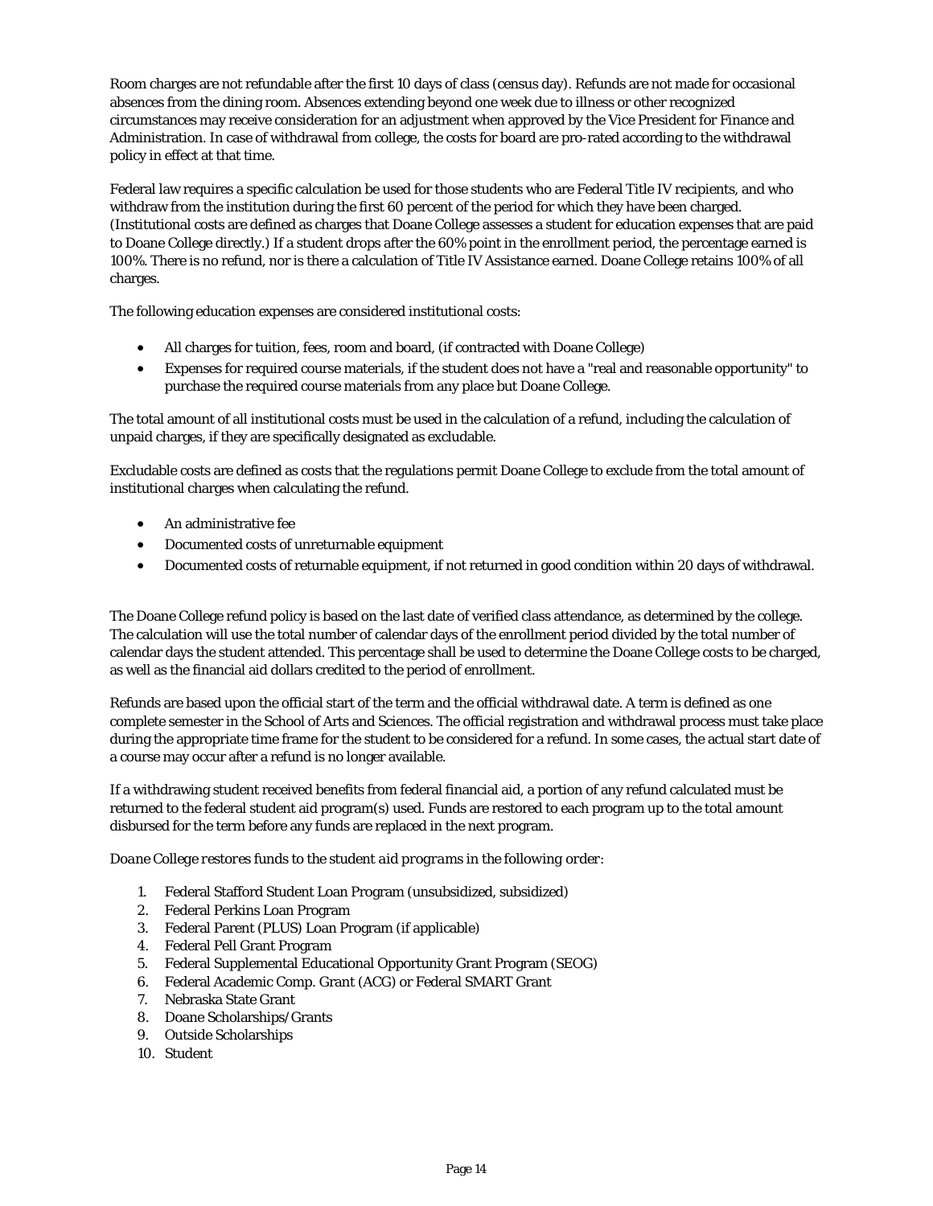Room charges are not refundable after the first 10 days of class (census day). Refunds are not made for occasional absences from the dining room. Absences extending beyond one week due to illness or other recognized circumstances may receive consideration for an adjustment when approved by the Vice President for Finance and Administration. In case of withdrawal from college, the costs for board are pro-rated according to the withdrawal policy in effect at that time.

Federal law requires a specific calculation be used for those students who are Federal Title IV recipients, and who withdraw from the institution during the first 60 percent of the period for which they have been charged. (Institutional costs are defined as charges that Doane College assesses a student for education expenses that are paid to Doane College directly.) If a student drops after the 60% point in the enrollment period, the percentage earned is 100%. There is no refund, nor is there a calculation of Title IV Assistance earned. Doane College retains 100% of all charges.

The following education expenses are considered institutional costs:

- All charges for tuition, fees, room and board, (if contracted with Doane College)
- Expenses for required course materials, if the student does not have a "real and reasonable opportunity" to purchase the required course materials from any place but Doane College.

The total amount of all institutional costs must be used in the calculation of a refund, including the calculation of unpaid charges, if they are specifically designated as excludable.

Excludable costs are defined as costs that the regulations permit Doane College to exclude from the total amount of institutional charges when calculating the refund.

- An administrative fee
- Documented costs of unreturnable equipment
- Documented costs of returnable equipment, if not returned in good condition within 20 days of withdrawal.

The Doane College refund policy is based on the last date of verified class attendance, as determined by the college. The calculation will use the total number of calendar days of the enrollment period divided by the total number of calendar days the student attended. This percentage shall be used to determine the Doane College costs to be charged, as well as the financial aid dollars credited to the period of enrollment.

Refunds are based upon the official start of the term and the official withdrawal date. A term is defined as one complete semester in the School of Arts and Sciences. The official registration and withdrawal process must take place during the appropriate time frame for the student to be considered for a refund. In some cases, the actual start date of a course may occur after a refund is no longer available.

If a withdrawing student received benefits from federal financial aid, a portion of any refund calculated must be returned to the federal student aid program(s) used. Funds are restored to each program up to the total amount disbursed for the term before any funds are replaced in the next program.

Doane College restores funds to the student aid programs in the following order:

1. Federal Stafford Student Loan Program (unsubsidized, subsidized)
2. Federal Perkins Loan Program
3. Federal Parent (PLUS) Loan Program (if applicable)
4. Federal Pell Grant Program
5. Federal Supplemental Educational Opportunity Grant Program (SEOG)
6. Federal Academic Comp. Grant (ACG) or Federal SMART Grant
7. Nebraska State Grant
8. Doane Scholarships/Grants
9. Outside Scholarships
10. Student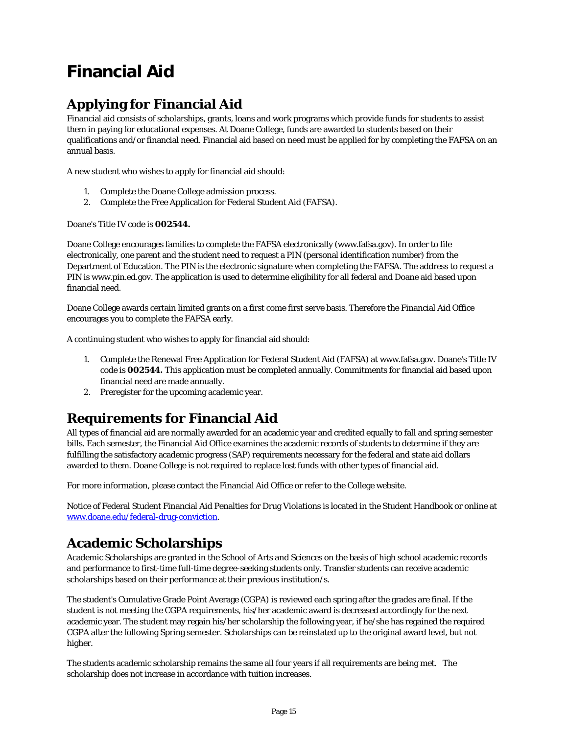# Financial Aid

## Applying for Financial Aid

Financial aid consists of scholarships, grants, loans and work programs which provide funds for students to assist them in paying for educational expenses. At Doane College, funds are awarded to students based on their qualifications and/or financial need. Financial aid based on need must be applied for by completing the FAFSA on an annual basis.

A new student who wishes to apply for financial aid should:

1. Complete the Doane College admission process.
2. Complete the Free Application for Federal Student Aid (FAFSA).

Doane's Title IV code is **002544.**

Doane College encourages families to complete the FAFSA electronically (www.fafsa.gov). In order to file electronically, one parent and the student need to request a PIN (personal identification number) from the Department of Education. The PIN is the electronic signature when completing the FAFSA. The address to request a PIN is www.pin.ed.gov. The application is used to determine eligibility for all federal and Doane aid based upon financial need.

Doane College awards certain limited grants on a first come first serve basis. Therefore the Financial Aid Office encourages you to complete the FAFSA early.

A continuing student who wishes to apply for financial aid should:

1. Complete the Renewal Free Application for Federal Student Aid (FAFSA) at www.fafsa.gov. Doane's Title IV code is **002544.** This application must be completed annually. Commitments for financial aid based upon financial need are made annually.
2. Preregister for the upcoming academic year.

## Requirements for Financial Aid

All types of financial aid are normally awarded for an academic year and credited equally to fall and spring semester bills. Each semester, the Financial Aid Office examines the academic records of students to determine if they are fulfilling the satisfactory academic progress (SAP) requirements necessary for the federal and state aid dollars awarded to them. Doane College is not required to replace lost funds with other types of financial aid.

For more information, please contact the Financial Aid Office or refer to the College website.

Notice of Federal Student Financial Aid Penalties for Drug Violations is located in the Student Handbook or online at [www.doane.edu/federal-drug-conviction](http://www.doane.edu/federal-drug-conviction).

## Academic Scholarships

Academic Scholarships are granted in the School of Arts and Sciences on the basis of high school academic records and performance to first-time full-time degree-seeking students only. Transfer students can receive academic scholarships based on their performance at their previous institution/s.

The student's Cumulative Grade Point Average (CGPA) is reviewed each spring after the grades are final. If the student is not meeting the CGPA requirements, his/her academic award is decreased accordingly for the next academic year. The student may regain his/her scholarship the following year, if he/she has regained the required CGPA after the following Spring semester. Scholarships can be reinstated up to the original award level, but not higher.

The students academic scholarship remains the same all four years if all requirements are being met. The scholarship does not increase in accordance with tuition increases.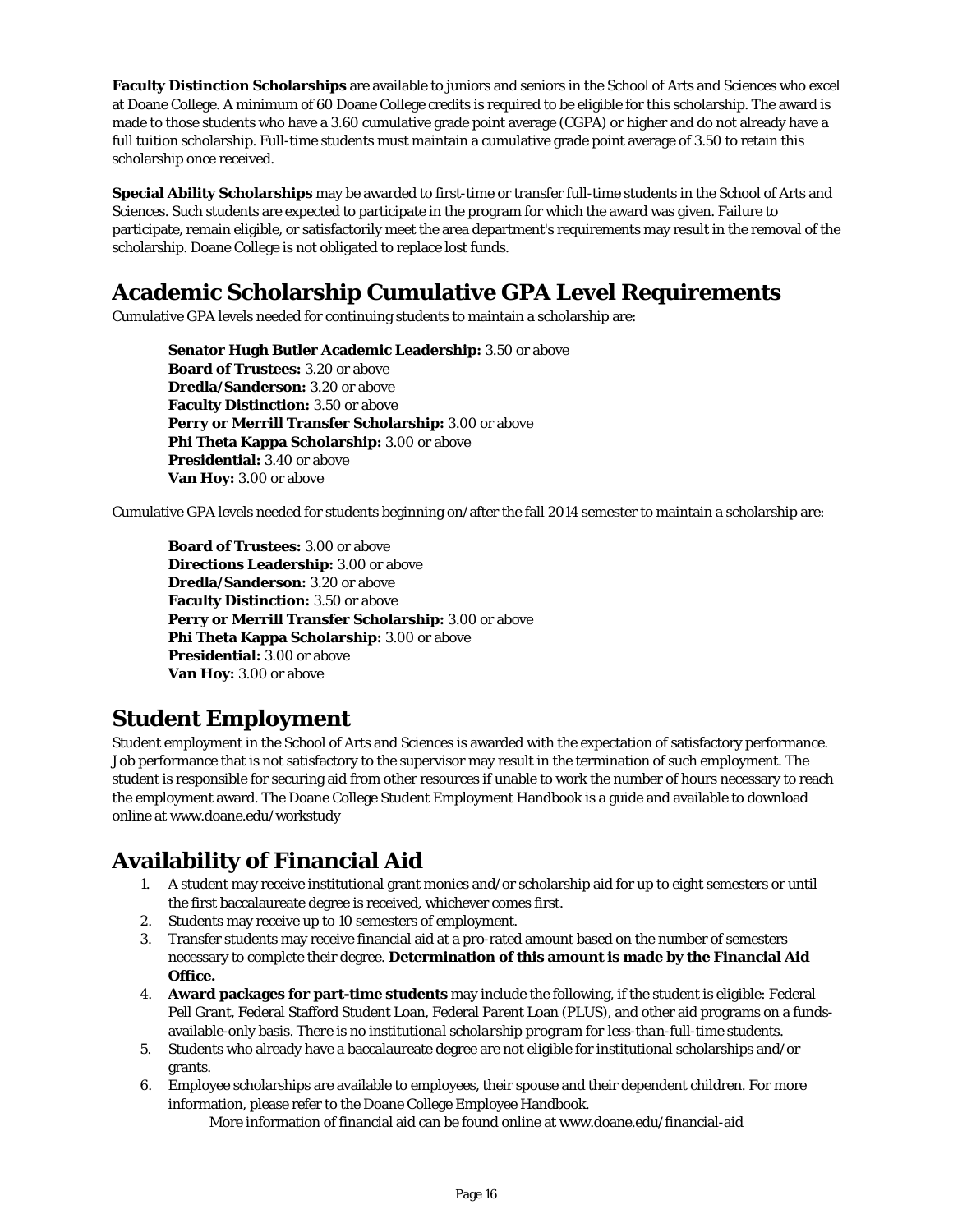**Faculty Distinction Scholarships** are available to juniors and seniors in the School of Arts and Sciences who excel at Doane College. A minimum of 60 Doane College credits is required to be eligible for this scholarship. The award is made to those students who have a 3.60 cumulative grade point average (CGPA) or higher and do not already have a full tuition scholarship. Full-time students must maintain a cumulative grade point average of 3.50 to retain this scholarship once received.

**Special Ability Scholarships** may be awarded to first-time or transfer full-time students in the School of Arts and Sciences. Such students are expected to participate in the program for which the award was given. Failure to participate, remain eligible, or satisfactorily meet the area department's requirements may result in the removal of the scholarship. Doane College is not obligated to replace lost funds.

## Academic Scholarship Cumulative GPA Level Requirements

Cumulative GPA levels needed for continuing students to maintain a scholarship are:

**Senator Hugh Butler Academic Leadership:** 3.50 or above
**Board of Trustees:** 3.20 or above
**Dredla/Sanderson:** 3.20 or above
**Faculty Distinction:** 3.50 or above
**Perry or Merrill Transfer Scholarship:** 3.00 or above
**Phi Theta Kappa Scholarship:** 3.00 or above
**Presidential:** 3.40 or above
**Van Hoy:** 3.00 or above

Cumulative GPA levels needed for students beginning on/after the fall 2014 semester to maintain a scholarship are:

**Board of Trustees:** 3.00 or above
**Directions Leadership:** 3.00 or above
**Dredla/Sanderson:** 3.20 or above
**Faculty Distinction:** 3.50 or above
**Perry or Merrill Transfer Scholarship:** 3.00 or above
**Phi Theta Kappa Scholarship:** 3.00 or above
**Presidential:** 3.00 or above
**Van Hoy:** 3.00 or above

## Student Employment

Student employment in the School of Arts and Sciences is awarded with the expectation of satisfactory performance. Job performance that is not satisfactory to the supervisor may result in the termination of such employment. The student is responsible for securing aid from other resources if unable to work the number of hours necessary to reach the employment award. The Doane College Student Employment Handbook is a guide and available to download online at www.doane.edu/workstudy

## Availability of Financial Aid

1. A student may receive institutional grant monies and/or scholarship aid for up to eight semesters or until the first baccalaureate degree is received, whichever comes first.
2. Students may receive up to 10 semesters of employment.
3. Transfer students may receive financial aid at a pro-rated amount based on the number of semesters necessary to complete their degree. **Determination of this amount is made by the Financial Aid Office.**
4. **Award packages for part-time students** may include the following, if the student is eligible: Federal Pell Grant, Federal Stafford Student Loan, Federal Parent Loan (PLUS), and other aid programs on a funds-available-only basis. There is no institutional *scholarship program* for less-than-full-time students.
5. Students who already have a baccalaureate degree are not eligible for institutional scholarships and/or grants.
6. Employee scholarships are available to employees, their spouse and their dependent children. For more information, please refer to the Doane College Employee Handbook.

More information of financial aid can be found online at www.doane.edu/financial-aid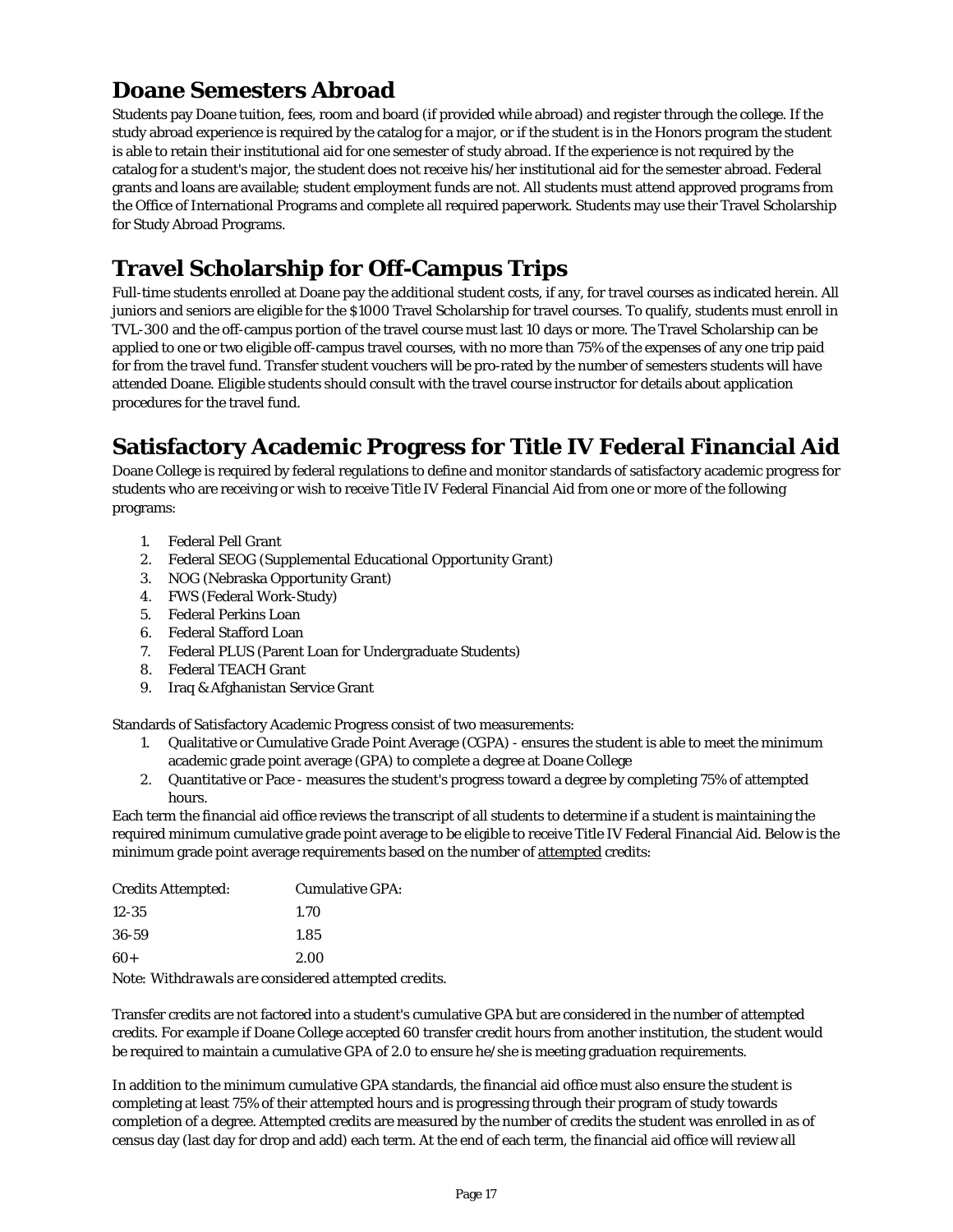## Doane Semesters Abroad

Students pay Doane tuition, fees, room and board (if provided while abroad) and register through the college. If the study abroad experience is required by the catalog for a major, or if the student is in the Honors program the student is able to retain their institutional aid for one semester of study abroad. If the experience is not required by the catalog for a student's major, the student does not receive his/her institutional aid for the semester abroad. Federal grants and loans are available; student employment funds are not. All students must attend approved programs from the Office of International Programs and complete all required paperwork. Students may use their Travel Scholarship for Study Abroad Programs.

## Travel Scholarship for Off-Campus Trips

Full-time students enrolled at Doane pay the additional student costs, if any, for travel courses as indicated herein. All juniors and seniors are eligible for the $1000 Travel Scholarship for travel courses. To qualify, students must enroll in TVL-300 and the off-campus portion of the travel course must last 10 days or more. The Travel Scholarship can be applied to one or two eligible off-campus travel courses, with no more than 75% of the expenses of any one trip paid for from the travel fund. Transfer student vouchers will be pro-rated by the number of semesters students will have attended Doane. Eligible students should consult with the travel course instructor for details about application procedures for the travel fund.

## Satisfactory Academic Progress for Title IV Federal Financial Aid

Doane College is required by federal regulations to define and monitor standards of satisfactory academic progress for students who are receiving or wish to receive Title IV Federal Financial Aid from one or more of the following programs:

1. Federal Pell Grant
2. Federal SEOG (Supplemental Educational Opportunity Grant)
3. NOG (Nebraska Opportunity Grant)
4. FWS (Federal Work-Study)
5. Federal Perkins Loan
6. Federal Stafford Loan
7. Federal PLUS (Parent Loan for Undergraduate Students)
8. Federal TEACH Grant
9. Iraq & Afghanistan Service Grant

Standards of Satisfactory Academic Progress consist of two measurements:

1. Qualitative or Cumulative Grade Point Average (CGPA) - ensures the student is able to meet the minimum academic grade point average (GPA) to complete a degree at Doane College
2. Quantitative or Pace - measures the student's progress toward a degree by completing 75% of attempted hours.

Each term the financial aid office reviews the transcript of all students to determine if a student is maintaining the required minimum cumulative grade point average to be eligible to receive Title IV Federal Financial Aid. Below is the minimum grade point average requirements based on the number of attempted credits:

| Credits Attempted: | Cumulative GPA: |
|---|---|
| 12-35 | 1.70 |
| 36-59 | 1.85 |
| 60+ | 2.00 |

*Note: Withdrawals are considered attempted credits.*

Transfer credits are not factored into a student's cumulative GPA but are considered in the number of attempted credits. For example if Doane College accepted 60 transfer credit hours from another institution, the student would be required to maintain a cumulative GPA of 2.0 to ensure he/she is meeting graduation requirements.

In addition to the minimum cumulative GPA standards, the financial aid office must also ensure the student is completing at least 75% of their attempted hours and is progressing through their program of study towards completion of a degree. Attempted credits are measured by the number of credits the student was enrolled in as of census day (last day for drop and add) each term. At the end of each term, the financial aid office will review all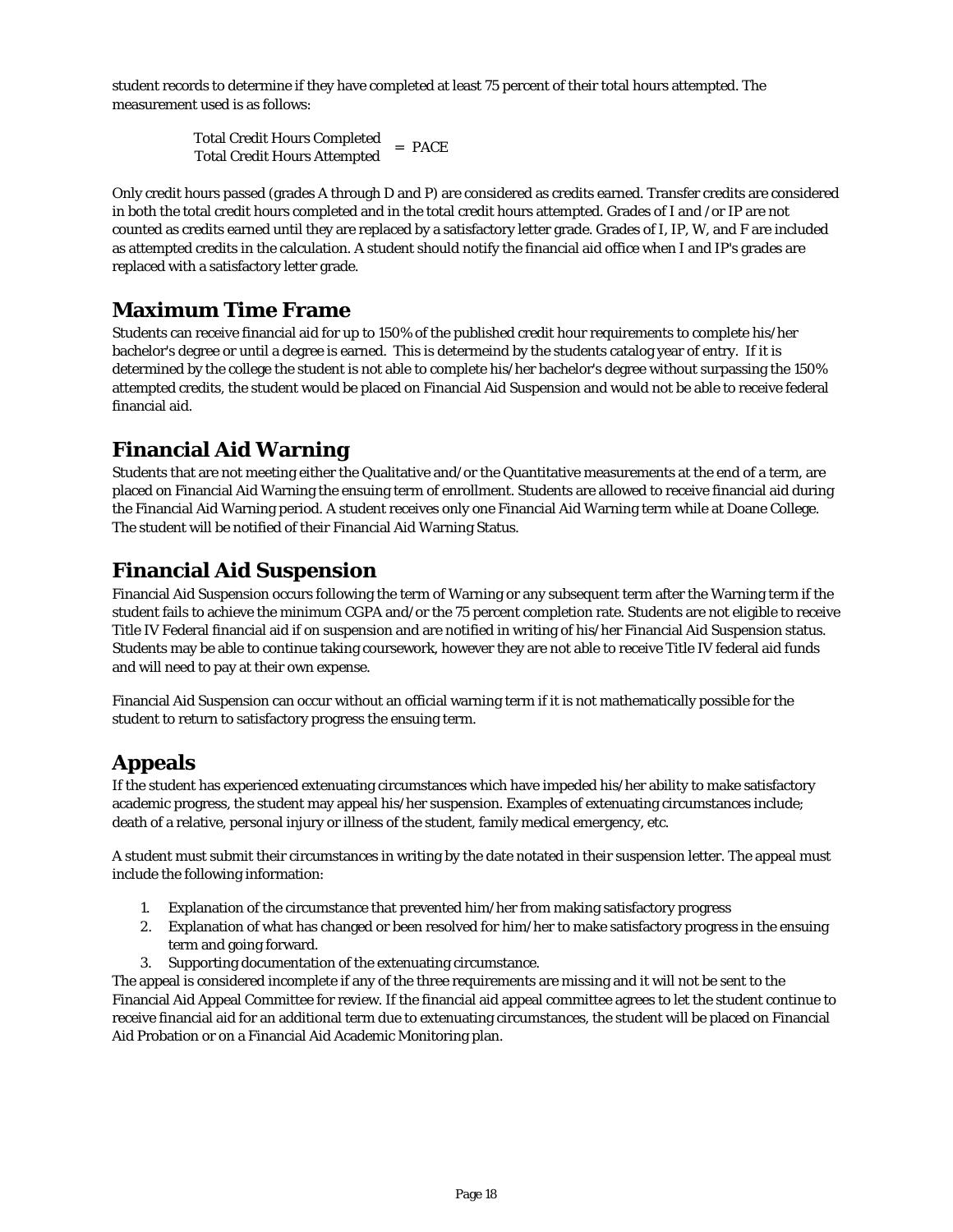student records to determine if they have completed at least 75 percent of their total hours attempted. The measurement used is as follows:

$$\frac{\text{Total Credit Hours Completed}}{\text{Total Credit Hours Attempted}} = \text{PACE}$$

Only credit hours passed (grades A through D and P) are considered as credits earned. Transfer credits are considered in both the total credit hours completed and in the total credit hours attempted. Grades of I and /or IP are not counted as credits earned until they are replaced by a satisfactory letter grade. Grades of I, IP, W, and F are included as attempted credits in the calculation. A student should notify the financial aid office when I and IP's grades are replaced with a satisfactory letter grade.

## Maximum Time Frame

Students can receive financial aid for up to 150% of the published credit hour requirements to complete his/her bachelor's degree or until a degree is earned. This is determeind by the students catalog year of entry. If it is determined by the college the student is not able to complete his/her bachelor's degree without surpassing the 150% attempted credits, the student would be placed on Financial Aid Suspension and would not be able to receive federal financial aid.

## Financial Aid Warning

Students that are not meeting either the Qualitative and/or the Quantitative measurements at the end of a term, are placed on Financial Aid Warning the ensuing term of enrollment. Students are allowed to receive financial aid during the Financial Aid Warning period. A student receives only one Financial Aid Warning term while at Doane College. The student will be notified of their Financial Aid Warning Status.

## Financial Aid Suspension

Financial Aid Suspension occurs following the term of Warning or any subsequent term after the Warning term if the student fails to achieve the minimum CGPA and/or the 75 percent completion rate. Students are not eligible to receive Title IV Federal financial aid if on suspension and are notified in writing of his/her Financial Aid Suspension status. Students may be able to continue taking coursework, however they are not able to receive Title IV federal aid funds and will need to pay at their own expense.

Financial Aid Suspension can occur without an official warning term if it is not mathematically possible for the student to return to satisfactory progress the ensuing term.

## Appeals

If the student has experienced extenuating circumstances which have impeded his/her ability to make satisfactory academic progress, the student may appeal his/her suspension. Examples of extenuating circumstances include; death of a relative, personal injury or illness of the student, family medical emergency, etc.

A student must submit their circumstances in writing by the date notated in their suspension letter. The appeal must include the following information:

1. Explanation of the circumstance that prevented him/her from making satisfactory progress
2. Explanation of what has changed or been resolved for him/her to make satisfactory progress in the ensuing term and going forward.
3. Supporting documentation of the extenuating circumstance.

The appeal is considered incomplete if any of the three requirements are missing and it will not be sent to the Financial Aid Appeal Committee for review. If the financial aid appeal committee agrees to let the student continue to receive financial aid for an additional term due to extenuating circumstances, the student will be placed on Financial Aid Probation or on a Financial Aid Academic Monitoring plan.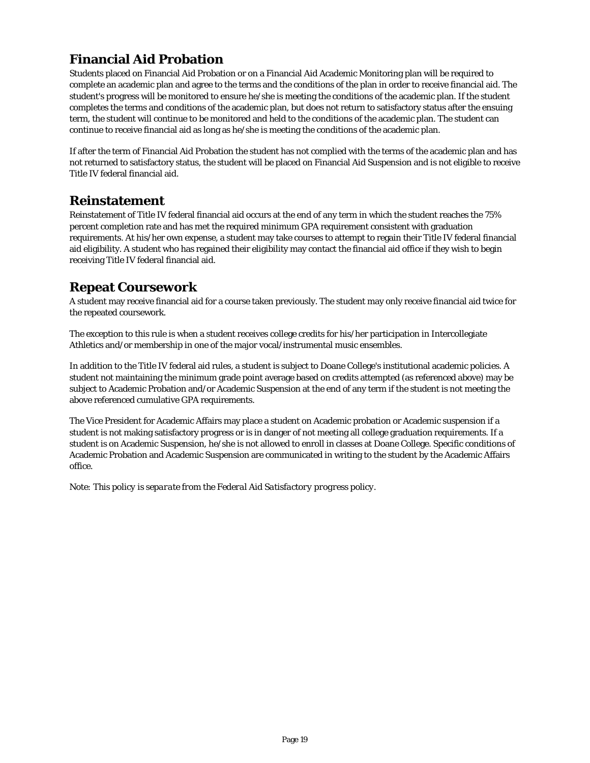## Financial Aid Probation

Students placed on Financial Aid Probation or on a Financial Aid Academic Monitoring plan will be required to complete an academic plan and agree to the terms and the conditions of the plan in order to receive financial aid. The student's progress will be monitored to ensure he/she is meeting the conditions of the academic plan. If the student completes the terms and conditions of the academic plan, but does not return to satisfactory status after the ensuing term, the student will continue to be monitored and held to the conditions of the academic plan. The student can continue to receive financial aid as long as he/she is meeting the conditions of the academic plan.

If after the term of Financial Aid Probation the student has not complied with the terms of the academic plan and has not returned to satisfactory status, the student will be placed on Financial Aid Suspension and is not eligible to receive Title IV federal financial aid.

## Reinstatement

Reinstatement of Title IV federal financial aid occurs at the end of any term in which the student reaches the 75% percent completion rate and has met the required minimum GPA requirement consistent with graduation requirements. At his/her own expense, a student may take courses to attempt to regain their Title IV federal financial aid eligibility. A student who has regained their eligibility may contact the financial aid office if they wish to begin receiving Title IV federal financial aid.

## Repeat Coursework

A student may receive financial aid for a course taken previously. The student may only receive financial aid twice for the repeated coursework.

The exception to this rule is when a student receives college credits for his/her participation in Intercollegiate Athletics and/or membership in one of the major vocal/instrumental music ensembles.

In addition to the Title IV federal aid rules, a student is subject to Doane College's institutional academic policies. A student not maintaining the minimum grade point average based on credits attempted (as referenced above) may be subject to Academic Probation and/or Academic Suspension at the end of any term if the student is not meeting the above referenced cumulative GPA requirements.

The Vice President for Academic Affairs may place a student on Academic probation or Academic suspension if a student is not making satisfactory progress or is in danger of not meeting all college graduation requirements. If a student is on Academic Suspension, he/she is not allowed to enroll in classes at Doane College. Specific conditions of Academic Probation and Academic Suspension are communicated in writing to the student by the Academic Affairs office.

*Note: This policy is separate from the Federal Aid Satisfactory progress policy.*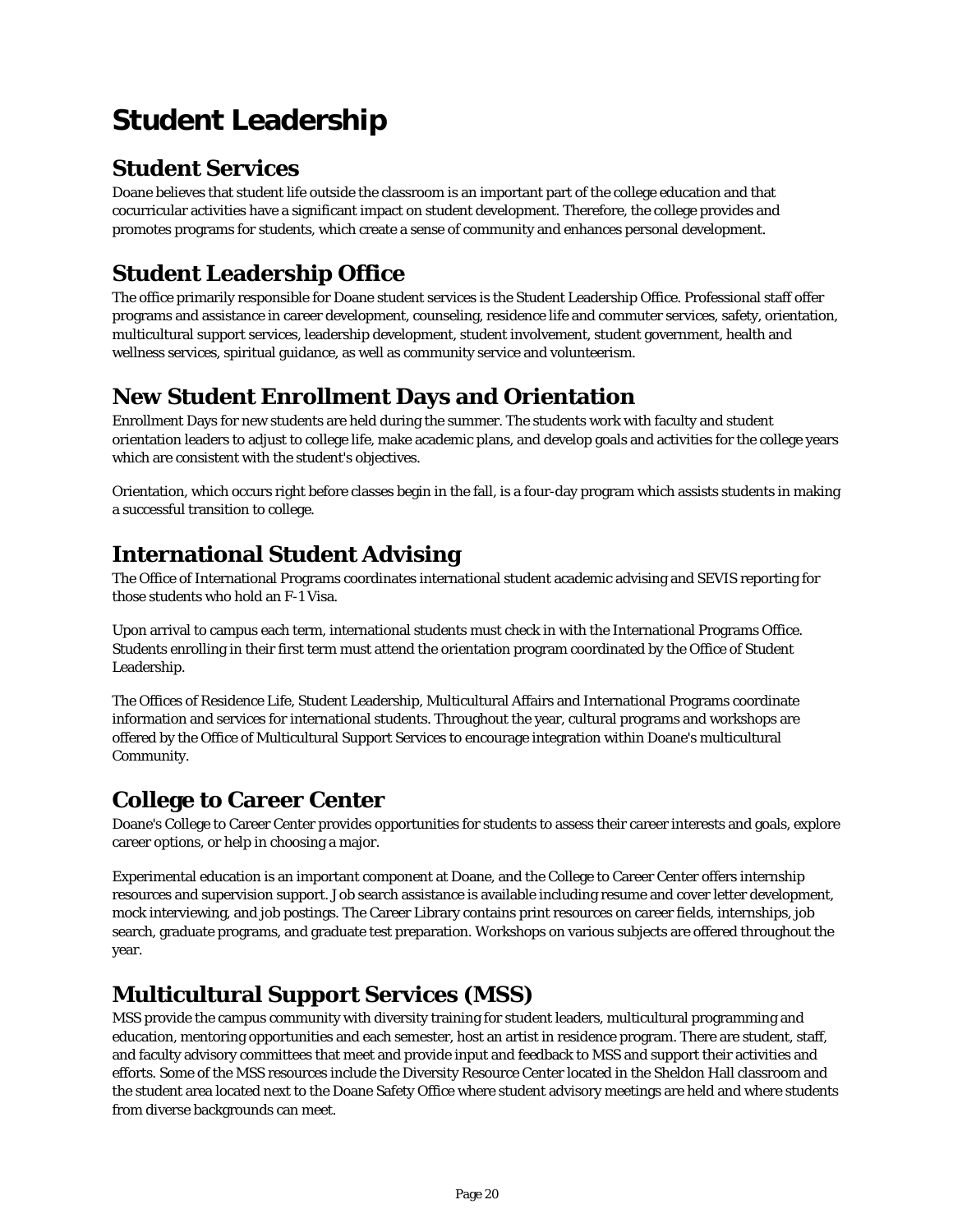# Student Leadership

## Student Services

Doane believes that student life outside the classroom is an important part of the college education and that cocurricular activities have a significant impact on student development. Therefore, the college provides and promotes programs for students, which create a sense of community and enhances personal development.

## Student Leadership Office

The office primarily responsible for Doane student services is the Student Leadership Office. Professional staff offer programs and assistance in career development, counseling, residence life and commuter services, safety, orientation, multicultural support services, leadership development, student involvement, student government, health and wellness services, spiritual guidance, as well as community service and volunteerism.

## New Student Enrollment Days and Orientation

Enrollment Days for new students are held during the summer. The students work with faculty and student orientation leaders to adjust to college life, make academic plans, and develop goals and activities for the college years which are consistent with the student's objectives.

Orientation, which occurs right before classes begin in the fall, is a four-day program which assists students in making a successful transition to college.

## International Student Advising

The Office of International Programs coordinates international student academic advising and SEVIS reporting for those students who hold an F-1 Visa.

Upon arrival to campus each term, international students must check in with the International Programs Office. Students enrolling in their first term must attend the orientation program coordinated by the Office of Student Leadership.

The Offices of Residence Life, Student Leadership, Multicultural Affairs and International Programs coordinate information and services for international students. Throughout the year, cultural programs and workshops are offered by the Office of Multicultural Support Services to encourage integration within Doane's multicultural Community.

## College to Career Center

Doane's College to Career Center provides opportunities for students to assess their career interests and goals, explore career options, or help in choosing a major.

Experimental education is an important component at Doane, and the College to Career Center offers internship resources and supervision support. Job search assistance is available including resume and cover letter development, mock interviewing, and job postings. The Career Library contains print resources on career fields, internships, job search, graduate programs, and graduate test preparation. Workshops on various subjects are offered throughout the year.

## Multicultural Support Services (MSS)

MSS provide the campus community with diversity training for student leaders, multicultural programming and education, mentoring opportunities and each semester, host an artist in residence program. There are student, staff, and faculty advisory committees that meet and provide input and feedback to MSS and support their activities and efforts. Some of the MSS resources include the Diversity Resource Center located in the Sheldon Hall classroom and the student area located next to the Doane Safety Office where student advisory meetings are held and where students from diverse backgrounds can meet.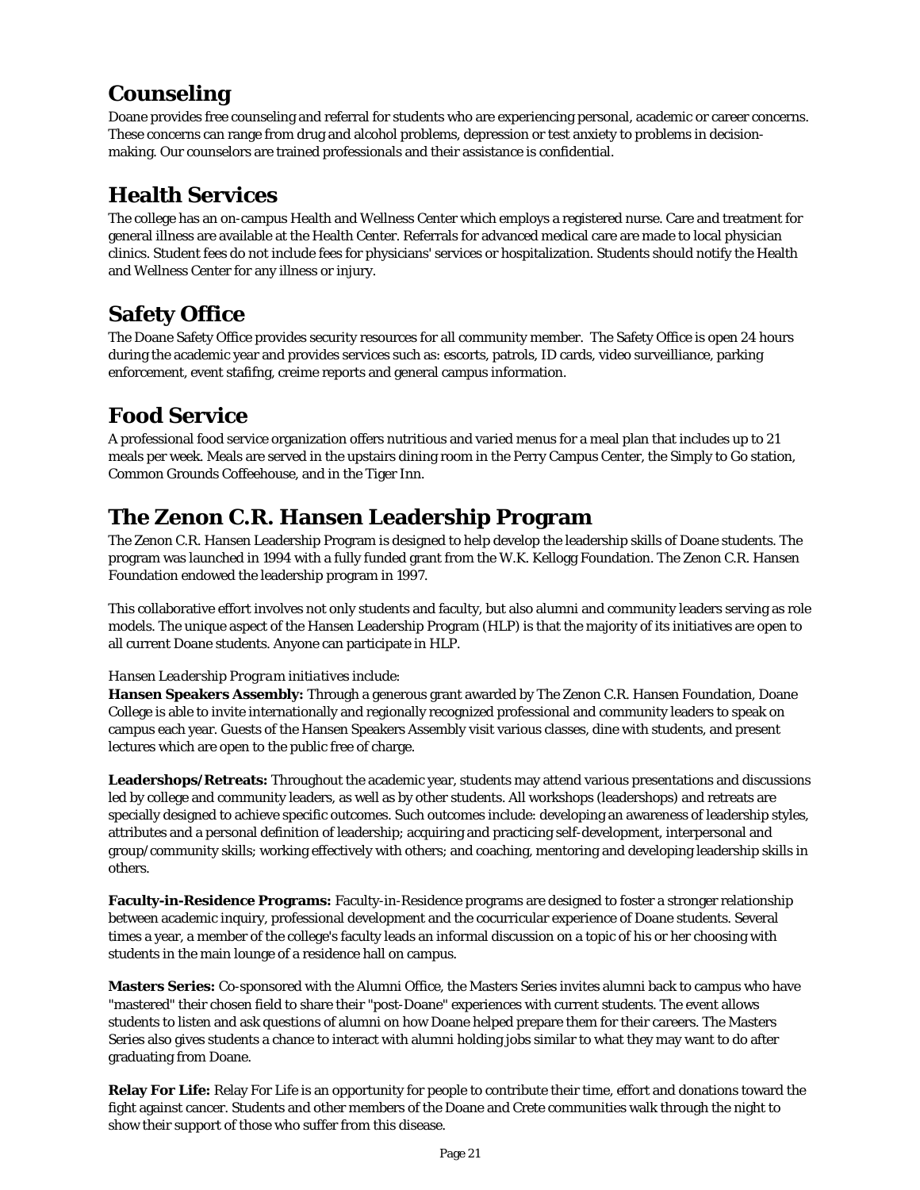## Counseling

Doane provides free counseling and referral for students who are experiencing personal, academic or career concerns. These concerns can range from drug and alcohol problems, depression or test anxiety to problems in decision-making. Our counselors are trained professionals and their assistance is confidential.

## Health Services

The college has an on-campus Health and Wellness Center which employs a registered nurse. Care and treatment for general illness are available at the Health Center. Referrals for advanced medical care are made to local physician clinics. Student fees do not include fees for physicians' services or hospitalization. Students should notify the Health and Wellness Center for any illness or injury.

## Safety Office

The Doane Safety Office provides security resources for all community member. The Safety Office is open 24 hours during the academic year and provides services such as: escorts, patrols, ID cards, video surveilliance, parking enforcement, event stafifng, creime reports and general campus information.

## Food Service

A professional food service organization offers nutritious and varied menus for a meal plan that includes up to 21 meals per week. Meals are served in the upstairs dining room in the Perry Campus Center, the Simply to Go station, Common Grounds Coffeehouse, and in the Tiger Inn.

## The Zenon C.R. Hansen Leadership Program

The Zenon C.R. Hansen Leadership Program is designed to help develop the leadership skills of Doane students. The program was launched in 1994 with a fully funded grant from the W.K. Kellogg Foundation. The Zenon C.R. Hansen Foundation endowed the leadership program in 1997.

This collaborative effort involves not only students and faculty, but also alumni and community leaders serving as role models. The unique aspect of the Hansen Leadership Program (HLP) is that the majority of its initiatives are open to all current Doane students. Anyone can participate in HLP.

*Hansen Leadership Program initiatives include:*

**Hansen Speakers Assembly:** Through a generous grant awarded by The Zenon C.R. Hansen Foundation, Doane College is able to invite internationally and regionally recognized professional and community leaders to speak on campus each year. Guests of the Hansen Speakers Assembly visit various classes, dine with students, and present lectures which are open to the public free of charge.

**Leadershops/Retreats:** Throughout the academic year, students may attend various presentations and discussions led by college and community leaders, as well as by other students. All workshops (leadershops) and retreats are specially designed to achieve specific outcomes. Such outcomes include: developing an awareness of leadership styles, attributes and a personal definition of leadership; acquiring and practicing self-development, interpersonal and group/community skills; working effectively with others; and coaching, mentoring and developing leadership skills in others.

**Faculty-in-Residence Programs:** Faculty-in-Residence programs are designed to foster a stronger relationship between academic inquiry, professional development and the cocurricular experience of Doane students. Several times a year, a member of the college's faculty leads an informal discussion on a topic of his or her choosing with students in the main lounge of a residence hall on campus.

**Masters Series:** Co-sponsored with the Alumni Office, the Masters Series invites alumni back to campus who have "mastered" their chosen field to share their "post-Doane" experiences with current students. The event allows students to listen and ask questions of alumni on how Doane helped prepare them for their careers. The Masters Series also gives students a chance to interact with alumni holding jobs similar to what they may want to do after graduating from Doane.

**Relay For Life:** Relay For Life is an opportunity for people to contribute their time, effort and donations toward the fight against cancer. Students and other members of the Doane and Crete communities walk through the night to show their support of those who suffer from this disease.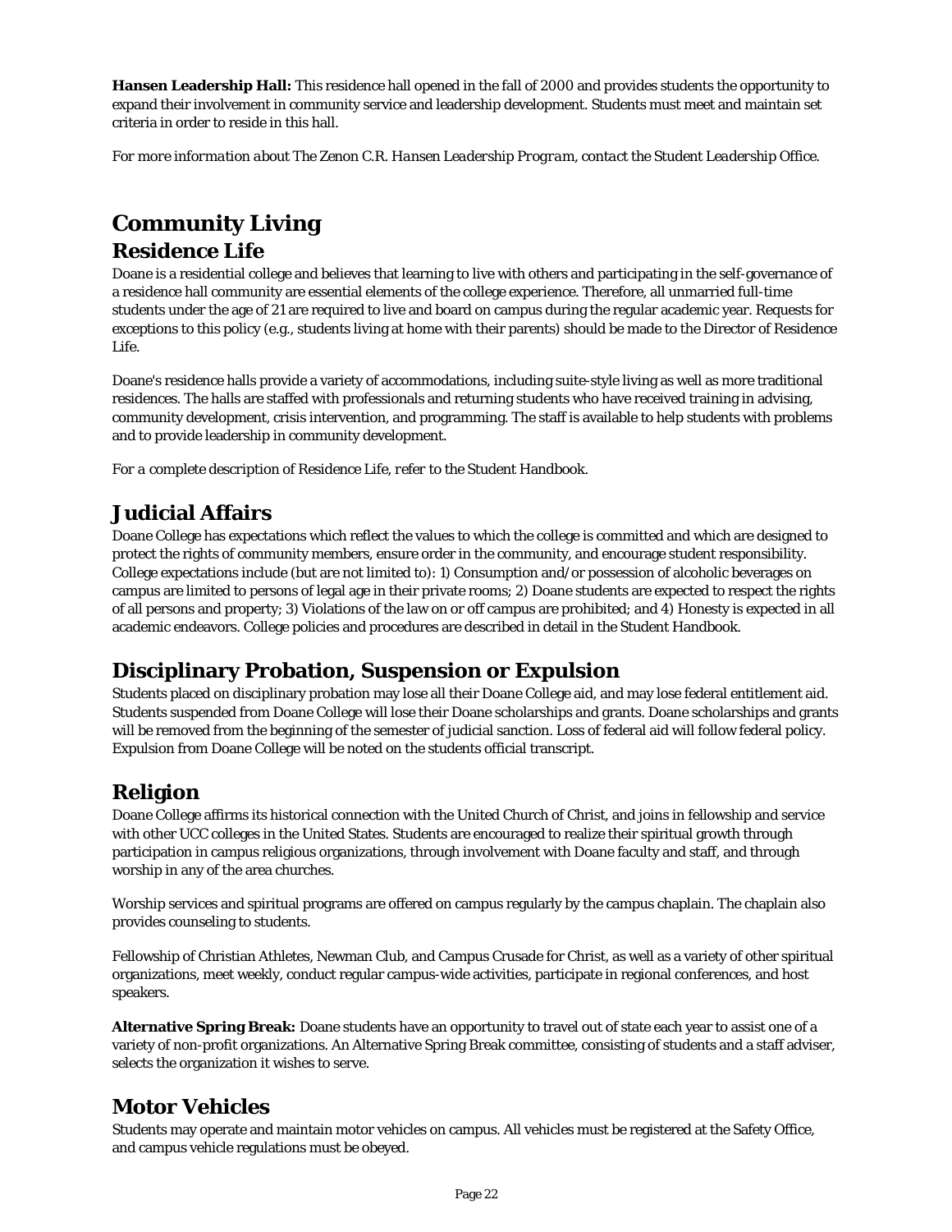**Hansen Leadership Hall:** This residence hall opened in the fall of 2000 and provides students the opportunity to expand their involvement in community service and leadership development. Students must meet and maintain set criteria in order to reside in this hall.

*For more information about The Zenon C.R. Hansen Leadership Program, contact the Student Leadership Office.*

# Community Living

## Residence Life

Doane is a residential college and believes that learning to live with others and participating in the self-governance of a residence hall community are essential elements of the college experience. Therefore, all unmarried full-time students under the age of 21 are required to live and board on campus during the regular academic year. Requests for exceptions to this policy (e.g., students living at home with their parents) should be made to the Director of Residence Life.

Doane's residence halls provide a variety of accommodations, including suite-style living as well as more traditional residences. The halls are staffed with professionals and returning students who have received training in advising, community development, crisis intervention, and programming. The staff is available to help students with problems and to provide leadership in community development.

*For a complete description of Residence Life, refer to the Student Handbook.*

## Judicial Affairs

Doane College has expectations which reflect the values to which the college is committed and which are designed to protect the rights of community members, ensure order in the community, and encourage student responsibility. College expectations include (but are not limited to): 1) Consumption and/or possession of alcoholic beverages on campus are limited to persons of legal age in their private rooms; 2) Doane students are expected to respect the rights of all persons and property; 3) Violations of the law on or off campus are prohibited; and 4) Honesty is expected in all academic endeavors. College policies and procedures are described in detail in the Student Handbook.

## Disciplinary Probation, Suspension or Expulsion

Students placed on disciplinary probation may lose all their Doane College aid, and may lose federal entitlement aid. Students suspended from Doane College will lose their Doane scholarships and grants. Doane scholarships and grants will be removed from the beginning of the semester of judicial sanction. Loss of federal aid will follow federal policy. Expulsion from Doane College will be noted on the students official transcript.

## Religion

Doane College affirms its historical connection with the United Church of Christ, and joins in fellowship and service with other UCC colleges in the United States. Students are encouraged to realize their spiritual growth through participation in campus religious organizations, through involvement with Doane faculty and staff, and through worship in any of the area churches.

Worship services and spiritual programs are offered on campus regularly by the campus chaplain. The chaplain also provides counseling to students.

Fellowship of Christian Athletes, Newman Club, and Campus Crusade for Christ, as well as a variety of other spiritual organizations, meet weekly, conduct regular campus-wide activities, participate in regional conferences, and host speakers.

**Alternative Spring Break:** Doane students have an opportunity to travel out of state each year to assist one of a variety of non-profit organizations. An Alternative Spring Break committee, consisting of students and a staff adviser, selects the organization it wishes to serve.

## Motor Vehicles

Students may operate and maintain motor vehicles on campus. All vehicles must be registered at the Safety Office, and campus vehicle regulations must be obeyed.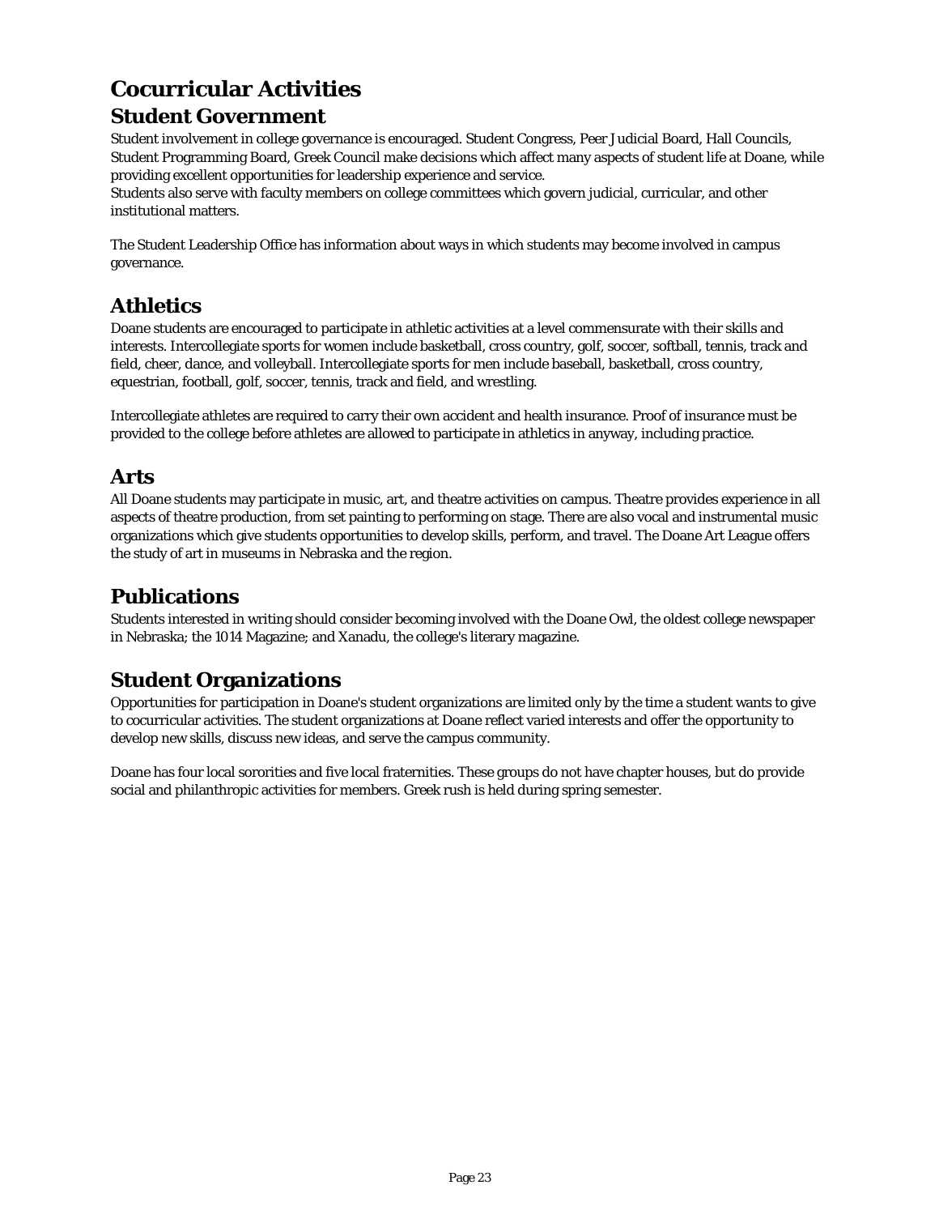# Cocurricular Activities

## Student Government

Student involvement in college governance is encouraged. Student Congress, Peer Judicial Board, Hall Councils, Student Programming Board, Greek Council make decisions which affect many aspects of student life at Doane, while providing excellent opportunities for leadership experience and service.
Students also serve with faculty members on college committees which govern judicial, curricular, and other institutional matters.

The Student Leadership Office has information about ways in which students may become involved in campus governance.

## Athletics

Doane students are encouraged to participate in athletic activities at a level commensurate with their skills and interests. Intercollegiate sports for women include basketball, cross country, golf, soccer, softball, tennis, track and field, cheer, dance, and volleyball. Intercollegiate sports for men include baseball, basketball, cross country, equestrian, football, golf, soccer, tennis, track and field, and wrestling.

Intercollegiate athletes are required to carry their own accident and health insurance. Proof of insurance must be provided to the college before athletes are allowed to participate in athletics in anyway, including practice.

## Arts

All Doane students may participate in music, art, and theatre activities on campus. Theatre provides experience in all aspects of theatre production, from set painting to performing on stage. There are also vocal and instrumental music organizations which give students opportunities to develop skills, perform, and travel. The Doane Art League offers the study of art in museums in Nebraska and the region.

## Publications

Students interested in writing should consider becoming involved with the Doane Owl, the oldest college newspaper in Nebraska; the 1014 Magazine; and Xanadu, the college's literary magazine.

## Student Organizations

Opportunities for participation in Doane's student organizations are limited only by the time a student wants to give to cocurricular activities. The student organizations at Doane reflect varied interests and offer the opportunity to develop new skills, discuss new ideas, and serve the campus community.

Doane has four local sororities and five local fraternities. These groups do not have chapter houses, but do provide social and philanthropic activities for members. Greek rush is held during spring semester.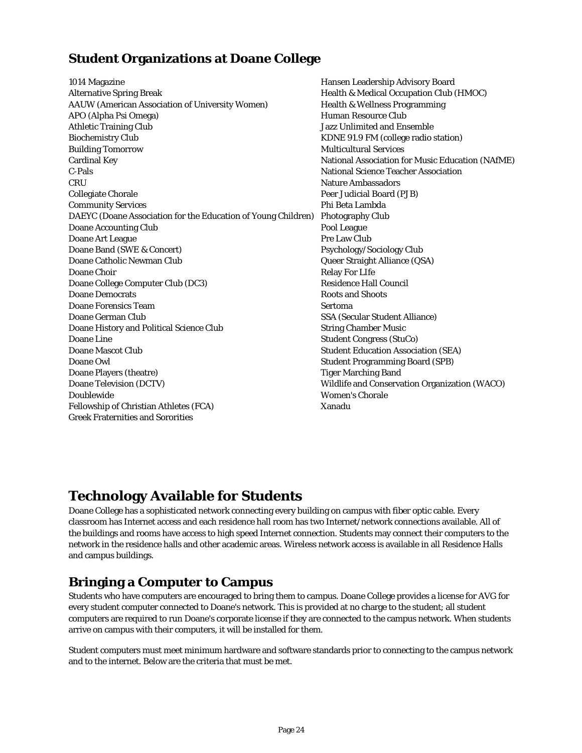## Student Organizations at Doane College

1014 Magazine
Alternative Spring Break
AAUW (American Association of University Women)
APO (Alpha Psi Omega)
Athletic Training Club
Biochemistry Club
Building Tomorrow
Cardinal Key
C-Pals
CRU
Collegiate Chorale
Community Services
DAEYC (Doane Association for the Education of Young Children)
Doane Accounting Club
Doane Art League
Doane Band (SWE & Concert)
Doane Catholic Newman Club
Doane Choir
Doane College Computer Club (DC3)
Doane Democrats
Doane Forensics Team
Doane German Club
Doane History and Political Science Club
Doane Line
Doane Mascot Club
Doane Owl
Doane Players (theatre)
Doane Television (DCTV)
Doublewide
Fellowship of Christian Athletes (FCA)
Greek Fraternities and Sororities
Hansen Leadership Advisory Board
Health & Medical Occupation Club (HMOC)
Health & Wellness Programming
Human Resource Club
Jazz Unlimited and Ensemble
KDNE 91.9 FM (college radio station)
Multicultural Services
National Association for Music Education (NAfME)
National Science Teacher Association
Nature Ambassadors
Peer Judicial Board (PJB)
Phi Beta Lambda
Photography Club
Pool League
Pre Law Club
Psychology/Sociology Club
Queer Straight Alliance (QSA)
Relay For LIfe
Residence Hall Council
Roots and Shoots
Sertoma
SSA (Secular Student Alliance)
String Chamber Music
Student Congress (StuCo)
Student Education Association (SEA)
Student Programming Board (SPB)
Tiger Marching Band
Wildlife and Conservation Organization (WACO)
Women's Chorale
Xanadu

# Technology Available for Students

Doane College has a sophisticated network connecting every building on campus with fiber optic cable. Every classroom has Internet access and each residence hall room has two Internet/network connections available. All of the buildings and rooms have access to high speed Internet connection. Students may connect their computers to the network in the residence halls and other academic areas. Wireless network access is available in all Residence Halls and campus buildings.

## Bringing a Computer to Campus

Students who have computers are encouraged to bring them to campus. Doane College provides a license for AVG for every student computer connected to Doane's network. This is provided at no charge to the student; all student computers are required to run Doane's corporate license if they are connected to the campus network. When students arrive on campus with their computers, it will be installed for them.

Student computers must meet minimum hardware and software standards prior to connecting to the campus network and to the internet. Below are the criteria that must be met.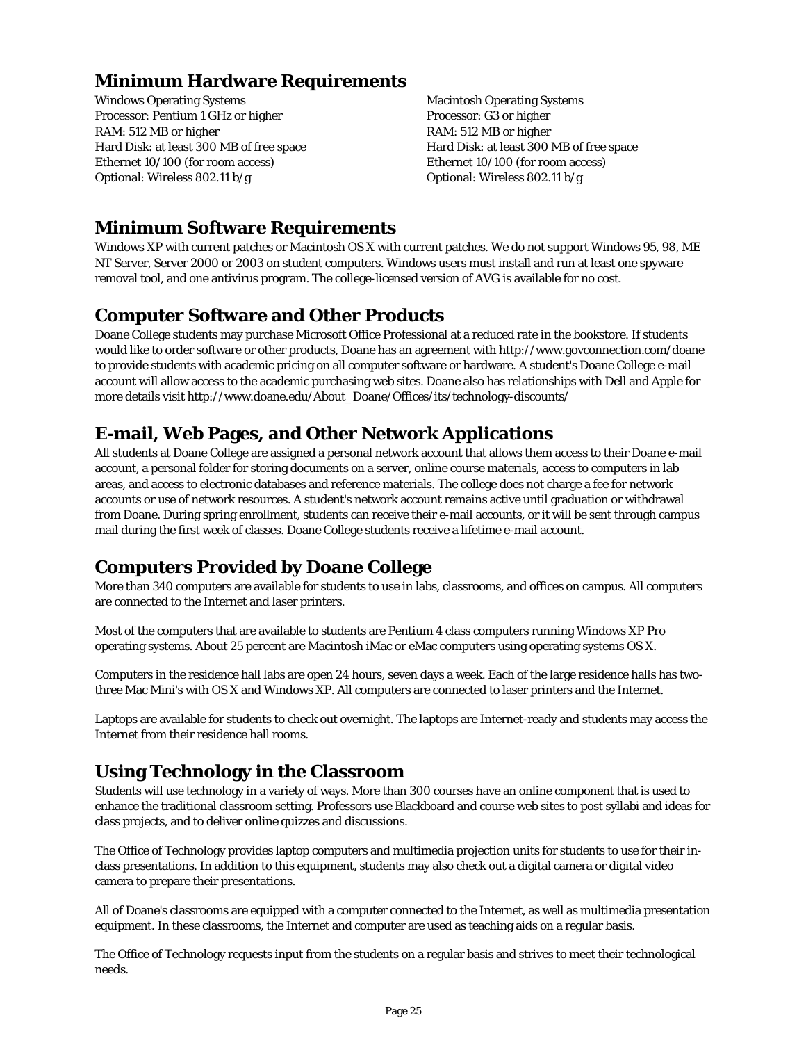## Minimum Hardware Requirements

Windows Operating Systems
Processor: Pentium 1 GHz or higher
RAM: 512 MB or higher
Hard Disk: at least 300 MB of free space
Ethernet 10/100 (for room access)
Optional: Wireless 802.11 b/g

Macintosh Operating Systems
Processor: G3 or higher
RAM: 512 MB or higher
Hard Disk: at least 300 MB of free space
Ethernet 10/100 (for room access)
Optional: Wireless 802.11 b/g

## Minimum Software Requirements

Windows XP with current patches or Macintosh OS X with current patches. We do not support Windows 95, 98, ME NT Server, Server 2000 or 2003 on student computers. Windows users must install and run at least one spyware removal tool, and one antivirus program. The college-licensed version of AVG is available for no cost.

## Computer Software and Other Products

Doane College students may purchase Microsoft Office Professional at a reduced rate in the bookstore. If students would like to order software or other products, Doane has an agreement with http://www.govconnection.com/doane to provide students with academic pricing on all computer software or hardware. A student's Doane College e-mail account will allow access to the academic purchasing web sites. Doane also has relationships with Dell and Apple for more details visit http://www.doane.edu/About_Doane/Offices/its/technology-discounts/

## E-mail, Web Pages, and Other Network Applications

All students at Doane College are assigned a personal network account that allows them access to their Doane e-mail account, a personal folder for storing documents on a server, online course materials, access to computers in lab areas, and access to electronic databases and reference materials. The college does not charge a fee for network accounts or use of network resources. A student's network account remains active until graduation or withdrawal from Doane. During spring enrollment, students can receive their e-mail accounts, or it will be sent through campus mail during the first week of classes. Doane College students receive a lifetime e-mail account.

## Computers Provided by Doane College

More than 340 computers are available for students to use in labs, classrooms, and offices on campus. All computers are connected to the Internet and laser printers.

Most of the computers that are available to students are Pentium 4 class computers running Windows XP Pro operating systems. About 25 percent are Macintosh iMac or eMac computers using operating systems OS X.

Computers in the residence hall labs are open 24 hours, seven days a week. Each of the large residence halls has two-three Mac Mini's with OS X and Windows XP. All computers are connected to laser printers and the Internet.

Laptops are available for students to check out overnight. The laptops are Internet-ready and students may access the Internet from their residence hall rooms.

## Using Technology in the Classroom

Students will use technology in a variety of ways. More than 300 courses have an online component that is used to enhance the traditional classroom setting. Professors use Blackboard and course web sites to post syllabi and ideas for class projects, and to deliver online quizzes and discussions.

The Office of Technology provides laptop computers and multimedia projection units for students to use for their in-class presentations. In addition to this equipment, students may also check out a digital camera or digital video camera to prepare their presentations.

All of Doane's classrooms are equipped with a computer connected to the Internet, as well as multimedia presentation equipment. In these classrooms, the Internet and computer are used as teaching aids on a regular basis.

The Office of Technology requests input from the students on a regular basis and strives to meet their technological needs.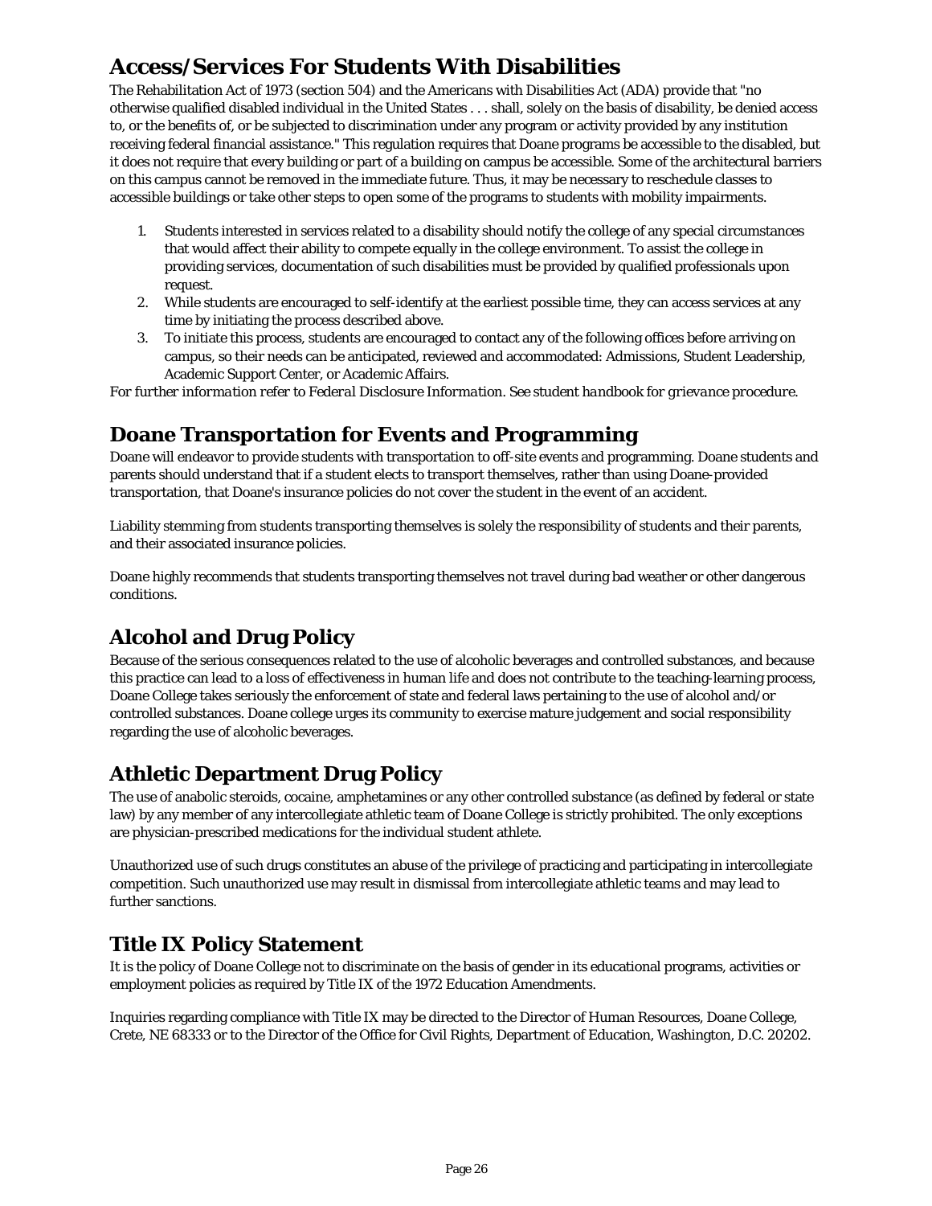## Access/Services For Students With Disabilities

The Rehabilitation Act of 1973 (section 504) and the Americans with Disabilities Act (ADA) provide that "no otherwise qualified disabled individual in the United States . . . shall, solely on the basis of disability, be denied access to, or the benefits of, or be subjected to discrimination under any program or activity provided by any institution receiving federal financial assistance." This regulation requires that Doane programs be accessible to the disabled, but it does not require that every building or part of a building on campus be accessible. Some of the architectural barriers on this campus cannot be removed in the immediate future. Thus, it may be necessary to reschedule classes to accessible buildings or take other steps to open some of the programs to students with mobility impairments.

1. Students interested in services related to a disability should notify the college of any special circumstances that would affect their ability to compete equally in the college environment. To assist the college in providing services, documentation of such disabilities must be provided by qualified professionals upon request.
2. While students are encouraged to self-identify at the earliest possible time, they can access services at any time by initiating the process described above.
3. To initiate this process, students are encouraged to contact any of the following offices before arriving on campus, so their needs can be anticipated, reviewed and accommodated: Admissions, Student Leadership, Academic Support Center, or Academic Affairs.

*For further information refer to Federal Disclosure Information. See student handbook for grievance procedure.*

## Doane Transportation for Events and Programming

Doane will endeavor to provide students with transportation to off-site events and programming. Doane students and parents should understand that if a student elects to transport themselves, rather than using Doane-provided transportation, that Doane's insurance policies do not cover the student in the event of an accident.

Liability stemming from students transporting themselves is solely the responsibility of students and their parents, and their associated insurance policies.

Doane highly recommends that students transporting themselves not travel during bad weather or other dangerous conditions.

## Alcohol and Drug Policy

Because of the serious consequences related to the use of alcoholic beverages and controlled substances, and because this practice can lead to a loss of effectiveness in human life and does not contribute to the teaching-learning process, Doane College takes seriously the enforcement of state and federal laws pertaining to the use of alcohol and/or controlled substances. Doane college urges its community to exercise mature judgement and social responsibility regarding the use of alcoholic beverages.

## Athletic Department Drug Policy

The use of anabolic steroids, cocaine, amphetamines or any other controlled substance (as defined by federal or state law) by any member of any intercollegiate athletic team of Doane College is strictly prohibited. The only exceptions are physician-prescribed medications for the individual student athlete.

Unauthorized use of such drugs constitutes an abuse of the privilege of practicing and participating in intercollegiate competition. Such unauthorized use may result in dismissal from intercollegiate athletic teams and may lead to further sanctions.

## Title IX Policy Statement

It is the policy of Doane College not to discriminate on the basis of gender in its educational programs, activities or employment policies as required by Title IX of the 1972 Education Amendments.

Inquiries regarding compliance with Title IX may be directed to the Director of Human Resources, Doane College, Crete, NE 68333 or to the Director of the Office for Civil Rights, Department of Education, Washington, D.C. 20202.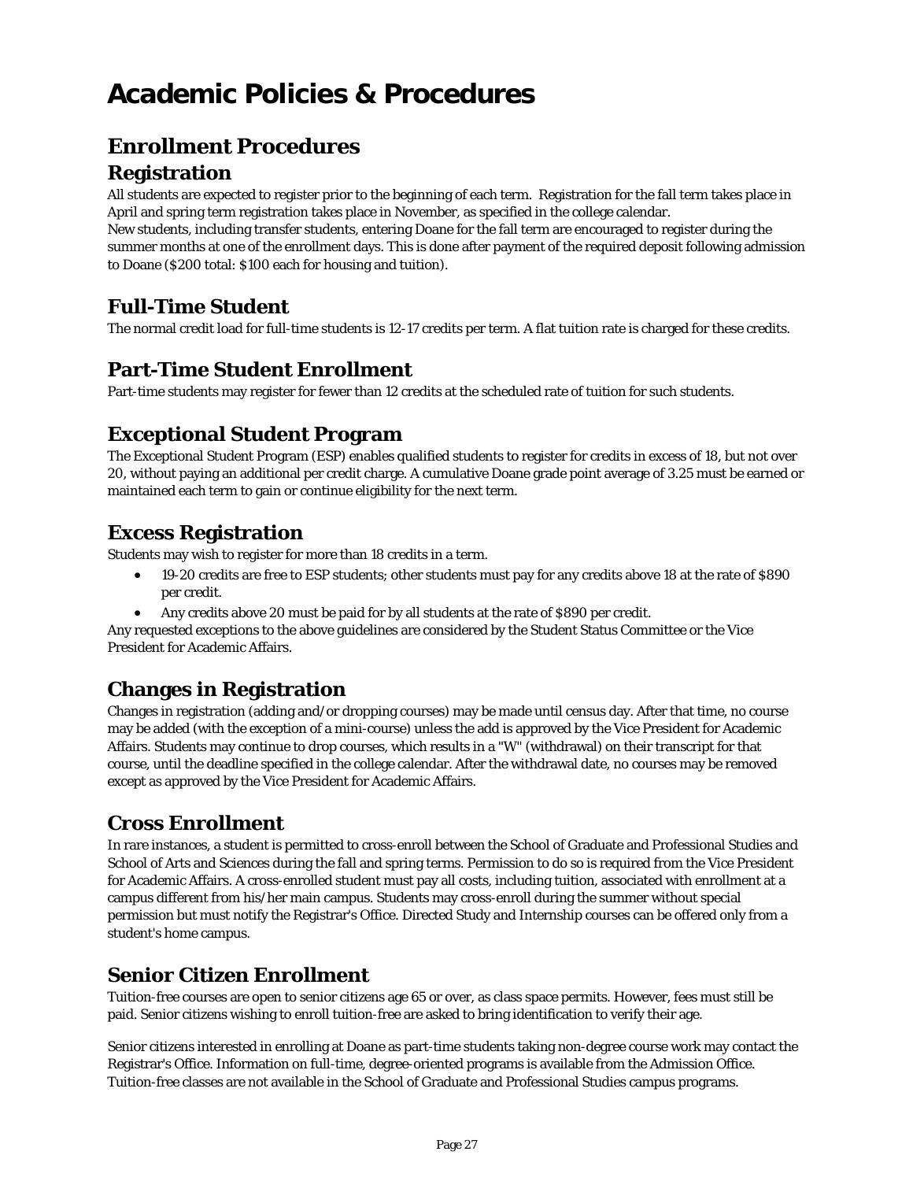# Academic Policies & Procedures

## Enrollment Procedures

### Registration

All students are expected to register prior to the beginning of each term. Registration for the fall term takes place in April and spring term registration takes place in November, as specified in the college calendar.
New students, including transfer students, entering Doane for the fall term are encouraged to register during the summer months at one of the enrollment days. This is done after payment of the required deposit following admission to Doane ($200 total: $100 each for housing and tuition).

### Full-Time Student

The normal credit load for full-time students is 12-17 credits per term. A flat tuition rate is charged for these credits.

### Part-Time Student Enrollment

Part-time students may register for fewer than 12 credits at the scheduled rate of tuition for such students.

### Exceptional Student Program

The Exceptional Student Program (ESP) enables qualified students to register for credits in excess of 18, but not over 20, without paying an additional per credit charge. A cumulative Doane grade point average of 3.25 must be earned or maintained each term to gain or continue eligibility for the next term.

### Excess Registration

Students may wish to register for more than 18 credits in a term.

- 19-20 credits are free to ESP students; other students must pay for any credits above 18 at the rate of $890 per credit.
- Any credits above 20 must be paid for by all students at the rate of $890 per credit.

Any requested exceptions to the above guidelines are considered by the Student Status Committee or the Vice President for Academic Affairs.

### Changes in Registration

Changes in registration (adding and/or dropping courses) may be made until census day. After that time, no course may be added (with the exception of a mini-course) unless the add is approved by the Vice President for Academic Affairs. Students may continue to drop courses, which results in a "W" (withdrawal) on their transcript for that course, until the deadline specified in the college calendar. After the withdrawal date, no courses may be removed except as approved by the Vice President for Academic Affairs.

### Cross Enrollment

In rare instances, a student is permitted to cross-enroll between the School of Graduate and Professional Studies and School of Arts and Sciences during the fall and spring terms. Permission to do so is required from the Vice President for Academic Affairs. A cross-enrolled student must pay all costs, including tuition, associated with enrollment at a campus different from his/her main campus. Students may cross-enroll during the summer without special permission but must notify the Registrar's Office. Directed Study and Internship courses can be offered only from a student's home campus.

### Senior Citizen Enrollment

Tuition-free courses are open to senior citizens age 65 or over, as class space permits. However, fees must still be paid. Senior citizens wishing to enroll tuition-free are asked to bring identification to verify their age.

Senior citizens interested in enrolling at Doane as part-time students taking non-degree course work may contact the Registrar's Office. Information on full-time, degree-oriented programs is available from the Admission Office. Tuition-free classes are not available in the School of Graduate and Professional Studies campus programs.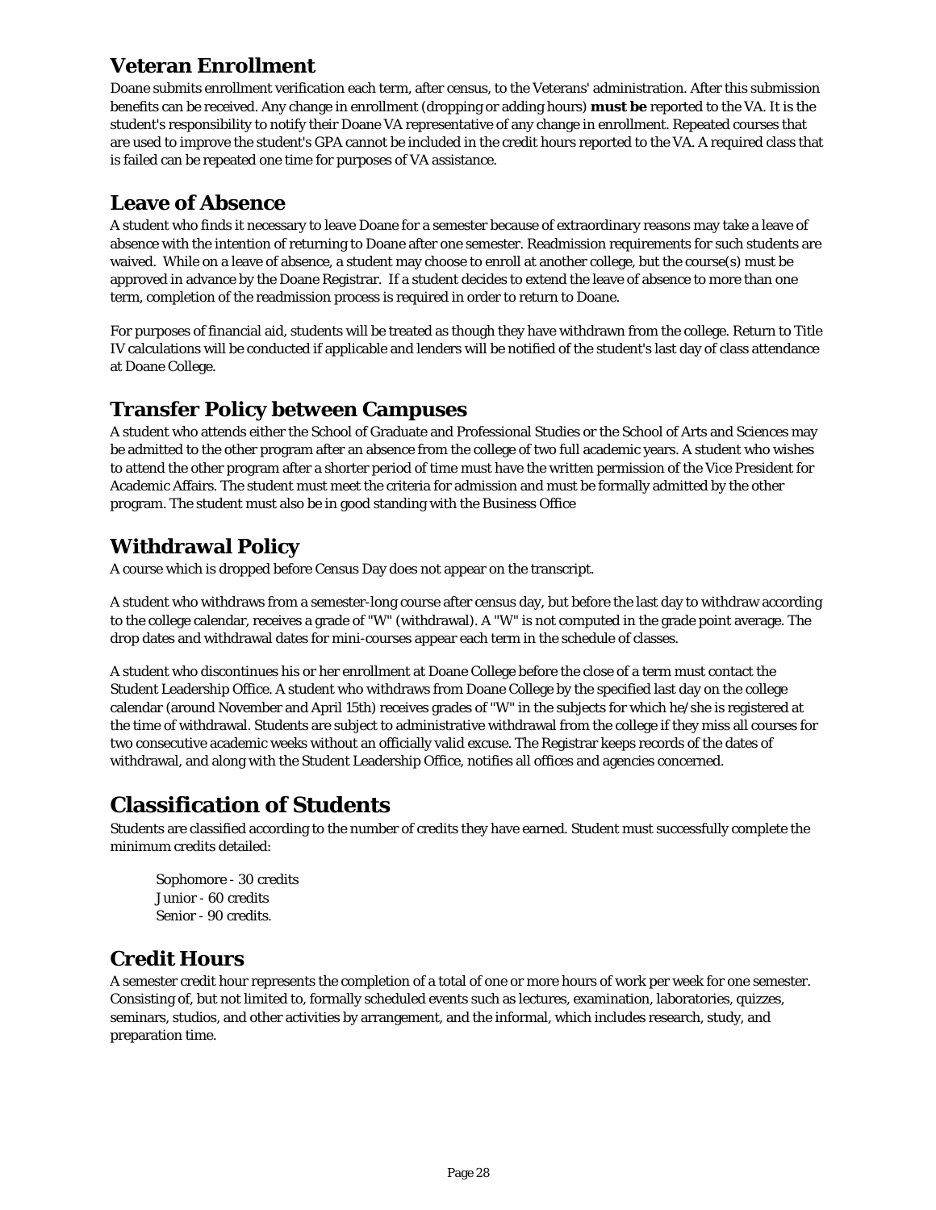## Veteran Enrollment

Doane submits enrollment verification each term, after census, to the Veterans' administration. After this submission benefits can be received. Any change in enrollment (dropping or adding hours) **must be** reported to the VA. It is the student's responsibility to notify their Doane VA representative of any change in enrollment. Repeated courses that are used to improve the student's GPA cannot be included in the credit hours reported to the VA. A required class that is failed can be repeated one time for purposes of VA assistance.

## Leave of Absence

A student who finds it necessary to leave Doane for a semester because of extraordinary reasons may take a leave of absence with the intention of returning to Doane after one semester. Readmission requirements for such students are waived. While on a leave of absence, a student may choose to enroll at another college, but the course(s) must be approved in advance by the Doane Registrar. If a student decides to extend the leave of absence to more than one term, completion of the readmission process is required in order to return to Doane.

For purposes of financial aid, students will be treated as though they have withdrawn from the college. Return to Title IV calculations will be conducted if applicable and lenders will be notified of the student's last day of class attendance at Doane College.

## Transfer Policy between Campuses

A student who attends either the School of Graduate and Professional Studies or the School of Arts and Sciences may be admitted to the other program after an absence from the college of two full academic years. A student who wishes to attend the other program after a shorter period of time must have the written permission of the Vice President for Academic Affairs. The student must meet the criteria for admission and must be formally admitted by the other program. The student must also be in good standing with the Business Office

## Withdrawal Policy

A course which is dropped before Census Day does not appear on the transcript.

A student who withdraws from a semester-long course after census day, but before the last day to withdraw according to the college calendar, receives a grade of "W" (withdrawal). A "W" is not computed in the grade point average. The drop dates and withdrawal dates for mini-courses appear each term in the schedule of classes.

A student who discontinues his or her enrollment at Doane College before the close of a term must contact the Student Leadership Office. A student who withdraws from Doane College by the specified last day on the college calendar (around November and April 15th) receives grades of "W" in the subjects for which he/she is registered at the time of withdrawal. Students are subject to administrative withdrawal from the college if they miss all courses for two consecutive academic weeks without an officially valid excuse. The Registrar keeps records of the dates of withdrawal, and along with the Student Leadership Office, notifies all offices and agencies concerned.

# Classification of Students

Students are classified according to the number of credits they have earned. Student must successfully complete the minimum credits detailed:

Sophomore - 30 credits
Junior - 60 credits
Senior - 90 credits.

## Credit Hours

A semester credit hour represents the completion of a total of one or more hours of work per week for one semester. Consisting of, but not limited to, formally scheduled events such as lectures, examination, laboratories, quizzes, seminars, studios, and other activities by arrangement, and the informal, which includes research, study, and preparation time.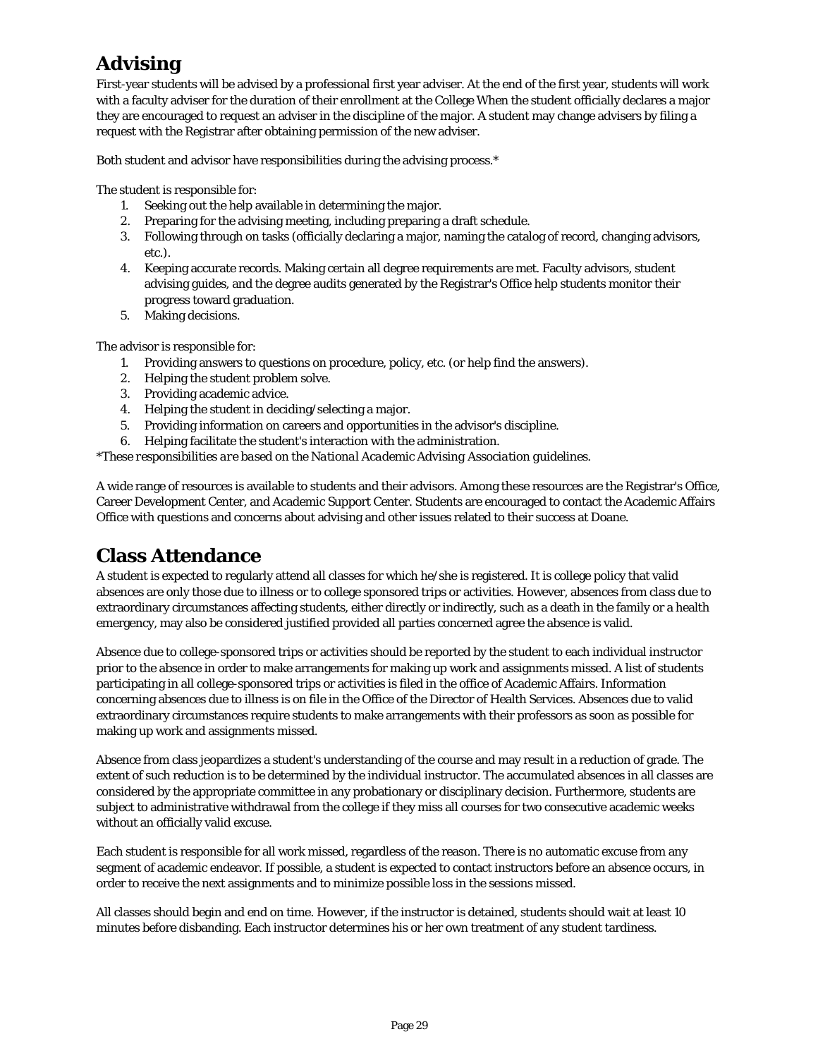# Advising

First-year students will be advised by a professional first year adviser. At the end of the first year, students will work with a faculty adviser for the duration of their enrollment at the College When the student officially declares a major they are encouraged to request an adviser in the discipline of the major. A student may change advisers by filing a request with the Registrar after obtaining permission of the new adviser.

Both student and advisor have responsibilities during the advising process.*

The student is responsible for:

1. Seeking out the help available in determining the major.
2. Preparing for the advising meeting, including preparing a draft schedule.
3. Following through on tasks (officially declaring a major, naming the catalog of record, changing advisors, etc.).
4. Keeping accurate records. Making certain all degree requirements are met. Faculty advisors, student advising guides, and the degree audits generated by the Registrar's Office help students monitor their progress toward graduation.
5. Making decisions.

The advisor is responsible for:

1. Providing answers to questions on procedure, policy, etc. (or help find the answers).
2. Helping the student problem solve.
3. Providing academic advice.
4. Helping the student in deciding/selecting a major.
5. Providing information on careers and opportunities in the advisor's discipline.
6. Helping facilitate the student's interaction with the administration.

*These responsibilities are based on the *National Academic Advising Association* guidelines.

A wide range of resources is available to students and their advisors. Among these resources are the Registrar's Office, Career Development Center, and Academic Support Center. Students are encouraged to contact the Academic Affairs Office with questions and concerns about advising and other issues related to their success at Doane.

# Class Attendance

A student is expected to regularly attend all classes for which he/she is registered. It is college policy that valid absences are only those due to illness or to college sponsored trips or activities. However, absences from class due to extraordinary circumstances affecting students, either directly or indirectly, such as a death in the family or a health emergency, may also be considered justified provided all parties concerned agree the absence is valid.

Absence due to college-sponsored trips or activities should be reported by the student to each individual instructor prior to the absence in order to make arrangements for making up work and assignments missed. A list of students participating in all college-sponsored trips or activities is filed in the office of Academic Affairs. Information concerning absences due to illness is on file in the Office of the Director of Health Services. Absences due to valid extraordinary circumstances require students to make arrangements with their professors as soon as possible for making up work and assignments missed.

Absence from class jeopardizes a student's understanding of the course and may result in a reduction of grade. The extent of such reduction is to be determined by the individual instructor. The accumulated absences in all classes are considered by the appropriate committee in any probationary or disciplinary decision. Furthermore, students are subject to administrative withdrawal from the college if they miss all courses for two consecutive academic weeks without an officially valid excuse.

Each student is responsible for all work missed, regardless of the reason. There is no automatic excuse from any segment of academic endeavor. If possible, a student is expected to contact instructors before an absence occurs, in order to receive the next assignments and to minimize possible loss in the sessions missed.

All classes should begin and end on time. However, if the instructor is detained, students should wait at least 10 minutes before disbanding. Each instructor determines his or her own treatment of any student tardiness.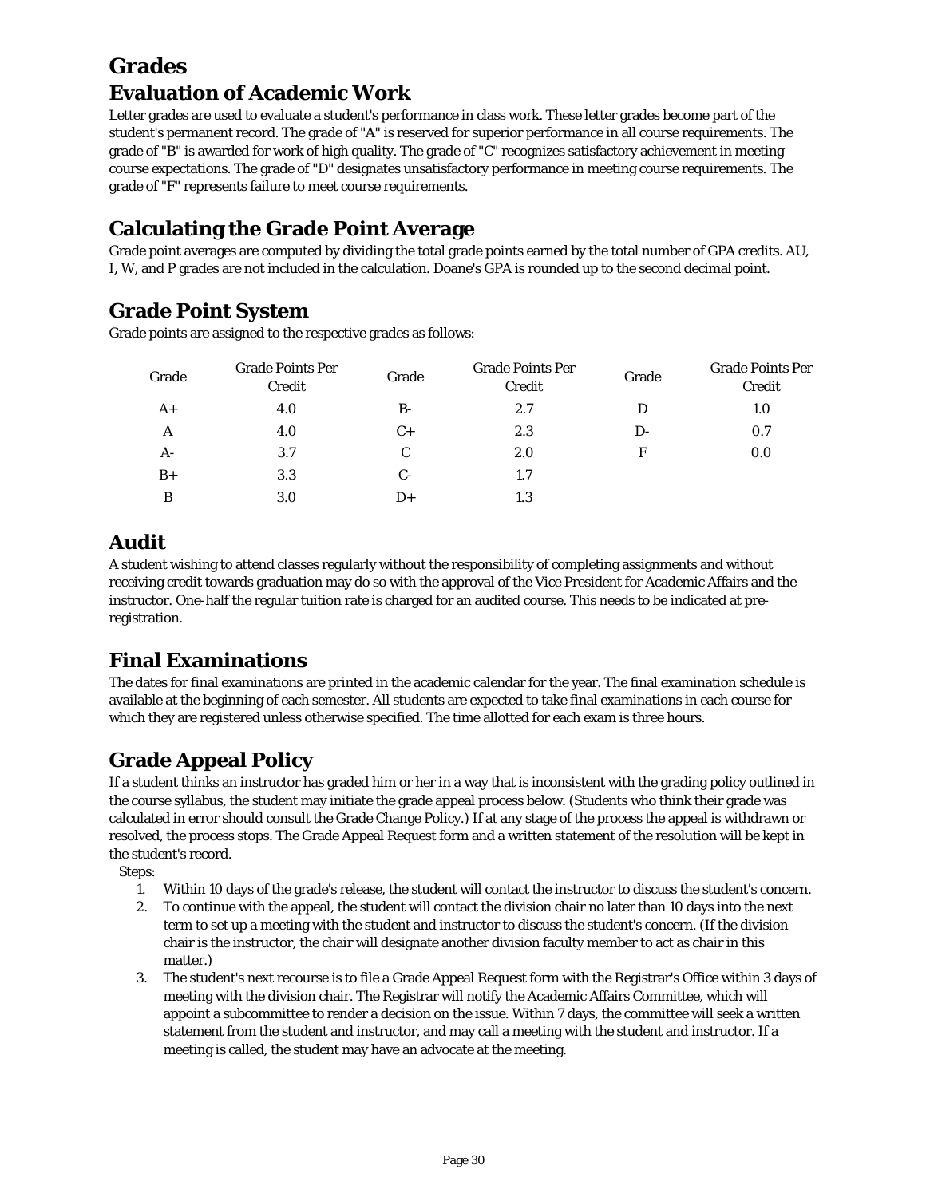# Grades

## Evaluation of Academic Work

Letter grades are used to evaluate a student's performance in class work. These letter grades become part of the student's permanent record. The grade of "A" is reserved for superior performance in all course requirements. The grade of "B" is awarded for work of high quality. The grade of "C" recognizes satisfactory achievement in meeting course expectations. The grade of "D" designates unsatisfactory performance in meeting course requirements. The grade of "F" represents failure to meet course requirements.

## Calculating the Grade Point Average

Grade point averages are computed by dividing the total grade points earned by the total number of GPA credits. AU, I, W, and P grades are not included in the calculation. Doane's GPA is rounded up to the second decimal point.

## Grade Point System

Grade points are assigned to the respective grades as follows:

| Grade | Grade Points Per Credit | Grade | Grade Points Per Credit | Grade | Grade Points Per Credit |
|---|---|---|---|---|---|
| A+ | 4.0 | B- | 2.7 | D | 1.0 |
| A | 4.0 | C+ | 2.3 | D- | 0.7 |
| A- | 3.7 | C | 2.0 | F | 0.0 |
| B+ | 3.3 | C- | 1.7 | | |
| B | 3.0 | D+ | 1.3 | | |

## Audit

A student wishing to attend classes regularly without the responsibility of completing assignments and without receiving credit towards graduation may do so with the approval of the Vice President for Academic Affairs and the instructor. One-half the regular tuition rate is charged for an audited course. This needs to be indicated at pre-registration.

## Final Examinations

The dates for final examinations are printed in the academic calendar for the year. The final examination schedule is available at the beginning of each semester. All students are expected to take final examinations in each course for which they are registered unless otherwise specified. The time allotted for each exam is three hours.

## Grade Appeal Policy

If a student thinks an instructor has graded him or her in a way that is inconsistent with the grading policy outlined in the course syllabus, the student may initiate the grade appeal process below. (Students who think their grade was calculated in error should consult the Grade Change Policy.) If at any stage of the process the appeal is withdrawn or resolved, the process stops. The Grade Appeal Request form and a written statement of the resolution will be kept in the student's record.

Steps:

1. Within 10 days of the grade's release, the student will contact the instructor to discuss the student's concern.
2. To continue with the appeal, the student will contact the division chair no later than 10 days into the next term to set up a meeting with the student and instructor to discuss the student's concern. (If the division chair is the instructor, the chair will designate another division faculty member to act as chair in this matter.)
3. The student's next recourse is to file a Grade Appeal Request form with the Registrar's Office within 3 days of meeting with the division chair. The Registrar will notify the Academic Affairs Committee, which will appoint a subcommittee to render a decision on the issue. Within 7 days, the committee will seek a written statement from the student and instructor, and may call a meeting with the student and instructor. If a meeting is called, the student may have an advocate at the meeting.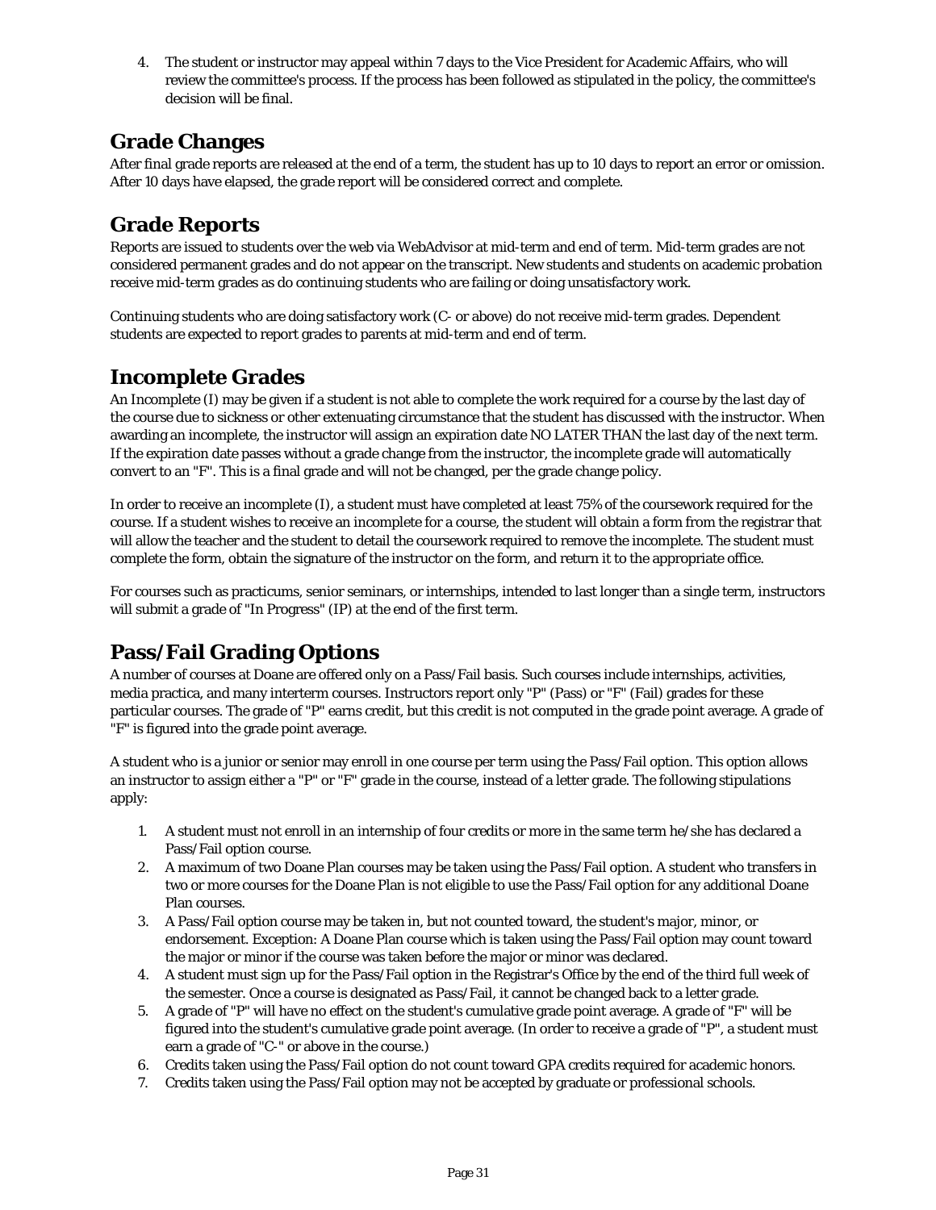4. The student or instructor may appeal within 7 days to the Vice President for Academic Affairs, who will review the committee's process. If the process has been followed as stipulated in the policy, the committee's decision will be final.

## Grade Changes

After final grade reports are released at the end of a term, the student has up to 10 days to report an error or omission. After 10 days have elapsed, the grade report will be considered correct and complete.

## Grade Reports

Reports are issued to students over the web via WebAdvisor at mid-term and end of term. Mid-term grades are not considered permanent grades and do not appear on the transcript. New students and students on academic probation receive mid-term grades as do continuing students who are failing or doing unsatisfactory work.

Continuing students who are doing satisfactory work (C- or above) do not receive mid-term grades. Dependent students are expected to report grades to parents at mid-term and end of term.

## Incomplete Grades

An Incomplete (I) may be given if a student is not able to complete the work required for a course by the last day of the course due to sickness or other extenuating circumstance that the student has discussed with the instructor. When awarding an incomplete, the instructor will assign an expiration date NO LATER THAN the last day of the next term. If the expiration date passes without a grade change from the instructor, the incomplete grade will automatically convert to an "F". This is a final grade and will not be changed, per the grade change policy.

In order to receive an incomplete (I), a student must have completed at least 75% of the coursework required for the course. If a student wishes to receive an incomplete for a course, the student will obtain a form from the registrar that will allow the teacher and the student to detail the coursework required to remove the incomplete. The student must complete the form, obtain the signature of the instructor on the form, and return it to the appropriate office.

For courses such as practicums, senior seminars, or internships, intended to last longer than a single term, instructors will submit a grade of "In Progress" (IP) at the end of the first term.

## Pass/Fail Grading Options

A number of courses at Doane are offered only on a Pass/Fail basis. Such courses include internships, activities, media practica, and many interterm courses. Instructors report only "P" (Pass) or "F" (Fail) grades for these particular courses. The grade of "P" earns credit, but this credit is not computed in the grade point average. A grade of "F" is figured into the grade point average.

A student who is a junior or senior may enroll in one course per term using the Pass/Fail option. This option allows an instructor to assign either a "P" or "F" grade in the course, instead of a letter grade. The following stipulations apply:

1. A student must not enroll in an internship of four credits or more in the same term he/she has declared a Pass/Fail option course.
2. A maximum of two Doane Plan courses may be taken using the Pass/Fail option. A student who transfers in two or more courses for the Doane Plan is not eligible to use the Pass/Fail option for any additional Doane Plan courses.
3. A Pass/Fail option course may be taken in, but not counted toward, the student's major, minor, or endorsement. Exception: A Doane Plan course which is taken using the Pass/Fail option may count toward the major or minor if the course was taken before the major or minor was declared.
4. A student must sign up for the Pass/Fail option in the Registrar's Office by the end of the third full week of the semester. Once a course is designated as Pass/Fail, it cannot be changed back to a letter grade.
5. A grade of "P" will have no effect on the student's cumulative grade point average. A grade of "F" will be figured into the student's cumulative grade point average. (In order to receive a grade of "P", a student must earn a grade of "C-" or above in the course.)
6. Credits taken using the Pass/Fail option do not count toward GPA credits required for academic honors.
7. Credits taken using the Pass/Fail option may not be accepted by graduate or professional schools.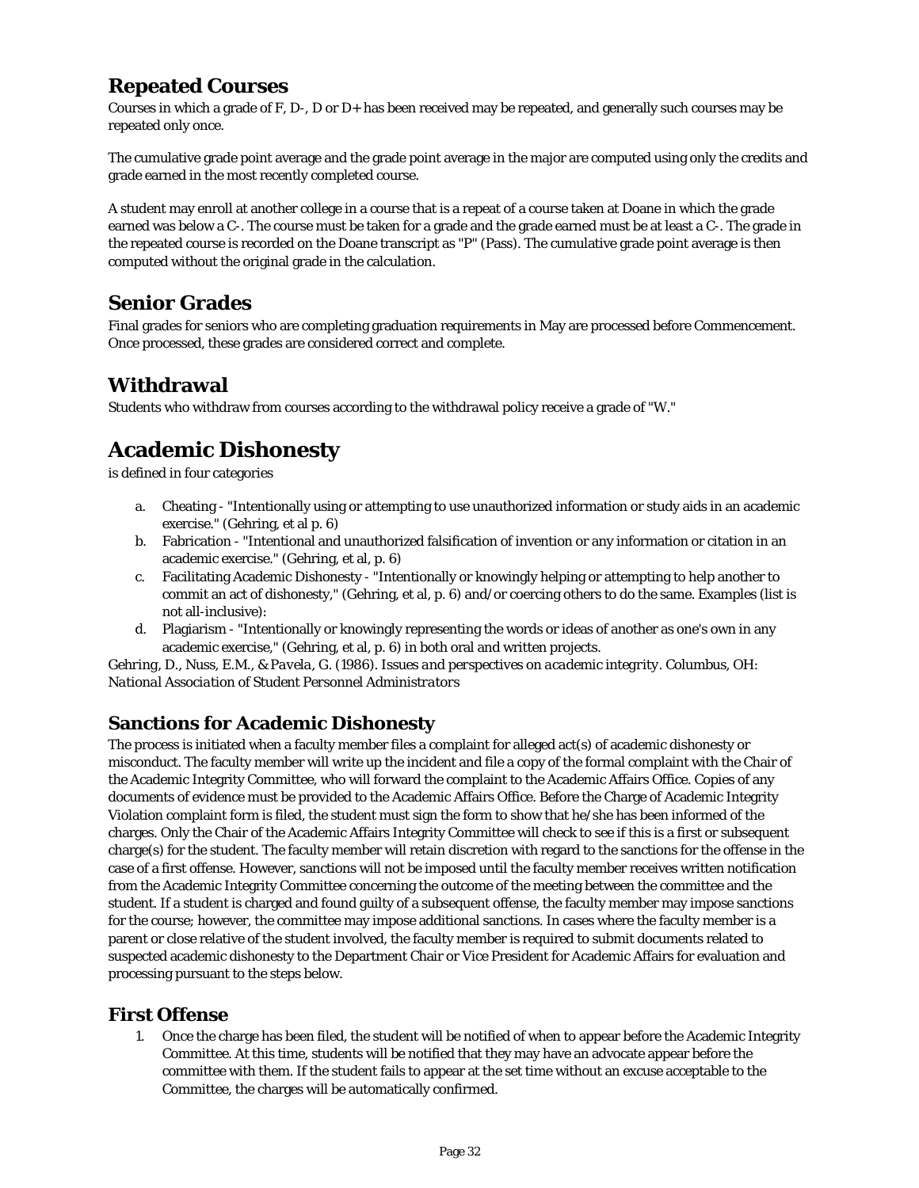## Repeated Courses

Courses in which a grade of F, D-, D or D+ has been received may be repeated, and generally such courses may be repeated only once.

The cumulative grade point average and the grade point average in the major are computed using only the credits and grade earned in the most recently completed course.

A student may enroll at another college in a course that is a repeat of a course taken at Doane in which the grade earned was below a C-. The course must be taken for a grade and the grade earned must be at least a C-. The grade in the repeated course is recorded on the Doane transcript as "P" (Pass). The cumulative grade point average is then computed without the original grade in the calculation.

## Senior Grades

Final grades for seniors who are completing graduation requirements in May are processed before Commencement. Once processed, these grades are considered correct and complete.

## Withdrawal

Students who withdraw from courses according to the withdrawal policy receive a grade of "W."

# Academic Dishonesty

is defined in four categories

a. Cheating - "Intentionally using or attempting to use unauthorized information or study aids in an academic exercise." (Gehring, et al p. 6)
b. Fabrication - "Intentional and unauthorized falsification of invention or any information or citation in an academic exercise." (Gehring, et al, p. 6)
c. Facilitating Academic Dishonesty - "Intentionally or knowingly helping or attempting to help another to commit an act of dishonesty," (Gehring, et al, p. 6) and/or coercing others to do the same. Examples (list is not all-inclusive):
d. Plagiarism - "Intentionally or knowingly representing the words or ideas of another as one's own in any academic exercise," (Gehring, et al, p. 6) in both oral and written projects.

*Gehring, D., Nuss, E.M., & Pavela, G. (1986). Issues and perspectives on academic integrity. Columbus, OH: National Association of Student Personnel Administrators*

### Sanctions for Academic Dishonesty

The process is initiated when a faculty member files a complaint for alleged act(s) of academic dishonesty or misconduct. The faculty member will write up the incident and file a copy of the formal complaint with the Chair of the Academic Integrity Committee, who will forward the complaint to the Academic Affairs Office. Copies of any documents of evidence must be provided to the Academic Affairs Office. Before the Charge of Academic Integrity Violation complaint form is filed, the student must sign the form to show that he/she has been informed of the charges. Only the Chair of the Academic Affairs Integrity Committee will check to see if this is a first or subsequent charge(s) for the student. The faculty member will retain discretion with regard to the sanctions for the offense in the case of a first offense. However, sanctions will not be imposed until the faculty member receives written notification from the Academic Integrity Committee concerning the outcome of the meeting between the committee and the student. If a student is charged and found guilty of a subsequent offense, the faculty member may impose sanctions for the course; however, the committee may impose additional sanctions. In cases where the faculty member is a parent or close relative of the student involved, the faculty member is required to submit documents related to suspected academic dishonesty to the Department Chair or Vice President for Academic Affairs for evaluation and processing pursuant to the steps below.

### First Offense

1. Once the charge has been filed, the student will be notified of when to appear before the Academic Integrity Committee. At this time, students will be notified that they may have an advocate appear before the committee with them. If the student fails to appear at the set time without an excuse acceptable to the Committee, the charges will be automatically confirmed.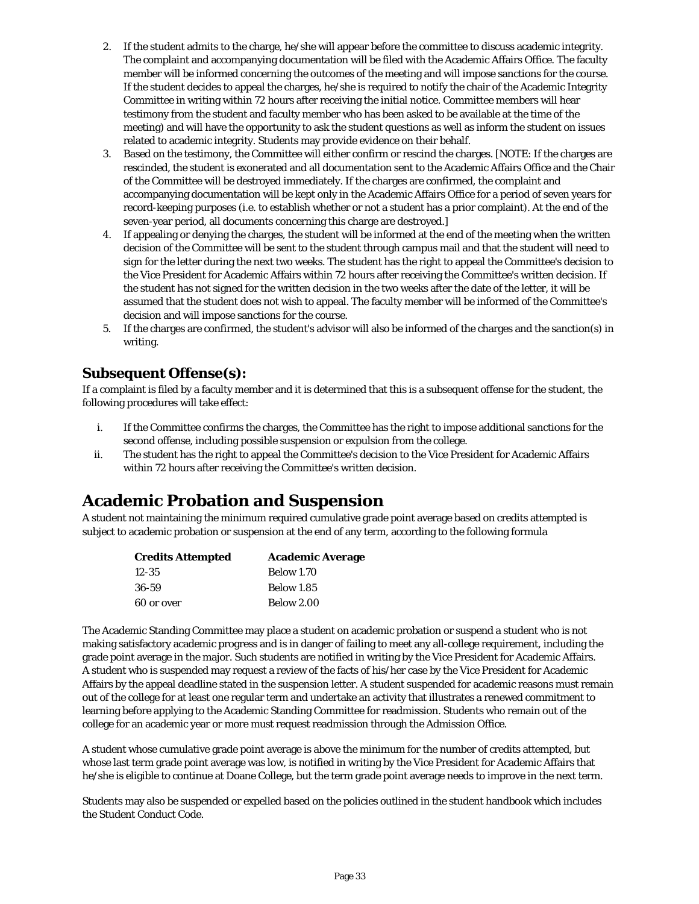2. If the student admits to the charge, he/she will appear before the committee to discuss academic integrity. The complaint and accompanying documentation will be filed with the Academic Affairs Office. The faculty member will be informed concerning the outcomes of the meeting and will impose sanctions for the course. If the student decides to appeal the charges, he/she is required to notify the chair of the Academic Integrity Committee in writing within 72 hours after receiving the initial notice. Committee members will hear testimony from the student and faculty member who has been asked to be available at the time of the meeting) and will have the opportunity to ask the student questions as well as inform the student on issues related to academic integrity. Students may provide evidence on their behalf.
3. Based on the testimony, the Committee will either confirm or rescind the charges. [NOTE: If the charges are rescinded, the student is exonerated and all documentation sent to the Academic Affairs Office and the Chair of the Committee will be destroyed immediately. If the charges are confirmed, the complaint and accompanying documentation will be kept only in the Academic Affairs Office for a period of seven years for record-keeping purposes (i.e. to establish whether or not a student has a prior complaint). At the end of the seven-year period, all documents concerning this charge are destroyed.]
4. If appealing or denying the charges, the student will be informed at the end of the meeting when the written decision of the Committee will be sent to the student through campus mail and that the student will need to sign for the letter during the next two weeks. The student has the right to appeal the Committee's decision to the Vice President for Academic Affairs within 72 hours after receiving the Committee's written decision. If the student has not signed for the written decision in the two weeks after the date of the letter, it will be assumed that the student does not wish to appeal. The faculty member will be informed of the Committee's decision and will impose sanctions for the course.
5. If the charges are confirmed, the student's advisor will also be informed of the charges and the sanction(s) in writing.

## Subsequent Offense(s):

If a complaint is filed by a faculty member and it is determined that this is a subsequent offense for the student, the following procedures will take effect:

i. If the Committee confirms the charges, the Committee has the right to impose additional sanctions for the second offense, including possible suspension or expulsion from the college.
ii. The student has the right to appeal the Committee's decision to the Vice President for Academic Affairs within 72 hours after receiving the Committee's written decision.

# Academic Probation and Suspension

A student not maintaining the minimum required cumulative grade point average based on credits attempted is subject to academic probation or suspension at the end of any term, according to the following formula

| Credits Attempted | Academic Average |
|---|---|
| 12-35 | Below 1.70 |
| 36-59 | Below 1.85 |
| 60 or over | Below 2.00 |

The Academic Standing Committee may place a student on academic probation or suspend a student who is not making satisfactory academic progress and is in danger of failing to meet any all-college requirement, including the grade point average in the major. Such students are notified in writing by the Vice President for Academic Affairs. A student who is suspended may request a review of the facts of his/her case by the Vice President for Academic Affairs by the appeal deadline stated in the suspension letter. A student suspended for academic reasons must remain out of the college for at least one regular term and undertake an activity that illustrates a renewed commitment to learning before applying to the Academic Standing Committee for readmission. Students who remain out of the college for an academic year or more must request readmission through the Admission Office.

A student whose cumulative grade point average is above the minimum for the number of credits attempted, but whose last term grade point average was low, is notified in writing by the Vice President for Academic Affairs that he/she is eligible to continue at Doane College, but the term grade point average needs to improve in the next term.

Students may also be suspended or expelled based on the policies outlined in the student handbook which includes the Student Conduct Code.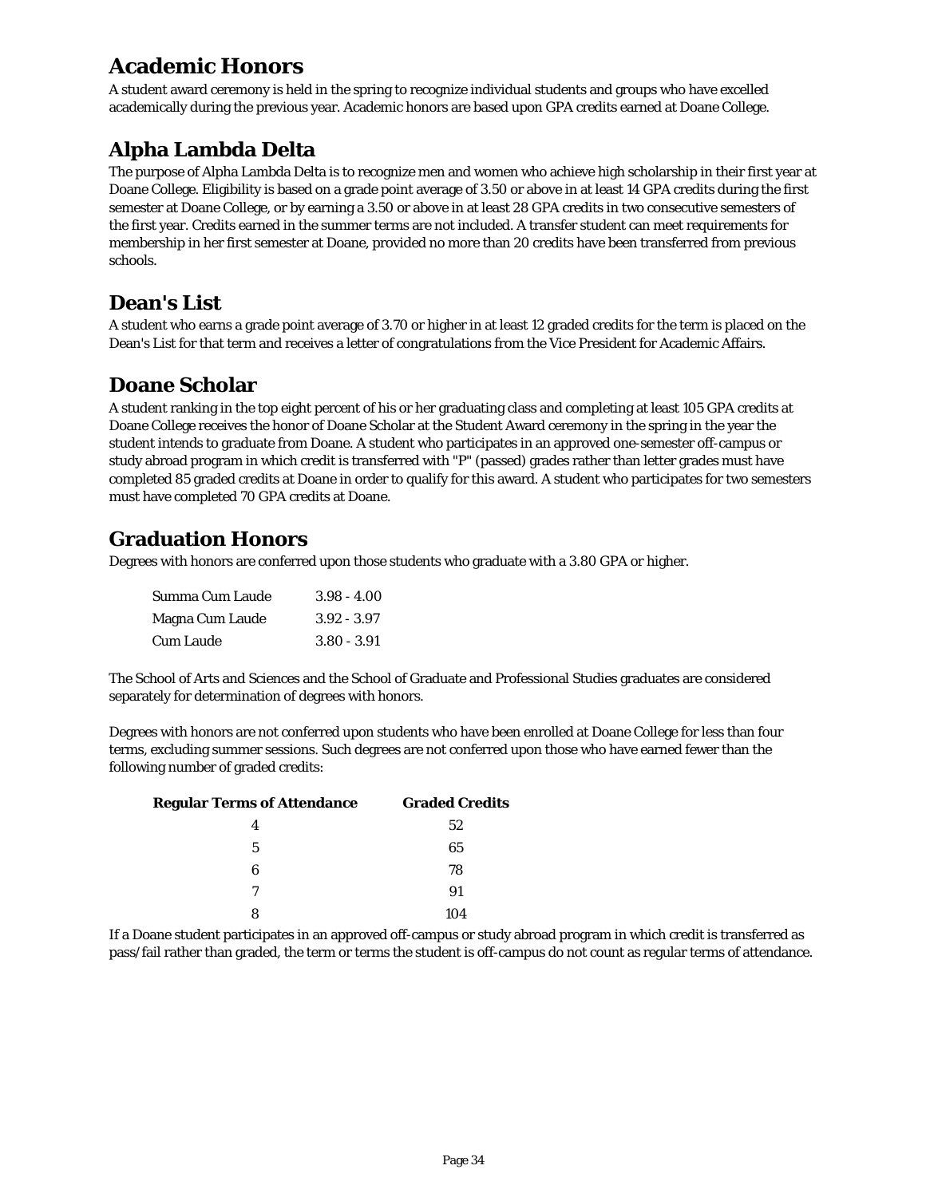## Academic Honors

A student award ceremony is held in the spring to recognize individual students and groups who have excelled academically during the previous year. Academic honors are based upon GPA credits earned at Doane College.

## Alpha Lambda Delta

The purpose of Alpha Lambda Delta is to recognize men and women who achieve high scholarship in their first year at Doane College. Eligibility is based on a grade point average of 3.50 or above in at least 14 GPA credits during the first semester at Doane College, or by earning a 3.50 or above in at least 28 GPA credits in two consecutive semesters of the first year. Credits earned in the summer terms are not included. A transfer student can meet requirements for membership in her first semester at Doane, provided no more than 20 credits have been transferred from previous schools.

## Dean's List

A student who earns a grade point average of 3.70 or higher in at least 12 graded credits for the term is placed on the Dean's List for that term and receives a letter of congratulations from the Vice President for Academic Affairs.

## Doane Scholar

A student ranking in the top eight percent of his or her graduating class and completing at least 105 GPA credits at Doane College receives the honor of Doane Scholar at the Student Award ceremony in the spring in the year the student intends to graduate from Doane. A student who participates in an approved one-semester off-campus or study abroad program in which credit is transferred with "P" (passed) grades rather than letter grades must have completed 85 graded credits at Doane in order to qualify for this award. A student who participates for two semesters must have completed 70 GPA credits at Doane.

## Graduation Honors

Degrees with honors are conferred upon those students who graduate with a 3.80 GPA or higher.

| | |
|---|---|
| Summa Cum Laude | 3.98 - 4.00 |
| Magna Cum Laude | 3.92 - 3.97 |
| Cum Laude | 3.80 - 3.91 |

The School of Arts and Sciences and the School of Graduate and Professional Studies graduates are considered separately for determination of degrees with honors.

Degrees with honors are not conferred upon students who have been enrolled at Doane College for less than four terms, excluding summer sessions. Such degrees are not conferred upon those who have earned fewer than the following number of graded credits:

| Regular Terms of Attendance | Graded Credits |
|---|---|
| 4 | 52 |
| 5 | 65 |
| 6 | 78 |
| 7 | 91 |
| 8 | 104 |

If a Doane student participates in an approved off-campus or study abroad program in which credit is transferred as pass/fail rather than graded, the term or terms the student is off-campus do not count as regular terms of attendance.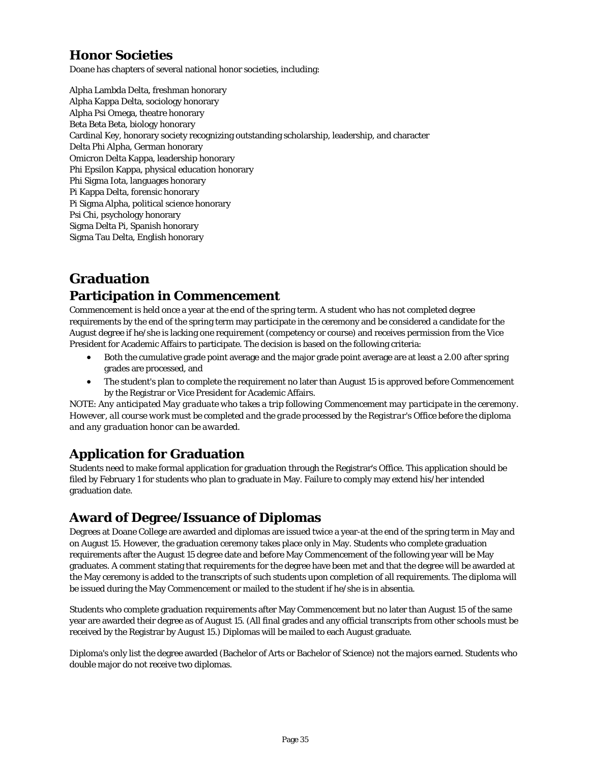## Honor Societies

Doane has chapters of several national honor societies, including:

Alpha Lambda Delta, freshman honorary
Alpha Kappa Delta, sociology honorary
Alpha Psi Omega, theatre honorary
Beta Beta Beta, biology honorary
Cardinal Key, honorary society recognizing outstanding scholarship, leadership, and character
Delta Phi Alpha, German honorary
Omicron Delta Kappa, leadership honorary
Phi Epsilon Kappa, physical education honorary
Phi Sigma Iota, languages honorary
Pi Kappa Delta, forensic honorary
Pi Sigma Alpha, political science honorary
Psi Chi, psychology honorary
Sigma Delta Pi, Spanish honorary
Sigma Tau Delta, English honorary

# Graduation

## Participation in Commencement

Commencement is held once a year at the end of the spring term. A student who has not completed degree requirements by the end of the spring term may participate in the ceremony and be considered a candidate for the August degree if he/she is lacking one requirement (competency or course) and receives permission from the Vice President for Academic Affairs to participate. The decision is based on the following criteria:

- Both the cumulative grade point average and the major grade point average are at least a 2.00 after spring grades are processed, and
- The student's plan to complete the requirement no later than August 15 is approved before Commencement by the Registrar or Vice President for Academic Affairs.

*NOTE: Any anticipated May graduate who takes a trip following Commencement may participate in the ceremony. However, all course work must be completed and the grade processed by the Registrar's Office before the diploma and any graduation honor can be awarded.*

## Application for Graduation

Students need to make formal application for graduation through the Registrar's Office. This application should be filed by February 1 for students who plan to graduate in May. Failure to comply may extend his/her intended graduation date.

## Award of Degree/Issuance of Diplomas

Degrees at Doane College are awarded and diplomas are issued twice a year-at the end of the spring term in May and on August 15. However, the graduation ceremony takes place only in May. Students who complete graduation requirements after the August 15 degree date and before May Commencement of the following year will be May graduates. A comment stating that requirements for the degree have been met and that the degree will be awarded at the May ceremony is added to the transcripts of such students upon completion of all requirements. The diploma will be issued during the May Commencement or mailed to the student if he/she is in absentia.

Students who complete graduation requirements after May Commencement but no later than August 15 of the same year are awarded their degree as of August 15. (All final grades and any official transcripts from other schools must be received by the Registrar by August 15.) Diplomas will be mailed to each August graduate.

Diploma's only list the degree awarded (Bachelor of Arts or Bachelor of Science) not the majors earned. Students who double major do not receive two diplomas.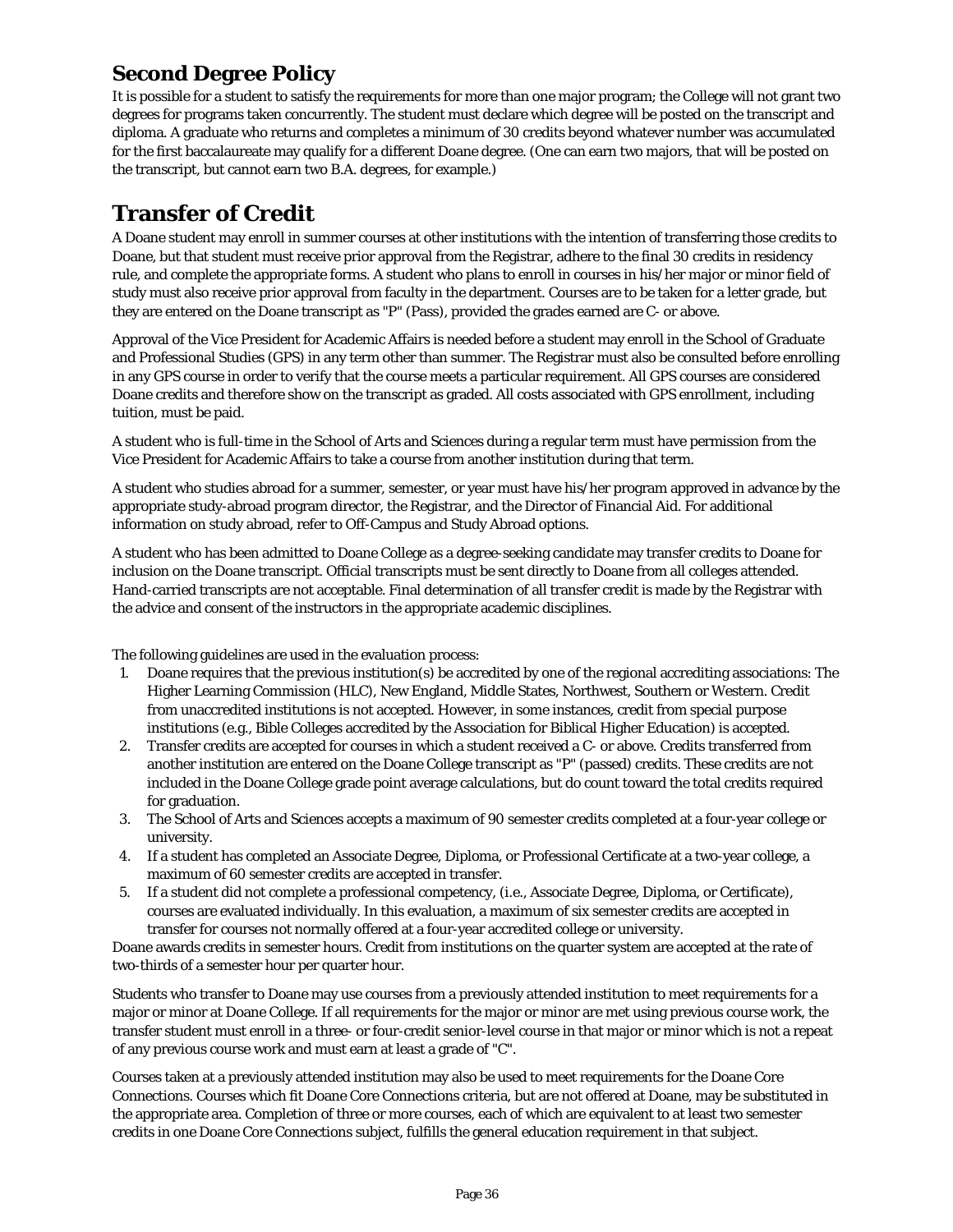## Second Degree Policy

It is possible for a student to satisfy the requirements for more than one major program; the College will not grant two degrees for programs taken concurrently. The student must declare which degree will be posted on the transcript and diploma. A graduate who returns and completes a minimum of 30 credits beyond whatever number was accumulated for the first baccalaureate may qualify for a different Doane degree. (One can earn two majors, that will be posted on the transcript, but cannot earn two B.A. degrees, for example.)

# Transfer of Credit

A Doane student may enroll in summer courses at other institutions with the intention of transferring those credits to Doane, but that student must receive prior approval from the Registrar, adhere to the final 30 credits in residency rule, and complete the appropriate forms. A student who plans to enroll in courses in his/her major or minor field of study must also receive prior approval from faculty in the department. Courses are to be taken for a letter grade, but they are entered on the Doane transcript as "P" (Pass), provided the grades earned are C- or above.

Approval of the Vice President for Academic Affairs is needed before a student may enroll in the School of Graduate and Professional Studies (GPS) in any term other than summer. The Registrar must also be consulted before enrolling in any GPS course in order to verify that the course meets a particular requirement. All GPS courses are considered Doane credits and therefore show on the transcript as graded. All costs associated with GPS enrollment, including tuition, must be paid.

A student who is full-time in the School of Arts and Sciences during a regular term must have permission from the Vice President for Academic Affairs to take a course from another institution during that term.

A student who studies abroad for a summer, semester, or year must have his/her program approved in advance by the appropriate study-abroad program director, the Registrar, and the Director of Financial Aid. For additional information on study abroad, refer to Off-Campus and Study Abroad options.

A student who has been admitted to Doane College as a degree-seeking candidate may transfer credits to Doane for inclusion on the Doane transcript. Official transcripts must be sent directly to Doane from all colleges attended. Hand-carried transcripts are not acceptable. Final determination of all transfer credit is made by the Registrar with the advice and consent of the instructors in the appropriate academic disciplines.

The following guidelines are used in the evaluation process:

1. Doane requires that the previous institution(s) be accredited by one of the regional accrediting associations: The Higher Learning Commission (HLC), New England, Middle States, Northwest, Southern or Western. Credit from unaccredited institutions is not accepted. However, in some instances, credit from special purpose institutions (e.g., Bible Colleges accredited by the Association for Biblical Higher Education) is accepted.
2. Transfer credits are accepted for courses in which a student received a C- or above. Credits transferred from another institution are entered on the Doane College transcript as "P" (passed) credits. These credits are not included in the Doane College grade point average calculations, but do count toward the total credits required for graduation.
3. The School of Arts and Sciences accepts a maximum of 90 semester credits completed at a four-year college or university.
4. If a student has completed an Associate Degree, Diploma, or Professional Certificate at a two-year college, a maximum of 60 semester credits are accepted in transfer.
5. If a student did not complete a professional competency, (i.e., Associate Degree, Diploma, or Certificate), courses are evaluated individually. In this evaluation, a maximum of six semester credits are accepted in transfer for courses not normally offered at a four-year accredited college or university.

Doane awards credits in semester hours. Credit from institutions on the quarter system are accepted at the rate of two-thirds of a semester hour per quarter hour.

Students who transfer to Doane may use courses from a previously attended institution to meet requirements for a major or minor at Doane College. If all requirements for the major or minor are met using previous course work, the transfer student must enroll in a three- or four-credit senior-level course in that major or minor which is not a repeat of any previous course work and must earn at least a grade of "C".

Courses taken at a previously attended institution may also be used to meet requirements for the Doane Core Connections. Courses which fit Doane Core Connections criteria, but are not offered at Doane, may be substituted in the appropriate area. Completion of three or more courses, each of which are equivalent to at least two semester credits in one Doane Core Connections subject, fulfills the general education requirement in that subject.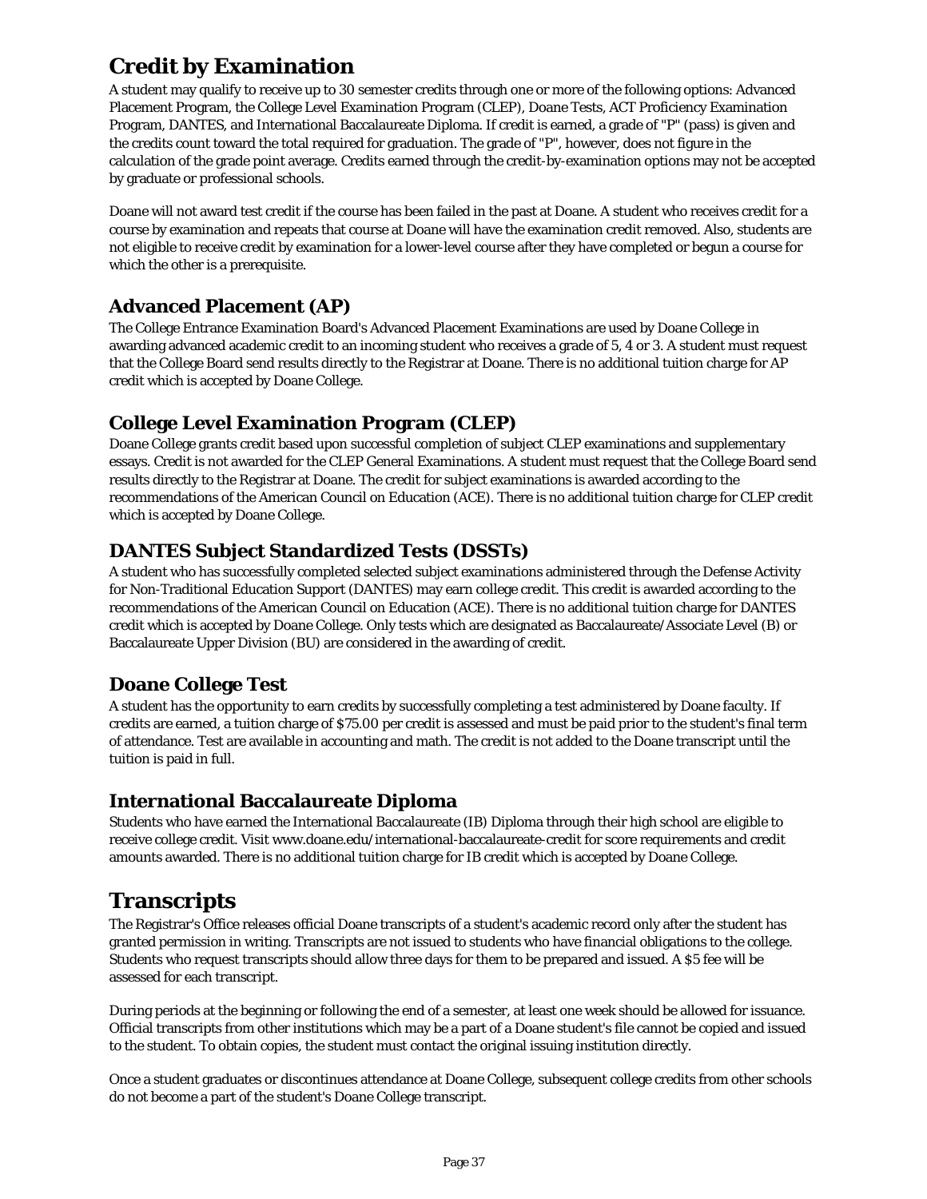# Credit by Examination

A student may qualify to receive up to 30 semester credits through one or more of the following options: Advanced Placement Program, the College Level Examination Program (CLEP), Doane Tests, ACT Proficiency Examination Program, DANTES, and International Baccalaureate Diploma. If credit is earned, a grade of "P" (pass) is given and the credits count toward the total required for graduation. The grade of "P", however, does not figure in the calculation of the grade point average. Credits earned through the credit-by-examination options may not be accepted by graduate or professional schools.

Doane will not award test credit if the course has been failed in the past at Doane. A student who receives credit for a course by examination and repeats that course at Doane will have the examination credit removed. Also, students are not eligible to receive credit by examination for a lower-level course after they have completed or begun a course for which the other is a prerequisite.

## Advanced Placement (AP)

The College Entrance Examination Board's Advanced Placement Examinations are used by Doane College in awarding advanced academic credit to an incoming student who receives a grade of 5, 4 or 3. A student must request that the College Board send results directly to the Registrar at Doane. There is no additional tuition charge for AP credit which is accepted by Doane College.

## College Level Examination Program (CLEP)

Doane College grants credit based upon successful completion of subject CLEP examinations and supplementary essays. Credit is not awarded for the CLEP General Examinations. A student must request that the College Board send results directly to the Registrar at Doane. The credit for subject examinations is awarded according to the recommendations of the American Council on Education (ACE). There is no additional tuition charge for CLEP credit which is accepted by Doane College.

## DANTES Subject Standardized Tests (DSSTs)

A student who has successfully completed selected subject examinations administered through the Defense Activity for Non-Traditional Education Support (DANTES) may earn college credit. This credit is awarded according to the recommendations of the American Council on Education (ACE). There is no additional tuition charge for DANTES credit which is accepted by Doane College. Only tests which are designated as Baccalaureate/Associate Level (B) or Baccalaureate Upper Division (BU) are considered in the awarding of credit.

## Doane College Test

A student has the opportunity to earn credits by successfully completing a test administered by Doane faculty. If credits are earned, a tuition charge of $75.00 per credit is assessed and must be paid prior to the student's final term of attendance. Test are available in accounting and math. The credit is not added to the Doane transcript until the tuition is paid in full.

## International Baccalaureate Diploma

Students who have earned the International Baccalaureate (IB) Diploma through their high school are eligible to receive college credit. Visit www.doane.edu/international-baccalaureate-credit for score requirements and credit amounts awarded. There is no additional tuition charge for IB credit which is accepted by Doane College.

# Transcripts

The Registrar's Office releases official Doane transcripts of a student's academic record only after the student has granted permission in writing. Transcripts are not issued to students who have financial obligations to the college. Students who request transcripts should allow three days for them to be prepared and issued. A $5 fee will be assessed for each transcript.

During periods at the beginning or following the end of a semester, at least one week should be allowed for issuance. Official transcripts from other institutions which may be a part of a Doane student's file cannot be copied and issued to the student. To obtain copies, the student must contact the original issuing institution directly.

Once a student graduates or discontinues attendance at Doane College, subsequent college credits from other schools do not become a part of the student's Doane College transcript.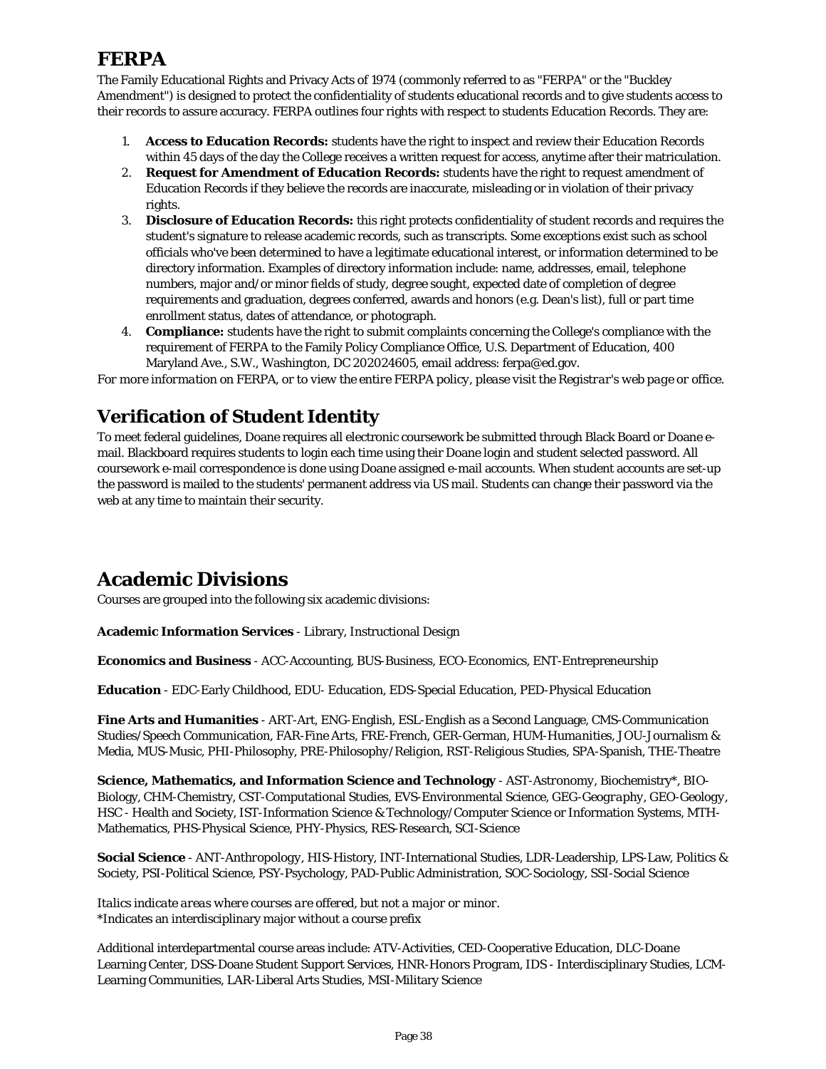## FERPA

The Family Educational Rights and Privacy Acts of 1974 (commonly referred to as "FERPA" or the "Buckley Amendment") is designed to protect the confidentiality of students educational records and to give students access to their records to assure accuracy. FERPA outlines four rights with respect to students Education Records. They are:

1. **Access to Education Records:** students have the right to inspect and review their Education Records within 45 days of the day the College receives a written request for access, anytime after their matriculation.
2. **Request for Amendment of Education Records:** students have the right to request amendment of Education Records if they believe the records are inaccurate, misleading or in violation of their privacy rights.
3. **Disclosure of Education Records:** this right protects confidentiality of student records and requires the student's signature to release academic records, such as transcripts. Some exceptions exist such as school officials who've been determined to have a legitimate educational interest, or information determined to be directory information. Examples of directory information include: name, addresses, email, telephone numbers, major and/or minor fields of study, degree sought, expected date of completion of degree requirements and graduation, degrees conferred, awards and honors (e.g. Dean's list), full or part time enrollment status, dates of attendance, or photograph.
4. **Compliance:** students have the right to submit complaints concerning the College's compliance with the requirement of FERPA to the Family Policy Compliance Office, U.S. Department of Education, 400 Maryland Ave., S.W., Washington, DC 202024605, email address: ferpa@ed.gov.

*For more information on FERPA, or to view the entire FERPA policy, please visit the Registrar's web page or office.*

## Verification of Student Identity

To meet federal guidelines, Doane requires all electronic coursework be submitted through Black Board or Doane e-mail. Blackboard requires students to login each time using their Doane login and student selected password. All coursework e-mail correspondence is done using Doane assigned e-mail accounts. When student accounts are set-up the password is mailed to the students' permanent address via US mail. Students can change their password via the web at any time to maintain their security.

## Academic Divisions

Courses are grouped into the following six academic divisions:

**Academic Information Services** - Library, Instructional Design

**Economics and Business** - ACC-Accounting, BUS-Business, ECO-Economics, ENT-Entrepreneurship

**Education** - EDC-Early Childhood, EDU- Education, EDS-Special Education, PED-Physical Education

**Fine Arts and Humanities** - ART-Art, ENG-English, ESL-English as a Second Language, CMS-Communication Studies/Speech Communication, FAR-Fine Arts, FRE-French, GER-German, *HUM-Humanities*, JOU-Journalism & Media, MUS-Music, PHI-Philosophy, PRE-Philosophy/Religion, RST-Religious Studies, SPA-Spanish, THE-Theatre

**Science, Mathematics, and Information Science and Technology** - *AST-Astronomy*, Biochemistry*, BIO-Biology, CHM-Chemistry, CST-Computational Studies, EVS-Environmental Science, *GEG-Geography*, *GEO-Geology*, HSC - Health and Society, IST-Information Science & Technology/Computer Science or Information Systems, MTH-Mathematics, PHS-Physical Science, PHY-Physics, *RES-Research*, SCI-Science

**Social Science** - *ANT-Anthropology*, HIS-History, INT-International Studies, *LDR-Leadership*, LPS-Law, Politics & Society, PSI-Political Science, PSY-Psychology, PAD-Public Administration, SOC-Sociology, SSI-Social Science

*Italics indicate areas where courses are offered, but not a major or minor.*
*Indicates an interdisciplinary major without a course prefix

Additional interdepartmental course areas include: ATV-Activities, CED-Cooperative Education, DLC-Doane Learning Center, DSS-Doane Student Support Services, HNR-Honors Program, IDS - Interdisciplinary Studies, LCM-Learning Communities, LAR-Liberal Arts Studies, MSI-Military Science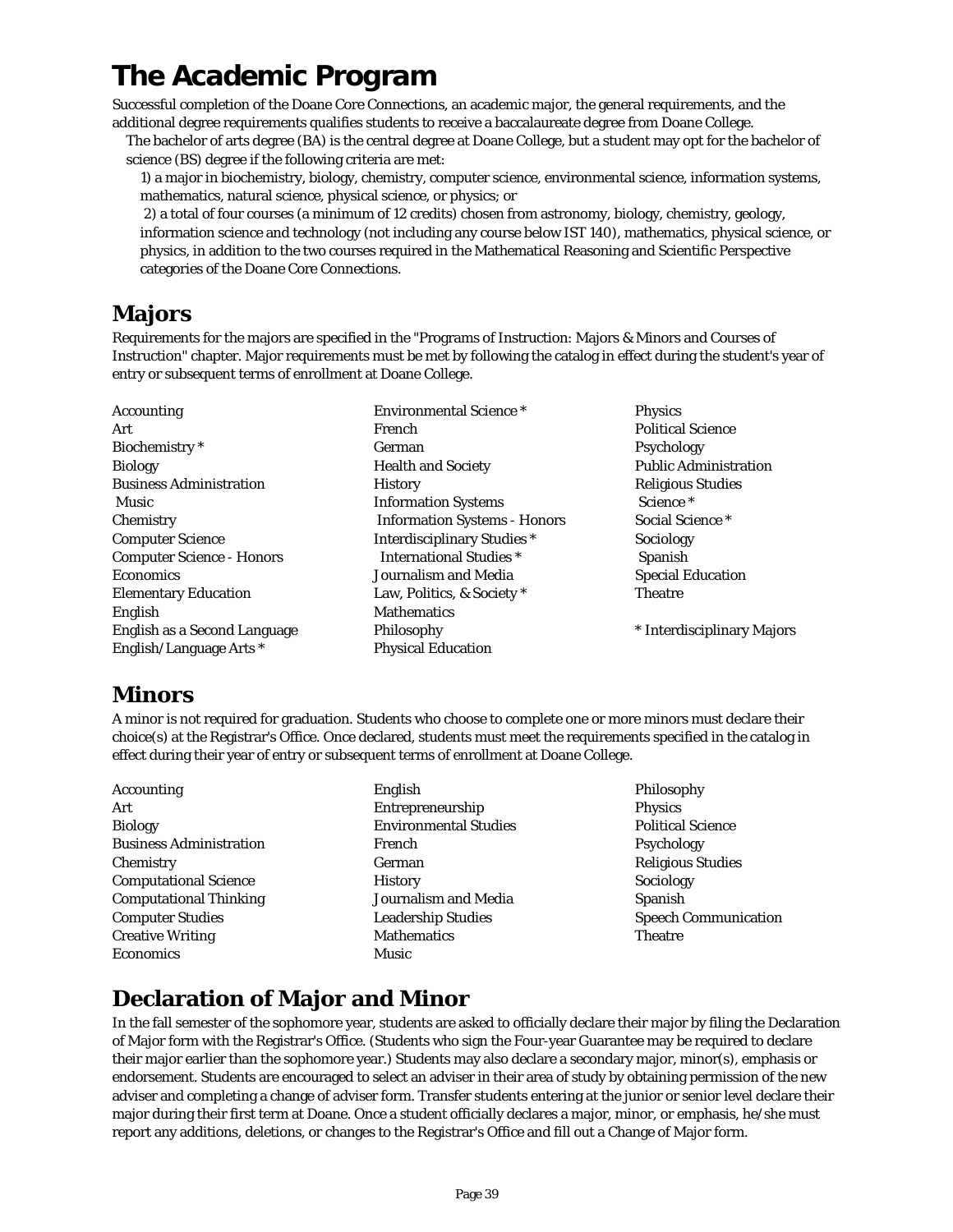# The Academic Program

Successful completion of the Doane Core Connections, an academic major, the general requirements, and the additional degree requirements qualifies students to receive a baccalaureate degree from Doane College.

The bachelor of arts degree (BA) is the central degree at Doane College, but a student may opt for the bachelor of science (BS) degree if the following criteria are met:

1) a major in biochemistry, biology, chemistry, computer science, environmental science, information systems, mathematics, natural science, physical science, or physics; or

2) a total of four courses (a minimum of 12 credits) chosen from astronomy, biology, chemistry, geology, information science and technology (not including any course below IST 140), mathematics, physical science, or physics, in addition to the two courses required in the Mathematical Reasoning and Scientific Perspective categories of the Doane Core Connections.

## Majors

Requirements for the majors are specified in the "Programs of Instruction: Majors & Minors and Courses of Instruction" chapter. Major requirements must be met by following the catalog in effect during the student's year of entry or subsequent terms of enrollment at Doane College.

Accounting
Art
Biochemistry *
Biology
Business Administration
 Music
Chemistry
Computer Science
Computer Science - Honors
Economics
Elementary Education
English
English as a Second Language
English/Language Arts *
Environmental Science *
French
German
Health and Society
History
Information Systems
 Information Systems - Honors
Interdisciplinary Studies *
 International Studies *
Journalism and Media
Law, Politics, & Society *
Mathematics
Philosophy
Physical Education
Physics
Political Science
Psychology
Public Administration
Religious Studies
 Science *
Social Science *
Sociology
 Spanish
Special Education
Theatre

* Interdisciplinary Majors

## Minors

A minor is not required for graduation. Students who choose to complete one or more minors must declare their choice(s) at the Registrar's Office. Once declared, students must meet the requirements specified in the catalog in effect during their year of entry or subsequent terms of enrollment at Doane College.

Accounting
Art
Biology
Business Administration
Chemistry
Computational Science
Computational Thinking
Computer Studies
Creative Writing
Economics
English
Entrepreneurship
Environmental Studies
French
German
History
Journalism and Media
Leadership Studies
Mathematics
Music
Philosophy
Physics
Political Science
Psychology
Religious Studies
Sociology
Spanish
Speech Communication
Theatre

## Declaration of Major and Minor

In the fall semester of the sophomore year, students are asked to officially declare their major by filing the Declaration of Major form with the Registrar's Office. (Students who sign the Four-year Guarantee may be required to declare their major earlier than the sophomore year.) Students may also declare a secondary major, minor(s), emphasis or endorsement. Students are encouraged to select an adviser in their area of study by obtaining permission of the new adviser and completing a change of adviser form. Transfer students entering at the junior or senior level declare their major during their first term at Doane. Once a student officially declares a major, minor, or emphasis, he/she must report any additions, deletions, or changes to the Registrar's Office and fill out a Change of Major form.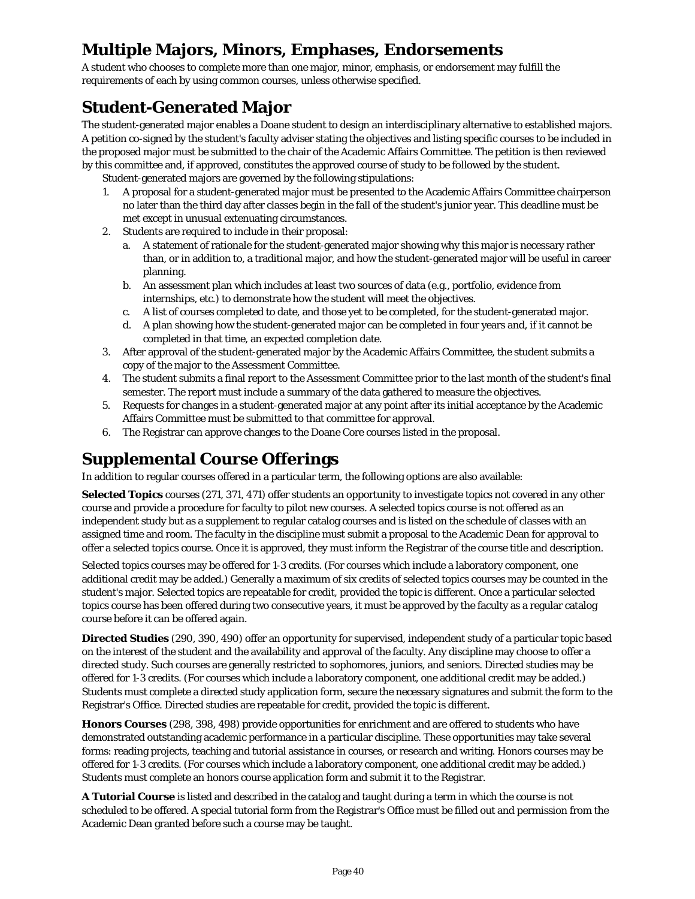## Multiple Majors, Minors, Emphases, Endorsements

A student who chooses to complete more than one major, minor, emphasis, or endorsement may fulfill the requirements of each by using common courses, unless otherwise specified.

## Student-Generated Major

The student-generated major enables a Doane student to design an interdisciplinary alternative to established majors. A petition co-signed by the student's faculty adviser stating the objectives and listing specific courses to be included in the proposed major must be submitted to the chair of the Academic Affairs Committee. The petition is then reviewed by this committee and, if approved, constitutes the approved course of study to be followed by the student.

Student-generated majors are governed by the following stipulations:

1. A proposal for a student-generated major must be presented to the Academic Affairs Committee chairperson no later than the third day after classes begin in the fall of the student's junior year. This deadline must be met except in unusual extenuating circumstances.
2. Students are required to include in their proposal:
   a. A statement of rationale for the student-generated major showing why this major is necessary rather than, or in addition to, a traditional major, and how the student-generated major will be useful in career planning.
   b. An assessment plan which includes at least two sources of data (e.g., portfolio, evidence from internships, etc.) to demonstrate how the student will meet the objectives.
   c. A list of courses completed to date, and those yet to be completed, for the student-generated major.
   d. A plan showing how the student-generated major can be completed in four years and, if it cannot be completed in that time, an expected completion date.
3. After approval of the student-generated major by the Academic Affairs Committee, the student submits a copy of the major to the Assessment Committee.
4. The student submits a final report to the Assessment Committee prior to the last month of the student's final semester. The report must include a summary of the data gathered to measure the objectives.
5. Requests for changes in a student-generated major at any point after its initial acceptance by the Academic Affairs Committee must be submitted to that committee for approval.
6. The Registrar can approve changes to the Doane Core courses listed in the proposal.

## Supplemental Course Offerings

In addition to regular courses offered in a particular term, the following options are also available:

**Selected Topics** courses (271, 371, 471) offer students an opportunity to investigate topics not covered in any other course and provide a procedure for faculty to pilot new courses. A selected topics course is not offered as an independent study but as a supplement to regular catalog courses and is listed on the schedule of classes with an assigned time and room. The faculty in the discipline must submit a proposal to the Academic Dean for approval to offer a selected topics course. Once it is approved, they must inform the Registrar of the course title and description.

Selected topics courses may be offered for 1-3 credits. (For courses which include a laboratory component, one additional credit may be added.) Generally a maximum of six credits of selected topics courses may be counted in the student's major. Selected topics are repeatable for credit, provided the topic is different. Once a particular selected topics course has been offered during two consecutive years, it must be approved by the faculty as a regular catalog course before it can be offered again.

**Directed Studies** (290, 390, 490) offer an opportunity for supervised, independent study of a particular topic based on the interest of the student and the availability and approval of the faculty. Any discipline may choose to offer a directed study. Such courses are generally restricted to sophomores, juniors, and seniors. Directed studies may be offered for 1-3 credits. (For courses which include a laboratory component, one additional credit may be added.) Students must complete a directed study application form, secure the necessary signatures and submit the form to the Registrar's Office. Directed studies are repeatable for credit, provided the topic is different.

**Honors Courses** (298, 398, 498) provide opportunities for enrichment and are offered to students who have demonstrated outstanding academic performance in a particular discipline. These opportunities may take several forms: reading projects, teaching and tutorial assistance in courses, or research and writing. Honors courses may be offered for 1-3 credits. (For courses which include a laboratory component, one additional credit may be added.) Students must complete an honors course application form and submit it to the Registrar.

**A Tutorial Course** is listed and described in the catalog and taught during a term in which the course is not scheduled to be offered. A special tutorial form from the Registrar's Office must be filled out and permission from the Academic Dean granted before such a course may be taught.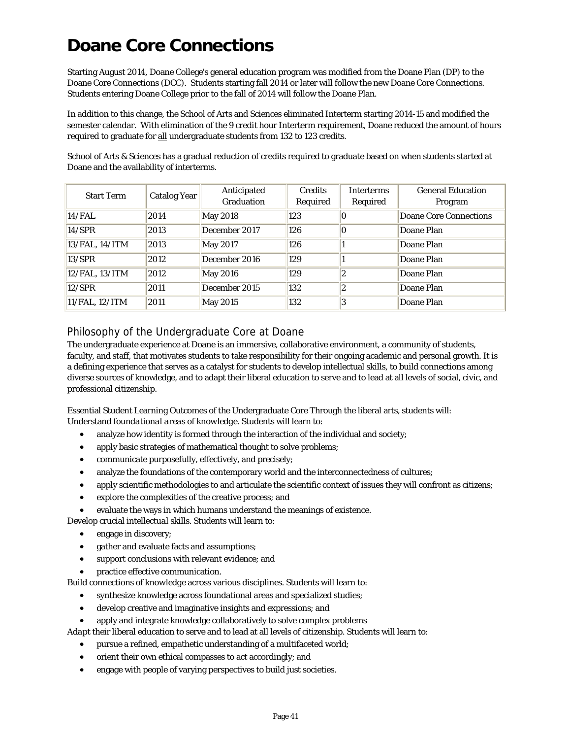# Doane Core Connections

Starting August 2014, Doane College's general education program was modified from the Doane Plan (DP) to the Doane Core Connections (DCC). Students starting fall 2014 or later will follow the new Doane Core Connections. Students entering Doane College prior to the fall of 2014 will follow the Doane Plan.

In addition to this change, the School of Arts and Sciences eliminated Interterm starting 2014-15 and modified the semester calendar. With elimination of the 9 credit hour Interterm requirement, Doane reduced the amount of hours required to graduate for all undergraduate students from 132 to 123 credits.

School of Arts & Sciences has a gradual reduction of credits required to graduate based on when students started at Doane and the availability of interterms.

| Start Term | Catalog Year | Anticipated Graduation | Credits Required | Interterms Required | General Education Program |
|---|---|---|---|---|---|
| 14/FAL | 2014 | May 2018 | 123 | 0 | Doane Core Connections |
| 14/SPR | 2013 | December 2017 | 126 | 0 | Doane Plan |
| 13/FAL, 14/ITM | 2013 | May 2017 | 126 | 1 | Doane Plan |
| 13/SPR | 2012 | December 2016 | 129 | 1 | Doane Plan |
| 12/FAL, 13/ITM | 2012 | May 2016 | 129 | 2 | Doane Plan |
| 12/SPR | 2011 | December 2015 | 132 | 2 | Doane Plan |
| 11/FAL, 12/ITM | 2011 | May 2015 | 132 | 3 | Doane Plan |

## Philosophy of the Undergraduate Core at Doane

The undergraduate experience at Doane is an immersive, collaborative environment, a community of students, faculty, and staff, that motivates students to take responsibility for their ongoing academic and personal growth. It is a defining experience that serves as a catalyst for students to develop intellectual skills, to build connections among diverse sources of knowledge, and to adapt their liberal education to serve and to lead at all levels of social, civic, and professional citizenship.

Essential Student Learning Outcomes of the Undergraduate Core Through the liberal arts, students will:
Understand foundational areas of knowledge. Students will learn to:

- analyze how identity is formed through the interaction of the individual and society;
- apply basic strategies of mathematical thought to solve problems;
- communicate purposefully, effectively, and precisely;
- analyze the foundations of the contemporary world and the interconnectedness of cultures;
- apply scientific methodologies to and articulate the scientific context of issues they will confront as citizens;
- explore the complexities of the creative process; and
- evaluate the ways in which humans understand the meanings of existence.

Develop crucial intellectual skills. Students will learn to:

- engage in discovery;
- gather and evaluate facts and assumptions;
- support conclusions with relevant evidence; and
- practice effective communication.

Build connections of knowledge across various disciplines. Students will learn to:

- synthesize knowledge across foundational areas and specialized studies;
- develop creative and imaginative insights and expressions; and
- apply and integrate knowledge collaboratively to solve complex problems

Adapt their liberal education to serve and to lead at all levels of citizenship. Students will learn to:

- pursue a refined, empathetic understanding of a multifaceted world;
- orient their own ethical compasses to act accordingly; and
- engage with people of varying perspectives to build just societies.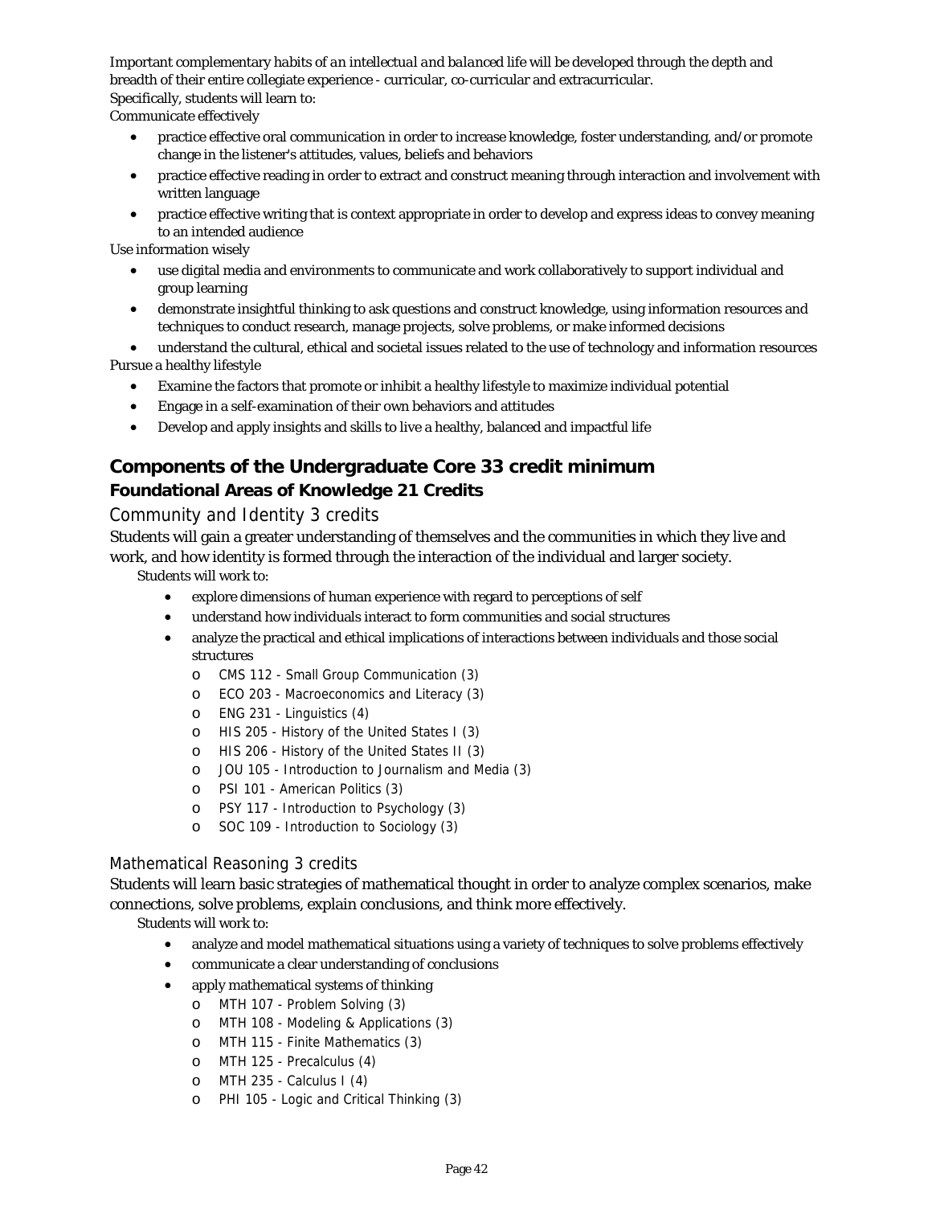Important complementary habits of an intellectual and balanced life will be developed through the depth and breadth of their entire collegiate experience - curricular, co-curricular and extracurricular.
Specifically, students will learn to:
Communicate effectively

- practice effective oral communication in order to increase knowledge, foster understanding, and/or promote change in the listener's attitudes, values, beliefs and behaviors
- practice effective reading in order to extract and construct meaning through interaction and involvement with written language
- practice effective writing that is context appropriate in order to develop and express ideas to convey meaning to an intended audience

Use information wisely

- use digital media and environments to communicate and work collaboratively to support individual and group learning
- demonstrate insightful thinking to ask questions and construct knowledge, using information resources and techniques to conduct research, manage projects, solve problems, or make informed decisions
- understand the cultural, ethical and societal issues related to the use of technology and information resources

Pursue a healthy lifestyle

- Examine the factors that promote or inhibit a healthy lifestyle to maximize individual potential
- Engage in a self-examination of their own behaviors and attitudes
- Develop and apply insights and skills to live a healthy, balanced and impactful life

## Components of the Undergraduate Core 33 credit minimum

### Foundational Areas of Knowledge 21 Credits

#### Community and Identity 3 credits

Students will gain a greater understanding of themselves and the communities in which they live and work, and how identity is formed through the interaction of the individual and larger society.

Students will work to:

- explore dimensions of human experience with regard to perceptions of self
- understand how individuals interact to form communities and social structures
- analyze the practical and ethical implications of interactions between individuals and those social structures
  - CMS 112 - Small Group Communication (3)
  - ECO 203 - Macroeconomics and Literacy (3)
  - ENG 231 - Linguistics (4)
  - HIS 205 - History of the United States I (3)
  - HIS 206 - History of the United States II (3)
  - JOU 105 - Introduction to Journalism and Media (3)
  - PSI 101 - American Politics (3)
  - PSY 117 - Introduction to Psychology (3)
  - SOC 109 - Introduction to Sociology (3)

#### Mathematical Reasoning 3 credits

Students will learn basic strategies of mathematical thought in order to analyze complex scenarios, make connections, solve problems, explain conclusions, and think more effectively.

Students will work to:

- analyze and model mathematical situations using a variety of techniques to solve problems effectively
- communicate a clear understanding of conclusions
- apply mathematical systems of thinking
  - MTH 107 - Problem Solving (3)
  - MTH 108 - Modeling & Applications (3)
  - MTH 115 - Finite Mathematics (3)
  - MTH 125 - Precalculus (4)
  - MTH 235 - Calculus I (4)
  - PHI 105 - Logic and Critical Thinking (3)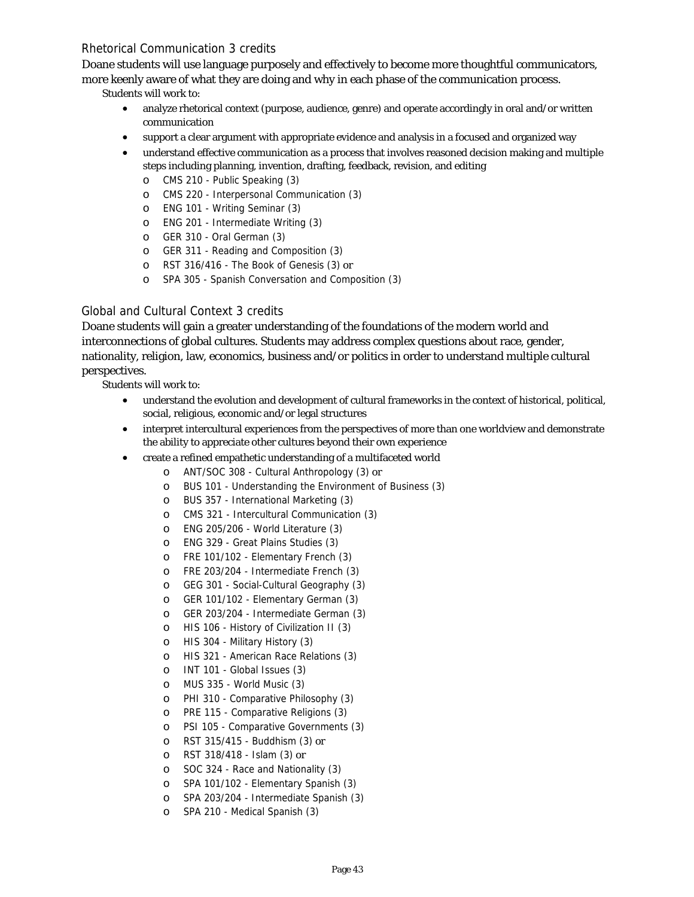## Rhetorical Communication 3 credits

Doane students will use language purposely and effectively to become more thoughtful communicators, more keenly aware of what they are doing and why in each phase of the communication process.

Students will work to:

- analyze rhetorical context (purpose, audience, genre) and operate accordingly in oral and/or written communication
- support a clear argument with appropriate evidence and analysis in a focused and organized way
- understand effective communication as a process that involves reasoned decision making and multiple steps including planning, invention, drafting, feedback, revision, and editing
    - CMS 210 - Public Speaking (3)
    - CMS 220 - Interpersonal Communication (3)
    - ENG 101 - Writing Seminar (3)
    - ENG 201 - Intermediate Writing (3)
    - GER 310 - Oral German (3)
    - GER 311 - Reading and Composition (3)
    - RST 316/416 - The Book of Genesis (3) or
    - SPA 305 - Spanish Conversation and Composition (3)

## Global and Cultural Context 3 credits

Doane students will gain a greater understanding of the foundations of the modern world and interconnections of global cultures. Students may address complex questions about race, gender, nationality, religion, law, economics, business and/or politics in order to understand multiple cultural perspectives.

Students will work to:

- understand the evolution and development of cultural frameworks in the context of historical, political, social, religious, economic and/or legal structures
- interpret intercultural experiences from the perspectives of more than one worldview and demonstrate the ability to appreciate other cultures beyond their own experience
- create a refined empathetic understanding of a multifaceted world
    - ANT/SOC 308 - Cultural Anthropology (3) or
    - BUS 101 - Understanding the Environment of Business (3)
    - BUS 357 - International Marketing (3)
    - CMS 321 - Intercultural Communication (3)
    - ENG 205/206 - World Literature (3)
    - ENG 329 - Great Plains Studies (3)
    - FRE 101/102 - Elementary French (3)
    - FRE 203/204 - Intermediate French (3)
    - GEG 301 - Social-Cultural Geography (3)
    - GER 101/102 - Elementary German (3)
    - GER 203/204 - Intermediate German (3)
    - HIS 106 - History of Civilization II (3)
    - HIS 304 - Military History (3)
    - HIS 321 - American Race Relations (3)
    - INT 101 - Global Issues (3)
    - MUS 335 - World Music (3)
    - PHI 310 - Comparative Philosophy (3)
    - PRE 115 - Comparative Religions (3)
    - PSI 105 - Comparative Governments (3)
    - RST 315/415 - Buddhism (3) or
    - RST 318/418 - Islam (3) or
    - SOC 324 - Race and Nationality (3)
    - SPA 101/102 - Elementary Spanish (3)
    - SPA 203/204 - Intermediate Spanish (3)
    - SPA 210 - Medical Spanish (3)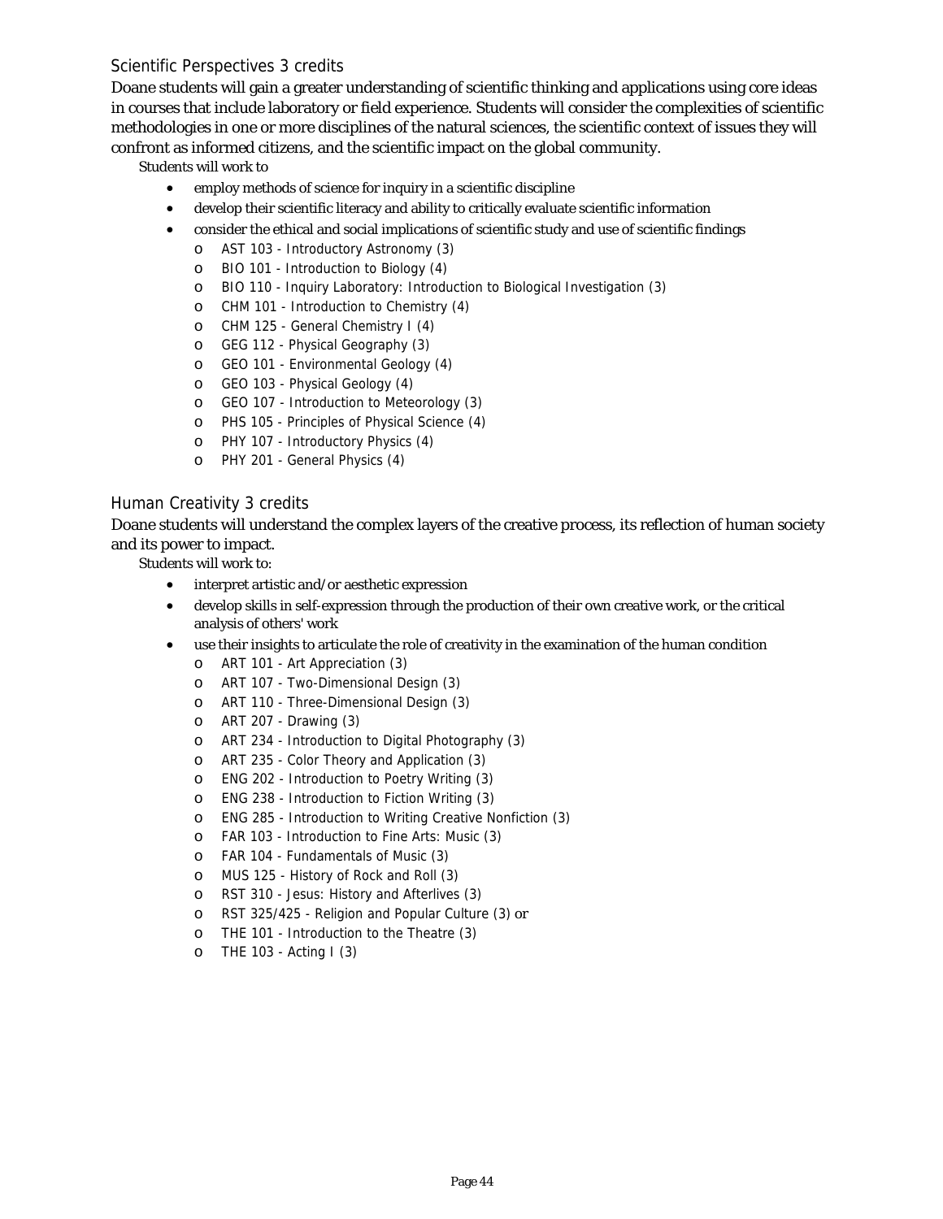## Scientific Perspectives 3 credits

Doane students will gain a greater understanding of scientific thinking and applications using core ideas in courses that include laboratory or field experience. Students will consider the complexities of scientific methodologies in one or more disciplines of the natural sciences, the scientific context of issues they will confront as informed citizens, and the scientific impact on the global community.

Students will work to

- employ methods of science for inquiry in a scientific discipline
- develop their scientific literacy and ability to critically evaluate scientific information
- consider the ethical and social implications of scientific study and use of scientific findings
  - AST 103 - Introductory Astronomy (3)
  - BIO 101 - Introduction to Biology (4)
  - BIO 110 - Inquiry Laboratory: Introduction to Biological Investigation (3)
  - CHM 101 - Introduction to Chemistry (4)
  - CHM 125 - General Chemistry I (4)
  - GEG 112 - Physical Geography (3)
  - GEO 101 - Environmental Geology (4)
  - GEO 103 - Physical Geology (4)
  - GEO 107 - Introduction to Meteorology (3)
  - PHS 105 - Principles of Physical Science (4)
  - PHY 107 - Introductory Physics (4)
  - PHY 201 - General Physics (4)

## Human Creativity 3 credits

Doane students will understand the complex layers of the creative process, its reflection of human society and its power to impact.

Students will work to:

- interpret artistic and/or aesthetic expression
- develop skills in self-expression through the production of their own creative work, or the critical analysis of others' work
- use their insights to articulate the role of creativity in the examination of the human condition
  - ART 101 - Art Appreciation (3)
  - ART 107 - Two-Dimensional Design (3)
  - ART 110 - Three-Dimensional Design (3)
  - ART 207 - Drawing (3)
  - ART 234 - Introduction to Digital Photography (3)
  - ART 235 - Color Theory and Application (3)
  - ENG 202 - Introduction to Poetry Writing (3)
  - ENG 238 - Introduction to Fiction Writing (3)
  - ENG 285 - Introduction to Writing Creative Nonfiction (3)
  - FAR 103 - Introduction to Fine Arts: Music (3)
  - FAR 104 - Fundamentals of Music (3)
  - MUS 125 - History of Rock and Roll (3)
  - RST 310 - Jesus: History and Afterlives (3)
  - RST 325/425 - Religion and Popular Culture (3) or
  - THE 101 - Introduction to the Theatre (3)
  - THE 103 - Acting I (3)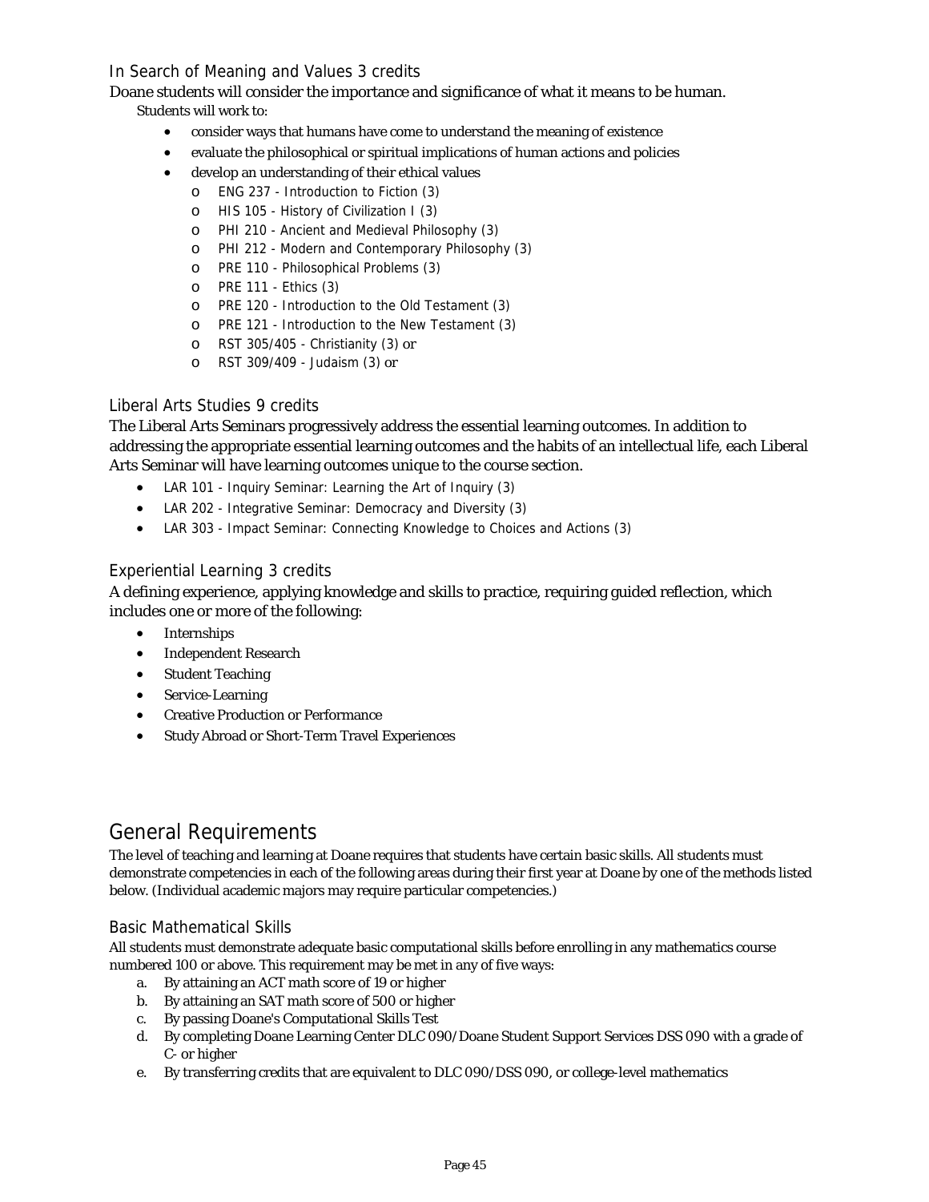### In Search of Meaning and Values 3 credits

Doane students will consider the importance and significance of what it means to be human.

Students will work to:

- consider ways that humans have come to understand the meaning of existence
- evaluate the philosophical or spiritual implications of human actions and policies
- develop an understanding of their ethical values
  - ENG 237 - Introduction to Fiction (3)
  - HIS 105 - History of Civilization I (3)
  - PHI 210 - Ancient and Medieval Philosophy (3)
  - PHI 212 - Modern and Contemporary Philosophy (3)
  - PRE 110 - Philosophical Problems (3)
  - PRE 111 - Ethics (3)
  - PRE 120 - Introduction to the Old Testament (3)
  - PRE 121 - Introduction to the New Testament (3)
  - RST 305/405 - Christianity (3) or
  - RST 309/409 - Judaism (3) or

### Liberal Arts Studies 9 credits

The Liberal Arts Seminars progressively address the essential learning outcomes. In addition to addressing the appropriate essential learning outcomes and the habits of an intellectual life, each Liberal Arts Seminar will have learning outcomes unique to the course section.

- LAR 101 - Inquiry Seminar: Learning the Art of Inquiry (3)
- LAR 202 - Integrative Seminar: Democracy and Diversity (3)
- LAR 303 - Impact Seminar: Connecting Knowledge to Choices and Actions (3)

### Experiential Learning 3 credits

A defining experience, applying knowledge and skills to practice, requiring guided reflection, which includes one or more of the following:

- Internships
- Independent Research
- Student Teaching
- Service-Learning
- Creative Production or Performance
- Study Abroad or Short-Term Travel Experiences

## General Requirements

The level of teaching and learning at Doane requires that students have certain basic skills. All students must demonstrate competencies in each of the following areas during their first year at Doane by one of the methods listed below. (Individual academic majors may require particular competencies.)

### Basic Mathematical Skills

All students must demonstrate adequate basic computational skills before enrolling in any mathematics course numbered 100 or above. This requirement may be met in any of five ways:

a. By attaining an ACT math score of 19 or higher
b. By attaining an SAT math score of 500 or higher
c. By passing Doane's Computational Skills Test
d. By completing Doane Learning Center DLC 090/Doane Student Support Services DSS 090 with a grade of C- or higher
e. By transferring credits that are equivalent to DLC 090/DSS 090, or college-level mathematics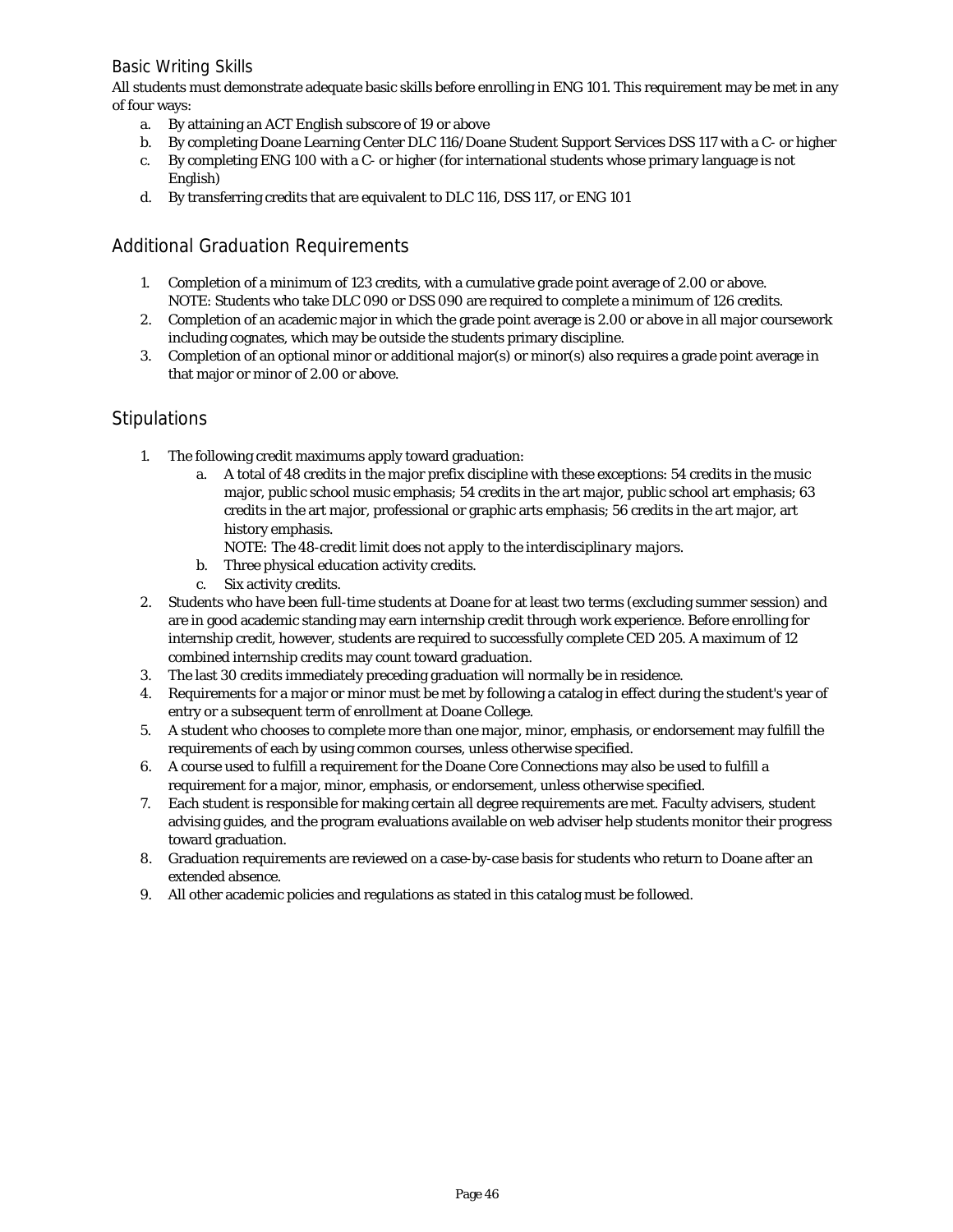### Basic Writing Skills

All students must demonstrate adequate basic skills before enrolling in ENG 101. This requirement may be met in any of four ways:

a. By attaining an ACT English subscore of 19 or above
b. By completing Doane Learning Center DLC 116/Doane Student Support Services DSS 117 with a C- or higher
c. By completing ENG 100 with a C- or higher (for international students whose primary language is not English)
d. By transferring credits that are equivalent to DLC 116, DSS 117, or ENG 101

## Additional Graduation Requirements

1. Completion of a minimum of 123 credits, with a cumulative grade point average of 2.00 or above.
   NOTE: Students who take DLC 090 or DSS 090 are required to complete a minimum of 126 credits.
2. Completion of an academic major in which the grade point average is 2.00 or above in all major coursework including cognates, which may be outside the students primary discipline.
3. Completion of an optional minor or additional major(s) or minor(s) also requires a grade point average in that major or minor of 2.00 or above.

## Stipulations

1. The following credit maximums apply toward graduation:
   a. A total of 48 credits in the major prefix discipline with these exceptions: 54 credits in the music major, public school music emphasis; 54 credits in the art major, public school art emphasis; 63 credits in the art major, professional or graphic arts emphasis; 56 credits in the art major, art history emphasis.
      NOTE: *The 48-credit limit does not apply to the interdisciplinary majors.*
   b. Three physical education activity credits.
   c. Six activity credits.
2. Students who have been full-time students at Doane for at least two terms (excluding summer session) and are in good academic standing may earn internship credit through work experience. Before enrolling for internship credit, however, students are required to successfully complete CED 205. A maximum of 12 combined internship credits may count toward graduation.
3. The last 30 credits immediately preceding graduation will normally be in residence.
4. Requirements for a major or minor must be met by following a catalog in effect during the student's year of entry or a subsequent term of enrollment at Doane College.
5. A student who chooses to complete more than one major, minor, emphasis, or endorsement may fulfill the requirements of each by using common courses, unless otherwise specified.
6. A course used to fulfill a requirement for the Doane Core Connections may also be used to fulfill a requirement for a major, minor, emphasis, or endorsement, unless otherwise specified.
7. Each student is responsible for making certain all degree requirements are met. Faculty advisers, student advising guides, and the program evaluations available on web adviser help students monitor their progress toward graduation.
8. Graduation requirements are reviewed on a case-by-case basis for students who return to Doane after an extended absence.
9. All other academic policies and regulations as stated in this catalog must be followed.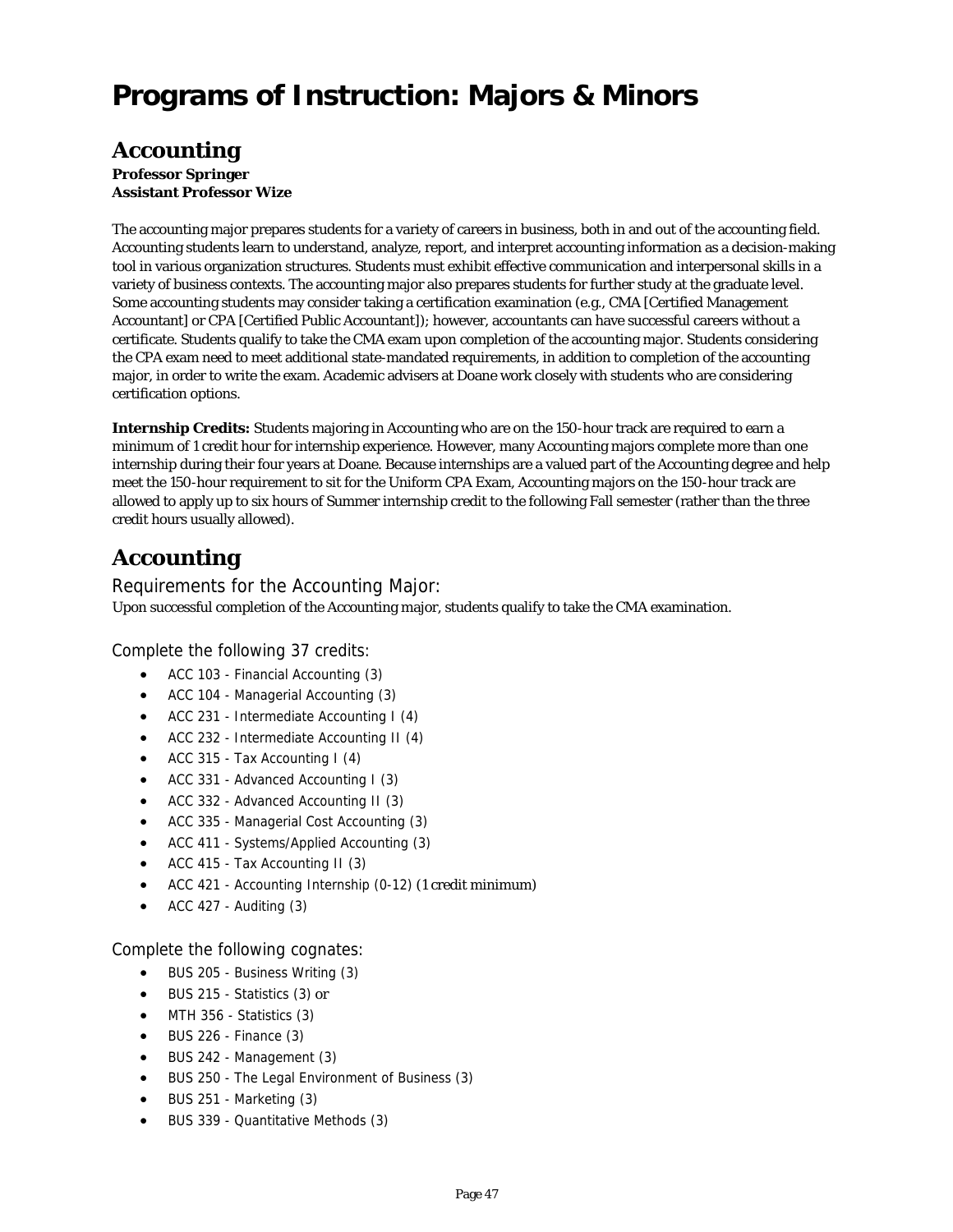# Programs of Instruction: Majors & Minors

## Accounting

**Professor Springer**
**Assistant Professor Wize**

The accounting major prepares students for a variety of careers in business, both in and out of the accounting field. Accounting students learn to understand, analyze, report, and interpret accounting information as a decision-making tool in various organization structures. Students must exhibit effective communication and interpersonal skills in a variety of business contexts. The accounting major also prepares students for further study at the graduate level. Some accounting students may consider taking a certification examination (e.g., CMA [Certified Management Accountant] or CPA [Certified Public Accountant]); however, accountants can have successful careers without a certificate. Students qualify to take the CMA exam upon completion of the accounting major. Students considering the CPA exam need to meet additional state-mandated requirements, in addition to completion of the accounting major, in order to write the exam. Academic advisers at Doane work closely with students who are considering certification options.

**Internship Credits:** Students majoring in Accounting who are on the 150-hour track are required to earn a minimum of 1 credit hour for internship experience. However, many Accounting majors complete more than one internship during their four years at Doane. Because internships are a valued part of the Accounting degree and help meet the 150-hour requirement to sit for the Uniform CPA Exam, Accounting majors on the 150-hour track are allowed to apply up to six hours of Summer internship credit to the following Fall semester (rather than the three credit hours usually allowed).

## Accounting

### Requirements for the Accounting Major:

Upon successful completion of the Accounting major, students qualify to take the CMA examination.

#### Complete the following 37 credits:

- ACC 103 - Financial Accounting (3)
- ACC 104 - Managerial Accounting (3)
- ACC 231 - Intermediate Accounting I (4)
- ACC 232 - Intermediate Accounting II (4)
- ACC 315 - Tax Accounting I (4)
- ACC 331 - Advanced Accounting I (3)
- ACC 332 - Advanced Accounting II (3)
- ACC 335 - Managerial Cost Accounting (3)
- ACC 411 - Systems/Applied Accounting (3)
- ACC 415 - Tax Accounting II (3)
- ACC 421 - Accounting Internship (0-12) (1 credit minimum)
- ACC 427 - Auditing (3)

#### Complete the following cognates:

- BUS 205 - Business Writing (3)
- BUS 215 - Statistics (3) or
- MTH 356 - Statistics (3)
- BUS 226 - Finance (3)
- BUS 242 - Management (3)
- BUS 250 - The Legal Environment of Business (3)
- BUS 251 - Marketing (3)
- BUS 339 - Quantitative Methods (3)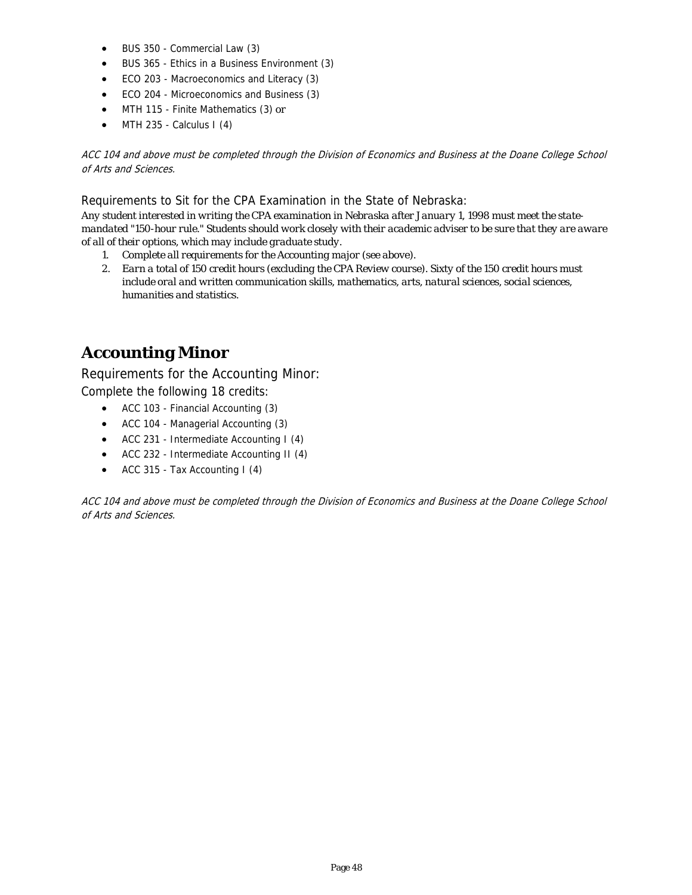- BUS 350 - Commercial Law (3)
- BUS 365 - Ethics in a Business Environment (3)
- ECO 203 - Macroeconomics and Literacy (3)
- ECO 204 - Microeconomics and Business (3)
- MTH 115 - Finite Mathematics (3) or
- MTH 235 - Calculus I (4)

*ACC 104 and above must be completed through the Division of Economics and Business at the Doane College School of Arts and Sciences.*

### Requirements to Sit for the CPA Examination in the State of Nebraska:

Any student interested in writing the CPA examination in Nebraska after January 1, 1998 must meet the state-mandated "150-hour rule." Students should work closely with their academic adviser to be sure that they are aware of all of their options, which may include graduate study.

1. Complete all requirements for the Accounting major (see above).
2. Earn a total of 150 credit hours (excluding the CPA Review course). Sixty of the 150 credit hours must include oral and written communication skills, mathematics, arts, natural sciences, social sciences, humanities and statistics.

## Accounting Minor

### Requirements for the Accounting Minor:

Complete the following 18 credits:

- ACC 103 - Financial Accounting (3)
- ACC 104 - Managerial Accounting (3)
- ACC 231 - Intermediate Accounting I (4)
- ACC 232 - Intermediate Accounting II (4)
- ACC 315 - Tax Accounting I (4)

*ACC 104 and above must be completed through the Division of Economics and Business at the Doane College School of Arts and Sciences.*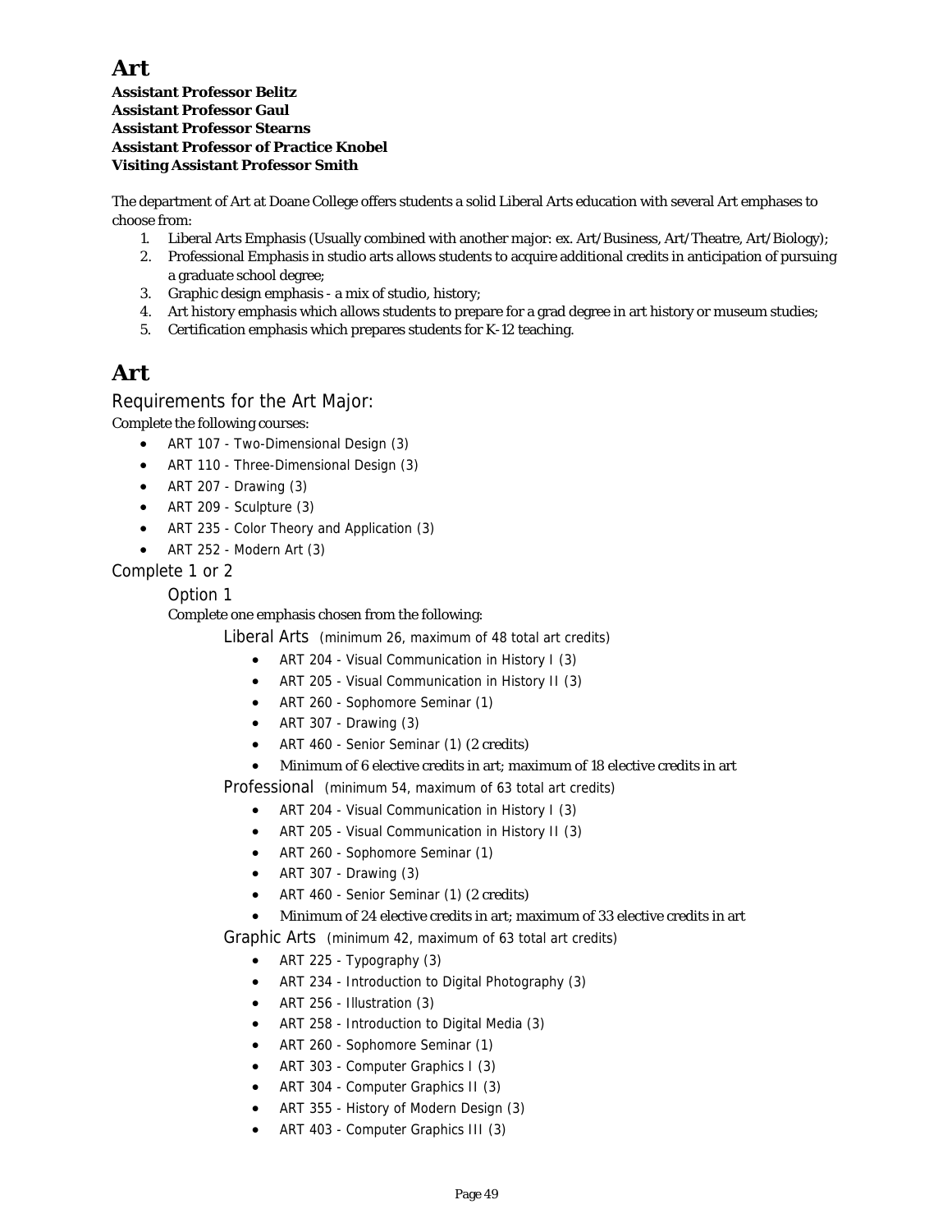# Art

**Assistant Professor Belitz**
**Assistant Professor Gaul**
**Assistant Professor Stearns**
**Assistant Professor of Practice Knobel**
**Visiting Assistant Professor Smith**

The department of Art at Doane College offers students a solid Liberal Arts education with several Art emphases to choose from:

1. Liberal Arts Emphasis (Usually combined with another major: ex. Art/Business, Art/Theatre, Art/Biology);
2. Professional Emphasis in studio arts allows students to acquire additional credits in anticipation of pursuing a graduate school degree;
3. Graphic design emphasis - a mix of studio, history;
4. Art history emphasis which allows students to prepare for a grad degree in art history or museum studies;
5. Certification emphasis which prepares students for K-12 teaching.

# Art

## Requirements for the Art Major:

Complete the following courses:

- ART 107 - Two-Dimensional Design (3)
- ART 110 - Three-Dimensional Design (3)
- ART 207 - Drawing (3)
- ART 209 - Sculpture (3)
- ART 235 - Color Theory and Application (3)
- ART 252 - Modern Art (3)

### Complete 1 or 2

#### Option 1

Complete one emphasis chosen from the following:

##### Liberal Arts (minimum 26, maximum of 48 total art credits)

- ART 204 - Visual Communication in History I (3)
- ART 205 - Visual Communication in History II (3)
- ART 260 - Sophomore Seminar (1)
- ART 307 - Drawing (3)
- ART 460 - Senior Seminar (1) (2 credits)
- Minimum of 6 elective credits in art; maximum of 18 elective credits in art

##### Professional (minimum 54, maximum of 63 total art credits)

- ART 204 - Visual Communication in History I (3)
- ART 205 - Visual Communication in History II (3)
- ART 260 - Sophomore Seminar (1)
- ART 307 - Drawing (3)
- ART 460 - Senior Seminar (1) (2 credits)
- Minimum of 24 elective credits in art; maximum of 33 elective credits in art

##### Graphic Arts (minimum 42, maximum of 63 total art credits)

- ART 225 - Typography (3)
- ART 234 - Introduction to Digital Photography (3)
- ART 256 - Illustration (3)
- ART 258 - Introduction to Digital Media (3)
- ART 260 - Sophomore Seminar (1)
- ART 303 - Computer Graphics I (3)
- ART 304 - Computer Graphics II (3)
- ART 355 - History of Modern Design (3)
- ART 403 - Computer Graphics III (3)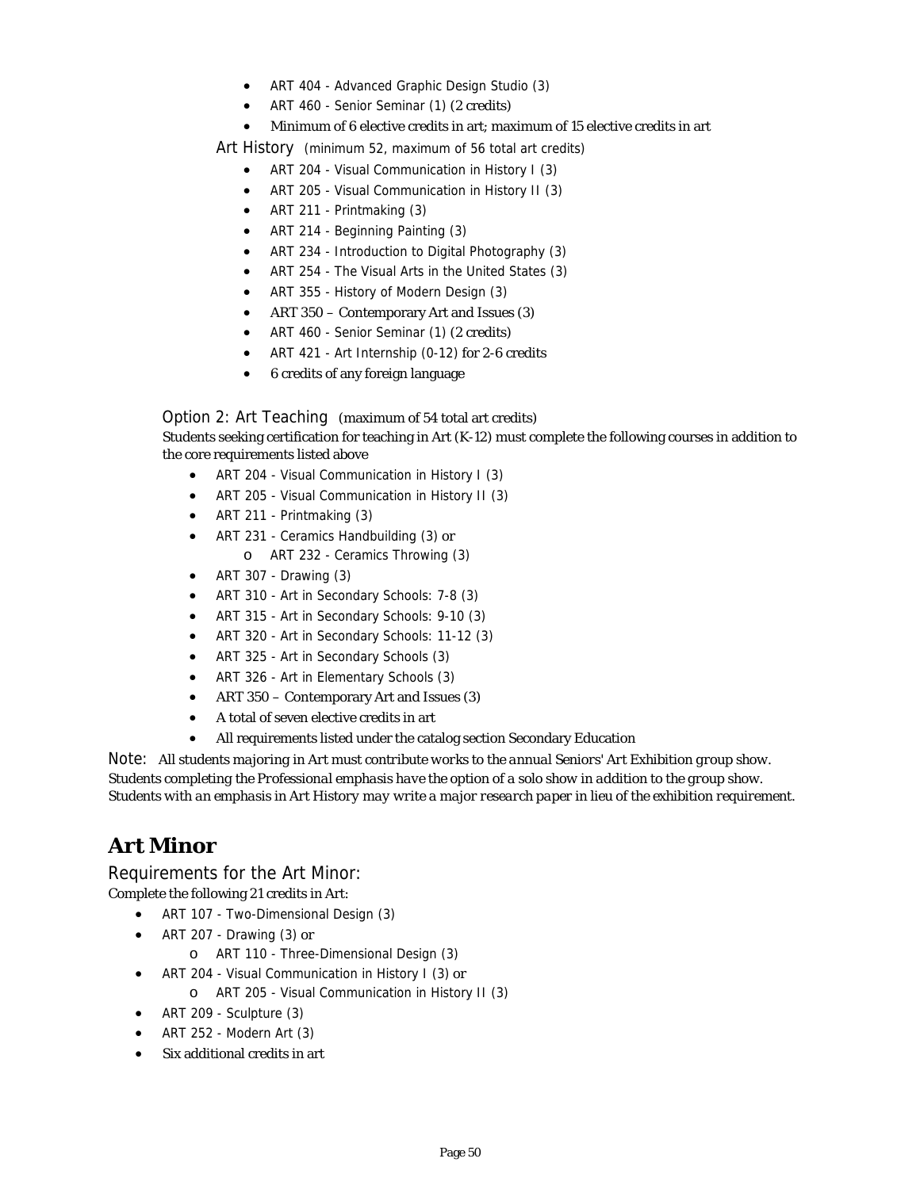- ART 404 - Advanced Graphic Design Studio (3)
- ART 460 - Senior Seminar (1) (2 credits)
- Minimum of 6 elective credits in art; maximum of 15 elective credits in art

### Art History (minimum 52, maximum of 56 total art credits)

- ART 204 - Visual Communication in History I (3)
- ART 205 - Visual Communication in History II (3)
- ART 211 - Printmaking (3)
- ART 214 - Beginning Painting (3)
- ART 234 - Introduction to Digital Photography (3)
- ART 254 - The Visual Arts in the United States (3)
- ART 355 - History of Modern Design (3)
- ART 350 – Contemporary Art and Issues (3)
- ART 460 - Senior Seminar (1) (2 credits)
- ART 421 - Art Internship (0-12) for 2-6 credits
- 6 credits of any foreign language

### Option 2: Art Teaching (maximum of 54 total art credits)

Students seeking certification for teaching in Art (K-12) must complete the following courses in addition to the core requirements listed above

- ART 204 - Visual Communication in History I (3)
- ART 205 - Visual Communication in History II (3)
- ART 211 - Printmaking (3)
- ART 231 - Ceramics Handbuilding (3) or
  - ART 232 - Ceramics Throwing (3)
- ART 307 - Drawing (3)
- ART 310 - Art in Secondary Schools: 7-8 (3)
- ART 315 - Art in Secondary Schools: 9-10 (3)
- ART 320 - Art in Secondary Schools: 11-12 (3)
- ART 325 - Art in Secondary Schools (3)
- ART 326 - Art in Elementary Schools (3)
- ART 350 – Contemporary Art and Issues (3)
- A total of seven elective credits in art
- All requirements listed under the catalog section Secondary Education

Note: *All students majoring in Art must contribute works to the annual Seniors' Art Exhibition group show. Students completing the Professional emphasis have the option of a solo show in addition to the group show. Students with an emphasis in Art History may write a major research paper in lieu of the exhibition requirement.*

## Art Minor

### Requirements for the Art Minor:

Complete the following 21 credits in Art:

- ART 107 - Two-Dimensional Design (3)
- ART 207 - Drawing (3) or
  - ART 110 - Three-Dimensional Design (3)
- ART 204 - Visual Communication in History I (3) or
  - ART 205 - Visual Communication in History II (3)
- ART 209 - Sculpture (3)
- ART 252 - Modern Art (3)
- Six additional credits in art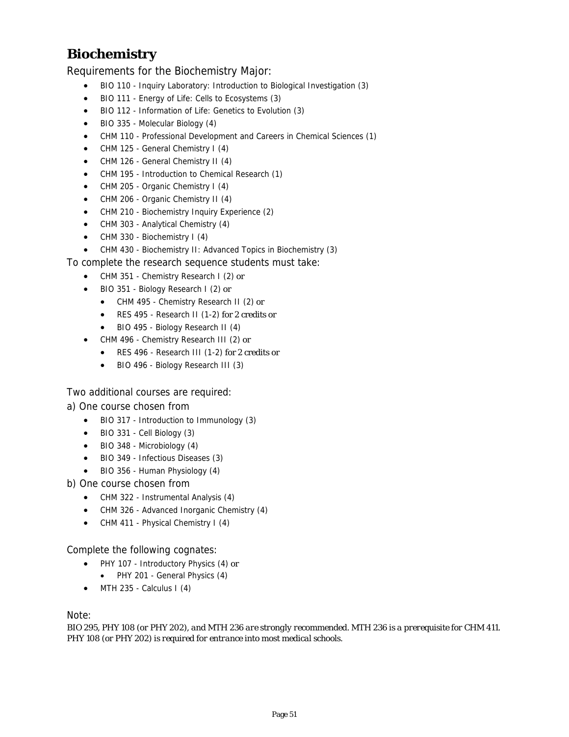# Biochemistry

Requirements for the Biochemistry Major:

- BIO 110 - Inquiry Laboratory: Introduction to Biological Investigation (3)
- BIO 111 - Energy of Life: Cells to Ecosystems (3)
- BIO 112 - Information of Life: Genetics to Evolution (3)
- BIO 335 - Molecular Biology (4)
- CHM 110 - Professional Development and Careers in Chemical Sciences (1)
- CHM 125 - General Chemistry I (4)
- CHM 126 - General Chemistry II (4)
- CHM 195 - Introduction to Chemical Research (1)
- CHM 205 - Organic Chemistry I (4)
- CHM 206 - Organic Chemistry II (4)
- CHM 210 - Biochemistry Inquiry Experience (2)
- CHM 303 - Analytical Chemistry (4)
- CHM 330 - Biochemistry I (4)
- CHM 430 - Biochemistry II: Advanced Topics in Biochemistry (3)

To complete the research sequence students must take:

- CHM 351 - Chemistry Research I (2) or
- BIO 351 - Biology Research I (2) or
  - CHM 495 - Chemistry Research II (2) or
  - RES 495 - Research II (1-2) for 2 credits or
  - BIO 495 - Biology Research II (4)
- CHM 496 - Chemistry Research III (2) or
  - RES 496 - Research III (1-2) for 2 credits or
  - BIO 496 - Biology Research III (3)

Two additional courses are required:

a) One course chosen from

- BIO 317 - Introduction to Immunology (3)
- BIO 331 - Cell Biology (3)
- BIO 348 - Microbiology (4)
- BIO 349 - Infectious Diseases (3)
- BIO 356 - Human Physiology (4)

b) One course chosen from

- CHM 322 - Instrumental Analysis (4)
- CHM 326 - Advanced Inorganic Chemistry (4)
- CHM 411 - Physical Chemistry I (4)

Complete the following cognates:

- PHY 107 - Introductory Physics (4) or
  - PHY 201 - General Physics (4)
- MTH 235 - Calculus I (4)

Note:

*BIO 295, PHY 108 (or PHY 202), and MTH 236 are strongly recommended. MTH 236 is a prerequisite for CHM 411. PHY 108 (or PHY 202) is required for entrance into most medical schools.*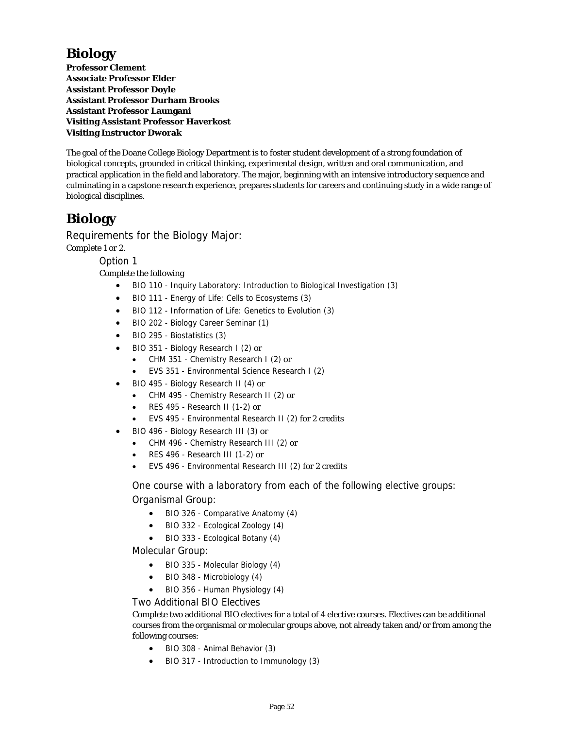# Biology

**Professor Clement**
**Associate Professor Elder**
**Assistant Professor Doyle**
**Assistant Professor Durham Brooks**
**Assistant Professor Laungani**
**Visiting Assistant Professor Haverkost**
**Visiting Instructor Dworak**

The goal of the Doane College Biology Department is to foster student development of a strong foundation of biological concepts, grounded in critical thinking, experimental design, written and oral communication, and practical application in the field and laboratory. The major, beginning with an intensive introductory sequence and culminating in a capstone research experience, prepares students for careers and continuing study in a wide range of biological disciplines.

# Biology

## Requirements for the Biology Major:

Complete 1 or 2.

### Option 1

Complete the following

- BIO 110 - Inquiry Laboratory: Introduction to Biological Investigation (3)
- BIO 111 - Energy of Life: Cells to Ecosystems (3)
- BIO 112 - Information of Life: Genetics to Evolution (3)
- BIO 202 - Biology Career Seminar (1)
- BIO 295 - Biostatistics (3)
- BIO 351 - Biology Research I (2) or
  - CHM 351 - Chemistry Research I (2) or
  - EVS 351 - Environmental Science Research I (2)
- BIO 495 - Biology Research II (4) or
  - CHM 495 - Chemistry Research II (2) or
  - RES 495 - Research II (1-2) or
  - EVS 495 - Environmental Research II (2) for 2 credits
- BIO 496 - Biology Research III (3) or
  - CHM 496 - Chemistry Research III (2) or
  - RES 496 - Research III (1-2) or
  - EVS 496 - Environmental Research III (2) for 2 credits

#### One course with a laboratory from each of the following elective groups:

#### Organismal Group:

- BIO 326 - Comparative Anatomy (4)
- BIO 332 - Ecological Zoology (4)
- BIO 333 - Ecological Botany (4)

#### Molecular Group:

- BIO 335 - Molecular Biology (4)
- BIO 348 - Microbiology (4)
- BIO 356 - Human Physiology (4)

#### Two Additional BIO Electives

Complete two additional BIO electives for a total of 4 elective courses. Electives can be additional courses from the organismal or molecular groups above, not already taken and/or from among the following courses:

- BIO 308 - Animal Behavior (3)
- BIO 317 - Introduction to Immunology (3)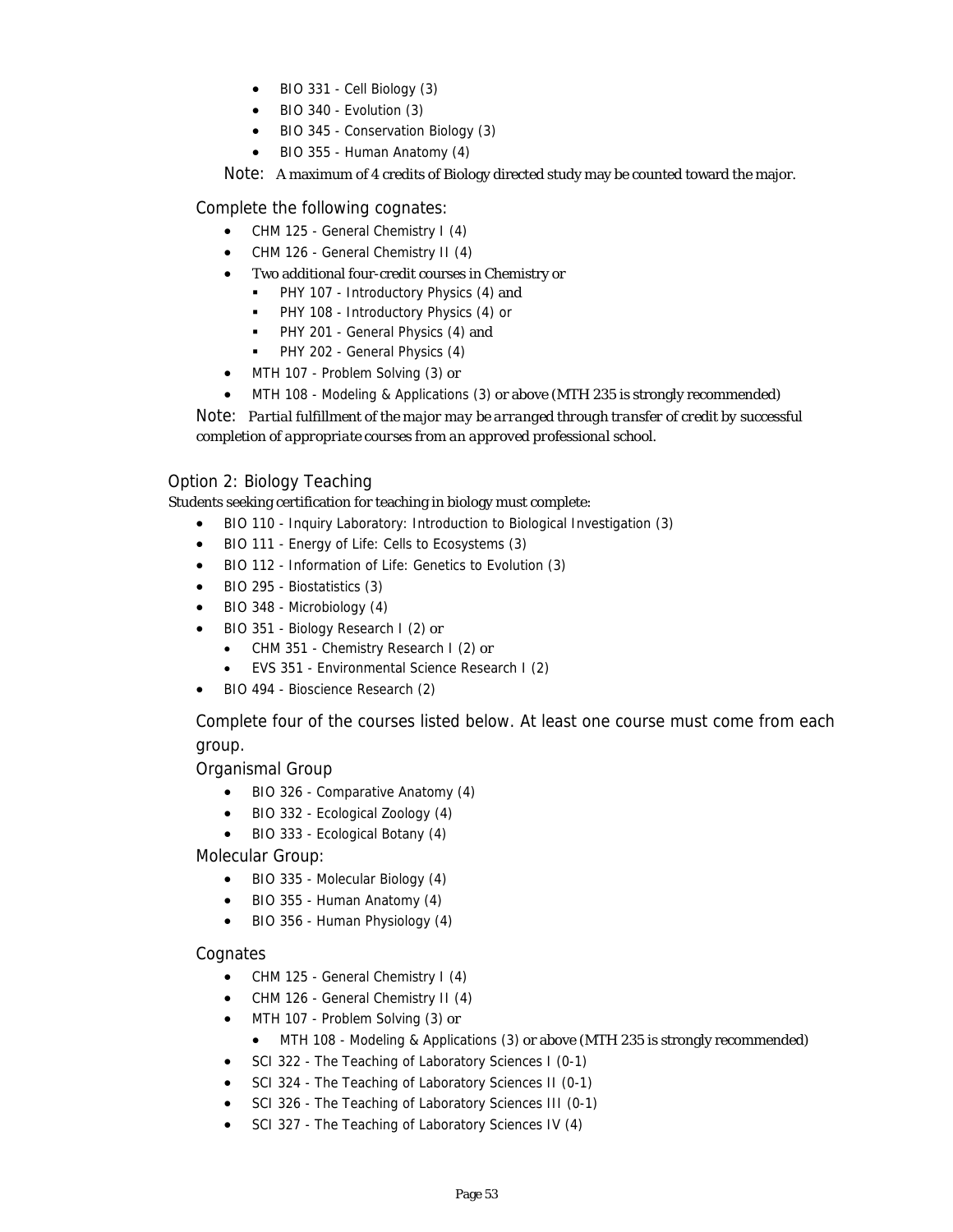- BIO 331 - Cell Biology (3)
- BIO 340 - Evolution (3)
- BIO 345 - Conservation Biology (3)
- BIO 355 - Human Anatomy (4)

Note: A maximum of 4 credits of Biology directed study may be counted toward the major.

Complete the following cognates:

- CHM 125 - General Chemistry I (4)
- CHM 126 - General Chemistry II (4)
- Two additional four-credit courses in Chemistry or
  - PHY 107 - Introductory Physics (4) and
  - PHY 108 - Introductory Physics (4) or
  - PHY 201 - General Physics (4) and
  - PHY 202 - General Physics (4)
- MTH 107 - Problem Solving (3) or
- MTH 108 - Modeling & Applications (3) or above (MTH 235 is strongly recommended)

Note: *Partial fulfillment of the major may be arranged through transfer of credit by successful completion of appropriate courses from an approved professional school.*

### Option 2: Biology Teaching

Students seeking certification for teaching in biology must complete:

- BIO 110 - Inquiry Laboratory: Introduction to Biological Investigation (3)
- BIO 111 - Energy of Life: Cells to Ecosystems (3)
- BIO 112 - Information of Life: Genetics to Evolution (3)
- BIO 295 - Biostatistics (3)
- BIO 348 - Microbiology (4)
- BIO 351 - Biology Research I (2) or
  - CHM 351 - Chemistry Research I (2) or
  - EVS 351 - Environmental Science Research I (2)
- BIO 494 - Bioscience Research (2)

Complete four of the courses listed below. At least one course must come from each group.

Organismal Group

- BIO 326 - Comparative Anatomy (4)
- BIO 332 - Ecological Zoology (4)
- BIO 333 - Ecological Botany (4)

Molecular Group:

- BIO 335 - Molecular Biology (4)
- BIO 355 - Human Anatomy (4)
- BIO 356 - Human Physiology (4)

Cognates

- CHM 125 - General Chemistry I (4)
- CHM 126 - General Chemistry II (4)
- MTH 107 - Problem Solving (3) or
  - MTH 108 - Modeling & Applications (3) or above (MTH 235 is strongly recommended)
- SCI 322 - The Teaching of Laboratory Sciences I (0-1)
- SCI 324 - The Teaching of Laboratory Sciences II (0-1)
- SCI 326 - The Teaching of Laboratory Sciences III (0-1)
- SCI 327 - The Teaching of Laboratory Sciences IV (4)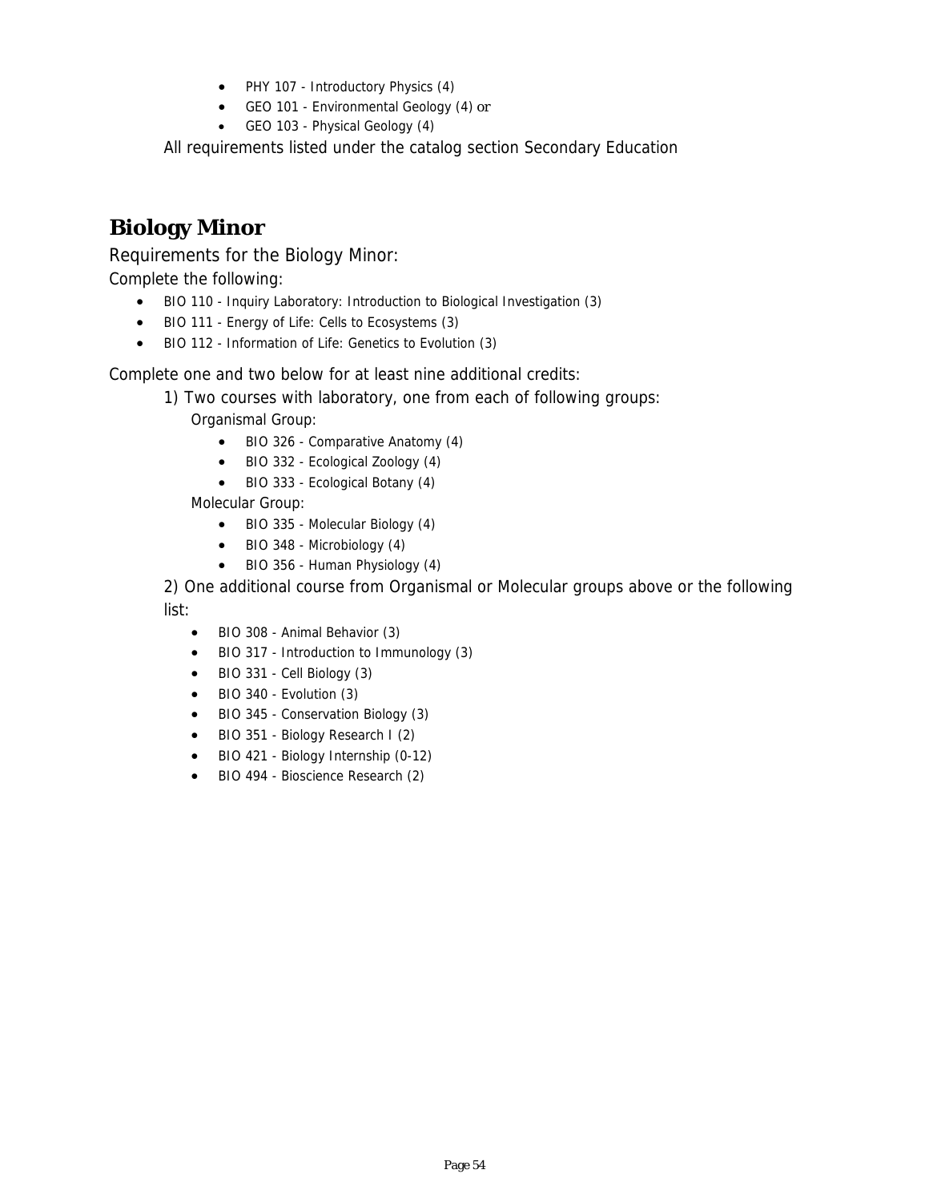- PHY 107 - Introductory Physics (4)
- GEO 101 - Environmental Geology (4) or
- GEO 103 - Physical Geology (4)

All requirements listed under the catalog section Secondary Education

## Biology Minor

Requirements for the Biology Minor:

Complete the following:

- BIO 110 - Inquiry Laboratory: Introduction to Biological Investigation (3)
- BIO 111 - Energy of Life: Cells to Ecosystems (3)
- BIO 112 - Information of Life: Genetics to Evolution (3)

Complete one and two below for at least nine additional credits:

1) Two courses with laboratory, one from each of following groups:

Organismal Group:

- BIO 326 - Comparative Anatomy (4)
- BIO 332 - Ecological Zoology (4)
- BIO 333 - Ecological Botany (4)

Molecular Group:

- BIO 335 - Molecular Biology (4)
- BIO 348 - Microbiology (4)
- BIO 356 - Human Physiology (4)

2) One additional course from Organismal or Molecular groups above or the following list:

- BIO 308 - Animal Behavior (3)
- BIO 317 - Introduction to Immunology (3)
- BIO 331 - Cell Biology (3)
- BIO 340 - Evolution (3)
- BIO 345 - Conservation Biology (3)
- BIO 351 - Biology Research I (2)
- BIO 421 - Biology Internship (0-12)
- BIO 494 - Bioscience Research (2)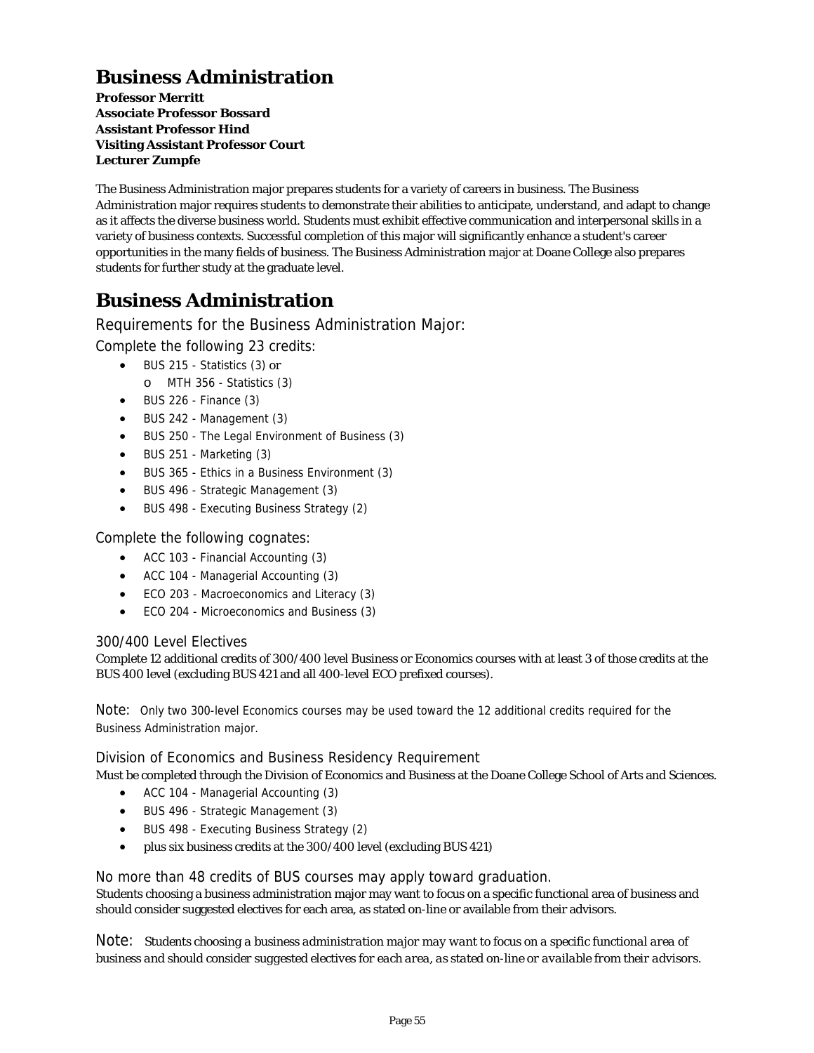# Business Administration

**Professor Merritt**
**Associate Professor Bossard**
**Assistant Professor Hind**
**Visiting Assistant Professor Court**
**Lecturer Zumpfe**

The Business Administration major prepares students for a variety of careers in business. The Business Administration major requires students to demonstrate their abilities to anticipate, understand, and adapt to change as it affects the diverse business world. Students must exhibit effective communication and interpersonal skills in a variety of business contexts. Successful completion of this major will significantly enhance a student's career opportunities in the many fields of business. The Business Administration major at Doane College also prepares students for further study at the graduate level.

# Business Administration

## Requirements for the Business Administration Major:

### Complete the following 23 credits:

- BUS 215 - Statistics (3) or
  - MTH 356 - Statistics (3)
- BUS 226 - Finance (3)
- BUS 242 - Management (3)
- BUS 250 - The Legal Environment of Business (3)
- BUS 251 - Marketing (3)
- BUS 365 - Ethics in a Business Environment (3)
- BUS 496 - Strategic Management (3)
- BUS 498 - Executing Business Strategy (2)

### Complete the following cognates:

- ACC 103 - Financial Accounting (3)
- ACC 104 - Managerial Accounting (3)
- ECO 203 - Macroeconomics and Literacy (3)
- ECO 204 - Microeconomics and Business (3)

### 300/400 Level Electives

Complete 12 additional credits of 300/400 level Business or Economics courses with at least 3 of those credits at the BUS 400 level (excluding BUS 421 and all 400-level ECO prefixed courses).

Note: Only two 300-level Economics courses may be used toward the 12 additional credits required for the Business Administration major.

### Division of Economics and Business Residency Requirement

Must be completed through the Division of Economics and Business at the Doane College School of Arts and Sciences.

- ACC 104 - Managerial Accounting (3)
- BUS 496 - Strategic Management (3)
- BUS 498 - Executing Business Strategy (2)
- plus six business credits at the 300/400 level (excluding BUS 421)

### No more than 48 credits of BUS courses may apply toward graduation.

Students choosing a business administration major may want to focus on a specific functional area of business and should consider suggested electives for each area, as stated on-line or available from their advisors.

Note: *Students choosing a business administration major may want to focus on a specific functional area of business and should consider suggested electives for each area, as stated on-line or available from their advisors.*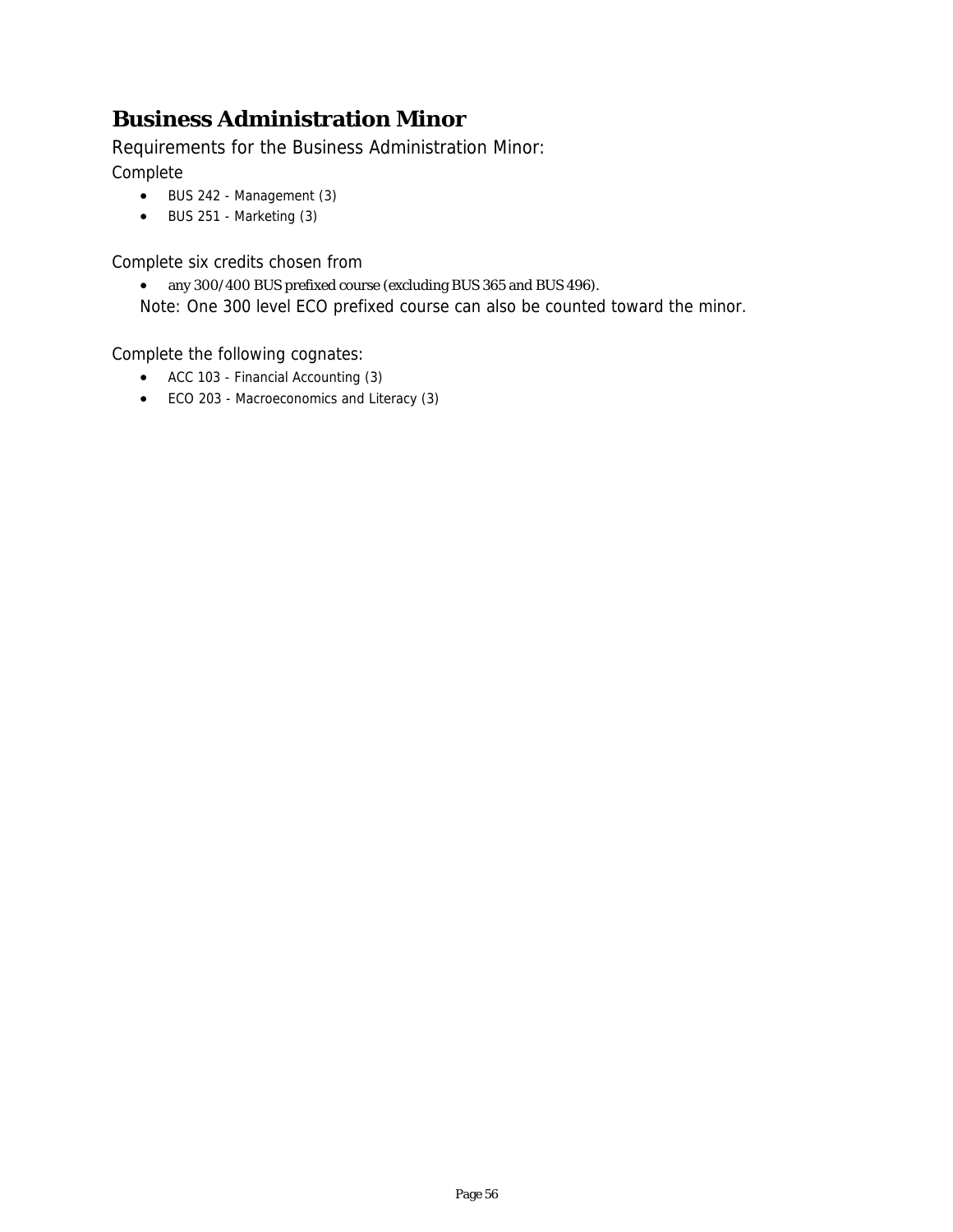# Business Administration Minor

Requirements for the Business Administration Minor:

Complete

- BUS 242 - Management (3)
- BUS 251 - Marketing (3)

Complete six credits chosen from

- any 300/400 BUS prefixed course (excluding BUS 365 and BUS 496).

Note: One 300 level ECO prefixed course can also be counted toward the minor.

Complete the following cognates:

- ACC 103 - Financial Accounting (3)
- ECO 203 - Macroeconomics and Literacy (3)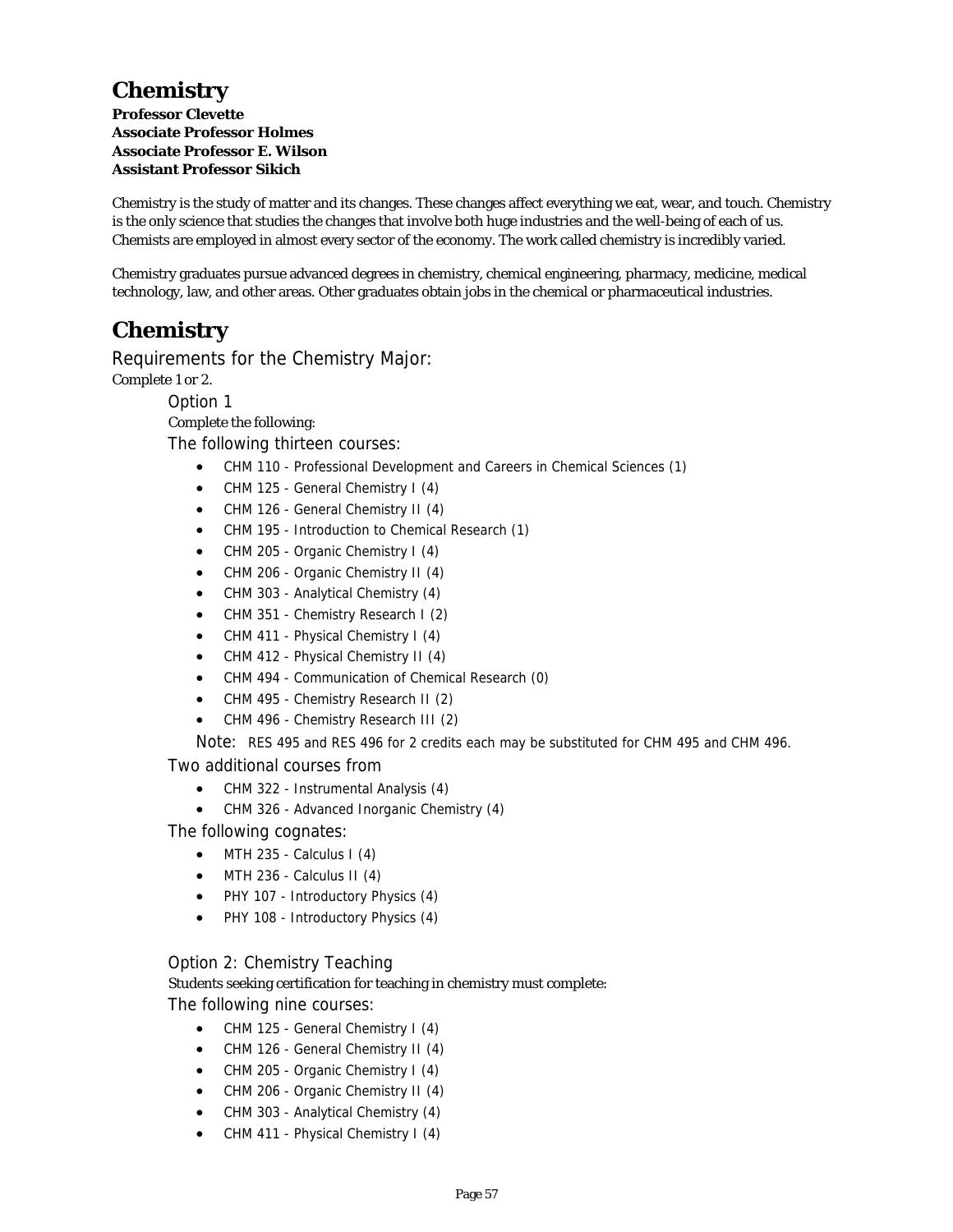# Chemistry

**Professor Clevette**
**Associate Professor Holmes**
**Associate Professor E. Wilson**
**Assistant Professor Sikich**

Chemistry is the study of matter and its changes. These changes affect everything we eat, wear, and touch. Chemistry is the only science that studies the changes that involve both huge industries and the well-being of each of us. Chemists are employed in almost every sector of the economy. The work called chemistry is incredibly varied.

Chemistry graduates pursue advanced degrees in chemistry, chemical engineering, pharmacy, medicine, medical technology, law, and other areas. Other graduates obtain jobs in the chemical or pharmaceutical industries.

# Chemistry

## Requirements for the Chemistry Major:

Complete 1 or 2.

### Option 1

Complete the following:

#### The following thirteen courses:

- CHM 110 - Professional Development and Careers in Chemical Sciences (1)
- CHM 125 - General Chemistry I (4)
- CHM 126 - General Chemistry II (4)
- CHM 195 - Introduction to Chemical Research (1)
- CHM 205 - Organic Chemistry I (4)
- CHM 206 - Organic Chemistry II (4)
- CHM 303 - Analytical Chemistry (4)
- CHM 351 - Chemistry Research I (2)
- CHM 411 - Physical Chemistry I (4)
- CHM 412 - Physical Chemistry II (4)
- CHM 494 - Communication of Chemical Research (0)
- CHM 495 - Chemistry Research II (2)
- CHM 496 - Chemistry Research III (2)

Note: RES 495 and RES 496 for 2 credits each may be substituted for CHM 495 and CHM 496.

#### Two additional courses from

- CHM 322 - Instrumental Analysis (4)
- CHM 326 - Advanced Inorganic Chemistry (4)

#### The following cognates:

- MTH 235 - Calculus I (4)
- MTH 236 - Calculus II (4)
- PHY 107 - Introductory Physics (4)
- PHY 108 - Introductory Physics (4)

### Option 2: Chemistry Teaching

Students seeking certification for teaching in chemistry must complete:

#### The following nine courses:

- CHM 125 - General Chemistry I (4)
- CHM 126 - General Chemistry II (4)
- CHM 205 - Organic Chemistry I (4)
- CHM 206 - Organic Chemistry II (4)
- CHM 303 - Analytical Chemistry (4)
- CHM 411 - Physical Chemistry I (4)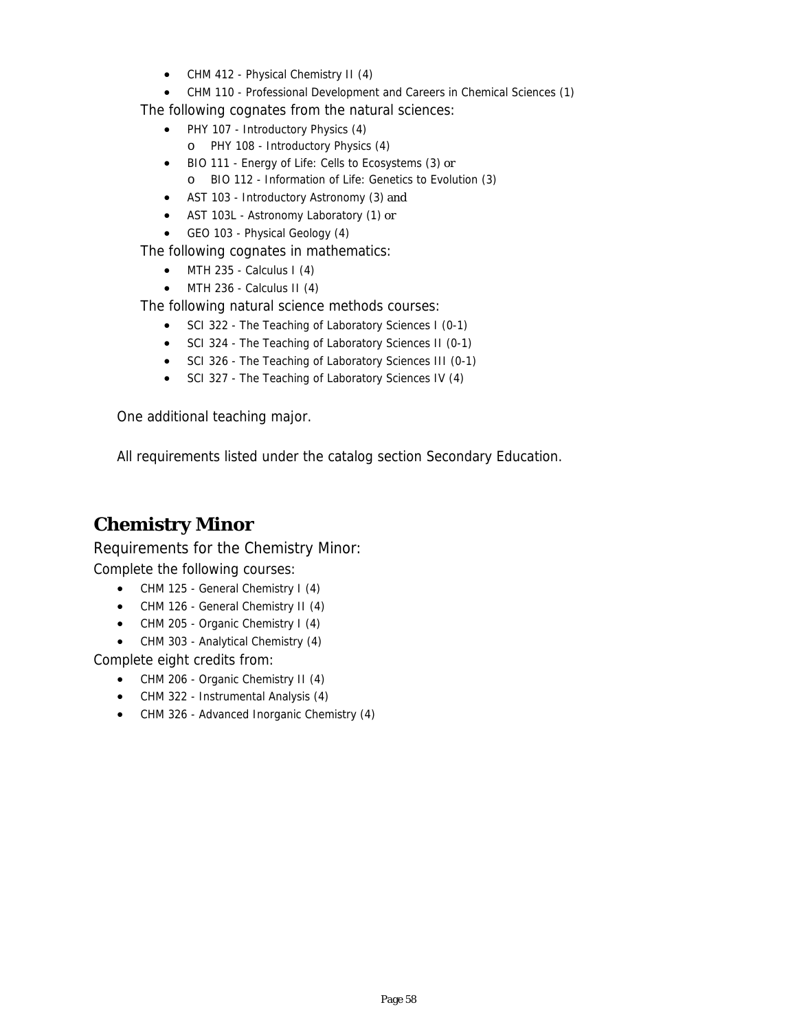- CHM 412 - Physical Chemistry II (4)
- CHM 110 - Professional Development and Careers in Chemical Sciences (1)

The following cognates from the natural sciences:

- PHY 107 - Introductory Physics (4)
  - PHY 108 - Introductory Physics (4)
- BIO 111 - Energy of Life: Cells to Ecosystems (3) or
  - BIO 112 - Information of Life: Genetics to Evolution (3)
- AST 103 - Introductory Astronomy (3) and
- AST 103L - Astronomy Laboratory (1) or
- GEO 103 - Physical Geology (4)

The following cognates in mathematics:

- MTH 235 - Calculus I (4)
- MTH 236 - Calculus II (4)

The following natural science methods courses:

- SCI 322 - The Teaching of Laboratory Sciences I (0-1)
- SCI 324 - The Teaching of Laboratory Sciences II (0-1)
- SCI 326 - The Teaching of Laboratory Sciences III (0-1)
- SCI 327 - The Teaching of Laboratory Sciences IV (4)

One additional teaching major.

All requirements listed under the catalog section Secondary Education.

## Chemistry Minor

Requirements for the Chemistry Minor:

Complete the following courses:

- CHM 125 - General Chemistry I (4)
- CHM 126 - General Chemistry II (4)
- CHM 205 - Organic Chemistry I (4)
- CHM 303 - Analytical Chemistry (4)

Complete eight credits from:

- CHM 206 - Organic Chemistry II (4)
- CHM 322 - Instrumental Analysis (4)
- CHM 326 - Advanced Inorganic Chemistry (4)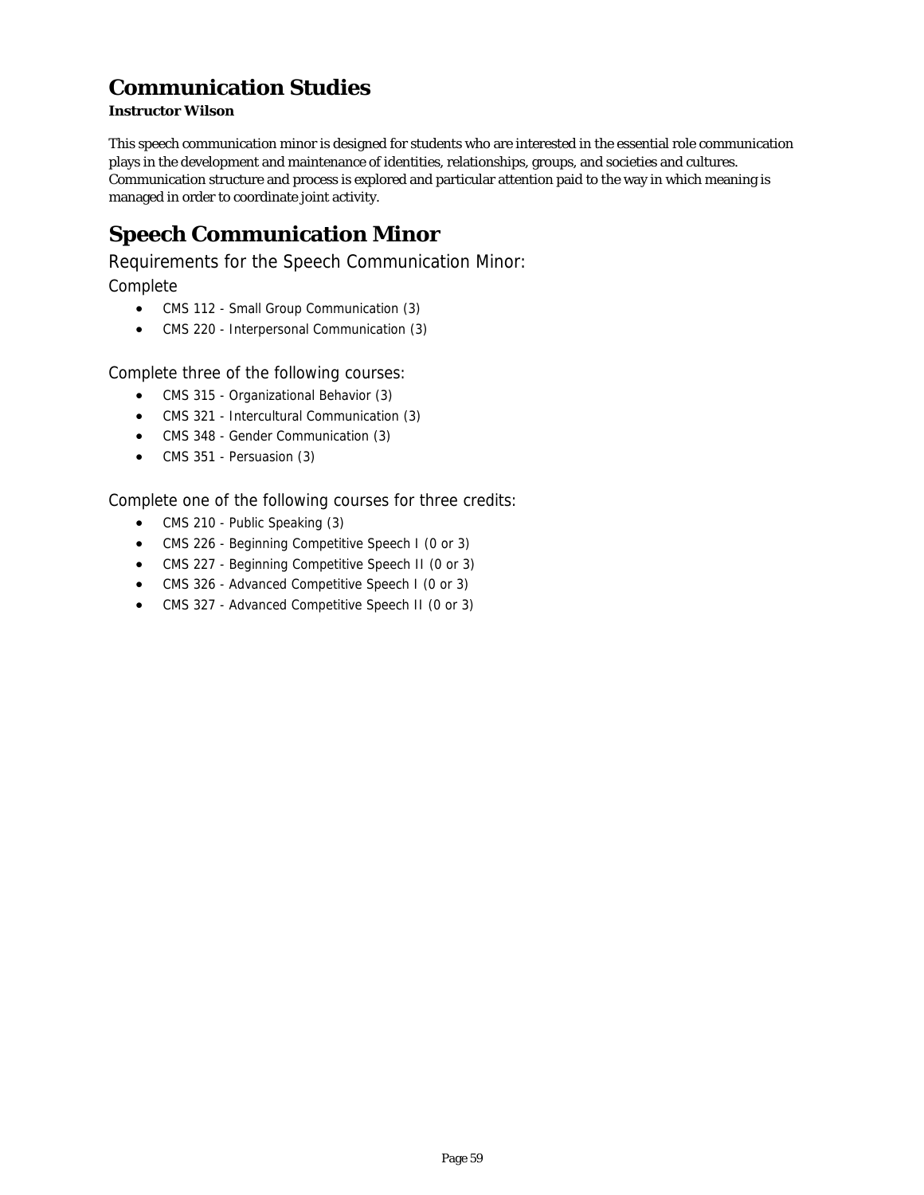# Communication Studies

**Instructor Wilson**

This speech communication minor is designed for students who are interested in the essential role communication plays in the development and maintenance of identities, relationships, groups, and societies and cultures. Communication structure and process is explored and particular attention paid to the way in which meaning is managed in order to coordinate joint activity.

# Speech Communication Minor

## Requirements for the Speech Communication Minor:

### Complete

- CMS 112 - Small Group Communication (3)
- CMS 220 - Interpersonal Communication (3)

### Complete three of the following courses:

- CMS 315 - Organizational Behavior (3)
- CMS 321 - Intercultural Communication (3)
- CMS 348 - Gender Communication (3)
- CMS 351 - Persuasion (3)

### Complete one of the following courses for three credits:

- CMS 210 - Public Speaking (3)
- CMS 226 - Beginning Competitive Speech I (0 or 3)
- CMS 227 - Beginning Competitive Speech II (0 or 3)
- CMS 326 - Advanced Competitive Speech I (0 or 3)
- CMS 327 - Advanced Competitive Speech II (0 or 3)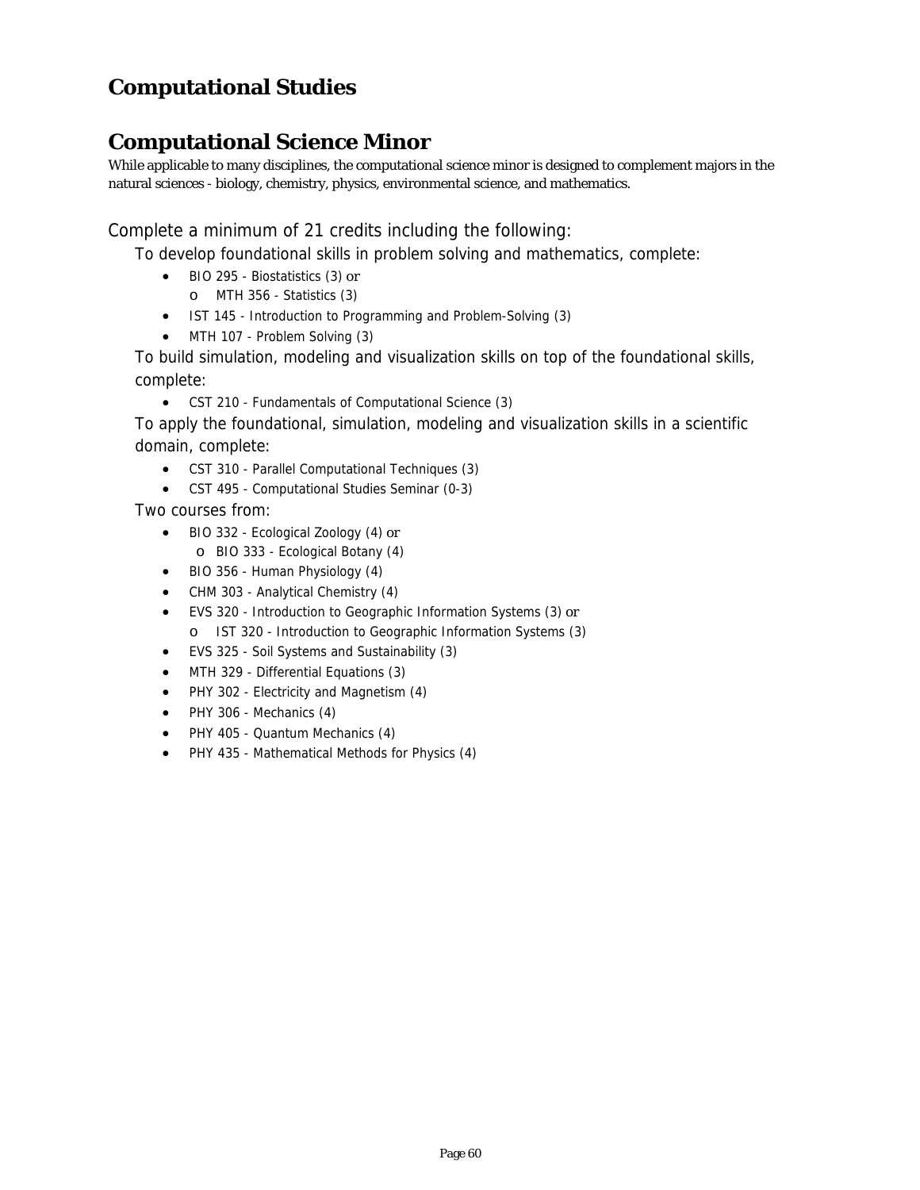# Computational Studies

## Computational Science Minor

While applicable to many disciplines, the computational science minor is designed to complement majors in the natural sciences - biology, chemistry, physics, environmental science, and mathematics.

Complete a minimum of 21 credits including the following:

To develop foundational skills in problem solving and mathematics, complete:

- BIO 295 - Biostatistics (3) or
  - MTH 356 - Statistics (3)
- IST 145 - Introduction to Programming and Problem-Solving (3)
- MTH 107 - Problem Solving (3)

To build simulation, modeling and visualization skills on top of the foundational skills, complete:

- CST 210 - Fundamentals of Computational Science (3)

To apply the foundational, simulation, modeling and visualization skills in a scientific domain, complete:

- CST 310 - Parallel Computational Techniques (3)
- CST 495 - Computational Studies Seminar (0-3)

Two courses from:

- BIO 332 - Ecological Zoology (4) or
  - BIO 333 - Ecological Botany (4)
- BIO 356 - Human Physiology (4)
- CHM 303 - Analytical Chemistry (4)
- EVS 320 - Introduction to Geographic Information Systems (3) or
  - IST 320 - Introduction to Geographic Information Systems (3)
- EVS 325 - Soil Systems and Sustainability (3)
- MTH 329 - Differential Equations (3)
- PHY 302 - Electricity and Magnetism (4)
- PHY 306 - Mechanics (4)
- PHY 405 - Quantum Mechanics (4)
- PHY 435 - Mathematical Methods for Physics (4)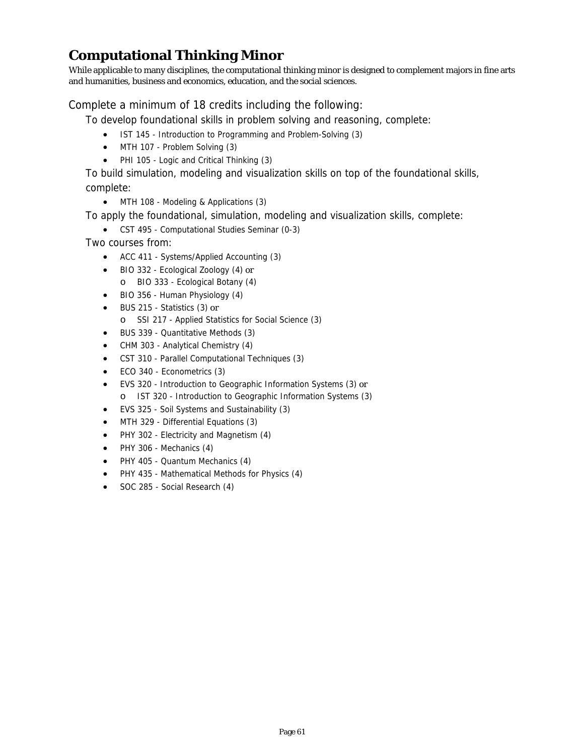# Computational Thinking Minor

While applicable to many disciplines, the computational thinking minor is designed to complement majors in fine arts and humanities, business and economics, education, and the social sciences.

Complete a minimum of 18 credits including the following:

To develop foundational skills in problem solving and reasoning, complete:

- IST 145 - Introduction to Programming and Problem-Solving (3)
- MTH 107 - Problem Solving (3)
- PHI 105 - Logic and Critical Thinking (3)

To build simulation, modeling and visualization skills on top of the foundational skills, complete:

- MTH 108 - Modeling & Applications (3)

To apply the foundational, simulation, modeling and visualization skills, complete:

- CST 495 - Computational Studies Seminar (0-3)

Two courses from:

- ACC 411 - Systems/Applied Accounting (3)
- BIO 332 - Ecological Zoology (4) or
  - BIO 333 - Ecological Botany (4)
- BIO 356 - Human Physiology (4)
- BUS 215 - Statistics (3) or
  - SSI 217 - Applied Statistics for Social Science (3)
- BUS 339 - Quantitative Methods (3)
- CHM 303 - Analytical Chemistry (4)
- CST 310 - Parallel Computational Techniques (3)
- ECO 340 - Econometrics (3)
- EVS 320 - Introduction to Geographic Information Systems (3) or
  - IST 320 - Introduction to Geographic Information Systems (3)
- EVS 325 - Soil Systems and Sustainability (3)
- MTH 329 - Differential Equations (3)
- PHY 302 - Electricity and Magnetism (4)
- PHY 306 - Mechanics (4)
- PHY 405 - Quantum Mechanics (4)
- PHY 435 - Mathematical Methods for Physics (4)
- SOC 285 - Social Research (4)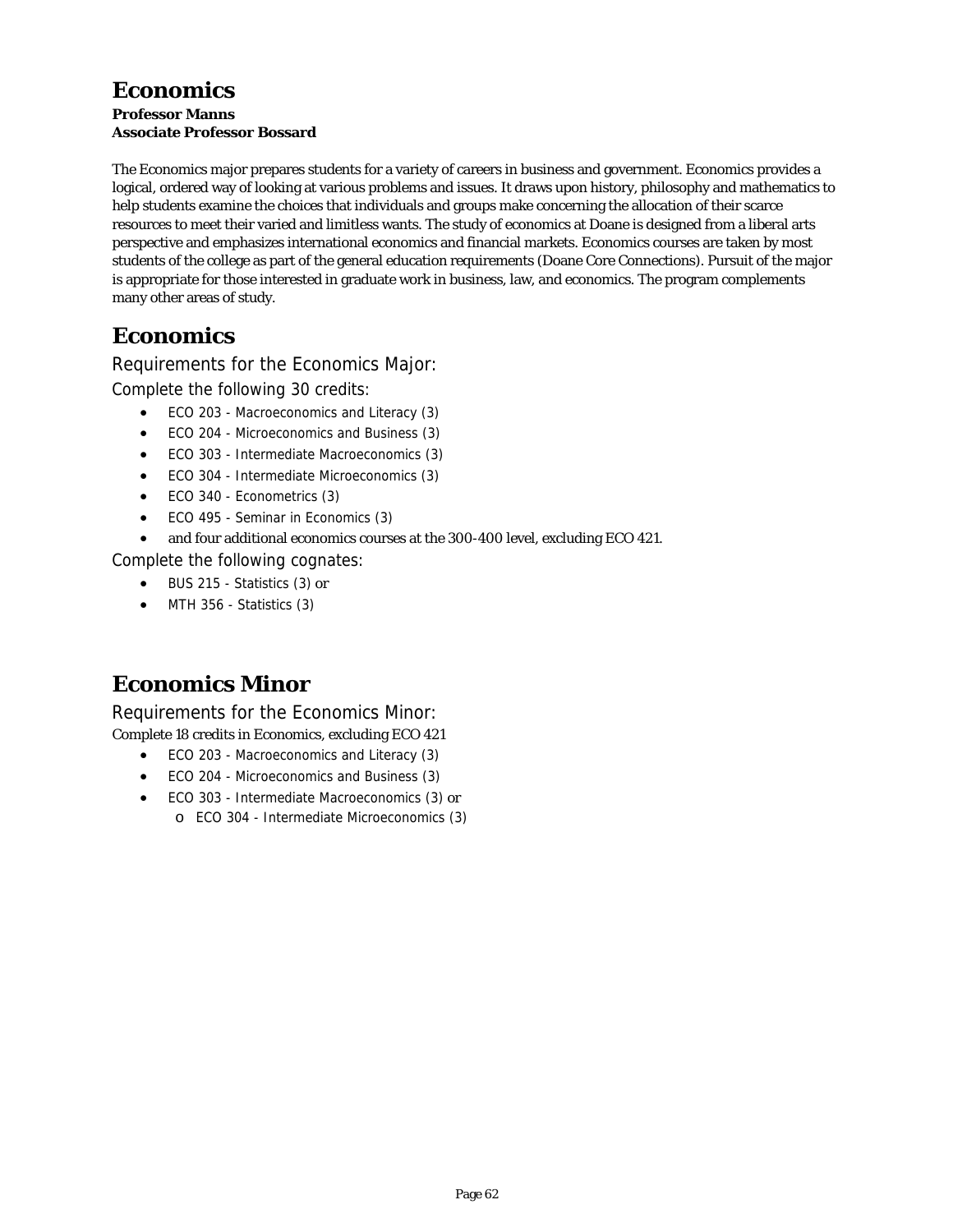# Economics

**Professor Manns**
**Associate Professor Bossard**

The Economics major prepares students for a variety of careers in business and government. Economics provides a logical, ordered way of looking at various problems and issues. It draws upon history, philosophy and mathematics to help students examine the choices that individuals and groups make concerning the allocation of their scarce resources to meet their varied and limitless wants. The study of economics at Doane is designed from a liberal arts perspective and emphasizes international economics and financial markets. Economics courses are taken by most students of the college as part of the general education requirements (Doane Core Connections). Pursuit of the major is appropriate for those interested in graduate work in business, law, and economics. The program complements many other areas of study.

# Economics

## Requirements for the Economics Major:

### Complete the following 30 credits:

- ECO 203 - Macroeconomics and Literacy (3)
- ECO 204 - Microeconomics and Business (3)
- ECO 303 - Intermediate Macroeconomics (3)
- ECO 304 - Intermediate Microeconomics (3)
- ECO 340 - Econometrics (3)
- ECO 495 - Seminar in Economics (3)
- and four additional economics courses at the 300-400 level, excluding ECO 421.

### Complete the following cognates:

- BUS 215 - Statistics (3) or
- MTH 356 - Statistics (3)

# Economics Minor

## Requirements for the Economics Minor:

Complete 18 credits in Economics, excluding ECO 421

- ECO 203 - Macroeconomics and Literacy (3)
- ECO 204 - Microeconomics and Business (3)
- ECO 303 - Intermediate Macroeconomics (3) or
  - ECO 304 - Intermediate Microeconomics (3)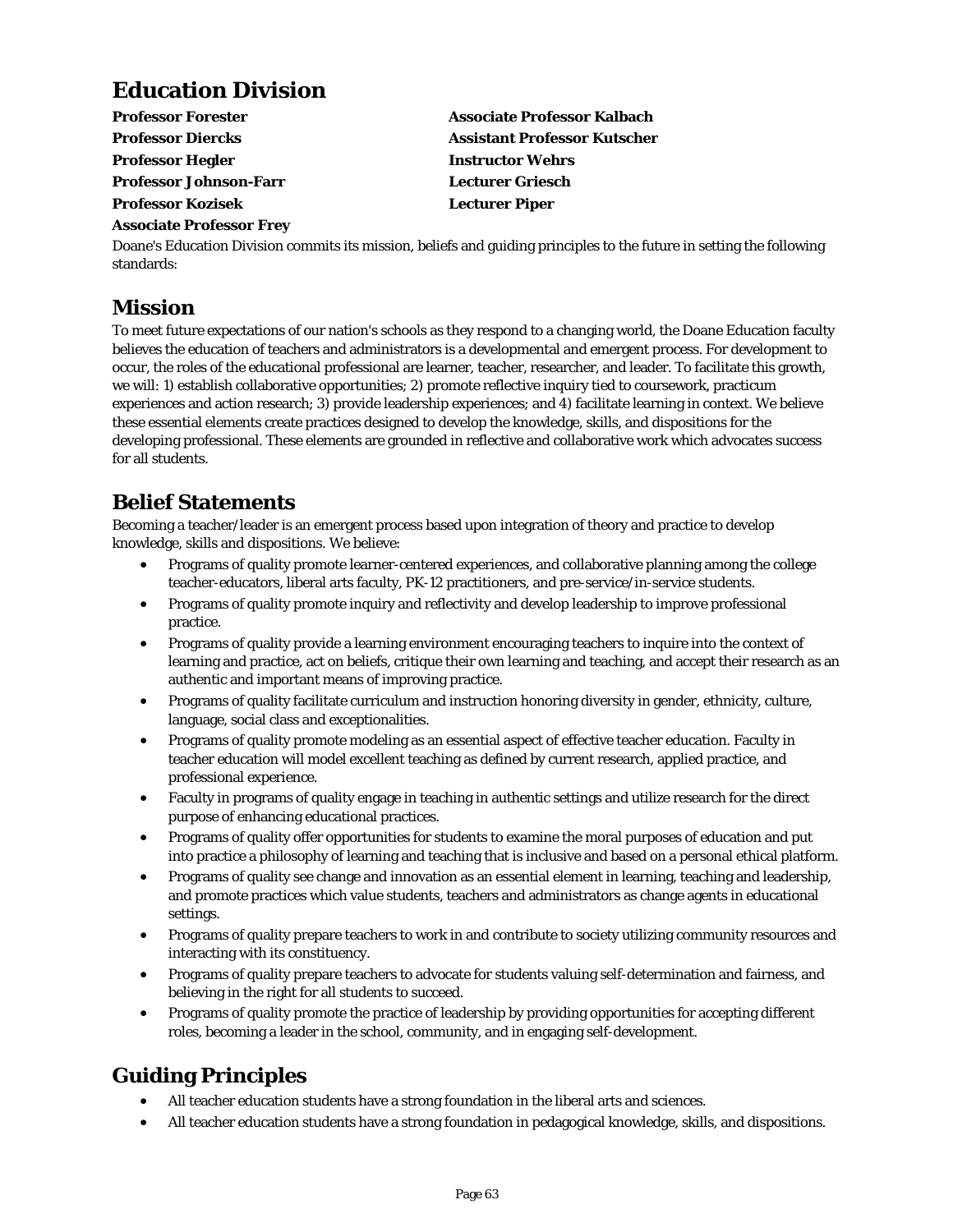# Education Division

**Professor Forester**
**Professor Diercks**
**Professor Hegler**
**Professor Johnson-Farr**
**Professor Kozisek**
**Associate Professor Frey**
**Associate Professor Kalbach**
**Assistant Professor Kutscher**
**Instructor Wehrs**
**Lecturer Griesch**
**Lecturer Piper**

Doane's Education Division commits its mission, beliefs and guiding principles to the future in setting the following standards:

## Mission

To meet future expectations of our nation's schools as they respond to a changing world, the Doane Education faculty believes the education of teachers and administrators is a developmental and emergent process. For development to occur, the roles of the educational professional are learner, teacher, researcher, and leader. To facilitate this growth, we will: 1) establish collaborative opportunities; 2) promote reflective inquiry tied to coursework, practicum experiences and action research; 3) provide leadership experiences; and 4) facilitate learning in context. We believe these essential elements create practices designed to develop the knowledge, skills, and dispositions for the developing professional. These elements are grounded in reflective and collaborative work which advocates success for all students.

## Belief Statements

Becoming a teacher/leader is an emergent process based upon integration of theory and practice to develop knowledge, skills and dispositions. We believe:

- Programs of quality promote learner-centered experiences, and collaborative planning among the college teacher-educators, liberal arts faculty, PK-12 practitioners, and pre-service/in-service students.
- Programs of quality promote inquiry and reflectivity and develop leadership to improve professional practice.
- Programs of quality provide a learning environment encouraging teachers to inquire into the context of learning and practice, act on beliefs, critique their own learning and teaching, and accept their research as an authentic and important means of improving practice.
- Programs of quality facilitate curriculum and instruction honoring diversity in gender, ethnicity, culture, language, social class and exceptionalities.
- Programs of quality promote modeling as an essential aspect of effective teacher education. Faculty in teacher education will model excellent teaching as defined by current research, applied practice, and professional experience.
- Faculty in programs of quality engage in teaching in authentic settings and utilize research for the direct purpose of enhancing educational practices.
- Programs of quality offer opportunities for students to examine the moral purposes of education and put into practice a philosophy of learning and teaching that is inclusive and based on a personal ethical platform.
- Programs of quality see change and innovation as an essential element in learning, teaching and leadership, and promote practices which value students, teachers and administrators as change agents in educational settings.
- Programs of quality prepare teachers to work in and contribute to society utilizing community resources and interacting with its constituency.
- Programs of quality prepare teachers to advocate for students valuing self-determination and fairness, and believing in the right for all students to succeed.
- Programs of quality promote the practice of leadership by providing opportunities for accepting different roles, becoming a leader in the school, community, and in engaging self-development.

## Guiding Principles

- All teacher education students have a strong foundation in the liberal arts and sciences.
- All teacher education students have a strong foundation in pedagogical knowledge, skills, and dispositions.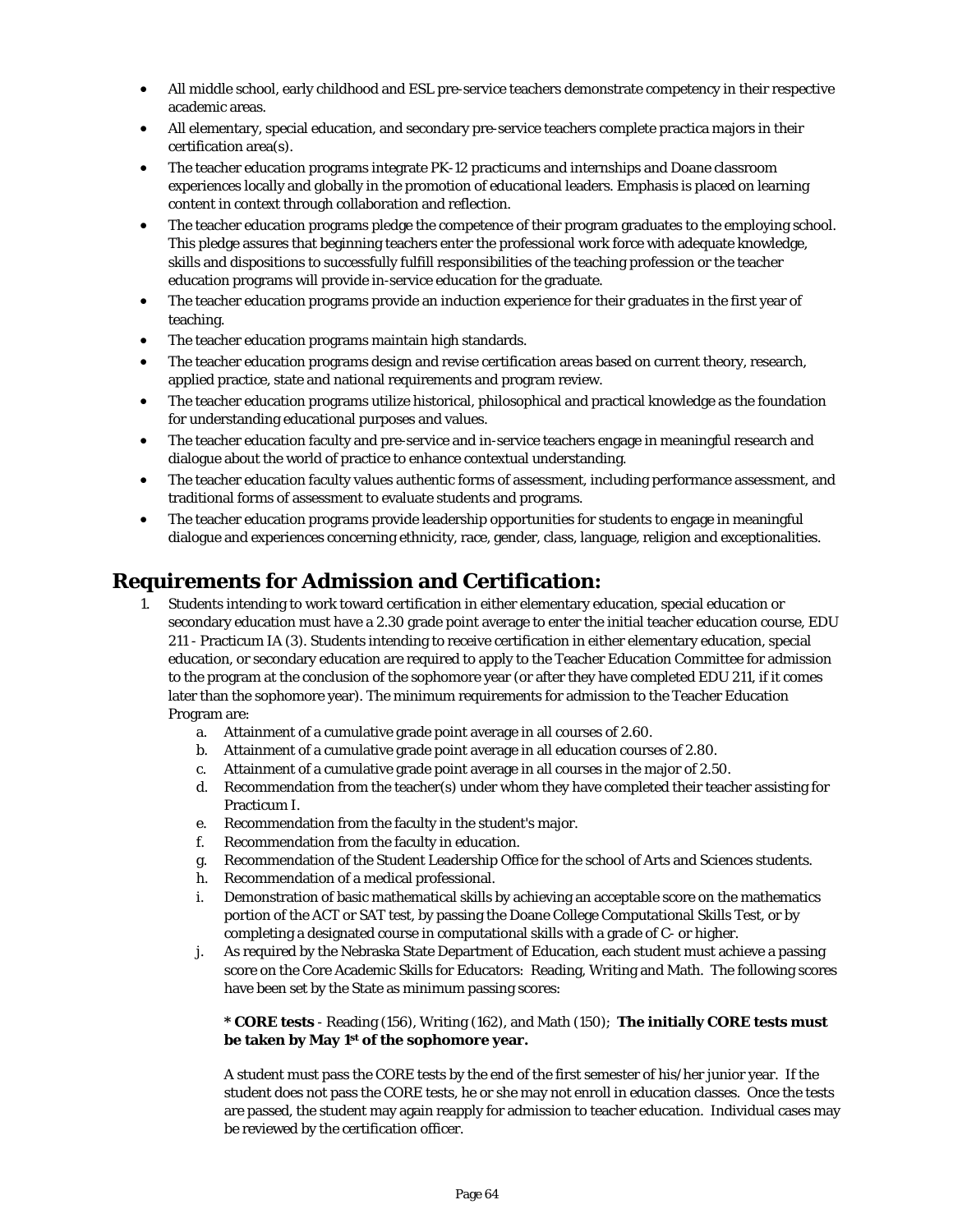- All middle school, early childhood and ESL pre-service teachers demonstrate competency in their respective academic areas.
- All elementary, special education, and secondary pre-service teachers complete practica majors in their certification area(s).
- The teacher education programs integrate PK-12 practicums and internships and Doane classroom experiences locally and globally in the promotion of educational leaders. Emphasis is placed on learning content in context through collaboration and reflection.
- The teacher education programs pledge the competence of their program graduates to the employing school. This pledge assures that beginning teachers enter the professional work force with adequate knowledge, skills and dispositions to successfully fulfill responsibilities of the teaching profession or the teacher education programs will provide in-service education for the graduate.
- The teacher education programs provide an induction experience for their graduates in the first year of teaching.
- The teacher education programs maintain high standards.
- The teacher education programs design and revise certification areas based on current theory, research, applied practice, state and national requirements and program review.
- The teacher education programs utilize historical, philosophical and practical knowledge as the foundation for understanding educational purposes and values.
- The teacher education faculty and pre-service and in-service teachers engage in meaningful research and dialogue about the world of practice to enhance contextual understanding.
- The teacher education faculty values authentic forms of assessment, including performance assessment, and traditional forms of assessment to evaluate students and programs.
- The teacher education programs provide leadership opportunities for students to engage in meaningful dialogue and experiences concerning ethnicity, race, gender, class, language, religion and exceptionalities.

## Requirements for Admission and Certification:

1. Students intending to work toward certification in either elementary education, special education or secondary education must have a 2.30 grade point average to enter the initial teacher education course, EDU 211 - Practicum IA (3). Students intending to receive certification in either elementary education, special education, or secondary education are required to apply to the Teacher Education Committee for admission to the program at the conclusion of the sophomore year (or after they have completed EDU 211, if it comes later than the sophomore year). The minimum requirements for admission to the Teacher Education Program are:
    a. Attainment of a cumulative grade point average in all courses of 2.60.
    b. Attainment of a cumulative grade point average in all education courses of 2.80.
    c. Attainment of a cumulative grade point average in all courses in the major of 2.50.
    d. Recommendation from the teacher(s) under whom they have completed their teacher assisting for Practicum I.
    e. Recommendation from the faculty in the student's major.
    f. Recommendation from the faculty in education.
    g. Recommendation of the Student Leadership Office for the school of Arts and Sciences students.
    h. Recommendation of a medical professional.
    i. Demonstration of basic mathematical skills by achieving an acceptable score on the mathematics portion of the ACT or SAT test, by passing the Doane College Computational Skills Test, or by completing a designated course in computational skills with a grade of C- or higher.
    j. As required by the Nebraska State Department of Education, each student must achieve a passing score on the Core Academic Skills for Educators: Reading, Writing and Math. The following scores have been set by the State as minimum passing scores:

       **\* CORE tests** - Reading (156), Writing (162), and Math (150); **The initially CORE tests must be taken by May 1st of the sophomore year.**

       A student must pass the CORE tests by the end of the first semester of his/her junior year. If the student does not pass the CORE tests, he or she may not enroll in education classes. Once the tests are passed, the student may again reapply for admission to teacher education. Individual cases may be reviewed by the certification officer.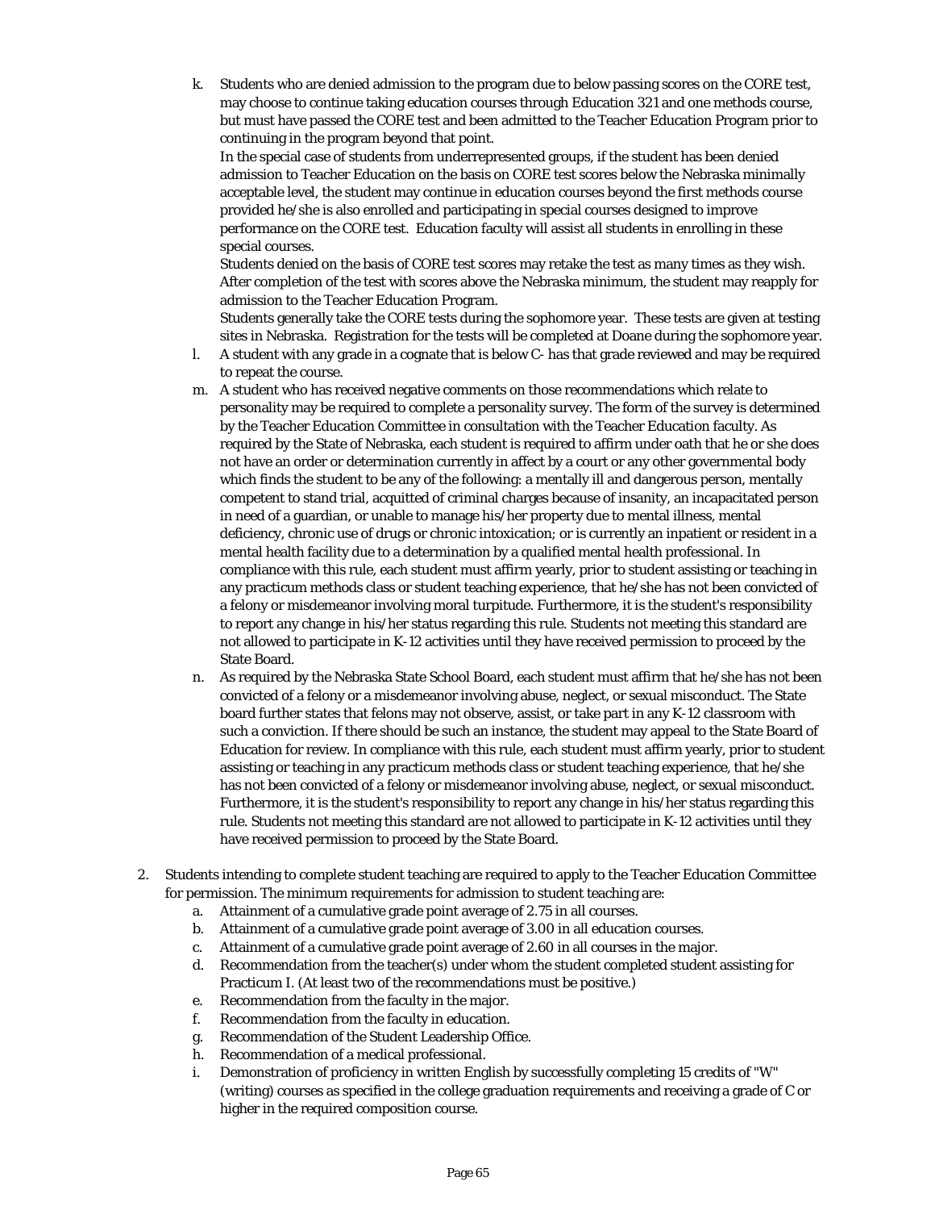k. Students who are denied admission to the program due to below passing scores on the CORE test, may choose to continue taking education courses through Education 321 and one methods course, but must have passed the CORE test and been admitted to the Teacher Education Program prior to continuing in the program beyond that point.

   In the special case of students from underrepresented groups, if the student has been denied admission to Teacher Education on the basis on CORE test scores below the Nebraska minimally acceptable level, the student may continue in education courses beyond the first methods course provided he/she is also enrolled and participating in special courses designed to improve performance on the CORE test. Education faculty will assist all students in enrolling in these special courses.

   Students denied on the basis of CORE test scores may retake the test as many times as they wish. After completion of the test with scores above the Nebraska minimum, the student may reapply for admission to the Teacher Education Program.

   Students generally take the CORE tests during the sophomore year. These tests are given at testing sites in Nebraska. Registration for the tests will be completed at Doane during the sophomore year.

l. A student with any grade in a cognate that is below C- has that grade reviewed and may be required to repeat the course.

m. A student who has received negative comments on those recommendations which relate to personality may be required to complete a personality survey. The form of the survey is determined by the Teacher Education Committee in consultation with the Teacher Education faculty. As required by the State of Nebraska, each student is required to affirm under oath that he or she does not have an order or determination currently in affect by a court or any other governmental body which finds the student to be any of the following: a mentally ill and dangerous person, mentally competent to stand trial, acquitted of criminal charges because of insanity, an incapacitated person in need of a guardian, or unable to manage his/her property due to mental illness, mental deficiency, chronic use of drugs or chronic intoxication; or is currently an inpatient or resident in a mental health facility due to a determination by a qualified mental health professional. In compliance with this rule, each student must affirm yearly, prior to student assisting or teaching in any practicum methods class or student teaching experience, that he/she has not been convicted of a felony or misdemeanor involving moral turpitude. Furthermore, it is the student's responsibility to report any change in his/her status regarding this rule. Students not meeting this standard are not allowed to participate in K-12 activities until they have received permission to proceed by the State Board.

n. As required by the Nebraska State School Board, each student must affirm that he/she has not been convicted of a felony or a misdemeanor involving abuse, neglect, or sexual misconduct. The State board further states that felons may not observe, assist, or take part in any K-12 classroom with such a conviction. If there should be such an instance, the student may appeal to the State Board of Education for review. In compliance with this rule, each student must affirm yearly, prior to student assisting or teaching in any practicum methods class or student teaching experience, that he/she has not been convicted of a felony or misdemeanor involving abuse, neglect, or sexual misconduct. Furthermore, it is the student's responsibility to report any change in his/her status regarding this rule. Students not meeting this standard are not allowed to participate in K-12 activities until they have received permission to proceed by the State Board.

2. Students intending to complete student teaching are required to apply to the Teacher Education Committee for permission. The minimum requirements for admission to student teaching are:
   a. Attainment of a cumulative grade point average of 2.75 in all courses.
   b. Attainment of a cumulative grade point average of 3.00 in all education courses.
   c. Attainment of a cumulative grade point average of 2.60 in all courses in the major.
   d. Recommendation from the teacher(s) under whom the student completed student assisting for Practicum I. (At least two of the recommendations must be positive.)
   e. Recommendation from the faculty in the major.
   f. Recommendation from the faculty in education.
   g. Recommendation of the Student Leadership Office.
   h. Recommendation of a medical professional.
   i. Demonstration of proficiency in written English by successfully completing 15 credits of "W" (writing) courses as specified in the college graduation requirements and receiving a grade of C or higher in the required composition course.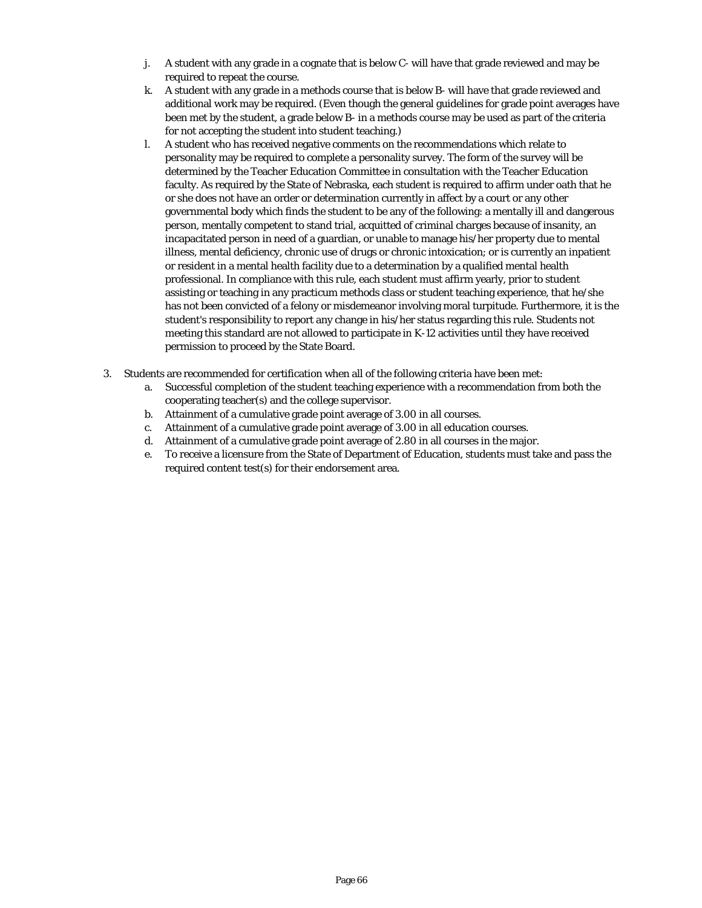j. A student with any grade in a cognate that is below C- will have that grade reviewed and may be required to repeat the course.

k. A student with any grade in a methods course that is below B- will have that grade reviewed and additional work may be required. (Even though the general guidelines for grade point averages have been met by the student, a grade below B- in a methods course may be used as part of the criteria for not accepting the student into student teaching.)

l. A student who has received negative comments on the recommendations which relate to personality may be required to complete a personality survey. The form of the survey will be determined by the Teacher Education Committee in consultation with the Teacher Education faculty. As required by the State of Nebraska, each student is required to affirm under oath that he or she does not have an order or determination currently in affect by a court or any other governmental body which finds the student to be any of the following: a mentally ill and dangerous person, mentally competent to stand trial, acquitted of criminal charges because of insanity, an incapacitated person in need of a guardian, or unable to manage his/her property due to mental illness, mental deficiency, chronic use of drugs or chronic intoxication; or is currently an inpatient or resident in a mental health facility due to a determination by a qualified mental health professional. In compliance with this rule, each student must affirm yearly, prior to student assisting or teaching in any practicum methods class or student teaching experience, that he/she has not been convicted of a felony or misdemeanor involving moral turpitude. Furthermore, it is the student's responsibility to report any change in his/her status regarding this rule. Students not meeting this standard are not allowed to participate in K-12 activities until they have received permission to proceed by the State Board.

3. Students are recommended for certification when all of the following criteria have been met:
   a. Successful completion of the student teaching experience with a recommendation from both the cooperating teacher(s) and the college supervisor.
   b. Attainment of a cumulative grade point average of 3.00 in all courses.
   c. Attainment of a cumulative grade point average of 3.00 in all education courses.
   d. Attainment of a cumulative grade point average of 2.80 in all courses in the major.
   e. To receive a licensure from the State of Department of Education, students must take and pass the required content test(s) for their endorsement area.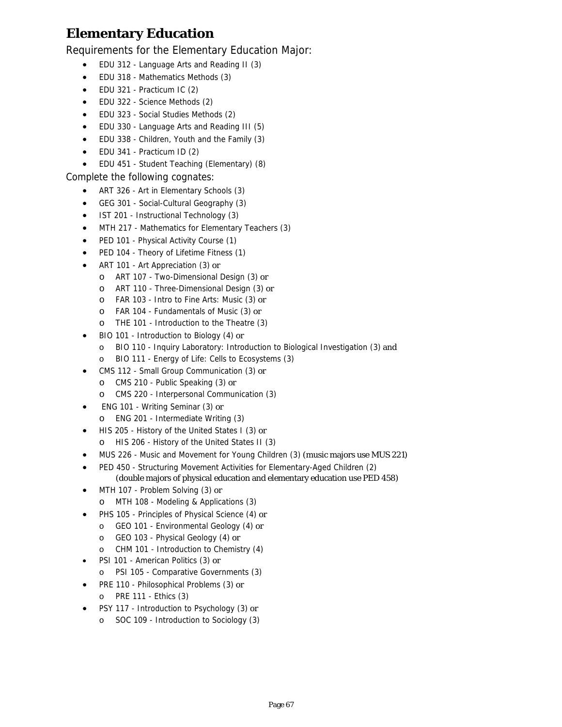# Elementary Education

Requirements for the Elementary Education Major:

- EDU 312 - Language Arts and Reading II (3)
- EDU 318 - Mathematics Methods (3)
- EDU 321 - Practicum IC (2)
- EDU 322 - Science Methods (2)
- EDU 323 - Social Studies Methods (2)
- EDU 330 - Language Arts and Reading III (5)
- EDU 338 - Children, Youth and the Family (3)
- EDU 341 - Practicum ID (2)
- EDU 451 - Student Teaching (Elementary) (8)

Complete the following cognates:

- ART 326 - Art in Elementary Schools (3)
- GEG 301 - Social-Cultural Geography (3)
- IST 201 - Instructional Technology (3)
- MTH 217 - Mathematics for Elementary Teachers (3)
- PED 101 - Physical Activity Course (1)
- PED 104 - Theory of Lifetime Fitness (1)
- ART 101 - Art Appreciation (3) or
  - ART 107 - Two-Dimensional Design (3) or
  - ART 110 - Three-Dimensional Design (3) or
  - FAR 103 - Intro to Fine Arts: Music (3) or
  - FAR 104 - Fundamentals of Music (3) or
  - THE 101 - Introduction to the Theatre (3)
- BIO 101 - Introduction to Biology (4) or
  - BIO 110 - Inquiry Laboratory: Introduction to Biological Investigation (3) and
  - BIO 111 - Energy of Life: Cells to Ecosystems (3)
- CMS 112 - Small Group Communication (3) or
  - CMS 210 - Public Speaking (3) or
  - CMS 220 - Interpersonal Communication (3)
- ENG 101 - Writing Seminar (3) or
  - ENG 201 - Intermediate Writing (3)
- HIS 205 - History of the United States I (3) or
  - HIS 206 - History of the United States II (3)
- MUS 226 - Music and Movement for Young Children (3) (music majors use MUS 221)
- PED 450 - Structuring Movement Activities for Elementary-Aged Children (2) (double majors of physical education and elementary education use PED 458)
- MTH 107 - Problem Solving (3) or
  - MTH 108 - Modeling & Applications (3)
- PHS 105 - Principles of Physical Science (4) or
  - GEO 101 - Environmental Geology (4) or
  - GEO 103 - Physical Geology (4) or
  - CHM 101 - Introduction to Chemistry (4)
- PSI 101 - American Politics (3) or
  - PSI 105 - Comparative Governments (3)
- PRE 110 - Philosophical Problems (3) or
  - PRE 111 - Ethics (3)
- PSY 117 - Introduction to Psychology (3) or
  - SOC 109 - Introduction to Sociology (3)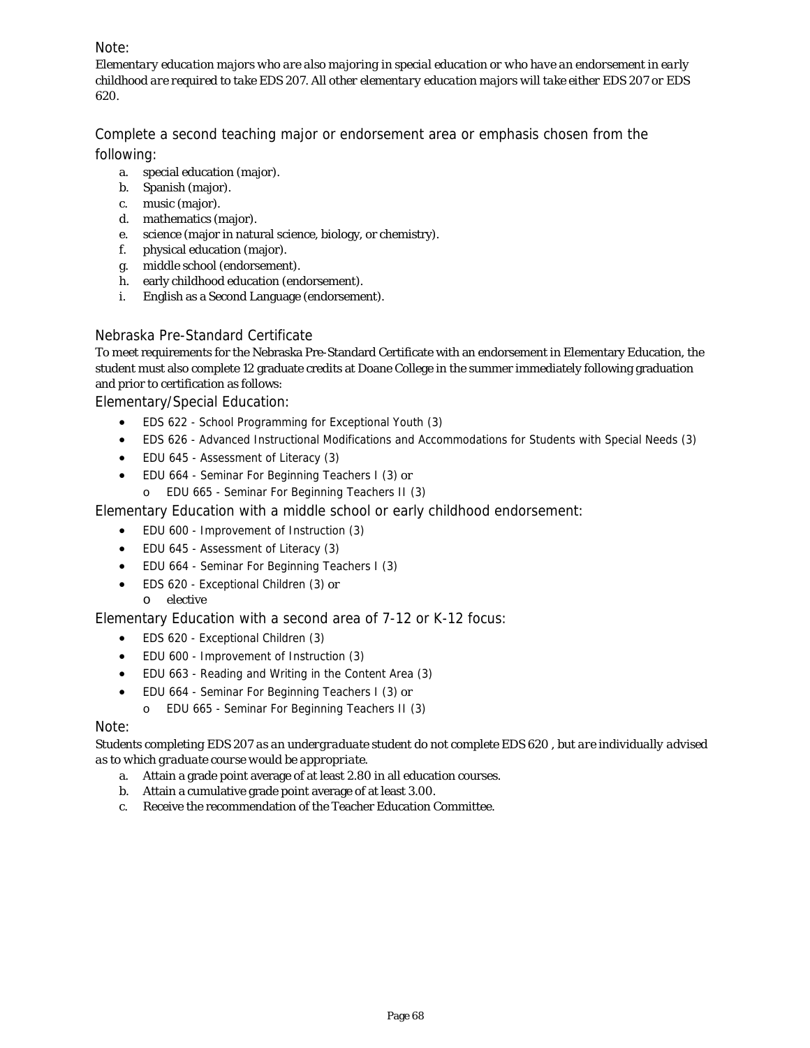### Note:

*Elementary education majors who are also majoring in special education or who have an endorsement in early childhood are required to take EDS 207. All other elementary education majors will take either EDS 207 or EDS 620.*

### Complete a second teaching major or endorsement area or emphasis chosen from the following:

a. special education (major).
b. Spanish (major).
c. music (major).
d. mathematics (major).
e. science (major in natural science, biology, or chemistry).
f. physical education (major).
g. middle school (endorsement).
h. early childhood education (endorsement).
i. English as a Second Language (endorsement).

### Nebraska Pre-Standard Certificate

To meet requirements for the Nebraska Pre-Standard Certificate with an endorsement in Elementary Education, the student must also complete 12 graduate credits at Doane College in the summer immediately following graduation and prior to certification as follows:

### Elementary/Special Education:

- EDS 622 - School Programming for Exceptional Youth (3)
- EDS 626 - Advanced Instructional Modifications and Accommodations for Students with Special Needs (3)
- EDU 645 - Assessment of Literacy (3)
- EDU 664 - Seminar For Beginning Teachers I (3) or
  - EDU 665 - Seminar For Beginning Teachers II (3)

### Elementary Education with a middle school or early childhood endorsement:

- EDU 600 - Improvement of Instruction (3)
- EDU 645 - Assessment of Literacy (3)
- EDU 664 - Seminar For Beginning Teachers I (3)
- EDS 620 - Exceptional Children (3) or
  - elective

### Elementary Education with a second area of 7-12 or K-12 focus:

- EDS 620 - Exceptional Children (3)
- EDU 600 - Improvement of Instruction (3)
- EDU 663 - Reading and Writing in the Content Area (3)
- EDU 664 - Seminar For Beginning Teachers I (3) or
  - EDU 665 - Seminar For Beginning Teachers II (3)

### Note:

*Students completing EDS 207 as an undergraduate student do not complete EDS 620 , but are individually advised as to which graduate course would be appropriate.*

a. Attain a grade point average of at least 2.80 in all education courses.
b. Attain a cumulative grade point average of at least 3.00.
c. Receive the recommendation of the Teacher Education Committee.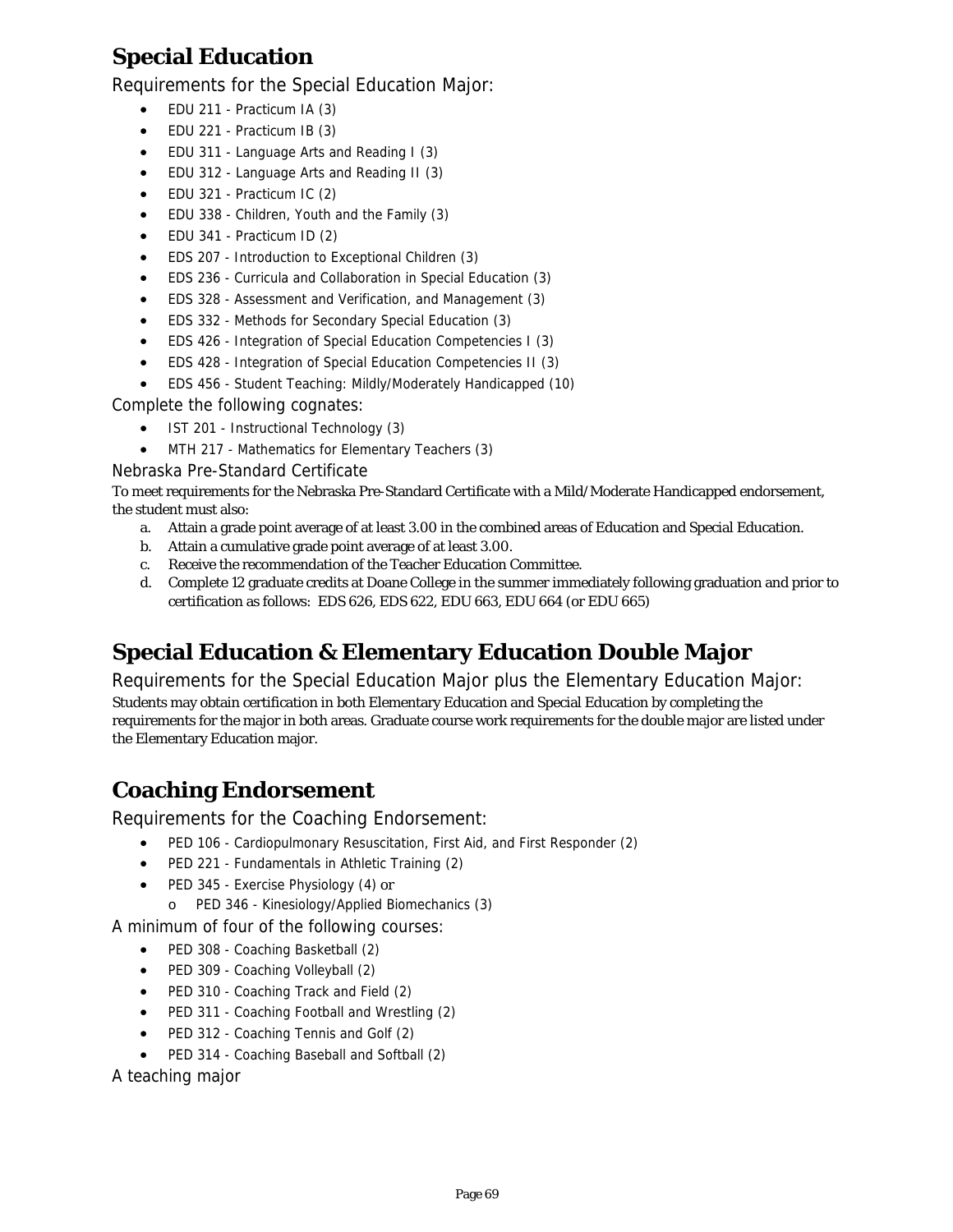# Special Education

### Requirements for the Special Education Major:

- EDU 211 - Practicum IA (3)
- EDU 221 - Practicum IB (3)
- EDU 311 - Language Arts and Reading I (3)
- EDU 312 - Language Arts and Reading II (3)
- EDU 321 - Practicum IC (2)
- EDU 338 - Children, Youth and the Family (3)
- EDU 341 - Practicum ID (2)
- EDS 207 - Introduction to Exceptional Children (3)
- EDS 236 - Curricula and Collaboration in Special Education (3)
- EDS 328 - Assessment and Verification, and Management (3)
- EDS 332 - Methods for Secondary Special Education (3)
- EDS 426 - Integration of Special Education Competencies I (3)
- EDS 428 - Integration of Special Education Competencies II (3)
- EDS 456 - Student Teaching: Mildly/Moderately Handicapped (10)

### Complete the following cognates:

- IST 201 - Instructional Technology (3)
- MTH 217 - Mathematics for Elementary Teachers (3)

### Nebraska Pre-Standard Certificate

To meet requirements for the Nebraska Pre-Standard Certificate with a Mild/Moderate Handicapped endorsement, the student must also:

a. Attain a grade point average of at least 3.00 in the combined areas of Education and Special Education.
b. Attain a cumulative grade point average of at least 3.00.
c. Receive the recommendation of the Teacher Education Committee.
d. Complete 12 graduate credits at Doane College in the summer immediately following graduation and prior to certification as follows: EDS 626, EDS 622, EDU 663, EDU 664 (or EDU 665)

# Special Education & Elementary Education Double Major

### Requirements for the Special Education Major plus the Elementary Education Major:

Students may obtain certification in both Elementary Education and Special Education by completing the requirements for the major in both areas. Graduate course work requirements for the double major are listed under the Elementary Education major.

# Coaching Endorsement

### Requirements for the Coaching Endorsement:

- PED 106 - Cardiopulmonary Resuscitation, First Aid, and First Responder (2)
- PED 221 - Fundamentals in Athletic Training (2)
- PED 345 - Exercise Physiology (4) or
  - PED 346 - Kinesiology/Applied Biomechanics (3)

### A minimum of four of the following courses:

- PED 308 - Coaching Basketball (2)
- PED 309 - Coaching Volleyball (2)
- PED 310 - Coaching Track and Field (2)
- PED 311 - Coaching Football and Wrestling (2)
- PED 312 - Coaching Tennis and Golf (2)
- PED 314 - Coaching Baseball and Softball (2)

### A teaching major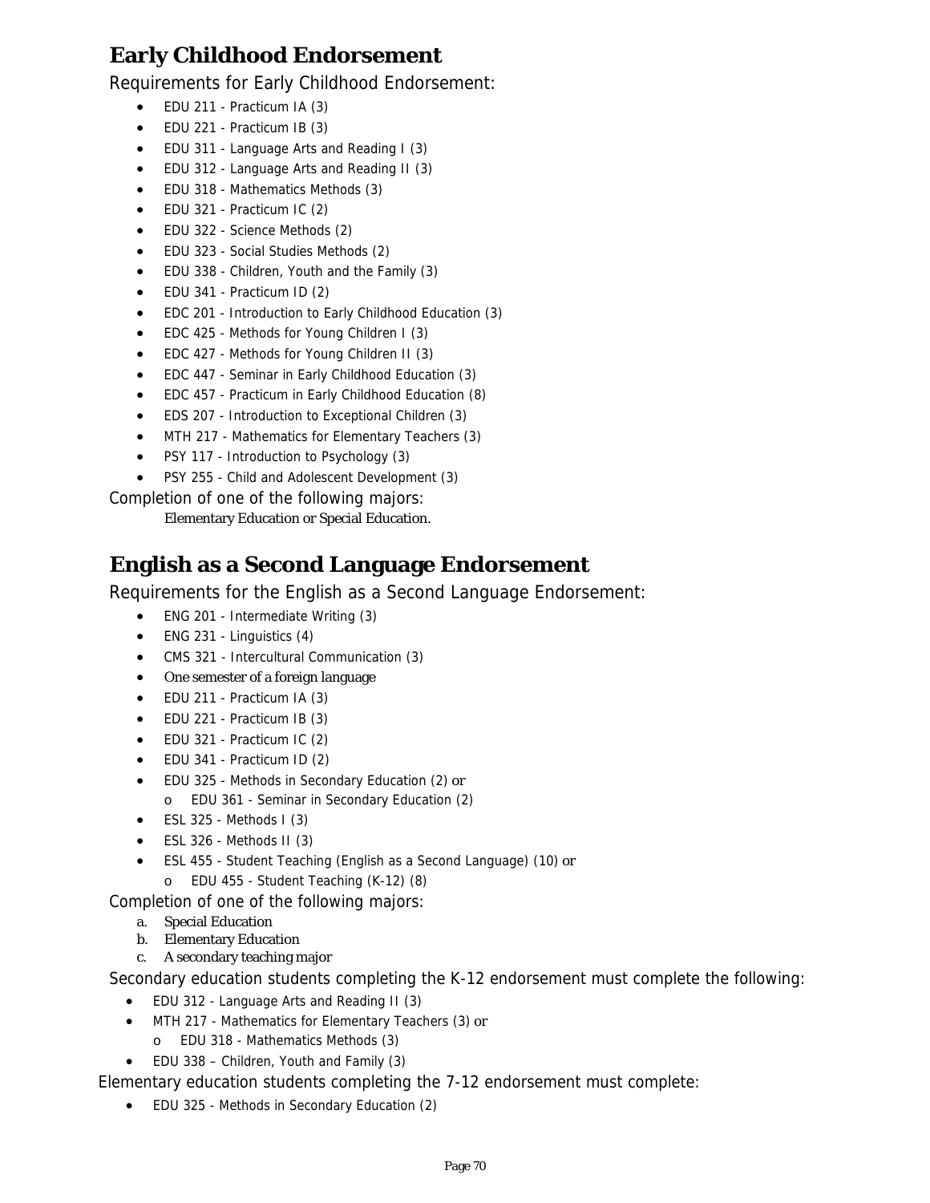## Early Childhood Endorsement

Requirements for Early Childhood Endorsement:

- EDU 211 - Practicum IA (3)
- EDU 221 - Practicum IB (3)
- EDU 311 - Language Arts and Reading I (3)
- EDU 312 - Language Arts and Reading II (3)
- EDU 318 - Mathematics Methods (3)
- EDU 321 - Practicum IC (2)
- EDU 322 - Science Methods (2)
- EDU 323 - Social Studies Methods (2)
- EDU 338 - Children, Youth and the Family (3)
- EDU 341 - Practicum ID (2)
- EDC 201 - Introduction to Early Childhood Education (3)
- EDC 425 - Methods for Young Children I (3)
- EDC 427 - Methods for Young Children II (3)
- EDC 447 - Seminar in Early Childhood Education (3)
- EDC 457 - Practicum in Early Childhood Education (8)
- EDS 207 - Introduction to Exceptional Children (3)
- MTH 217 - Mathematics for Elementary Teachers (3)
- PSY 117 - Introduction to Psychology (3)
- PSY 255 - Child and Adolescent Development (3)

Completion of one of the following majors:

Elementary Education or Special Education.

## English as a Second Language Endorsement

Requirements for the English as a Second Language Endorsement:

- ENG 201 - Intermediate Writing (3)
- ENG 231 - Linguistics (4)
- CMS 321 - Intercultural Communication (3)
- One semester of a foreign language
- EDU 211 - Practicum IA (3)
- EDU 221 - Practicum IB (3)
- EDU 321 - Practicum IC (2)
- EDU 341 - Practicum ID (2)
- EDU 325 - Methods in Secondary Education (2) or
  - EDU 361 - Seminar in Secondary Education (2)
- ESL 325 - Methods I (3)
- ESL 326 - Methods II (3)
- ESL 455 - Student Teaching (English as a Second Language) (10) or
  - EDU 455 - Student Teaching (K-12) (8)

Completion of one of the following majors:

a. Special Education
b. Elementary Education
c. A secondary teaching major

Secondary education students completing the K-12 endorsement must complete the following:

- EDU 312 - Language Arts and Reading II (3)
- MTH 217 - Mathematics for Elementary Teachers (3) or
  - EDU 318 - Mathematics Methods (3)
- EDU 338 – Children, Youth and Family (3)

Elementary education students completing the 7-12 endorsement must complete:

- EDU 325 - Methods in Secondary Education (2)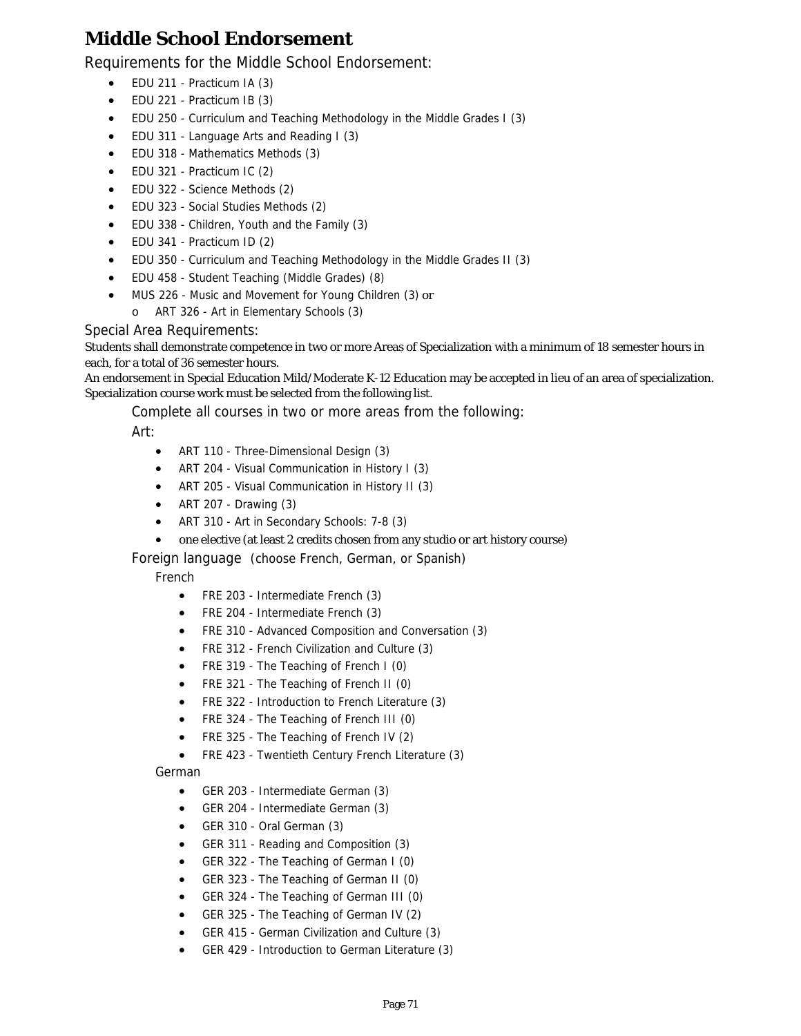# Middle School Endorsement

## Requirements for the Middle School Endorsement:

- EDU 211 - Practicum IA (3)
- EDU 221 - Practicum IB (3)
- EDU 250 - Curriculum and Teaching Methodology in the Middle Grades I (3)
- EDU 311 - Language Arts and Reading I (3)
- EDU 318 - Mathematics Methods (3)
- EDU 321 - Practicum IC (2)
- EDU 322 - Science Methods (2)
- EDU 323 - Social Studies Methods (2)
- EDU 338 - Children, Youth and the Family (3)
- EDU 341 - Practicum ID (2)
- EDU 350 - Curriculum and Teaching Methodology in the Middle Grades II (3)
- EDU 458 - Student Teaching (Middle Grades) (8)
- MUS 226 - Music and Movement for Young Children (3) or
    - ART 326 - Art in Elementary Schools (3)

## Special Area Requirements:

Students shall demonstrate competence in two or more Areas of Specialization with a minimum of 18 semester hours in each, for a total of 36 semester hours.

An endorsement in Special Education Mild/Moderate K-12 Education may be accepted in lieu of an area of specialization. Specialization course work must be selected from the following list.

### Complete all courses in two or more areas from the following:

#### Art:

- ART 110 - Three-Dimensional Design (3)
- ART 204 - Visual Communication in History I (3)
- ART 205 - Visual Communication in History II (3)
- ART 207 - Drawing (3)
- ART 310 - Art in Secondary Schools: 7-8 (3)
- one elective (at least 2 credits chosen from any studio or art history course)

#### Foreign language (choose French, German, or Spanish)

##### French

- FRE 203 - Intermediate French (3)
- FRE 204 - Intermediate French (3)
- FRE 310 - Advanced Composition and Conversation (3)
- FRE 312 - French Civilization and Culture (3)
- FRE 319 - The Teaching of French I (0)
- FRE 321 - The Teaching of French II (0)
- FRE 322 - Introduction to French Literature (3)
- FRE 324 - The Teaching of French III (0)
- FRE 325 - The Teaching of French IV (2)
- FRE 423 - Twentieth Century French Literature (3)

##### German

- GER 203 - Intermediate German (3)
- GER 204 - Intermediate German (3)
- GER 310 - Oral German (3)
- GER 311 - Reading and Composition (3)
- GER 322 - The Teaching of German I (0)
- GER 323 - The Teaching of German II (0)
- GER 324 - The Teaching of German III (0)
- GER 325 - The Teaching of German IV (2)
- GER 415 - German Civilization and Culture (3)
- GER 429 - Introduction to German Literature (3)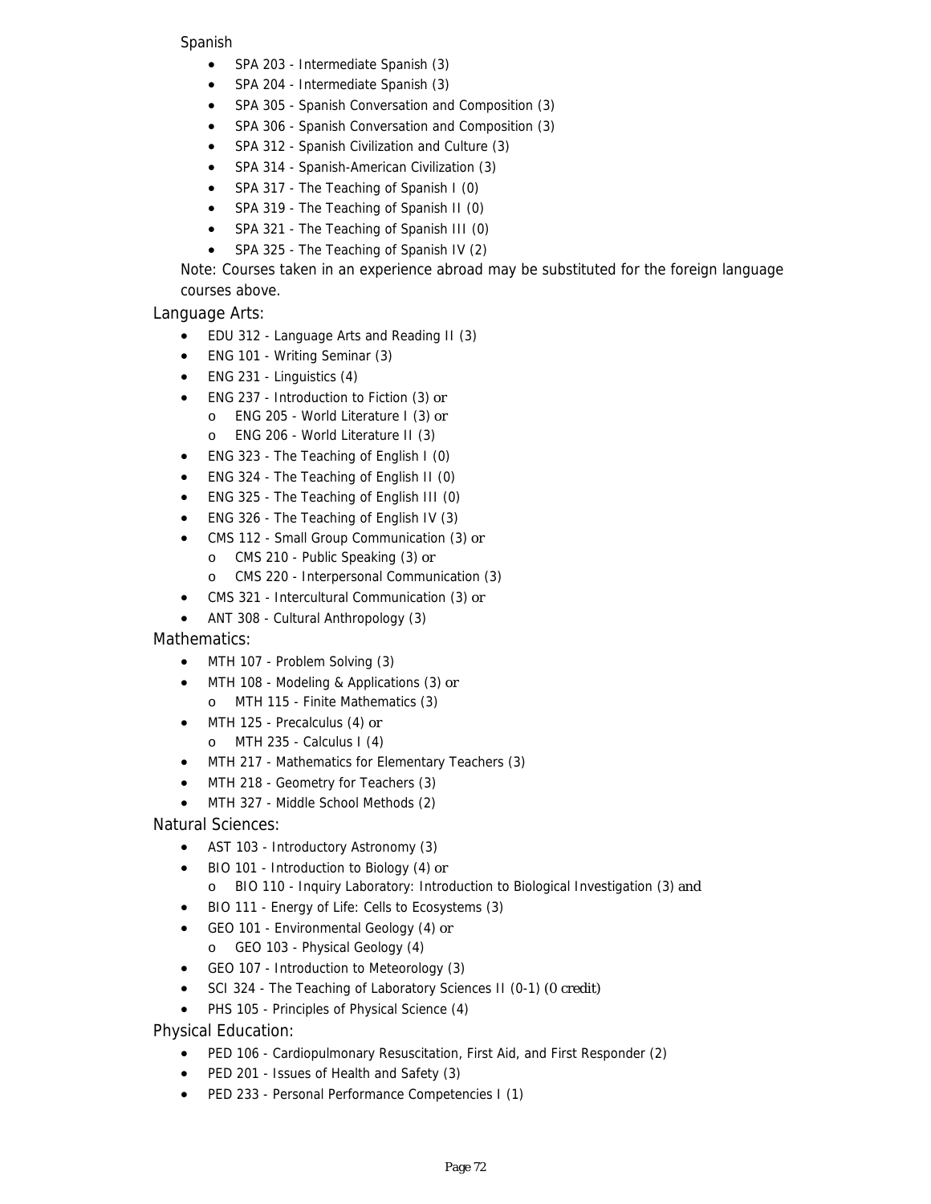Spanish

- SPA 203 - Intermediate Spanish (3)
- SPA 204 - Intermediate Spanish (3)
- SPA 305 - Spanish Conversation and Composition (3)
- SPA 306 - Spanish Conversation and Composition (3)
- SPA 312 - Spanish Civilization and Culture (3)
- SPA 314 - Spanish-American Civilization (3)
- SPA 317 - The Teaching of Spanish I (0)
- SPA 319 - The Teaching of Spanish II (0)
- SPA 321 - The Teaching of Spanish III (0)
- SPA 325 - The Teaching of Spanish IV (2)

Note: Courses taken in an experience abroad may be substituted for the foreign language courses above.

Language Arts:

- EDU 312 - Language Arts and Reading II (3)
- ENG 101 - Writing Seminar (3)
- ENG 231 - Linguistics (4)
- ENG 237 - Introduction to Fiction (3) or
  - ENG 205 - World Literature I (3) or
  - ENG 206 - World Literature II (3)
- ENG 323 - The Teaching of English I (0)
- ENG 324 - The Teaching of English II (0)
- ENG 325 - The Teaching of English III (0)
- ENG 326 - The Teaching of English IV (3)
- CMS 112 - Small Group Communication (3) or
  - CMS 210 - Public Speaking (3) or
  - CMS 220 - Interpersonal Communication (3)
- CMS 321 - Intercultural Communication (3) or
- ANT 308 - Cultural Anthropology (3)

Mathematics:

- MTH 107 - Problem Solving (3)
- MTH 108 - Modeling & Applications (3) or
  - MTH 115 - Finite Mathematics (3)
- MTH 125 - Precalculus (4) or
  - MTH 235 - Calculus I (4)
- MTH 217 - Mathematics for Elementary Teachers (3)
- MTH 218 - Geometry for Teachers (3)
- MTH 327 - Middle School Methods (2)

Natural Sciences:

- AST 103 - Introductory Astronomy (3)
- BIO 101 - Introduction to Biology (4) or
  - BIO 110 - Inquiry Laboratory: Introduction to Biological Investigation (3) and
- BIO 111 - Energy of Life: Cells to Ecosystems (3)
- GEO 101 - Environmental Geology (4) or
  - GEO 103 - Physical Geology (4)
- GEO 107 - Introduction to Meteorology (3)
- SCI 324 - The Teaching of Laboratory Sciences II (0-1) (0 credit)
- PHS 105 - Principles of Physical Science (4)

Physical Education:

- PED 106 - Cardiopulmonary Resuscitation, First Aid, and First Responder (2)
- PED 201 - Issues of Health and Safety (3)
- PED 233 - Personal Performance Competencies I (1)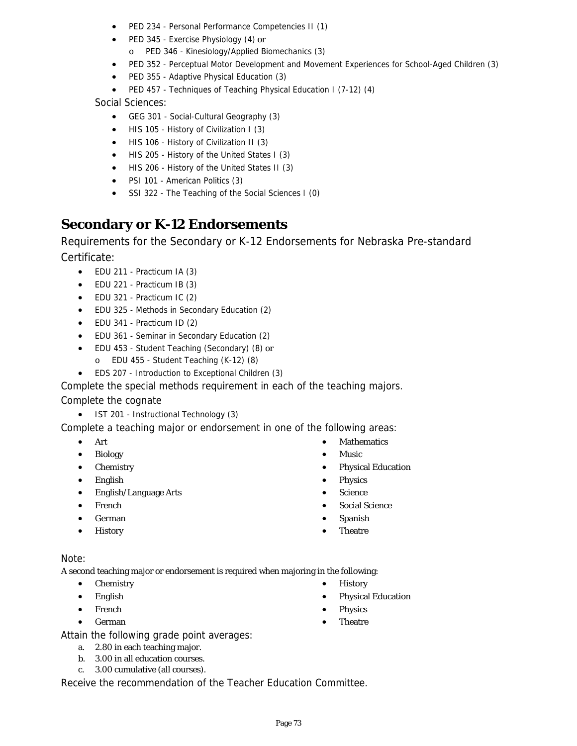- PED 234 - Personal Performance Competencies II (1)
- PED 345 - Exercise Physiology (4) or
  - PED 346 - Kinesiology/Applied Biomechanics (3)
- PED 352 - Perceptual Motor Development and Movement Experiences for School-Aged Children (3)
- PED 355 - Adaptive Physical Education (3)
- PED 457 - Techniques of Teaching Physical Education I (7-12) (4)

Social Sciences:

- GEG 301 - Social-Cultural Geography (3)
- HIS 105 - History of Civilization I (3)
- HIS 106 - History of Civilization II (3)
- HIS 205 - History of the United States I (3)
- HIS 206 - History of the United States II (3)
- PSI 101 - American Politics (3)
- SSI 322 - The Teaching of the Social Sciences I (0)

## Secondary or K-12 Endorsements

Requirements for the Secondary or K-12 Endorsements for Nebraska Pre-standard Certificate:

- EDU 211 - Practicum IA (3)
- EDU 221 - Practicum IB (3)
- EDU 321 - Practicum IC (2)
- EDU 325 - Methods in Secondary Education (2)
- EDU 341 - Practicum ID (2)
- EDU 361 - Seminar in Secondary Education (2)
- EDU 453 - Student Teaching (Secondary) (8) or
  - EDU 455 - Student Teaching (K-12) (8)
- EDS 207 - Introduction to Exceptional Children (3)

Complete the special methods requirement in each of the teaching majors.

Complete the cognate

- IST 201 - Instructional Technology (3)

Complete a teaching major or endorsement in one of the following areas:

- Art
- Biology
- Chemistry
- English
- English/Language Arts
- French
- German
- History
- Mathematics
- Music
- Physical Education
- Physics
- Science
- Social Science
- Spanish
- Theatre

Note:

A second teaching major or endorsement is required when majoring in the following:

- Chemistry
- English
- French
- German
- History
- Physical Education
- Physics
- Theatre

Attain the following grade point averages:

a. 2.80 in each teaching major.
b. 3.00 in all education courses.
c. 3.00 cumulative (all courses).

Receive the recommendation of the Teacher Education Committee.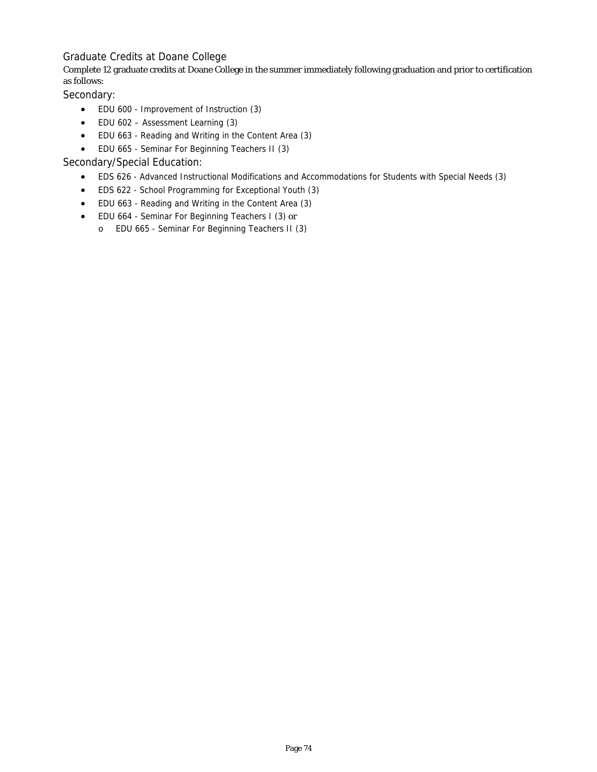## Graduate Credits at Doane College

Complete 12 graduate credits at Doane College in the summer immediately following graduation and prior to certification as follows:

### Secondary:

- EDU 600 - Improvement of Instruction (3)
- EDU 602 – Assessment Learning (3)
- EDU 663 - Reading and Writing in the Content Area (3)
- EDU 665 - Seminar For Beginning Teachers II (3)

### Secondary/Special Education:

- EDS 626 - Advanced Instructional Modifications and Accommodations for Students with Special Needs (3)
- EDS 622 - School Programming for Exceptional Youth (3)
- EDU 663 - Reading and Writing in the Content Area (3)
- EDU 664 - Seminar For Beginning Teachers I (3) or
  - EDU 665 - Seminar For Beginning Teachers II (3)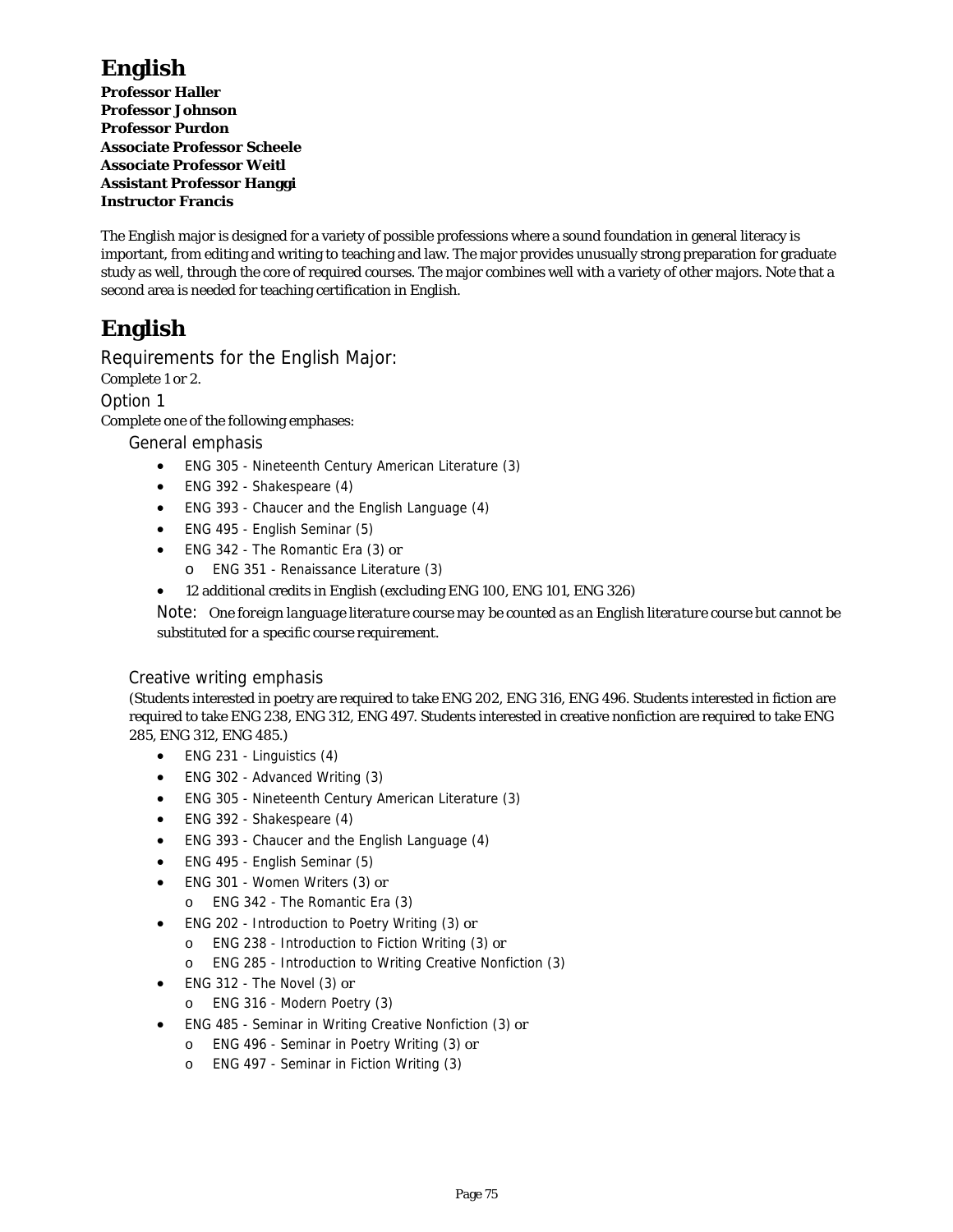# English

**Professor Haller**
**Professor Johnson**
**Professor Purdon**
**Associate Professor Scheele**
**Associate Professor Weitl**
**Assistant Professor Hanggi**
**Instructor Francis**

The English major is designed for a variety of possible professions where a sound foundation in general literacy is important, from editing and writing to teaching and law. The major provides unusually strong preparation for graduate study as well, through the core of required courses. The major combines well with a variety of other majors. Note that a second area is needed for teaching certification in English.

# English

## Requirements for the English Major:

Complete 1 or 2.

### Option 1

Complete one of the following emphases:

#### General emphasis

- ENG 305 - Nineteenth Century American Literature (3)
- ENG 392 - Shakespeare (4)
- ENG 393 - Chaucer and the English Language (4)
- ENG 495 - English Seminar (5)
- ENG 342 - The Romantic Era (3) or
  - ENG 351 - Renaissance Literature (3)
- 12 additional credits in English (excluding ENG 100, ENG 101, ENG 326)

Note: *One foreign language literature course may be counted as an English literature course but cannot be substituted for a specific course requirement.*

#### Creative writing emphasis

(Students interested in poetry are required to take ENG 202, ENG 316, ENG 496. Students interested in fiction are required to take ENG 238, ENG 312, ENG 497. Students interested in creative nonfiction are required to take ENG 285, ENG 312, ENG 485.)

- ENG 231 - Linguistics (4)
- ENG 302 - Advanced Writing (3)
- ENG 305 - Nineteenth Century American Literature (3)
- ENG 392 - Shakespeare (4)
- ENG 393 - Chaucer and the English Language (4)
- ENG 495 - English Seminar (5)
- ENG 301 - Women Writers (3) or
  - ENG 342 - The Romantic Era (3)
- ENG 202 - Introduction to Poetry Writing (3) or
  - ENG 238 - Introduction to Fiction Writing (3) or
  - ENG 285 - Introduction to Writing Creative Nonfiction (3)
- ENG 312 - The Novel (3) or
  - ENG 316 - Modern Poetry (3)
- ENG 485 - Seminar in Writing Creative Nonfiction (3) or
  - ENG 496 - Seminar in Poetry Writing (3) or
  - ENG 497 - Seminar in Fiction Writing (3)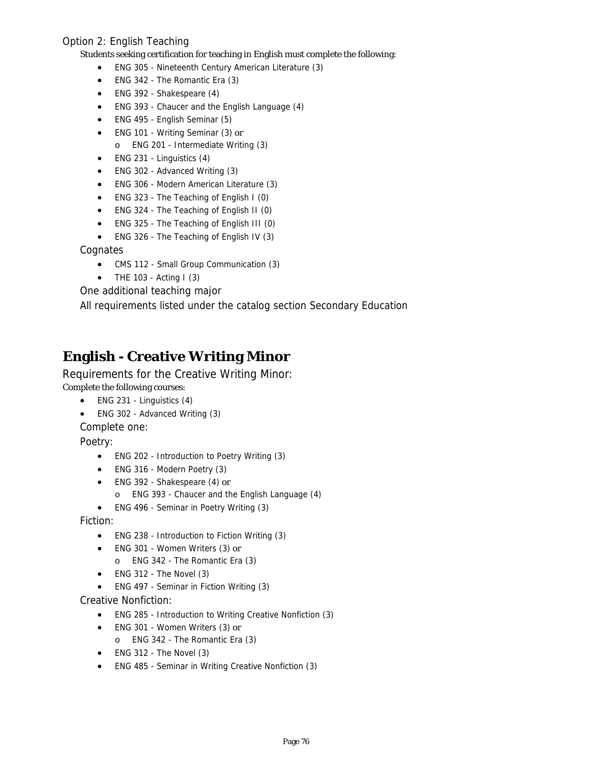### Option 2: English Teaching

Students seeking certification for teaching in English must complete the following:

- ENG 305 - Nineteenth Century American Literature (3)
- ENG 342 - The Romantic Era (3)
- ENG 392 - Shakespeare (4)
- ENG 393 - Chaucer and the English Language (4)
- ENG 495 - English Seminar (5)
- ENG 101 - Writing Seminar (3) or
  - ENG 201 - Intermediate Writing (3)
- ENG 231 - Linguistics (4)
- ENG 302 - Advanced Writing (3)
- ENG 306 - Modern American Literature (3)
- ENG 323 - The Teaching of English I (0)
- ENG 324 - The Teaching of English II (0)
- ENG 325 - The Teaching of English III (0)
- ENG 326 - The Teaching of English IV (3)

#### Cognates

- CMS 112 - Small Group Communication (3)
- THE 103 - Acting I (3)

One additional teaching major

All requirements listed under the catalog section Secondary Education

# English - Creative Writing Minor

## Requirements for the Creative Writing Minor:

Complete the following courses:

- ENG 231 - Linguistics (4)
- ENG 302 - Advanced Writing (3)

Complete one:

Poetry:

- ENG 202 - Introduction to Poetry Writing (3)
- ENG 316 - Modern Poetry (3)
- ENG 392 - Shakespeare (4) or
  - ENG 393 - Chaucer and the English Language (4)
- ENG 496 - Seminar in Poetry Writing (3)

Fiction:

- ENG 238 - Introduction to Fiction Writing (3)
- ENG 301 - Women Writers (3) or
  - ENG 342 - The Romantic Era (3)
- ENG 312 - The Novel (3)
- ENG 497 - Seminar in Fiction Writing (3)

Creative Nonfiction:

- ENG 285 - Introduction to Writing Creative Nonfiction (3)
- ENG 301 - Women Writers (3) or
  - ENG 342 - The Romantic Era (3)
- ENG 312 - The Novel (3)
- ENG 485 - Seminar in Writing Creative Nonfiction (3)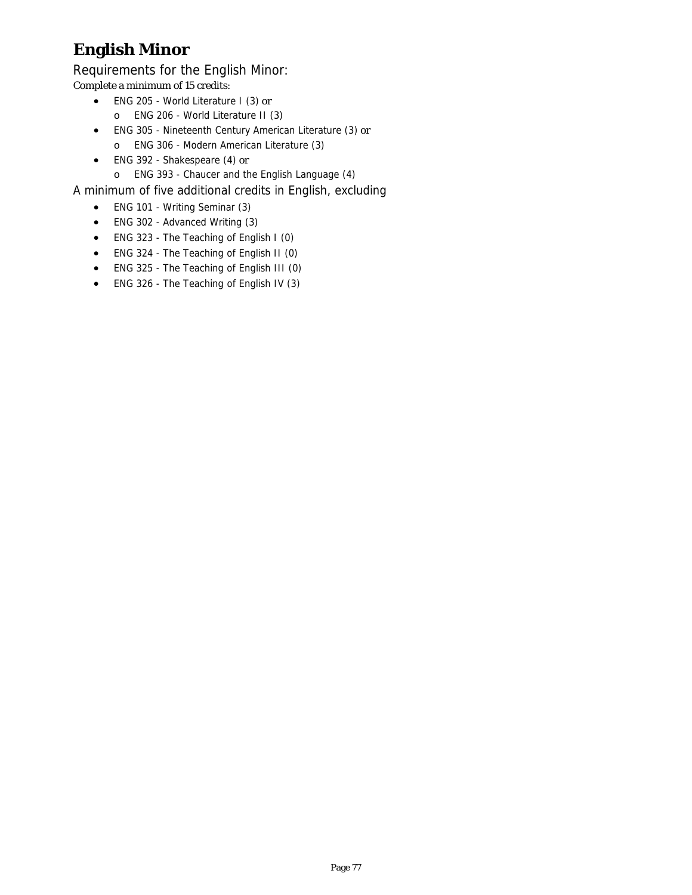# English Minor

## Requirements for the English Minor:

*Complete a minimum of 15 credits:*

- ENG 205 - World Literature I (3) or
  - ENG 206 - World Literature II (3)
- ENG 305 - Nineteenth Century American Literature (3) or
  - ENG 306 - Modern American Literature (3)
- ENG 392 - Shakespeare (4) or
  - ENG 393 - Chaucer and the English Language (4)

## A minimum of five additional credits in English, excluding

- ENG 101 - Writing Seminar (3)
- ENG 302 - Advanced Writing (3)
- ENG 323 - The Teaching of English I (0)
- ENG 324 - The Teaching of English II (0)
- ENG 325 - The Teaching of English III (0)
- ENG 326 - The Teaching of English IV (3)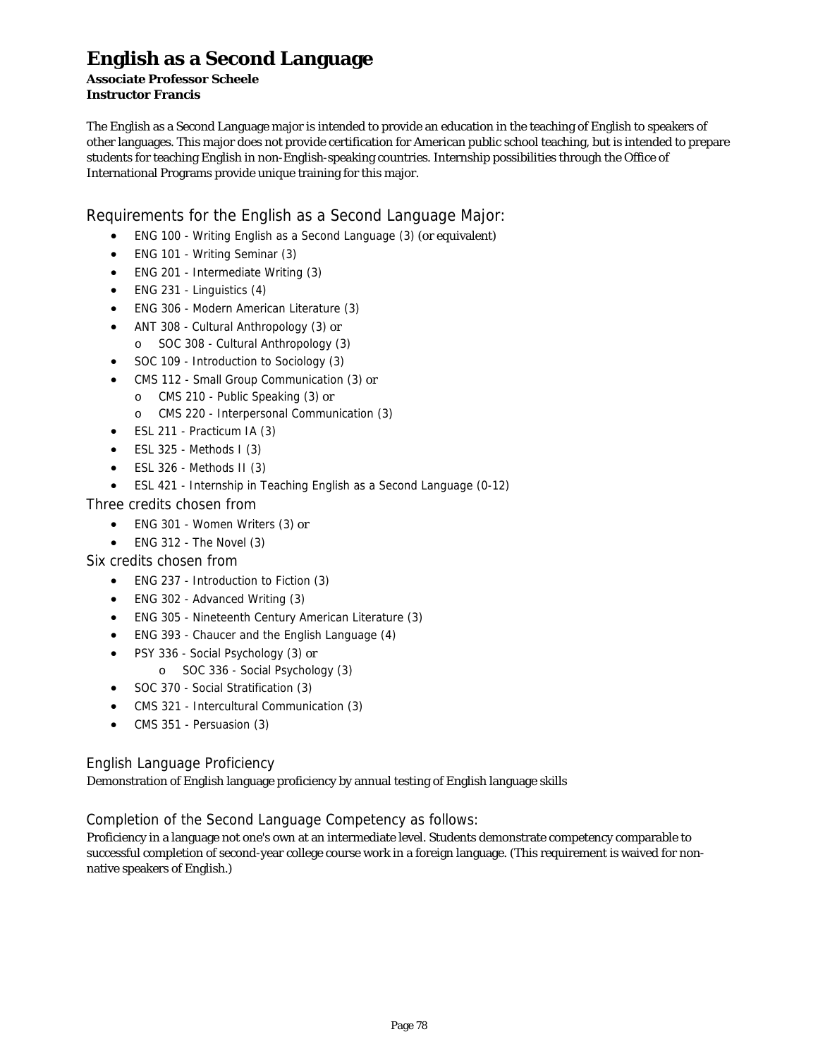# English as a Second Language

**Associate Professor Scheele**
**Instructor Francis**

The English as a Second Language major is intended to provide an education in the teaching of English to speakers of other languages. This major does not provide certification for American public school teaching, but is intended to prepare students for teaching English in non-English-speaking countries. Internship possibilities through the Office of International Programs provide unique training for this major.

## Requirements for the English as a Second Language Major:

- ENG 100 - Writing English as a Second Language (3) (or equivalent)
- ENG 101 - Writing Seminar (3)
- ENG 201 - Intermediate Writing (3)
- ENG 231 - Linguistics (4)
- ENG 306 - Modern American Literature (3)
- ANT 308 - Cultural Anthropology (3) or
  - SOC 308 - Cultural Anthropology (3)
- SOC 109 - Introduction to Sociology (3)
- CMS 112 - Small Group Communication (3) or
  - CMS 210 - Public Speaking (3) or
  - CMS 220 - Interpersonal Communication (3)
- ESL 211 - Practicum IA (3)
- ESL 325 - Methods I (3)
- ESL 326 - Methods II (3)
- ESL 421 - Internship in Teaching English as a Second Language (0-12)

Three credits chosen from

- ENG 301 - Women Writers (3) or
- ENG 312 - The Novel (3)

Six credits chosen from

- ENG 237 - Introduction to Fiction (3)
- ENG 302 - Advanced Writing (3)
- ENG 305 - Nineteenth Century American Literature (3)
- ENG 393 - Chaucer and the English Language (4)
- PSY 336 - Social Psychology (3) or
  - SOC 336 - Social Psychology (3)
- SOC 370 - Social Stratification (3)
- CMS 321 - Intercultural Communication (3)
- CMS 351 - Persuasion (3)

### English Language Proficiency

Demonstration of English language proficiency by annual testing of English language skills

### Completion of the Second Language Competency as follows:

Proficiency in a language not one's own at an intermediate level. Students demonstrate competency comparable to successful completion of second-year college course work in a foreign language. (This requirement is waived for non-native speakers of English.)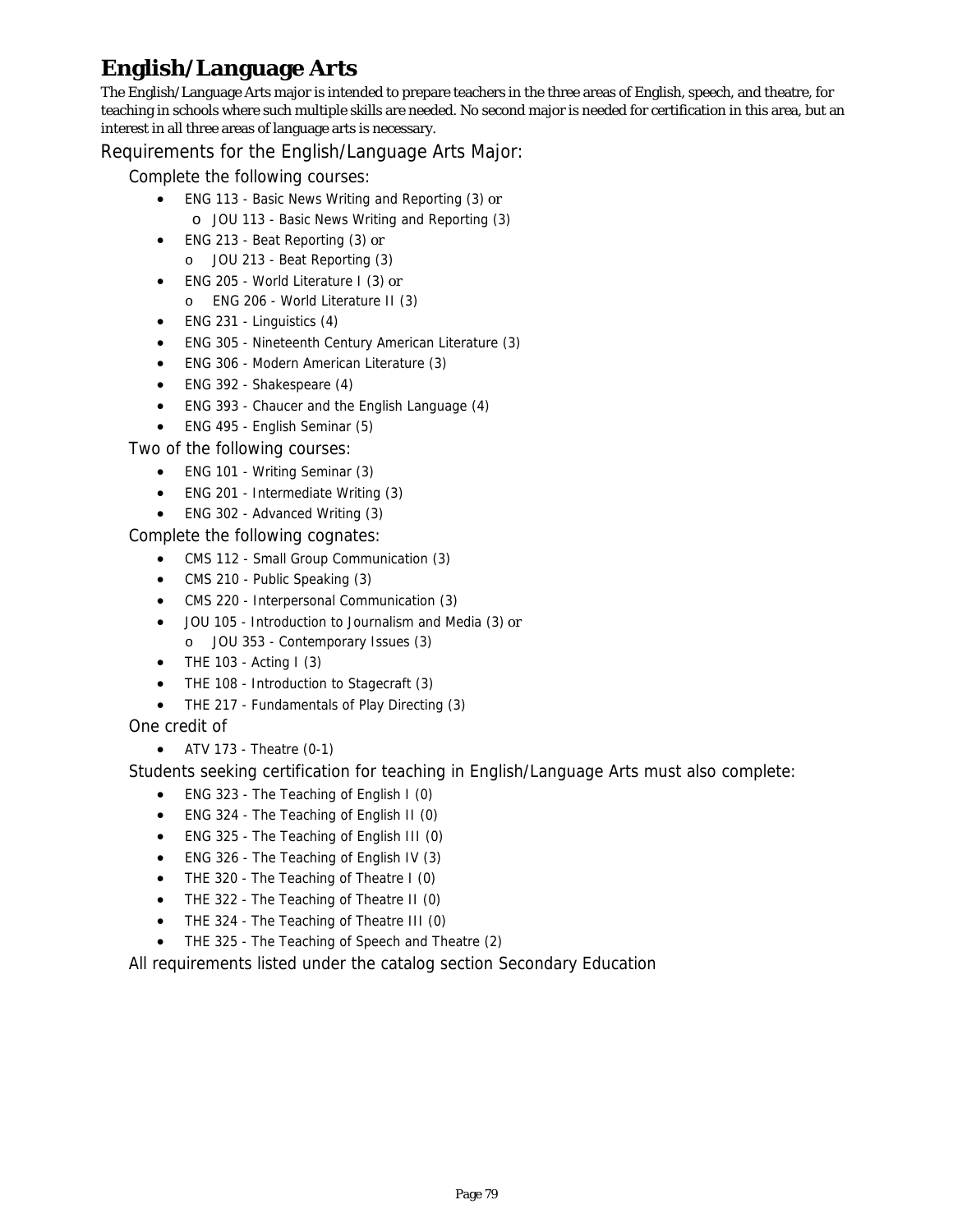# English/Language Arts

The English/Language Arts major is intended to prepare teachers in the three areas of English, speech, and theatre, for teaching in schools where such multiple skills are needed. No second major is needed for certification in this area, but an interest in all three areas of language arts is necessary.

## Requirements for the English/Language Arts Major:

### Complete the following courses:

- ENG 113 - Basic News Writing and Reporting (3) or
  - JOU 113 - Basic News Writing and Reporting (3)
- ENG 213 - Beat Reporting (3) or
  - JOU 213 - Beat Reporting (3)
- ENG 205 - World Literature I (3) or
  - ENG 206 - World Literature II (3)
- ENG 231 - Linguistics (4)
- ENG 305 - Nineteenth Century American Literature (3)
- ENG 306 - Modern American Literature (3)
- ENG 392 - Shakespeare (4)
- ENG 393 - Chaucer and the English Language (4)
- ENG 495 - English Seminar (5)

### Two of the following courses:

- ENG 101 - Writing Seminar (3)
- ENG 201 - Intermediate Writing (3)
- ENG 302 - Advanced Writing (3)

### Complete the following cognates:

- CMS 112 - Small Group Communication (3)
- CMS 210 - Public Speaking (3)
- CMS 220 - Interpersonal Communication (3)
- JOU 105 - Introduction to Journalism and Media (3) or
  - JOU 353 - Contemporary Issues (3)
- THE 103 - Acting I (3)
- THE 108 - Introduction to Stagecraft (3)
- THE 217 - Fundamentals of Play Directing (3)

### One credit of

- ATV 173 - Theatre (0-1)

### Students seeking certification for teaching in English/Language Arts must also complete:

- ENG 323 - The Teaching of English I (0)
- ENG 324 - The Teaching of English II (0)
- ENG 325 - The Teaching of English III (0)
- ENG 326 - The Teaching of English IV (3)
- THE 320 - The Teaching of Theatre I (0)
- THE 322 - The Teaching of Theatre II (0)
- THE 324 - The Teaching of Theatre III (0)
- THE 325 - The Teaching of Speech and Theatre (2)

### All requirements listed under the catalog section Secondary Education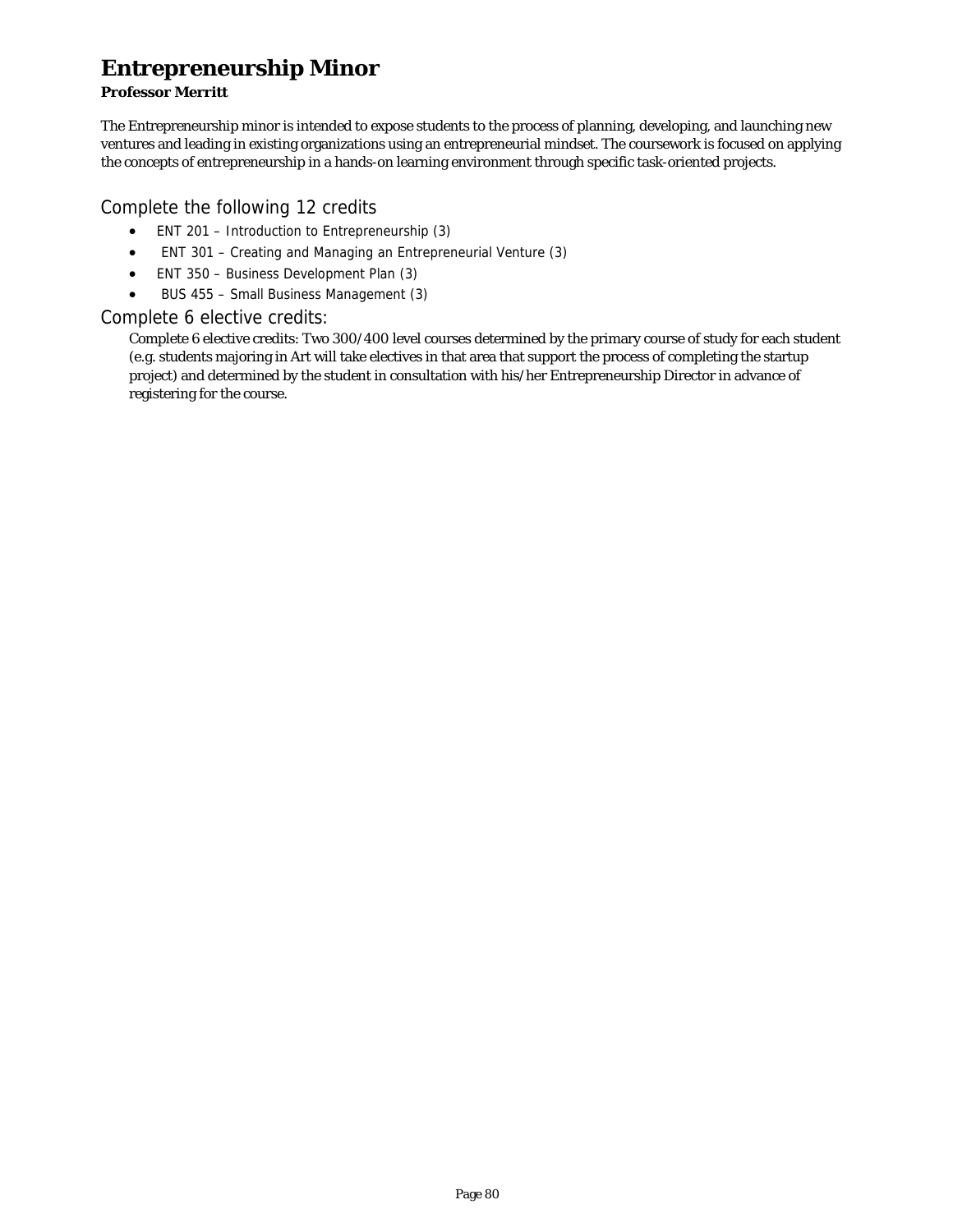# Entrepreneurship Minor

**Professor Merritt**

The Entrepreneurship minor is intended to expose students to the process of planning, developing, and launching new ventures and leading in existing organizations using an entrepreneurial mindset. The coursework is focused on applying the concepts of entrepreneurship in a hands-on learning environment through specific task-oriented projects.

## Complete the following 12 credits

- ENT 201 – Introduction to Entrepreneurship (3)
- ENT 301 – Creating and Managing an Entrepreneurial Venture (3)
- ENT 350 – Business Development Plan (3)
- BUS 455 – Small Business Management (3)

## Complete 6 elective credits:

Complete 6 elective credits: Two 300/400 level courses determined by the primary course of study for each student (e.g. students majoring in Art will take electives in that area that support the process of completing the startup project) and determined by the student in consultation with his/her Entrepreneurship Director in advance of registering for the course.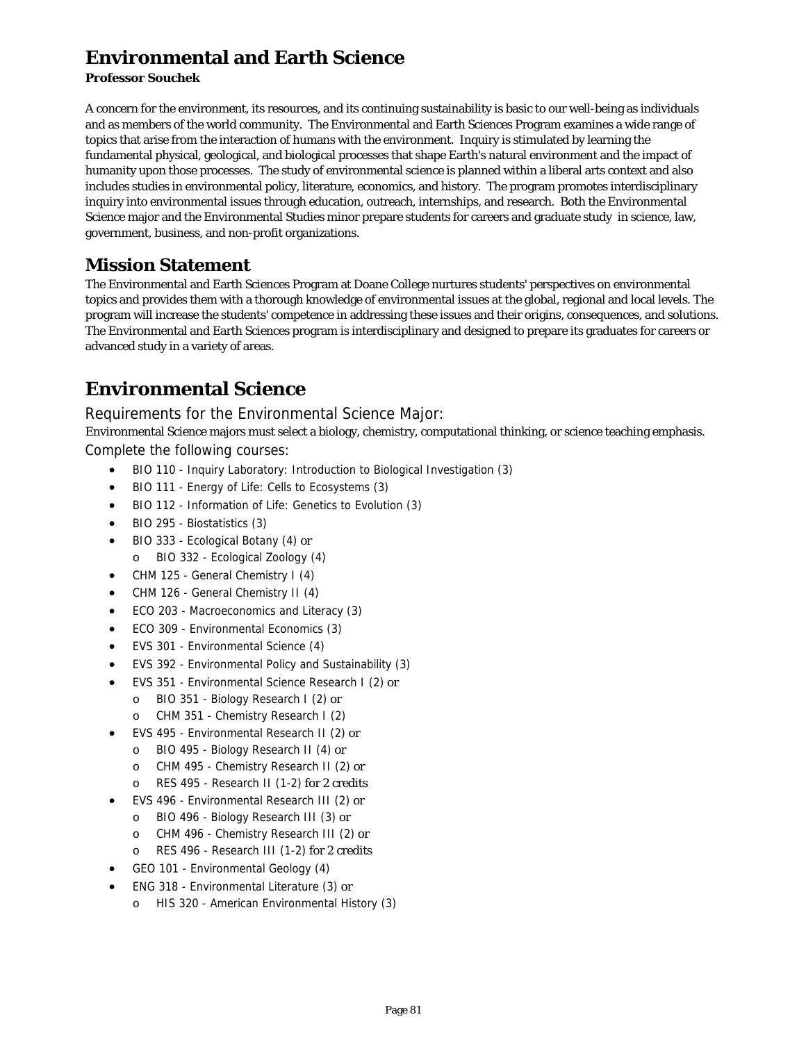# Environmental and Earth Science

**Professor Souchek**

A concern for the environment, its resources, and its continuing sustainability is basic to our well-being as individuals and as members of the world community. The Environmental and Earth Sciences Program examines a wide range of topics that arise from the interaction of humans with the environment. Inquiry is stimulated by learning the fundamental physical, geological, and biological processes that shape Earth's natural environment and the impact of humanity upon those processes. The study of environmental science is planned within a liberal arts context and also includes studies in environmental policy, literature, economics, and history. The program promotes interdisciplinary inquiry into environmental issues through education, outreach, internships, and research. Both the Environmental Science major and the Environmental Studies minor prepare students for careers and graduate study in science, law, government, business, and non-profit organizations.

## Mission Statement

The Environmental and Earth Sciences Program at Doane College nurtures students' perspectives on environmental topics and provides them with a thorough knowledge of environmental issues at the global, regional and local levels. The program will increase the students' competence in addressing these issues and their origins, consequences, and solutions. The Environmental and Earth Sciences program is interdisciplinary and designed to prepare its graduates for careers or advanced study in a variety of areas.

# Environmental Science

### Requirements for the Environmental Science Major:

Environmental Science majors must select a biology, chemistry, computational thinking, or science teaching emphasis.

Complete the following courses:

- BIO 110 - Inquiry Laboratory: Introduction to Biological Investigation (3)
- BIO 111 - Energy of Life: Cells to Ecosystems (3)
- BIO 112 - Information of Life: Genetics to Evolution (3)
- BIO 295 - Biostatistics (3)
- BIO 333 - Ecological Botany (4) or
  - BIO 332 - Ecological Zoology (4)
- CHM 125 - General Chemistry I (4)
- CHM 126 - General Chemistry II (4)
- ECO 203 - Macroeconomics and Literacy (3)
- ECO 309 - Environmental Economics (3)
- EVS 301 - Environmental Science (4)
- EVS 392 - Environmental Policy and Sustainability (3)
- EVS 351 - Environmental Science Research I (2) or
  - BIO 351 - Biology Research I (2) or
  - CHM 351 - Chemistry Research I (2)
- EVS 495 - Environmental Research II (2) or
  - BIO 495 - Biology Research II (4) or
  - CHM 495 - Chemistry Research II (2) or
  - RES 495 - Research II (1-2) for 2 credits
- EVS 496 - Environmental Research III (2) or
  - BIO 496 - Biology Research III (3) or
  - CHM 496 - Chemistry Research III (2) or
  - RES 496 - Research III (1-2) for 2 credits
- GEO 101 - Environmental Geology (4)
- ENG 318 - Environmental Literature (3) or
  - HIS 320 - American Environmental History (3)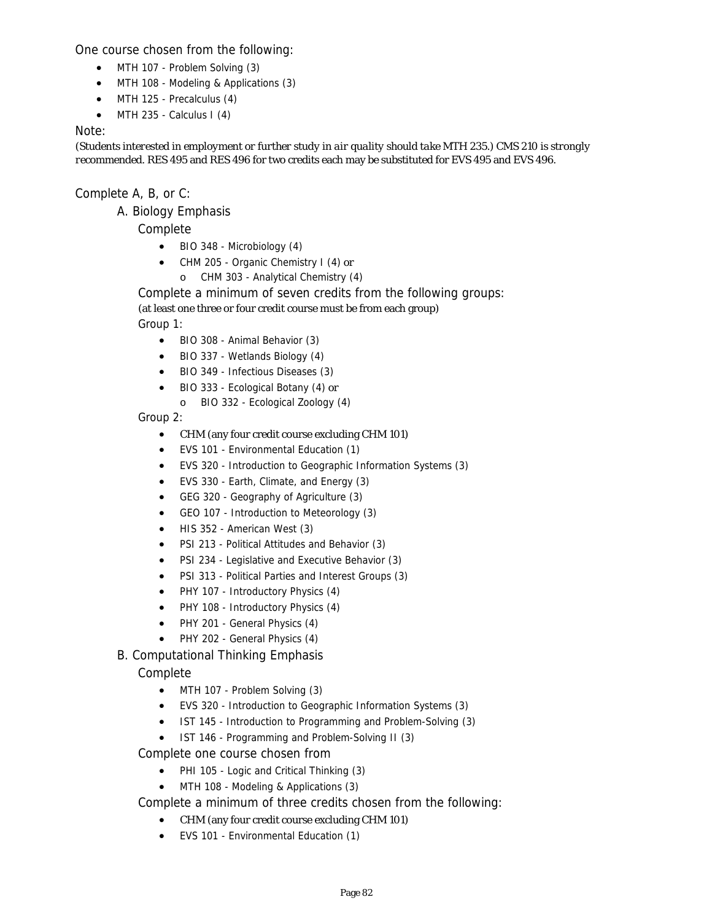One course chosen from the following:

- MTH 107 - Problem Solving (3)
- MTH 108 - Modeling & Applications (3)
- MTH 125 - Precalculus (4)
- MTH 235 - Calculus I (4)

Note:

*(Students interested in employment or further study in air quality should take MTH 235.) CMS 210 is strongly recommended. RES 495 and RES 496 for two credits each may be substituted for EVS 495 and EVS 496.*

Complete A, B, or C:

A. Biology Emphasis

Complete

- BIO 348 - Microbiology (4)
- CHM 205 - Organic Chemistry I (4) or
  - CHM 303 - Analytical Chemistry (4)

Complete a minimum of seven credits from the following groups:

(at least one three or four credit course must be from each group)

Group 1:

- BIO 308 - Animal Behavior (3)
- BIO 337 - Wetlands Biology (4)
- BIO 349 - Infectious Diseases (3)
- BIO 333 - Ecological Botany (4) or
  - BIO 332 - Ecological Zoology (4)

Group 2:

- CHM (any four credit course excluding CHM 101)
- EVS 101 - Environmental Education (1)
- EVS 320 - Introduction to Geographic Information Systems (3)
- EVS 330 - Earth, Climate, and Energy (3)
- GEG 320 - Geography of Agriculture (3)
- GEO 107 - Introduction to Meteorology (3)
- HIS 352 - American West (3)
- PSI 213 - Political Attitudes and Behavior (3)
- PSI 234 - Legislative and Executive Behavior (3)
- PSI 313 - Political Parties and Interest Groups (3)
- PHY 107 - Introductory Physics (4)
- PHY 108 - Introductory Physics (4)
- PHY 201 - General Physics (4)
- PHY 202 - General Physics (4)

B. Computational Thinking Emphasis

Complete

- MTH 107 - Problem Solving (3)
- EVS 320 - Introduction to Geographic Information Systems (3)
- IST 145 - Introduction to Programming and Problem-Solving (3)
- IST 146 - Programming and Problem-Solving II (3)

Complete one course chosen from

- PHI 105 - Logic and Critical Thinking (3)
- MTH 108 - Modeling & Applications (3)

Complete a minimum of three credits chosen from the following:

- CHM (any four credit course excluding CHM 101)
- EVS 101 - Environmental Education (1)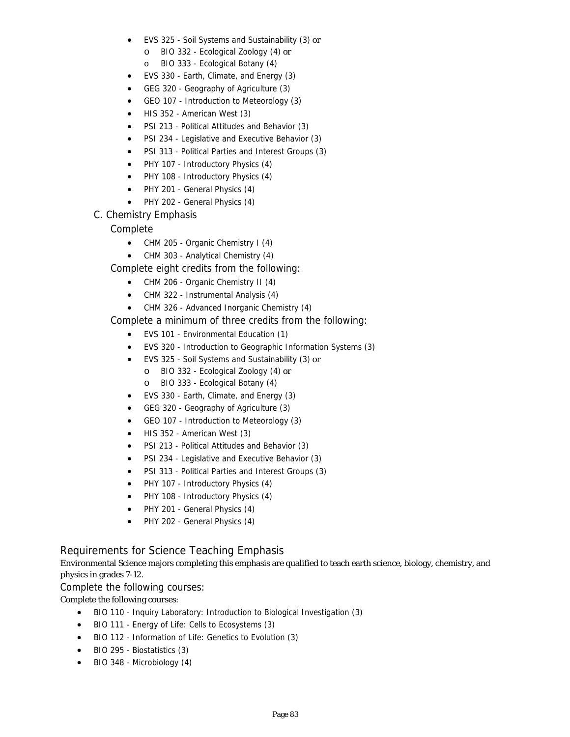- EVS 325 - Soil Systems and Sustainability (3) or
    - BIO 332 - Ecological Zoology (4) or
    - BIO 333 - Ecological Botany (4)
- EVS 330 - Earth, Climate, and Energy (3)
- GEG 320 - Geography of Agriculture (3)
- GEO 107 - Introduction to Meteorology (3)
- HIS 352 - American West (3)
- PSI 213 - Political Attitudes and Behavior (3)
- PSI 234 - Legislative and Executive Behavior (3)
- PSI 313 - Political Parties and Interest Groups (3)
- PHY 107 - Introductory Physics (4)
- PHY 108 - Introductory Physics (4)
- PHY 201 - General Physics (4)
- PHY 202 - General Physics (4)

### C. Chemistry Emphasis

#### Complete

- CHM 205 - Organic Chemistry I (4)
- CHM 303 - Analytical Chemistry (4)

#### Complete eight credits from the following:

- CHM 206 - Organic Chemistry II (4)
- CHM 322 - Instrumental Analysis (4)
- CHM 326 - Advanced Inorganic Chemistry (4)

#### Complete a minimum of three credits from the following:

- EVS 101 - Environmental Education (1)
- EVS 320 - Introduction to Geographic Information Systems (3)
- EVS 325 - Soil Systems and Sustainability (3) or
    - BIO 332 - Ecological Zoology (4) or
    - BIO 333 - Ecological Botany (4)
- EVS 330 - Earth, Climate, and Energy (3)
- GEG 320 - Geography of Agriculture (3)
- GEO 107 - Introduction to Meteorology (3)
- HIS 352 - American West (3)
- PSI 213 - Political Attitudes and Behavior (3)
- PSI 234 - Legislative and Executive Behavior (3)
- PSI 313 - Political Parties and Interest Groups (3)
- PHY 107 - Introductory Physics (4)
- PHY 108 - Introductory Physics (4)
- PHY 201 - General Physics (4)
- PHY 202 - General Physics (4)

## Requirements for Science Teaching Emphasis

Environmental Science majors completing this emphasis are qualified to teach earth science, biology, chemistry, and physics in grades 7-12.

### Complete the following courses:

Complete the following courses:

- BIO 110 - Inquiry Laboratory: Introduction to Biological Investigation (3)
- BIO 111 - Energy of Life: Cells to Ecosystems (3)
- BIO 112 - Information of Life: Genetics to Evolution (3)
- BIO 295 - Biostatistics (3)
- BIO 348 - Microbiology (4)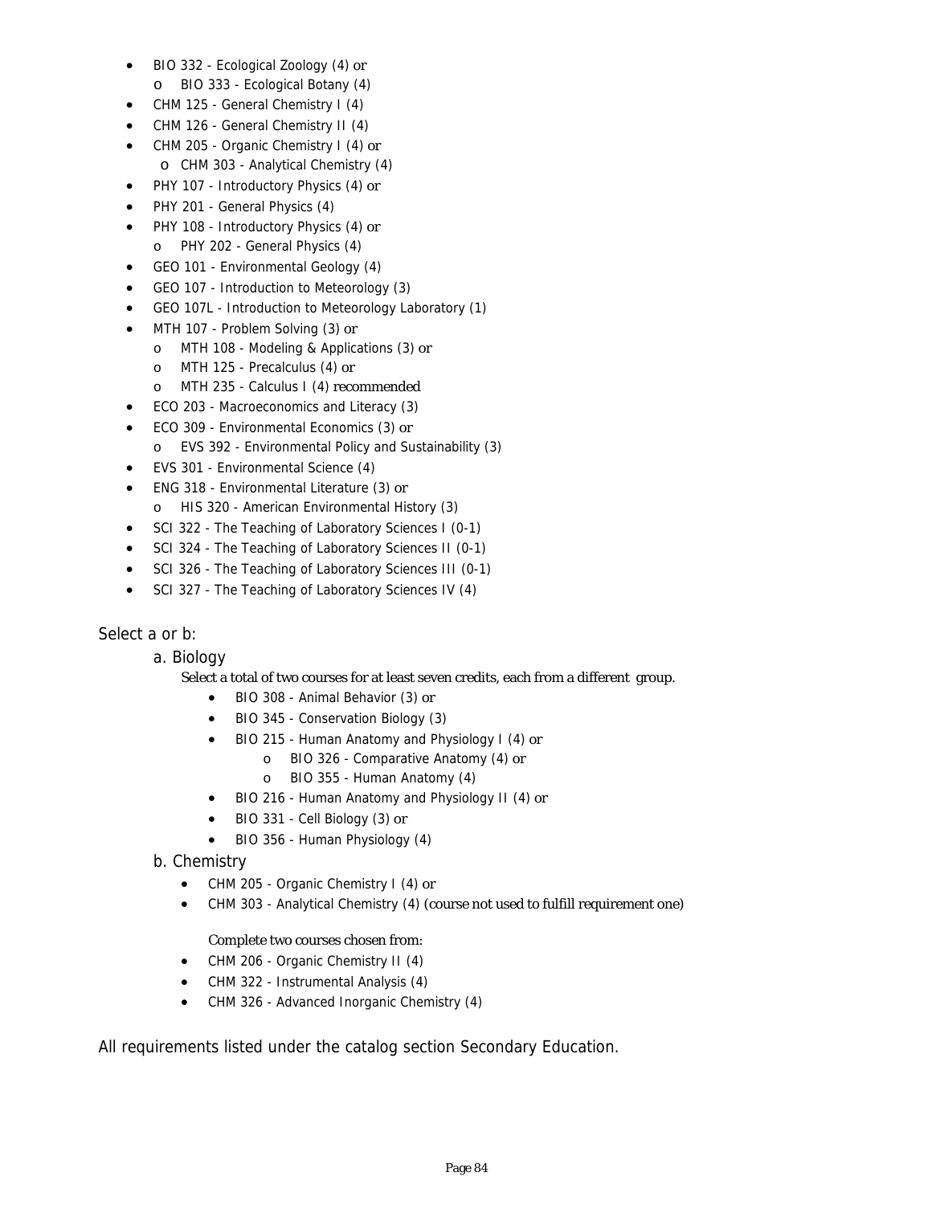- BIO 332 - Ecological Zoology (4) or
  - BIO 333 - Ecological Botany (4)
- CHM 125 - General Chemistry I (4)
- CHM 126 - General Chemistry II (4)
- CHM 205 - Organic Chemistry I (4) or
  - CHM 303 - Analytical Chemistry (4)
- PHY 107 - Introductory Physics (4) or
- PHY 201 - General Physics (4)
- PHY 108 - Introductory Physics (4) or
  - PHY 202 - General Physics (4)
- GEO 101 - Environmental Geology (4)
- GEO 107 - Introduction to Meteorology (3)
- GEO 107L - Introduction to Meteorology Laboratory (1)
- MTH 107 - Problem Solving (3) or
  - MTH 108 - Modeling & Applications (3) or
  - MTH 125 - Precalculus (4) or
  - MTH 235 - Calculus I (4) recommended
- ECO 203 - Macroeconomics and Literacy (3)
- ECO 309 - Environmental Economics (3) or
  - EVS 392 - Environmental Policy and Sustainability (3)
- EVS 301 - Environmental Science (4)
- ENG 318 - Environmental Literature (3) or
  - HIS 320 - American Environmental History (3)
- SCI 322 - The Teaching of Laboratory Sciences I (0-1)
- SCI 324 - The Teaching of Laboratory Sciences II (0-1)
- SCI 326 - The Teaching of Laboratory Sciences III (0-1)
- SCI 327 - The Teaching of Laboratory Sciences IV (4)

Select a or b:

a. Biology

Select a total of two courses for at least seven credits, each from a different group.

- BIO 308 - Animal Behavior (3) or
- BIO 345 - Conservation Biology (3)
- BIO 215 - Human Anatomy and Physiology I (4) or
  - BIO 326 - Comparative Anatomy (4) or
  - BIO 355 - Human Anatomy (4)
- BIO 216 - Human Anatomy and Physiology II (4) or
- BIO 331 - Cell Biology (3) or
- BIO 356 - Human Physiology (4)

b. Chemistry

- CHM 205 - Organic Chemistry I (4) or
- CHM 303 - Analytical Chemistry (4) (course not used to fulfill requirement one)

Complete two courses chosen from:

- CHM 206 - Organic Chemistry II (4)
- CHM 322 - Instrumental Analysis (4)
- CHM 326 - Advanced Inorganic Chemistry (4)

All requirements listed under the catalog section Secondary Education.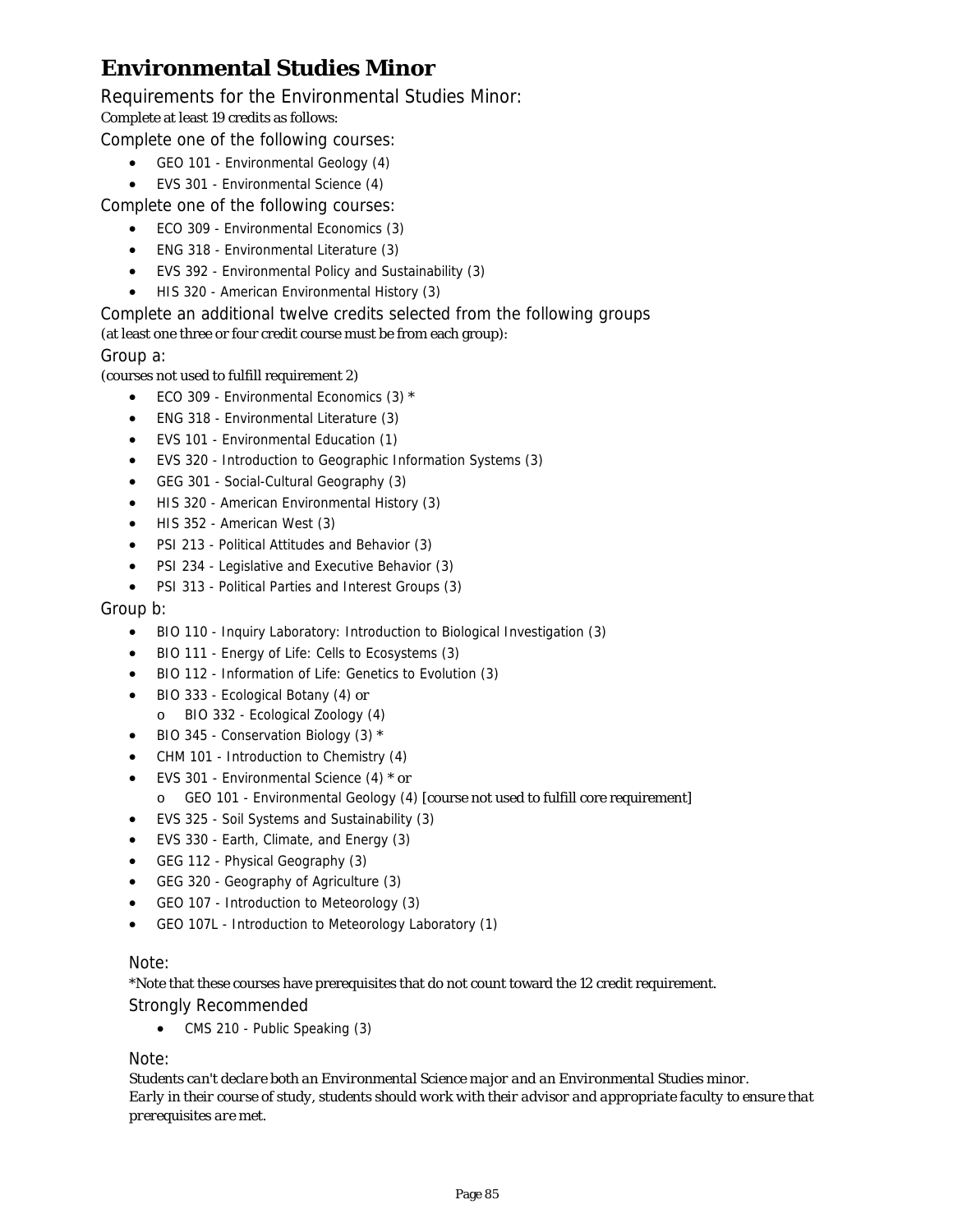# Environmental Studies Minor

## Requirements for the Environmental Studies Minor:

Complete at least 19 credits as follows:

### Complete one of the following courses:

- GEO 101 - Environmental Geology (4)
- EVS 301 - Environmental Science (4)

### Complete one of the following courses:

- ECO 309 - Environmental Economics (3)
- ENG 318 - Environmental Literature (3)
- EVS 392 - Environmental Policy and Sustainability (3)
- HIS 320 - American Environmental History (3)

### Complete an additional twelve credits selected from the following groups

(at least one three or four credit course must be from each group):

### Group a:

(courses not used to fulfill requirement 2)

- ECO 309 - Environmental Economics (3) *
- ENG 318 - Environmental Literature (3)
- EVS 101 - Environmental Education (1)
- EVS 320 - Introduction to Geographic Information Systems (3)
- GEG 301 - Social-Cultural Geography (3)
- HIS 320 - American Environmental History (3)
- HIS 352 - American West (3)
- PSI 213 - Political Attitudes and Behavior (3)
- PSI 234 - Legislative and Executive Behavior (3)
- PSI 313 - Political Parties and Interest Groups (3)

### Group b:

- BIO 110 - Inquiry Laboratory: Introduction to Biological Investigation (3)
- BIO 111 - Energy of Life: Cells to Ecosystems (3)
- BIO 112 - Information of Life: Genetics to Evolution (3)
- BIO 333 - Ecological Botany (4) or
  - BIO 332 - Ecological Zoology (4)
- BIO 345 - Conservation Biology (3) *
- CHM 101 - Introduction to Chemistry (4)
- EVS 301 - Environmental Science (4) * or
  - GEO 101 - Environmental Geology (4) [course not used to fulfill core requirement]
- EVS 325 - Soil Systems and Sustainability (3)
- EVS 330 - Earth, Climate, and Energy (3)
- GEG 112 - Physical Geography (3)
- GEG 320 - Geography of Agriculture (3)
- GEO 107 - Introduction to Meteorology (3)
- GEO 107L - Introduction to Meteorology Laboratory (1)

### Note:

*Note that these courses have prerequisites that do not count toward the 12 credit requirement.

### Strongly Recommended

- CMS 210 - Public Speaking (3)

### Note:

*Students can't declare both an Environmental Science major and an Environmental Studies minor.*
*Early in their course of study, students should work with their advisor and appropriate faculty to ensure that prerequisites are met.*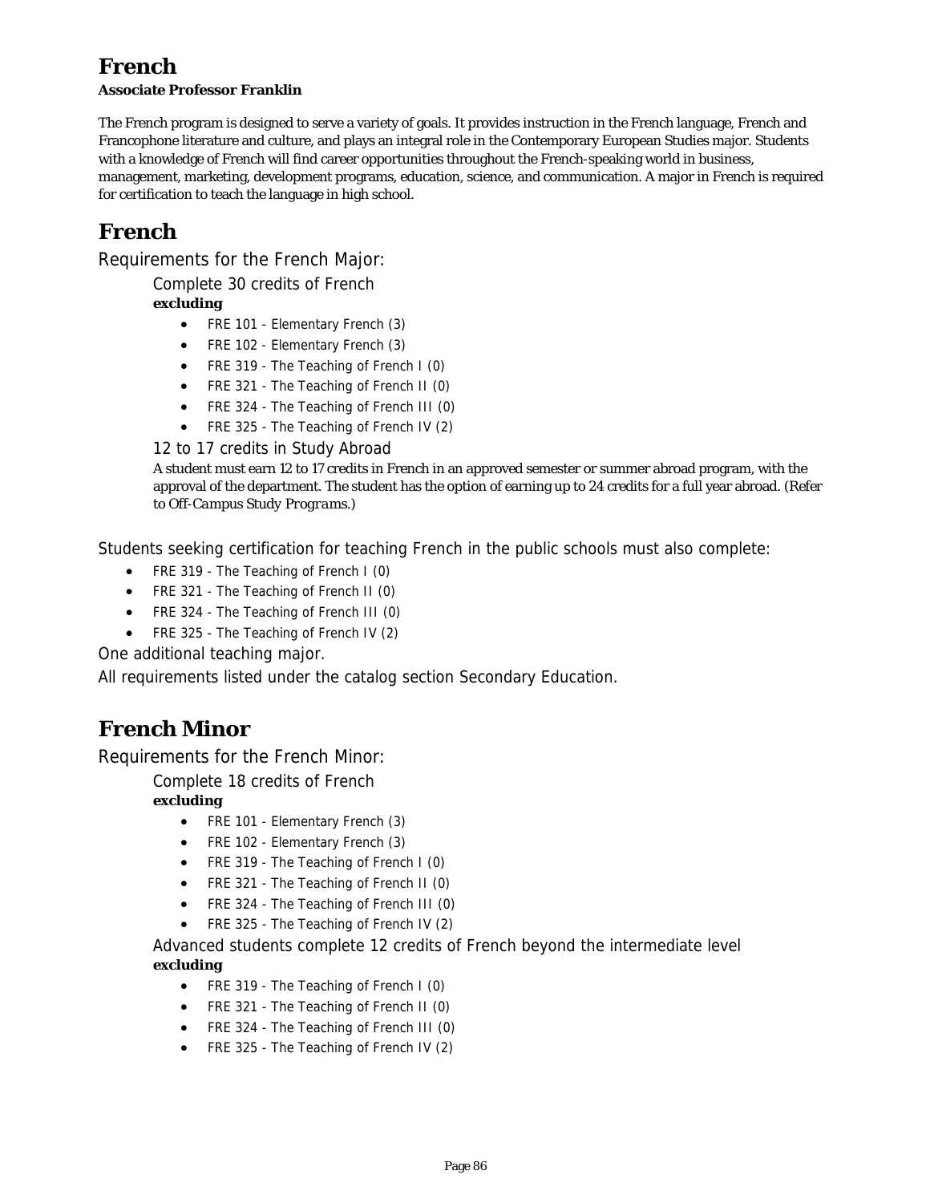# French

**Associate Professor Franklin**

The French program is designed to serve a variety of goals. It provides instruction in the French language, French and Francophone literature and culture, and plays an integral role in the Contemporary European Studies major. Students with a knowledge of French will find career opportunities throughout the French-speaking world in business, management, marketing, development programs, education, science, and communication. A major in French is required for certification to teach the language in high school.

# French

## Requirements for the French Major:

### Complete 30 credits of French

**excluding**

- FRE 101 - Elementary French (3)
- FRE 102 - Elementary French (3)
- FRE 319 - The Teaching of French I (0)
- FRE 321 - The Teaching of French II (0)
- FRE 324 - The Teaching of French III (0)
- FRE 325 - The Teaching of French IV (2)

### 12 to 17 credits in Study Abroad

A student must earn 12 to 17 credits in French in an approved semester or summer abroad program, with the approval of the department. The student has the option of earning up to 24 credits for a full year abroad. (Refer to *Off-Campus Study Programs*.)

## Students seeking certification for teaching French in the public schools must also complete:

- FRE 319 - The Teaching of French I (0)
- FRE 321 - The Teaching of French II (0)
- FRE 324 - The Teaching of French III (0)
- FRE 325 - The Teaching of French IV (2)

One additional teaching major.

All requirements listed under the catalog section Secondary Education.

# French Minor

## Requirements for the French Minor:

### Complete 18 credits of French

**excluding**

- FRE 101 - Elementary French (3)
- FRE 102 - Elementary French (3)
- FRE 319 - The Teaching of French I (0)
- FRE 321 - The Teaching of French II (0)
- FRE 324 - The Teaching of French III (0)
- FRE 325 - The Teaching of French IV (2)

### Advanced students complete 12 credits of French beyond the intermediate level

**excluding**

- FRE 319 - The Teaching of French I (0)
- FRE 321 - The Teaching of French II (0)
- FRE 324 - The Teaching of French III (0)
- FRE 325 - The Teaching of French IV (2)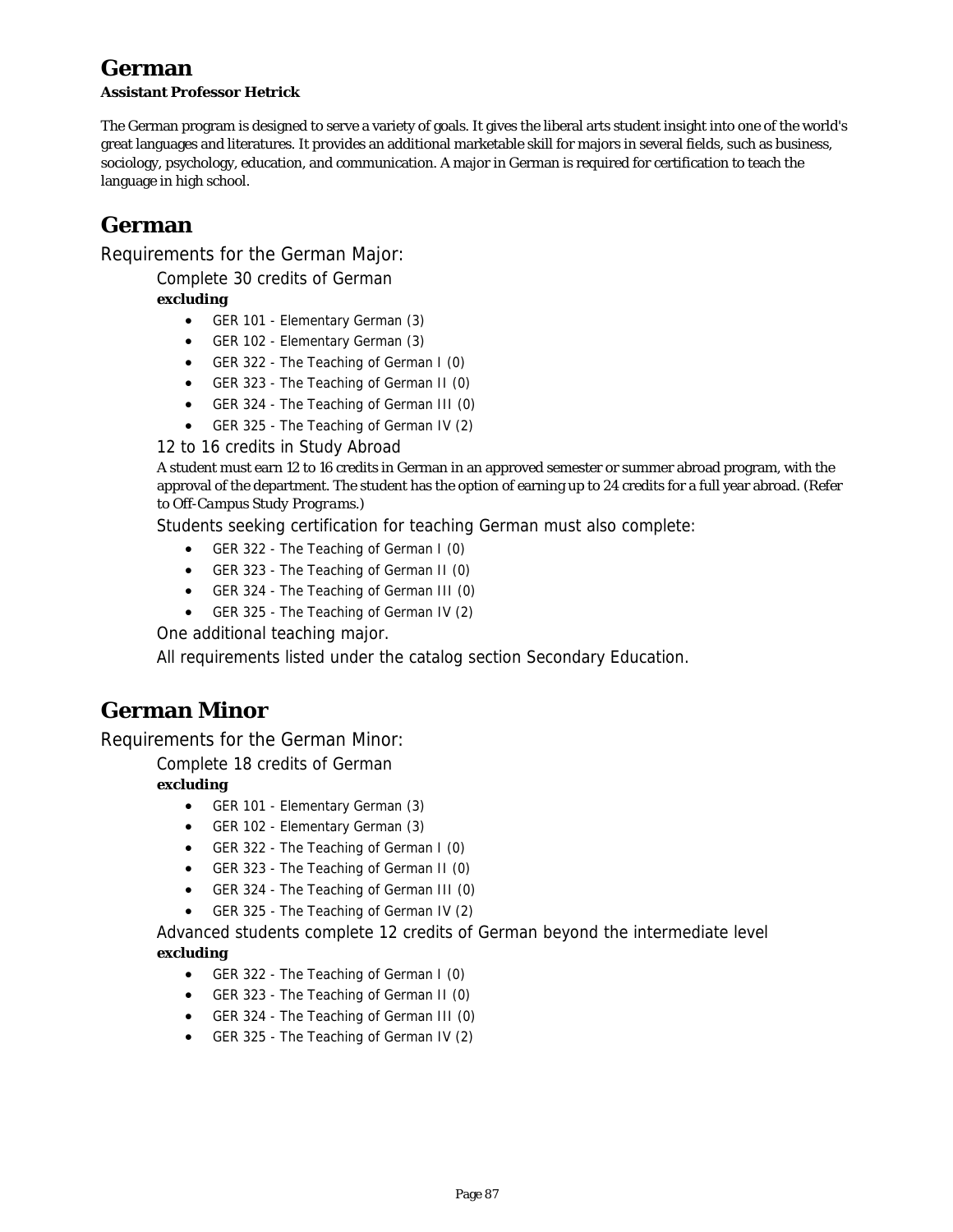# German

**Assistant Professor Hetrick**

The German program is designed to serve a variety of goals. It gives the liberal arts student insight into one of the world's great languages and literatures. It provides an additional marketable skill for majors in several fields, such as business, sociology, psychology, education, and communication. A major in German is required for certification to teach the language in high school.

# German

## Requirements for the German Major:

### Complete 30 credits of German

**excluding**

- GER 101 - Elementary German (3)
- GER 102 - Elementary German (3)
- GER 322 - The Teaching of German I (0)
- GER 323 - The Teaching of German II (0)
- GER 324 - The Teaching of German III (0)
- GER 325 - The Teaching of German IV (2)

### 12 to 16 credits in Study Abroad

A student must earn 12 to 16 credits in German in an approved semester or summer abroad program, with the approval of the department. The student has the option of earning up to 24 credits for a full year abroad. (Refer to *Off-Campus Study Programs*.)

### Students seeking certification for teaching German must also complete:

- GER 322 - The Teaching of German I (0)
- GER 323 - The Teaching of German II (0)
- GER 324 - The Teaching of German III (0)
- GER 325 - The Teaching of German IV (2)

### One additional teaching major.

### All requirements listed under the catalog section Secondary Education.

# German Minor

## Requirements for the German Minor:

### Complete 18 credits of German

**excluding**

- GER 101 - Elementary German (3)
- GER 102 - Elementary German (3)
- GER 322 - The Teaching of German I (0)
- GER 323 - The Teaching of German II (0)
- GER 324 - The Teaching of German III (0)
- GER 325 - The Teaching of German IV (2)

### Advanced students complete 12 credits of German beyond the intermediate level

**excluding**

- GER 322 - The Teaching of German I (0)
- GER 323 - The Teaching of German II (0)
- GER 324 - The Teaching of German III (0)
- GER 325 - The Teaching of German IV (2)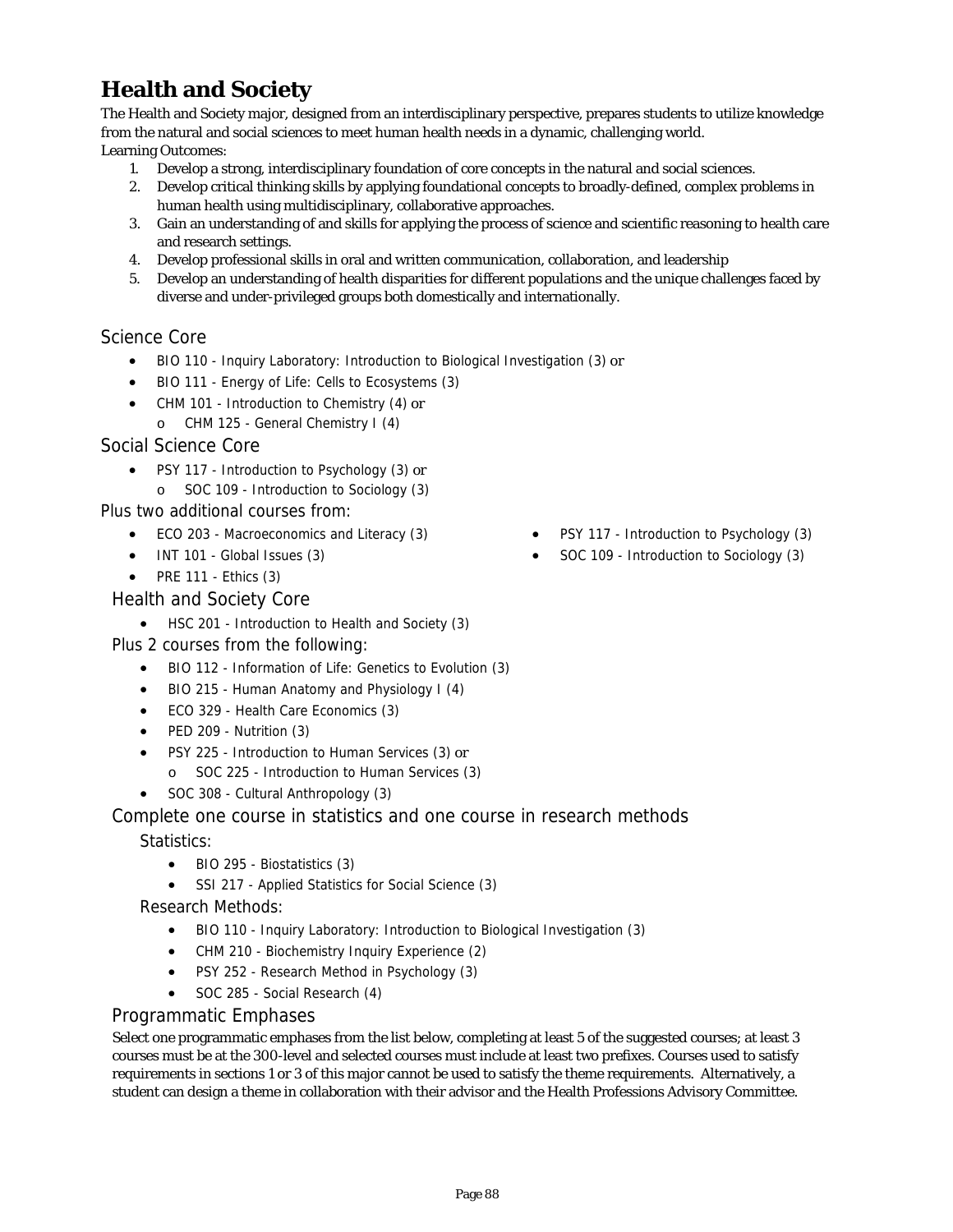# Health and Society

The Health and Society major, designed from an interdisciplinary perspective, prepares students to utilize knowledge from the natural and social sciences to meet human health needs in a dynamic, challenging world.

Learning Outcomes:

1. Develop a strong, interdisciplinary foundation of core concepts in the natural and social sciences.
2. Develop critical thinking skills by applying foundational concepts to broadly-defined, complex problems in human health using multidisciplinary, collaborative approaches.
3. Gain an understanding of and skills for applying the process of science and scientific reasoning to health care and research settings.
4. Develop professional skills in oral and written communication, collaboration, and leadership
5. Develop an understanding of health disparities for different populations and the unique challenges faced by diverse and under-privileged groups both domestically and internationally.

## Science Core

- BIO 110 - Inquiry Laboratory: Introduction to Biological Investigation (3) or
- BIO 111 - Energy of Life: Cells to Ecosystems (3)
- CHM 101 - Introduction to Chemistry (4) or
  - CHM 125 - General Chemistry I (4)

## Social Science Core

- PSY 117 - Introduction to Psychology (3) or
  - SOC 109 - Introduction to Sociology (3)

Plus two additional courses from:

- ECO 203 - Macroeconomics and Literacy (3)
- INT 101 - Global Issues (3)
- PRE 111 - Ethics (3)
- PSY 117 - Introduction to Psychology (3)
- SOC 109 - Introduction to Sociology (3)

## Health and Society Core

- HSC 201 - Introduction to Health and Society (3)

Plus 2 courses from the following:

- BIO 112 - Information of Life: Genetics to Evolution (3)
- BIO 215 - Human Anatomy and Physiology I (4)
- ECO 329 - Health Care Economics (3)
- PED 209 - Nutrition (3)
- PSY 225 - Introduction to Human Services (3) or
  - SOC 225 - Introduction to Human Services (3)
- SOC 308 - Cultural Anthropology (3)

## Complete one course in statistics and one course in research methods

### Statistics:

- BIO 295 - Biostatistics (3)
- SSI 217 - Applied Statistics for Social Science (3)

### Research Methods:

- BIO 110 - Inquiry Laboratory: Introduction to Biological Investigation (3)
- CHM 210 - Biochemistry Inquiry Experience (2)
- PSY 252 - Research Method in Psychology (3)
- SOC 285 - Social Research (4)

## Programmatic Emphases

Select one programmatic emphases from the list below, completing at least 5 of the suggested courses; at least 3 courses must be at the 300-level and selected courses must include at least two prefixes. Courses used to satisfy requirements in sections 1 or 3 of this major cannot be used to satisfy the theme requirements. Alternatively, a student can design a theme in collaboration with their advisor and the Health Professions Advisory Committee.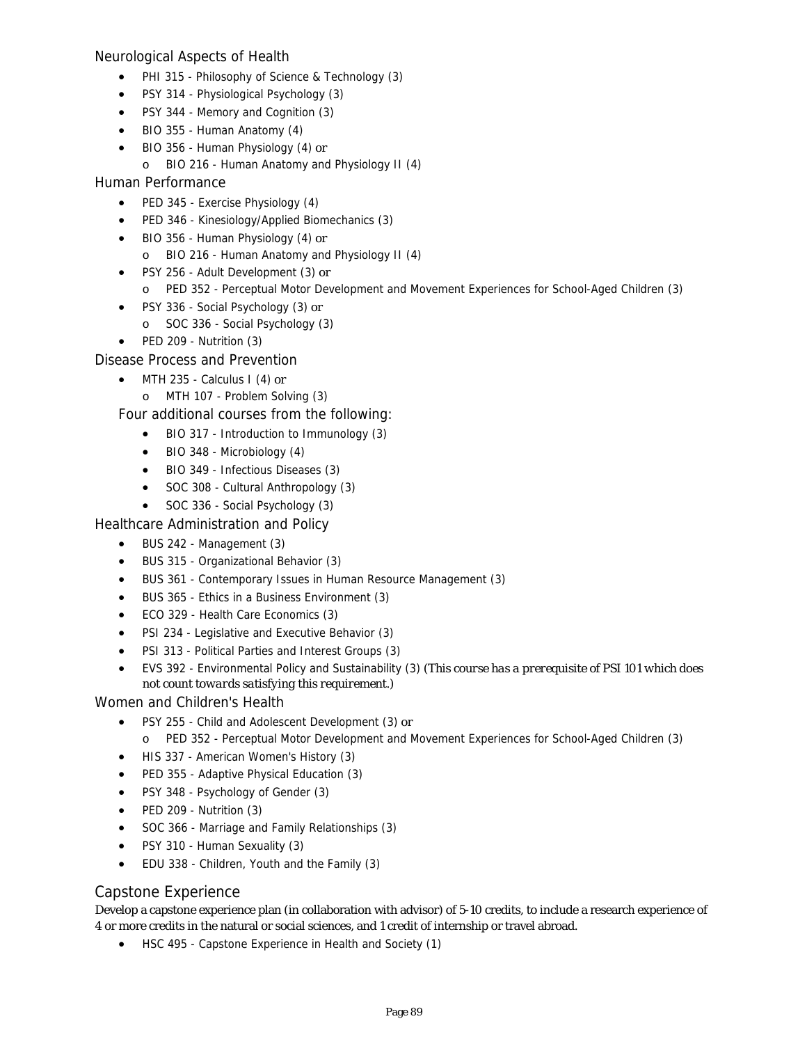### Neurological Aspects of Health

- PHI 315 - Philosophy of Science & Technology (3)
- PSY 314 - Physiological Psychology (3)
- PSY 344 - Memory and Cognition (3)
- BIO 355 - Human Anatomy (4)
- BIO 356 - Human Physiology (4) or
    - BIO 216 - Human Anatomy and Physiology II (4)

### Human Performance

- PED 345 - Exercise Physiology (4)
- PED 346 - Kinesiology/Applied Biomechanics (3)
- BIO 356 - Human Physiology (4) or
    - BIO 216 - Human Anatomy and Physiology II (4)
- PSY 256 - Adult Development (3) or
    - PED 352 - Perceptual Motor Development and Movement Experiences for School-Aged Children (3)
- PSY 336 - Social Psychology (3) or
    - SOC 336 - Social Psychology (3)
- PED 209 - Nutrition (3)

### Disease Process and Prevention

- MTH 235 - Calculus I (4) or
    - MTH 107 - Problem Solving (3)

#### Four additional courses from the following:

- BIO 317 - Introduction to Immunology (3)
- BIO 348 - Microbiology (4)
- BIO 349 - Infectious Diseases (3)
- SOC 308 - Cultural Anthropology (3)
- SOC 336 - Social Psychology (3)

### Healthcare Administration and Policy

- BUS 242 - Management (3)
- BUS 315 - Organizational Behavior (3)
- BUS 361 - Contemporary Issues in Human Resource Management (3)
- BUS 365 - Ethics in a Business Environment (3)
- ECO 329 - Health Care Economics (3)
- PSI 234 - Legislative and Executive Behavior (3)
- PSI 313 - Political Parties and Interest Groups (3)
- EVS 392 - Environmental Policy and Sustainability (3) *(This course has a prerequisite of PSI 101 which does not count towards satisfying this requirement.)*

### Women and Children's Health

- PSY 255 - Child and Adolescent Development (3) or
    - PED 352 - Perceptual Motor Development and Movement Experiences for School-Aged Children (3)
- HIS 337 - American Women's History (3)
- PED 355 - Adaptive Physical Education (3)
- PSY 348 - Psychology of Gender (3)
- PED 209 - Nutrition (3)
- SOC 366 - Marriage and Family Relationships (3)
- PSY 310 - Human Sexuality (3)
- EDU 338 - Children, Youth and the Family (3)

## Capstone Experience

Develop a capstone experience plan (in collaboration with advisor) of 5-10 credits, to include a research experience of 4 or more credits in the natural or social sciences, and 1 credit of internship or travel abroad.

- HSC 495 - Capstone Experience in Health and Society (1)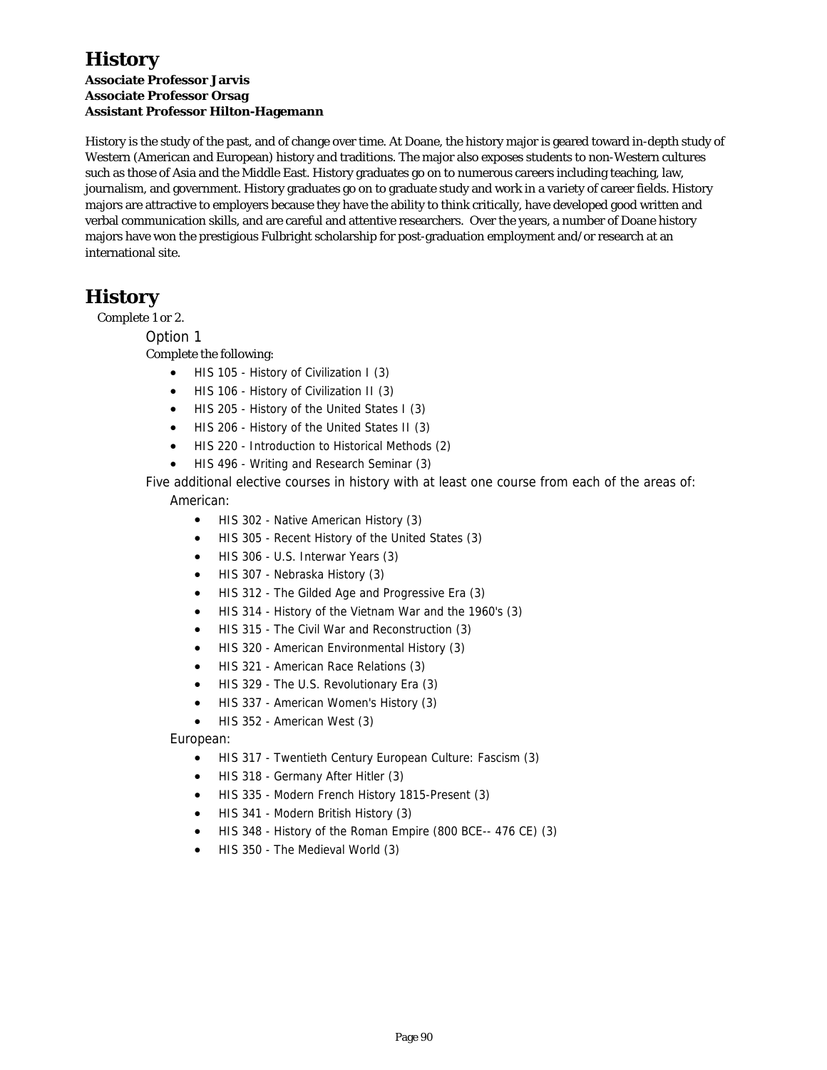# History

**Associate Professor Jarvis**
**Associate Professor Orsag**
**Assistant Professor Hilton-Hagemann**

History is the study of the past, and of change over time. At Doane, the history major is geared toward in-depth study of Western (American and European) history and traditions. The major also exposes students to non-Western cultures such as those of Asia and the Middle East. History graduates go on to numerous careers including teaching, law, journalism, and government. History graduates go on to graduate study and work in a variety of career fields. History majors are attractive to employers because they have the ability to think critically, have developed good written and verbal communication skills, and are careful and attentive researchers. Over the years, a number of Doane history majors have won the prestigious Fulbright scholarship for post-graduation employment and/or research at an international site.

# History

Complete 1 or 2.

Option 1

Complete the following:

- HIS 105 - History of Civilization I (3)
- HIS 106 - History of Civilization II (3)
- HIS 205 - History of the United States I (3)
- HIS 206 - History of the United States II (3)
- HIS 220 - Introduction to Historical Methods (2)
- HIS 496 - Writing and Research Seminar (3)

Five additional elective courses in history with at least one course from each of the areas of:

American:

- HIS 302 - Native American History (3)
- HIS 305 - Recent History of the United States (3)
- HIS 306 - U.S. Interwar Years (3)
- HIS 307 - Nebraska History (3)
- HIS 312 - The Gilded Age and Progressive Era (3)
- HIS 314 - History of the Vietnam War and the 1960's (3)
- HIS 315 - The Civil War and Reconstruction (3)
- HIS 320 - American Environmental History (3)
- HIS 321 - American Race Relations (3)
- HIS 329 - The U.S. Revolutionary Era (3)
- HIS 337 - American Women's History (3)
- HIS 352 - American West (3)

European:

- HIS 317 - Twentieth Century European Culture: Fascism (3)
- HIS 318 - Germany After Hitler (3)
- HIS 335 - Modern French History 1815-Present (3)
- HIS 341 - Modern British History (3)
- HIS 348 - History of the Roman Empire (800 BCE-- 476 CE) (3)
- HIS 350 - The Medieval World (3)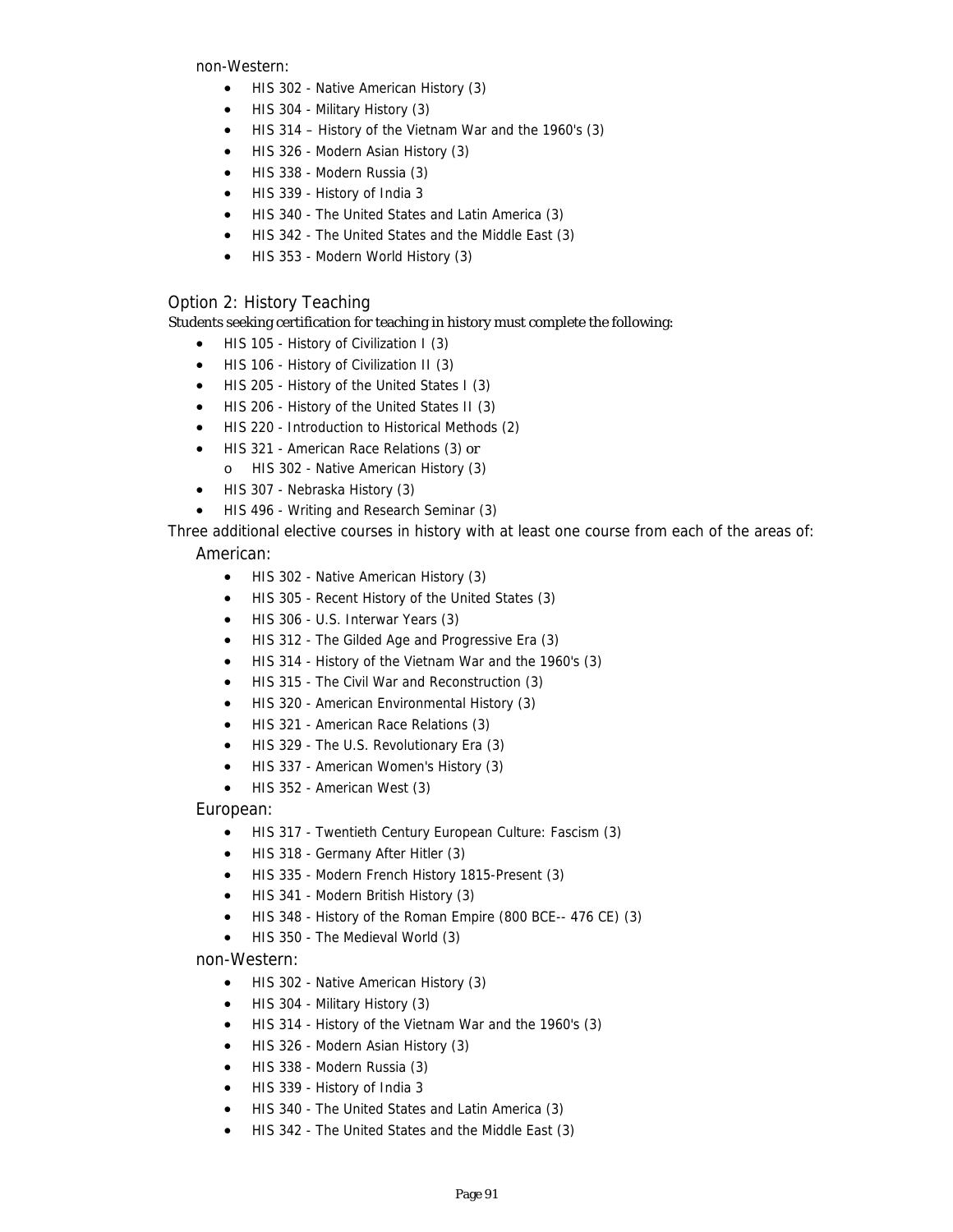non-Western:

- HIS 302 - Native American History (3)
- HIS 304 - Military History (3)
- HIS 314 – History of the Vietnam War and the 1960's (3)
- HIS 326 - Modern Asian History (3)
- HIS 338 - Modern Russia (3)
- HIS 339 - History of India 3
- HIS 340 - The United States and Latin America (3)
- HIS 342 - The United States and the Middle East (3)
- HIS 353 - Modern World History (3)

## Option 2: History Teaching

Students seeking certification for teaching in history must complete the following:

- HIS 105 - History of Civilization I (3)
- HIS 106 - History of Civilization II (3)
- HIS 205 - History of the United States I (3)
- HIS 206 - History of the United States II (3)
- HIS 220 - Introduction to Historical Methods (2)
- HIS 321 - American Race Relations (3) or
  - HIS 302 - Native American History (3)
- HIS 307 - Nebraska History (3)
- HIS 496 - Writing and Research Seminar (3)

Three additional elective courses in history with at least one course from each of the areas of:

American:

- HIS 302 - Native American History (3)
- HIS 305 - Recent History of the United States (3)
- HIS 306 - U.S. Interwar Years (3)
- HIS 312 - The Gilded Age and Progressive Era (3)
- HIS 314 - History of the Vietnam War and the 1960's (3)
- HIS 315 - The Civil War and Reconstruction (3)
- HIS 320 - American Environmental History (3)
- HIS 321 - American Race Relations (3)
- HIS 329 - The U.S. Revolutionary Era (3)
- HIS 337 - American Women's History (3)
- HIS 352 - American West (3)

European:

- HIS 317 - Twentieth Century European Culture: Fascism (3)
- HIS 318 - Germany After Hitler (3)
- HIS 335 - Modern French History 1815-Present (3)
- HIS 341 - Modern British History (3)
- HIS 348 - History of the Roman Empire (800 BCE-- 476 CE) (3)
- HIS 350 - The Medieval World (3)

non-Western:

- HIS 302 - Native American History (3)
- HIS 304 - Military History (3)
- HIS 314 - History of the Vietnam War and the 1960's (3)
- HIS 326 - Modern Asian History (3)
- HIS 338 - Modern Russia (3)
- HIS 339 - History of India 3
- HIS 340 - The United States and Latin America (3)
- HIS 342 - The United States and the Middle East (3)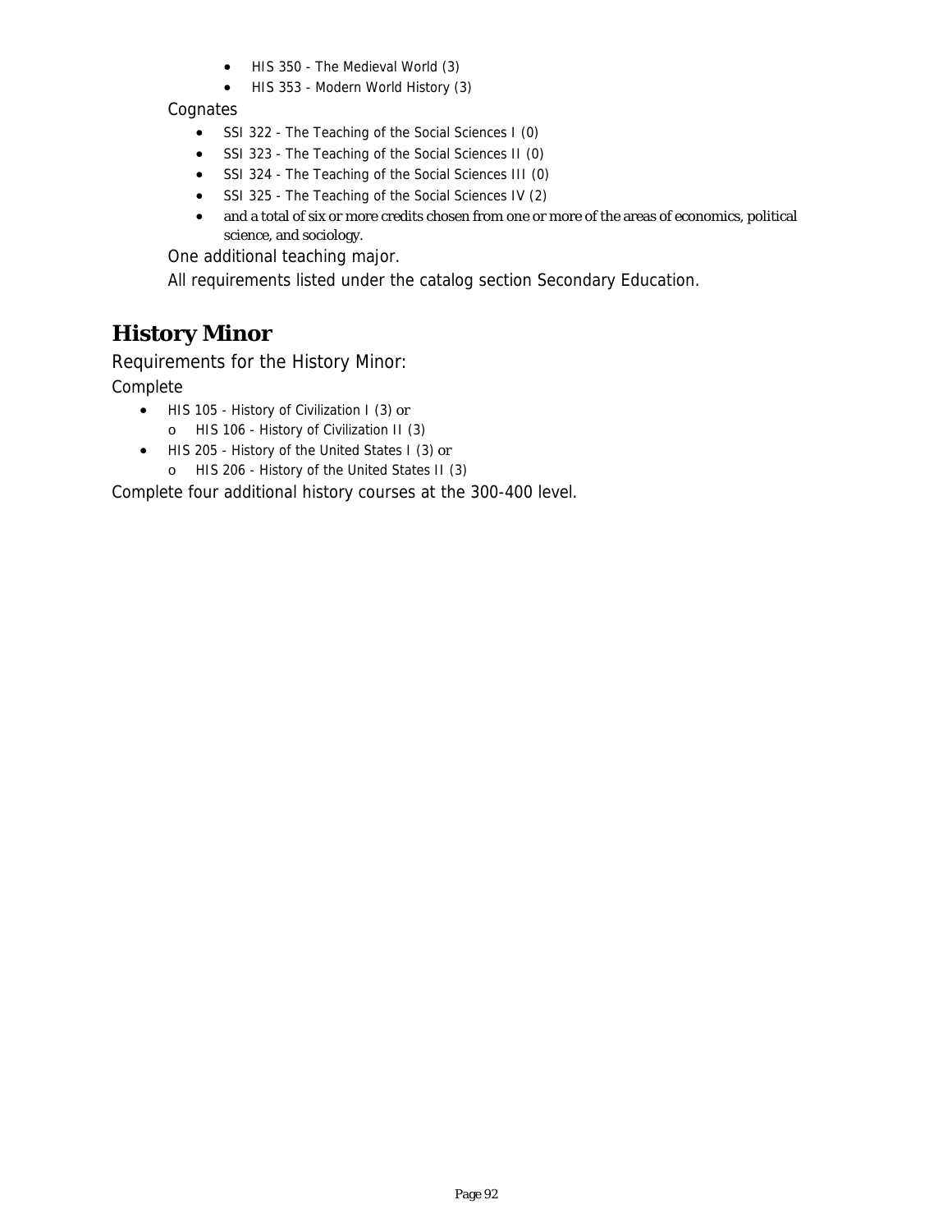- HIS 350 - The Medieval World (3)
- HIS 353 - Modern World History (3)

Cognates

- SSI 322 - The Teaching of the Social Sciences I (0)
- SSI 323 - The Teaching of the Social Sciences II (0)
- SSI 324 - The Teaching of the Social Sciences III (0)
- SSI 325 - The Teaching of the Social Sciences IV (2)
- and a total of six or more credits chosen from one or more of the areas of economics, political science, and sociology.

One additional teaching major.

All requirements listed under the catalog section Secondary Education.

## History Minor

Requirements for the History Minor:

Complete

- HIS 105 - History of Civilization I (3) or
  - HIS 106 - History of Civilization II (3)
- HIS 205 - History of the United States I (3) or
  - HIS 206 - History of the United States II (3)

Complete four additional history courses at the 300-400 level.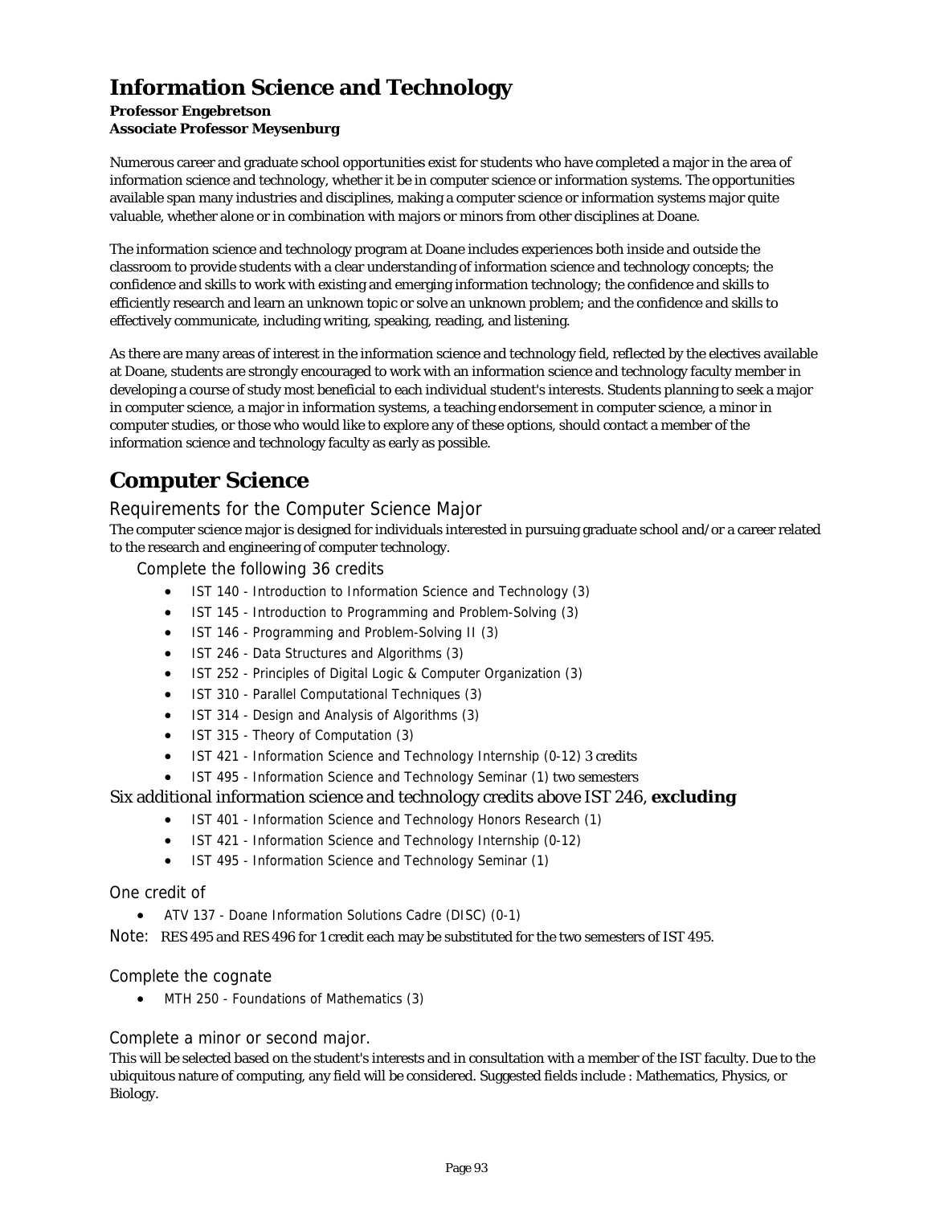# Information Science and Technology

**Professor Engebretson**
**Associate Professor Meysenburg**

Numerous career and graduate school opportunities exist for students who have completed a major in the area of information science and technology, whether it be in computer science or information systems. The opportunities available span many industries and disciplines, making a computer science or information systems major quite valuable, whether alone or in combination with majors or minors from other disciplines at Doane.

The information science and technology program at Doane includes experiences both inside and outside the classroom to provide students with a clear understanding of information science and technology concepts; the confidence and skills to work with existing and emerging information technology; the confidence and skills to efficiently research and learn an unknown topic or solve an unknown problem; and the confidence and skills to effectively communicate, including writing, speaking, reading, and listening.

As there are many areas of interest in the information science and technology field, reflected by the electives available at Doane, students are strongly encouraged to work with an information science and technology faculty member in developing a course of study most beneficial to each individual student's interests. Students planning to seek a major in computer science, a major in information systems, a teaching endorsement in computer science, a minor in computer studies, or those who would like to explore any of these options, should contact a member of the information science and technology faculty as early as possible.

# Computer Science

## Requirements for the Computer Science Major

The computer science major is designed for individuals interested in pursuing graduate school and/or a career related to the research and engineering of computer technology.

### Complete the following 36 credits

- IST 140 - Introduction to Information Science and Technology (3)
- IST 145 - Introduction to Programming and Problem-Solving (3)
- IST 146 - Programming and Problem-Solving II (3)
- IST 246 - Data Structures and Algorithms (3)
- IST 252 - Principles of Digital Logic & Computer Organization (3)
- IST 310 - Parallel Computational Techniques (3)
- IST 314 - Design and Analysis of Algorithms (3)
- IST 315 - Theory of Computation (3)
- IST 421 - Information Science and Technology Internship (0-12) 3 credits
- IST 495 - Information Science and Technology Seminar (1) two semesters

Six additional information science and technology credits above IST 246, **excluding**

- IST 401 - Information Science and Technology Honors Research (1)
- IST 421 - Information Science and Technology Internship (0-12)
- IST 495 - Information Science and Technology Seminar (1)

### One credit of

- ATV 137 - Doane Information Solutions Cadre (DISC) (0-1)

Note: RES 495 and RES 496 for 1 credit each may be substituted for the two semesters of IST 495.

### Complete the cognate

- MTH 250 - Foundations of Mathematics (3)

### Complete a minor or second major.

This will be selected based on the student's interests and in consultation with a member of the IST faculty. Due to the ubiquitous nature of computing, any field will be considered. Suggested fields include : Mathematics, Physics, or Biology.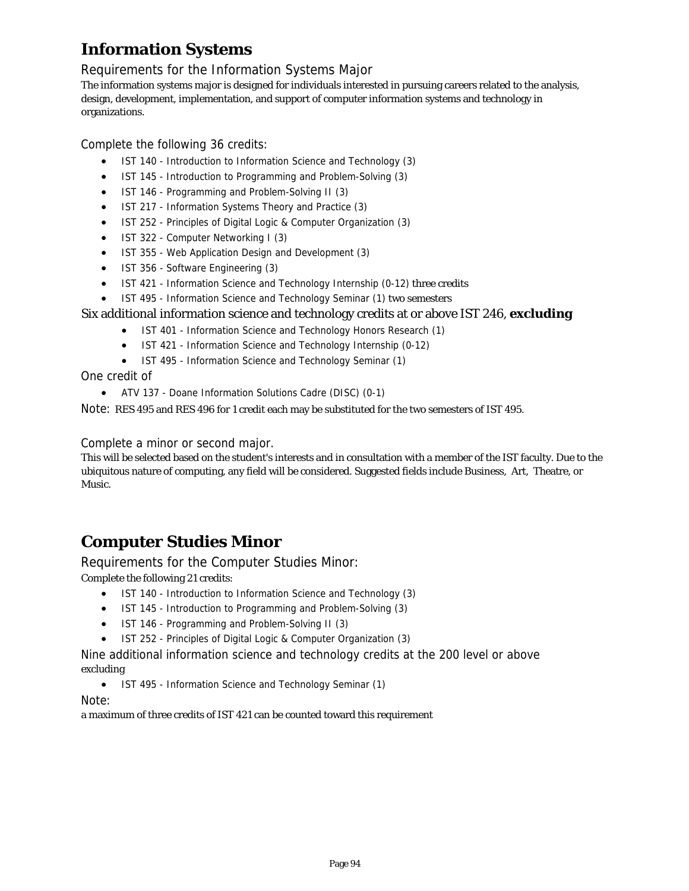# Information Systems

## Requirements for the Information Systems Major

The information systems major is designed for individuals interested in pursuing careers related to the analysis, design, development, implementation, and support of computer information systems and technology in organizations.

### Complete the following 36 credits:

- IST 140 - Introduction to Information Science and Technology (3)
- IST 145 - Introduction to Programming and Problem-Solving (3)
- IST 146 - Programming and Problem-Solving II (3)
- IST 217 - Information Systems Theory and Practice (3)
- IST 252 - Principles of Digital Logic & Computer Organization (3)
- IST 322 - Computer Networking I (3)
- IST 355 - Web Application Design and Development (3)
- IST 356 - Software Engineering (3)
- IST 421 - Information Science and Technology Internship (0-12) three credits
- IST 495 - Information Science and Technology Seminar (1) two semesters

Six additional information science and technology credits at or above IST 246, **excluding**

- IST 401 - Information Science and Technology Honors Research (1)
- IST 421 - Information Science and Technology Internship (0-12)
- IST 495 - Information Science and Technology Seminar (1)

One credit of

- ATV 137 - Doane Information Solutions Cadre (DISC) (0-1)

Note: RES 495 and RES 496 for 1 credit each may be substituted for the two semesters of IST 495.

### Complete a minor or second major.

This will be selected based on the student's interests and in consultation with a member of the IST faculty. Due to the ubiquitous nature of computing, any field will be considered. Suggested fields include Business, Art, Theatre, or Music.

# Computer Studies Minor

## Requirements for the Computer Studies Minor:

Complete the following 21 credits:

- IST 140 - Introduction to Information Science and Technology (3)
- IST 145 - Introduction to Programming and Problem-Solving (3)
- IST 146 - Programming and Problem-Solving II (3)
- IST 252 - Principles of Digital Logic & Computer Organization (3)

Nine additional information science and technology credits at the 200 level or above excluding

- IST 495 - Information Science and Technology Seminar (1)

Note:

a maximum of three credits of IST 421 can be counted toward this requirement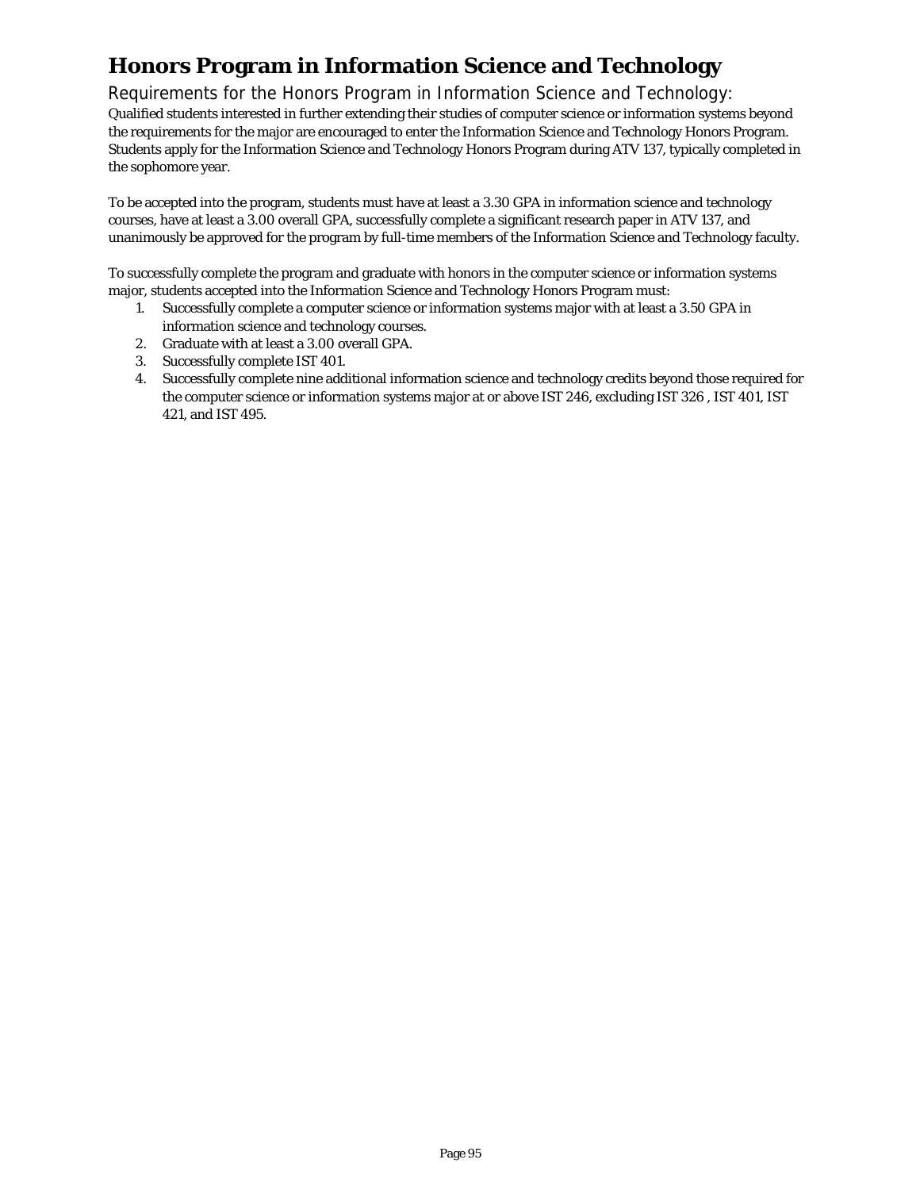# Honors Program in Information Science and Technology

## Requirements for the Honors Program in Information Science and Technology:

Qualified students interested in further extending their studies of computer science or information systems beyond the requirements for the major are encouraged to enter the Information Science and Technology Honors Program. Students apply for the Information Science and Technology Honors Program during ATV 137, typically completed in the sophomore year.

To be accepted into the program, students must have at least a 3.30 GPA in information science and technology courses, have at least a 3.00 overall GPA, successfully complete a significant research paper in ATV 137, and unanimously be approved for the program by full-time members of the Information Science and Technology faculty.

To successfully complete the program and graduate with honors in the computer science or information systems major, students accepted into the Information Science and Technology Honors Program must:

1. Successfully complete a computer science or information systems major with at least a 3.50 GPA in information science and technology courses.
2. Graduate with at least a 3.00 overall GPA.
3. Successfully complete IST 401.
4. Successfully complete nine additional information science and technology credits beyond those required for the computer science or information systems major at or above IST 246, excluding IST 326 , IST 401, IST 421, and IST 495.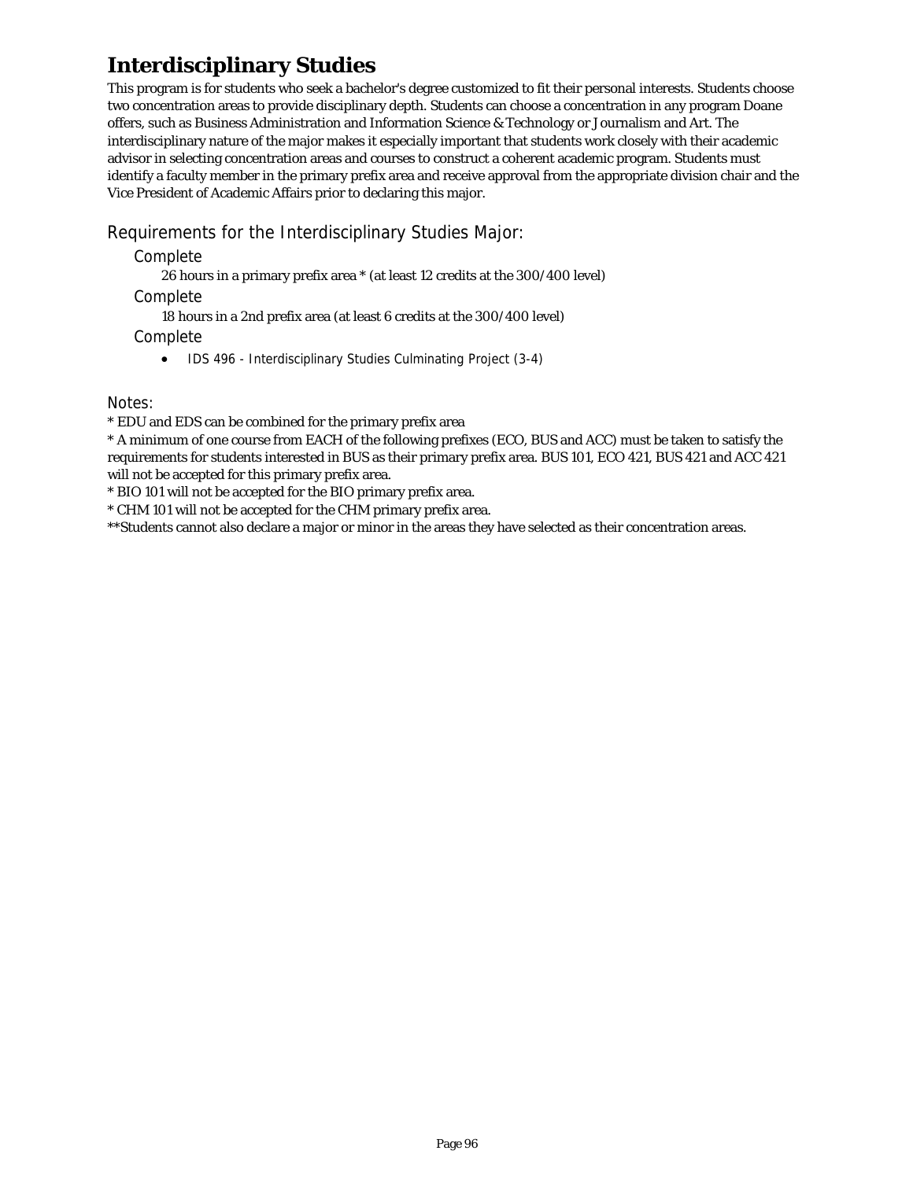# Interdisciplinary Studies

This program is for students who seek a bachelor's degree customized to fit their personal interests. Students choose two concentration areas to provide disciplinary depth. Students can choose a concentration in any program Doane offers, such as Business Administration and Information Science & Technology or Journalism and Art. The interdisciplinary nature of the major makes it especially important that students work closely with their academic advisor in selecting concentration areas and courses to construct a coherent academic program. Students must identify a faculty member in the primary prefix area and receive approval from the appropriate division chair and the Vice President of Academic Affairs prior to declaring this major.

## Requirements for the Interdisciplinary Studies Major:

### Complete

26 hours in a primary prefix area * (at least 12 credits at the 300/400 level)

### Complete

18 hours in a 2nd prefix area (at least 6 credits at the 300/400 level)

### Complete

- IDS 496 - Interdisciplinary Studies Culminating Project (3-4)

## Notes:

* EDU and EDS can be combined for the primary prefix area

* A minimum of one course from EACH of the following prefixes (ECO, BUS and ACC) must be taken to satisfy the requirements for students interested in BUS as their primary prefix area. BUS 101, ECO 421, BUS 421 and ACC 421 will not be accepted for this primary prefix area.

* BIO 101 will not be accepted for the BIO primary prefix area.

* CHM 101 will not be accepted for the CHM primary prefix area.

**Students cannot also declare a major or minor in the areas they have selected as their concentration areas.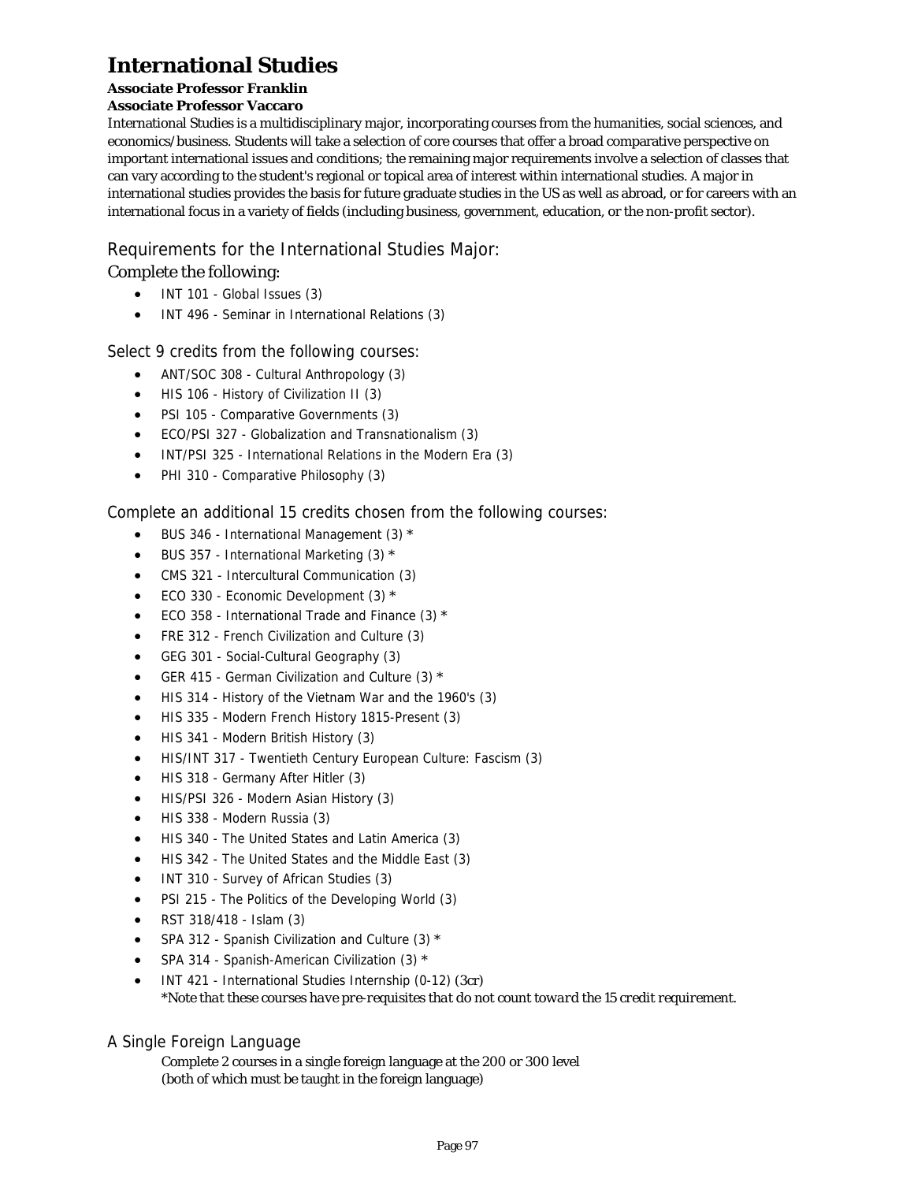# International Studies

**Associate Professor Franklin**
**Associate Professor Vaccaro**

International Studies is a multidisciplinary major, incorporating courses from the humanities, social sciences, and economics/business. Students will take a selection of core courses that offer a broad comparative perspective on important international issues and conditions; the remaining major requirements involve a selection of classes that can vary according to the student's regional or topical area of interest within international studies. A major in international studies provides the basis for future graduate studies in the US as well as abroad, or for careers with an international focus in a variety of fields (including business, government, education, or the non-profit sector).

## Requirements for the International Studies Major:

### Complete the following:

- INT 101 - Global Issues (3)
- INT 496 - Seminar in International Relations (3)

### Select 9 credits from the following courses:

- ANT/SOC 308 - Cultural Anthropology (3)
- HIS 106 - History of Civilization II (3)
- PSI 105 - Comparative Governments (3)
- ECO/PSI 327 - Globalization and Transnationalism (3)
- INT/PSI 325 - International Relations in the Modern Era (3)
- PHI 310 - Comparative Philosophy (3)

### Complete an additional 15 credits chosen from the following courses:

- BUS 346 - International Management (3) *
- BUS 357 - International Marketing (3) *
- CMS 321 - Intercultural Communication (3)
- ECO 330 - Economic Development (3) *
- ECO 358 - International Trade and Finance (3) *
- FRE 312 - French Civilization and Culture (3)
- GEG 301 - Social-Cultural Geography (3)
- GER 415 - German Civilization and Culture (3) *
- HIS 314 - History of the Vietnam War and the 1960's (3)
- HIS 335 - Modern French History 1815-Present (3)
- HIS 341 - Modern British History (3)
- HIS/INT 317 - Twentieth Century European Culture: Fascism (3)
- HIS 318 - Germany After Hitler (3)
- HIS/PSI 326 - Modern Asian History (3)
- HIS 338 - Modern Russia (3)
- HIS 340 - The United States and Latin America (3)
- HIS 342 - The United States and the Middle East (3)
- INT 310 - Survey of African Studies (3)
- PSI 215 - The Politics of the Developing World (3)
- RST 318/418 - Islam (3)
- SPA 312 - Spanish Civilization and Culture (3) *
- SPA 314 - Spanish-American Civilization (3) *
- INT 421 - International Studies Internship (0-12) (3cr)
  *\*Note that these courses have pre-requisites that do not count toward the 15 credit requirement.*

### A Single Foreign Language

Complete 2 courses in a single foreign language at the 200 or 300 level
(both of which must be taught in the foreign language)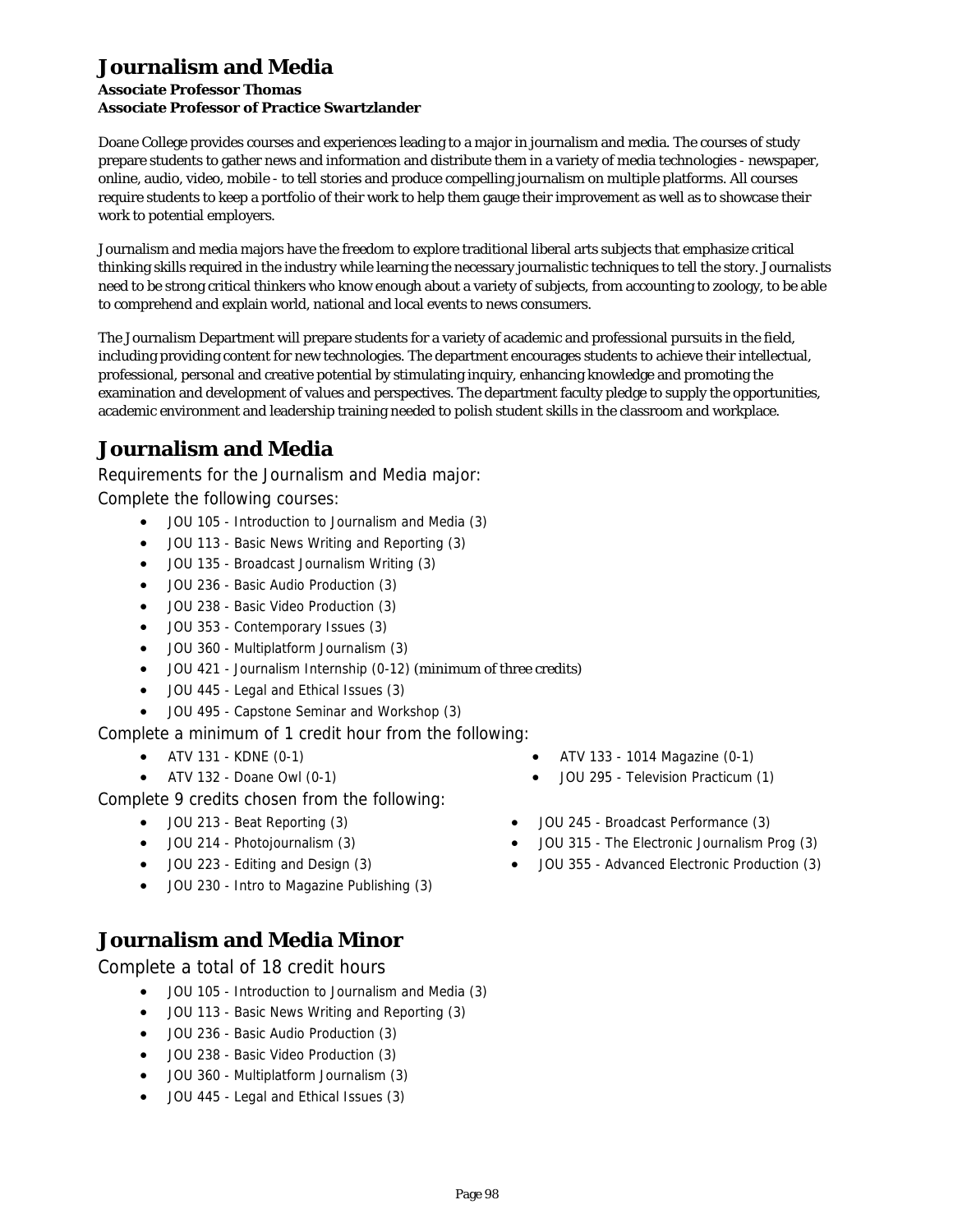# Journalism and Media

**Associate Professor Thomas**
**Associate Professor of Practice Swartzlander**

Doane College provides courses and experiences leading to a major in journalism and media. The courses of study prepare students to gather news and information and distribute them in a variety of media technologies - newspaper, online, audio, video, mobile - to tell stories and produce compelling journalism on multiple platforms. All courses require students to keep a portfolio of their work to help them gauge their improvement as well as to showcase their work to potential employers.

Journalism and media majors have the freedom to explore traditional liberal arts subjects that emphasize critical thinking skills required in the industry while learning the necessary journalistic techniques to tell the story. Journalists need to be strong critical thinkers who know enough about a variety of subjects, from accounting to zoology, to be able to comprehend and explain world, national and local events to news consumers.

The Journalism Department will prepare students for a variety of academic and professional pursuits in the field, including providing content for new technologies. The department encourages students to achieve their intellectual, professional, personal and creative potential by stimulating inquiry, enhancing knowledge and promoting the examination and development of values and perspectives. The department faculty pledge to supply the opportunities, academic environment and leadership training needed to polish student skills in the classroom and workplace.

# Journalism and Media

Requirements for the Journalism and Media major:

Complete the following courses:

- JOU 105 - Introduction to Journalism and Media (3)
- JOU 113 - Basic News Writing and Reporting (3)
- JOU 135 - Broadcast Journalism Writing (3)
- JOU 236 - Basic Audio Production (3)
- JOU 238 - Basic Video Production (3)
- JOU 353 - Contemporary Issues (3)
- JOU 360 - Multiplatform Journalism (3)
- JOU 421 - Journalism Internship (0-12) (minimum of three credits)
- JOU 445 - Legal and Ethical Issues (3)
- JOU 495 - Capstone Seminar and Workshop (3)

Complete a minimum of 1 credit hour from the following:

- ATV 131 - KDNE (0-1)
- ATV 132 - Doane Owl (0-1)
- ATV 133 - 1014 Magazine (0-1)
- JOU 295 - Television Practicum (1)

Complete 9 credits chosen from the following:

- JOU 213 - Beat Reporting (3)
- JOU 214 - Photojournalism (3)
- JOU 223 - Editing and Design (3)
- JOU 230 - Intro to Magazine Publishing (3)
- JOU 245 - Broadcast Performance (3)
- JOU 315 - The Electronic Journalism Prog (3)
- JOU 355 - Advanced Electronic Production (3)

# Journalism and Media Minor

Complete a total of 18 credit hours

- JOU 105 - Introduction to Journalism and Media (3)
- JOU 113 - Basic News Writing and Reporting (3)
- JOU 236 - Basic Audio Production (3)
- JOU 238 - Basic Video Production (3)
- JOU 360 - Multiplatform Journalism (3)
- JOU 445 - Legal and Ethical Issues (3)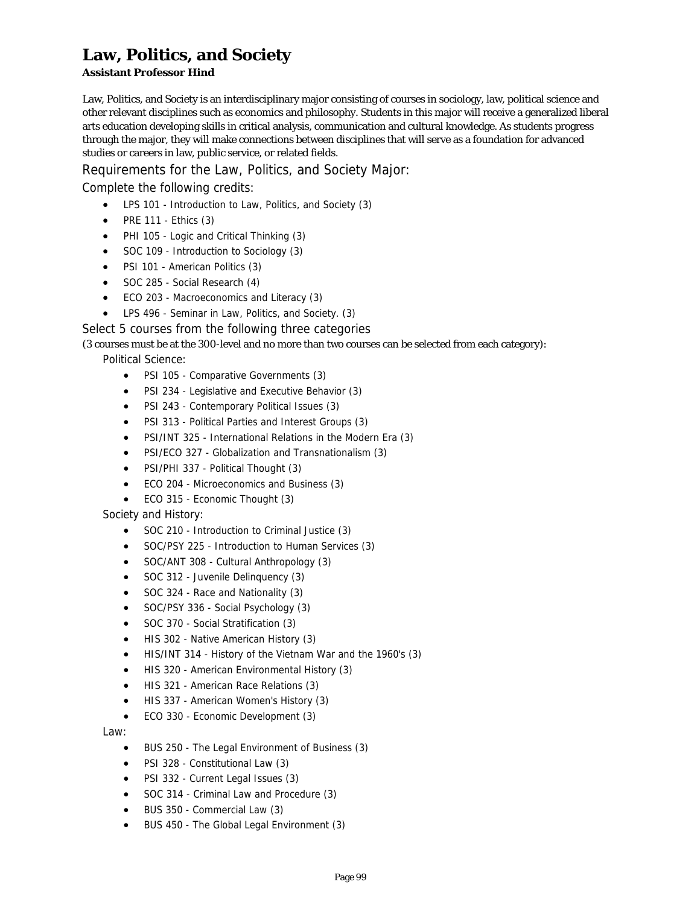# Law, Politics, and Society

**Assistant Professor Hind**

Law, Politics, and Society is an interdisciplinary major consisting of courses in sociology, law, political science and other relevant disciplines such as economics and philosophy. Students in this major will receive a generalized liberal arts education developing skills in critical analysis, communication and cultural knowledge. As students progress through the major, they will make connections between disciplines that will serve as a foundation for advanced studies or careers in law, public service, or related fields.

## Requirements for the Law, Politics, and Society Major:

### Complete the following credits:

- LPS 101 - Introduction to Law, Politics, and Society (3)
- PRE 111 - Ethics (3)
- PHI 105 - Logic and Critical Thinking (3)
- SOC 109 - Introduction to Sociology (3)
- PSI 101 - American Politics (3)
- SOC 285 - Social Research (4)
- ECO 203 - Macroeconomics and Literacy (3)
- LPS 496 - Seminar in Law, Politics, and Society. (3)

### Select 5 courses from the following three categories

(3 courses must be at the 300-level and no more than two courses can be selected from each category):

#### Political Science:

- PSI 105 - Comparative Governments (3)
- PSI 234 - Legislative and Executive Behavior (3)
- PSI 243 - Contemporary Political Issues (3)
- PSI 313 - Political Parties and Interest Groups (3)
- PSI/INT 325 - International Relations in the Modern Era (3)
- PSI/ECO 327 - Globalization and Transnationalism (3)
- PSI/PHI 337 - Political Thought (3)
- ECO 204 - Microeconomics and Business (3)
- ECO 315 - Economic Thought (3)

#### Society and History:

- SOC 210 - Introduction to Criminal Justice (3)
- SOC/PSY 225 - Introduction to Human Services (3)
- SOC/ANT 308 - Cultural Anthropology (3)
- SOC 312 - Juvenile Delinquency (3)
- SOC 324 - Race and Nationality (3)
- SOC/PSY 336 - Social Psychology (3)
- SOC 370 - Social Stratification (3)
- HIS 302 - Native American History (3)
- HIS/INT 314 - History of the Vietnam War and the 1960's (3)
- HIS 320 - American Environmental History (3)
- HIS 321 - American Race Relations (3)
- HIS 337 - American Women's History (3)
- ECO 330 - Economic Development (3)

#### Law:

- BUS 250 - The Legal Environment of Business (3)
- PSI 328 - Constitutional Law (3)
- PSI 332 - Current Legal Issues (3)
- SOC 314 - Criminal Law and Procedure (3)
- BUS 350 - Commercial Law (3)
- BUS 450 - The Global Legal Environment (3)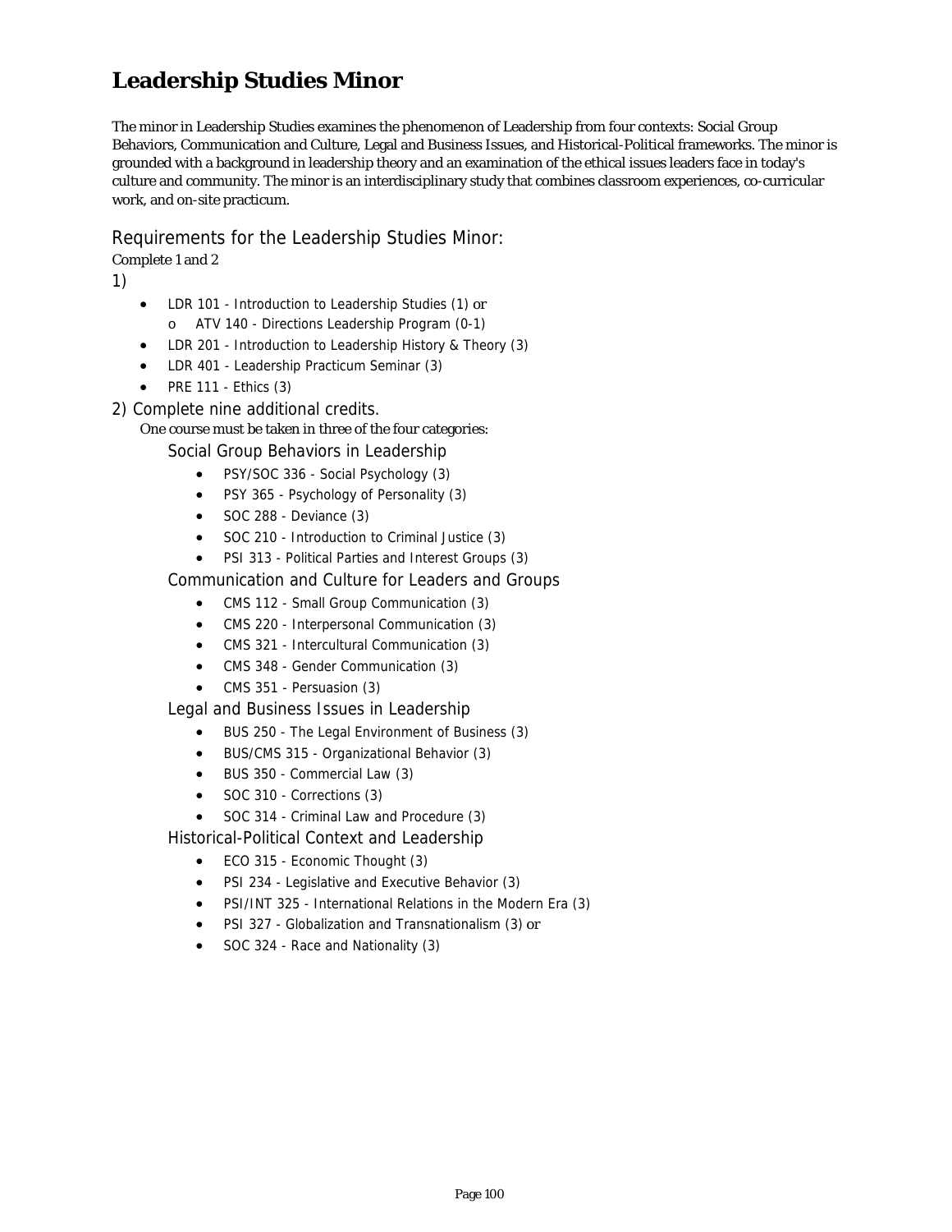# Leadership Studies Minor

The minor in Leadership Studies examines the phenomenon of Leadership from four contexts: Social Group Behaviors, Communication and Culture, Legal and Business Issues, and Historical-Political frameworks. The minor is grounded with a background in leadership theory and an examination of the ethical issues leaders face in today's culture and community. The minor is an interdisciplinary study that combines classroom experiences, co-curricular work, and on-site practicum.

## Requirements for the Leadership Studies Minor:

Complete 1 and 2

1)

- LDR 101 - Introduction to Leadership Studies (1) or
  - ATV 140 - Directions Leadership Program (0-1)
- LDR 201 - Introduction to Leadership History & Theory (3)
- LDR 401 - Leadership Practicum Seminar (3)
- PRE 111 - Ethics (3)

2) Complete nine additional credits.

One course must be taken in three of the four categories:

### Social Group Behaviors in Leadership

- PSY/SOC 336 - Social Psychology (3)
- PSY 365 - Psychology of Personality (3)
- SOC 288 - Deviance (3)
- SOC 210 - Introduction to Criminal Justice (3)
- PSI 313 - Political Parties and Interest Groups (3)

### Communication and Culture for Leaders and Groups

- CMS 112 - Small Group Communication (3)
- CMS 220 - Interpersonal Communication (3)
- CMS 321 - Intercultural Communication (3)
- CMS 348 - Gender Communication (3)
- CMS 351 - Persuasion (3)

### Legal and Business Issues in Leadership

- BUS 250 - The Legal Environment of Business (3)
- BUS/CMS 315 - Organizational Behavior (3)
- BUS 350 - Commercial Law (3)
- SOC 310 - Corrections (3)
- SOC 314 - Criminal Law and Procedure (3)

### Historical-Political Context and Leadership

- ECO 315 - Economic Thought (3)
- PSI 234 - Legislative and Executive Behavior (3)
- PSI/INT 325 - International Relations in the Modern Era (3)
- PSI 327 - Globalization and Transnationalism (3) or
- SOC 324 - Race and Nationality (3)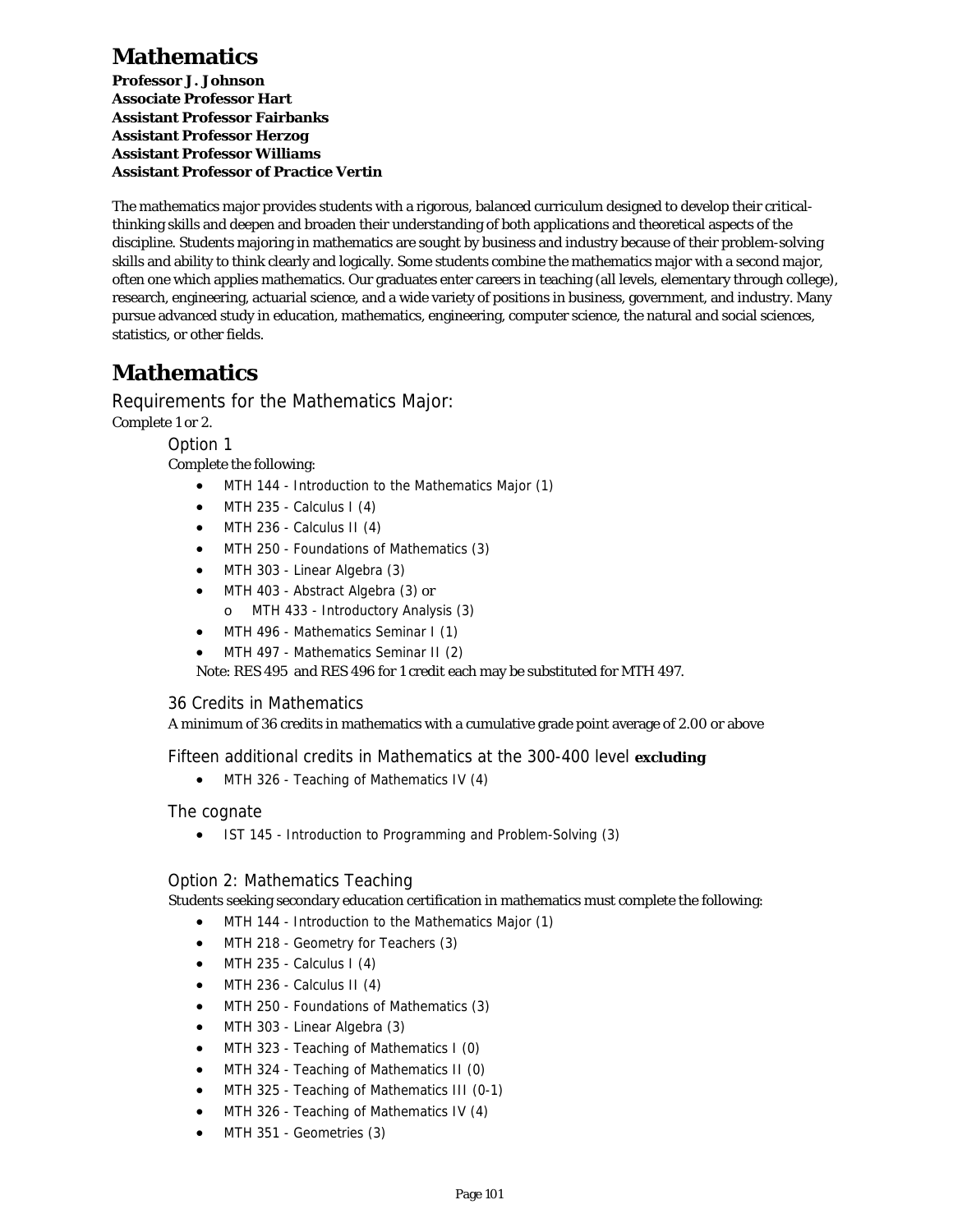# Mathematics

**Professor J. Johnson**
**Associate Professor Hart**
**Assistant Professor Fairbanks**
**Assistant Professor Herzog**
**Assistant Professor Williams**
**Assistant Professor of Practice Vertin**

The mathematics major provides students with a rigorous, balanced curriculum designed to develop their critical-thinking skills and deepen and broaden their understanding of both applications and theoretical aspects of the discipline. Students majoring in mathematics are sought by business and industry because of their problem-solving skills and ability to think clearly and logically. Some students combine the mathematics major with a second major, often one which applies mathematics. Our graduates enter careers in teaching (all levels, elementary through college), research, engineering, actuarial science, and a wide variety of positions in business, government, and industry. Many pursue advanced study in education, mathematics, engineering, computer science, the natural and social sciences, statistics, or other fields.

# Mathematics

## Requirements for the Mathematics Major:

Complete 1 or 2.

### Option 1

Complete the following:

- MTH 144 - Introduction to the Mathematics Major (1)
- MTH 235 - Calculus I (4)
- MTH 236 - Calculus II (4)
- MTH 250 - Foundations of Mathematics (3)
- MTH 303 - Linear Algebra (3)
- MTH 403 - Abstract Algebra (3) or
  - MTH 433 - Introductory Analysis (3)
- MTH 496 - Mathematics Seminar I (1)
- MTH 497 - Mathematics Seminar II (2)

Note: RES 495 and RES 496 for 1 credit each may be substituted for MTH 497.

### 36 Credits in Mathematics

A minimum of 36 credits in mathematics with a cumulative grade point average of 2.00 or above

### Fifteen additional credits in Mathematics at the 300-400 level **excluding**

- MTH 326 - Teaching of Mathematics IV (4)

### The cognate

- IST 145 - Introduction to Programming and Problem-Solving (3)

### Option 2: Mathematics Teaching

Students seeking secondary education certification in mathematics must complete the following:

- MTH 144 - Introduction to the Mathematics Major (1)
- MTH 218 - Geometry for Teachers (3)
- MTH 235 - Calculus I (4)
- MTH 236 - Calculus II (4)
- MTH 250 - Foundations of Mathematics (3)
- MTH 303 - Linear Algebra (3)
- MTH 323 - Teaching of Mathematics I (0)
- MTH 324 - Teaching of Mathematics II (0)
- MTH 325 - Teaching of Mathematics III (0-1)
- MTH 326 - Teaching of Mathematics IV (4)
- MTH 351 - Geometries (3)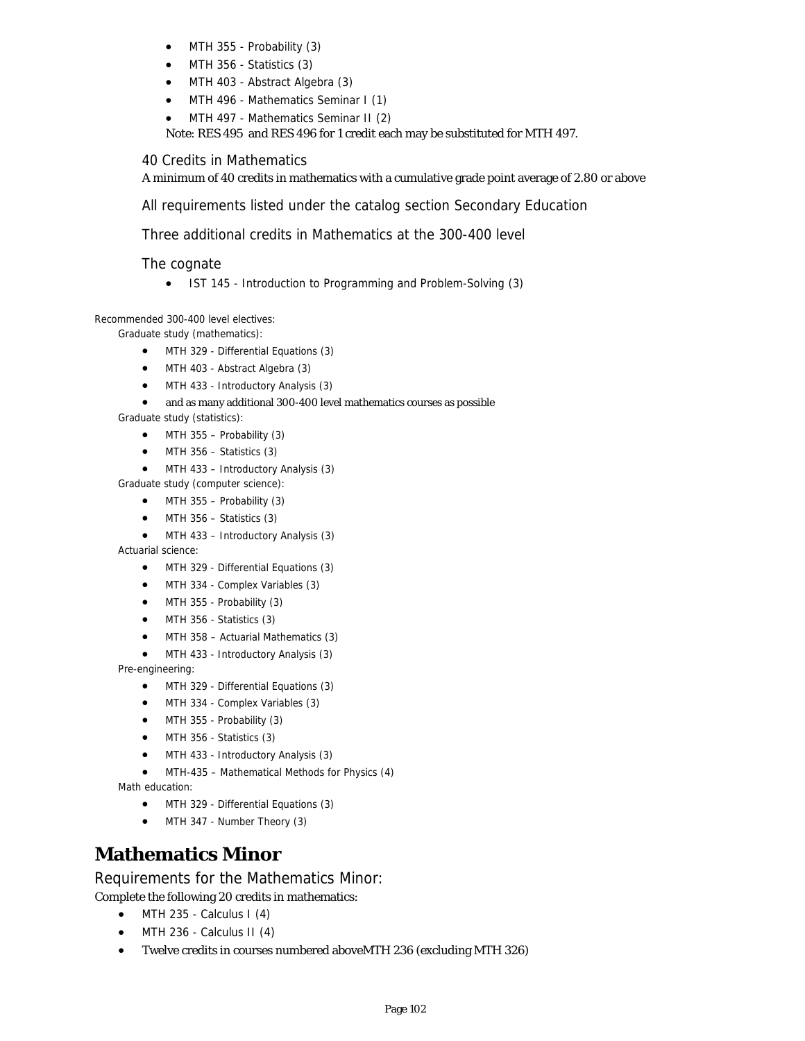- MTH 355 - Probability (3)
- MTH 356 - Statistics (3)
- MTH 403 - Abstract Algebra (3)
- MTH 496 - Mathematics Seminar I (1)
- MTH 497 - Mathematics Seminar II (2)

Note: RES 495 and RES 496 for 1 credit each may be substituted for MTH 497.

### 40 Credits in Mathematics

A minimum of 40 credits in mathematics with a cumulative grade point average of 2.80 or above

### All requirements listed under the catalog section Secondary Education

### Three additional credits in Mathematics at the 300-400 level

### The cognate

- IST 145 - Introduction to Programming and Problem-Solving (3)

Recommended 300-400 level electives:

Graduate study (mathematics):

- MTH 329 - Differential Equations (3)
- MTH 403 - Abstract Algebra (3)
- MTH 433 - Introductory Analysis (3)
- and as many additional 300-400 level mathematics courses as possible

Graduate study (statistics):

- MTH 355 – Probability (3)
- MTH 356 – Statistics (3)
- MTH 433 – Introductory Analysis (3)

Graduate study (computer science):

- MTH 355 – Probability (3)
- MTH 356 – Statistics (3)
- MTH 433 – Introductory Analysis (3)

Actuarial science:

- MTH 329 - Differential Equations (3)
- MTH 334 - Complex Variables (3)
- MTH 355 - Probability (3)
- MTH 356 - Statistics (3)
- MTH 358 – Actuarial Mathematics (3)
- MTH 433 - Introductory Analysis (3)

Pre-engineering:

- MTH 329 - Differential Equations (3)
- MTH 334 - Complex Variables (3)
- MTH 355 - Probability (3)
- MTH 356 - Statistics (3)
- MTH 433 - Introductory Analysis (3)
- MTH-435 – Mathematical Methods for Physics (4)

Math education:

- MTH 329 - Differential Equations (3)
- MTH 347 - Number Theory (3)

# Mathematics Minor

## Requirements for the Mathematics Minor:

Complete the following 20 credits in mathematics:

- MTH 235 - Calculus I (4)
- MTH 236 - Calculus II (4)
- Twelve credits in courses numbered aboveMTH 236 (excluding MTH 326)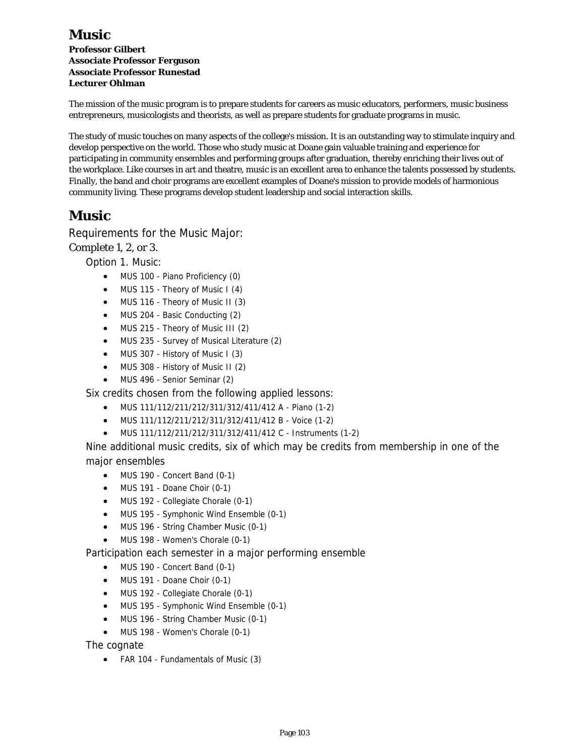# Music

**Professor Gilbert**
**Associate Professor Ferguson**
**Associate Professor Runestad**
**Lecturer Ohlman**

The mission of the music program is to prepare students for careers as music educators, performers, music business entrepreneurs, musicologists and theorists, as well as prepare students for graduate programs in music.

The study of music touches on many aspects of the college's mission. It is an outstanding way to stimulate inquiry and develop perspective on the world. Those who study music at Doane gain valuable training and experience for participating in community ensembles and performing groups after graduation, thereby enriching their lives out of the workplace. Like courses in art and theatre, music is an excellent area to enhance the talents possessed by students. Finally, the band and choir programs are excellent examples of Doane's mission to provide models of harmonious community living. These programs develop student leadership and social interaction skills.

# Music

## Requirements for the Music Major:

Complete 1, 2, or 3.

### Option 1. Music:

- MUS 100 - Piano Proficiency (0)
- MUS 115 - Theory of Music I (4)
- MUS 116 - Theory of Music II (3)
- MUS 204 - Basic Conducting (2)
- MUS 215 - Theory of Music III (2)
- MUS 235 - Survey of Musical Literature (2)
- MUS 307 - History of Music I (3)
- MUS 308 - History of Music II (2)
- MUS 496 - Senior Seminar (2)

Six credits chosen from the following applied lessons:

- MUS 111/112/211/212/311/312/411/412 A - Piano (1-2)
- MUS 111/112/211/212/311/312/411/412 B - Voice (1-2)
- MUS 111/112/211/212/311/312/411/412 C - Instruments (1-2)

Nine additional music credits, six of which may be credits from membership in one of the major ensembles

- MUS 190 - Concert Band (0-1)
- MUS 191 - Doane Choir (0-1)
- MUS 192 - Collegiate Chorale (0-1)
- MUS 195 - Symphonic Wind Ensemble (0-1)
- MUS 196 - String Chamber Music (0-1)
- MUS 198 - Women's Chorale (0-1)

Participation each semester in a major performing ensemble

- MUS 190 - Concert Band (0-1)
- MUS 191 - Doane Choir (0-1)
- MUS 192 - Collegiate Chorale (0-1)
- MUS 195 - Symphonic Wind Ensemble (0-1)
- MUS 196 - String Chamber Music (0-1)
- MUS 198 - Women's Chorale (0-1)

The cognate

- FAR 104 - Fundamentals of Music (3)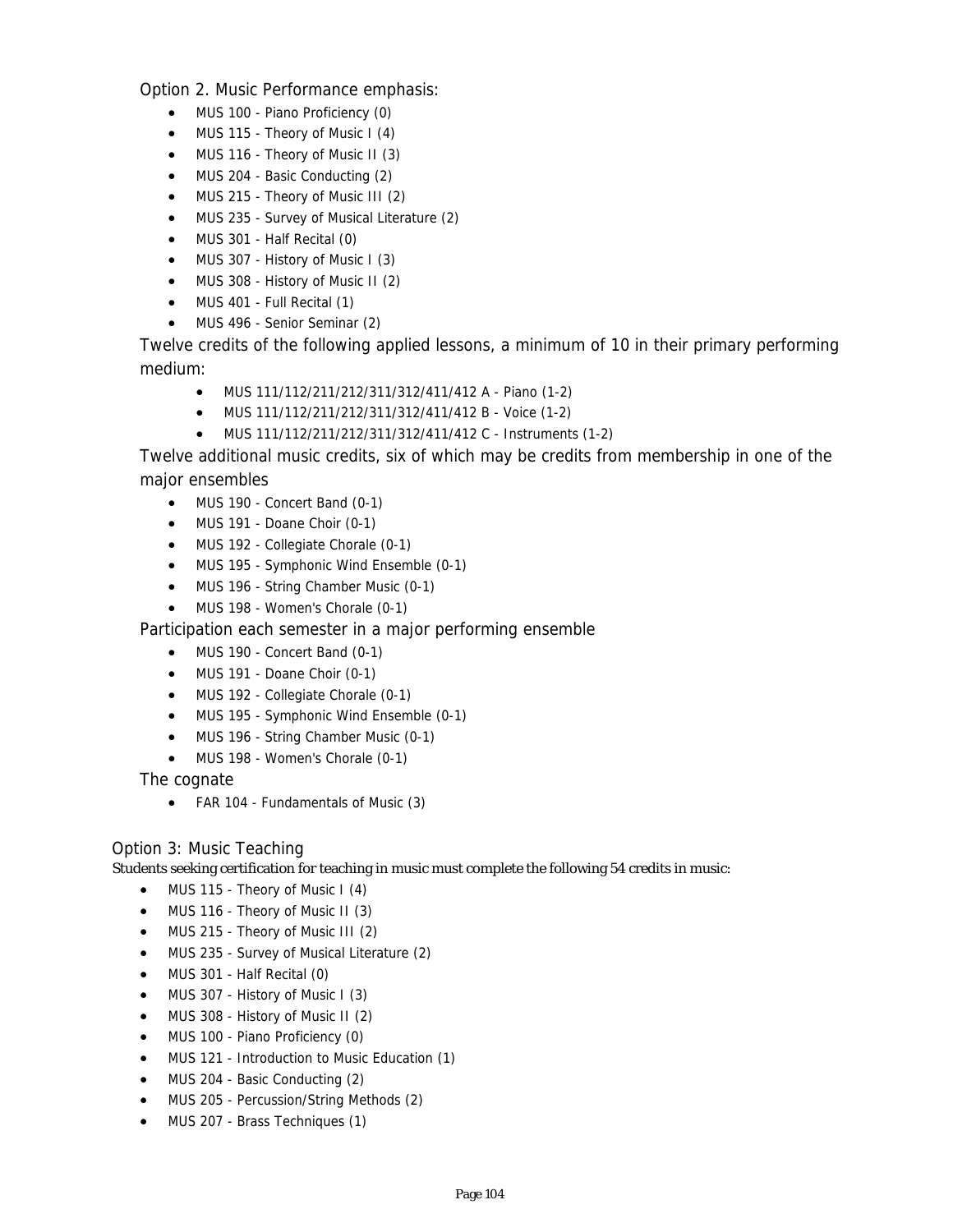### Option 2. Music Performance emphasis:

- MUS 100 - Piano Proficiency (0)
- MUS 115 - Theory of Music I (4)
- MUS 116 - Theory of Music II (3)
- MUS 204 - Basic Conducting (2)
- MUS 215 - Theory of Music III (2)
- MUS 235 - Survey of Musical Literature (2)
- MUS 301 - Half Recital (0)
- MUS 307 - History of Music I (3)
- MUS 308 - History of Music II (2)
- MUS 401 - Full Recital (1)
- MUS 496 - Senior Seminar (2)

Twelve credits of the following applied lessons, a minimum of 10 in their primary performing medium:

- MUS 111/112/211/212/311/312/411/412 A - Piano (1-2)
- MUS 111/112/211/212/311/312/411/412 B - Voice (1-2)
- MUS 111/112/211/212/311/312/411/412 C - Instruments (1-2)

Twelve additional music credits, six of which may be credits from membership in one of the major ensembles

- MUS 190 - Concert Band (0-1)
- MUS 191 - Doane Choir (0-1)
- MUS 192 - Collegiate Chorale (0-1)
- MUS 195 - Symphonic Wind Ensemble (0-1)
- MUS 196 - String Chamber Music (0-1)
- MUS 198 - Women's Chorale (0-1)

Participation each semester in a major performing ensemble

- MUS 190 - Concert Band (0-1)
- MUS 191 - Doane Choir (0-1)
- MUS 192 - Collegiate Chorale (0-1)
- MUS 195 - Symphonic Wind Ensemble (0-1)
- MUS 196 - String Chamber Music (0-1)
- MUS 198 - Women's Chorale (0-1)

The cognate

- FAR 104 - Fundamentals of Music (3)

### Option 3: Music Teaching

Students seeking certification for teaching in music must complete the following 54 credits in music:

- MUS 115 - Theory of Music I (4)
- MUS 116 - Theory of Music II (3)
- MUS 215 - Theory of Music III (2)
- MUS 235 - Survey of Musical Literature (2)
- MUS 301 - Half Recital (0)
- MUS 307 - History of Music I (3)
- MUS 308 - History of Music II (2)
- MUS 100 - Piano Proficiency (0)
- MUS 121 - Introduction to Music Education (1)
- MUS 204 - Basic Conducting (2)
- MUS 205 - Percussion/String Methods (2)
- MUS 207 - Brass Techniques (1)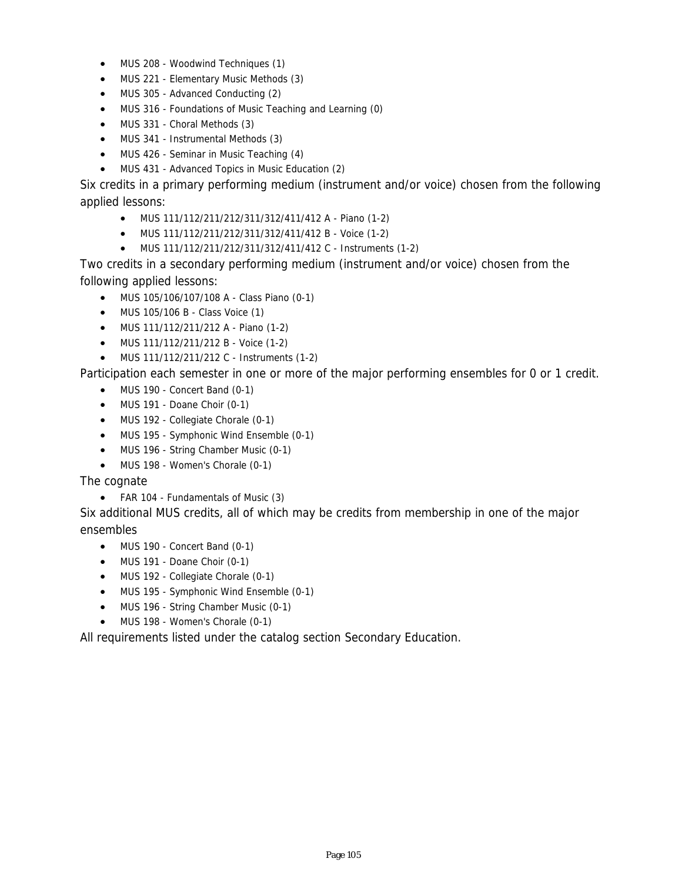- MUS 208 - Woodwind Techniques (1)
- MUS 221 - Elementary Music Methods (3)
- MUS 305 - Advanced Conducting (2)
- MUS 316 - Foundations of Music Teaching and Learning (0)
- MUS 331 - Choral Methods (3)
- MUS 341 - Instrumental Methods (3)
- MUS 426 - Seminar in Music Teaching (4)
- MUS 431 - Advanced Topics in Music Education (2)

Six credits in a primary performing medium (instrument and/or voice) chosen from the following applied lessons:

- MUS 111/112/211/212/311/312/411/412 A - Piano (1-2)
- MUS 111/112/211/212/311/312/411/412 B - Voice (1-2)
- MUS 111/112/211/212/311/312/411/412 C - Instruments (1-2)

Two credits in a secondary performing medium (instrument and/or voice) chosen from the following applied lessons:

- MUS 105/106/107/108 A - Class Piano (0-1)
- MUS 105/106 B - Class Voice (1)
- MUS 111/112/211/212 A - Piano (1-2)
- MUS 111/112/211/212 B - Voice (1-2)
- MUS 111/112/211/212 C - Instruments (1-2)

Participation each semester in one or more of the major performing ensembles for 0 or 1 credit.

- MUS 190 - Concert Band (0-1)
- MUS 191 - Doane Choir (0-1)
- MUS 192 - Collegiate Chorale (0-1)
- MUS 195 - Symphonic Wind Ensemble (0-1)
- MUS 196 - String Chamber Music (0-1)
- MUS 198 - Women's Chorale (0-1)

The cognate

- FAR 104 - Fundamentals of Music (3)

Six additional MUS credits, all of which may be credits from membership in one of the major ensembles

- MUS 190 - Concert Band (0-1)
- MUS 191 - Doane Choir (0-1)
- MUS 192 - Collegiate Chorale (0-1)
- MUS 195 - Symphonic Wind Ensemble (0-1)
- MUS 196 - String Chamber Music (0-1)
- MUS 198 - Women's Chorale (0-1)

All requirements listed under the catalog section Secondary Education.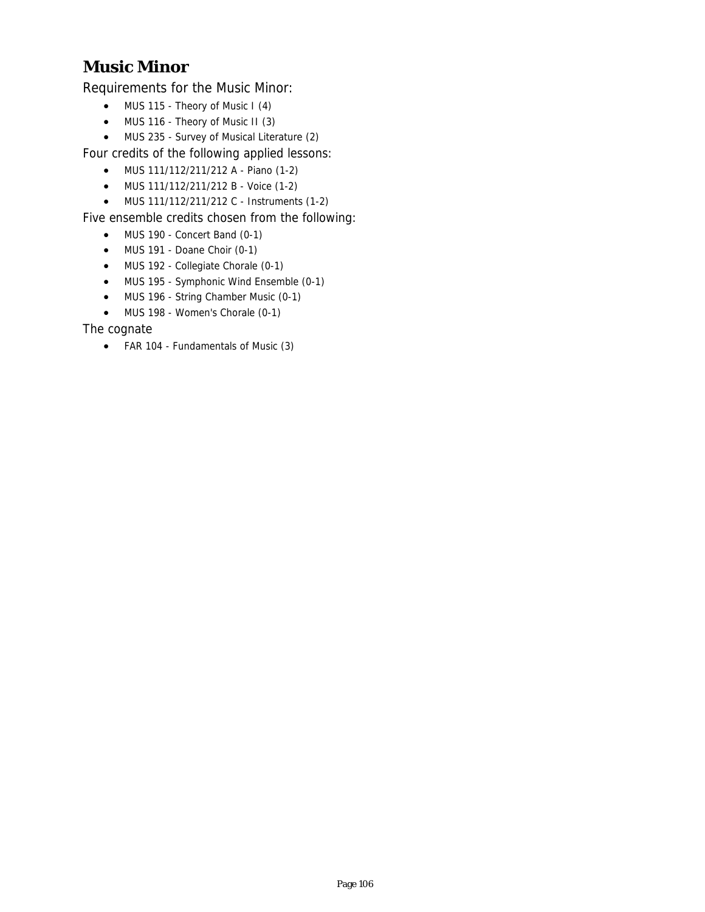## Music Minor

Requirements for the Music Minor:

- MUS 115 - Theory of Music I (4)
- MUS 116 - Theory of Music II (3)
- MUS 235 - Survey of Musical Literature (2)

Four credits of the following applied lessons:

- MUS 111/112/211/212 A - Piano (1-2)
- MUS 111/112/211/212 B - Voice (1-2)
- MUS 111/112/211/212 C - Instruments (1-2)

Five ensemble credits chosen from the following:

- MUS 190 - Concert Band (0-1)
- MUS 191 - Doane Choir (0-1)
- MUS 192 - Collegiate Chorale (0-1)
- MUS 195 - Symphonic Wind Ensemble (0-1)
- MUS 196 - String Chamber Music (0-1)
- MUS 198 - Women's Chorale (0-1)

The cognate

- FAR 104 - Fundamentals of Music (3)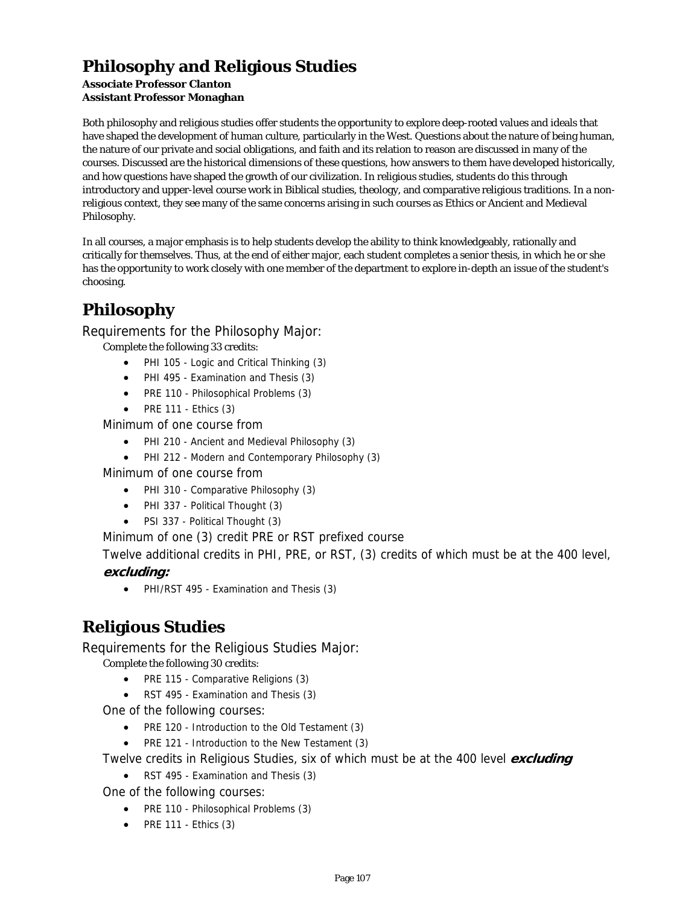# Philosophy and Religious Studies

**Associate Professor Clanton**
**Assistant Professor Monaghan**

Both philosophy and religious studies offer students the opportunity to explore deep-rooted values and ideals that have shaped the development of human culture, particularly in the West. Questions about the nature of being human, the nature of our private and social obligations, and faith and its relation to reason are discussed in many of the courses. Discussed are the historical dimensions of these questions, how answers to them have developed historically, and how questions have shaped the growth of our civilization. In religious studies, students do this through introductory and upper-level course work in Biblical studies, theology, and comparative religious traditions. In a non-religious context, they see many of the same concerns arising in such courses as Ethics or Ancient and Medieval Philosophy.

In all courses, a major emphasis is to help students develop the ability to think knowledgeably, rationally and critically for themselves. Thus, at the end of either major, each student completes a senior thesis, in which he or she has the opportunity to work closely with one member of the department to explore in-depth an issue of the student's choosing.

# Philosophy

## Requirements for the Philosophy Major:

Complete the following 33 credits:

- PHI 105 - Logic and Critical Thinking (3)
- PHI 495 - Examination and Thesis (3)
- PRE 110 - Philosophical Problems (3)
- PRE 111 - Ethics (3)

Minimum of one course from

- PHI 210 - Ancient and Medieval Philosophy (3)
- PHI 212 - Modern and Contemporary Philosophy (3)

Minimum of one course from

- PHI 310 - Comparative Philosophy (3)
- PHI 337 - Political Thought (3)
- PSI 337 - Political Thought (3)

Minimum of one (3) credit PRE or RST prefixed course

Twelve additional credits in PHI, PRE, or RST, (3) credits of which must be at the 400 level, ***excluding:***

- PHI/RST 495 - Examination and Thesis (3)

# Religious Studies

## Requirements for the Religious Studies Major:

Complete the following 30 credits:

- PRE 115 - Comparative Religions (3)
- RST 495 - Examination and Thesis (3)

One of the following courses:

- PRE 120 - Introduction to the Old Testament (3)
- PRE 121 - Introduction to the New Testament (3)

Twelve credits in Religious Studies, six of which must be at the 400 level ***excluding***

- RST 495 - Examination and Thesis (3)

One of the following courses:

- PRE 110 - Philosophical Problems (3)
- PRE 111 - Ethics (3)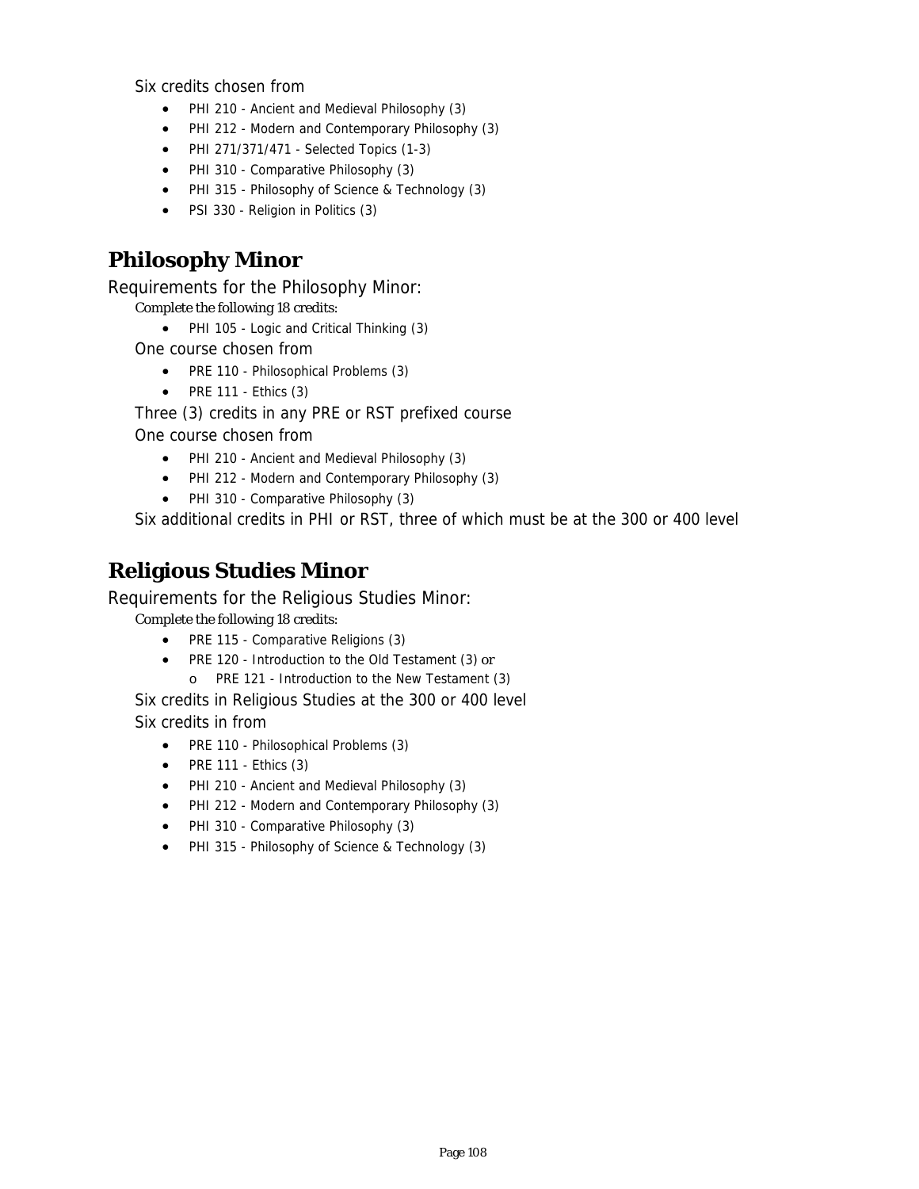Six credits chosen from

- PHI 210 - Ancient and Medieval Philosophy (3)
- PHI 212 - Modern and Contemporary Philosophy (3)
- PHI 271/371/471 - Selected Topics (1-3)
- PHI 310 - Comparative Philosophy (3)
- PHI 315 - Philosophy of Science & Technology (3)
- PSI 330 - Religion in Politics (3)

## Philosophy Minor

Requirements for the Philosophy Minor:

*Complete the following 18 credits:*

- PHI 105 - Logic and Critical Thinking (3)

One course chosen from

- PRE 110 - Philosophical Problems (3)
- PRE 111 - Ethics (3)

Three (3) credits in any PRE or RST prefixed course

One course chosen from

- PHI 210 - Ancient and Medieval Philosophy (3)
- PHI 212 - Modern and Contemporary Philosophy (3)
- PHI 310 - Comparative Philosophy (3)

Six additional credits in PHI or RST, three of which must be at the 300 or 400 level

## Religious Studies Minor

Requirements for the Religious Studies Minor:

*Complete the following 18 credits:*

- PRE 115 - Comparative Religions (3)
- PRE 120 - Introduction to the Old Testament (3) or
  - PRE 121 - Introduction to the New Testament (3)

Six credits in Religious Studies at the 300 or 400 level

Six credits in from

- PRE 110 - Philosophical Problems (3)
- PRE 111 - Ethics (3)
- PHI 210 - Ancient and Medieval Philosophy (3)
- PHI 212 - Modern and Contemporary Philosophy (3)
- PHI 310 - Comparative Philosophy (3)
- PHI 315 - Philosophy of Science & Technology (3)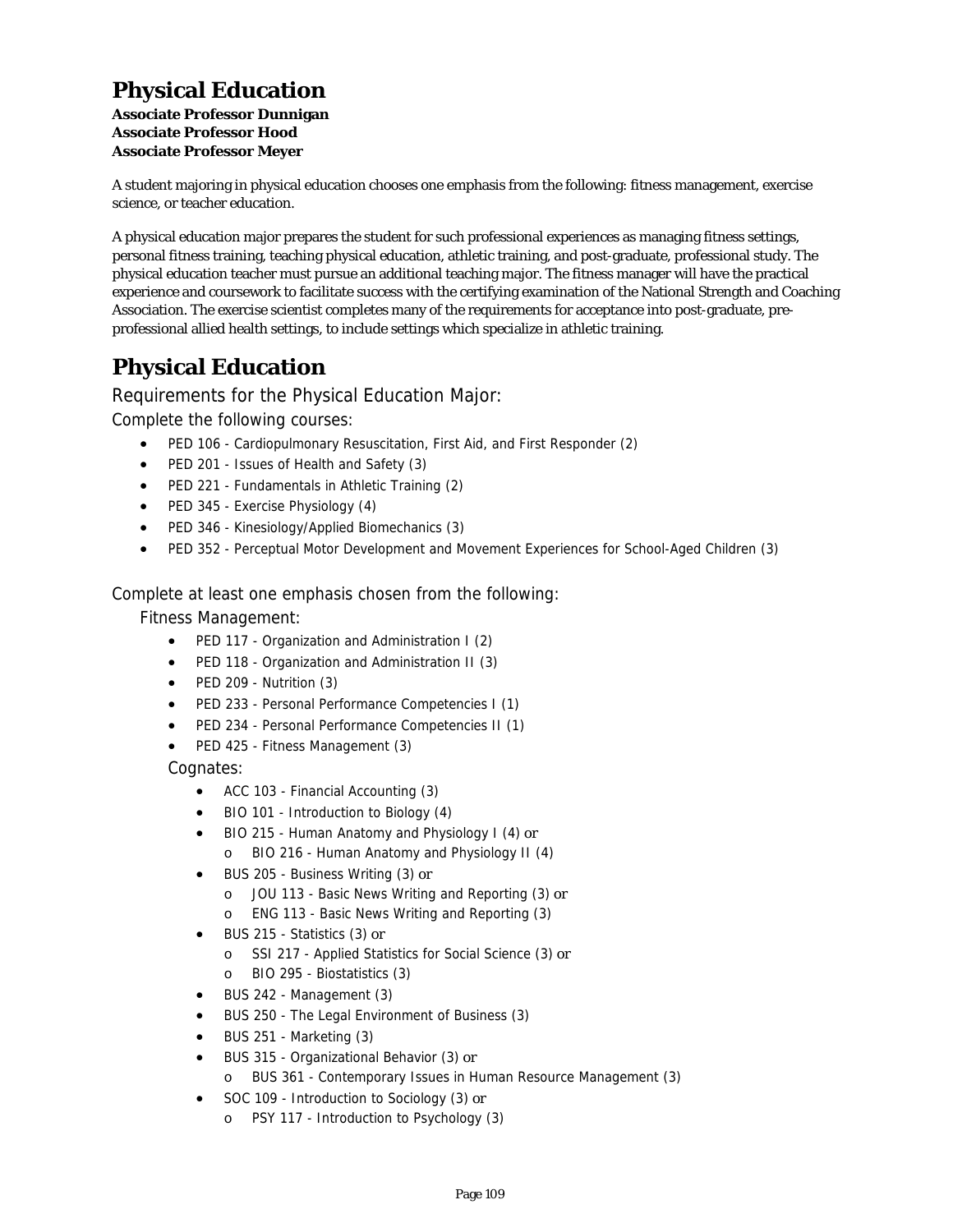# Physical Education

**Associate Professor Dunnigan**
**Associate Professor Hood**
**Associate Professor Meyer**

A student majoring in physical education chooses one emphasis from the following: fitness management, exercise science, or teacher education.

A physical education major prepares the student for such professional experiences as managing fitness settings, personal fitness training, teaching physical education, athletic training, and post-graduate, professional study. The physical education teacher must pursue an additional teaching major. The fitness manager will have the practical experience and coursework to facilitate success with the certifying examination of the National Strength and Coaching Association. The exercise scientist completes many of the requirements for acceptance into post-graduate, pre-professional allied health settings, to include settings which specialize in athletic training.

# Physical Education

## Requirements for the Physical Education Major:

### Complete the following courses:

- PED 106 - Cardiopulmonary Resuscitation, First Aid, and First Responder (2)
- PED 201 - Issues of Health and Safety (3)
- PED 221 - Fundamentals in Athletic Training (2)
- PED 345 - Exercise Physiology (4)
- PED 346 - Kinesiology/Applied Biomechanics (3)
- PED 352 - Perceptual Motor Development and Movement Experiences for School-Aged Children (3)

### Complete at least one emphasis chosen from the following:

#### Fitness Management:

- PED 117 - Organization and Administration I (2)
- PED 118 - Organization and Administration II (3)
- PED 209 - Nutrition (3)
- PED 233 - Personal Performance Competencies I (1)
- PED 234 - Personal Performance Competencies II (1)
- PED 425 - Fitness Management (3)

##### Cognates:

- ACC 103 - Financial Accounting (3)
- BIO 101 - Introduction to Biology (4)
- BIO 215 - Human Anatomy and Physiology I (4) or
  - BIO 216 - Human Anatomy and Physiology II (4)
- BUS 205 - Business Writing (3) or
  - JOU 113 - Basic News Writing and Reporting (3) or
  - ENG 113 - Basic News Writing and Reporting (3)
- BUS 215 - Statistics (3) or
  - SSI 217 - Applied Statistics for Social Science (3) or
  - BIO 295 - Biostatistics (3)
- BUS 242 - Management (3)
- BUS 250 - The Legal Environment of Business (3)
- BUS 251 - Marketing (3)
- BUS 315 - Organizational Behavior (3) or
  - BUS 361 - Contemporary Issues in Human Resource Management (3)
- SOC 109 - Introduction to Sociology (3) or
  - PSY 117 - Introduction to Psychology (3)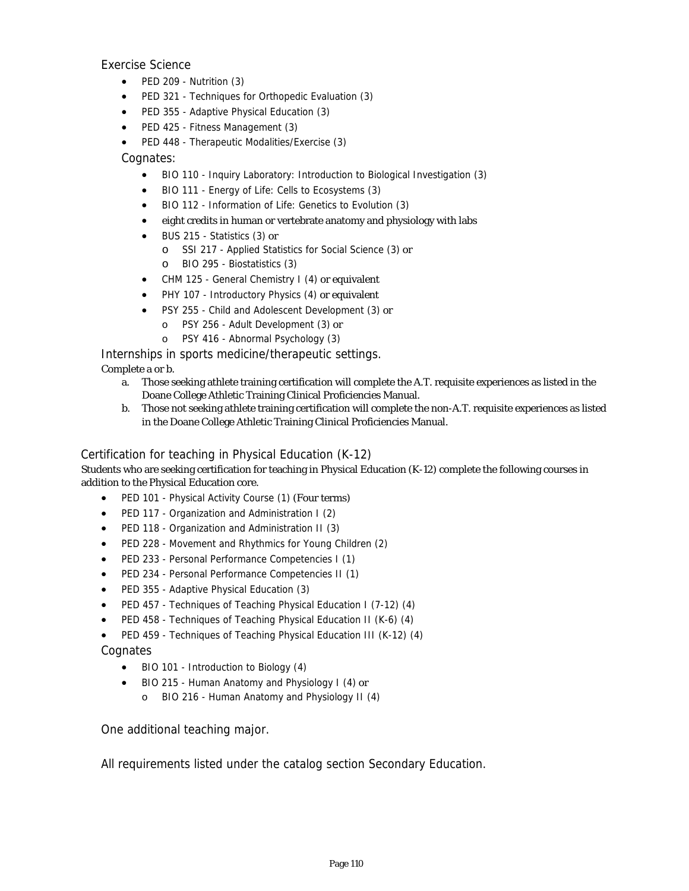### Exercise Science

- PED 209 - Nutrition (3)
- PED 321 - Techniques for Orthopedic Evaluation (3)
- PED 355 - Adaptive Physical Education (3)
- PED 425 - Fitness Management (3)
- PED 448 - Therapeutic Modalities/Exercise (3)

#### Cognates:

- BIO 110 - Inquiry Laboratory: Introduction to Biological Investigation (3)
- BIO 111 - Energy of Life: Cells to Ecosystems (3)
- BIO 112 - Information of Life: Genetics to Evolution (3)
- eight credits in human or vertebrate anatomy and physiology with labs
- BUS 215 - Statistics (3) or
  - SSI 217 - Applied Statistics for Social Science (3) or
  - BIO 295 - Biostatistics (3)
- CHM 125 - General Chemistry I (4) or equivalent
- PHY 107 - Introductory Physics (4) or equivalent
- PSY 255 - Child and Adolescent Development (3) or
  - PSY 256 - Adult Development (3) or
  - PSY 416 - Abnormal Psychology (3)

#### Internships in sports medicine/therapeutic settings.

Complete a or b.

a. Those seeking athlete training certification will complete the A.T. requisite experiences as listed in the Doane College Athletic Training Clinical Proficiencies Manual.
b. Those not seeking athlete training certification will complete the non-A.T. requisite experiences as listed in the Doane College Athletic Training Clinical Proficiencies Manual.

## Certification for teaching in Physical Education (K-12)

Students who are seeking certification for teaching in Physical Education (K-12) complete the following courses in addition to the Physical Education core.

- PED 101 - Physical Activity Course (1) (Four terms)
- PED 117 - Organization and Administration I (2)
- PED 118 - Organization and Administration II (3)
- PED 228 - Movement and Rhythmics for Young Children (2)
- PED 233 - Personal Performance Competencies I (1)
- PED 234 - Personal Performance Competencies II (1)
- PED 355 - Adaptive Physical Education (3)
- PED 457 - Techniques of Teaching Physical Education I (7-12) (4)
- PED 458 - Techniques of Teaching Physical Education II (K-6) (4)
- PED 459 - Techniques of Teaching Physical Education III (K-12) (4)

### Cognates

- BIO 101 - Introduction to Biology (4)
- BIO 215 - Human Anatomy and Physiology I (4) or
  - BIO 216 - Human Anatomy and Physiology II (4)

### One additional teaching major.

### All requirements listed under the catalog section Secondary Education.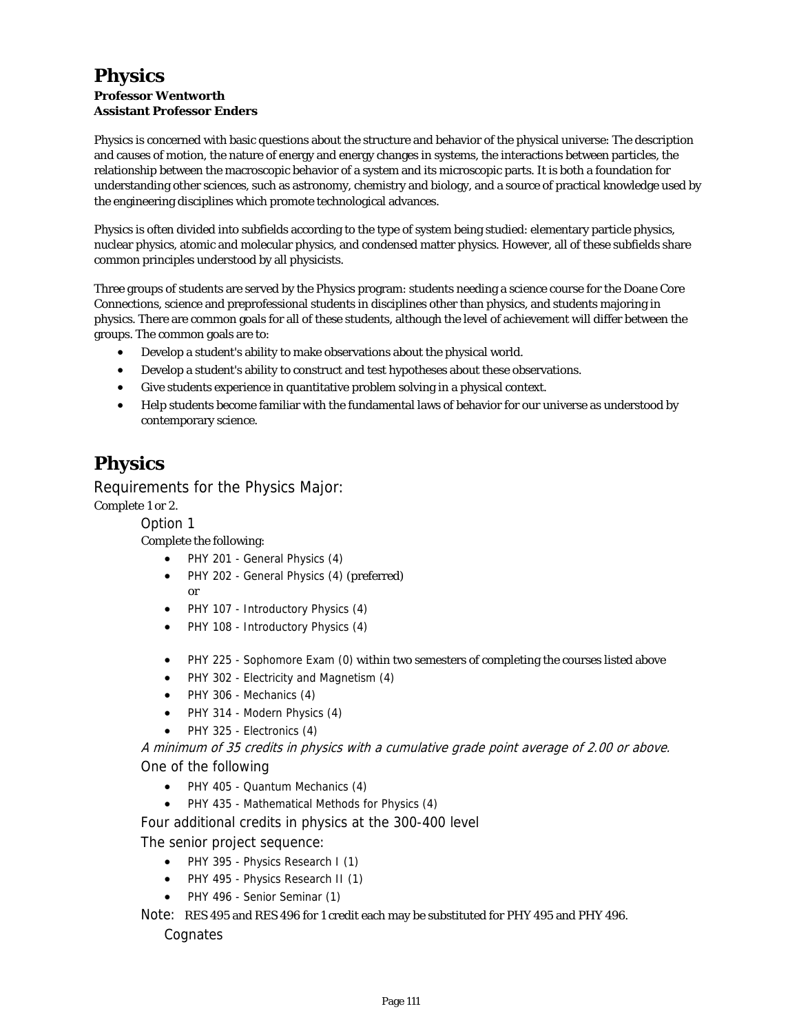# Physics

**Professor Wentworth**
**Assistant Professor Enders**

Physics is concerned with basic questions about the structure and behavior of the physical universe: The description and causes of motion, the nature of energy and energy changes in systems, the interactions between particles, the relationship between the macroscopic behavior of a system and its microscopic parts. It is both a foundation for understanding other sciences, such as astronomy, chemistry and biology, and a source of practical knowledge used by the engineering disciplines which promote technological advances.

Physics is often divided into subfields according to the type of system being studied: elementary particle physics, nuclear physics, atomic and molecular physics, and condensed matter physics. However, all of these subfields share common principles understood by all physicists.

Three groups of students are served by the Physics program: students needing a science course for the Doane Core Connections, science and preprofessional students in disciplines other than physics, and students majoring in physics. There are common goals for all of these students, although the level of achievement will differ between the groups. The common goals are to:

- Develop a student's ability to make observations about the physical world.
- Develop a student's ability to construct and test hypotheses about these observations.
- Give students experience in quantitative problem solving in a physical context.
- Help students become familiar with the fundamental laws of behavior for our universe as understood by contemporary science.

# Physics

## Requirements for the Physics Major:

Complete 1 or 2.

### Option 1

Complete the following:

- PHY 201 - General Physics (4)
- PHY 202 - General Physics (4) (preferred)
  or
- PHY 107 - Introductory Physics (4)
- PHY 108 - Introductory Physics (4)

- PHY 225 - Sophomore Exam (0) within two semesters of completing the courses listed above
- PHY 302 - Electricity and Magnetism (4)
- PHY 306 - Mechanics (4)
- PHY 314 - Modern Physics (4)
- PHY 325 - Electronics (4)

*A minimum of 35 credits in physics with a cumulative grade point average of 2.00 or above.*

### One of the following

- PHY 405 - Quantum Mechanics (4)
- PHY 435 - Mathematical Methods for Physics (4)

### Four additional credits in physics at the 300-400 level

### The senior project sequence:

- PHY 395 - Physics Research I (1)
- PHY 495 - Physics Research II (1)
- PHY 496 - Senior Seminar (1)

Note: RES 495 and RES 496 for 1 credit each may be substituted for PHY 495 and PHY 496.

### Cognates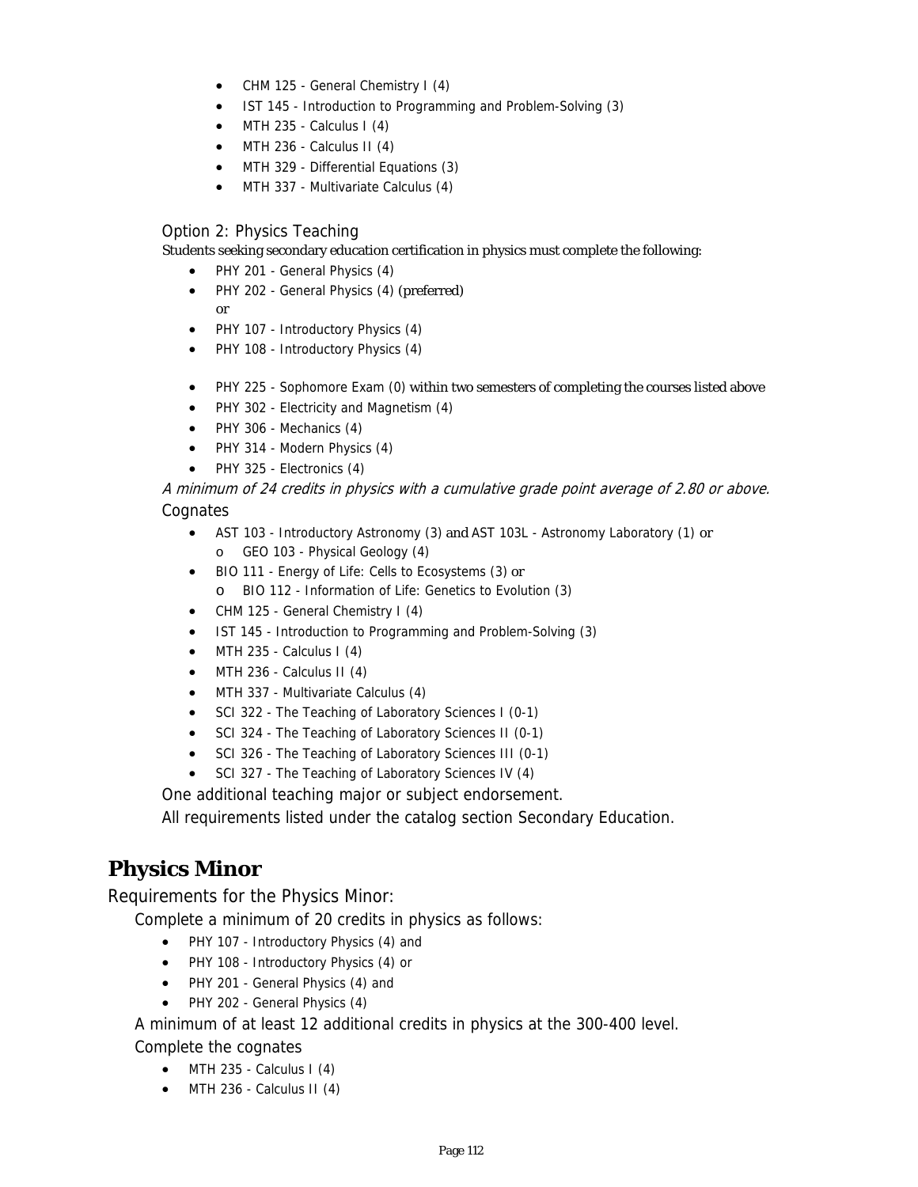- CHM 125 - General Chemistry I (4)
- IST 145 - Introduction to Programming and Problem-Solving (3)
- MTH 235 - Calculus I (4)
- MTH 236 - Calculus II (4)
- MTH 329 - Differential Equations (3)
- MTH 337 - Multivariate Calculus (4)

### Option 2: Physics Teaching

Students seeking secondary education certification in physics must complete the following:

- PHY 201 - General Physics (4)
- PHY 202 - General Physics (4) (preferred)
  or
- PHY 107 - Introductory Physics (4)
- PHY 108 - Introductory Physics (4)

- PHY 225 - Sophomore Exam (0) within two semesters of completing the courses listed above
- PHY 302 - Electricity and Magnetism (4)
- PHY 306 - Mechanics (4)
- PHY 314 - Modern Physics (4)
- PHY 325 - Electronics (4)

*A minimum of 24 credits in physics with a cumulative grade point average of 2.80 or above.*

Cognates

- AST 103 - Introductory Astronomy (3) and AST 103L - Astronomy Laboratory (1) or
  - GEO 103 - Physical Geology (4)
- BIO 111 - Energy of Life: Cells to Ecosystems (3) or
  - BIO 112 - Information of Life: Genetics to Evolution (3)
- CHM 125 - General Chemistry I (4)
- IST 145 - Introduction to Programming and Problem-Solving (3)
- MTH 235 - Calculus I (4)
- MTH 236 - Calculus II (4)
- MTH 337 - Multivariate Calculus (4)
- SCI 322 - The Teaching of Laboratory Sciences I (0-1)
- SCI 324 - The Teaching of Laboratory Sciences II (0-1)
- SCI 326 - The Teaching of Laboratory Sciences III (0-1)
- SCI 327 - The Teaching of Laboratory Sciences IV (4)

One additional teaching major or subject endorsement.

All requirements listed under the catalog section Secondary Education.

## Physics Minor

Requirements for the Physics Minor:

Complete a minimum of 20 credits in physics as follows:

- PHY 107 - Introductory Physics (4) and
- PHY 108 - Introductory Physics (4) or
- PHY 201 - General Physics (4) and
- PHY 202 - General Physics (4)

A minimum of at least 12 additional credits in physics at the 300-400 level.

Complete the cognates

- MTH 235 - Calculus I (4)
- MTH 236 - Calculus II (4)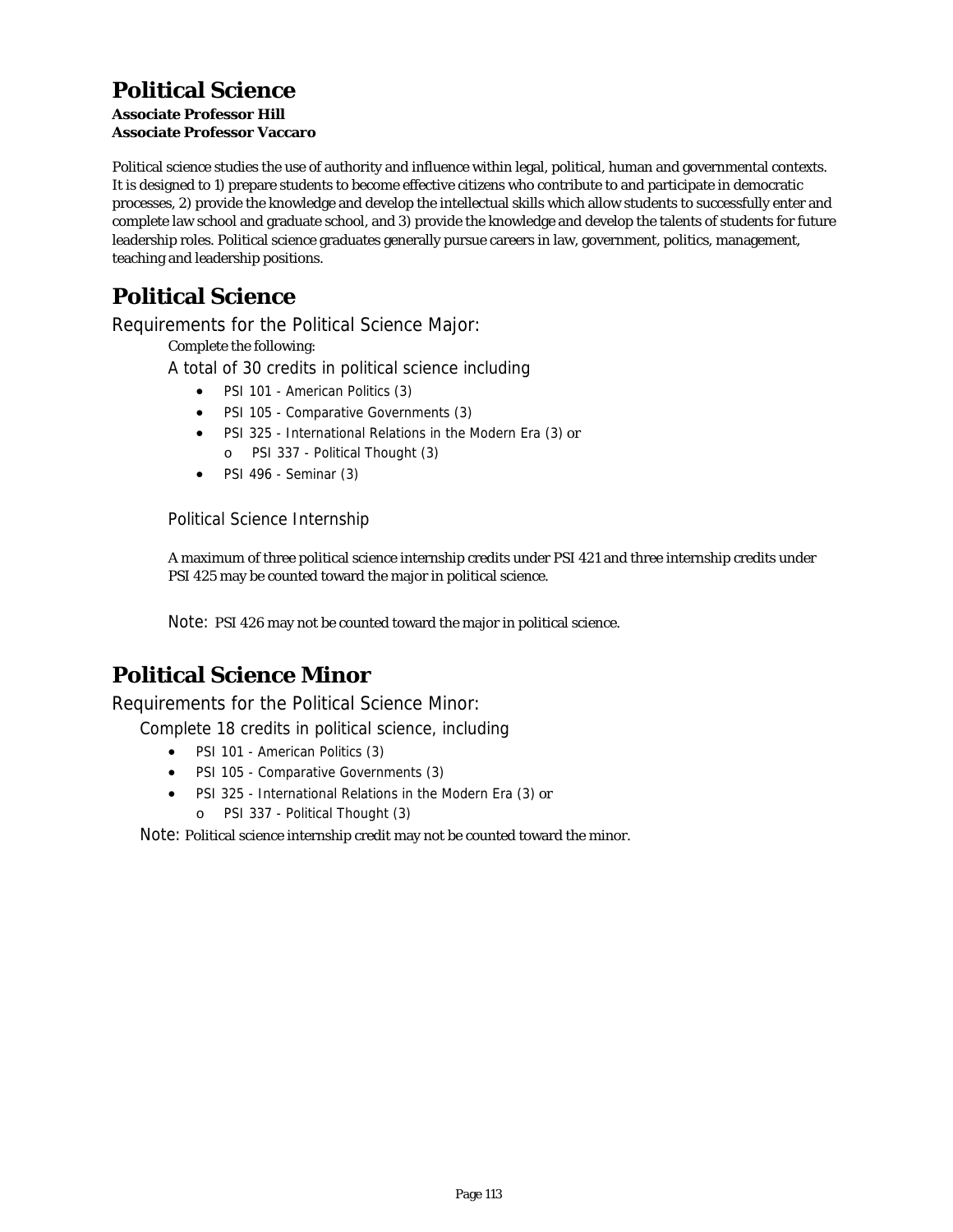# Political Science

**Associate Professor Hill**
**Associate Professor Vaccaro**

Political science studies the use of authority and influence within legal, political, human and governmental contexts. It is designed to 1) prepare students to become effective citizens who contribute to and participate in democratic processes, 2) provide the knowledge and develop the intellectual skills which allow students to successfully enter and complete law school and graduate school, and 3) provide the knowledge and develop the talents of students for future leadership roles. Political science graduates generally pursue careers in law, government, politics, management, teaching and leadership positions.

# Political Science

## Requirements for the Political Science Major:

Complete the following:

### A total of 30 credits in political science including

- PSI 101 - American Politics (3)
- PSI 105 - Comparative Governments (3)
- PSI 325 - International Relations in the Modern Era (3) or
  - PSI 337 - Political Thought (3)
- PSI 496 - Seminar (3)

### Political Science Internship

A maximum of three political science internship credits under PSI 421 and three internship credits under PSI 425 may be counted toward the major in political science.

Note: PSI 426 may not be counted toward the major in political science.

# Political Science Minor

## Requirements for the Political Science Minor:

### Complete 18 credits in political science, including

- PSI 101 - American Politics (3)
- PSI 105 - Comparative Governments (3)
- PSI 325 - International Relations in the Modern Era (3) or
  - PSI 337 - Political Thought (3)

Note: Political science internship credit may not be counted toward the minor.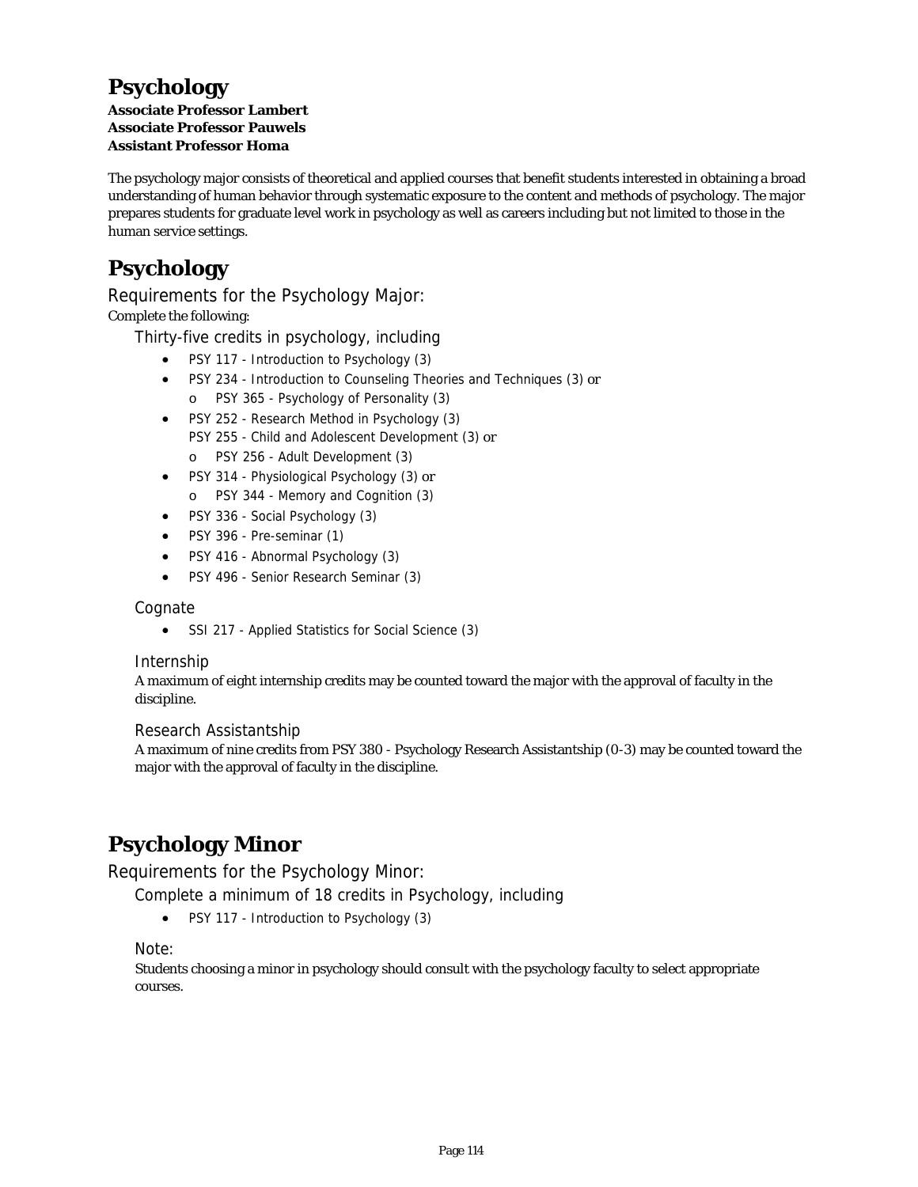# Psychology

**Associate Professor Lambert**
**Associate Professor Pauwels**
**Assistant Professor Homa**

The psychology major consists of theoretical and applied courses that benefit students interested in obtaining a broad understanding of human behavior through systematic exposure to the content and methods of psychology. The major prepares students for graduate level work in psychology as well as careers including but not limited to those in the human service settings.

# Psychology

## Requirements for the Psychology Major:

Complete the following:

### Thirty-five credits in psychology, including

- PSY 117 - Introduction to Psychology (3)
- PSY 234 - Introduction to Counseling Theories and Techniques (3) or
  - PSY 365 - Psychology of Personality (3)
- PSY 252 - Research Method in Psychology (3)
  PSY 255 - Child and Adolescent Development (3) or
  - PSY 256 - Adult Development (3)
- PSY 314 - Physiological Psychology (3) or
  - PSY 344 - Memory and Cognition (3)
- PSY 336 - Social Psychology (3)
- PSY 396 - Pre-seminar (1)
- PSY 416 - Abnormal Psychology (3)
- PSY 496 - Senior Research Seminar (3)

### Cognate

- SSI 217 - Applied Statistics for Social Science (3)

### Internship

A maximum of eight internship credits may be counted toward the major with the approval of faculty in the discipline.

### Research Assistantship

A maximum of nine credits from PSY 380 - Psychology Research Assistantship (0-3) may be counted toward the major with the approval of faculty in the discipline.

# Psychology Minor

## Requirements for the Psychology Minor:

### Complete a minimum of 18 credits in Psychology, including

- PSY 117 - Introduction to Psychology (3)

### Note:

Students choosing a minor in psychology should consult with the psychology faculty to select appropriate courses.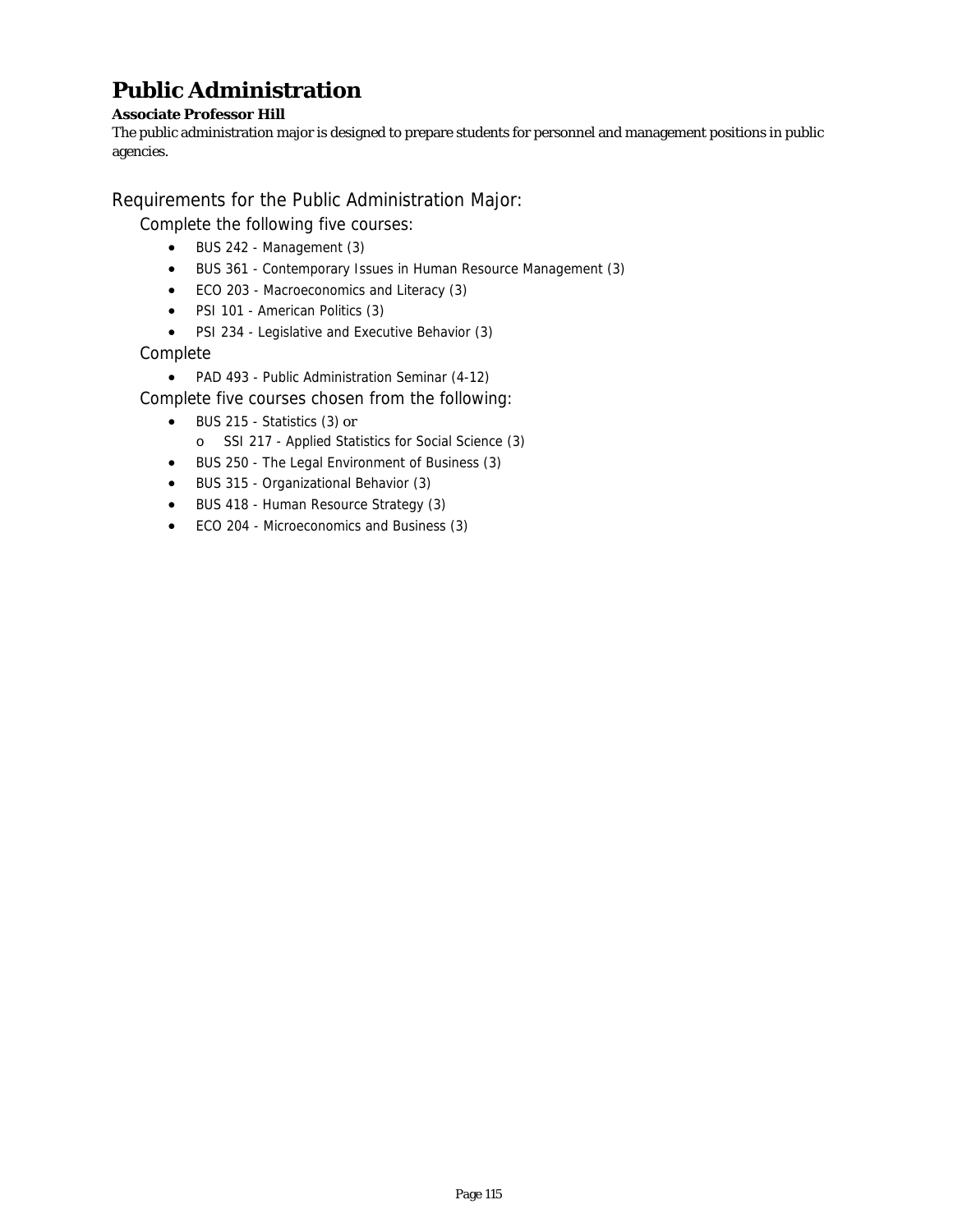# Public Administration

**Associate Professor Hill**

The public administration major is designed to prepare students for personnel and management positions in public agencies.

## Requirements for the Public Administration Major:

### Complete the following five courses:

- BUS 242 - Management (3)
- BUS 361 - Contemporary Issues in Human Resource Management (3)
- ECO 203 - Macroeconomics and Literacy (3)
- PSI 101 - American Politics (3)
- PSI 234 - Legislative and Executive Behavior (3)

### Complete

- PAD 493 - Public Administration Seminar (4-12)

### Complete five courses chosen from the following:

- BUS 215 - Statistics (3) or
  - SSI 217 - Applied Statistics for Social Science (3)
- BUS 250 - The Legal Environment of Business (3)
- BUS 315 - Organizational Behavior (3)
- BUS 418 - Human Resource Strategy (3)
- ECO 204 - Microeconomics and Business (3)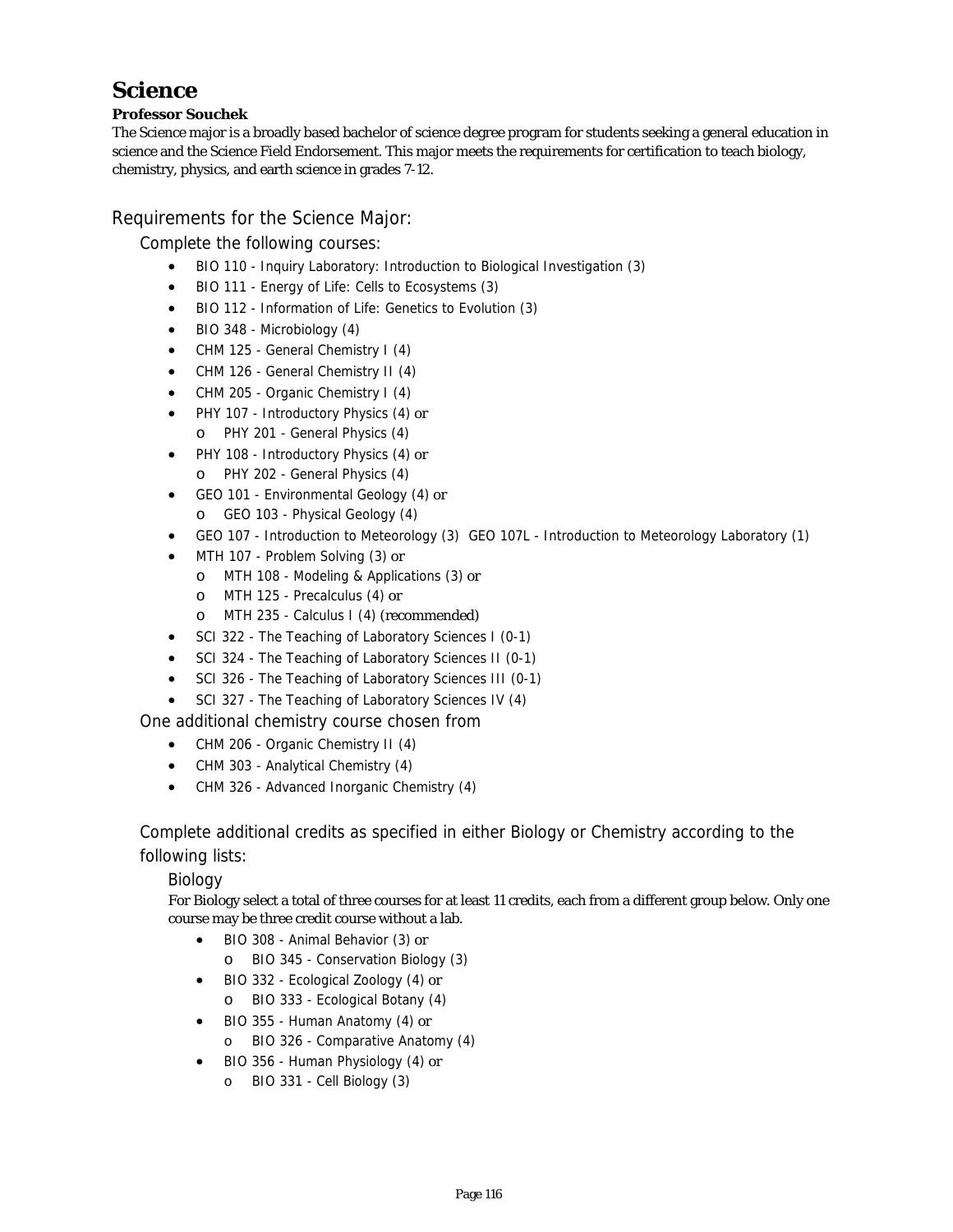# Science

**Professor Souchek**

The Science major is a broadly based bachelor of science degree program for students seeking a general education in science and the Science Field Endorsement. This major meets the requirements for certification to teach biology, chemistry, physics, and earth science in grades 7-12.

## Requirements for the Science Major:

### Complete the following courses:

- BIO 110 - Inquiry Laboratory: Introduction to Biological Investigation (3)
- BIO 111 - Energy of Life: Cells to Ecosystems (3)
- BIO 112 - Information of Life: Genetics to Evolution (3)
- BIO 348 - Microbiology (4)
- CHM 125 - General Chemistry I (4)
- CHM 126 - General Chemistry II (4)
- CHM 205 - Organic Chemistry I (4)
- PHY 107 - Introductory Physics (4) or
  - PHY 201 - General Physics (4)
- PHY 108 - Introductory Physics (4) or
  - PHY 202 - General Physics (4)
- GEO 101 - Environmental Geology (4) or
  - GEO 103 - Physical Geology (4)
- GEO 107 - Introduction to Meteorology (3) GEO 107L - Introduction to Meteorology Laboratory (1)
- MTH 107 - Problem Solving (3) or
  - MTH 108 - Modeling & Applications (3) or
  - MTH 125 - Precalculus (4) or
  - MTH 235 - Calculus I (4) (recommended)
- SCI 322 - The Teaching of Laboratory Sciences I (0-1)
- SCI 324 - The Teaching of Laboratory Sciences II (0-1)
- SCI 326 - The Teaching of Laboratory Sciences III (0-1)
- SCI 327 - The Teaching of Laboratory Sciences IV (4)

### One additional chemistry course chosen from

- CHM 206 - Organic Chemistry II (4)
- CHM 303 - Analytical Chemistry (4)
- CHM 326 - Advanced Inorganic Chemistry (4)

### Complete additional credits as specified in either Biology or Chemistry according to the following lists:

#### Biology

For Biology select a total of three courses for at least 11 credits, each from a different group below. Only one course may be three credit course without a lab.

- BIO 308 - Animal Behavior (3) or
  - BIO 345 - Conservation Biology (3)
- BIO 332 - Ecological Zoology (4) or
  - BIO 333 - Ecological Botany (4)
- BIO 355 - Human Anatomy (4) or
  - BIO 326 - Comparative Anatomy (4)
- BIO 356 - Human Physiology (4) or
  - BIO 331 - Cell Biology (3)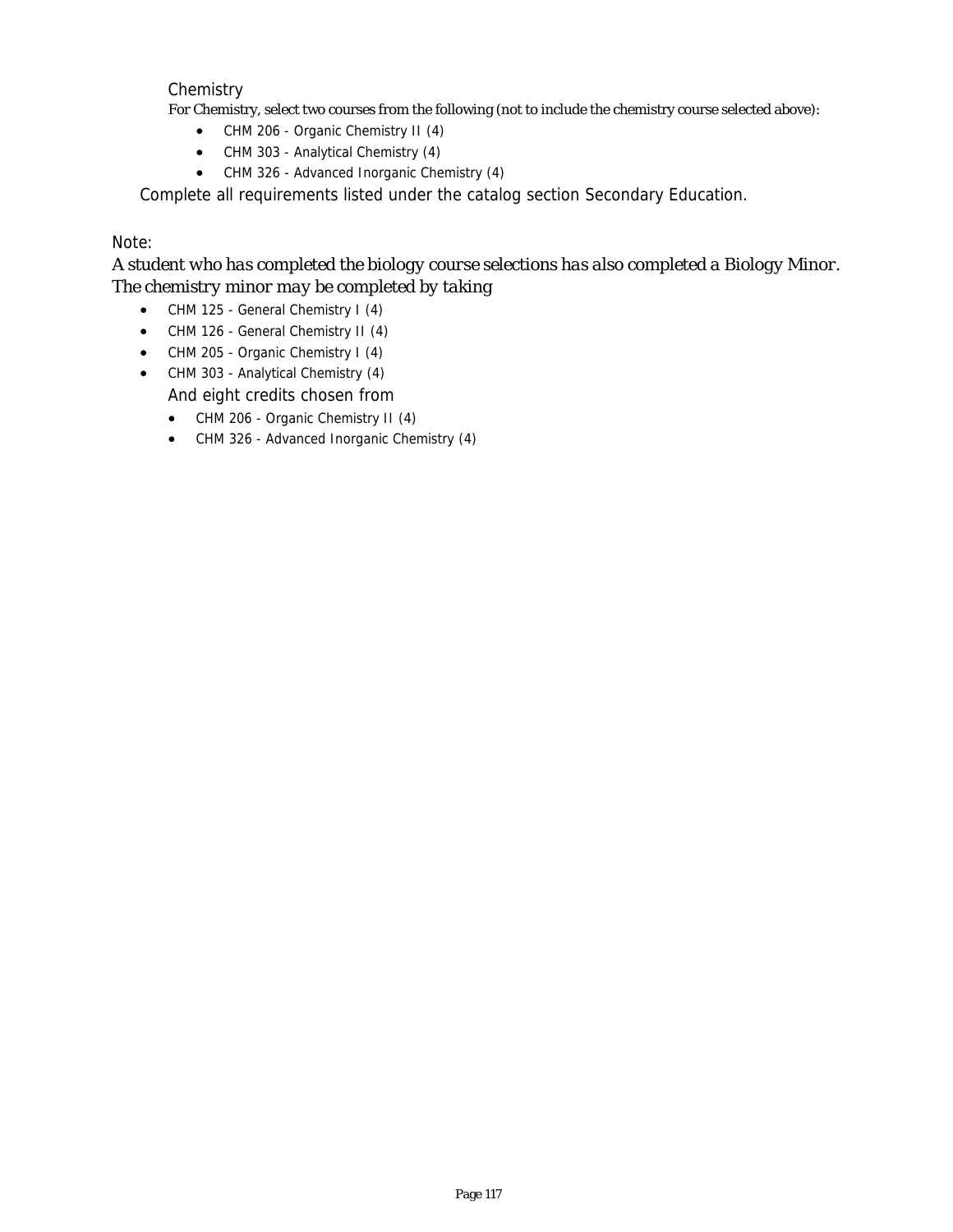Chemistry

For Chemistry, select two courses from the following (not to include the chemistry course selected above):

- CHM 206 - Organic Chemistry II (4)
- CHM 303 - Analytical Chemistry (4)
- CHM 326 - Advanced Inorganic Chemistry (4)

Complete all requirements listed under the catalog section Secondary Education.

Note:

*A student who has completed the biology course selections has also completed a Biology Minor. The chemistry minor may be completed by taking*

- CHM 125 - General Chemistry I (4)
- CHM 126 - General Chemistry II (4)
- CHM 205 - Organic Chemistry I (4)
- CHM 303 - Analytical Chemistry (4)

  And eight credits chosen from

  - CHM 206 - Organic Chemistry II (4)
  - CHM 326 - Advanced Inorganic Chemistry (4)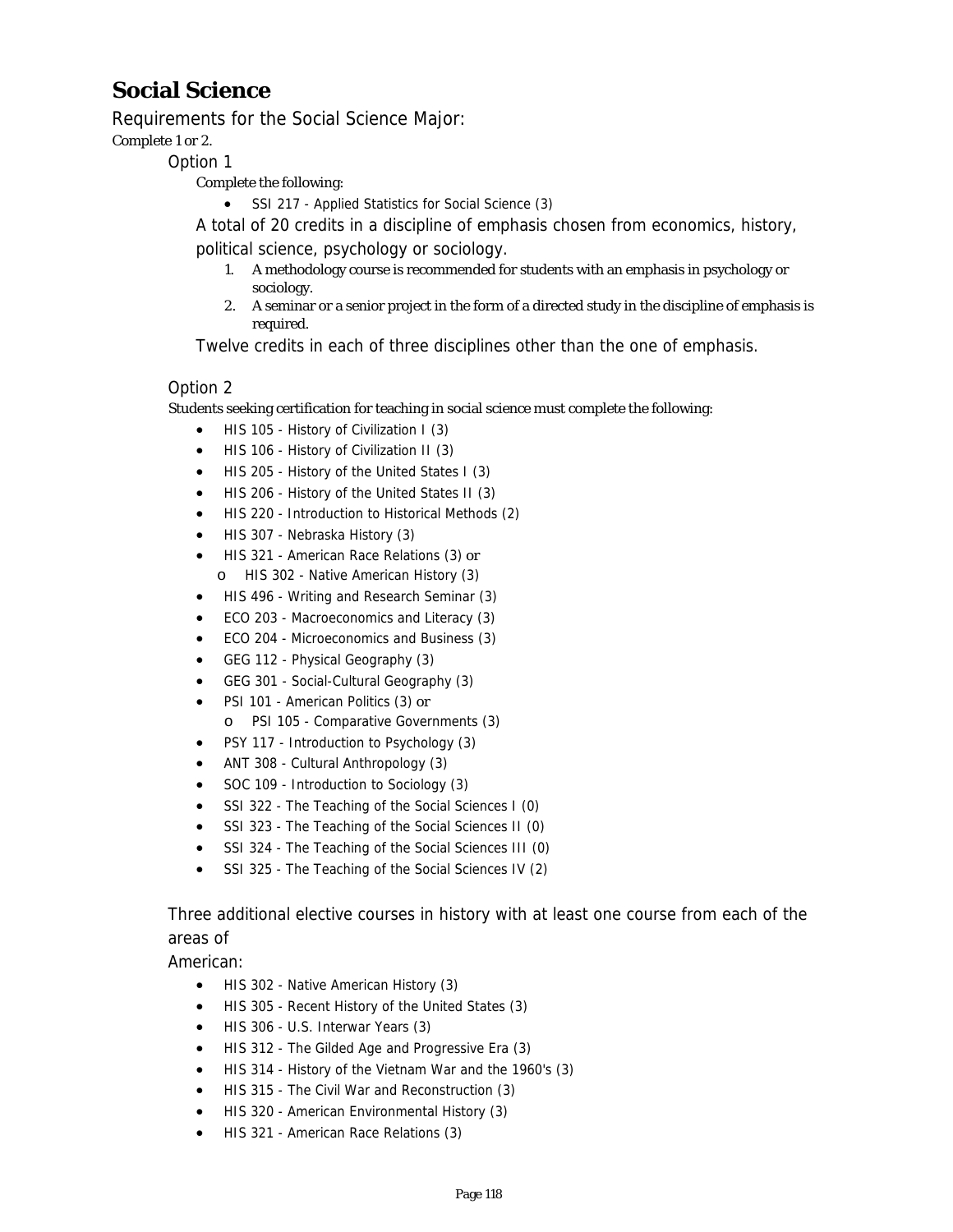# Social Science

## Requirements for the Social Science Major:

Complete 1 or 2.

### Option 1

Complete the following:

- SSI 217 - Applied Statistics for Social Science (3)

A total of 20 credits in a discipline of emphasis chosen from economics, history, political science, psychology or sociology.

1. A methodology course is recommended for students with an emphasis in psychology or sociology.
2. A seminar or a senior project in the form of a directed study in the discipline of emphasis is required.

Twelve credits in each of three disciplines other than the one of emphasis.

### Option 2

Students seeking certification for teaching in social science must complete the following:

- HIS 105 - History of Civilization I (3)
- HIS 106 - History of Civilization II (3)
- HIS 205 - History of the United States I (3)
- HIS 206 - History of the United States II (3)
- HIS 220 - Introduction to Historical Methods (2)
- HIS 307 - Nebraska History (3)
- HIS 321 - American Race Relations (3) or
  - HIS 302 - Native American History (3)
- HIS 496 - Writing and Research Seminar (3)
- ECO 203 - Macroeconomics and Literacy (3)
- ECO 204 - Microeconomics and Business (3)
- GEG 112 - Physical Geography (3)
- GEG 301 - Social-Cultural Geography (3)
- PSI 101 - American Politics (3) or
  - PSI 105 - Comparative Governments (3)
- PSY 117 - Introduction to Psychology (3)
- ANT 308 - Cultural Anthropology (3)
- SOC 109 - Introduction to Sociology (3)
- SSI 322 - The Teaching of the Social Sciences I (0)
- SSI 323 - The Teaching of the Social Sciences II (0)
- SSI 324 - The Teaching of the Social Sciences III (0)
- SSI 325 - The Teaching of the Social Sciences IV (2)

Three additional elective courses in history with at least one course from each of the areas of

American:

- HIS 302 - Native American History (3)
- HIS 305 - Recent History of the United States (3)
- HIS 306 - U.S. Interwar Years (3)
- HIS 312 - The Gilded Age and Progressive Era (3)
- HIS 314 - History of the Vietnam War and the 1960's (3)
- HIS 315 - The Civil War and Reconstruction (3)
- HIS 320 - American Environmental History (3)
- HIS 321 - American Race Relations (3)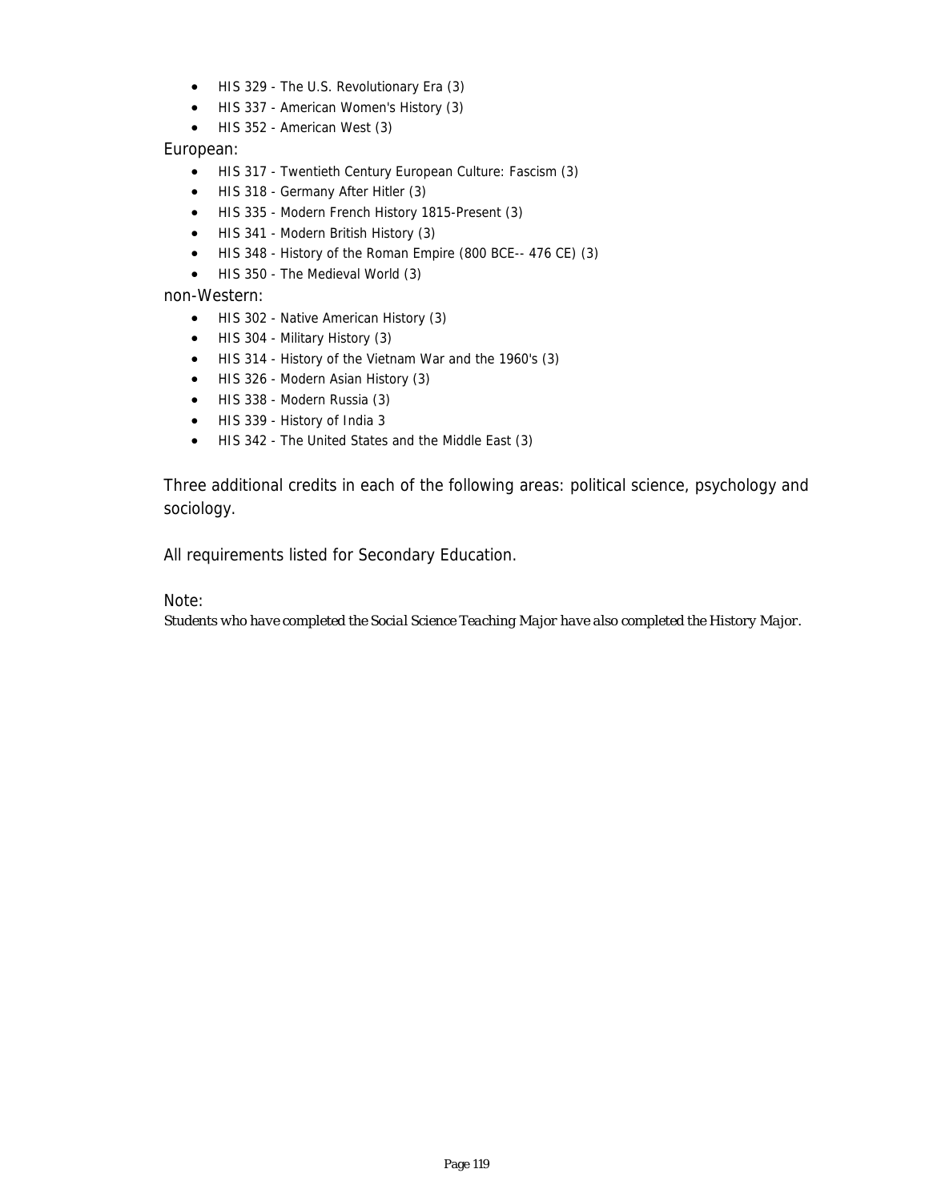- HIS 329 - The U.S. Revolutionary Era (3)
- HIS 337 - American Women's History (3)
- HIS 352 - American West (3)

European:

- HIS 317 - Twentieth Century European Culture: Fascism (3)
- HIS 318 - Germany After Hitler (3)
- HIS 335 - Modern French History 1815-Present (3)
- HIS 341 - Modern British History (3)
- HIS 348 - History of the Roman Empire (800 BCE-- 476 CE) (3)
- HIS 350 - The Medieval World (3)

non-Western:

- HIS 302 - Native American History (3)
- HIS 304 - Military History (3)
- HIS 314 - History of the Vietnam War and the 1960's (3)
- HIS 326 - Modern Asian History (3)
- HIS 338 - Modern Russia (3)
- HIS 339 - History of India 3
- HIS 342 - The United States and the Middle East (3)

Three additional credits in each of the following areas: political science, psychology and sociology.

All requirements listed for Secondary Education.

Note:

*Students who have completed the Social Science Teaching Major have also completed the History Major.*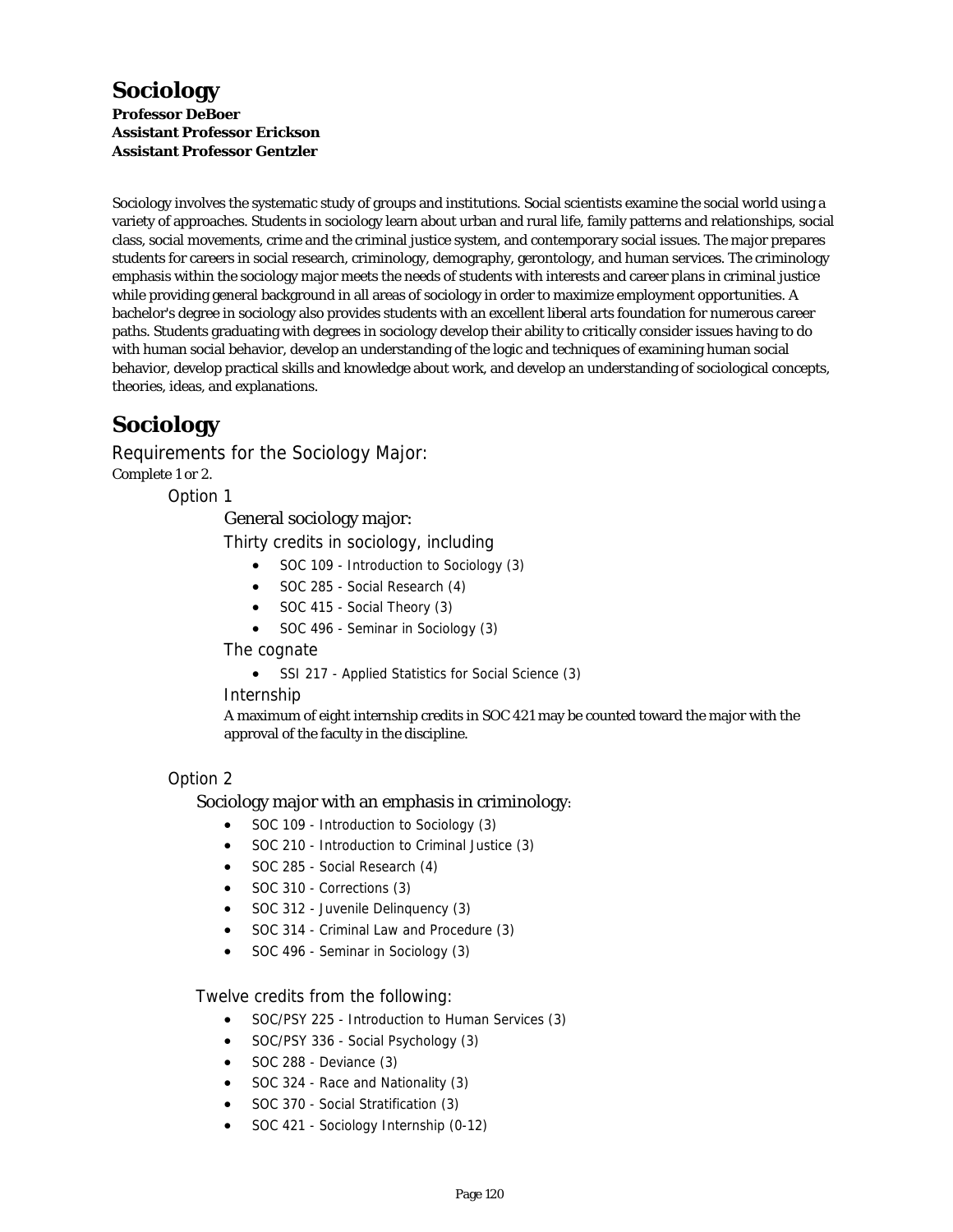# Sociology

**Professor DeBoer**
**Assistant Professor Erickson**
**Assistant Professor Gentzler**

Sociology involves the systematic study of groups and institutions. Social scientists examine the social world using a variety of approaches. Students in sociology learn about urban and rural life, family patterns and relationships, social class, social movements, crime and the criminal justice system, and contemporary social issues. The major prepares students for careers in social research, criminology, demography, gerontology, and human services. The criminology emphasis within the sociology major meets the needs of students with interests and career plans in criminal justice while providing general background in all areas of sociology in order to maximize employment opportunities. A bachelor's degree in sociology also provides students with an excellent liberal arts foundation for numerous career paths. Students graduating with degrees in sociology develop their ability to critically consider issues having to do with human social behavior, develop an understanding of the logic and techniques of examining human social behavior, develop practical skills and knowledge about work, and develop an understanding of sociological concepts, theories, ideas, and explanations.

# Sociology

## Requirements for the Sociology Major:

Complete 1 or 2.

### Option 1

#### General sociology major:

Thirty credits in sociology, including

- SOC 109 - Introduction to Sociology (3)
- SOC 285 - Social Research (4)
- SOC 415 - Social Theory (3)
- SOC 496 - Seminar in Sociology (3)

The cognate

- SSI 217 - Applied Statistics for Social Science (3)

Internship

A maximum of eight internship credits in SOC 421 may be counted toward the major with the approval of the faculty in the discipline.

### Option 2

#### Sociology major with an emphasis in criminology:

- SOC 109 - Introduction to Sociology (3)
- SOC 210 - Introduction to Criminal Justice (3)
- SOC 285 - Social Research (4)
- SOC 310 - Corrections (3)
- SOC 312 - Juvenile Delinquency (3)
- SOC 314 - Criminal Law and Procedure (3)
- SOC 496 - Seminar in Sociology (3)

Twelve credits from the following:

- SOC/PSY 225 - Introduction to Human Services (3)
- SOC/PSY 336 - Social Psychology (3)
- SOC 288 - Deviance (3)
- SOC 324 - Race and Nationality (3)
- SOC 370 - Social Stratification (3)
- SOC 421 - Sociology Internship (0-12)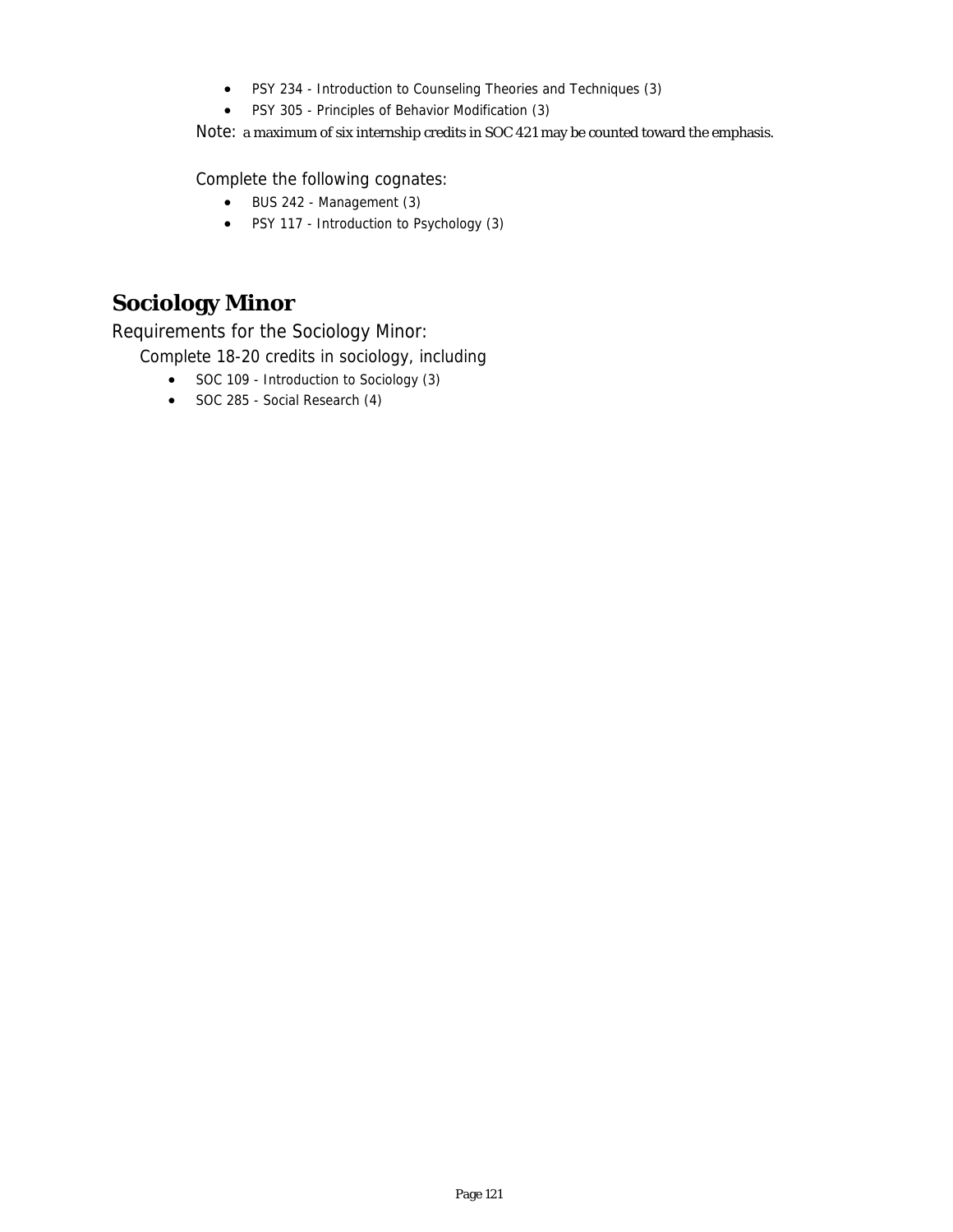- PSY 234 - Introduction to Counseling Theories and Techniques (3)
- PSY 305 - Principles of Behavior Modification (3)

Note: a maximum of six internship credits in SOC 421 may be counted toward the emphasis.

Complete the following cognates:

- BUS 242 - Management (3)
- PSY 117 - Introduction to Psychology (3)

## Sociology Minor

Requirements for the Sociology Minor:

Complete 18-20 credits in sociology, including

- SOC 109 - Introduction to Sociology (3)
- SOC 285 - Social Research (4)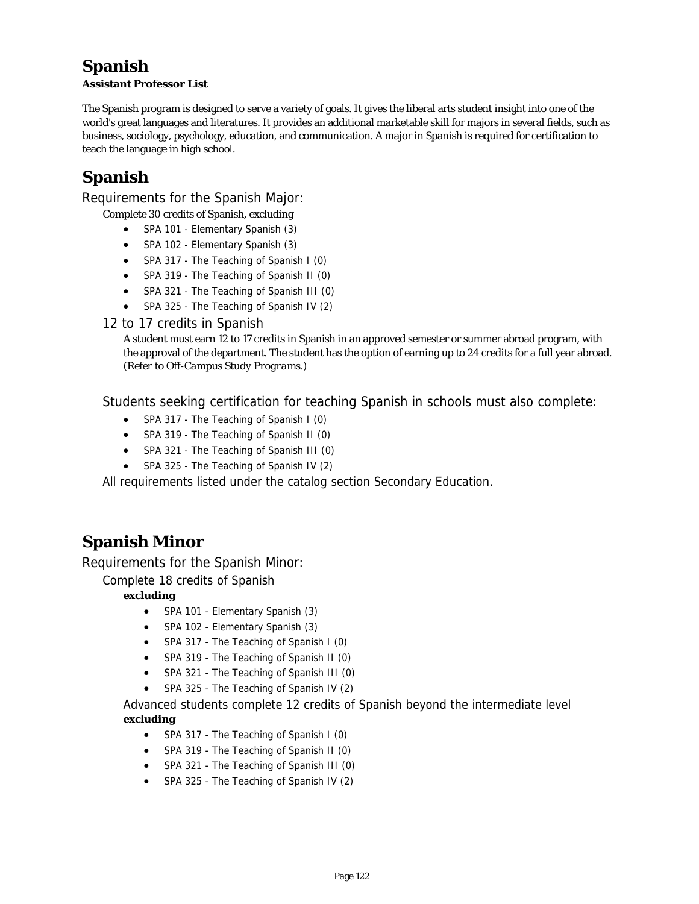# Spanish

**Assistant Professor List**

The Spanish program is designed to serve a variety of goals. It gives the liberal arts student insight into one of the world's great languages and literatures. It provides an additional marketable skill for majors in several fields, such as business, sociology, psychology, education, and communication. A major in Spanish is required for certification to teach the language in high school.

# Spanish

## Requirements for the Spanish Major:

Complete 30 credits of Spanish, excluding

- SPA 101 - Elementary Spanish (3)
- SPA 102 - Elementary Spanish (3)
- SPA 317 - The Teaching of Spanish I (0)
- SPA 319 - The Teaching of Spanish II (0)
- SPA 321 - The Teaching of Spanish III (0)
- SPA 325 - The Teaching of Spanish IV (2)

### 12 to 17 credits in Spanish

A student must earn 12 to 17 credits in Spanish in an approved semester or summer abroad program, with the approval of the department. The student has the option of earning up to 24 credits for a full year abroad. (Refer to *Off-Campus Study Programs*.)

### Students seeking certification for teaching Spanish in schools must also complete:

- SPA 317 - The Teaching of Spanish I (0)
- SPA 319 - The Teaching of Spanish II (0)
- SPA 321 - The Teaching of Spanish III (0)
- SPA 325 - The Teaching of Spanish IV (2)

All requirements listed under the catalog section Secondary Education.

# Spanish Minor

## Requirements for the Spanish Minor:

### Complete 18 credits of Spanish

**excluding**

- SPA 101 - Elementary Spanish (3)
- SPA 102 - Elementary Spanish (3)
- SPA 317 - The Teaching of Spanish I (0)
- SPA 319 - The Teaching of Spanish II (0)
- SPA 321 - The Teaching of Spanish III (0)
- SPA 325 - The Teaching of Spanish IV (2)

### Advanced students complete 12 credits of Spanish beyond the intermediate level

**excluding**

- SPA 317 - The Teaching of Spanish I (0)
- SPA 319 - The Teaching of Spanish II (0)
- SPA 321 - The Teaching of Spanish III (0)
- SPA 325 - The Teaching of Spanish IV (2)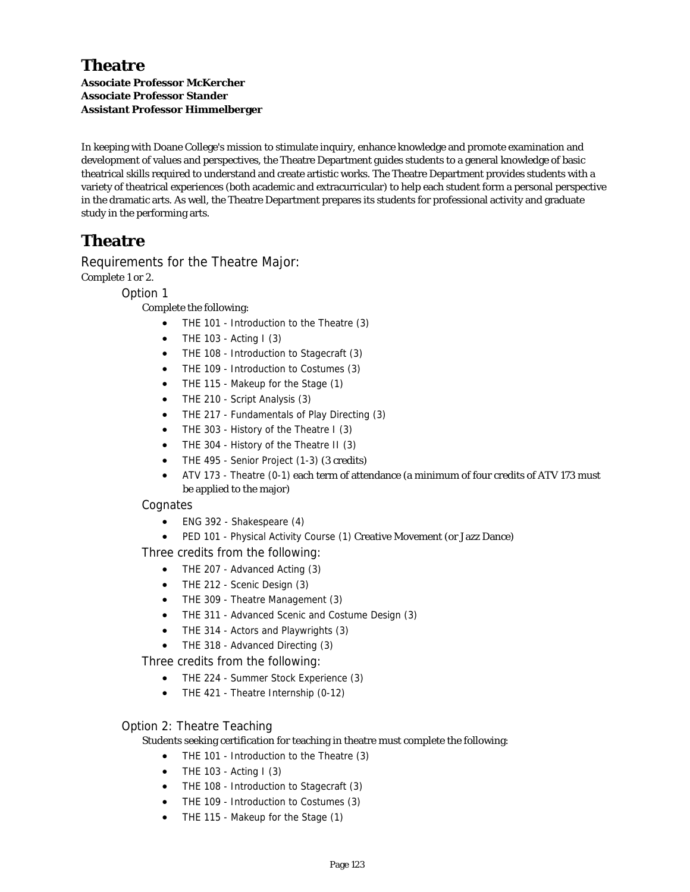# Theatre

**Associate Professor McKercher**
**Associate Professor Stander**
**Assistant Professor Himmelberger**

In keeping with Doane College's mission to stimulate inquiry, enhance knowledge and promote examination and development of values and perspectives, the Theatre Department guides students to a general knowledge of basic theatrical skills required to understand and create artistic works. The Theatre Department provides students with a variety of theatrical experiences (both academic and extracurricular) to help each student form a personal perspective in the dramatic arts. As well, the Theatre Department prepares its students for professional activity and graduate study in the performing arts.

# Theatre

## Requirements for the Theatre Major:

Complete 1 or 2.

### Option 1

Complete the following:

- THE 101 - Introduction to the Theatre (3)
- THE 103 - Acting I (3)
- THE 108 - Introduction to Stagecraft (3)
- THE 109 - Introduction to Costumes (3)
- THE 115 - Makeup for the Stage (1)
- THE 210 - Script Analysis (3)
- THE 217 - Fundamentals of Play Directing (3)
- THE 303 - History of the Theatre I (3)
- THE 304 - History of the Theatre II (3)
- THE 495 - Senior Project (1-3) (3 credits)
- ATV 173 - Theatre (0-1) each term of attendance (a minimum of four credits of ATV 173 must be applied to the major)

#### Cognates

- ENG 392 - Shakespeare (4)
- PED 101 - Physical Activity Course (1) Creative Movement (or Jazz Dance)

#### Three credits from the following:

- THE 207 - Advanced Acting (3)
- THE 212 - Scenic Design (3)
- THE 309 - Theatre Management (3)
- THE 311 - Advanced Scenic and Costume Design (3)
- THE 314 - Actors and Playwrights (3)
- THE 318 - Advanced Directing (3)

#### Three credits from the following:

- THE 224 - Summer Stock Experience (3)
- THE 421 - Theatre Internship (0-12)

### Option 2: Theatre Teaching

Students seeking certification for teaching in theatre must complete the following:

- THE 101 - Introduction to the Theatre (3)
- THE 103 - Acting I (3)
- THE 108 - Introduction to Stagecraft (3)
- THE 109 - Introduction to Costumes (3)
- THE 115 - Makeup for the Stage (1)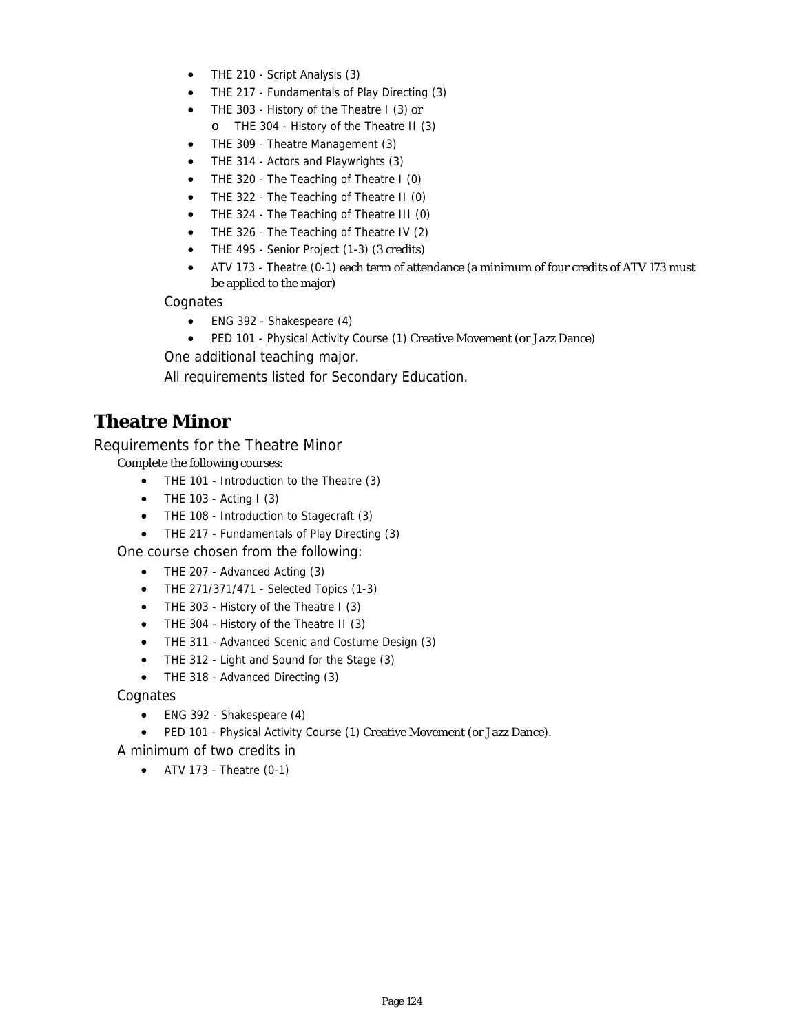- THE 210 - Script Analysis (3)
- THE 217 - Fundamentals of Play Directing (3)
- THE 303 - History of the Theatre I (3) or
    - THE 304 - History of the Theatre II (3)
- THE 309 - Theatre Management (3)
- THE 314 - Actors and Playwrights (3)
- THE 320 - The Teaching of Theatre I (0)
- THE 322 - The Teaching of Theatre II (0)
- THE 324 - The Teaching of Theatre III (0)
- THE 326 - The Teaching of Theatre IV (2)
- THE 495 - Senior Project (1-3) (3 credits)
- ATV 173 - Theatre (0-1) each term of attendance (a minimum of four credits of ATV 173 must be applied to the major)

Cognates

- ENG 392 - Shakespeare (4)
- PED 101 - Physical Activity Course (1) Creative Movement (or Jazz Dance)

One additional teaching major.

All requirements listed for Secondary Education.

# Theatre Minor

## Requirements for the Theatre Minor

Complete the following courses:

- THE 101 - Introduction to the Theatre (3)
- THE 103 - Acting I (3)
- THE 108 - Introduction to Stagecraft (3)
- THE 217 - Fundamentals of Play Directing (3)

One course chosen from the following:

- THE 207 - Advanced Acting (3)
- THE 271/371/471 - Selected Topics (1-3)
- THE 303 - History of the Theatre I (3)
- THE 304 - History of the Theatre II (3)
- THE 311 - Advanced Scenic and Costume Design (3)
- THE 312 - Light and Sound for the Stage (3)
- THE 318 - Advanced Directing (3)

Cognates

- ENG 392 - Shakespeare (4)
- PED 101 - Physical Activity Course (1) Creative Movement (or Jazz Dance).

A minimum of two credits in

- ATV 173 - Theatre (0-1)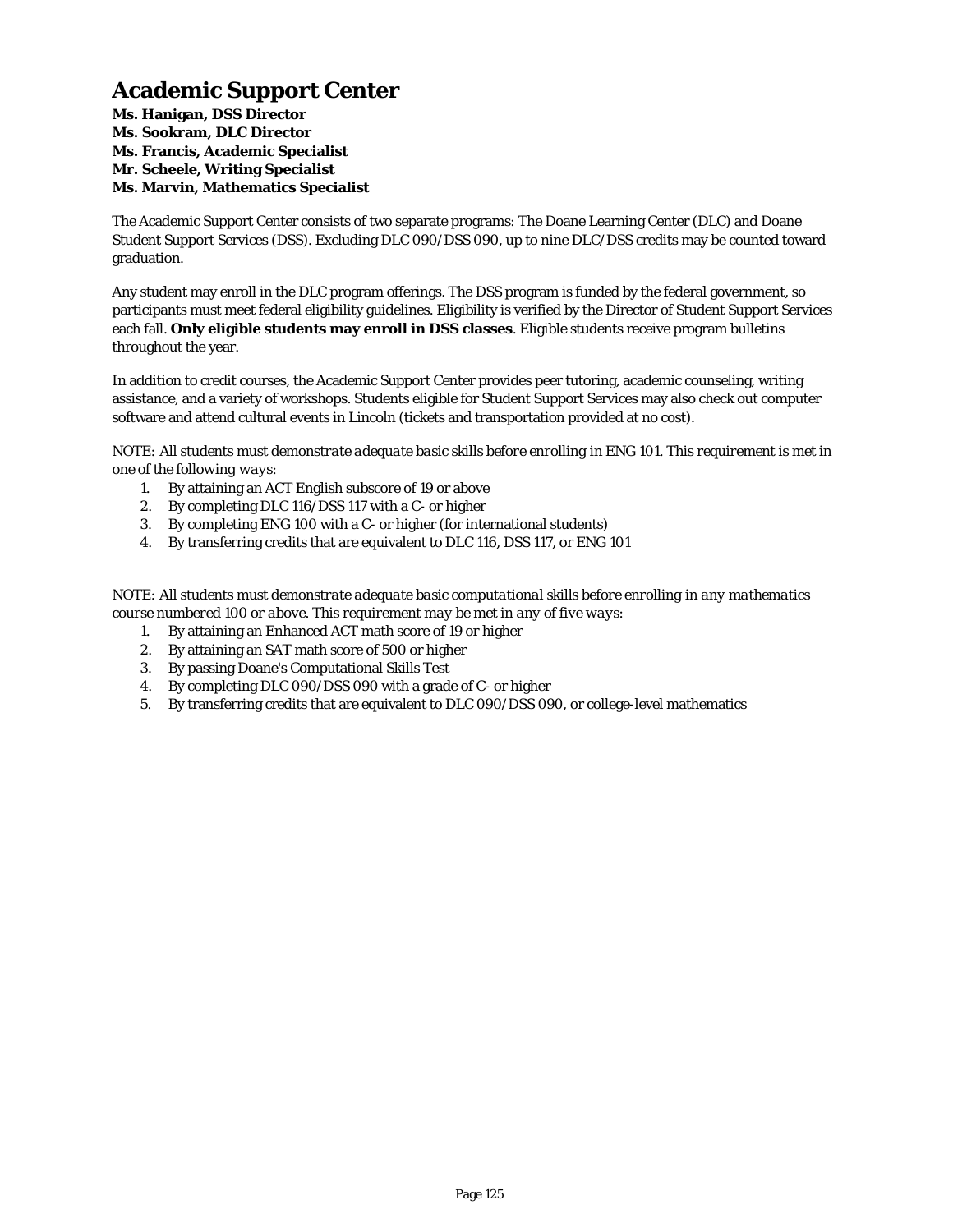# Academic Support Center

**Ms. Hanigan, DSS Director**
**Ms. Sookram, DLC Director**
**Ms. Francis, Academic Specialist**
**Mr. Scheele, Writing Specialist**
**Ms. Marvin, Mathematics Specialist**

The Academic Support Center consists of two separate programs: The Doane Learning Center (DLC) and Doane Student Support Services (DSS). Excluding DLC 090/DSS 090, up to nine DLC/DSS credits may be counted toward graduation.

Any student may enroll in the DLC program offerings. The DSS program is funded by the federal government, so participants must meet federal eligibility guidelines. Eligibility is verified by the Director of Student Support Services each fall. **Only eligible students may enroll in DSS classes**. Eligible students receive program bulletins throughout the year.

In addition to credit courses, the Academic Support Center provides peer tutoring, academic counseling, writing assistance, and a variety of workshops. Students eligible for Student Support Services may also check out computer software and attend cultural events in Lincoln (tickets and transportation provided at no cost).

*NOTE: All students must demonstrate adequate basic skills before enrolling in ENG 101. This requirement is met in one of the following ways:*

1. By attaining an ACT English subscore of 19 or above
2. By completing DLC 116/DSS 117 with a C- or higher
3. By completing ENG 100 with a C- or higher (for international students)
4. By transferring credits that are equivalent to DLC 116, DSS 117, or ENG 101

*NOTE: All students must demonstrate adequate basic computational skills before enrolling in any mathematics course numbered 100 or above. This requirement may be met in any of five ways:*

1. By attaining an Enhanced ACT math score of 19 or higher
2. By attaining an SAT math score of 500 or higher
3. By passing Doane's Computational Skills Test
4. By completing DLC 090/DSS 090 with a grade of C- or higher
5. By transferring credits that are equivalent to DLC 090/DSS 090, or college-level mathematics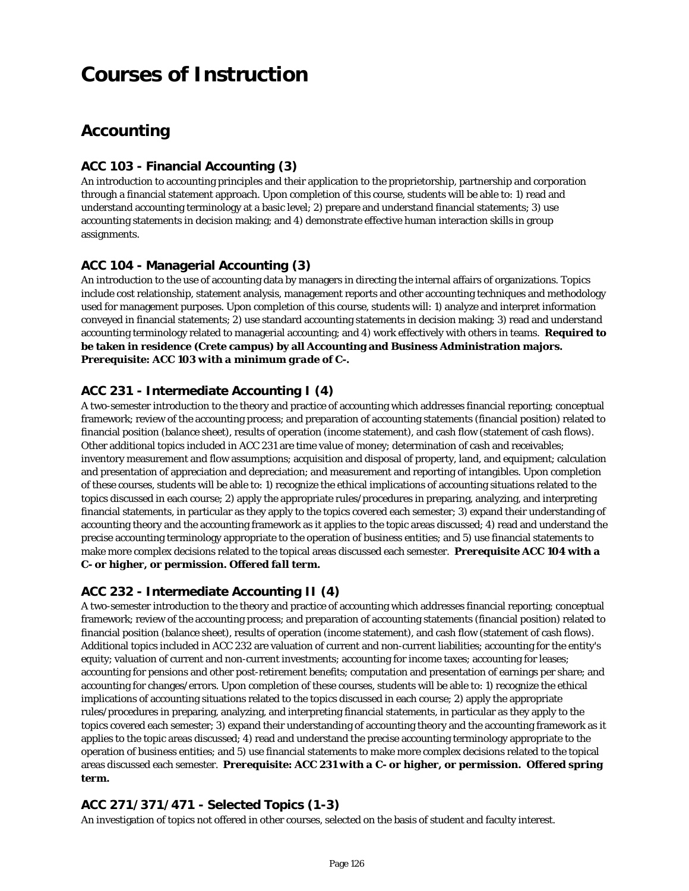# Courses of Instruction

## Accounting

### ACC 103 - Financial Accounting (3)

An introduction to accounting principles and their application to the proprietorship, partnership and corporation through a financial statement approach. Upon completion of this course, students will be able to: 1) read and understand accounting terminology at a basic level; 2) prepare and understand financial statements; 3) use accounting statements in decision making; and 4) demonstrate effective human interaction skills in group assignments.

### ACC 104 - Managerial Accounting (3)

An introduction to the use of accounting data by managers in directing the internal affairs of organizations. Topics include cost relationship, statement analysis, management reports and other accounting techniques and methodology used for management purposes. Upon completion of this course, students will: 1) analyze and interpret information conveyed in financial statements; 2) use standard accounting statements in decision making; 3) read and understand accounting terminology related to managerial accounting; and 4) work effectively with others in teams. **Required to be taken in residence (Crete campus) by all Accounting and Business Administration majors.** ***Prerequisite: ACC 103 with a minimum grade of C-.***

### ACC 231 - Intermediate Accounting I (4)

A two-semester introduction to the theory and practice of accounting which addresses financial reporting; conceptual framework; review of the accounting process; and preparation of accounting statements (financial position) related to financial position (balance sheet), results of operation (income statement), and cash flow (statement of cash flows). Other additional topics included in ACC 231 are time value of money; determination of cash and receivables; inventory measurement and flow assumptions; acquisition and disposal of property, land, and equipment; calculation and presentation of appreciation and depreciation; and measurement and reporting of intangibles. Upon completion of these courses, students will be able to: 1) recognize the ethical implications of accounting situations related to the topics discussed in each course; 2) apply the appropriate rules/procedures in preparing, analyzing, and interpreting financial statements, in particular as they apply to the topics covered each semester; 3) expand their understanding of accounting theory and the accounting framework as it applies to the topic areas discussed; 4) read and understand the precise accounting terminology appropriate to the operation of business entities; and 5) use financial statements to make more complex decisions related to the topical areas discussed each semester. ***Prerequisite ACC 104 with a C- or higher, or permission. Offered fall term.***

### ACC 232 - Intermediate Accounting II (4)

A two-semester introduction to the theory and practice of accounting which addresses financial reporting; conceptual framework; review of the accounting process; and preparation of accounting statements (financial position) related to financial position (balance sheet), results of operation (income statement), and cash flow (statement of cash flows). Additional topics included in ACC 232 are valuation of current and non-current liabilities; accounting for the entity's equity; valuation of current and non-current investments; accounting for income taxes; accounting for leases; accounting for pensions and other post-retirement benefits; computation and presentation of earnings per share; and accounting for changes/errors. Upon completion of these courses, students will be able to: 1) recognize the ethical implications of accounting situations related to the topics discussed in each course; 2) apply the appropriate rules/procedures in preparing, analyzing, and interpreting financial statements, in particular as they apply to the topics covered each semester; 3) expand their understanding of accounting theory and the accounting framework as it applies to the topic areas discussed; 4) read and understand the precise accounting terminology appropriate to the operation of business entities; and 5) use financial statements to make more complex decisions related to the topical areas discussed each semester. ***Prerequisite: ACC 231 with a C- or higher, or permission. Offered spring term.***

### ACC 271/371/471 - Selected Topics (1-3)

An investigation of topics not offered in other courses, selected on the basis of student and faculty interest.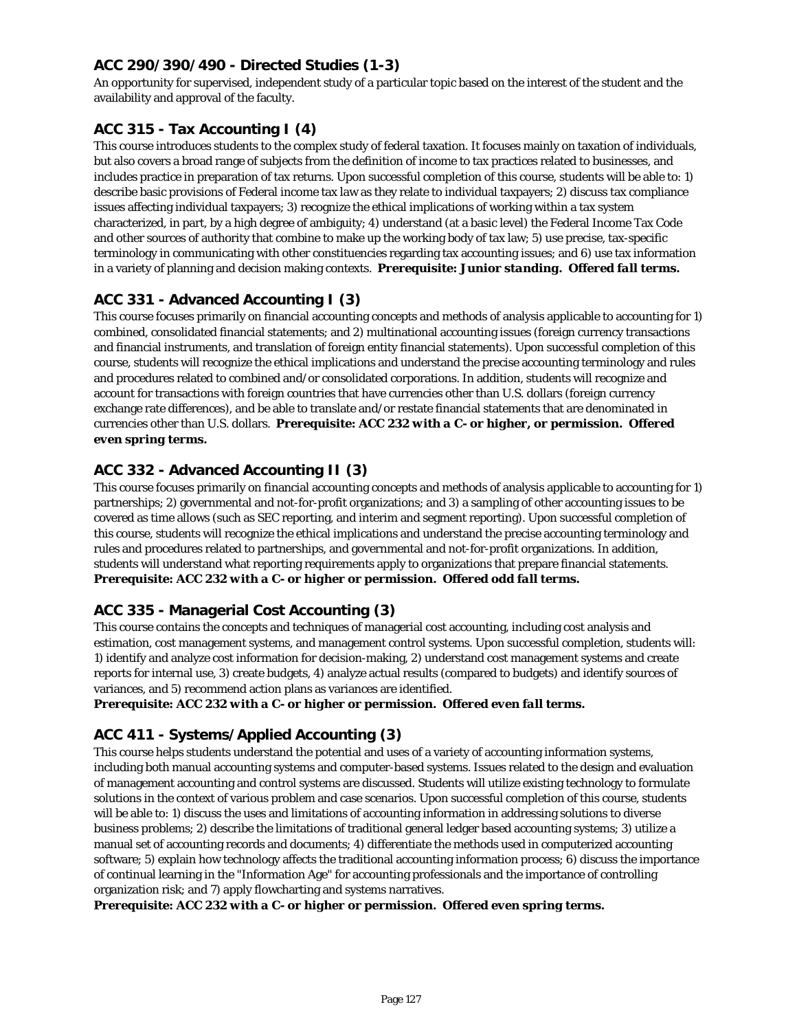### ACC 290/390/490 - Directed Studies (1-3)

An opportunity for supervised, independent study of a particular topic based on the interest of the student and the availability and approval of the faculty.

### ACC 315 - Tax Accounting I (4)

This course introduces students to the complex study of federal taxation. It focuses mainly on taxation of individuals, but also covers a broad range of subjects from the definition of income to tax practices related to businesses, and includes practice in preparation of tax returns. Upon successful completion of this course, students will be able to: 1) describe basic provisions of Federal income tax law as they relate to individual taxpayers; 2) discuss tax compliance issues affecting individual taxpayers; 3) recognize the ethical implications of working within a tax system characterized, in part, by a high degree of ambiguity; 4) understand (at a basic level) the Federal Income Tax Code and other sources of authority that combine to make up the working body of tax law; 5) use precise, tax-specific terminology in communicating with other constituencies regarding tax accounting issues; and 6) use tax information in a variety of planning and decision making contexts. ***Prerequisite: Junior standing. Offered fall terms.***

### ACC 331 - Advanced Accounting I (3)

This course focuses primarily on financial accounting concepts and methods of analysis applicable to accounting for 1) combined, consolidated financial statements; and 2) multinational accounting issues (foreign currency transactions and financial instruments, and translation of foreign entity financial statements). Upon successful completion of this course, students will recognize the ethical implications and understand the precise accounting terminology and rules and procedures related to combined and/or consolidated corporations. In addition, students will recognize and account for transactions with foreign countries that have currencies other than U.S. dollars (foreign currency exchange rate differences), and be able to translate and/or restate financial statements that are denominated in currencies other than U.S. dollars. ***Prerequisite: ACC 232 with a C- or higher, or permission. Offered even spring terms.***

### ACC 332 - Advanced Accounting II (3)

This course focuses primarily on financial accounting concepts and methods of analysis applicable to accounting for 1) partnerships; 2) governmental and not-for-profit organizations; and 3) a sampling of other accounting issues to be covered as time allows (such as SEC reporting, and interim and segment reporting). Upon successful completion of this course, students will recognize the ethical implications and understand the precise accounting terminology and rules and procedures related to partnerships, and governmental and not-for-profit organizations. In addition, students will understand what reporting requirements apply to organizations that prepare financial statements. ***Prerequisite: ACC 232 with a C- or higher or permission. Offered odd fall terms.***

### ACC 335 - Managerial Cost Accounting (3)

This course contains the concepts and techniques of managerial cost accounting, including cost analysis and estimation, cost management systems, and management control systems. Upon successful completion, students will: 1) identify and analyze cost information for decision-making, 2) understand cost management systems and create reports for internal use, 3) create budgets, 4) analyze actual results (compared to budgets) and identify sources of variances, and 5) recommend action plans as variances are identified.
***Prerequisite: ACC 232 with a C- or higher or permission. Offered even fall terms.***

### ACC 411 - Systems/Applied Accounting (3)

This course helps students understand the potential and uses of a variety of accounting information systems, including both manual accounting systems and computer-based systems. Issues related to the design and evaluation of management accounting and control systems are discussed. Students will utilize existing technology to formulate solutions in the context of various problem and case scenarios. Upon successful completion of this course, students will be able to: 1) discuss the uses and limitations of accounting information in addressing solutions to diverse business problems; 2) describe the limitations of traditional general ledger based accounting systems; 3) utilize a manual set of accounting records and documents; 4) differentiate the methods used in computerized accounting software; 5) explain how technology affects the traditional accounting information process; 6) discuss the importance of continual learning in the "Information Age" for accounting professionals and the importance of controlling organization risk; and 7) apply flowcharting and systems narratives.
***Prerequisite: ACC 232 with a C- or higher or permission. Offered even spring terms.***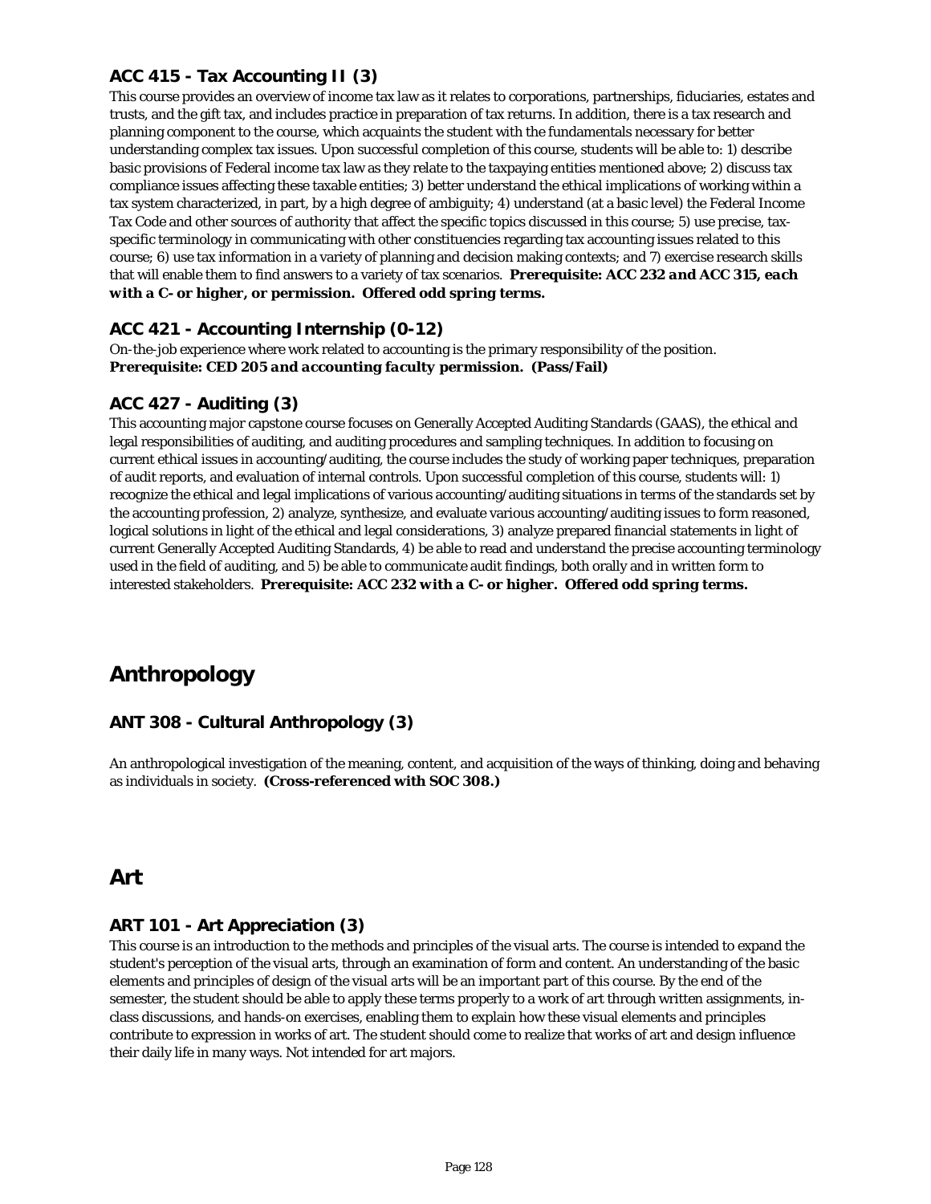### ACC 415 - Tax Accounting II (3)

This course provides an overview of income tax law as it relates to corporations, partnerships, fiduciaries, estates and trusts, and the gift tax, and includes practice in preparation of tax returns. In addition, there is a tax research and planning component to the course, which acquaints the student with the fundamentals necessary for better understanding complex tax issues. Upon successful completion of this course, students will be able to: 1) describe basic provisions of Federal income tax law as they relate to the taxpaying entities mentioned above; 2) discuss tax compliance issues affecting these taxable entities; 3) better understand the ethical implications of working within a tax system characterized, in part, by a high degree of ambiguity; 4) understand (at a basic level) the Federal Income Tax Code and other sources of authority that affect the specific topics discussed in this course; 5) use precise, tax-specific terminology in communicating with other constituencies regarding tax accounting issues related to this course; 6) use tax information in a variety of planning and decision making contexts; and 7) exercise research skills that will enable them to find answers to a variety of tax scenarios. ***Prerequisite: ACC 232 and ACC 315, each with a C- or higher, or permission. Offered odd spring terms.***

### ACC 421 - Accounting Internship (0-12)

On-the-job experience where work related to accounting is the primary responsibility of the position. ***Prerequisite: CED 205 and accounting faculty permission. (Pass/Fail)***

### ACC 427 - Auditing (3)

This accounting major capstone course focuses on Generally Accepted Auditing Standards (GAAS), the ethical and legal responsibilities of auditing, and auditing procedures and sampling techniques. In addition to focusing on current ethical issues in accounting/auditing, the course includes the study of working paper techniques, preparation of audit reports, and evaluation of internal controls. Upon successful completion of this course, students will: 1) recognize the ethical and legal implications of various accounting/auditing situations in terms of the standards set by the accounting profession, 2) analyze, synthesize, and evaluate various accounting/auditing issues to form reasoned, logical solutions in light of the ethical and legal considerations, 3) analyze prepared financial statements in light of current Generally Accepted Auditing Standards, 4) be able to read and understand the precise accounting terminology used in the field of auditing, and 5) be able to communicate audit findings, both orally and in written form to interested stakeholders. ***Prerequisite: ACC 232 with a C- or higher. Offered odd spring terms.***

## Anthropology

### ANT 308 - Cultural Anthropology (3)

An anthropological investigation of the meaning, content, and acquisition of the ways of thinking, doing and behaving as individuals in society. **(Cross-referenced with SOC 308.)**

## Art

### ART 101 - Art Appreciation (3)

This course is an introduction to the methods and principles of the visual arts. The course is intended to expand the student's perception of the visual arts, through an examination of form and content. An understanding of the basic elements and principles of design of the visual arts will be an important part of this course. By the end of the semester, the student should be able to apply these terms properly to a work of art through written assignments, in-class discussions, and hands-on exercises, enabling them to explain how these visual elements and principles contribute to expression in works of art. The student should come to realize that works of art and design influence their daily life in many ways. Not intended for art majors.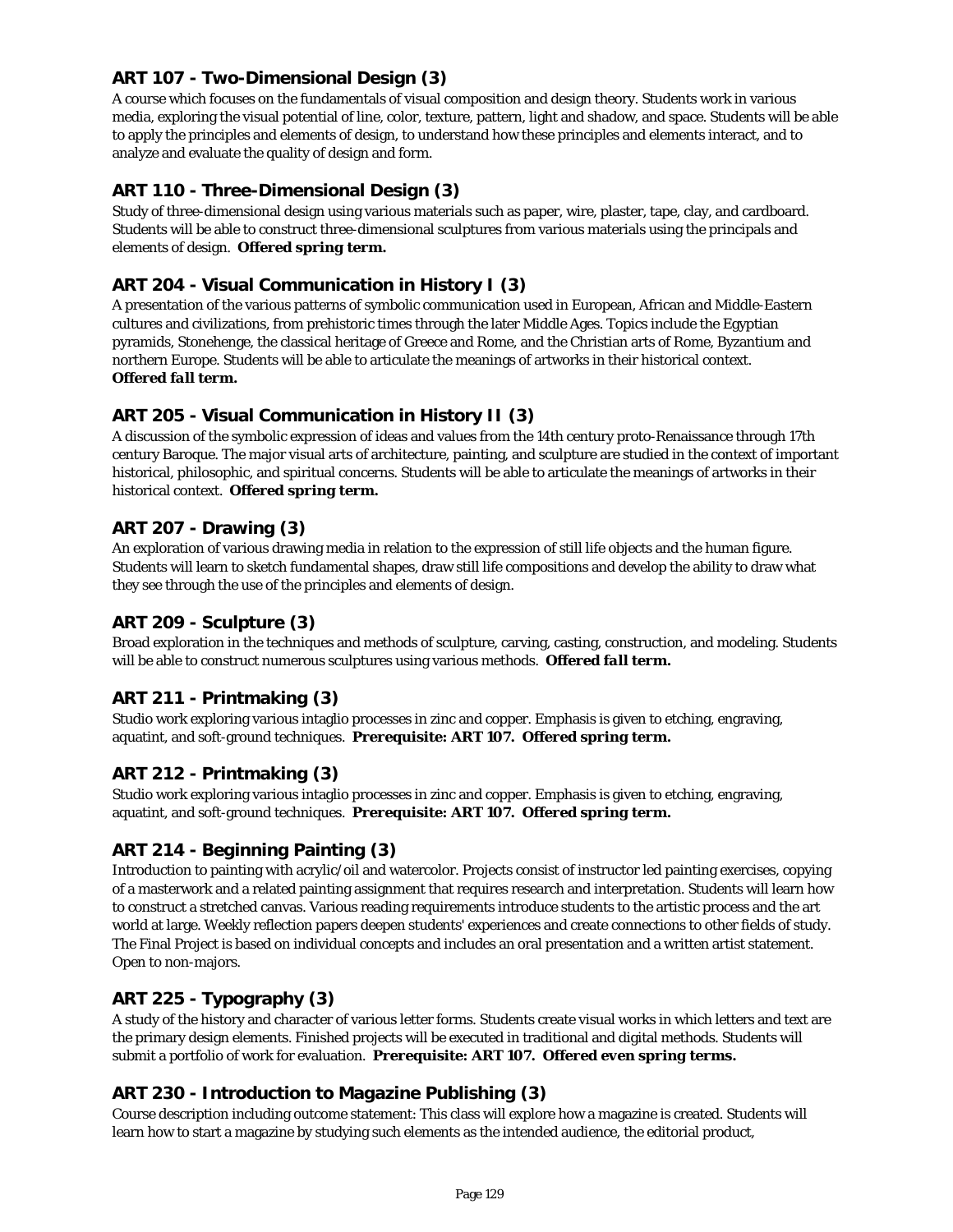### ART 107 - Two-Dimensional Design (3)

A course which focuses on the fundamentals of visual composition and design theory. Students work in various media, exploring the visual potential of line, color, texture, pattern, light and shadow, and space. Students will be able to apply the principles and elements of design, to understand how these principles and elements interact, and to analyze and evaluate the quality of design and form.

### ART 110 - Three-Dimensional Design (3)

Study of three-dimensional design using various materials such as paper, wire, plaster, tape, clay, and cardboard. Students will be able to construct three-dimensional sculptures from various materials using the principals and elements of design. **Offered spring term.**

### ART 204 - Visual Communication in History I (3)

A presentation of the various patterns of symbolic communication used in European, African and Middle-Eastern cultures and civilizations, from prehistoric times through the later Middle Ages. Topics include the Egyptian pyramids, Stonehenge, the classical heritage of Greece and Rome, and the Christian arts of Rome, Byzantium and northern Europe. Students will be able to articulate the meanings of artworks in their historical context.
***Offered fall term.***

### ART 205 - Visual Communication in History II (3)

A discussion of the symbolic expression of ideas and values from the 14th century proto-Renaissance through 17th century Baroque. The major visual arts of architecture, painting, and sculpture are studied in the context of important historical, philosophic, and spiritual concerns. Students will be able to articulate the meanings of artworks in their historical context. **Offered spring term.**

### ART 207 - Drawing (3)

An exploration of various drawing media in relation to the expression of still life objects and the human figure. Students will learn to sketch fundamental shapes, draw still life compositions and develop the ability to draw what they see through the use of the principles and elements of design.

### ART 209 - Sculpture (3)

Broad exploration in the techniques and methods of sculpture, carving, casting, construction, and modeling. Students will be able to construct numerous sculptures using various methods. ***Offered fall term.***

### ART 211 - Printmaking (3)

Studio work exploring various intaglio processes in zinc and copper. Emphasis is given to etching, engraving, aquatint, and soft-ground techniques. **Prerequisite: ART 107. Offered spring term.**

### ART 212 - Printmaking (3)

Studio work exploring various intaglio processes in zinc and copper. Emphasis is given to etching, engraving, aquatint, and soft-ground techniques. **Prerequisite: ART 107. Offered spring term.**

### ART 214 - Beginning Painting (3)

Introduction to painting with acrylic/oil and watercolor. Projects consist of instructor led painting exercises, copying of a masterwork and a related painting assignment that requires research and interpretation. Students will learn how to construct a stretched canvas. Various reading requirements introduce students to the artistic process and the art world at large. Weekly reflection papers deepen students' experiences and create connections to other fields of study. The Final Project is based on individual concepts and includes an oral presentation and a written artist statement. Open to non-majors.

### ART 225 - Typography (3)

A study of the history and character of various letter forms. Students create visual works in which letters and text are the primary design elements. Finished projects will be executed in traditional and digital methods. Students will submit a portfolio of work for evaluation. **Prerequisite: ART 107. Offered even spring terms.**

### ART 230 - Introduction to Magazine Publishing (3)

Course description including outcome statement: This class will explore how a magazine is created. Students will learn how to start a magazine by studying such elements as the intended audience, the editorial product,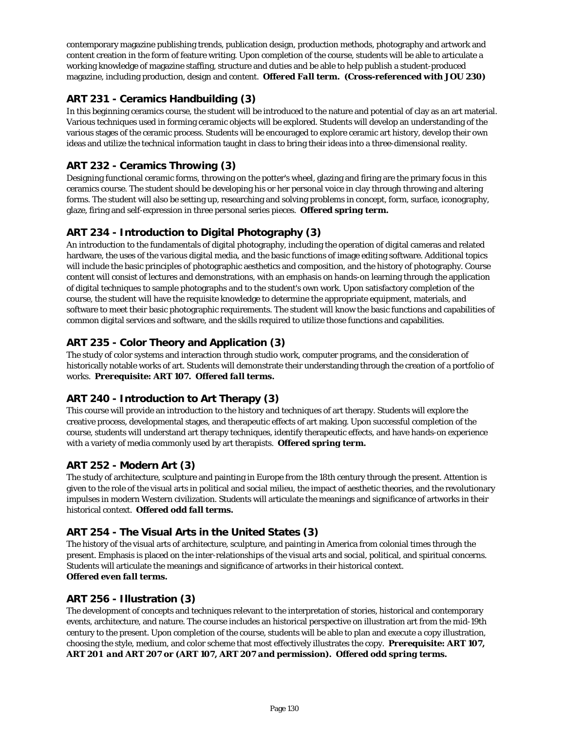contemporary magazine publishing trends, publication design, production methods, photography and artwork and content creation in the form of feature writing. Upon completion of the course, students will be able to articulate a working knowledge of magazine staffing, structure and duties and be able to help publish a student-produced magazine, including production, design and content. ***Offered Fall term. (Cross-referenced with JOU 230)***

## ART 231 - Ceramics Handbuilding (3)

In this beginning ceramics course, the student will be introduced to the nature and potential of clay as an art material. Various techniques used in forming ceramic objects will be explored. Students will develop an understanding of the various stages of the ceramic process. Students will be encouraged to explore ceramic art history, develop their own ideas and utilize the technical information taught in class to bring their ideas into a three-dimensional reality.

## ART 232 - Ceramics Throwing (3)

Designing functional ceramic forms, throwing on the potter's wheel, glazing and firing are the primary focus in this ceramics course. The student should be developing his or her personal voice in clay through throwing and altering forms. The student will also be setting up, researching and solving problems in concept, form, surface, iconography, glaze, firing and self-expression in three personal series pieces. ***Offered spring term.***

## ART 234 - Introduction to Digital Photography (3)

An introduction to the fundamentals of digital photography, including the operation of digital cameras and related hardware, the uses of the various digital media, and the basic functions of image editing software. Additional topics will include the basic principles of photographic aesthetics and composition, and the history of photography. Course content will consist of lectures and demonstrations, with an emphasis on hands-on learning through the application of digital techniques to sample photographs and to the student's own work. Upon satisfactory completion of the course, the student will have the requisite knowledge to determine the appropriate equipment, materials, and software to meet their basic photographic requirements. The student will know the basic functions and capabilities of common digital services and software, and the skills required to utilize those functions and capabilities.

## ART 235 - Color Theory and Application (3)

The study of color systems and interaction through studio work, computer programs, and the consideration of historically notable works of art. Students will demonstrate their understanding through the creation of a portfolio of works. ***Prerequisite: ART 107. Offered fall terms.***

## ART 240 - Introduction to Art Therapy (3)

This course will provide an introduction to the history and techniques of art therapy. Students will explore the creative process, developmental stages, and therapeutic effects of art making. Upon successful completion of the course, students will understand art therapy techniques, identify therapeutic effects, and have hands-on experience with a variety of media commonly used by art therapists. ***Offered spring term.***

## ART 252 - Modern Art (3)

The study of architecture, sculpture and painting in Europe from the 18th century through the present. Attention is given to the role of the visual arts in political and social milieu, the impact of aesthetic theories, and the revolutionary impulses in modern Western civilization. Students will articulate the meanings and significance of artworks in their historical context. ***Offered odd fall terms.***

## ART 254 - The Visual Arts in the United States (3)

The history of the visual arts of architecture, sculpture, and painting in America from colonial times through the present. Emphasis is placed on the inter-relationships of the visual arts and social, political, and spiritual concerns. Students will articulate the meanings and significance of artworks in their historical context.
***Offered even fall terms.***

## ART 256 - Illustration (3)

The development of concepts and techniques relevant to the interpretation of stories, historical and contemporary events, architecture, and nature. The course includes an historical perspective on illustration art from the mid-19th century to the present. Upon completion of the course, students will be able to plan and execute a copy illustration, choosing the style, medium, and color scheme that most effectively illustrates the copy. ***Prerequisite: ART 107, ART 201 and ART 207 or (ART 107, ART 207 and permission). Offered odd spring terms.***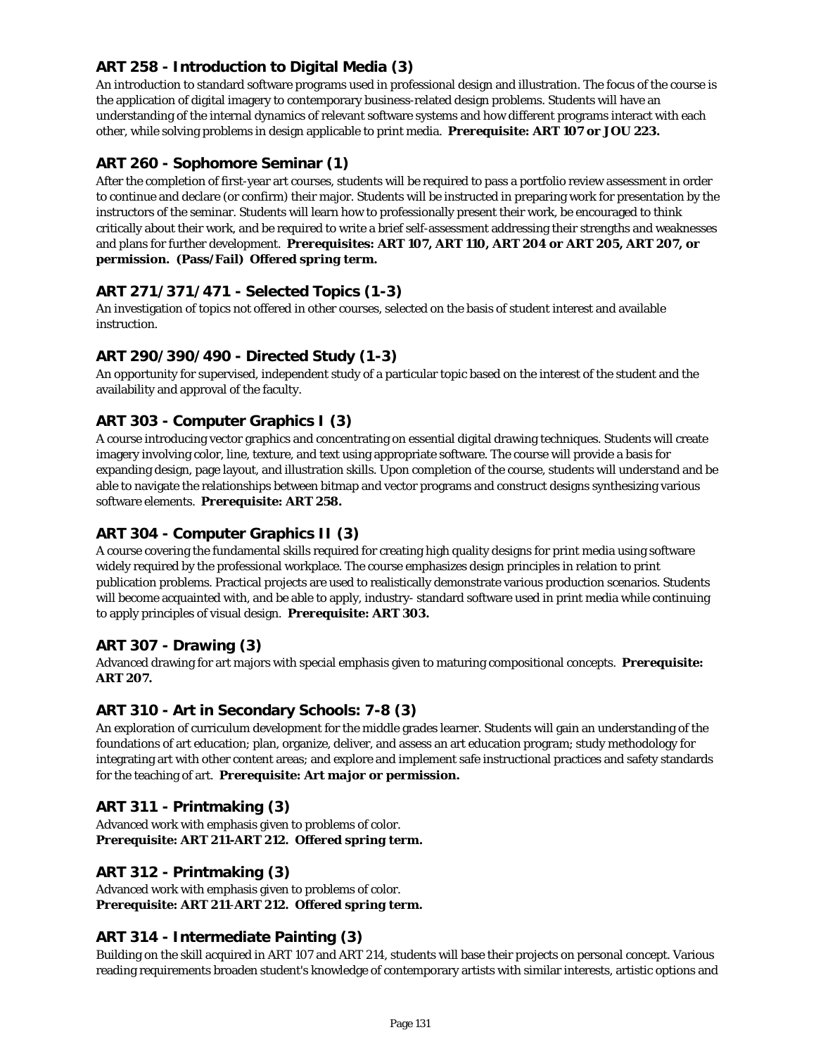### ART 258 - Introduction to Digital Media (3)

An introduction to standard software programs used in professional design and illustration. The focus of the course is the application of digital imagery to contemporary business-related design problems. Students will have an understanding of the internal dynamics of relevant software systems and how different programs interact with each other, while solving problems in design applicable to print media. **Prerequisite: ART 107 or JOU 223.**

### ART 260 - Sophomore Seminar (1)

After the completion of first-year art courses, students will be required to pass a portfolio review assessment in order to continue and declare (or confirm) their major. Students will be instructed in preparing work for presentation by the instructors of the seminar. Students will learn how to professionally present their work, be encouraged to think critically about their work, and be required to write a brief self-assessment addressing their strengths and weaknesses and plans for further development. **Prerequisites: ART 107, ART 110, ART 204 or ART 205, ART 207, or permission. (Pass/Fail) Offered spring term.**

### ART 271/371/471 - Selected Topics (1-3)

An investigation of topics not offered in other courses, selected on the basis of student interest and available instruction.

### ART 290/390/490 - Directed Study (1-3)

An opportunity for supervised, independent study of a particular topic based on the interest of the student and the availability and approval of the faculty.

### ART 303 - Computer Graphics I (3)

A course introducing vector graphics and concentrating on essential digital drawing techniques. Students will create imagery involving color, line, texture, and text using appropriate software. The course will provide a basis for expanding design, page layout, and illustration skills. Upon completion of the course, students will understand and be able to navigate the relationships between bitmap and vector programs and construct designs synthesizing various software elements. **Prerequisite: ART 258.**

### ART 304 - Computer Graphics II (3)

A course covering the fundamental skills required for creating high quality designs for print media using software widely required by the professional workplace. The course emphasizes design principles in relation to print publication problems. Practical projects are used to realistically demonstrate various production scenarios. Students will become acquainted with, and be able to apply, industry- standard software used in print media while continuing to apply principles of visual design. **Prerequisite: ART 303.**

### ART 307 - Drawing (3)

Advanced drawing for art majors with special emphasis given to maturing compositional concepts. **Prerequisite: ART 207.**

### ART 310 - Art in Secondary Schools: 7-8 (3)

An exploration of curriculum development for the middle grades learner. Students will gain an understanding of the foundations of art education; plan, organize, deliver, and assess an art education program; study methodology for integrating art with other content areas; and explore and implement safe instructional practices and safety standards for the teaching of art. **Prerequisite: Art major or permission.**

### ART 311 - Printmaking (3)

Advanced work with emphasis given to problems of color.
**Prerequisite: ART 211-ART 212. Offered spring term.**

### ART 312 - Printmaking (3)

Advanced work with emphasis given to problems of color.
**Prerequisite: ART 211-ART 212. Offered spring term.**

### ART 314 - Intermediate Painting (3)

Building on the skill acquired in ART 107 and ART 214, students will base their projects on personal concept. Various reading requirements broaden student's knowledge of contemporary artists with similar interests, artistic options and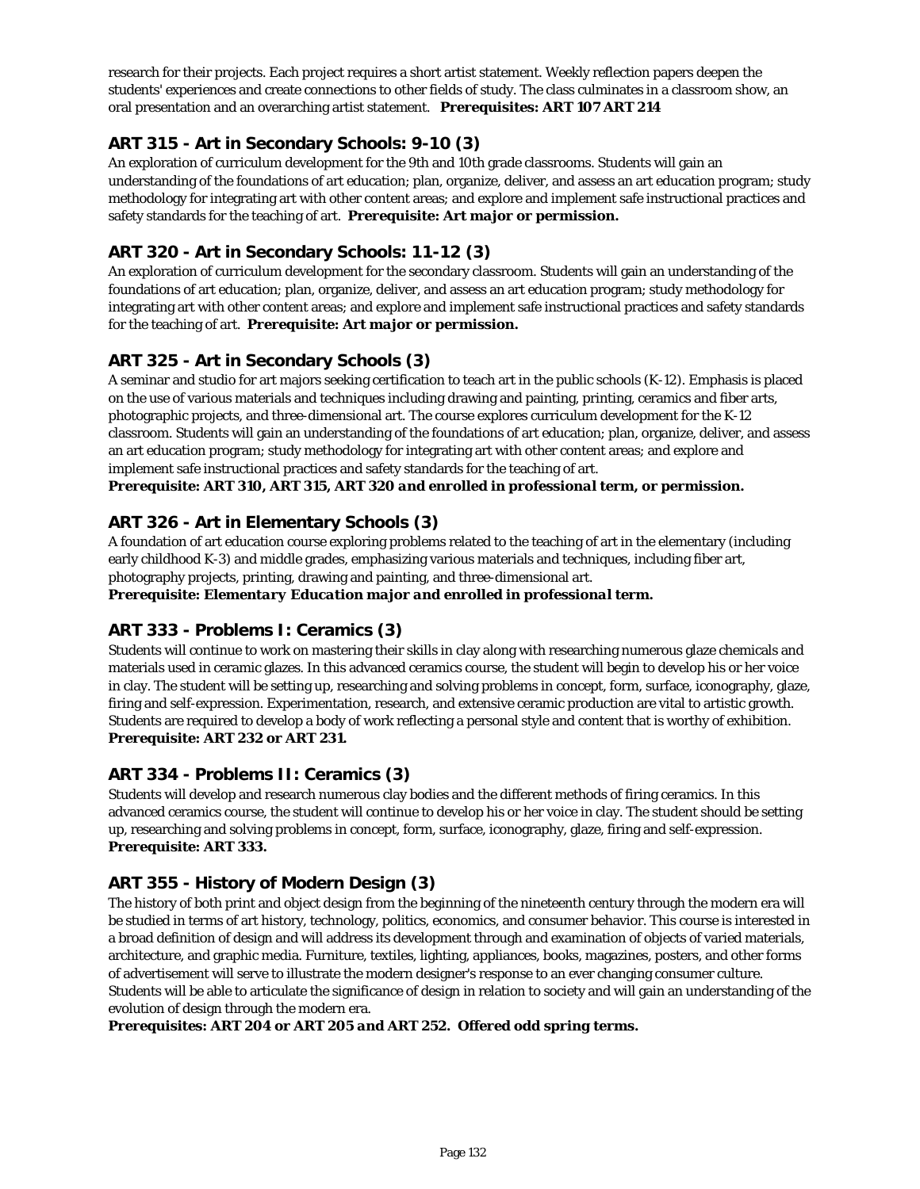research for their projects. Each project requires a short artist statement. Weekly reflection papers deepen the students' experiences and create connections to other fields of study. The class culminates in a classroom show, an oral presentation and an overarching artist statement. **Prerequisites: ART 107 ART 214**

## ART 315 - Art in Secondary Schools: 9-10 (3)

An exploration of curriculum development for the 9th and 10th grade classrooms. Students will gain an understanding of the foundations of art education; plan, organize, deliver, and assess an art education program; study methodology for integrating art with other content areas; and explore and implement safe instructional practices and safety standards for the teaching of art. ***Prerequisite: Art major or permission.***

## ART 320 - Art in Secondary Schools: 11-12 (3)

An exploration of curriculum development for the secondary classroom. Students will gain an understanding of the foundations of art education; plan, organize, deliver, and assess an art education program; study methodology for integrating art with other content areas; and explore and implement safe instructional practices and safety standards for the teaching of art. ***Prerequisite: Art major or permission.***

## ART 325 - Art in Secondary Schools (3)

A seminar and studio for art majors seeking certification to teach art in the public schools (K-12). Emphasis is placed on the use of various materials and techniques including drawing and painting, printing, ceramics and fiber arts, photographic projects, and three-dimensional art. The course explores curriculum development for the K-12 classroom. Students will gain an understanding of the foundations of art education; plan, organize, deliver, and assess an art education program; study methodology for integrating art with other content areas; and explore and implement safe instructional practices and safety standards for the teaching of art.

***Prerequisite: ART 310, ART 315, ART 320 and enrolled in professional term, or permission.***

## ART 326 - Art in Elementary Schools (3)

A foundation of art education course exploring problems related to the teaching of art in the elementary (including early childhood K-3) and middle grades, emphasizing various materials and techniques, including fiber art, photography projects, printing, drawing and painting, and three-dimensional art.

***Prerequisite: Elementary Education major and enrolled in professional term.***

## ART 333 - Problems I: Ceramics (3)

Students will continue to work on mastering their skills in clay along with researching numerous glaze chemicals and materials used in ceramic glazes. In this advanced ceramics course, the student will begin to develop his or her voice in clay. The student will be setting up, researching and solving problems in concept, form, surface, iconography, glaze, firing and self-expression. Experimentation, research, and extensive ceramic production are vital to artistic growth. Students are required to develop a body of work reflecting a personal style and content that is worthy of exhibition.
**Prerequisite: ART 232 or ART 231.**

## ART 334 - Problems II: Ceramics (3)

Students will develop and research numerous clay bodies and the different methods of firing ceramics. In this advanced ceramics course, the student will continue to develop his or her voice in clay. The student should be setting up, researching and solving problems in concept, form, surface, iconography, glaze, firing and self-expression.
**Prerequisite: ART 333.**

## ART 355 - History of Modern Design (3)

The history of both print and object design from the beginning of the nineteenth century through the modern era will be studied in terms of art history, technology, politics, economics, and consumer behavior. This course is interested in a broad definition of design and will address its development through and examination of objects of varied materials, architecture, and graphic media. Furniture, textiles, lighting, appliances, books, magazines, posters, and other forms of advertisement will serve to illustrate the modern designer's response to an ever changing consumer culture. Students will be able to articulate the significance of design in relation to society and will gain an understanding of the evolution of design through the modern era.

***Prerequisites: ART 204 or ART 205 and ART 252. Offered odd spring terms.***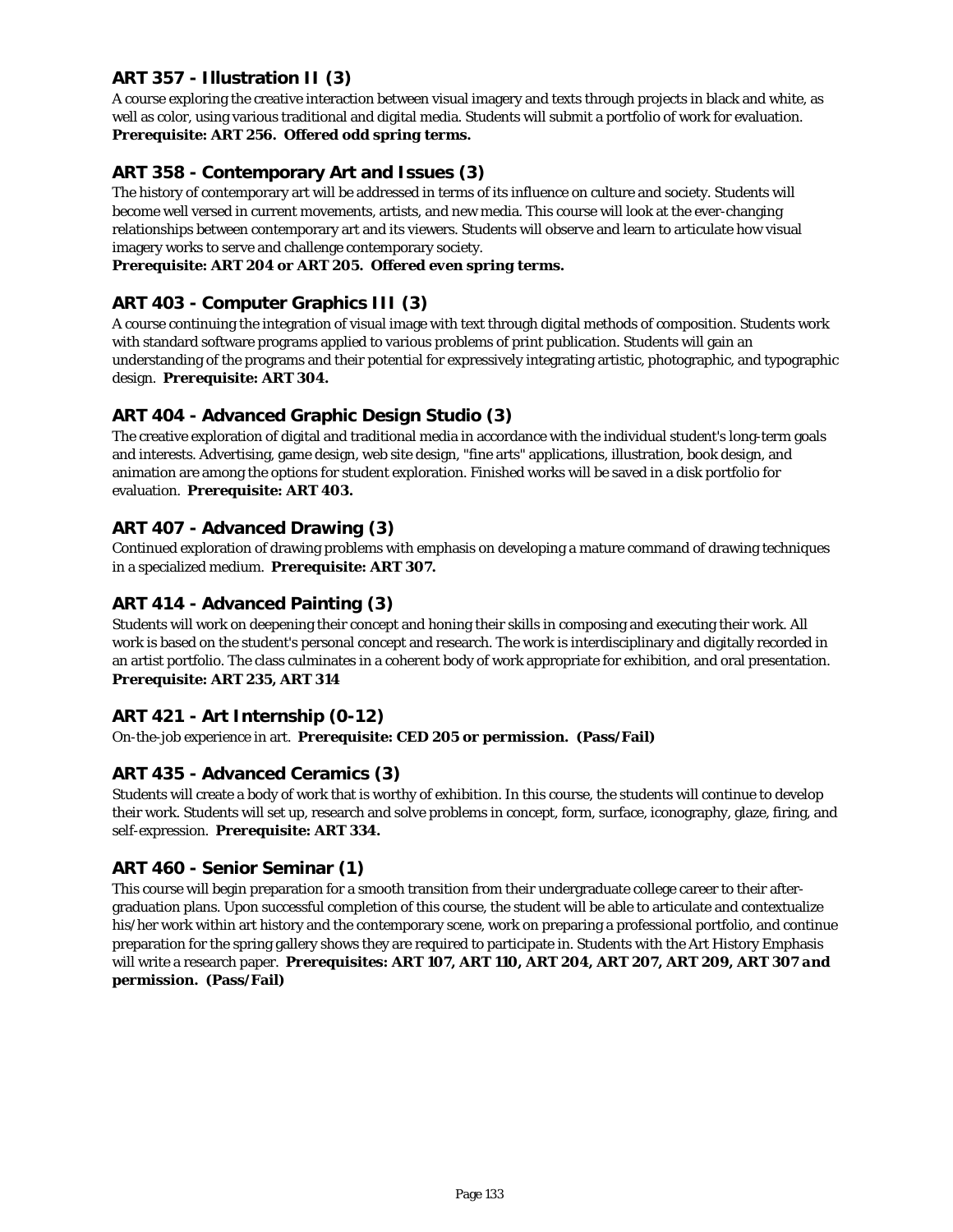### ART 357 - Illustration II (3)

A course exploring the creative interaction between visual imagery and texts through projects in black and white, as well as color, using various traditional and digital media. Students will submit a portfolio of work for evaluation. **Prerequisite: ART 256. Offered odd spring terms.**

### ART 358 - Contemporary Art and Issues (3)

The history of contemporary art will be addressed in terms of its influence on culture and society. Students will become well versed in current movements, artists, and new media. This course will look at the ever-changing relationships between contemporary art and its viewers. Students will observe and learn to articulate how visual imagery works to serve and challenge contemporary society.
**Prerequisite: ART 204 or ART 205. Offered even spring terms.**

### ART 403 - Computer Graphics III (3)

A course continuing the integration of visual image with text through digital methods of composition. Students work with standard software programs applied to various problems of print publication. Students will gain an understanding of the programs and their potential for expressively integrating artistic, photographic, and typographic design. **Prerequisite: ART 304.**

### ART 404 - Advanced Graphic Design Studio (3)

The creative exploration of digital and traditional media in accordance with the individual student's long-term goals and interests. Advertising, game design, web site design, "fine arts" applications, illustration, book design, and animation are among the options for student exploration. Finished works will be saved in a disk portfolio for evaluation. **Prerequisite: ART 403.**

### ART 407 - Advanced Drawing (3)

Continued exploration of drawing problems with emphasis on developing a mature command of drawing techniques in a specialized medium. **Prerequisite: ART 307.**

### ART 414 - Advanced Painting (3)

Students will work on deepening their concept and honing their skills in composing and executing their work. All work is based on the student's personal concept and research. The work is interdisciplinary and digitally recorded in an artist portfolio. The class culminates in a coherent body of work appropriate for exhibition, and oral presentation.
**Prerequisite: ART 235, ART 314**

### ART 421 - Art Internship (0-12)

On-the-job experience in art. **Prerequisite: CED 205 or permission. (Pass/Fail)**

### ART 435 - Advanced Ceramics (3)

Students will create a body of work that is worthy of exhibition. In this course, the students will continue to develop their work. Students will set up, research and solve problems in concept, form, surface, iconography, glaze, firing, and self-expression. **Prerequisite: ART 334.**

### ART 460 - Senior Seminar (1)

This course will begin preparation for a smooth transition from their undergraduate college career to their after-graduation plans. Upon successful completion of this course, the student will be able to articulate and contextualize his/her work within art history and the contemporary scene, work on preparing a professional portfolio, and continue preparation for the spring gallery shows they are required to participate in. Students with the Art History Emphasis will write a research paper. **Prerequisites: ART 107, ART 110, ART 204, ART 207, ART 209, ART 307 and permission. (Pass/Fail)**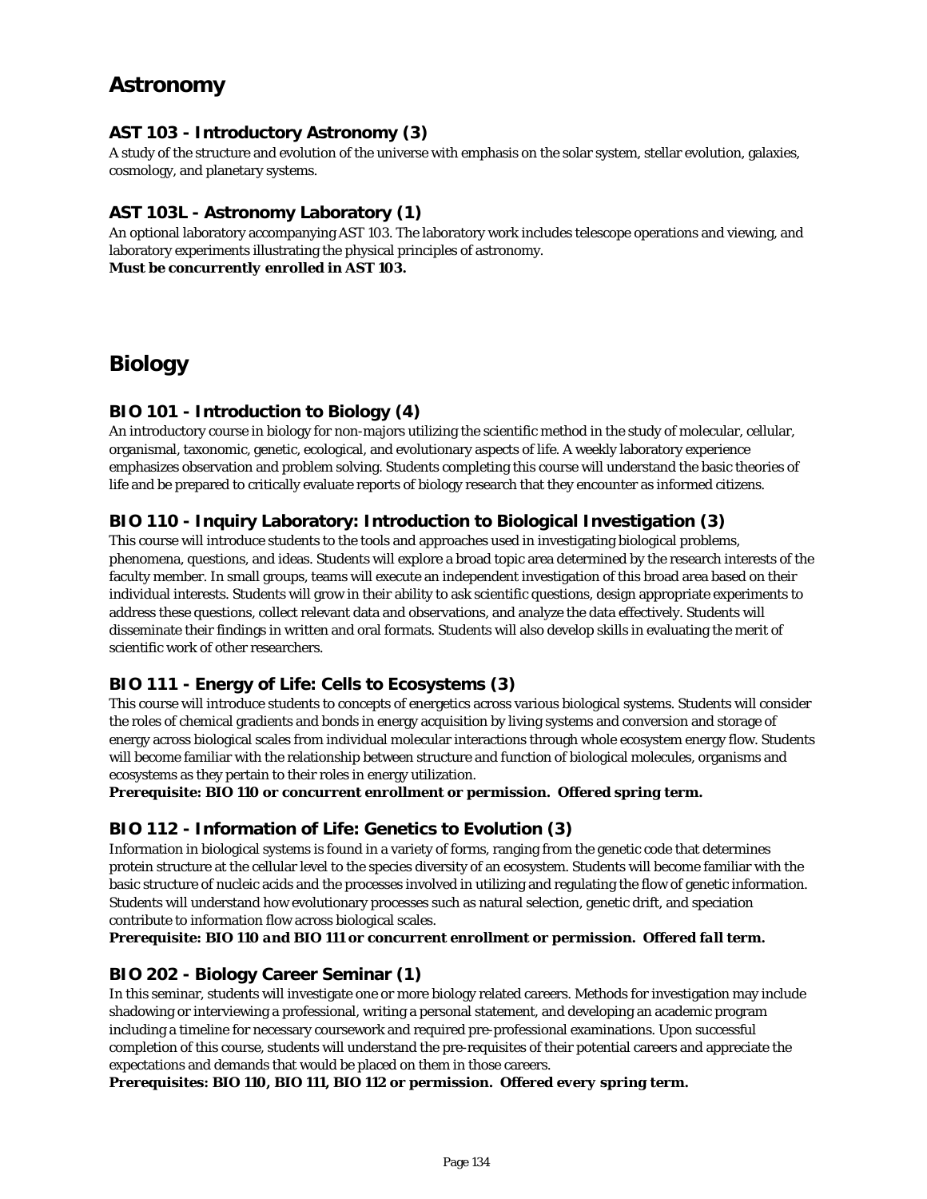# Astronomy

### AST 103 - Introductory Astronomy (3)

A study of the structure and evolution of the universe with emphasis on the solar system, stellar evolution, galaxies, cosmology, and planetary systems.

### AST 103L - Astronomy Laboratory (1)

An optional laboratory accompanying AST 103. The laboratory work includes telescope operations and viewing, and laboratory experiments illustrating the physical principles of astronomy.
**Must be concurrently enrolled in AST 103.**

# Biology

### BIO 101 - Introduction to Biology (4)

An introductory course in biology for non-majors utilizing the scientific method in the study of molecular, cellular, organismal, taxonomic, genetic, ecological, and evolutionary aspects of life. A weekly laboratory experience emphasizes observation and problem solving. Students completing this course will understand the basic theories of life and be prepared to critically evaluate reports of biology research that they encounter as informed citizens.

### BIO 110 - Inquiry Laboratory: Introduction to Biological Investigation (3)

This course will introduce students to the tools and approaches used in investigating biological problems, phenomena, questions, and ideas. Students will explore a broad topic area determined by the research interests of the faculty member. In small groups, teams will execute an independent investigation of this broad area based on their individual interests. Students will grow in their ability to ask scientific questions, design appropriate experiments to address these questions, collect relevant data and observations, and analyze the data effectively. Students will disseminate their findings in written and oral formats. Students will also develop skills in evaluating the merit of scientific work of other researchers.

### BIO 111 - Energy of Life: Cells to Ecosystems (3)

This course will introduce students to concepts of energetics across various biological systems. Students will consider the roles of chemical gradients and bonds in energy acquisition by living systems and conversion and storage of energy across biological scales from individual molecular interactions through whole ecosystem energy flow. Students will become familiar with the relationship between structure and function of biological molecules, organisms and ecosystems as they pertain to their roles in energy utilization.
**Prerequisite: BIO 110 or concurrent enrollment or permission. Offered spring term.**

### BIO 112 - Information of Life: Genetics to Evolution (3)

Information in biological systems is found in a variety of forms, ranging from the genetic code that determines protein structure at the cellular level to the species diversity of an ecosystem. Students will become familiar with the basic structure of nucleic acids and the processes involved in utilizing and regulating the flow of genetic information. Students will understand how evolutionary processes such as natural selection, genetic drift, and speciation contribute to information flow across biological scales.
**Prerequisite: BIO 110 and BIO 111 or concurrent enrollment or permission. Offered fall term.**

### BIO 202 - Biology Career Seminar (1)

In this seminar, students will investigate one or more biology related careers. Methods for investigation may include shadowing or interviewing a professional, writing a personal statement, and developing an academic program including a timeline for necessary coursework and required pre-professional examinations. Upon successful completion of this course, students will understand the pre-requisites of their potential careers and appreciate the expectations and demands that would be placed on them in those careers.
**Prerequisites: BIO 110, BIO 111, BIO 112 or permission. Offered every spring term.**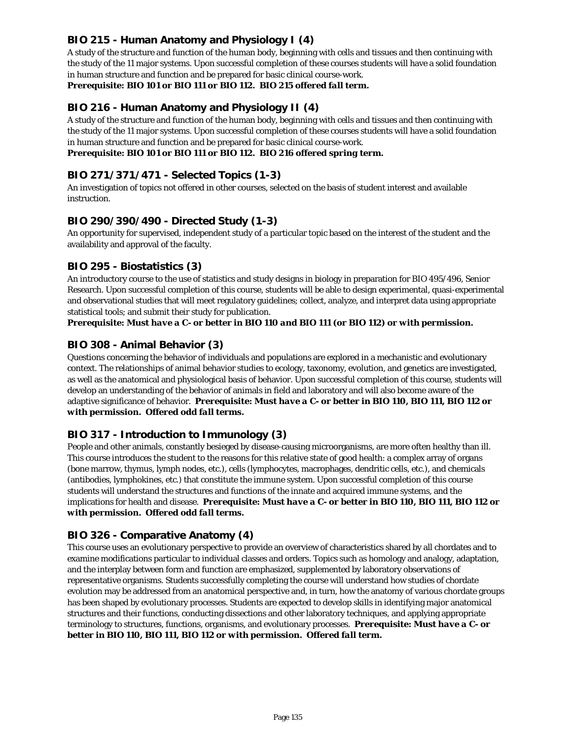### BIO 215 - Human Anatomy and Physiology I (4)

A study of the structure and function of the human body, beginning with cells and tissues and then continuing with the study of the 11 major systems. Upon successful completion of these courses students will have a solid foundation in human structure and function and be prepared for basic clinical course-work.
***Prerequisite: BIO 101 or BIO 111 or BIO 112. BIO 215 offered fall term.***

### BIO 216 - Human Anatomy and Physiology II (4)

A study of the structure and function of the human body, beginning with cells and tissues and then continuing with the study of the 11 major systems. Upon successful completion of these courses students will have a solid foundation in human structure and function and be prepared for basic clinical course-work.
***Prerequisite: BIO 101 or BIO 111 or BIO 112. BIO 216 offered spring term.***

### BIO 271/371/471 - Selected Topics (1-3)

An investigation of topics not offered in other courses, selected on the basis of student interest and available instruction.

### BIO 290/390/490 - Directed Study (1-3)

An opportunity for supervised, independent study of a particular topic based on the interest of the student and the availability and approval of the faculty.

### BIO 295 - Biostatistics (3)

An introductory course to the use of statistics and study designs in biology in preparation for BIO 495/496, Senior Research. Upon successful completion of this course, students will be able to design experimental, quasi-experimental and observational studies that will meet regulatory guidelines; collect, analyze, and interpret data using appropriate statistical tools; and submit their study for publication.
***Prerequisite: Must have a C- or better in BIO 110 and BIO 111 (or BIO 112) or with permission.***

### BIO 308 - Animal Behavior (3)

Questions concerning the behavior of individuals and populations are explored in a mechanistic and evolutionary context. The relationships of animal behavior studies to ecology, taxonomy, evolution, and genetics are investigated, as well as the anatomical and physiological basis of behavior. Upon successful completion of this course, students will develop an understanding of the behavior of animals in field and laboratory and will also become aware of the adaptive significance of behavior. ***Prerequisite: Must have a C- or better in BIO 110, BIO 111, BIO 112 or with permission. Offered odd fall terms.***

### BIO 317 - Introduction to Immunology (3)

People and other animals, constantly besieged by disease-causing microorganisms, are more often healthy than ill. This course introduces the student to the reasons for this relative state of good health: a complex array of organs (bone marrow, thymus, lymph nodes, etc.), cells (lymphocytes, macrophages, dendritic cells, etc.), and chemicals (antibodies, lymphokines, etc.) that constitute the immune system. Upon successful completion of this course students will understand the structures and functions of the innate and acquired immune systems, and the implications for health and disease. ***Prerequisite: Must have a C- or better in BIO 110, BIO 111, BIO 112 or with permission. Offered odd fall terms.***

### BIO 326 - Comparative Anatomy (4)

This course uses an evolutionary perspective to provide an overview of characteristics shared by all chordates and to examine modifications particular to individual classes and orders. Topics such as homology and analogy, adaptation, and the interplay between form and function are emphasized, supplemented by laboratory observations of representative organisms. Students successfully completing the course will understand how studies of chordate evolution may be addressed from an anatomical perspective and, in turn, how the anatomy of various chordate groups has been shaped by evolutionary processes. Students are expected to develop skills in identifying major anatomical structures and their functions, conducting dissections and other laboratory techniques, and applying appropriate terminology to structures, functions, organisms, and evolutionary processes. ***Prerequisite: Must have a C- or better in BIO 110, BIO 111, BIO 112 or with permission. Offered fall term.***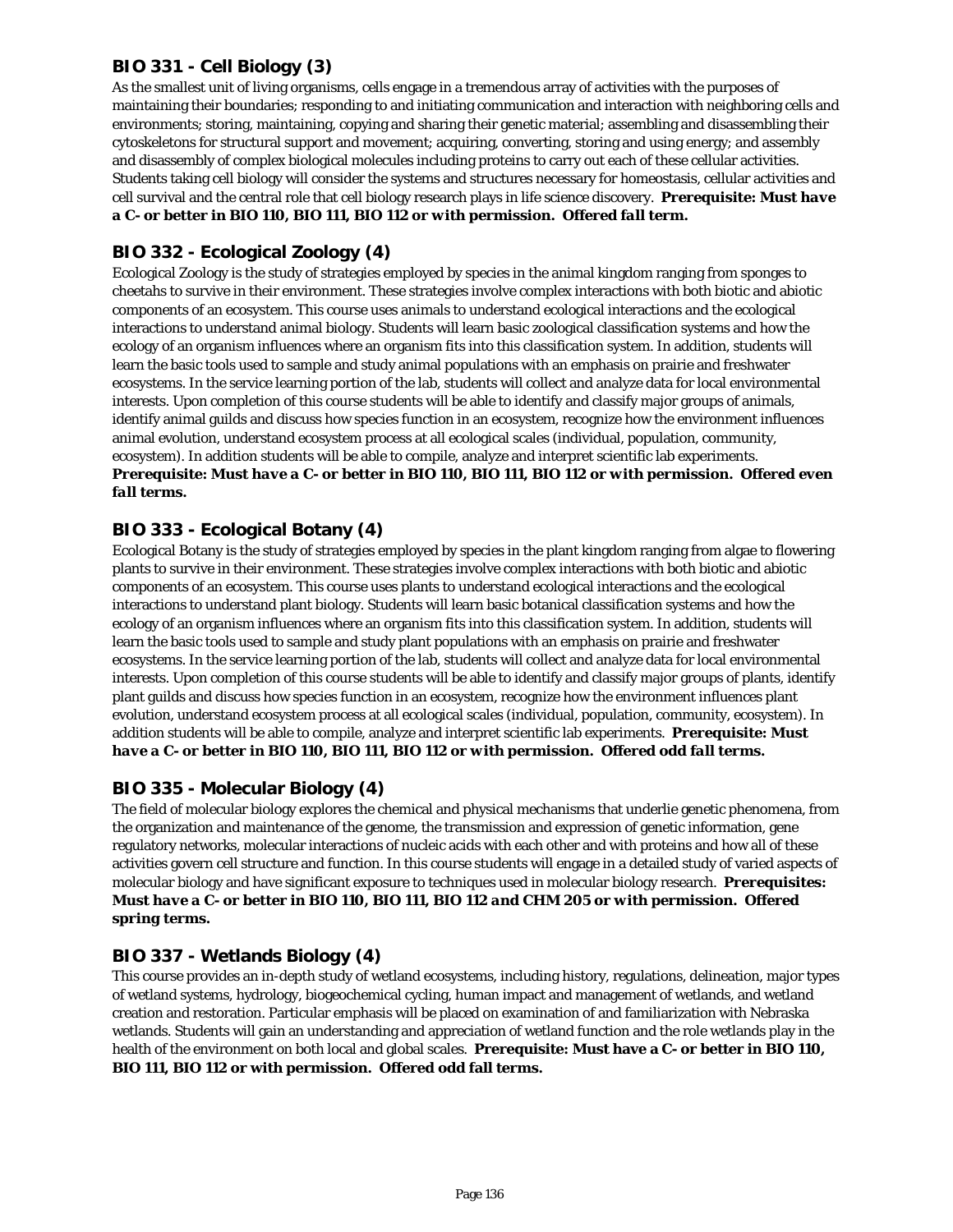### BIO 331 - Cell Biology (3)

As the smallest unit of living organisms, cells engage in a tremendous array of activities with the purposes of maintaining their boundaries; responding to and initiating communication and interaction with neighboring cells and environments; storing, maintaining, copying and sharing their genetic material; assembling and disassembling their cytoskeletons for structural support and movement; acquiring, converting, storing and using energy; and assembly and disassembly of complex biological molecules including proteins to carry out each of these cellular activities. Students taking cell biology will consider the systems and structures necessary for homeostasis, cellular activities and cell survival and the central role that cell biology research plays in life science discovery. ***Prerequisite: Must have a C- or better in BIO 110, BIO 111, BIO 112 or with permission. Offered fall term.***

### BIO 332 - Ecological Zoology (4)

Ecological Zoology is the study of strategies employed by species in the animal kingdom ranging from sponges to cheetahs to survive in their environment. These strategies involve complex interactions with both biotic and abiotic components of an ecosystem. This course uses animals to understand ecological interactions and the ecological interactions to understand animal biology. Students will learn basic zoological classification systems and how the ecology of an organism influences where an organism fits into this classification system. In addition, students will learn the basic tools used to sample and study animal populations with an emphasis on prairie and freshwater ecosystems. In the service learning portion of the lab, students will collect and analyze data for local environmental interests. Upon completion of this course students will be able to identify and classify major groups of animals, identify animal guilds and discuss how species function in an ecosystem, recognize how the environment influences animal evolution, understand ecosystem process at all ecological scales (individual, population, community, ecosystem). In addition students will be able to compile, analyze and interpret scientific lab experiments. ***Prerequisite: Must have a C- or better in BIO 110, BIO 111, BIO 112 or with permission. Offered even fall terms.***

### BIO 333 - Ecological Botany (4)

Ecological Botany is the study of strategies employed by species in the plant kingdom ranging from algae to flowering plants to survive in their environment. These strategies involve complex interactions with both biotic and abiotic components of an ecosystem. This course uses plants to understand ecological interactions and the ecological interactions to understand plant biology. Students will learn basic botanical classification systems and how the ecology of an organism influences where an organism fits into this classification system. In addition, students will learn the basic tools used to sample and study plant populations with an emphasis on prairie and freshwater ecosystems. In the service learning portion of the lab, students will collect and analyze data for local environmental interests. Upon completion of this course students will be able to identify and classify major groups of plants, identify plant guilds and discuss how species function in an ecosystem, recognize how the environment influences plant evolution, understand ecosystem process at all ecological scales (individual, population, community, ecosystem). In addition students will be able to compile, analyze and interpret scientific lab experiments. ***Prerequisite: Must have a C- or better in BIO 110, BIO 111, BIO 112 or with permission. Offered odd fall terms.***

### BIO 335 - Molecular Biology (4)

The field of molecular biology explores the chemical and physical mechanisms that underlie genetic phenomena, from the organization and maintenance of the genome, the transmission and expression of genetic information, gene regulatory networks, molecular interactions of nucleic acids with each other and with proteins and how all of these activities govern cell structure and function. In this course students will engage in a detailed study of varied aspects of molecular biology and have significant exposure to techniques used in molecular biology research. ***Prerequisites: Must have a C- or better in BIO 110, BIO 111, BIO 112 and CHM 205 or with permission. Offered spring terms.***

### BIO 337 - Wetlands Biology (4)

This course provides an in-depth study of wetland ecosystems, including history, regulations, delineation, major types of wetland systems, hydrology, biogeochemical cycling, human impact and management of wetlands, and wetland creation and restoration. Particular emphasis will be placed on examination of and familiarization with Nebraska wetlands. Students will gain an understanding and appreciation of wetland function and the role wetlands play in the health of the environment on both local and global scales. **Prerequisite: Must have a C- or better in BIO 110, BIO 111, BIO 112 or with permission. Offered odd fall terms.**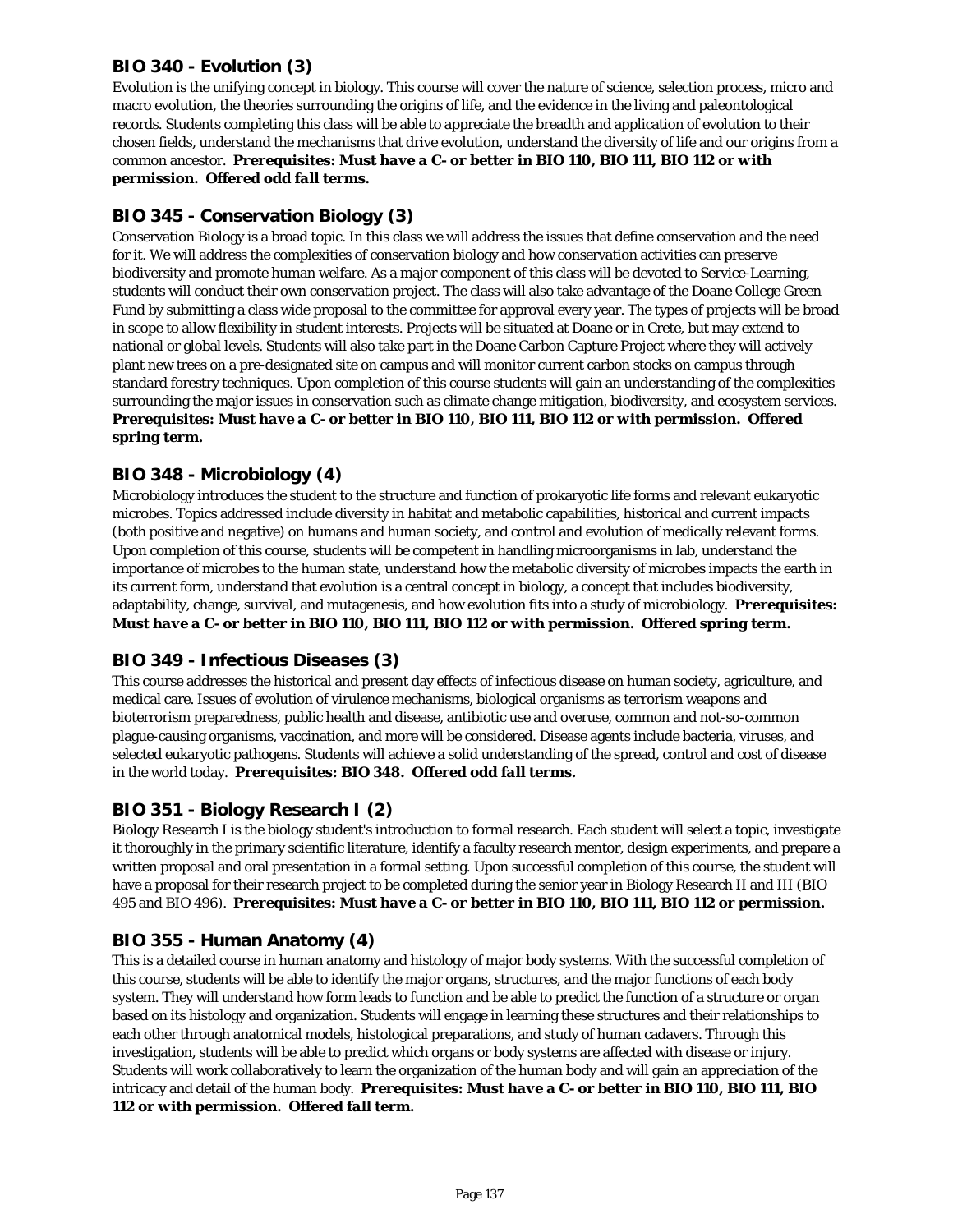### BIO 340 - Evolution (3)

Evolution is the unifying concept in biology. This course will cover the nature of science, selection process, micro and macro evolution, the theories surrounding the origins of life, and the evidence in the living and paleontological records. Students completing this class will be able to appreciate the breadth and application of evolution to their chosen fields, understand the mechanisms that drive evolution, understand the diversity of life and our origins from a common ancestor. ***Prerequisites: Must have a C- or better in BIO 110, BIO 111, BIO 112 or with permission. Offered odd fall terms.***

### BIO 345 - Conservation Biology (3)

Conservation Biology is a broad topic. In this class we will address the issues that define conservation and the need for it. We will address the complexities of conservation biology and how conservation activities can preserve biodiversity and promote human welfare. As a major component of this class will be devoted to Service-Learning, students will conduct their own conservation project. The class will also take advantage of the Doane College Green Fund by submitting a class wide proposal to the committee for approval every year. The types of projects will be broad in scope to allow flexibility in student interests. Projects will be situated at Doane or in Crete, but may extend to national or global levels. Students will also take part in the Doane Carbon Capture Project where they will actively plant new trees on a pre-designated site on campus and will monitor current carbon stocks on campus through standard forestry techniques. Upon completion of this course students will gain an understanding of the complexities surrounding the major issues in conservation such as climate change mitigation, biodiversity, and ecosystem services. ***Prerequisites: Must have a C- or better in BIO 110, BIO 111, BIO 112 or with permission. Offered spring term.***

### BIO 348 - Microbiology (4)

Microbiology introduces the student to the structure and function of prokaryotic life forms and relevant eukaryotic microbes. Topics addressed include diversity in habitat and metabolic capabilities, historical and current impacts (both positive and negative) on humans and human society, and control and evolution of medically relevant forms. Upon completion of this course, students will be competent in handling microorganisms in lab, understand the importance of microbes to the human state, understand how the metabolic diversity of microbes impacts the earth in its current form, understand that evolution is a central concept in biology, a concept that includes biodiversity, adaptability, change, survival, and mutagenesis, and how evolution fits into a study of microbiology. ***Prerequisites: Must have a C- or better in BIO 110, BIO 111, BIO 112 or with permission. Offered spring term.***

### BIO 349 - Infectious Diseases (3)

This course addresses the historical and present day effects of infectious disease on human society, agriculture, and medical care. Issues of evolution of virulence mechanisms, biological organisms as terrorism weapons and bioterrorism preparedness, public health and disease, antibiotic use and overuse, common and not-so-common plague-causing organisms, vaccination, and more will be considered. Disease agents include bacteria, viruses, and selected eukaryotic pathogens. Students will achieve a solid understanding of the spread, control and cost of disease in the world today. ***Prerequisites: BIO 348. Offered odd fall terms.***

### BIO 351 - Biology Research I (2)

Biology Research I is the biology student's introduction to formal research. Each student will select a topic, investigate it thoroughly in the primary scientific literature, identify a faculty research mentor, design experiments, and prepare a written proposal and oral presentation in a formal setting. Upon successful completion of this course, the student will have a proposal for their research project to be completed during the senior year in Biology Research II and III (BIO 495 and BIO 496). ***Prerequisites: Must have a C- or better in BIO 110, BIO 111, BIO 112 or permission.***

### BIO 355 - Human Anatomy (4)

This is a detailed course in human anatomy and histology of major body systems. With the successful completion of this course, students will be able to identify the major organs, structures, and the major functions of each body system. They will understand how form leads to function and be able to predict the function of a structure or organ based on its histology and organization. Students will engage in learning these structures and their relationships to each other through anatomical models, histological preparations, and study of human cadavers. Through this investigation, students will be able to predict which organs or body systems are affected with disease or injury. Students will work collaboratively to learn the organization of the human body and will gain an appreciation of the intricacy and detail of the human body. ***Prerequisites: Must have a C- or better in BIO 110, BIO 111, BIO 112 or with permission. Offered fall term.***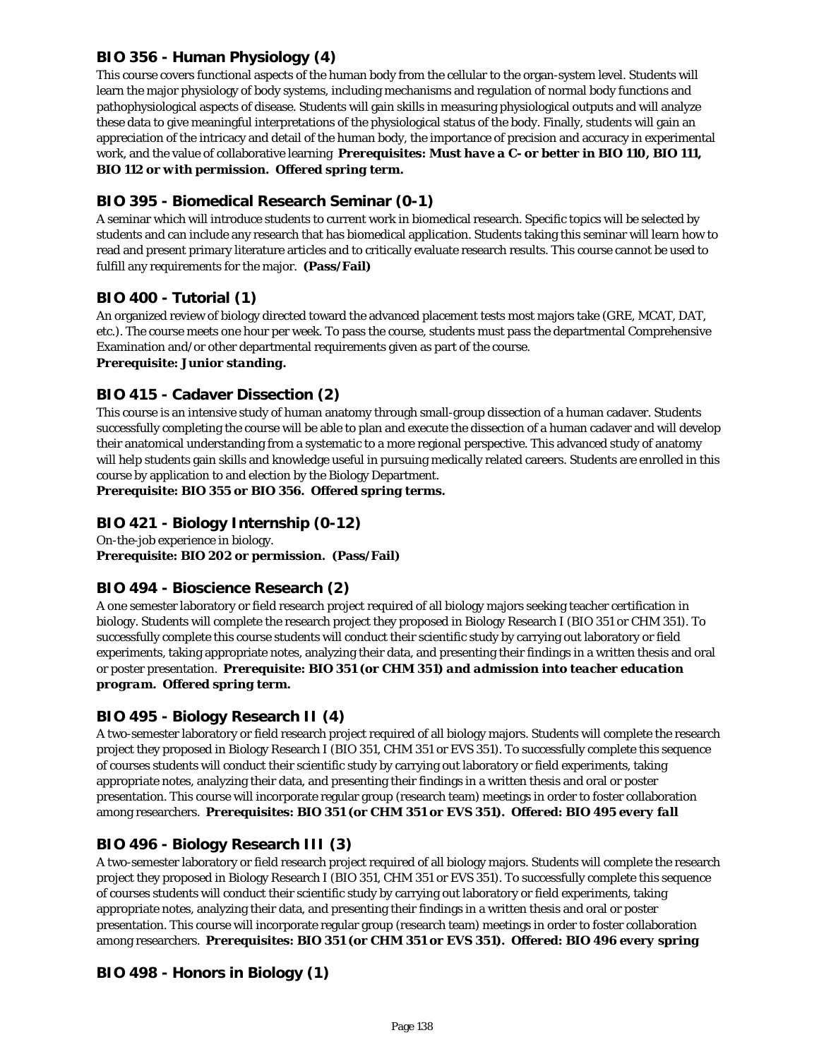### BIO 356 - Human Physiology (4)

This course covers functional aspects of the human body from the cellular to the organ-system level. Students will learn the major physiology of body systems, including mechanisms and regulation of normal body functions and pathophysiological aspects of disease. Students will gain skills in measuring physiological outputs and will analyze these data to give meaningful interpretations of the physiological status of the body. Finally, students will gain an appreciation of the intricacy and detail of the human body, the importance of precision and accuracy in experimental work, and the value of collaborative learning **Prerequisites: Must have a C- or better in BIO 110, BIO 111, BIO 112 or with permission. Offered spring term.**

### BIO 395 - Biomedical Research Seminar (0-1)

A seminar which will introduce students to current work in biomedical research. Specific topics will be selected by students and can include any research that has biomedical application. Students taking this seminar will learn how to read and present primary literature articles and to critically evaluate research results. This course cannot be used to fulfill any requirements for the major. **(Pass/Fail)**

### BIO 400 - Tutorial (1)

An organized review of biology directed toward the advanced placement tests most majors take (GRE, MCAT, DAT, etc.). The course meets one hour per week. To pass the course, students must pass the departmental Comprehensive Examination and/or other departmental requirements given as part of the course.
**Prerequisite: Junior standing.**

### BIO 415 - Cadaver Dissection (2)

This course is an intensive study of human anatomy through small-group dissection of a human cadaver. Students successfully completing the course will be able to plan and execute the dissection of a human cadaver and will develop their anatomical understanding from a systematic to a more regional perspective. This advanced study of anatomy will help students gain skills and knowledge useful in pursuing medically related careers. Students are enrolled in this course by application to and election by the Biology Department.
**Prerequisite: BIO 355 or BIO 356. Offered spring terms.**

### BIO 421 - Biology Internship (0-12)

On-the-job experience in biology.
**Prerequisite: BIO 202 or permission. (Pass/Fail)**

### BIO 494 - Bioscience Research (2)

A one semester laboratory or field research project required of all biology majors seeking teacher certification in biology. Students will complete the research project they proposed in Biology Research I (BIO 351 or CHM 351). To successfully complete this course students will conduct their scientific study by carrying out laboratory or field experiments, taking appropriate notes, analyzing their data, and presenting their findings in a written thesis and oral or poster presentation. **Prerequisite: BIO 351 (or CHM 351) and admission into teacher education program. Offered spring term.**

### BIO 495 - Biology Research II (4)

A two-semester laboratory or field research project required of all biology majors. Students will complete the research project they proposed in Biology Research I (BIO 351, CHM 351 or EVS 351). To successfully complete this sequence of courses students will conduct their scientific study by carrying out laboratory or field experiments, taking appropriate notes, analyzing their data, and presenting their findings in a written thesis and oral or poster presentation. This course will incorporate regular group (research team) meetings in order to foster collaboration among researchers. **Prerequisites: BIO 351 (or CHM 351 or EVS 351). Offered: BIO 495 every fall**

### BIO 496 - Biology Research III (3)

A two-semester laboratory or field research project required of all biology majors. Students will complete the research project they proposed in Biology Research I (BIO 351, CHM 351 or EVS 351). To successfully complete this sequence of courses students will conduct their scientific study by carrying out laboratory or field experiments, taking appropriate notes, analyzing their data, and presenting their findings in a written thesis and oral or poster presentation. This course will incorporate regular group (research team) meetings in order to foster collaboration among researchers. **Prerequisites: BIO 351 (or CHM 351 or EVS 351). Offered: BIO 496 every spring**

### BIO 498 - Honors in Biology (1)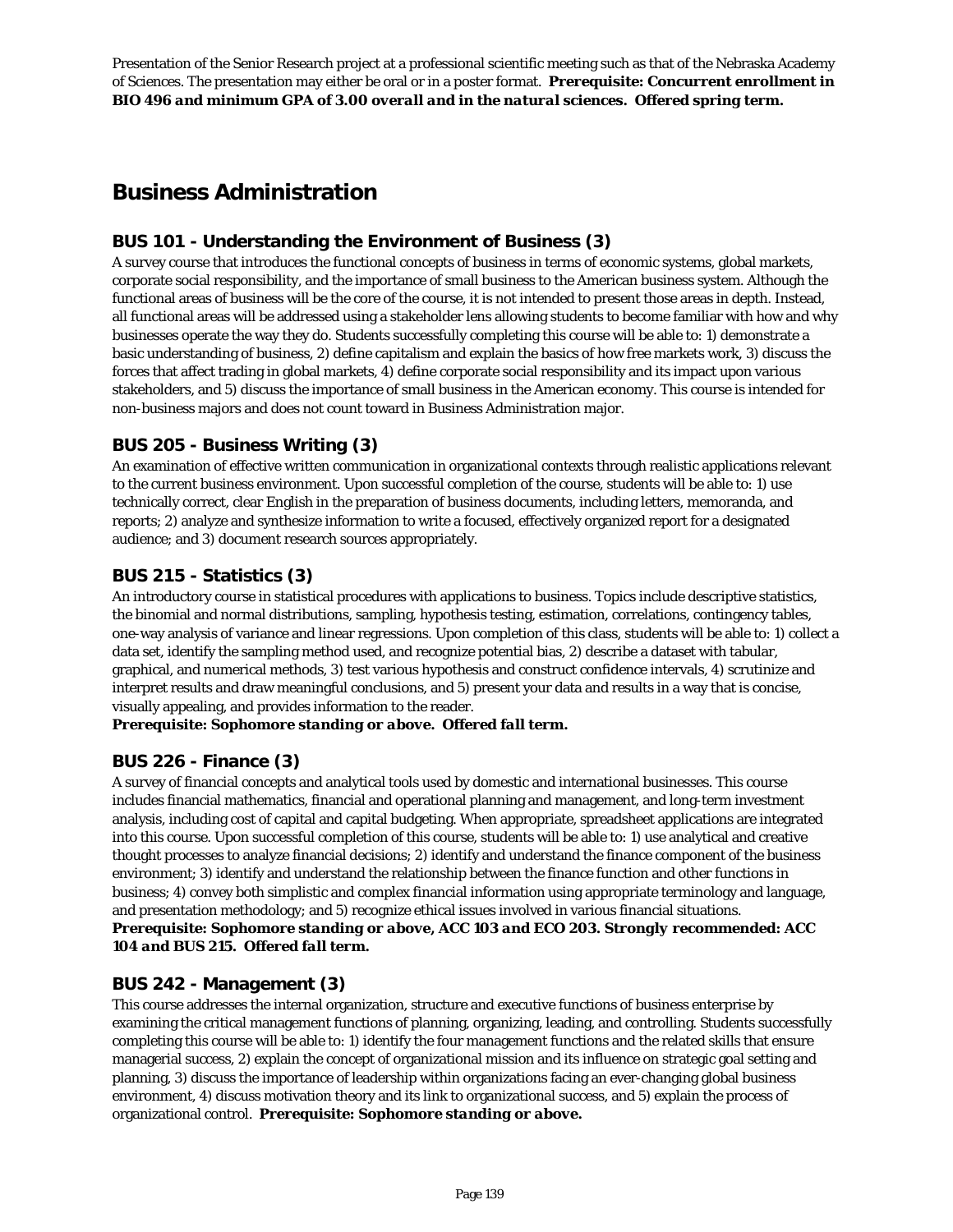Presentation of the Senior Research project at a professional scientific meeting such as that of the Nebraska Academy of Sciences. The presentation may either be oral or in a poster format. ***Prerequisite: Concurrent enrollment in BIO 496 and minimum GPA of 3.00 overall and in the natural sciences. Offered spring term.***

# Business Administration

## BUS 101 - Understanding the Environment of Business (3)

A survey course that introduces the functional concepts of business in terms of economic systems, global markets, corporate social responsibility, and the importance of small business to the American business system. Although the functional areas of business will be the core of the course, it is not intended to present those areas in depth. Instead, all functional areas will be addressed using a stakeholder lens allowing students to become familiar with how and why businesses operate the way they do. Students successfully completing this course will be able to: 1) demonstrate a basic understanding of business, 2) define capitalism and explain the basics of how free markets work, 3) discuss the forces that affect trading in global markets, 4) define corporate social responsibility and its impact upon various stakeholders, and 5) discuss the importance of small business in the American economy. This course is intended for non-business majors and does not count toward in Business Administration major.

## BUS 205 - Business Writing (3)

An examination of effective written communication in organizational contexts through realistic applications relevant to the current business environment. Upon successful completion of the course, students will be able to: 1) use technically correct, clear English in the preparation of business documents, including letters, memoranda, and reports; 2) analyze and synthesize information to write a focused, effectively organized report for a designated audience; and 3) document research sources appropriately.

## BUS 215 - Statistics (3)

An introductory course in statistical procedures with applications to business. Topics include descriptive statistics, the binomial and normal distributions, sampling, hypothesis testing, estimation, correlations, contingency tables, one-way analysis of variance and linear regressions. Upon completion of this class, students will be able to: 1) collect a data set, identify the sampling method used, and recognize potential bias, 2) describe a dataset with tabular, graphical, and numerical methods, 3) test various hypothesis and construct confidence intervals, 4) scrutinize and interpret results and draw meaningful conclusions, and 5) present your data and results in a way that is concise, visually appealing, and provides information to the reader.
***Prerequisite: Sophomore standing or above. Offered fall term.***

## BUS 226 - Finance (3)

A survey of financial concepts and analytical tools used by domestic and international businesses. This course includes financial mathematics, financial and operational planning and management, and long-term investment analysis, including cost of capital and capital budgeting. When appropriate, spreadsheet applications are integrated into this course. Upon successful completion of this course, students will be able to: 1) use analytical and creative thought processes to analyze financial decisions; 2) identify and understand the finance component of the business environment; 3) identify and understand the relationship between the finance function and other functions in business; 4) convey both simplistic and complex financial information using appropriate terminology and language, and presentation methodology; and 5) recognize ethical issues involved in various financial situations.
***Prerequisite: Sophomore standing or above, ACC 103 and ECO 203. Strongly recommended: ACC 104 and BUS 215. Offered fall term.***

## BUS 242 - Management (3)

This course addresses the internal organization, structure and executive functions of business enterprise by examining the critical management functions of planning, organizing, leading, and controlling. Students successfully completing this course will be able to: 1) identify the four management functions and the related skills that ensure managerial success, 2) explain the concept of organizational mission and its influence on strategic goal setting and planning, 3) discuss the importance of leadership within organizations facing an ever-changing global business environment, 4) discuss motivation theory and its link to organizational success, and 5) explain the process of organizational control. ***Prerequisite: Sophomore standing or above.***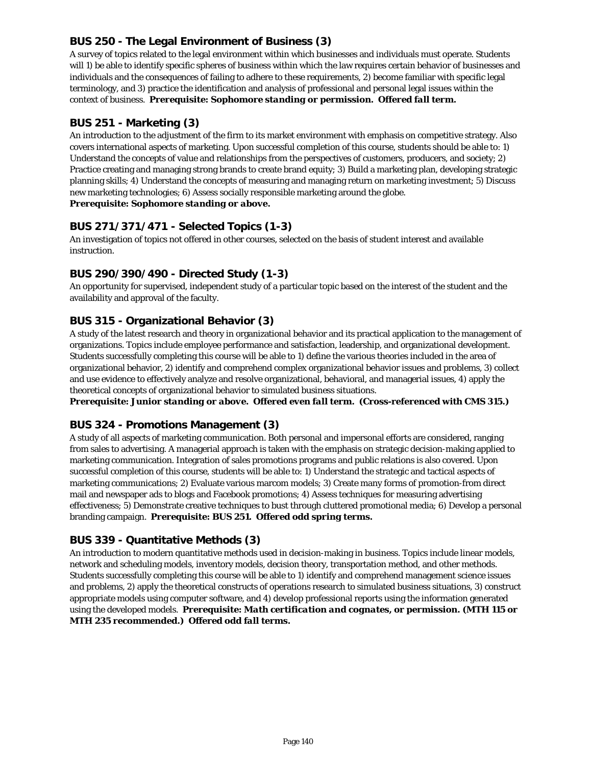### BUS 250 - The Legal Environment of Business (3)

A survey of topics related to the legal environment within which businesses and individuals must operate. Students will 1) be able to identify specific spheres of business within which the law requires certain behavior of businesses and individuals and the consequences of failing to adhere to these requirements, 2) become familiar with specific legal terminology, and 3) practice the identification and analysis of professional and personal legal issues within the context of business. ***Prerequisite: Sophomore standing or permission. Offered fall term.***

### BUS 251 - Marketing (3)

An introduction to the adjustment of the firm to its market environment with emphasis on competitive strategy. Also covers international aspects of marketing. Upon successful completion of this course, students should be able to: 1) Understand the concepts of value and relationships from the perspectives of customers, producers, and society; 2) Practice creating and managing strong brands to create brand equity; 3) Build a marketing plan, developing strategic planning skills; 4) Understand the concepts of measuring and managing return on marketing investment; 5) Discuss new marketing technologies; 6) Assess socially responsible marketing around the globe.
***Prerequisite: Sophomore standing or above.***

### BUS 271/371/471 - Selected Topics (1-3)

An investigation of topics not offered in other courses, selected on the basis of student interest and available instruction.

### BUS 290/390/490 - Directed Study (1-3)

An opportunity for supervised, independent study of a particular topic based on the interest of the student and the availability and approval of the faculty.

### BUS 315 - Organizational Behavior (3)

A study of the latest research and theory in organizational behavior and its practical application to the management of organizations. Topics include employee performance and satisfaction, leadership, and organizational development. Students successfully completing this course will be able to 1) define the various theories included in the area of organizational behavior, 2) identify and comprehend complex organizational behavior issues and problems, 3) collect and use evidence to effectively analyze and resolve organizational, behavioral, and managerial issues, 4) apply the theoretical concepts of organizational behavior to simulated business situations.
***Prerequisite: Junior standing or above. Offered even fall term. (Cross-referenced with CMS 315.)***

### BUS 324 - Promotions Management (3)

A study of all aspects of marketing communication. Both personal and impersonal efforts are considered, ranging from sales to advertising. A managerial approach is taken with the emphasis on strategic decision-making applied to marketing communication. Integration of sales promotions programs and public relations is also covered. Upon successful completion of this course, students will be able to: 1) Understand the strategic and tactical aspects of marketing communications; 2) Evaluate various marcom models; 3) Create many forms of promotion-from direct mail and newspaper ads to blogs and Facebook promotions; 4) Assess techniques for measuring advertising effectiveness; 5) Demonstrate creative techniques to bust through cluttered promotional media; 6) Develop a personal branding campaign. ***Prerequisite: BUS 251. Offered odd spring terms.***

### BUS 339 - Quantitative Methods (3)

An introduction to modern quantitative methods used in decision-making in business. Topics include linear models, network and scheduling models, inventory models, decision theory, transportation method, and other methods. Students successfully completing this course will be able to 1) identify and comprehend management science issues and problems, 2) apply the theoretical constructs of operations research to simulated business situations, 3) construct appropriate models using computer software, and 4) develop professional reports using the information generated using the developed models. ***Prerequisite: Math certification and cognates, or permission. (MTH 115 or MTH 235 recommended.) Offered odd fall terms.***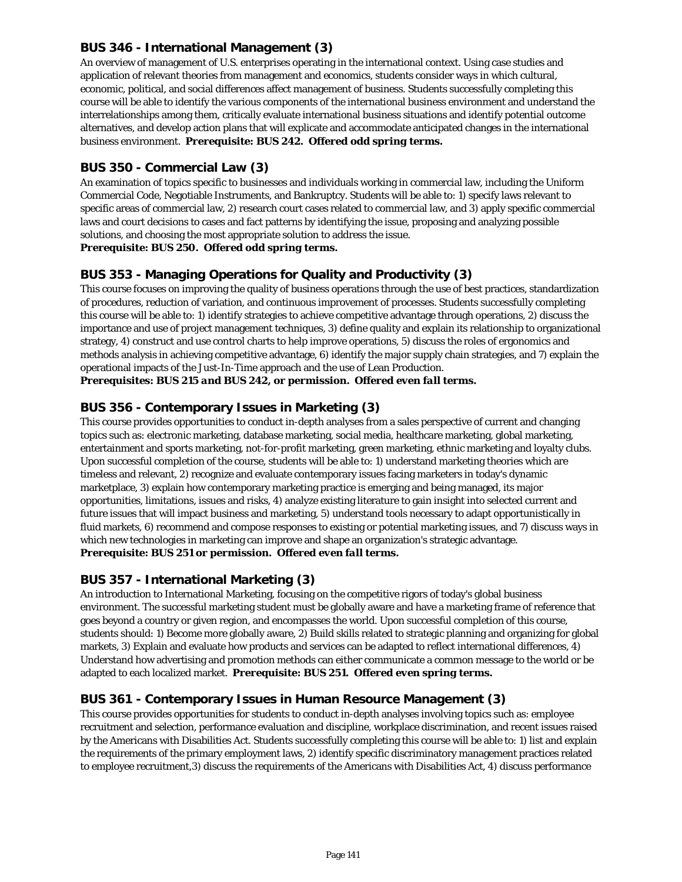### BUS 346 - International Management (3)

An overview of management of U.S. enterprises operating in the international context. Using case studies and application of relevant theories from management and economics, students consider ways in which cultural, economic, political, and social differences affect management of business. Students successfully completing this course will be able to identify the various components of the international business environment and understand the interrelationships among them, critically evaluate international business situations and identify potential outcome alternatives, and develop action plans that will explicate and accommodate anticipated changes in the international business environment. ***Prerequisite: BUS 242. Offered odd spring terms.***

### BUS 350 - Commercial Law (3)

An examination of topics specific to businesses and individuals working in commercial law, including the Uniform Commercial Code, Negotiable Instruments, and Bankruptcy. Students will be able to: 1) specify laws relevant to specific areas of commercial law, 2) research court cases related to commercial law, and 3) apply specific commercial laws and court decisions to cases and fact patterns by identifying the issue, proposing and analyzing possible solutions, and choosing the most appropriate solution to address the issue.
***Prerequisite: BUS 250. Offered odd spring terms.***

### BUS 353 - Managing Operations for Quality and Productivity (3)

This course focuses on improving the quality of business operations through the use of best practices, standardization of procedures, reduction of variation, and continuous improvement of processes. Students successfully completing this course will be able to: 1) identify strategies to achieve competitive advantage through operations, 2) discuss the importance and use of project management techniques, 3) define quality and explain its relationship to organizational strategy, 4) construct and use control charts to help improve operations, 5) discuss the roles of ergonomics and methods analysis in achieving competitive advantage, 6) identify the major supply chain strategies, and 7) explain the operational impacts of the Just-In-Time approach and the use of Lean Production.
***Prerequisites: BUS 215 and BUS 242, or permission. Offered even fall terms.***

### BUS 356 - Contemporary Issues in Marketing (3)

This course provides opportunities to conduct in-depth analyses from a sales perspective of current and changing topics such as: electronic marketing, database marketing, social media, healthcare marketing, global marketing, entertainment and sports marketing, not-for-profit marketing, green marketing, ethnic marketing and loyalty clubs. Upon successful completion of the course, students will be able to: 1) understand marketing theories which are timeless and relevant, 2) recognize and evaluate contemporary issues facing marketers in today's dynamic marketplace, 3) explain how contemporary marketing practice is emerging and being managed, its major opportunities, limitations, issues and risks, 4) analyze existing literature to gain insight into selected current and future issues that will impact business and marketing, 5) understand tools necessary to adapt opportunistically in fluid markets, 6) recommend and compose responses to existing or potential marketing issues, and 7) discuss ways in which new technologies in marketing can improve and shape an organization's strategic advantage.
***Prerequisite: BUS 251 or permission. Offered even fall terms.***

### BUS 357 - International Marketing (3)

An introduction to International Marketing, focusing on the competitive rigors of today's global business environment. The successful marketing student must be globally aware and have a marketing frame of reference that goes beyond a country or given region, and encompasses the world. Upon successful completion of this course, students should: 1) Become more globally aware, 2) Build skills related to strategic planning and organizing for global markets, 3) Explain and evaluate how products and services can be adapted to reflect international differences, 4) Understand how advertising and promotion methods can either communicate a common message to the world or be adapted to each localized market. ***Prerequisite: BUS 251. Offered even spring terms.***

### BUS 361 - Contemporary Issues in Human Resource Management (3)

This course provides opportunities for students to conduct in-depth analyses involving topics such as: employee recruitment and selection, performance evaluation and discipline, workplace discrimination, and recent issues raised by the Americans with Disabilities Act. Students successfully completing this course will be able to: 1) list and explain the requirements of the primary employment laws, 2) identify specific discriminatory management practices related to employee recruitment,3) discuss the requirements of the Americans with Disabilities Act, 4) discuss performance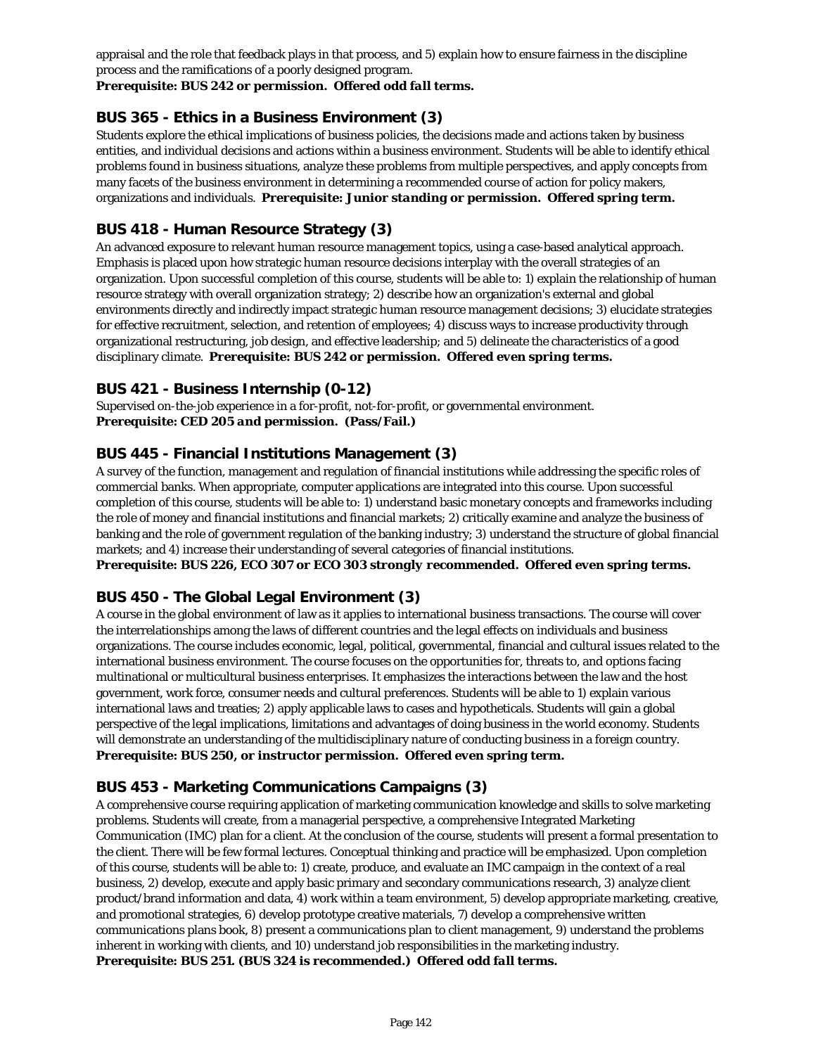appraisal and the role that feedback plays in that process, and 5) explain how to ensure fairness in the discipline process and the ramifications of a poorly designed program.
**Prerequisite: BUS 242 or permission. Offered odd fall terms.**

### BUS 365 - Ethics in a Business Environment (3)

Students explore the ethical implications of business policies, the decisions made and actions taken by business entities, and individual decisions and actions within a business environment. Students will be able to identify ethical problems found in business situations, analyze these problems from multiple perspectives, and apply concepts from many facets of the business environment in determining a recommended course of action for policy makers, organizations and individuals. **Prerequisite: Junior standing or permission. Offered spring term.**

### BUS 418 - Human Resource Strategy (3)

An advanced exposure to relevant human resource management topics, using a case-based analytical approach. Emphasis is placed upon how strategic human resource decisions interplay with the overall strategies of an organization. Upon successful completion of this course, students will be able to: 1) explain the relationship of human resource strategy with overall organization strategy; 2) describe how an organization's external and global environments directly and indirectly impact strategic human resource management decisions; 3) elucidate strategies for effective recruitment, selection, and retention of employees; 4) discuss ways to increase productivity through organizational restructuring, job design, and effective leadership; and 5) delineate the characteristics of a good disciplinary climate. **Prerequisite: BUS 242 or permission. Offered even spring terms.**

### BUS 421 - Business Internship (0-12)

Supervised on-the-job experience in a for-profit, not-for-profit, or governmental environment.
**Prerequisite: CED 205 and permission. (Pass/Fail.)**

### BUS 445 - Financial Institutions Management (3)

A survey of the function, management and regulation of financial institutions while addressing the specific roles of commercial banks. When appropriate, computer applications are integrated into this course. Upon successful completion of this course, students will be able to: 1) understand basic monetary concepts and frameworks including the role of money and financial institutions and financial markets; 2) critically examine and analyze the business of banking and the role of government regulation of the banking industry; 3) understand the structure of global financial markets; and 4) increase their understanding of several categories of financial institutions.
**Prerequisite: BUS 226, ECO 307 or ECO 303 strongly recommended. Offered even spring terms.**

### BUS 450 - The Global Legal Environment (3)

A course in the global environment of law as it applies to international business transactions. The course will cover the interrelationships among the laws of different countries and the legal effects on individuals and business organizations. The course includes economic, legal, political, governmental, financial and cultural issues related to the international business environment. The course focuses on the opportunities for, threats to, and options facing multinational or multicultural business enterprises. It emphasizes the interactions between the law and the host government, work force, consumer needs and cultural preferences. Students will be able to 1) explain various international laws and treaties; 2) apply applicable laws to cases and hypotheticals. Students will gain a global perspective of the legal implications, limitations and advantages of doing business in the world economy. Students will demonstrate an understanding of the multidisciplinary nature of conducting business in a foreign country.
**Prerequisite: BUS 250, or instructor permission. Offered even spring term.**

### BUS 453 - Marketing Communications Campaigns (3)

A comprehensive course requiring application of marketing communication knowledge and skills to solve marketing problems. Students will create, from a managerial perspective, a comprehensive Integrated Marketing Communication (IMC) plan for a client. At the conclusion of the course, students will present a formal presentation to the client. There will be few formal lectures. Conceptual thinking and practice will be emphasized. Upon completion of this course, students will be able to: 1) create, produce, and evaluate an IMC campaign in the context of a real business, 2) develop, execute and apply basic primary and secondary communications research, 3) analyze client product/brand information and data, 4) work within a team environment, 5) develop appropriate marketing, creative, and promotional strategies, 6) develop prototype creative materials, 7) develop a comprehensive written communications plans book, 8) present a communications plan to client management, 9) understand the problems inherent in working with clients, and 10) understand job responsibilities in the marketing industry.
**Prerequisite: BUS 251. (BUS 324 is recommended.) Offered odd fall terms.**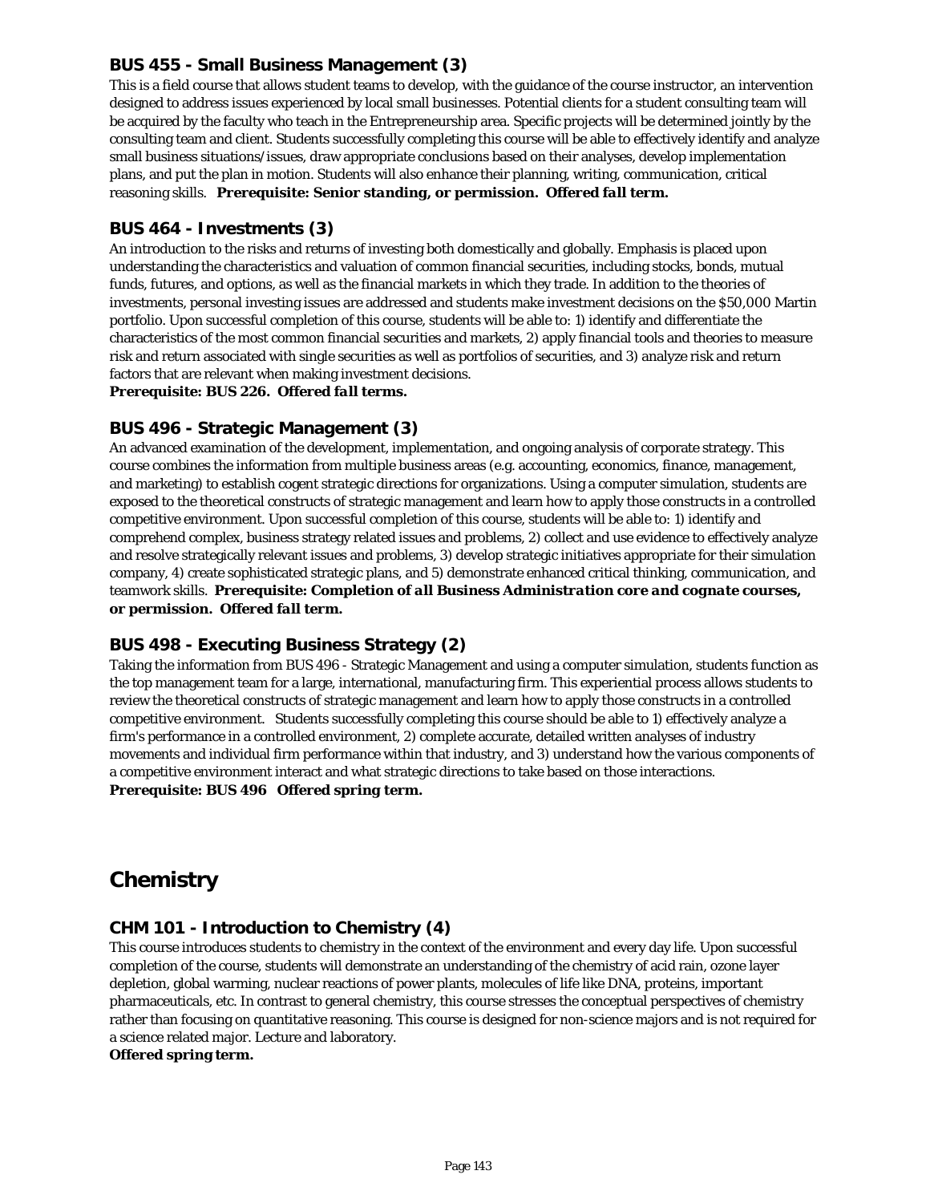### BUS 455 - Small Business Management (3)

This is a field course that allows student teams to develop, with the guidance of the course instructor, an intervention designed to address issues experienced by local small businesses. Potential clients for a student consulting team will be acquired by the faculty who teach in the Entrepreneurship area. Specific projects will be determined jointly by the consulting team and client. Students successfully completing this course will be able to effectively identify and analyze small business situations/issues, draw appropriate conclusions based on their analyses, develop implementation plans, and put the plan in motion. Students will also enhance their planning, writing, communication, critical reasoning skills. ***Prerequisite: Senior standing, or permission. Offered fall term.***

### BUS 464 - Investments (3)

An introduction to the risks and returns of investing both domestically and globally. Emphasis is placed upon understanding the characteristics and valuation of common financial securities, including stocks, bonds, mutual funds, futures, and options, as well as the financial markets in which they trade. In addition to the theories of investments, personal investing issues are addressed and students make investment decisions on the $50,000 Martin portfolio. Upon successful completion of this course, students will be able to: 1) identify and differentiate the characteristics of the most common financial securities and markets, 2) apply financial tools and theories to measure risk and return associated with single securities as well as portfolios of securities, and 3) analyze risk and return factors that are relevant when making investment decisions.
***Prerequisite: BUS 226. Offered fall terms.***

### BUS 496 - Strategic Management (3)

An advanced examination of the development, implementation, and ongoing analysis of corporate strategy. This course combines the information from multiple business areas (e.g. accounting, economics, finance, management, and marketing) to establish cogent strategic directions for organizations. Using a computer simulation, students are exposed to the theoretical constructs of strategic management and learn how to apply those constructs in a controlled competitive environment. Upon successful completion of this course, students will be able to: 1) identify and comprehend complex, business strategy related issues and problems, 2) collect and use evidence to effectively analyze and resolve strategically relevant issues and problems, 3) develop strategic initiatives appropriate for their simulation company, 4) create sophisticated strategic plans, and 5) demonstrate enhanced critical thinking, communication, and teamwork skills. ***Prerequisite: Completion of all Business Administration core and cognate courses, or permission. Offered fall term.***

### BUS 498 - Executing Business Strategy (2)

Taking the information from BUS 496 - Strategic Management and using a computer simulation, students function as the top management team for a large, international, manufacturing firm. This experiential process allows students to review the theoretical constructs of strategic management and learn how to apply those constructs in a controlled competitive environment. Students successfully completing this course should be able to 1) effectively analyze a firm's performance in a controlled environment, 2) complete accurate, detailed written analyses of industry movements and individual firm performance within that industry, and 3) understand how the various components of a competitive environment interact and what strategic directions to take based on those interactions.
***Prerequisite: BUS 496 Offered spring term.***

## Chemistry

### CHM 101 - Introduction to Chemistry (4)

This course introduces students to chemistry in the context of the environment and every day life. Upon successful completion of the course, students will demonstrate an understanding of the chemistry of acid rain, ozone layer depletion, global warming, nuclear reactions of power plants, molecules of life like DNA, proteins, important pharmaceuticals, etc. In contrast to general chemistry, this course stresses the conceptual perspectives of chemistry rather than focusing on quantitative reasoning. This course is designed for non-science majors and is not required for a science related major. Lecture and laboratory.
**Offered spring term.**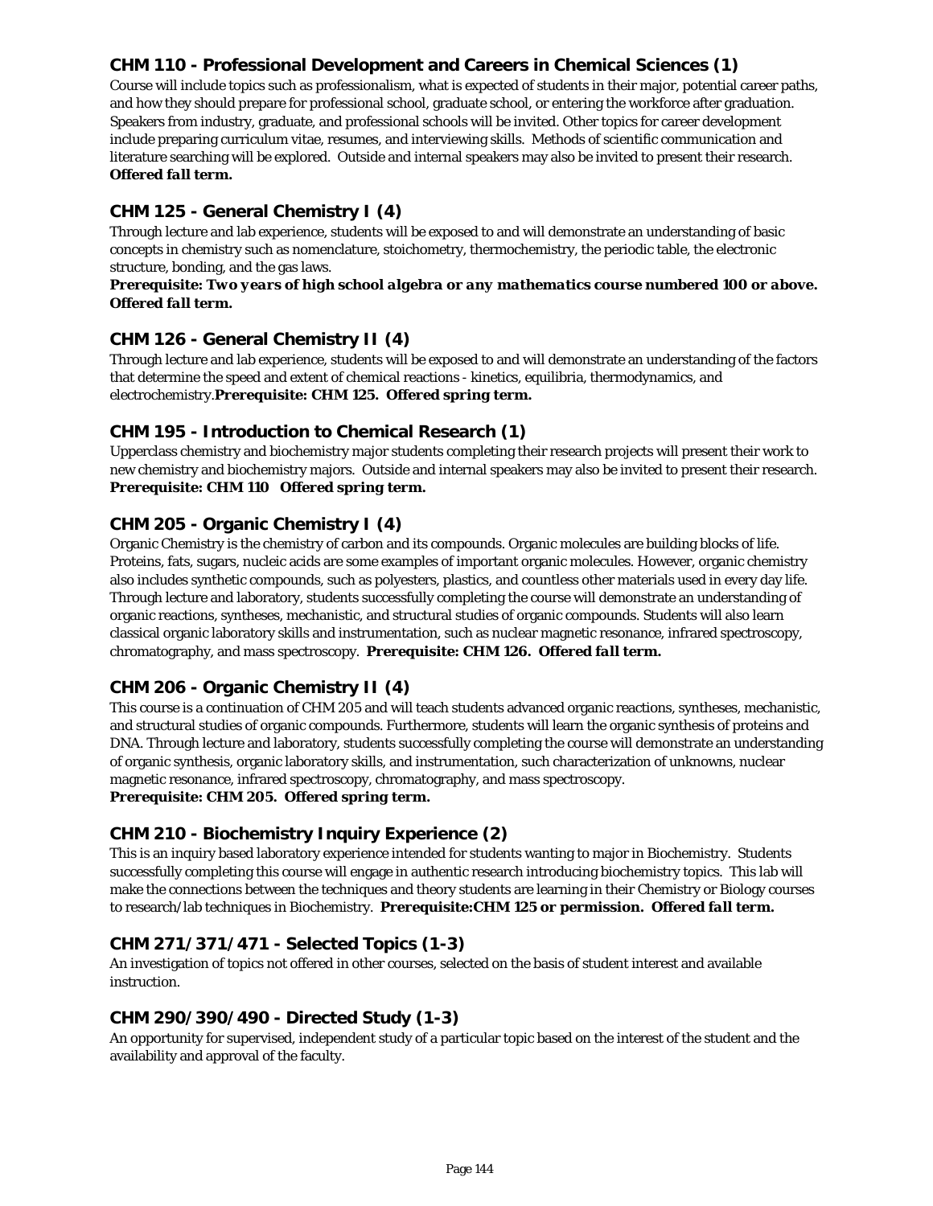### CHM 110 - Professional Development and Careers in Chemical Sciences (1)

Course will include topics such as professionalism, what is expected of students in their major, potential career paths, and how they should prepare for professional school, graduate school, or entering the workforce after graduation. Speakers from industry, graduate, and professional schools will be invited. Other topics for career development include preparing curriculum vitae, resumes, and interviewing skills. Methods of scientific communication and literature searching will be explored. Outside and internal speakers may also be invited to present their research. ***Offered fall term.***

### CHM 125 - General Chemistry I (4)

Through lecture and lab experience, students will be exposed to and will demonstrate an understanding of basic concepts in chemistry such as nomenclature, stoichometry, thermochemistry, the periodic table, the electronic structure, bonding, and the gas laws.

***Prerequisite: Two years of high school algebra or any mathematics course numbered 100 or above. Offered fall term.***

### CHM 126 - General Chemistry II (4)

Through lecture and lab experience, students will be exposed to and will demonstrate an understanding of the factors that determine the speed and extent of chemical reactions - kinetics, equilibria, thermodynamics, and electrochemistry.***Prerequisite: CHM 125. Offered spring term.***

### CHM 195 - Introduction to Chemical Research (1)

Upperclass chemistry and biochemistry major students completing their research projects will present their work to new chemistry and biochemistry majors. Outside and internal speakers may also be invited to present their research. ***Prerequisite: CHM 110 Offered spring term.***

### CHM 205 - Organic Chemistry I (4)

Organic Chemistry is the chemistry of carbon and its compounds. Organic molecules are building blocks of life. Proteins, fats, sugars, nucleic acids are some examples of important organic molecules. However, organic chemistry also includes synthetic compounds, such as polyesters, plastics, and countless other materials used in every day life. Through lecture and laboratory, students successfully completing the course will demonstrate an understanding of organic reactions, syntheses, mechanistic, and structural studies of organic compounds. Students will also learn classical organic laboratory skills and instrumentation, such as nuclear magnetic resonance, infrared spectroscopy, chromatography, and mass spectroscopy. ***Prerequisite: CHM 126. Offered fall term.***

### CHM 206 - Organic Chemistry II (4)

This course is a continuation of CHM 205 and will teach students advanced organic reactions, syntheses, mechanistic, and structural studies of organic compounds. Furthermore, students will learn the organic synthesis of proteins and DNA. Through lecture and laboratory, students successfully completing the course will demonstrate an understanding of organic synthesis, organic laboratory skills, and instrumentation, such characterization of unknowns, nuclear magnetic resonance, infrared spectroscopy, chromatography, and mass spectroscopy.

***Prerequisite: CHM 205. Offered spring term.***

### CHM 210 - Biochemistry Inquiry Experience (2)

This is an inquiry based laboratory experience intended for students wanting to major in Biochemistry. Students successfully completing this course will engage in authentic research introducing biochemistry topics. This lab will make the connections between the techniques and theory students are learning in their Chemistry or Biology courses to research/lab techniques in Biochemistry. ***Prerequisite:CHM 125 or permission. Offered fall term.***

### CHM 271/371/471 - Selected Topics (1-3)

An investigation of topics not offered in other courses, selected on the basis of student interest and available instruction.

### CHM 290/390/490 - Directed Study (1-3)

An opportunity for supervised, independent study of a particular topic based on the interest of the student and the availability and approval of the faculty.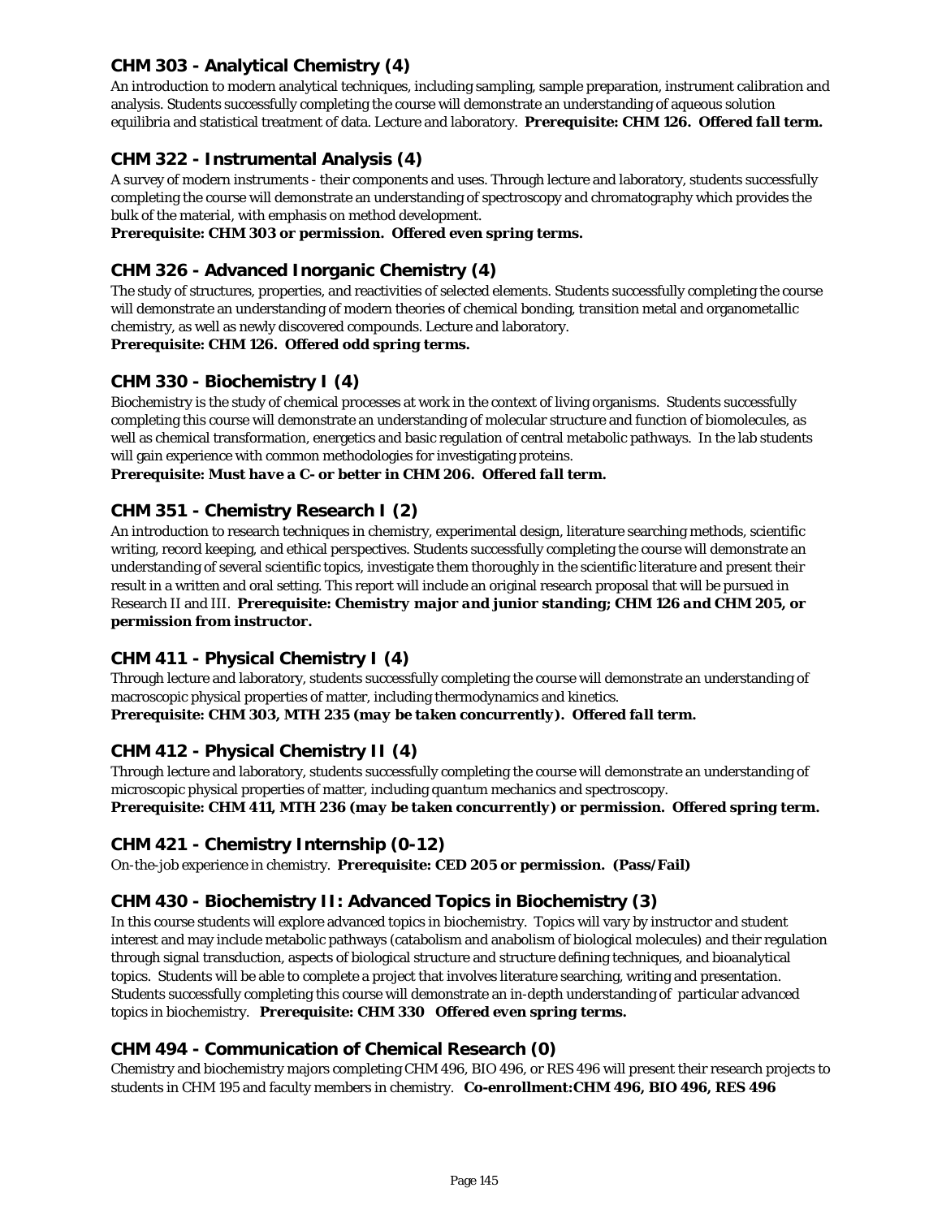### CHM 303 - Analytical Chemistry (4)

An introduction to modern analytical techniques, including sampling, sample preparation, instrument calibration and analysis. Students successfully completing the course will demonstrate an understanding of aqueous solution equilibria and statistical treatment of data. Lecture and laboratory. ***Prerequisite: CHM 126. Offered fall term.***

### CHM 322 - Instrumental Analysis (4)

A survey of modern instruments - their components and uses. Through lecture and laboratory, students successfully completing the course will demonstrate an understanding of spectroscopy and chromatography which provides the bulk of the material, with emphasis on method development.
***Prerequisite: CHM 303 or permission. Offered even spring terms.***

### CHM 326 - Advanced Inorganic Chemistry (4)

The study of structures, properties, and reactivities of selected elements. Students successfully completing the course will demonstrate an understanding of modern theories of chemical bonding, transition metal and organometallic chemistry, as well as newly discovered compounds. Lecture and laboratory.
***Prerequisite: CHM 126. Offered odd spring terms.***

### CHM 330 - Biochemistry I (4)

Biochemistry is the study of chemical processes at work in the context of living organisms. Students successfully completing this course will demonstrate an understanding of molecular structure and function of biomolecules, as well as chemical transformation, energetics and basic regulation of central metabolic pathways. In the lab students will gain experience with common methodologies for investigating proteins.
***Prerequisite: Must have a C- or better in CHM 206. Offered fall term.***

### CHM 351 - Chemistry Research I (2)

An introduction to research techniques in chemistry, experimental design, literature searching methods, scientific writing, record keeping, and ethical perspectives. Students successfully completing the course will demonstrate an understanding of several scientific topics, investigate them thoroughly in the scientific literature and present their result in a written and oral setting. This report will include an original research proposal that will be pursued in Research II and III. ***Prerequisite: Chemistry major and junior standing; CHM 126 and CHM 205, or permission from instructor.***

### CHM 411 - Physical Chemistry I (4)

Through lecture and laboratory, students successfully completing the course will demonstrate an understanding of macroscopic physical properties of matter, including thermodynamics and kinetics.
***Prerequisite: CHM 303, MTH 235 (may be taken concurrently). Offered fall term.***

### CHM 412 - Physical Chemistry II (4)

Through lecture and laboratory, students successfully completing the course will demonstrate an understanding of microscopic physical properties of matter, including quantum mechanics and spectroscopy.
***Prerequisite: CHM 411, MTH 236 (may be taken concurrently) or permission. Offered spring term.***

### CHM 421 - Chemistry Internship (0-12)

On-the-job experience in chemistry. **Prerequisite: CED 205 or permission. (Pass/Fail)**

### CHM 430 - Biochemistry II: Advanced Topics in Biochemistry (3)

In this course students will explore advanced topics in biochemistry. Topics will vary by instructor and student interest and may include metabolic pathways (catabolism and anabolism of biological molecules) and their regulation through signal transduction, aspects of biological structure and structure defining techniques, and bioanalytical topics. Students will be able to complete a project that involves literature searching, writing and presentation. Students successfully completing this course will demonstrate an in-depth understanding of particular advanced topics in biochemistry. ***Prerequisite: CHM 330 Offered even spring terms.***

### CHM 494 - Communication of Chemical Research (0)

Chemistry and biochemistry majors completing CHM 496, BIO 496, or RES 496 will present their research projects to students in CHM 195 and faculty members in chemistry. **Co-enrollment:CHM 496, BIO 496, RES 496**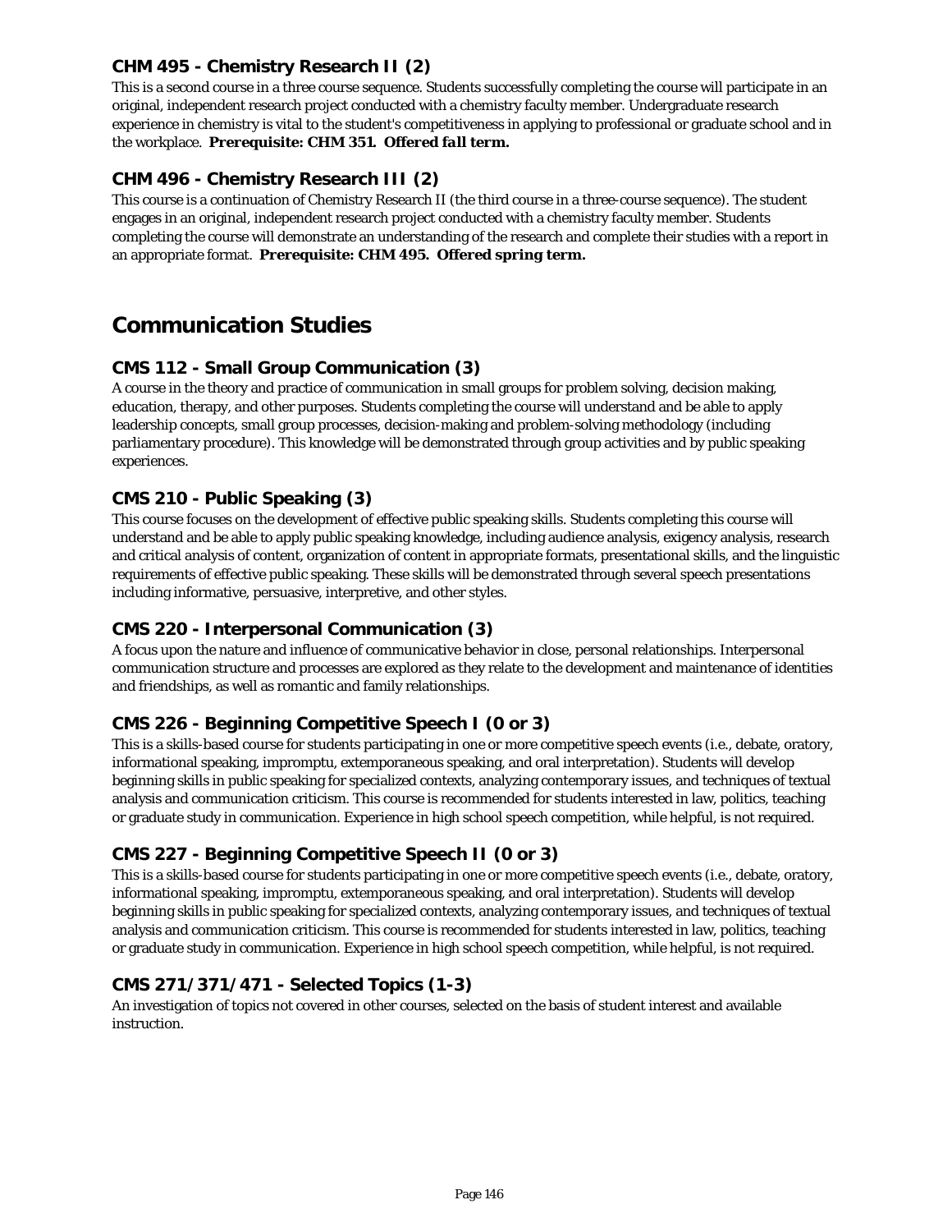### CHM 495 - Chemistry Research II (2)

This is a second course in a three course sequence. Students successfully completing the course will participate in an original, independent research project conducted with a chemistry faculty member. Undergraduate research experience in chemistry is vital to the student's competitiveness in applying to professional or graduate school and in the workplace. ***Prerequisite: CHM 351. Offered fall term.***

### CHM 496 - Chemistry Research III (2)

This course is a continuation of Chemistry Research II (the third course in a three-course sequence). The student engages in an original, independent research project conducted with a chemistry faculty member. Students completing the course will demonstrate an understanding of the research and complete their studies with a report in an appropriate format. ***Prerequisite: CHM 495. Offered spring term.***

## Communication Studies

### CMS 112 - Small Group Communication (3)

A course in the theory and practice of communication in small groups for problem solving, decision making, education, therapy, and other purposes. Students completing the course will understand and be able to apply leadership concepts, small group processes, decision-making and problem-solving methodology (including parliamentary procedure). This knowledge will be demonstrated through group activities and by public speaking experiences.

### CMS 210 - Public Speaking (3)

This course focuses on the development of effective public speaking skills. Students completing this course will understand and be able to apply public speaking knowledge, including audience analysis, exigency analysis, research and critical analysis of content, organization of content in appropriate formats, presentational skills, and the linguistic requirements of effective public speaking. These skills will be demonstrated through several speech presentations including informative, persuasive, interpretive, and other styles.

### CMS 220 - Interpersonal Communication (3)

A focus upon the nature and influence of communicative behavior in close, personal relationships. Interpersonal communication structure and processes are explored as they relate to the development and maintenance of identities and friendships, as well as romantic and family relationships.

### CMS 226 - Beginning Competitive Speech I (0 or 3)

This is a skills-based course for students participating in one or more competitive speech events (i.e., debate, oratory, informational speaking, impromptu, extemporaneous speaking, and oral interpretation). Students will develop beginning skills in public speaking for specialized contexts, analyzing contemporary issues, and techniques of textual analysis and communication criticism. This course is recommended for students interested in law, politics, teaching or graduate study in communication. Experience in high school speech competition, while helpful, is not required.

### CMS 227 - Beginning Competitive Speech II (0 or 3)

This is a skills-based course for students participating in one or more competitive speech events (i.e., debate, oratory, informational speaking, impromptu, extemporaneous speaking, and oral interpretation). Students will develop beginning skills in public speaking for specialized contexts, analyzing contemporary issues, and techniques of textual analysis and communication criticism. This course is recommended for students interested in law, politics, teaching or graduate study in communication. Experience in high school speech competition, while helpful, is not required.

### CMS 271/371/471 - Selected Topics (1-3)

An investigation of topics not covered in other courses, selected on the basis of student interest and available instruction.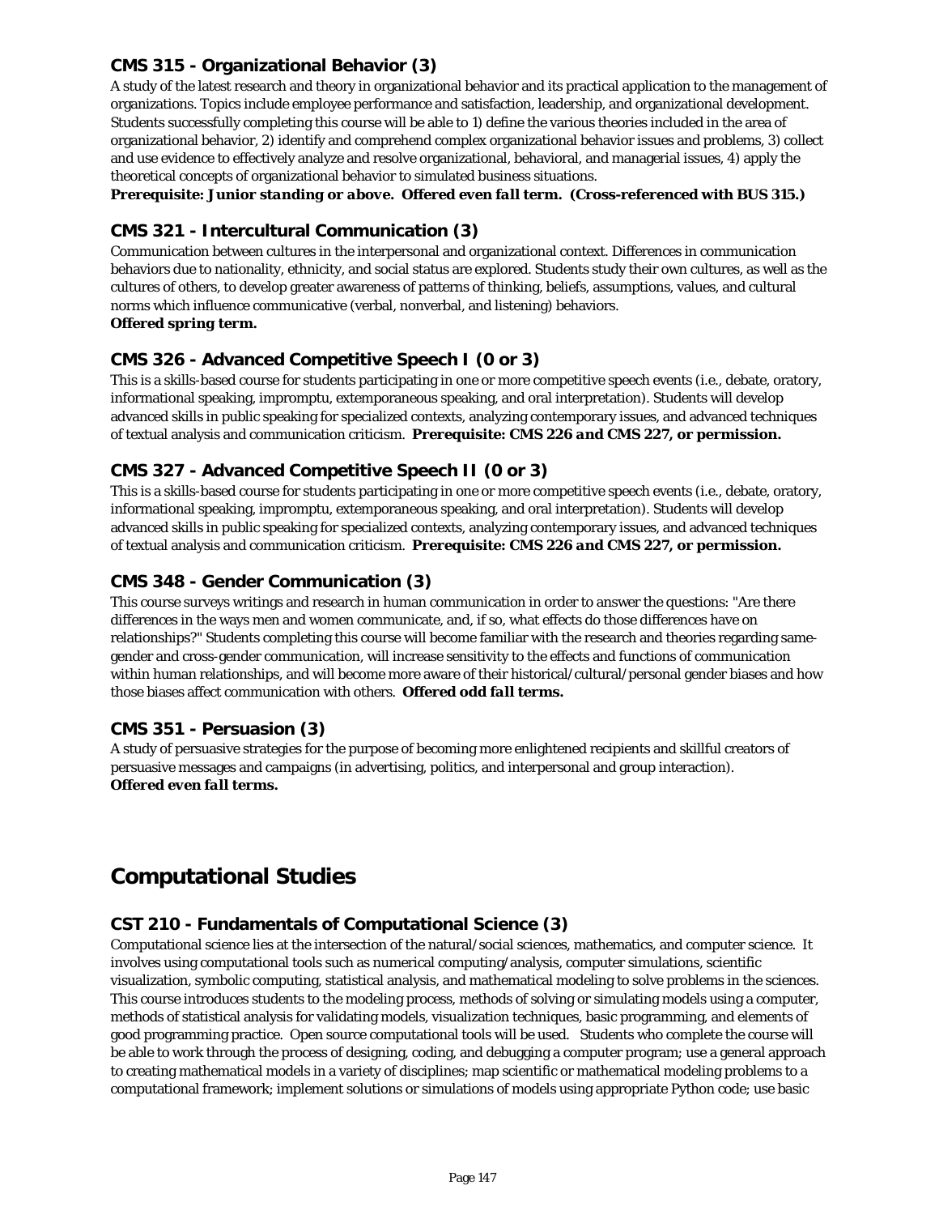### CMS 315 - Organizational Behavior (3)

A study of the latest research and theory in organizational behavior and its practical application to the management of organizations. Topics include employee performance and satisfaction, leadership, and organizational development. Students successfully completing this course will be able to 1) define the various theories included in the area of organizational behavior, 2) identify and comprehend complex organizational behavior issues and problems, 3) collect and use evidence to effectively analyze and resolve organizational, behavioral, and managerial issues, 4) apply the theoretical concepts of organizational behavior to simulated business situations.
***Prerequisite: Junior standing or above. Offered even fall term. (Cross-referenced with BUS 315.)***

### CMS 321 - Intercultural Communication (3)

Communication between cultures in the interpersonal and organizational context. Differences in communication behaviors due to nationality, ethnicity, and social status are explored. Students study their own cultures, as well as the cultures of others, to develop greater awareness of patterns of thinking, beliefs, assumptions, values, and cultural norms which influence communicative (verbal, nonverbal, and listening) behaviors.
***Offered spring term.***

### CMS 326 - Advanced Competitive Speech I (0 or 3)

This is a skills-based course for students participating in one or more competitive speech events (i.e., debate, oratory, informational speaking, impromptu, extemporaneous speaking, and oral interpretation). Students will develop advanced skills in public speaking for specialized contexts, analyzing contemporary issues, and advanced techniques of textual analysis and communication criticism. ***Prerequisite: CMS 226 and CMS 227, or permission.***

### CMS 327 - Advanced Competitive Speech II (0 or 3)

This is a skills-based course for students participating in one or more competitive speech events (i.e., debate, oratory, informational speaking, impromptu, extemporaneous speaking, and oral interpretation). Students will develop advanced skills in public speaking for specialized contexts, analyzing contemporary issues, and advanced techniques of textual analysis and communication criticism. ***Prerequisite: CMS 226 and CMS 227, or permission.***

### CMS 348 - Gender Communication (3)

This course surveys writings and research in human communication in order to answer the questions: "Are there differences in the ways men and women communicate, and, if so, what effects do those differences have on relationships?" Students completing this course will become familiar with the research and theories regarding same-gender and cross-gender communication, will increase sensitivity to the effects and functions of communication within human relationships, and will become more aware of their historical/cultural/personal gender biases and how those biases affect communication with others. ***Offered odd fall terms.***

### CMS 351 - Persuasion (3)

A study of persuasive strategies for the purpose of becoming more enlightened recipients and skillful creators of persuasive messages and campaigns (in advertising, politics, and interpersonal and group interaction).
***Offered even fall terms.***

## Computational Studies

### CST 210 - Fundamentals of Computational Science (3)

Computational science lies at the intersection of the natural/social sciences, mathematics, and computer science. It involves using computational tools such as numerical computing/analysis, computer simulations, scientific visualization, symbolic computing, statistical analysis, and mathematical modeling to solve problems in the sciences. This course introduces students to the modeling process, methods of solving or simulating models using a computer, methods of statistical analysis for validating models, visualization techniques, basic programming, and elements of good programming practice. Open source computational tools will be used. Students who complete the course will be able to work through the process of designing, coding, and debugging a computer program; use a general approach to creating mathematical models in a variety of disciplines; map scientific or mathematical modeling problems to a computational framework; implement solutions or simulations of models using appropriate Python code; use basic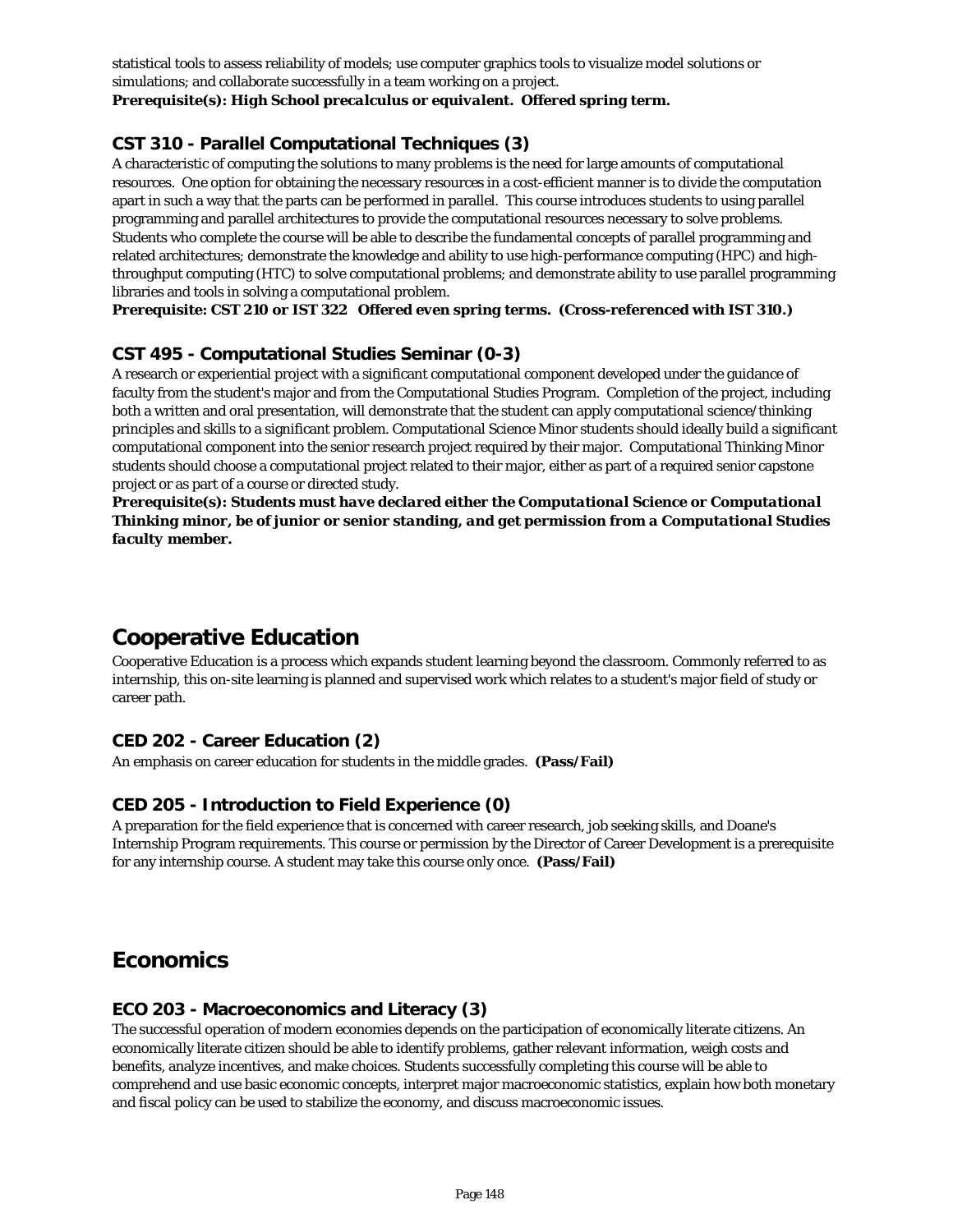statistical tools to assess reliability of models; use computer graphics tools to visualize model solutions or simulations; and collaborate successfully in a team working on a project.
***Prerequisite(s): High School precalculus or equivalent. Offered spring term.***

### CST 310 - Parallel Computational Techniques (3)

A characteristic of computing the solutions to many problems is the need for large amounts of computational resources. One option for obtaining the necessary resources in a cost-efficient manner is to divide the computation apart in such a way that the parts can be performed in parallel. This course introduces students to using parallel programming and parallel architectures to provide the computational resources necessary to solve problems. Students who complete the course will be able to describe the fundamental concepts of parallel programming and related architectures; demonstrate the knowledge and ability to use high-performance computing (HPC) and high-throughput computing (HTC) to solve computational problems; and demonstrate ability to use parallel programming libraries and tools in solving a computational problem.
***Prerequisite: CST 210 or IST 322 Offered even spring terms. (Cross-referenced with IST 310.)***

### CST 495 - Computational Studies Seminar (0-3)

A research or experiential project with a significant computational component developed under the guidance of faculty from the student's major and from the Computational Studies Program. Completion of the project, including both a written and oral presentation, will demonstrate that the student can apply computational science/thinking principles and skills to a significant problem. Computational Science Minor students should ideally build a significant computational component into the senior research project required by their major. Computational Thinking Minor students should choose a computational project related to their major, either as part of a required senior capstone project or as part of a course or directed study.
***Prerequisite(s): Students must have declared either the Computational Science or Computational Thinking minor, be of junior or senior standing, and get permission from a Computational Studies faculty member.***

## Cooperative Education

Cooperative Education is a process which expands student learning beyond the classroom. Commonly referred to as internship, this on-site learning is planned and supervised work which relates to a student's major field of study or career path.

### CED 202 - Career Education (2)

An emphasis on career education for students in the middle grades. **(Pass/Fail)**

### CED 205 - Introduction to Field Experience (0)

A preparation for the field experience that is concerned with career research, job seeking skills, and Doane's Internship Program requirements. This course or permission by the Director of Career Development is a prerequisite for any internship course. A student may take this course only once. **(Pass/Fail)**

## Economics

### ECO 203 - Macroeconomics and Literacy (3)

The successful operation of modern economies depends on the participation of economically literate citizens. An economically literate citizen should be able to identify problems, gather relevant information, weigh costs and benefits, analyze incentives, and make choices. Students successfully completing this course will be able to comprehend and use basic economic concepts, interpret major macroeconomic statistics, explain how both monetary and fiscal policy can be used to stabilize the economy, and discuss macroeconomic issues.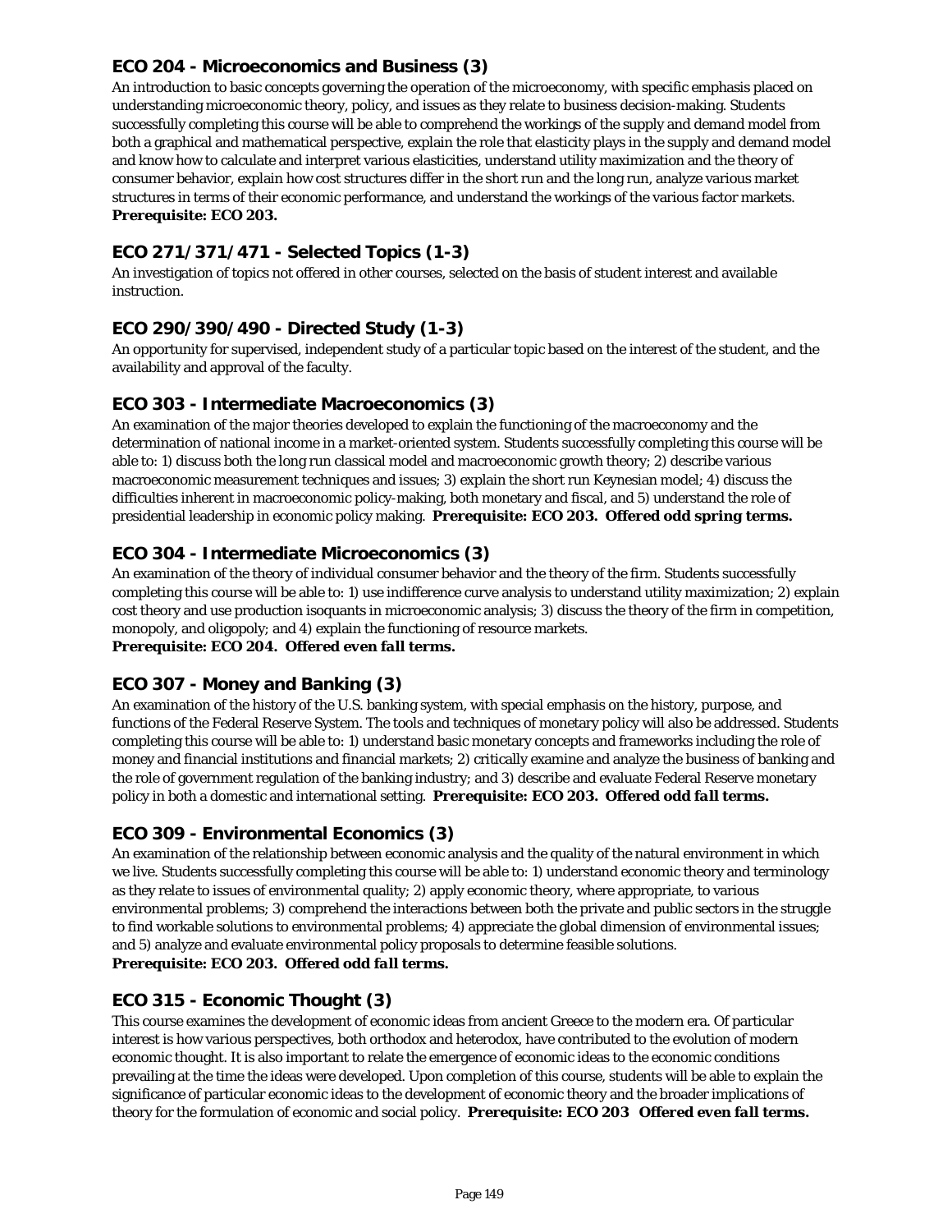### ECO 204 - Microeconomics and Business (3)

An introduction to basic concepts governing the operation of the microeconomy, with specific emphasis placed on understanding microeconomic theory, policy, and issues as they relate to business decision-making. Students successfully completing this course will be able to comprehend the workings of the supply and demand model from both a graphical and mathematical perspective, explain the role that elasticity plays in the supply and demand model and know how to calculate and interpret various elasticities, understand utility maximization and the theory of consumer behavior, explain how cost structures differ in the short run and the long run, analyze various market structures in terms of their economic performance, and understand the workings of the various factor markets. **Prerequisite: ECO 203.**

### ECO 271/371/471 - Selected Topics (1-3)

An investigation of topics not offered in other courses, selected on the basis of student interest and available instruction.

### ECO 290/390/490 - Directed Study (1-3)

An opportunity for supervised, independent study of a particular topic based on the interest of the student, and the availability and approval of the faculty.

### ECO 303 - Intermediate Macroeconomics (3)

An examination of the major theories developed to explain the functioning of the macroeconomy and the determination of national income in a market-oriented system. Students successfully completing this course will be able to: 1) discuss both the long run classical model and macroeconomic growth theory; 2) describe various macroeconomic measurement techniques and issues; 3) explain the short run Keynesian model; 4) discuss the difficulties inherent in macroeconomic policy-making, both monetary and fiscal, and 5) understand the role of presidential leadership in economic policy making. **Prerequisite: ECO 203. *Offered odd spring terms.***

### ECO 304 - Intermediate Microeconomics (3)

An examination of the theory of individual consumer behavior and the theory of the firm. Students successfully completing this course will be able to: 1) use indifference curve analysis to understand utility maximization; 2) explain cost theory and use production isoquants in microeconomic analysis; 3) discuss the theory of the firm in competition, monopoly, and oligopoly; and 4) explain the functioning of resource markets.
**Prerequisite: ECO 204. *Offered even fall terms.***

### ECO 307 - Money and Banking (3)

An examination of the history of the U.S. banking system, with special emphasis on the history, purpose, and functions of the Federal Reserve System. The tools and techniques of monetary policy will also be addressed. Students completing this course will be able to: 1) understand basic monetary concepts and frameworks including the role of money and financial institutions and financial markets; 2) critically examine and analyze the business of banking and the role of government regulation of the banking industry; and 3) describe and evaluate Federal Reserve monetary policy in both a domestic and international setting. **Prerequisite: ECO 203. *Offered odd fall terms.***

### ECO 309 - Environmental Economics (3)

An examination of the relationship between economic analysis and the quality of the natural environment in which we live. Students successfully completing this course will be able to: 1) understand economic theory and terminology as they relate to issues of environmental quality; 2) apply economic theory, where appropriate, to various environmental problems; 3) comprehend the interactions between both the private and public sectors in the struggle to find workable solutions to environmental problems; 4) appreciate the global dimension of environmental issues; and 5) analyze and evaluate environmental policy proposals to determine feasible solutions.
**Prerequisite: ECO 203. *Offered odd fall terms.***

### ECO 315 - Economic Thought (3)

This course examines the development of economic ideas from ancient Greece to the modern era. Of particular interest is how various perspectives, both orthodox and heterodox, have contributed to the evolution of modern economic thought. It is also important to relate the emergence of economic ideas to the economic conditions prevailing at the time the ideas were developed. Upon completion of this course, students will be able to explain the significance of particular economic ideas to the development of economic theory and the broader implications of theory for the formulation of economic and social policy. **Prerequisite: ECO 203 *Offered even fall terms.***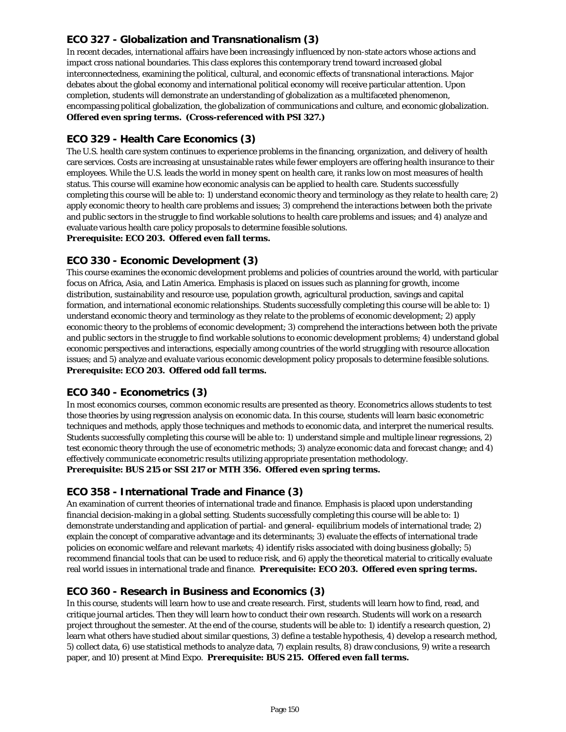## ECO 327 - Globalization and Transnationalism (3)

In recent decades, international affairs have been increasingly influenced by non-state actors whose actions and impact cross national boundaries. This class explores this contemporary trend toward increased global interconnectedness, examining the political, cultural, and economic effects of transnational interactions. Major debates about the global economy and international political economy will receive particular attention. Upon completion, students will demonstrate an understanding of globalization as a multifaceted phenomenon, encompassing political globalization, the globalization of communications and culture, and economic globalization. **Offered even spring terms. (Cross-referenced with PSI 327.)**

## ECO 329 - Health Care Economics (3)

The U.S. health care system continues to experience problems in the financing, organization, and delivery of health care services. Costs are increasing at unsustainable rates while fewer employers are offering health insurance to their employees. While the U.S. leads the world in money spent on health care, it ranks low on most measures of health status. This course will examine how economic analysis can be applied to health care. Students successfully completing this course will be able to: 1) understand economic theory and terminology as they relate to health care; 2) apply economic theory to health care problems and issues; 3) comprehend the interactions between both the private and public sectors in the struggle to find workable solutions to health care problems and issues; and 4) analyze and evaluate various health care policy proposals to determine feasible solutions.
***Prerequisite: ECO 203. Offered even fall terms.***

## ECO 330 - Economic Development (3)

This course examines the economic development problems and policies of countries around the world, with particular focus on Africa, Asia, and Latin America. Emphasis is placed on issues such as planning for growth, income distribution, sustainability and resource use, population growth, agricultural production, savings and capital formation, and international economic relationships. Students successfully completing this course will be able to: 1) understand economic theory and terminology as they relate to the problems of economic development; 2) apply economic theory to the problems of economic development; 3) comprehend the interactions between both the private and public sectors in the struggle to find workable solutions to economic development problems; 4) understand global economic perspectives and interactions, especially among countries of the world struggling with resource allocation issues; and 5) analyze and evaluate various economic development policy proposals to determine feasible solutions.
***Prerequisite: ECO 203. Offered odd fall terms.***

## ECO 340 - Econometrics (3)

In most economics courses, common economic results are presented as theory. Econometrics allows students to test those theories by using regression analysis on economic data. In this course, students will learn basic econometric techniques and methods, apply those techniques and methods to economic data, and interpret the numerical results. Students successfully completing this course will be able to: 1) understand simple and multiple linear regressions, 2) test economic theory through the use of econometric methods; 3) analyze economic data and forecast change; and 4) effectively communicate econometric results utilizing appropriate presentation methodology.
**Prerequisite: BUS 215 or SSI 217 or MTH 356. Offered even spring terms.**

## ECO 358 - International Trade and Finance (3)

An examination of current theories of international trade and finance. Emphasis is placed upon understanding financial decision-making in a global setting. Students successfully completing this course will be able to: 1) demonstrate understanding and application of partial- and general- equilibrium models of international trade; 2) explain the concept of comparative advantage and its determinants; 3) evaluate the effects of international trade policies on economic welfare and relevant markets; 4) identify risks associated with doing business globally; 5) recommend financial tools that can be used to reduce risk, and 6) apply the theoretical material to critically evaluate real world issues in international trade and finance. **Prerequisite: ECO 203. Offered even spring terms.**

## ECO 360 - Research in Business and Economics (3)

In this course, students will learn how to use and create research. First, students will learn how to find, read, and critique journal articles. Then they will learn how to conduct their own research. Students will work on a research project throughout the semester. At the end of the course, students will be able to: 1) identify a research question, 2) learn what others have studied about similar questions, 3) define a testable hypothesis, 4) develop a research method, 5) collect data, 6) use statistical methods to analyze data, 7) explain results, 8) draw conclusions, 9) write a research paper, and 10) present at Mind Expo. ***Prerequisite: BUS 215. Offered even fall terms.***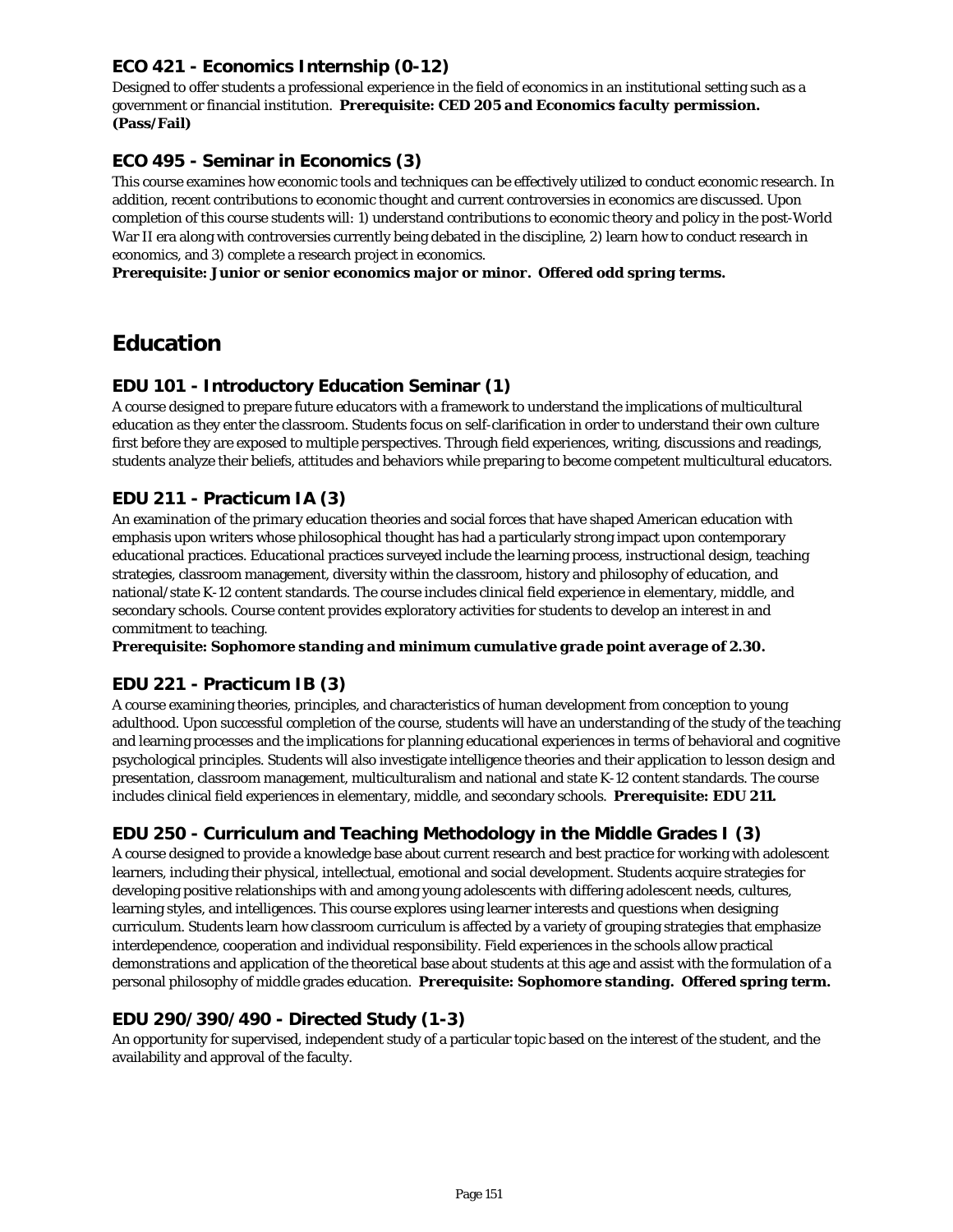### ECO 421 - Economics Internship (0-12)

Designed to offer students a professional experience in the field of economics in an institutional setting such as a government or financial institution. ***Prerequisite: CED 205 and Economics faculty permission. (Pass/Fail)***

### ECO 495 - Seminar in Economics (3)

This course examines how economic tools and techniques can be effectively utilized to conduct economic research. In addition, recent contributions to economic thought and current controversies in economics are discussed. Upon completion of this course students will: 1) understand contributions to economic theory and policy in the post-World War II era along with controversies currently being debated in the discipline, 2) learn how to conduct research in economics, and 3) complete a research project in economics.

***Prerequisite: Junior or senior economics major or minor. Offered odd spring terms.***

## Education

### EDU 101 - Introductory Education Seminar (1)

A course designed to prepare future educators with a framework to understand the implications of multicultural education as they enter the classroom. Students focus on self-clarification in order to understand their own culture first before they are exposed to multiple perspectives. Through field experiences, writing, discussions and readings, students analyze their beliefs, attitudes and behaviors while preparing to become competent multicultural educators.

### EDU 211 - Practicum IA (3)

An examination of the primary education theories and social forces that have shaped American education with emphasis upon writers whose philosophical thought has had a particularly strong impact upon contemporary educational practices. Educational practices surveyed include the learning process, instructional design, teaching strategies, classroom management, diversity within the classroom, history and philosophy of education, and national/state K-12 content standards. The course includes clinical field experience in elementary, middle, and secondary schools. Course content provides exploratory activities for students to develop an interest in and commitment to teaching.

***Prerequisite: Sophomore standing and minimum cumulative grade point average of 2.30.***

### EDU 221 - Practicum IB (3)

A course examining theories, principles, and characteristics of human development from conception to young adulthood. Upon successful completion of the course, students will have an understanding of the study of the teaching and learning processes and the implications for planning educational experiences in terms of behavioral and cognitive psychological principles. Students will also investigate intelligence theories and their application to lesson design and presentation, classroom management, multiculturalism and national and state K-12 content standards. The course includes clinical field experiences in elementary, middle, and secondary schools. ***Prerequisite: EDU 211.***

### EDU 250 - Curriculum and Teaching Methodology in the Middle Grades I (3)

A course designed to provide a knowledge base about current research and best practice for working with adolescent learners, including their physical, intellectual, emotional and social development. Students acquire strategies for developing positive relationships with and among young adolescents with differing adolescent needs, cultures, learning styles, and intelligences. This course explores using learner interests and questions when designing curriculum. Students learn how classroom curriculum is affected by a variety of grouping strategies that emphasize interdependence, cooperation and individual responsibility. Field experiences in the schools allow practical demonstrations and application of the theoretical base about students at this age and assist with the formulation of a personal philosophy of middle grades education. ***Prerequisite: Sophomore standing. Offered spring term.***

### EDU 290/390/490 - Directed Study (1-3)

An opportunity for supervised, independent study of a particular topic based on the interest of the student, and the availability and approval of the faculty.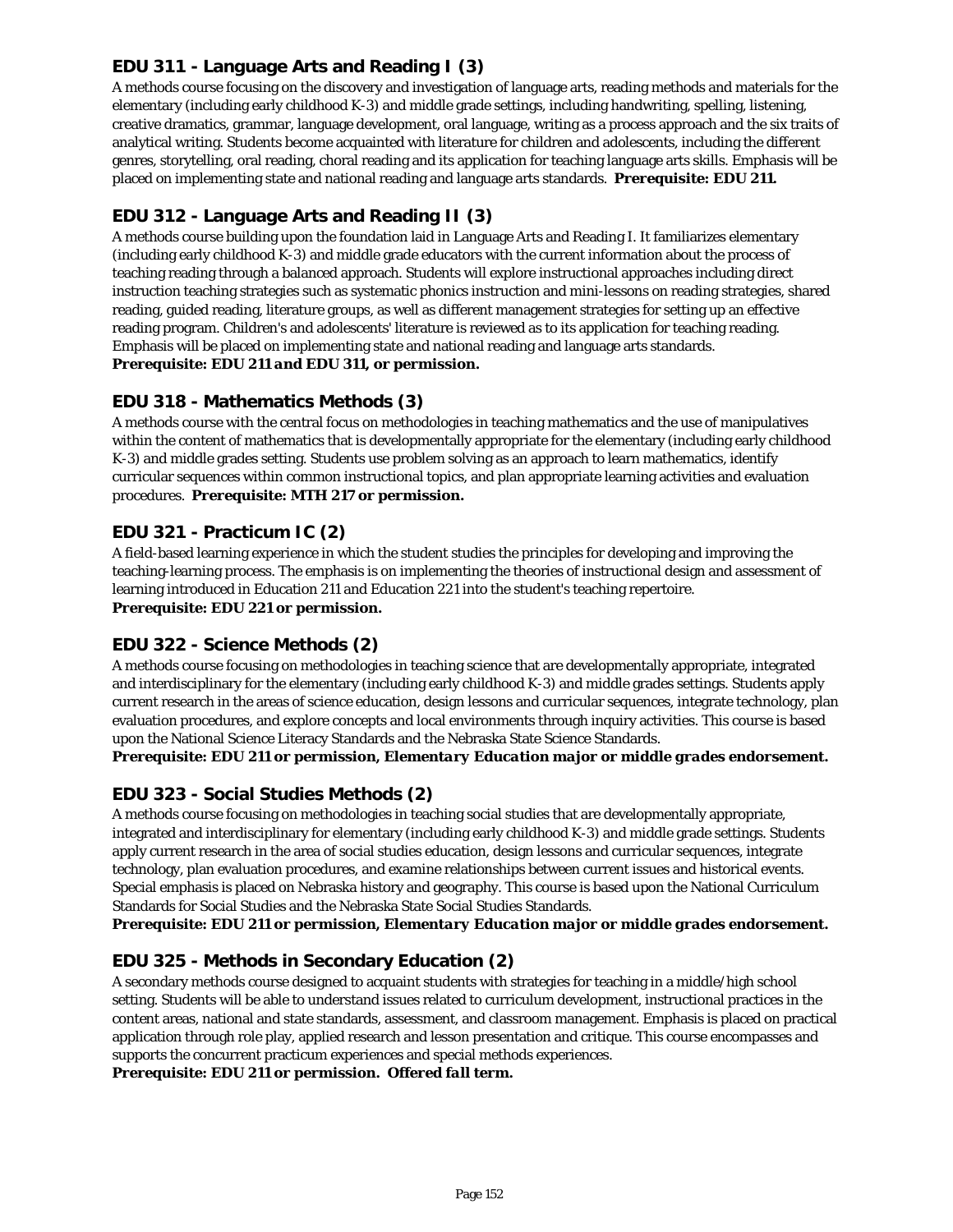### EDU 311 - Language Arts and Reading I (3)

A methods course focusing on the discovery and investigation of language arts, reading methods and materials for the elementary (including early childhood K-3) and middle grade settings, including handwriting, spelling, listening, creative dramatics, grammar, language development, oral language, writing as a process approach and the six traits of analytical writing. Students become acquainted with literature for children and adolescents, including the different genres, storytelling, oral reading, choral reading and its application for teaching language arts skills. Emphasis will be placed on implementing state and national reading and language arts standards. ***Prerequisite: EDU 211.***

### EDU 312 - Language Arts and Reading II (3)

A methods course building upon the foundation laid in Language Arts and Reading I. It familiarizes elementary (including early childhood K-3) and middle grade educators with the current information about the process of teaching reading through a balanced approach. Students will explore instructional approaches including direct instruction teaching strategies such as systematic phonics instruction and mini-lessons on reading strategies, shared reading, guided reading, literature groups, as well as different management strategies for setting up an effective reading program. Children's and adolescents' literature is reviewed as to its application for teaching reading. Emphasis will be placed on implementing state and national reading and language arts standards.
***Prerequisite: EDU 211 and EDU 311, or permission.***

### EDU 318 - Mathematics Methods (3)

A methods course with the central focus on methodologies in teaching mathematics and the use of manipulatives within the content of mathematics that is developmentally appropriate for the elementary (including early childhood K-3) and middle grades setting. Students use problem solving as an approach to learn mathematics, identify curricular sequences within common instructional topics, and plan appropriate learning activities and evaluation procedures. ***Prerequisite: MTH 217 or permission.***

### EDU 321 - Practicum IC (2)

A field-based learning experience in which the student studies the principles for developing and improving the teaching-learning process. The emphasis is on implementing the theories of instructional design and assessment of learning introduced in Education 211 and Education 221 into the student's teaching repertoire.
***Prerequisite: EDU 221 or permission.***

### EDU 322 - Science Methods (2)

A methods course focusing on methodologies in teaching science that are developmentally appropriate, integrated and interdisciplinary for the elementary (including early childhood K-3) and middle grades settings. Students apply current research in the areas of science education, design lessons and curricular sequences, integrate technology, plan evaluation procedures, and explore concepts and local environments through inquiry activities. This course is based upon the National Science Literacy Standards and the Nebraska State Science Standards.
***Prerequisite: EDU 211 or permission, Elementary Education major or middle grades endorsement.***

### EDU 323 - Social Studies Methods (2)

A methods course focusing on methodologies in teaching social studies that are developmentally appropriate, integrated and interdisciplinary for elementary (including early childhood K-3) and middle grade settings. Students apply current research in the area of social studies education, design lessons and curricular sequences, integrate technology, plan evaluation procedures, and examine relationships between current issues and historical events. Special emphasis is placed on Nebraska history and geography. This course is based upon the National Curriculum Standards for Social Studies and the Nebraska State Social Studies Standards.
***Prerequisite: EDU 211 or permission, Elementary Education major or middle grades endorsement.***

### EDU 325 - Methods in Secondary Education (2)

A secondary methods course designed to acquaint students with strategies for teaching in a middle/high school setting. Students will be able to understand issues related to curriculum development, instructional practices in the content areas, national and state standards, assessment, and classroom management. Emphasis is placed on practical application through role play, applied research and lesson presentation and critique. This course encompasses and supports the concurrent practicum experiences and special methods experiences.
***Prerequisite: EDU 211 or permission. Offered fall term.***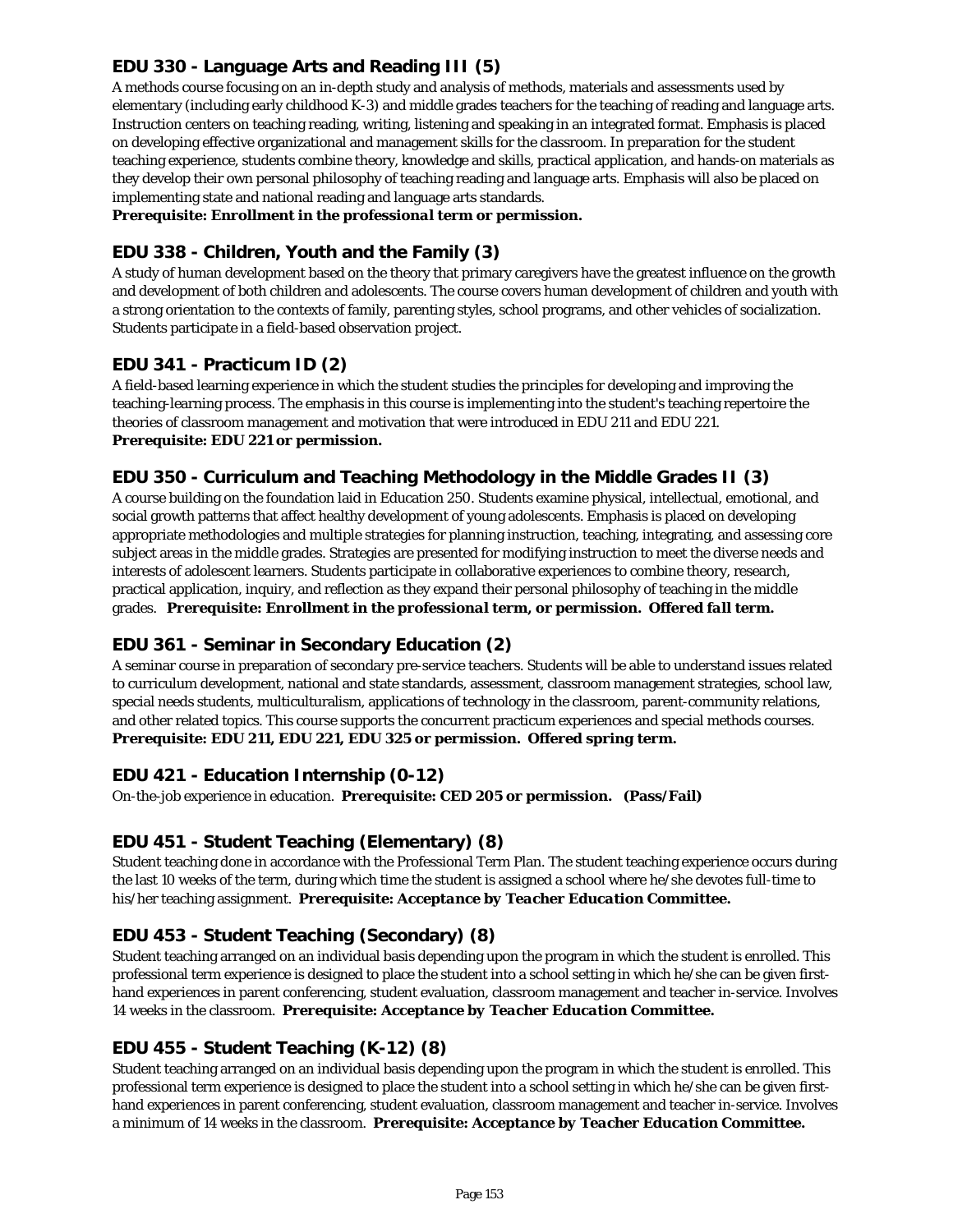### EDU 330 - Language Arts and Reading III (5)

A methods course focusing on an in-depth study and analysis of methods, materials and assessments used by elementary (including early childhood K-3) and middle grades teachers for the teaching of reading and language arts. Instruction centers on teaching reading, writing, listening and speaking in an integrated format. Emphasis is placed on developing effective organizational and management skills for the classroom. In preparation for the student teaching experience, students combine theory, knowledge and skills, practical application, and hands-on materials as they develop their own personal philosophy of teaching reading and language arts. Emphasis will also be placed on implementing state and national reading and language arts standards.
**Prerequisite: Enrollment in the professional term or permission.**

### EDU 338 - Children, Youth and the Family (3)

A study of human development based on the theory that primary caregivers have the greatest influence on the growth and development of both children and adolescents. The course covers human development of children and youth with a strong orientation to the contexts of family, parenting styles, school programs, and other vehicles of socialization. Students participate in a field-based observation project.

### EDU 341 - Practicum ID (2)

A field-based learning experience in which the student studies the principles for developing and improving the teaching-learning process. The emphasis in this course is implementing into the student's teaching repertoire the theories of classroom management and motivation that were introduced in EDU 211 and EDU 221.
**Prerequisite: EDU 221 or permission.**

### EDU 350 - Curriculum and Teaching Methodology in the Middle Grades II (3)

A course building on the foundation laid in Education 250. Students examine physical, intellectual, emotional, and social growth patterns that affect healthy development of young adolescents. Emphasis is placed on developing appropriate methodologies and multiple strategies for planning instruction, teaching, integrating, and assessing core subject areas in the middle grades. Strategies are presented for modifying instruction to meet the diverse needs and interests of adolescent learners. Students participate in collaborative experiences to combine theory, research, practical application, inquiry, and reflection as they expand their personal philosophy of teaching in the middle grades. ***Prerequisite: Enrollment in the professional term, or permission. Offered fall term.***

### EDU 361 - Seminar in Secondary Education (2)

A seminar course in preparation of secondary pre-service teachers. Students will be able to understand issues related to curriculum development, national and state standards, assessment, classroom management strategies, school law, special needs students, multiculturalism, applications of technology in the classroom, parent-community relations, and other related topics. This course supports the concurrent practicum experiences and special methods courses.
**Prerequisite: EDU 211, EDU 221, EDU 325 or permission. Offered spring term.**

### EDU 421 - Education Internship (0-12)

On-the-job experience in education. **Prerequisite: CED 205 or permission. (Pass/Fail)**

### EDU 451 - Student Teaching (Elementary) (8)

Student teaching done in accordance with the Professional Term Plan. The student teaching experience occurs during the last 10 weeks of the term, during which time the student is assigned a school where he/she devotes full-time to his/her teaching assignment. ***Prerequisite: Acceptance by Teacher Education Committee.***

### EDU 453 - Student Teaching (Secondary) (8)

Student teaching arranged on an individual basis depending upon the program in which the student is enrolled. This professional term experience is designed to place the student into a school setting in which he/she can be given first-hand experiences in parent conferencing, student evaluation, classroom management and teacher in-service. Involves 14 weeks in the classroom. ***Prerequisite: Acceptance by Teacher Education Committee.***

### EDU 455 - Student Teaching (K-12) (8)

Student teaching arranged on an individual basis depending upon the program in which the student is enrolled. This professional term experience is designed to place the student into a school setting in which he/she can be given first-hand experiences in parent conferencing, student evaluation, classroom management and teacher in-service. Involves a minimum of 14 weeks in the classroom. ***Prerequisite: Acceptance by Teacher Education Committee.***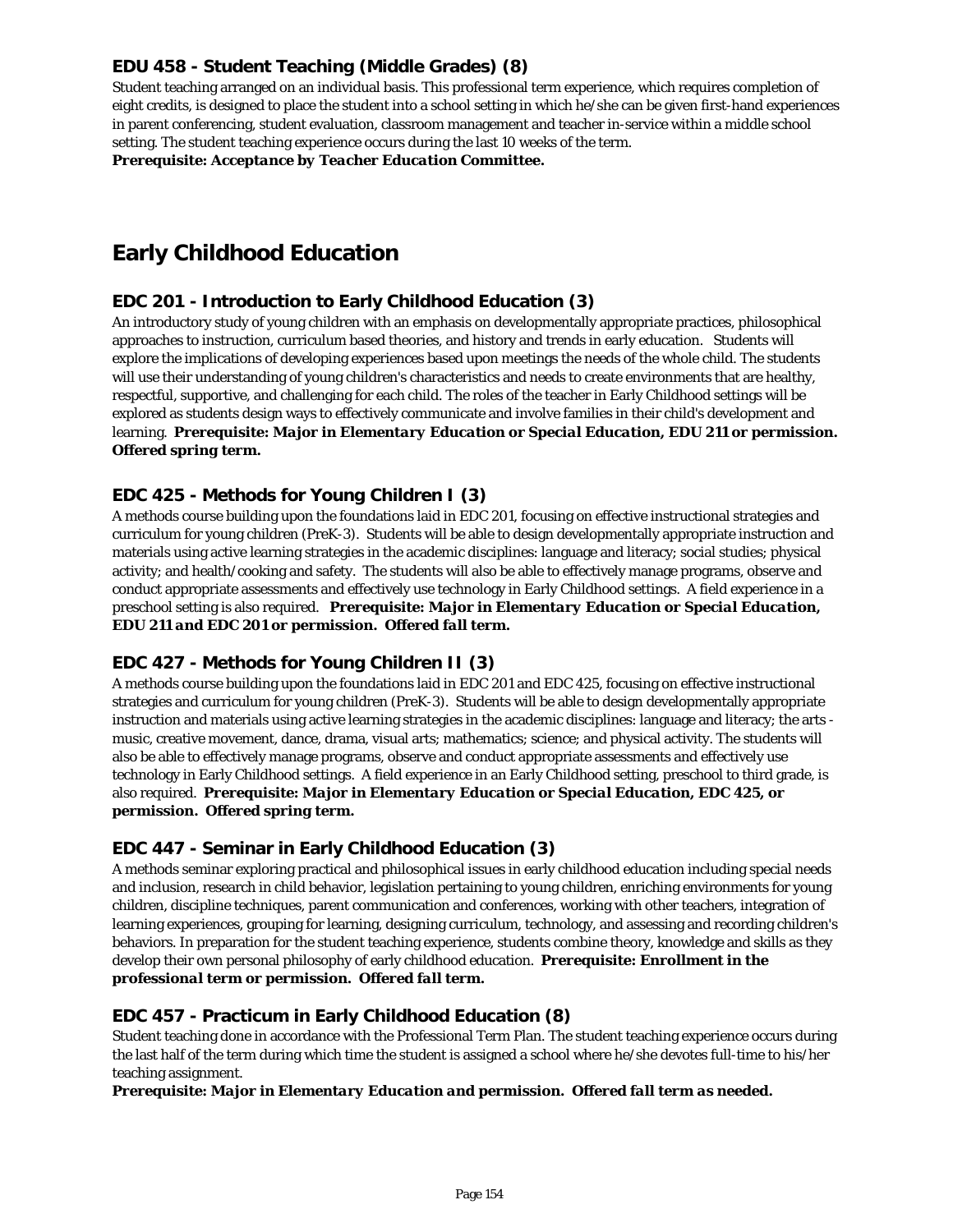### EDU 458 - Student Teaching (Middle Grades) (8)

Student teaching arranged on an individual basis. This professional term experience, which requires completion of eight credits, is designed to place the student into a school setting in which he/she can be given first-hand experiences in parent conferencing, student evaluation, classroom management and teacher in-service within a middle school setting. The student teaching experience occurs during the last 10 weeks of the term.
***Prerequisite: Acceptance by Teacher Education Committee.***

## Early Childhood Education

### EDC 201 - Introduction to Early Childhood Education (3)

An introductory study of young children with an emphasis on developmentally appropriate practices, philosophical approaches to instruction, curriculum based theories, and history and trends in early education. Students will explore the implications of developing experiences based upon meetings the needs of the whole child. The students will use their understanding of young children's characteristics and needs to create environments that are healthy, respectful, supportive, and challenging for each child. The roles of the teacher in Early Childhood settings will be explored as students design ways to effectively communicate and involve families in their child's development and learning. ***Prerequisite: Major in Elementary Education or Special Education, EDU 211 or permission. Offered spring term.***

### EDC 425 - Methods for Young Children I (3)

A methods course building upon the foundations laid in EDC 201, focusing on effective instructional strategies and curriculum for young children (PreK-3). Students will be able to design developmentally appropriate instruction and materials using active learning strategies in the academic disciplines: language and literacy; social studies; physical activity; and health/cooking and safety. The students will also be able to effectively manage programs, observe and conduct appropriate assessments and effectively use technology in Early Childhood settings. A field experience in a preschool setting is also required. ***Prerequisite: Major in Elementary Education or Special Education, EDU 211 and EDC 201 or permission. Offered fall term.***

### EDC 427 - Methods for Young Children II (3)

A methods course building upon the foundations laid in EDC 201 and EDC 425, focusing on effective instructional strategies and curriculum for young children (PreK-3). Students will be able to design developmentally appropriate instruction and materials using active learning strategies in the academic disciplines: language and literacy; the arts - music, creative movement, dance, drama, visual arts; mathematics; science; and physical activity. The students will also be able to effectively manage programs, observe and conduct appropriate assessments and effectively use technology in Early Childhood settings. A field experience in an Early Childhood setting, preschool to third grade, is also required. ***Prerequisite: Major in Elementary Education or Special Education, EDC 425, or permission. Offered spring term.***

### EDC 447 - Seminar in Early Childhood Education (3)

A methods seminar exploring practical and philosophical issues in early childhood education including special needs and inclusion, research in child behavior, legislation pertaining to young children, enriching environments for young children, discipline techniques, parent communication and conferences, working with other teachers, integration of learning experiences, grouping for learning, designing curriculum, technology, and assessing and recording children's behaviors. In preparation for the student teaching experience, students combine theory, knowledge and skills as they develop their own personal philosophy of early childhood education. ***Prerequisite: Enrollment in the professional term or permission. Offered fall term.***

### EDC 457 - Practicum in Early Childhood Education (8)

Student teaching done in accordance with the Professional Term Plan. The student teaching experience occurs during the last half of the term during which time the student is assigned a school where he/she devotes full-time to his/her teaching assignment.
***Prerequisite: Major in Elementary Education and permission. Offered fall term as needed.***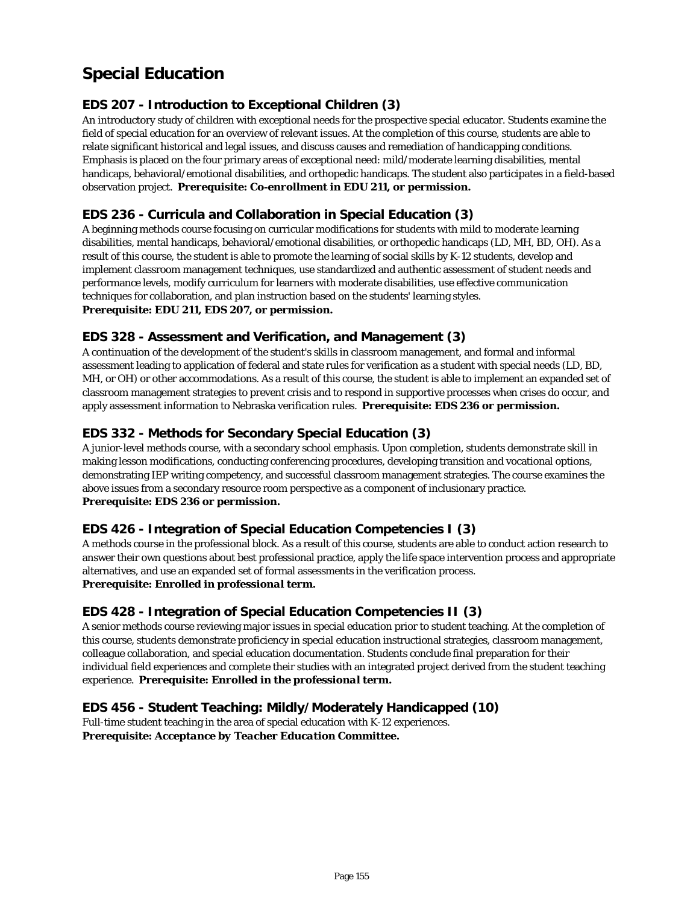# Special Education

## EDS 207 - Introduction to Exceptional Children (3)

An introductory study of children with exceptional needs for the prospective special educator. Students examine the field of special education for an overview of relevant issues. At the completion of this course, students are able to relate significant historical and legal issues, and discuss causes and remediation of handicapping conditions. Emphasis is placed on the four primary areas of exceptional need: mild/moderate learning disabilities, mental handicaps, behavioral/emotional disabilities, and orthopedic handicaps. The student also participates in a field-based observation project. **Prerequisite: Co-enrollment in EDU 211, or permission.**

## EDS 236 - Curricula and Collaboration in Special Education (3)

A beginning methods course focusing on curricular modifications for students with mild to moderate learning disabilities, mental handicaps, behavioral/emotional disabilities, or orthopedic handicaps (LD, MH, BD, OH). As a result of this course, the student is able to promote the learning of social skills by K-12 students, develop and implement classroom management techniques, use standardized and authentic assessment of student needs and performance levels, modify curriculum for learners with moderate disabilities, use effective communication techniques for collaboration, and plan instruction based on the students' learning styles.
**Prerequisite: EDU 211, EDS 207, or permission.**

## EDS 328 - Assessment and Verification, and Management (3)

A continuation of the development of the student's skills in classroom management, and formal and informal assessment leading to application of federal and state rules for verification as a student with special needs (LD, BD, MH, or OH) or other accommodations. As a result of this course, the student is able to implement an expanded set of classroom management strategies to prevent crisis and to respond in supportive processes when crises do occur, and apply assessment information to Nebraska verification rules. **Prerequisite: EDS 236 or permission.**

## EDS 332 - Methods for Secondary Special Education (3)

A junior-level methods course, with a secondary school emphasis. Upon completion, students demonstrate skill in making lesson modifications, conducting conferencing procedures, developing transition and vocational options, demonstrating IEP writing competency, and successful classroom management strategies. The course examines the above issues from a secondary resource room perspective as a component of inclusionary practice.
**Prerequisite: EDS 236 or permission.**

## EDS 426 - Integration of Special Education Competencies I (3)

A methods course in the professional block. As a result of this course, students are able to conduct action research to answer their own questions about best professional practice, apply the life space intervention process and appropriate alternatives, and use an expanded set of formal assessments in the verification process.
***Prerequisite: Enrolled in professional term.***

## EDS 428 - Integration of Special Education Competencies II (3)

A senior methods course reviewing major issues in special education prior to student teaching. At the completion of this course, students demonstrate proficiency in special education instructional strategies, classroom management, colleague collaboration, and special education documentation. Students conclude final preparation for their individual field experiences and complete their studies with an integrated project derived from the student teaching experience. ***Prerequisite: Enrolled in the professional term.***

## EDS 456 - Student Teaching: Mildly/Moderately Handicapped (10)

Full-time student teaching in the area of special education with K-12 experiences.
***Prerequisite: Acceptance by Teacher Education Committee.***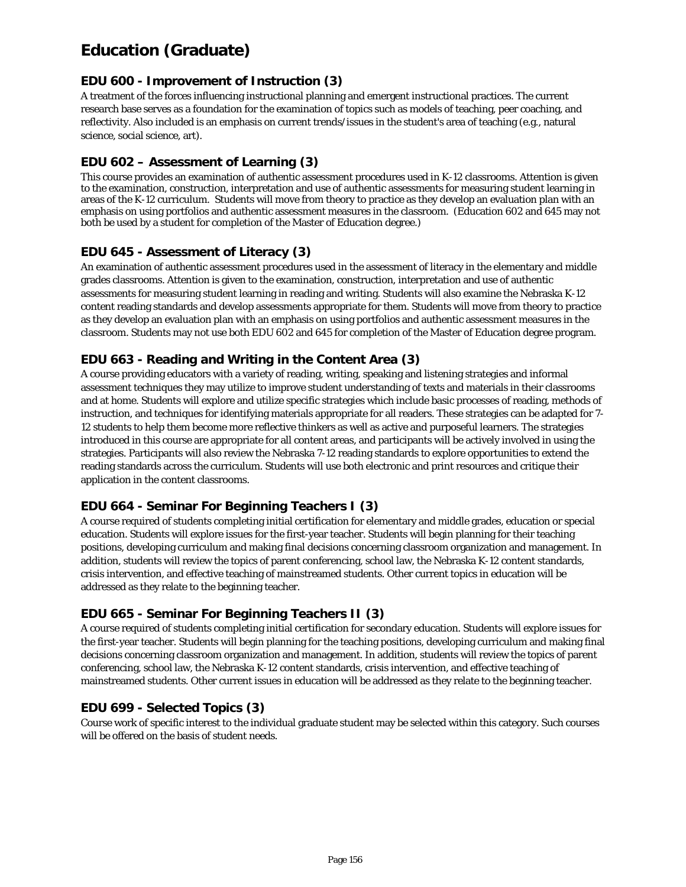# Education (Graduate)

## EDU 600 - Improvement of Instruction (3)

A treatment of the forces influencing instructional planning and emergent instructional practices. The current research base serves as a foundation for the examination of topics such as models of teaching, peer coaching, and reflectivity. Also included is an emphasis on current trends/issues in the student's area of teaching (e.g., natural science, social science, art).

## EDU 602 – Assessment of Learning (3)

This course provides an examination of authentic assessment procedures used in K-12 classrooms. Attention is given to the examination, construction, interpretation and use of authentic assessments for measuring student learning in areas of the K-12 curriculum. Students will move from theory to practice as they develop an evaluation plan with an emphasis on using portfolios and authentic assessment measures in the classroom. (Education 602 and 645 may not both be used by a student for completion of the Master of Education degree.)

## EDU 645 - Assessment of Literacy (3)

An examination of authentic assessment procedures used in the assessment of literacy in the elementary and middle grades classrooms. Attention is given to the examination, construction, interpretation and use of authentic assessments for measuring student learning in reading and writing. Students will also examine the Nebraska K-12 content reading standards and develop assessments appropriate for them. Students will move from theory to practice as they develop an evaluation plan with an emphasis on using portfolios and authentic assessment measures in the classroom. Students may not use both EDU 602 and 645 for completion of the Master of Education degree program.

## EDU 663 - Reading and Writing in the Content Area (3)

A course providing educators with a variety of reading, writing, speaking and listening strategies and informal assessment techniques they may utilize to improve student understanding of texts and materials in their classrooms and at home. Students will explore and utilize specific strategies which include basic processes of reading, methods of instruction, and techniques for identifying materials appropriate for all readers. These strategies can be adapted for 7-12 students to help them become more reflective thinkers as well as active and purposeful learners. The strategies introduced in this course are appropriate for all content areas, and participants will be actively involved in using the strategies. Participants will also review the Nebraska 7-12 reading standards to explore opportunities to extend the reading standards across the curriculum. Students will use both electronic and print resources and critique their application in the content classrooms.

## EDU 664 - Seminar For Beginning Teachers I (3)

A course required of students completing initial certification for elementary and middle grades, education or special education. Students will explore issues for the first-year teacher. Students will begin planning for their teaching positions, developing curriculum and making final decisions concerning classroom organization and management. In addition, students will review the topics of parent conferencing, school law, the Nebraska K-12 content standards, crisis intervention, and effective teaching of mainstreamed students. Other current topics in education will be addressed as they relate to the beginning teacher.

## EDU 665 - Seminar For Beginning Teachers II (3)

A course required of students completing initial certification for secondary education. Students will explore issues for the first-year teacher. Students will begin planning for the teaching positions, developing curriculum and making final decisions concerning classroom organization and management. In addition, students will review the topics of parent conferencing, school law, the Nebraska K-12 content standards, crisis intervention, and effective teaching of mainstreamed students. Other current issues in education will be addressed as they relate to the beginning teacher.

## EDU 699 - Selected Topics (3)

Course work of specific interest to the individual graduate student may be selected within this category. Such courses will be offered on the basis of student needs.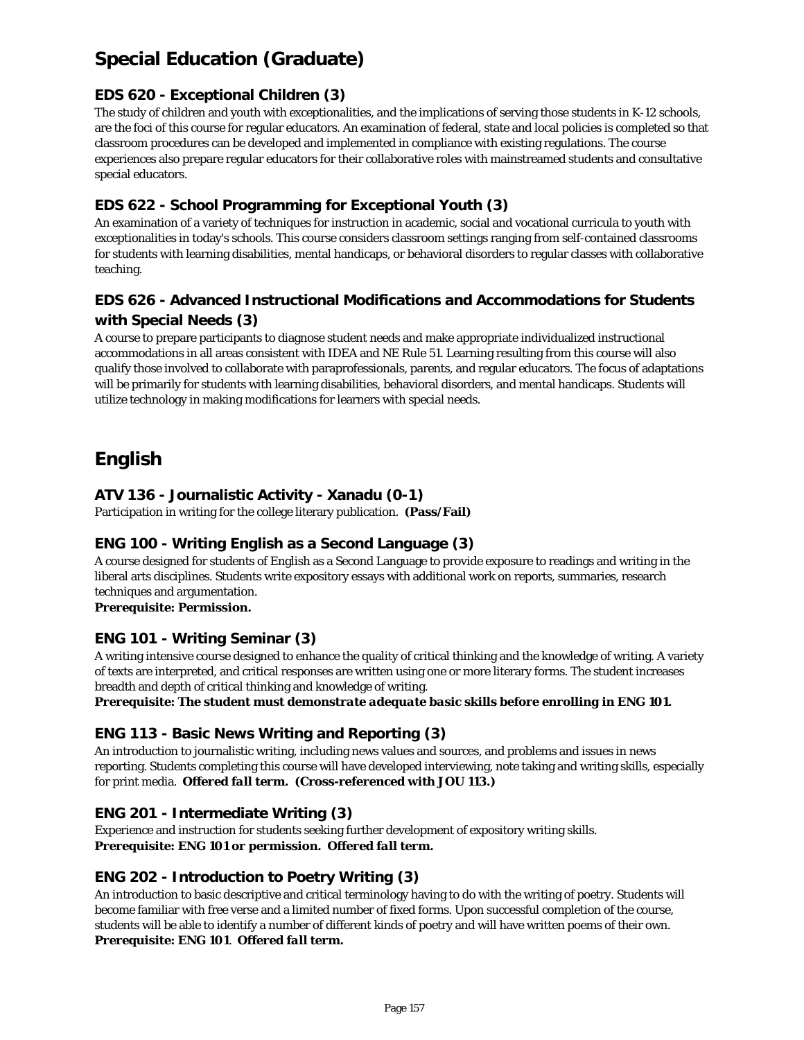# Special Education (Graduate)

### EDS 620 - Exceptional Children (3)

The study of children and youth with exceptionalities, and the implications of serving those students in K-12 schools, are the foci of this course for regular educators. An examination of federal, state and local policies is completed so that classroom procedures can be developed and implemented in compliance with existing regulations. The course experiences also prepare regular educators for their collaborative roles with mainstreamed students and consultative special educators.

### EDS 622 - School Programming for Exceptional Youth (3)

An examination of a variety of techniques for instruction in academic, social and vocational curricula to youth with exceptionalities in today's schools. This course considers classroom settings ranging from self-contained classrooms for students with learning disabilities, mental handicaps, or behavioral disorders to regular classes with collaborative teaching.

### EDS 626 - Advanced Instructional Modifications and Accommodations for Students with Special Needs (3)

A course to prepare participants to diagnose student needs and make appropriate individualized instructional accommodations in all areas consistent with IDEA and NE Rule 51. Learning resulting from this course will also qualify those involved to collaborate with paraprofessionals, parents, and regular educators. The focus of adaptations will be primarily for students with learning disabilities, behavioral disorders, and mental handicaps. Students will utilize technology in making modifications for learners with special needs.

# English

### ATV 136 - Journalistic Activity - Xanadu (0-1)

Participation in writing for the college literary publication. ***(Pass/Fail)***

### ENG 100 - Writing English as a Second Language (3)

A course designed for students of English as a Second Language to provide exposure to readings and writing in the liberal arts disciplines. Students write expository essays with additional work on reports, summaries, research techniques and argumentation.

***Prerequisite: Permission.***

### ENG 101 - Writing Seminar (3)

A writing intensive course designed to enhance the quality of critical thinking and the knowledge of writing. A variety of texts are interpreted, and critical responses are written using one or more literary forms. The student increases breadth and depth of critical thinking and knowledge of writing.

***Prerequisite: The student must demonstrate adequate basic skills before enrolling in ENG 101.***

### ENG 113 - Basic News Writing and Reporting (3)

An introduction to journalistic writing, including news values and sources, and problems and issues in news reporting. Students completing this course will have developed interviewing, note taking and writing skills, especially for print media. ***Offered fall term. (Cross-referenced with JOU 113.)***

### ENG 201 - Intermediate Writing (3)

Experience and instruction for students seeking further development of expository writing skills.

***Prerequisite: ENG 101 or permission. Offered fall term.***

### ENG 202 - Introduction to Poetry Writing (3)

An introduction to basic descriptive and critical terminology having to do with the writing of poetry. Students will become familiar with free verse and a limited number of fixed forms. Upon successful completion of the course, students will be able to identify a number of different kinds of poetry and will have written poems of their own.

***Prerequisite: ENG 101. Offered fall term.***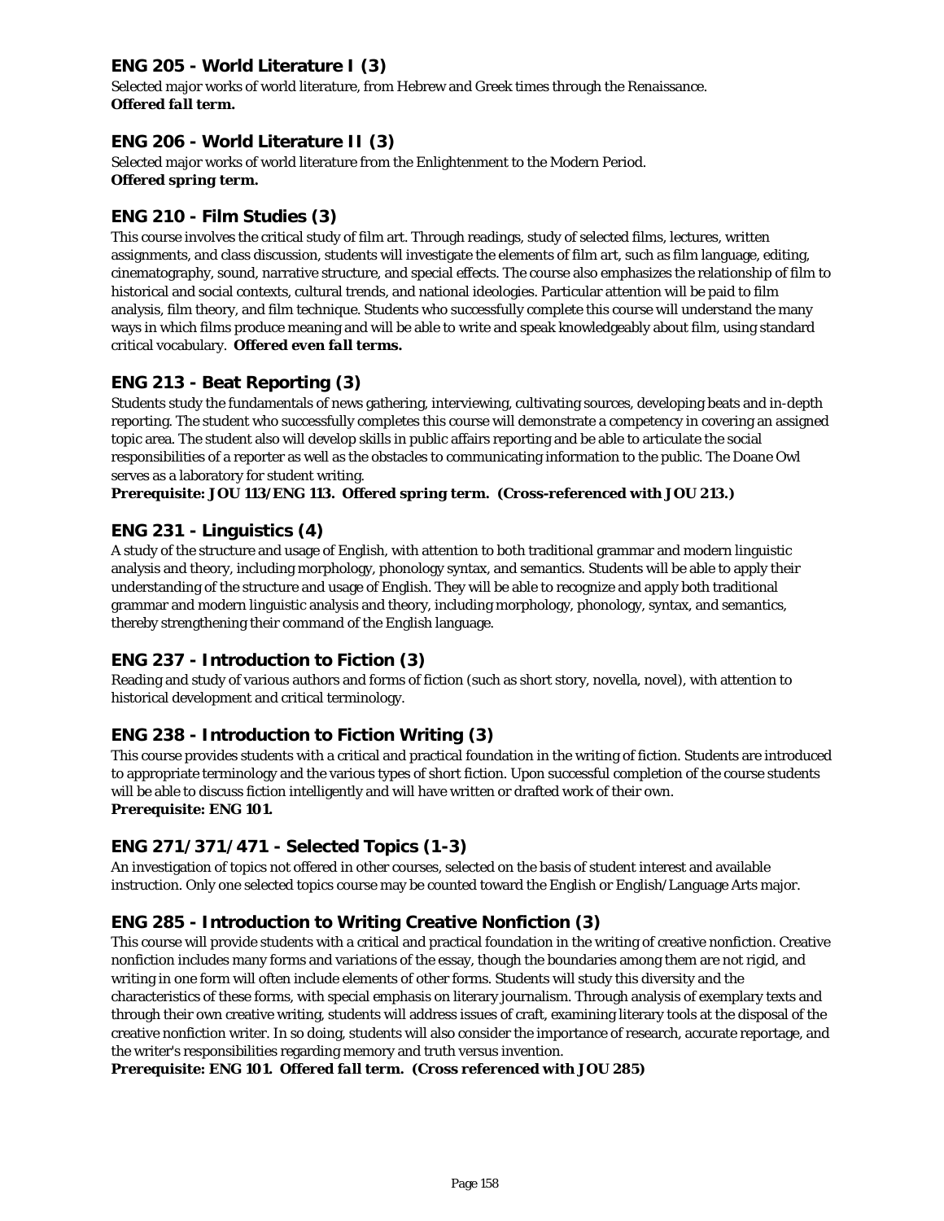### ENG 205 - World Literature I (3)

Selected major works of world literature, from Hebrew and Greek times through the Renaissance.
***Offered fall term.***

### ENG 206 - World Literature II (3)

Selected major works of world literature from the Enlightenment to the Modern Period.
***Offered spring term.***

### ENG 210 - Film Studies (3)

This course involves the critical study of film art. Through readings, study of selected films, lectures, written assignments, and class discussion, students will investigate the elements of film art, such as film language, editing, cinematography, sound, narrative structure, and special effects. The course also emphasizes the relationship of film to historical and social contexts, cultural trends, and national ideologies. Particular attention will be paid to film analysis, film theory, and film technique. Students who successfully complete this course will understand the many ways in which films produce meaning and will be able to write and speak knowledgeably about film, using standard critical vocabulary. ***Offered even fall terms.***

### ENG 213 - Beat Reporting (3)

Students study the fundamentals of news gathering, interviewing, cultivating sources, developing beats and in-depth reporting. The student who successfully completes this course will demonstrate a competency in covering an assigned topic area. The student also will develop skills in public affairs reporting and be able to articulate the social responsibilities of a reporter as well as the obstacles to communicating information to the public. The Doane Owl serves as a laboratory for student writing.
***Prerequisite: JOU 113/ENG 113. Offered spring term. (Cross-referenced with JOU 213.)***

### ENG 231 - Linguistics (4)

A study of the structure and usage of English, with attention to both traditional grammar and modern linguistic analysis and theory, including morphology, phonology syntax, and semantics. Students will be able to apply their understanding of the structure and usage of English. They will be able to recognize and apply both traditional grammar and modern linguistic analysis and theory, including morphology, phonology, syntax, and semantics, thereby strengthening their command of the English language.

### ENG 237 - Introduction to Fiction (3)

Reading and study of various authors and forms of fiction (such as short story, novella, novel), with attention to historical development and critical terminology.

### ENG 238 - Introduction to Fiction Writing (3)

This course provides students with a critical and practical foundation in the writing of fiction. Students are introduced to appropriate terminology and the various types of short fiction. Upon successful completion of the course students will be able to discuss fiction intelligently and will have written or drafted work of their own.
***Prerequisite: ENG 101.***

### ENG 271/371/471 - Selected Topics (1-3)

An investigation of topics not offered in other courses, selected on the basis of student interest and available instruction. Only one selected topics course may be counted toward the English or English/Language Arts major.

### ENG 285 - Introduction to Writing Creative Nonfiction (3)

This course will provide students with a critical and practical foundation in the writing of creative nonfiction. Creative nonfiction includes many forms and variations of the essay, though the boundaries among them are not rigid, and writing in one form will often include elements of other forms. Students will study this diversity and the characteristics of these forms, with special emphasis on literary journalism. Through analysis of exemplary texts and through their own creative writing, students will address issues of craft, examining literary tools at the disposal of the creative nonfiction writer. In so doing, students will also consider the importance of research, accurate reportage, and the writer's responsibilities regarding memory and truth versus invention.
***Prerequisite: ENG 101. Offered fall term. (Cross referenced with JOU 285)***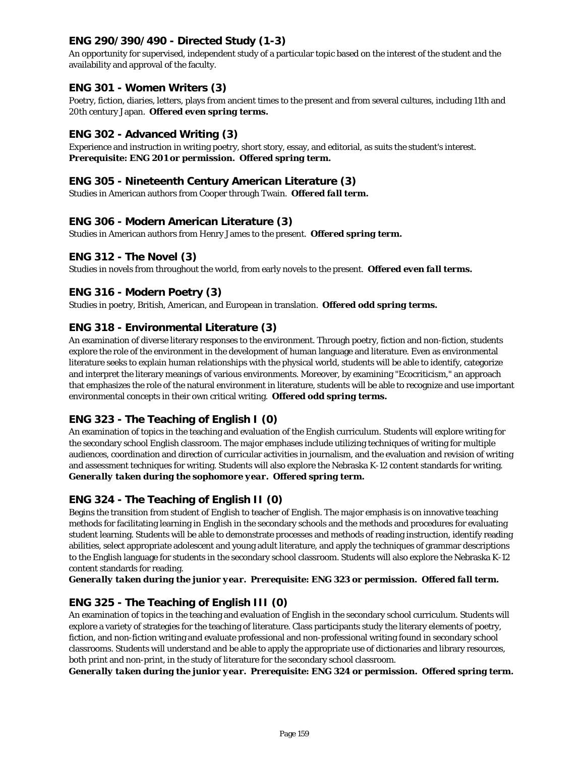### ENG 290/390/490 - Directed Study (1-3)

An opportunity for supervised, independent study of a particular topic based on the interest of the student and the availability and approval of the faculty.

### ENG 301 - Women Writers (3)

Poetry, fiction, diaries, letters, plays from ancient times to the present and from several cultures, including 11th and 20th century Japan. **Offered even spring terms.**

### ENG 302 - Advanced Writing (3)

Experience and instruction in writing poetry, short story, essay, and editorial, as suits the student's interest. ***Prerequisite: ENG 201 or permission. Offered spring term.***

### ENG 305 - Nineteenth Century American Literature (3)

Studies in American authors from Cooper through Twain. ***Offered fall term.***

### ENG 306 - Modern American Literature (3)

Studies in American authors from Henry James to the present. ***Offered spring term.***

### ENG 312 - The Novel (3)

Studies in novels from throughout the world, from early novels to the present. ***Offered even fall terms.***

### ENG 316 - Modern Poetry (3)

Studies in poetry, British, American, and European in translation. ***Offered odd spring terms.***

### ENG 318 - Environmental Literature (3)

An examination of diverse literary responses to the environment. Through poetry, fiction and non-fiction, students explore the role of the environment in the development of human language and literature. Even as environmental literature seeks to explain human relationships with the physical world, students will be able to identify, categorize and interpret the literary meanings of various environments. Moreover, by examining "Ecocriticism," an approach that emphasizes the role of the natural environment in literature, students will be able to recognize and use important environmental concepts in their own critical writing. ***Offered odd spring terms.***

### ENG 323 - The Teaching of English I (0)

An examination of topics in the teaching and evaluation of the English curriculum. Students will explore writing for the secondary school English classroom. The major emphases include utilizing techniques of writing for multiple audiences, coordination and direction of curricular activities in journalism, and the evaluation and revision of writing and assessment techniques for writing. Students will also explore the Nebraska K-12 content standards for writing. ***Generally taken during the sophomore year. Offered spring term.***

### ENG 324 - The Teaching of English II (0)

Begins the transition from student of English to teacher of English. The major emphasis is on innovative teaching methods for facilitating learning in English in the secondary schools and the methods and procedures for evaluating student learning. Students will be able to demonstrate processes and methods of reading instruction, identify reading abilities, select appropriate adolescent and young adult literature, and apply the techniques of grammar descriptions to the English language for students in the secondary school classroom. Students will also explore the Nebraska K-12 content standards for reading.

***Generally taken during the junior year. Prerequisite: ENG 323 or permission. Offered fall term.***

### ENG 325 - The Teaching of English III (0)

An examination of topics in the teaching and evaluation of English in the secondary school curriculum. Students will explore a variety of strategies for the teaching of literature. Class participants study the literary elements of poetry, fiction, and non-fiction writing and evaluate professional and non-professional writing found in secondary school classrooms. Students will understand and be able to apply the appropriate use of dictionaries and library resources, both print and non-print, in the study of literature for the secondary school classroom.

***Generally taken during the junior year. Prerequisite: ENG 324 or permission. Offered spring term.***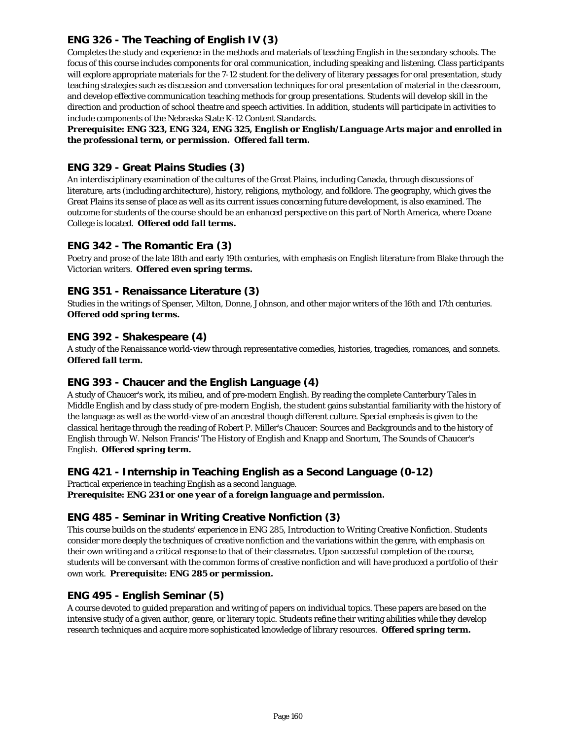### ENG 326 - The Teaching of English IV (3)

Completes the study and experience in the methods and materials of teaching English in the secondary schools. The focus of this course includes components for oral communication, including speaking and listening. Class participants will explore appropriate materials for the 7-12 student for the delivery of literary passages for oral presentation, study teaching strategies such as discussion and conversation techniques for oral presentation of material in the classroom, and develop effective communication teaching methods for group presentations. Students will develop skill in the direction and production of school theatre and speech activities. In addition, students will participate in activities to include components of the Nebraska State K-12 Content Standards.

***Prerequisite: ENG 323, ENG 324, ENG 325, English or English/Language Arts major and enrolled in the professional term, or permission. Offered fall term.***

### ENG 329 - Great Plains Studies (3)

An interdisciplinary examination of the cultures of the Great Plains, including Canada, through discussions of literature, arts (including architecture), history, religions, mythology, and folklore. The geography, which gives the Great Plains its sense of place as well as its current issues concerning future development, is also examined. The outcome for students of the course should be an enhanced perspective on this part of North America, where Doane College is located. ***Offered odd fall terms.***

### ENG 342 - The Romantic Era (3)

Poetry and prose of the late 18th and early 19th centuries, with emphasis on English literature from Blake through the Victorian writers. ***Offered even spring terms.***

### ENG 351 - Renaissance Literature (3)

Studies in the writings of Spenser, Milton, Donne, Johnson, and other major writers of the 16th and 17th centuries. ***Offered odd spring terms.***

### ENG 392 - Shakespeare (4)

A study of the Renaissance world-view through representative comedies, histories, tragedies, romances, and sonnets. ***Offered fall term.***

### ENG 393 - Chaucer and the English Language (4)

A study of Chaucer's work, its milieu, and of pre-modern English. By reading the complete Canterbury Tales in Middle English and by class study of pre-modern English, the student gains substantial familiarity with the history of the language as well as the world-view of an ancestral though different culture. Special emphasis is given to the classical heritage through the reading of Robert P. Miller's Chaucer: Sources and Backgrounds and to the history of English through W. Nelson Francis' The History of English and Knapp and Snortum, The Sounds of Chaucer's English. ***Offered spring term.***

### ENG 421 - Internship in Teaching English as a Second Language (0-12)

Practical experience in teaching English as a second language.
***Prerequisite: ENG 231 or one year of a foreign language and permission.***

### ENG 485 - Seminar in Writing Creative Nonfiction (3)

This course builds on the students' experience in ENG 285, Introduction to Writing Creative Nonfiction. Students consider more deeply the techniques of creative nonfiction and the variations within the genre, with emphasis on their own writing and a critical response to that of their classmates. Upon successful completion of the course, students will be conversant with the common forms of creative nonfiction and will have produced a portfolio of their own work. ***Prerequisite: ENG 285 or permission.***

### ENG 495 - English Seminar (5)

A course devoted to guided preparation and writing of papers on individual topics. These papers are based on the intensive study of a given author, genre, or literary topic. Students refine their writing abilities while they develop research techniques and acquire more sophisticated knowledge of library resources. ***Offered spring term.***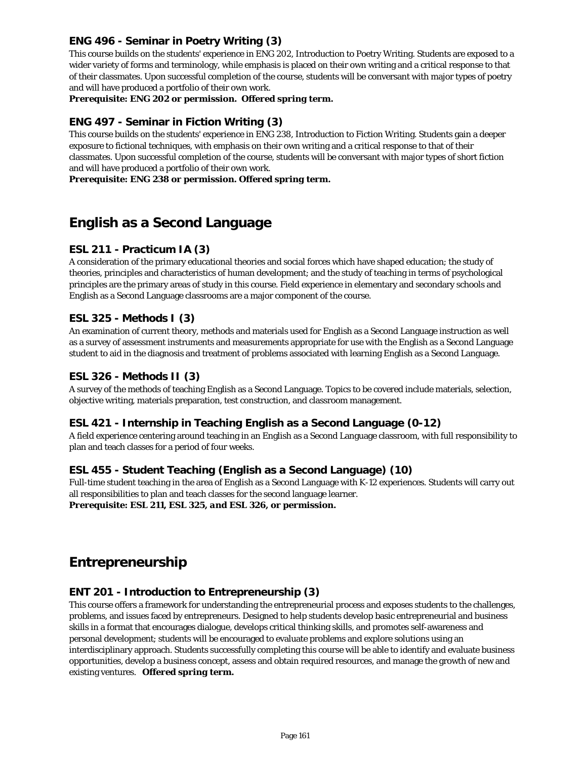### ENG 496 - Seminar in Poetry Writing (3)

This course builds on the students' experience in ENG 202, Introduction to Poetry Writing. Students are exposed to a wider variety of forms and terminology, while emphasis is placed on their own writing and a critical response to that of their classmates. Upon successful completion of the course, students will be conversant with major types of poetry and will have produced a portfolio of their own work.

**Prerequisite: ENG 202 or permission. Offered spring term.**

### ENG 497 - Seminar in Fiction Writing (3)

This course builds on the students' experience in ENG 238, Introduction to Fiction Writing. Students gain a deeper exposure to fictional techniques, with emphasis on their own writing and a critical response to that of their classmates. Upon successful completion of the course, students will be conversant with major types of short fiction and will have produced a portfolio of their own work.

**Prerequisite: ENG 238 or permission. Offered spring term.**

## English as a Second Language

### ESL 211 - Practicum IA (3)

A consideration of the primary educational theories and social forces which have shaped education; the study of theories, principles and characteristics of human development; and the study of teaching in terms of psychological principles are the primary areas of study in this course. Field experience in elementary and secondary schools and English as a Second Language classrooms are a major component of the course.

### ESL 325 - Methods I (3)

An examination of current theory, methods and materials used for English as a Second Language instruction as well as a survey of assessment instruments and measurements appropriate for use with the English as a Second Language student to aid in the diagnosis and treatment of problems associated with learning English as a Second Language.

### ESL 326 - Methods II (3)

A survey of the methods of teaching English as a Second Language. Topics to be covered include materials, selection, objective writing, materials preparation, test construction, and classroom management.

### ESL 421 - Internship in Teaching English as a Second Language (0-12)

A field experience centering around teaching in an English as a Second Language classroom, with full responsibility to plan and teach classes for a period of four weeks.

### ESL 455 - Student Teaching (English as a Second Language) (10)

Full-time student teaching in the area of English as a Second Language with K-12 experiences. Students will carry out all responsibilities to plan and teach classes for the second language learner.

**Prerequisite: ESL 211, ESL 325, and ESL 326, or permission.**

## Entrepreneurship

### ENT 201 - Introduction to Entrepreneurship (3)

This course offers a framework for understanding the entrepreneurial process and exposes students to the challenges, problems, and issues faced by entrepreneurs. Designed to help students develop basic entrepreneurial and business skills in a format that encourages dialogue, develops critical thinking skills, and promotes self-awareness and personal development; students will be encouraged to evaluate problems and explore solutions using an interdisciplinary approach. Students successfully completing this course will be able to identify and evaluate business opportunities, develop a business concept, assess and obtain required resources, and manage the growth of new and existing ventures. **Offered spring term.**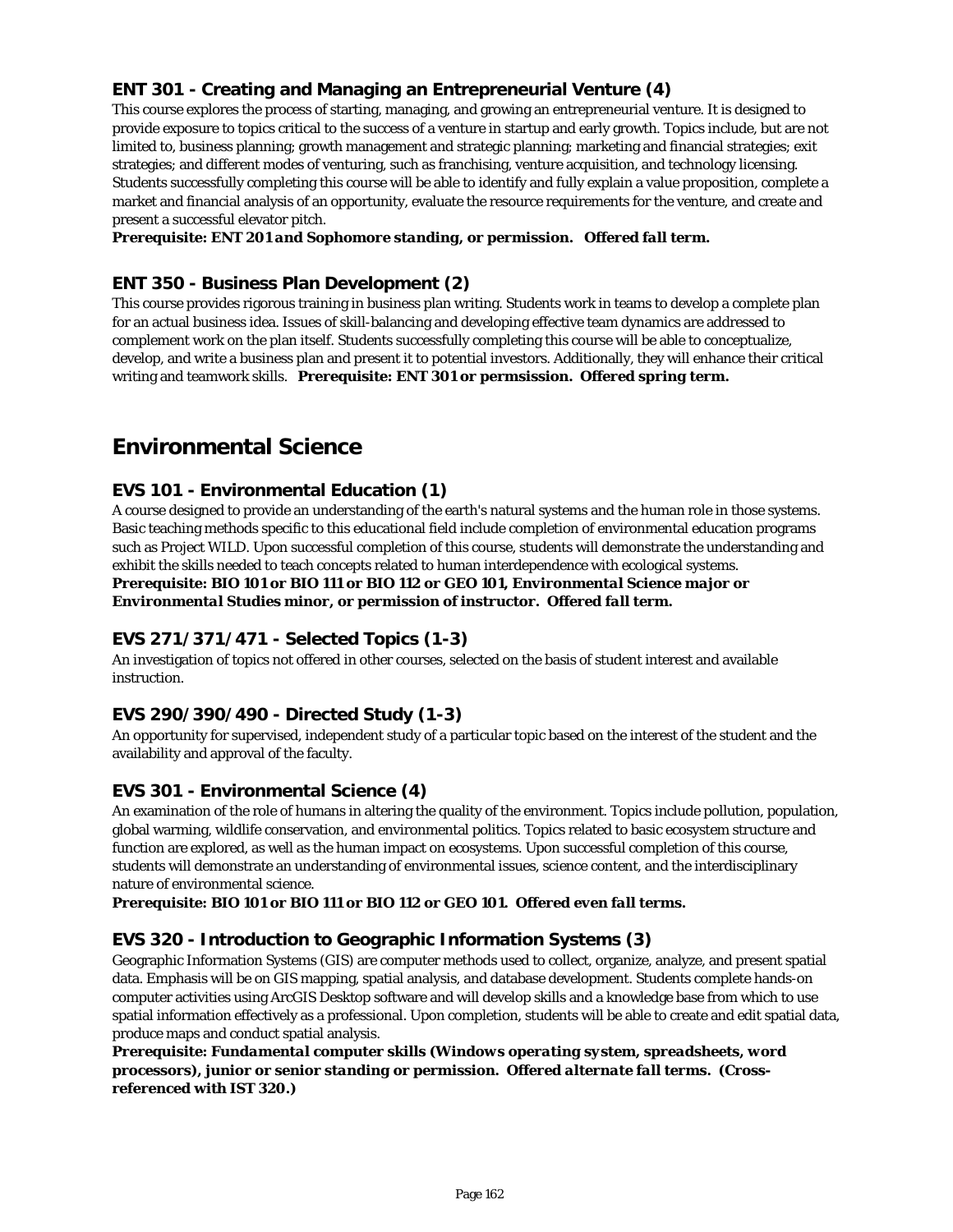### ENT 301 - Creating and Managing an Entrepreneurial Venture (4)

This course explores the process of starting, managing, and growing an entrepreneurial venture. It is designed to provide exposure to topics critical to the success of a venture in startup and early growth. Topics include, but are not limited to, business planning; growth management and strategic planning; marketing and financial strategies; exit strategies; and different modes of venturing, such as franchising, venture acquisition, and technology licensing. Students successfully completing this course will be able to identify and fully explain a value proposition, complete a market and financial analysis of an opportunity, evaluate the resource requirements for the venture, and create and present a successful elevator pitch.

***Prerequisite: ENT 201 and Sophomore standing, or permission. Offered fall term.***

### ENT 350 - Business Plan Development (2)

This course provides rigorous training in business plan writing. Students work in teams to develop a complete plan for an actual business idea. Issues of skill-balancing and developing effective team dynamics are addressed to complement work on the plan itself. Students successfully completing this course will be able to conceptualize, develop, and write a business plan and present it to potential investors. Additionally, they will enhance their critical writing and teamwork skills. ***Prerequisite: ENT 301 or permsission. Offered spring term.***

## Environmental Science

### EVS 101 - Environmental Education (1)

A course designed to provide an understanding of the earth's natural systems and the human role in those systems. Basic teaching methods specific to this educational field include completion of environmental education programs such as Project WILD. Upon successful completion of this course, students will demonstrate the understanding and exhibit the skills needed to teach concepts related to human interdependence with ecological systems.

***Prerequisite: BIO 101 or BIO 111 or BIO 112 or GEO 101, Environmental Science major or Environmental Studies minor, or permission of instructor. Offered fall term.***

### EVS 271/371/471 - Selected Topics (1-3)

An investigation of topics not offered in other courses, selected on the basis of student interest and available instruction.

### EVS 290/390/490 - Directed Study (1-3)

An opportunity for supervised, independent study of a particular topic based on the interest of the student and the availability and approval of the faculty.

### EVS 301 - Environmental Science (4)

An examination of the role of humans in altering the quality of the environment. Topics include pollution, population, global warming, wildlife conservation, and environmental politics. Topics related to basic ecosystem structure and function are explored, as well as the human impact on ecosystems. Upon successful completion of this course, students will demonstrate an understanding of environmental issues, science content, and the interdisciplinary nature of environmental science.

***Prerequisite: BIO 101 or BIO 111 or BIO 112 or GEO 101. Offered even fall terms.***

### EVS 320 - Introduction to Geographic Information Systems (3)

Geographic Information Systems (GIS) are computer methods used to collect, organize, analyze, and present spatial data. Emphasis will be on GIS mapping, spatial analysis, and database development. Students complete hands-on computer activities using ArcGIS Desktop software and will develop skills and a knowledge base from which to use spatial information effectively as a professional. Upon completion, students will be able to create and edit spatial data, produce maps and conduct spatial analysis.

***Prerequisite: Fundamental computer skills (Windows operating system, spreadsheets, word processors), junior or senior standing or permission. Offered alternate fall terms. (Cross-referenced with IST 320.)***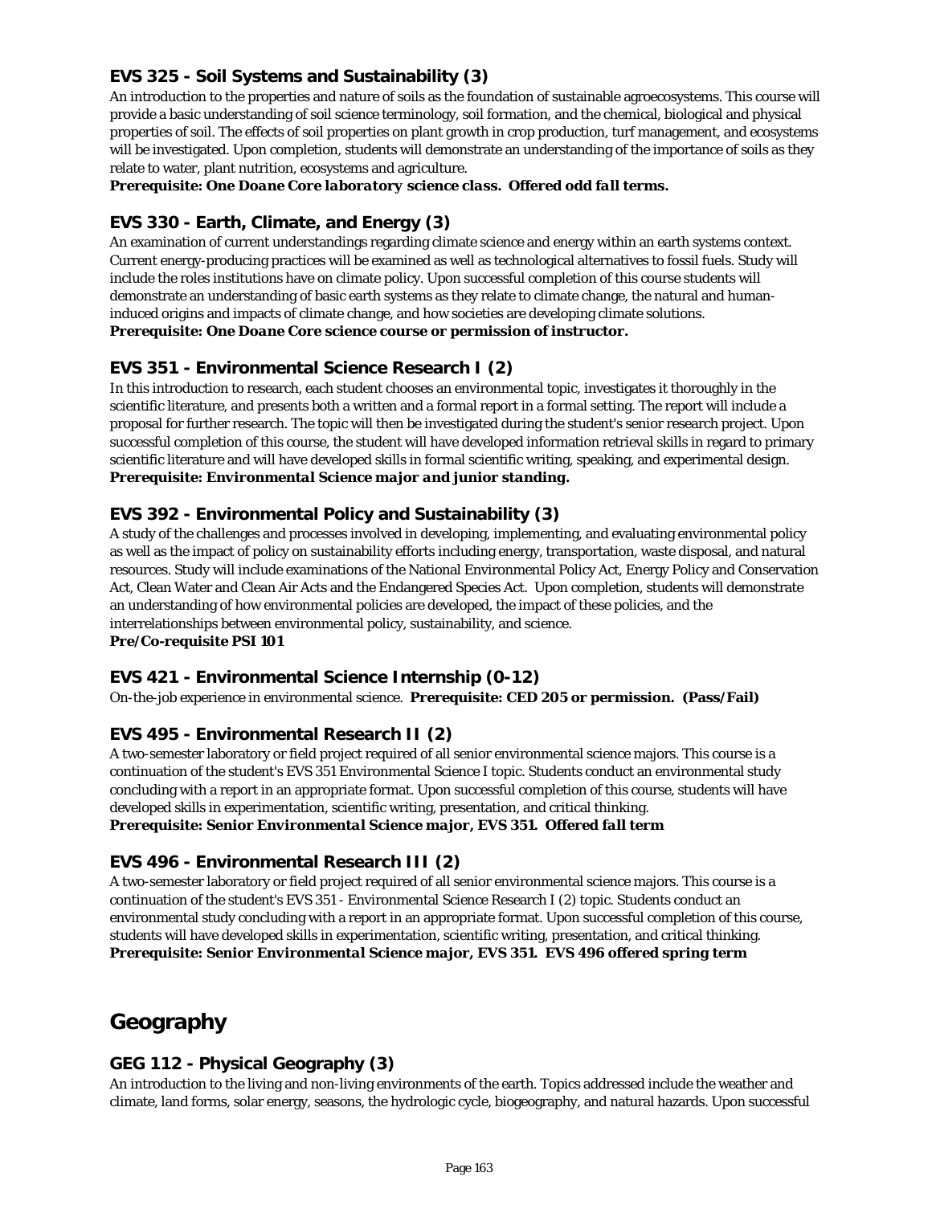### EVS 325 - Soil Systems and Sustainability (3)

An introduction to the properties and nature of soils as the foundation of sustainable agroecosystems. This course will provide a basic understanding of soil science terminology, soil formation, and the chemical, biological and physical properties of soil. The effects of soil properties on plant growth in crop production, turf management, and ecosystems will be investigated. Upon completion, students will demonstrate an understanding of the importance of soils as they relate to water, plant nutrition, ecosystems and agriculture.

***Prerequisite: One Doane Core laboratory science class. Offered odd fall terms.***

### EVS 330 - Earth, Climate, and Energy (3)

An examination of current understandings regarding climate science and energy within an earth systems context. Current energy-producing practices will be examined as well as technological alternatives to fossil fuels. Study will include the roles institutions have on climate policy. Upon successful completion of this course students will demonstrate an understanding of basic earth systems as they relate to climate change, the natural and human-induced origins and impacts of climate change, and how societies are developing climate solutions.

***Prerequisite: One Doane Core science course or permission of instructor.***

### EVS 351 - Environmental Science Research I (2)

In this introduction to research, each student chooses an environmental topic, investigates it thoroughly in the scientific literature, and presents both a written and a formal report in a formal setting. The report will include a proposal for further research. The topic will then be investigated during the student's senior research project. Upon successful completion of this course, the student will have developed information retrieval skills in regard to primary scientific literature and will have developed skills in formal scientific writing, speaking, and experimental design.

***Prerequisite: Environmental Science major and junior standing.***

### EVS 392 - Environmental Policy and Sustainability (3)

A study of the challenges and processes involved in developing, implementing, and evaluating environmental policy as well as the impact of policy on sustainability efforts including energy, transportation, waste disposal, and natural resources. Study will include examinations of the National Environmental Policy Act, Energy Policy and Conservation Act, Clean Water and Clean Air Acts and the Endangered Species Act. Upon completion, students will demonstrate an understanding of how environmental policies are developed, the impact of these policies, and the interrelationships between environmental policy, sustainability, and science.

***Pre/Co-requisite PSI 101***

### EVS 421 - Environmental Science Internship (0-12)

On-the-job experience in environmental science. ***Prerequisite: CED 205 or permission. (Pass/Fail)***

### EVS 495 - Environmental Research II (2)

A two-semester laboratory or field project required of all senior environmental science majors. This course is a continuation of the student's EVS 351 Environmental Science I topic. Students conduct an environmental study concluding with a report in an appropriate format. Upon successful completion of this course, students will have developed skills in experimentation, scientific writing, presentation, and critical thinking.

***Prerequisite: Senior Environmental Science major, EVS 351. Offered fall term***

### EVS 496 - Environmental Research III (2)

A two-semester laboratory or field project required of all senior environmental science majors. This course is a continuation of the student's EVS 351 - Environmental Science Research I (2) topic. Students conduct an environmental study concluding with a report in an appropriate format. Upon successful completion of this course, students will have developed skills in experimentation, scientific writing, presentation, and critical thinking.

***Prerequisite: Senior Environmental Science major, EVS 351. EVS 496 offered spring term***

## Geography

### GEG 112 - Physical Geography (3)

An introduction to the living and non-living environments of the earth. Topics addressed include the weather and climate, land forms, solar energy, seasons, the hydrologic cycle, biogeography, and natural hazards. Upon successful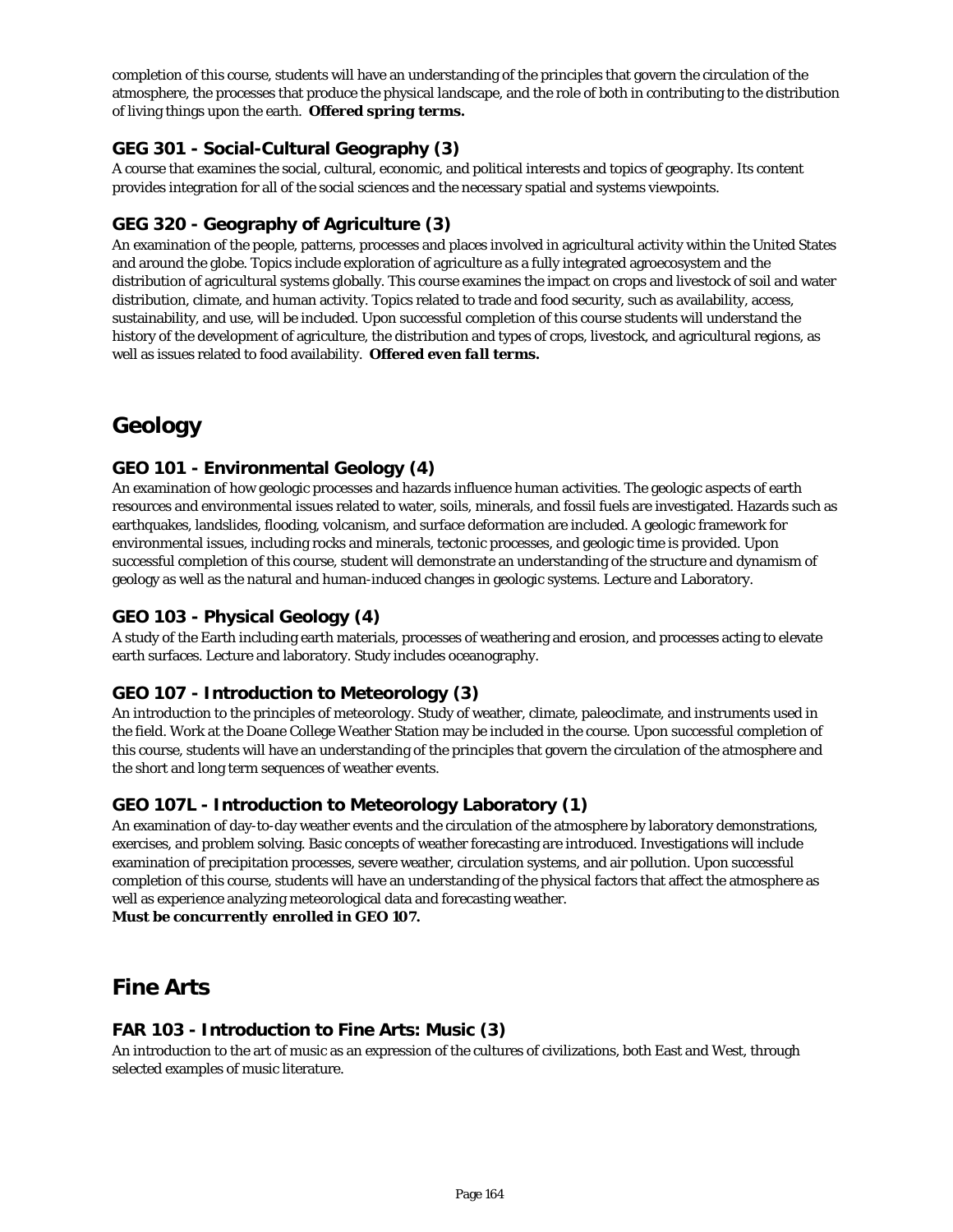completion of this course, students will have an understanding of the principles that govern the circulation of the atmosphere, the processes that produce the physical landscape, and the role of both in contributing to the distribution of living things upon the earth. ***Offered spring terms.***

### GEG 301 - Social-Cultural Geography (3)

A course that examines the social, cultural, economic, and political interests and topics of geography. Its content provides integration for all of the social sciences and the necessary spatial and systems viewpoints.

### GEG 320 - Geography of Agriculture (3)

An examination of the people, patterns, processes and places involved in agricultural activity within the United States and around the globe. Topics include exploration of agriculture as a fully integrated agroecosystem and the distribution of agricultural systems globally. This course examines the impact on crops and livestock of soil and water distribution, climate, and human activity. Topics related to trade and food security, such as availability, access, sustainability, and use, will be included. Upon successful completion of this course students will understand the history of the development of agriculture, the distribution and types of crops, livestock, and agricultural regions, as well as issues related to food availability. ***Offered even fall terms.***

## Geology

### GEO 101 - Environmental Geology (4)

An examination of how geologic processes and hazards influence human activities. The geologic aspects of earth resources and environmental issues related to water, soils, minerals, and fossil fuels are investigated. Hazards such as earthquakes, landslides, flooding, volcanism, and surface deformation are included. A geologic framework for environmental issues, including rocks and minerals, tectonic processes, and geologic time is provided. Upon successful completion of this course, student will demonstrate an understanding of the structure and dynamism of geology as well as the natural and human-induced changes in geologic systems. Lecture and Laboratory.

### GEO 103 - Physical Geology (4)

A study of the Earth including earth materials, processes of weathering and erosion, and processes acting to elevate earth surfaces. Lecture and laboratory. Study includes oceanography.

### GEO 107 - Introduction to Meteorology (3)

An introduction to the principles of meteorology. Study of weather, climate, paleoclimate, and instruments used in the field. Work at the Doane College Weather Station may be included in the course. Upon successful completion of this course, students will have an understanding of the principles that govern the circulation of the atmosphere and the short and long term sequences of weather events.

### GEO 107L - Introduction to Meteorology Laboratory (1)

An examination of day-to-day weather events and the circulation of the atmosphere by laboratory demonstrations, exercises, and problem solving. Basic concepts of weather forecasting are introduced. Investigations will include examination of precipitation processes, severe weather, circulation systems, and air pollution. Upon successful completion of this course, students will have an understanding of the physical factors that affect the atmosphere as well as experience analyzing meteorological data and forecasting weather.
***Must be concurrently enrolled in GEO 107.***

## Fine Arts

### FAR 103 - Introduction to Fine Arts: Music (3)

An introduction to the art of music as an expression of the cultures of civilizations, both East and West, through selected examples of music literature.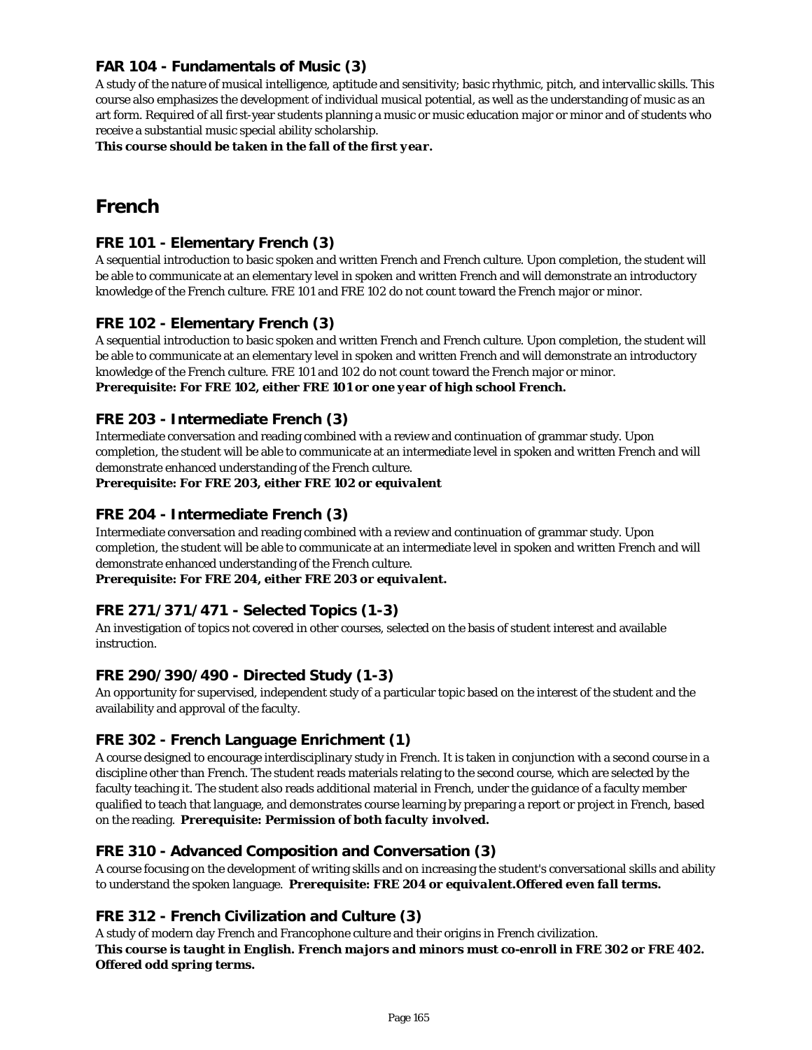### FAR 104 - Fundamentals of Music (3)

A study of the nature of musical intelligence, aptitude and sensitivity; basic rhythmic, pitch, and intervallic skills. This course also emphasizes the development of individual musical potential, as well as the understanding of music as an art form. Required of all first-year students planning a music or music education major or minor and of students who receive a substantial music special ability scholarship.
***This course should be taken in the fall of the first year.***

## French

### FRE 101 - Elementary French (3)

A sequential introduction to basic spoken and written French and French culture. Upon completion, the student will be able to communicate at an elementary level in spoken and written French and will demonstrate an introductory knowledge of the French culture. FRE 101 and FRE 102 do not count toward the French major or minor.

### FRE 102 - Elementary French (3)

A sequential introduction to basic spoken and written French and French culture. Upon completion, the student will be able to communicate at an elementary level in spoken and written French and will demonstrate an introductory knowledge of the French culture. FRE 101 and 102 do not count toward the French major or minor.
***Prerequisite: For FRE 102, either FRE 101 or one year of high school French.***

### FRE 203 - Intermediate French (3)

Intermediate conversation and reading combined with a review and continuation of grammar study. Upon completion, the student will be able to communicate at an intermediate level in spoken and written French and will demonstrate enhanced understanding of the French culture.
***Prerequisite: For FRE 203, either FRE 102 or equivalent***

### FRE 204 - Intermediate French (3)

Intermediate conversation and reading combined with a review and continuation of grammar study. Upon completion, the student will be able to communicate at an intermediate level in spoken and written French and will demonstrate enhanced understanding of the French culture.
***Prerequisite: For FRE 204, either FRE 203 or equivalent.***

### FRE 271/371/471 - Selected Topics (1-3)

An investigation of topics not covered in other courses, selected on the basis of student interest and available instruction.

### FRE 290/390/490 - Directed Study (1-3)

An opportunity for supervised, independent study of a particular topic based on the interest of the student and the availability and approval of the faculty.

### FRE 302 - French Language Enrichment (1)

A course designed to encourage interdisciplinary study in French. It is taken in conjunction with a second course in a discipline other than French. The student reads materials relating to the second course, which are selected by the faculty teaching it. The student also reads additional material in French, under the guidance of a faculty member qualified to teach that language, and demonstrates course learning by preparing a report or project in French, based on the reading. ***Prerequisite: Permission of both faculty involved.***

### FRE 310 - Advanced Composition and Conversation (3)

A course focusing on the development of writing skills and on increasing the student's conversational skills and ability to understand the spoken language. ***Prerequisite: FRE 204 or equivalent.Offered even fall terms.***

### FRE 312 - French Civilization and Culture (3)

A study of modern day French and Francophone culture and their origins in French civilization.
***This course is taught in English. French majors and minors must co-enroll in FRE 302 or FRE 402. Offered odd spring terms.***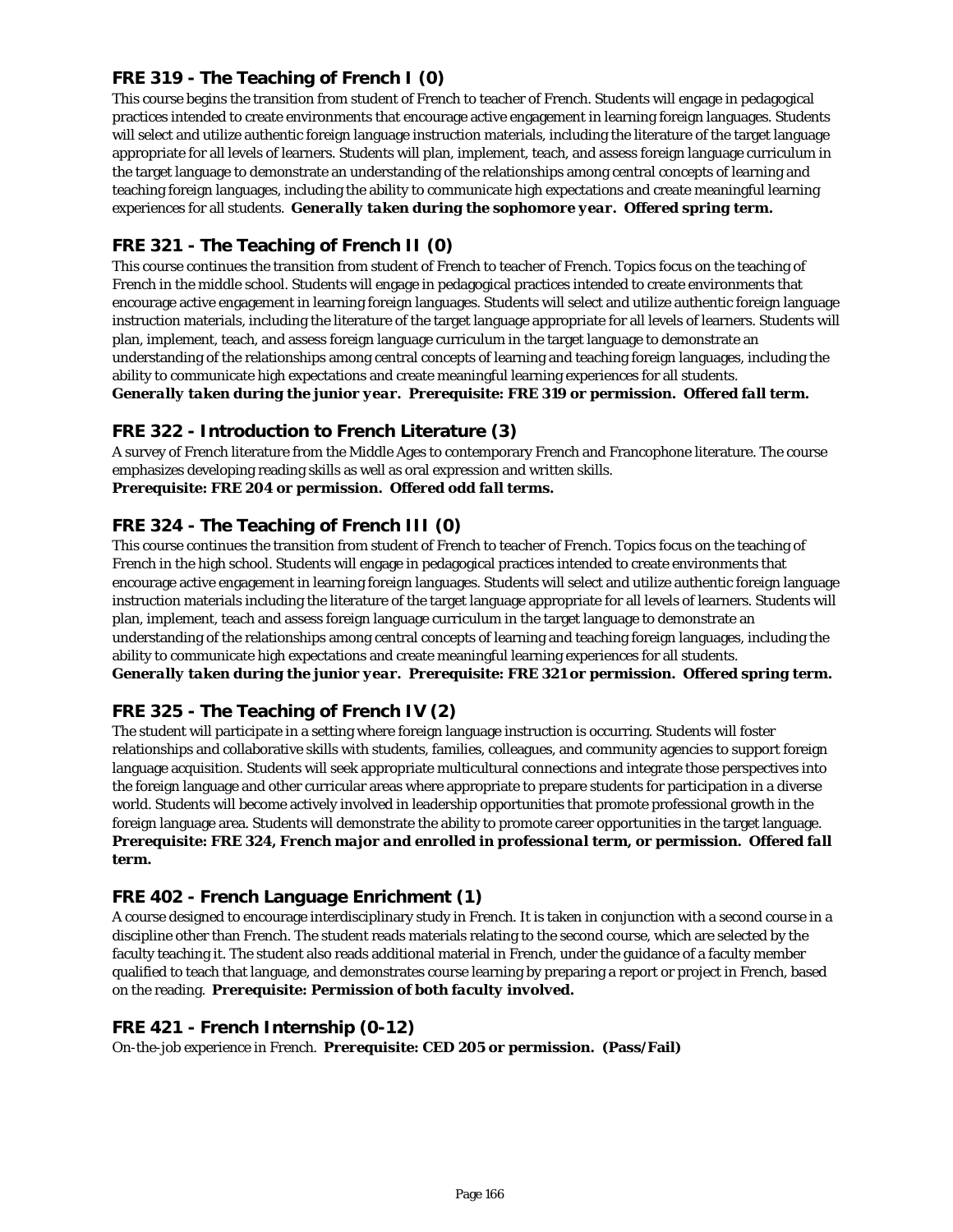### FRE 319 - The Teaching of French I (0)

This course begins the transition from student of French to teacher of French. Students will engage in pedagogical practices intended to create environments that encourage active engagement in learning foreign languages. Students will select and utilize authentic foreign language instruction materials, including the literature of the target language appropriate for all levels of learners. Students will plan, implement, teach, and assess foreign language curriculum in the target language to demonstrate an understanding of the relationships among central concepts of learning and teaching foreign languages, including the ability to communicate high expectations and create meaningful learning experiences for all students. ***Generally taken during the sophomore year. Offered spring term.***

### FRE 321 - The Teaching of French II (0)

This course continues the transition from student of French to teacher of French. Topics focus on the teaching of French in the middle school. Students will engage in pedagogical practices intended to create environments that encourage active engagement in learning foreign languages. Students will select and utilize authentic foreign language instruction materials, including the literature of the target language appropriate for all levels of learners. Students will plan, implement, teach, and assess foreign language curriculum in the target language to demonstrate an understanding of the relationships among central concepts of learning and teaching foreign languages, including the ability to communicate high expectations and create meaningful learning experiences for all students.
***Generally taken during the junior year. Prerequisite: FRE 319 or permission. Offered fall term.***

### FRE 322 - Introduction to French Literature (3)

A survey of French literature from the Middle Ages to contemporary French and Francophone literature. The course emphasizes developing reading skills as well as oral expression and written skills.
***Prerequisite: FRE 204 or permission. Offered odd fall terms.***

### FRE 324 - The Teaching of French III (0)

This course continues the transition from student of French to teacher of French. Topics focus on the teaching of French in the high school. Students will engage in pedagogical practices intended to create environments that encourage active engagement in learning foreign languages. Students will select and utilize authentic foreign language instruction materials including the literature of the target language appropriate for all levels of learners. Students will plan, implement, teach and assess foreign language curriculum in the target language to demonstrate an understanding of the relationships among central concepts of learning and teaching foreign languages, including the ability to communicate high expectations and create meaningful learning experiences for all students.
***Generally taken during the junior year. Prerequisite: FRE 321 or permission. Offered spring term.***

### FRE 325 - The Teaching of French IV (2)

The student will participate in a setting where foreign language instruction is occurring. Students will foster relationships and collaborative skills with students, families, colleagues, and community agencies to support foreign language acquisition. Students will seek appropriate multicultural connections and integrate those perspectives into the foreign language and other curricular areas where appropriate to prepare students for participation in a diverse world. Students will become actively involved in leadership opportunities that promote professional growth in the foreign language area. Students will demonstrate the ability to promote career opportunities in the target language.
***Prerequisite: FRE 324, French major and enrolled in professional term, or permission. Offered fall term.***

### FRE 402 - French Language Enrichment (1)

A course designed to encourage interdisciplinary study in French. It is taken in conjunction with a second course in a discipline other than French. The student reads materials relating to the second course, which are selected by the faculty teaching it. The student also reads additional material in French, under the guidance of a faculty member qualified to teach that language, and demonstrates course learning by preparing a report or project in French, based on the reading. ***Prerequisite: Permission of both faculty involved.***

### FRE 421 - French Internship (0-12)

On-the-job experience in French. ***Prerequisite: CED 205 or permission. (Pass/Fail)***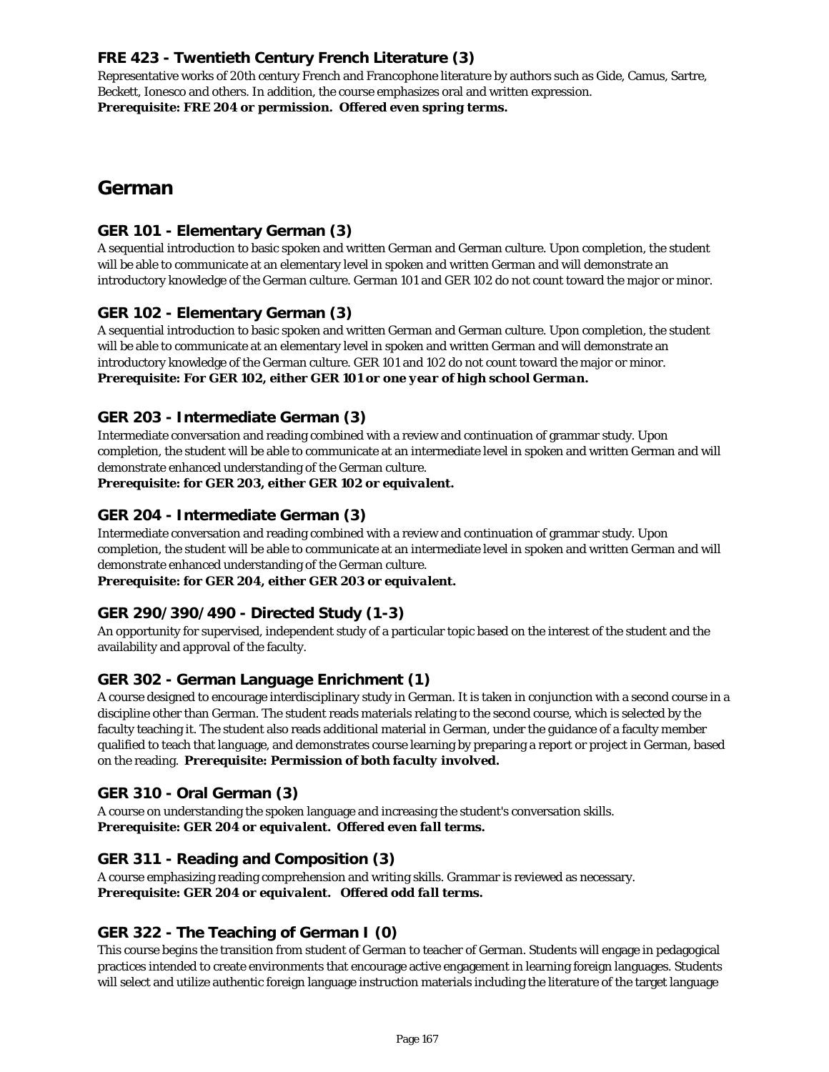### FRE 423 - Twentieth Century French Literature (3)

Representative works of 20th century French and Francophone literature by authors such as Gide, Camus, Sartre, Beckett, Ionesco and others. In addition, the course emphasizes oral and written expression.
***Prerequisite: FRE 204 or permission. Offered even spring terms.***

## German

### GER 101 - Elementary German (3)

A sequential introduction to basic spoken and written German and German culture. Upon completion, the student will be able to communicate at an elementary level in spoken and written German and will demonstrate an introductory knowledge of the German culture. German 101 and GER 102 do not count toward the major or minor.

### GER 102 - Elementary German (3)

A sequential introduction to basic spoken and written German and German culture. Upon completion, the student will be able to communicate at an elementary level in spoken and written German and will demonstrate an introductory knowledge of the German culture. GER 101 and 102 do not count toward the major or minor.
***Prerequisite: For GER 102, either GER 101 or one year of high school German.***

### GER 203 - Intermediate German (3)

Intermediate conversation and reading combined with a review and continuation of grammar study. Upon completion, the student will be able to communicate at an intermediate level in spoken and written German and will demonstrate enhanced understanding of the German culture.
***Prerequisite: for GER 203, either GER 102 or equivalent.***

### GER 204 - Intermediate German (3)

Intermediate conversation and reading combined with a review and continuation of grammar study. Upon completion, the student will be able to communicate at an intermediate level in spoken and written German and will demonstrate enhanced understanding of the German culture.
***Prerequisite: for GER 204, either GER 203 or equivalent.***

### GER 290/390/490 - Directed Study (1-3)

An opportunity for supervised, independent study of a particular topic based on the interest of the student and the availability and approval of the faculty.

### GER 302 - German Language Enrichment (1)

A course designed to encourage interdisciplinary study in German. It is taken in conjunction with a second course in a discipline other than German. The student reads materials relating to the second course, which is selected by the faculty teaching it. The student also reads additional material in German, under the guidance of a faculty member qualified to teach that language, and demonstrates course learning by preparing a report or project in German, based on the reading. ***Prerequisite: Permission of both faculty involved.***

### GER 310 - Oral German (3)

A course on understanding the spoken language and increasing the student's conversation skills.
***Prerequisite: GER 204 or equivalent. Offered even fall terms.***

### GER 311 - Reading and Composition (3)

A course emphasizing reading comprehension and writing skills. Grammar is reviewed as necessary.
***Prerequisite: GER 204 or equivalent. Offered odd fall terms.***

### GER 322 - The Teaching of German I (0)

This course begins the transition from student of German to teacher of German. Students will engage in pedagogical practices intended to create environments that encourage active engagement in learning foreign languages. Students will select and utilize authentic foreign language instruction materials including the literature of the target language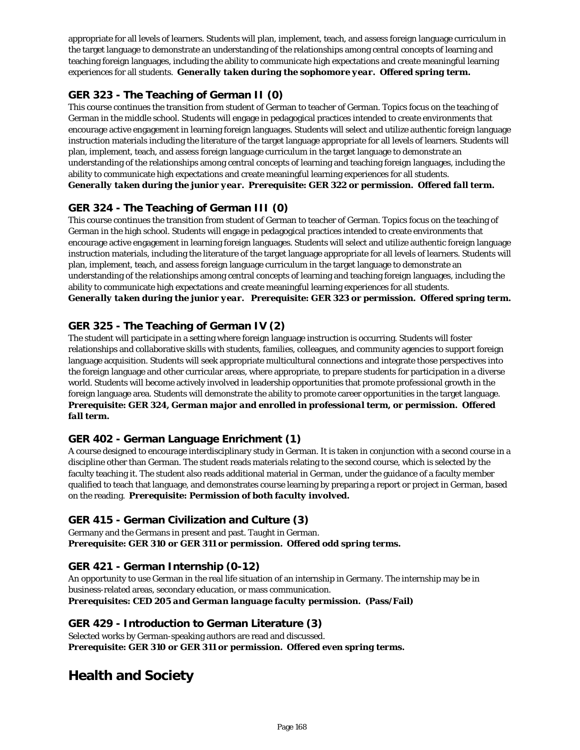appropriate for all levels of learners. Students will plan, implement, teach, and assess foreign language curriculum in the target language to demonstrate an understanding of the relationships among central concepts of learning and teaching foreign languages, including the ability to communicate high expectations and create meaningful learning experiences for all students. ***Generally taken during the sophomore year. Offered spring term.***

### GER 323 - The Teaching of German II (0)

This course continues the transition from student of German to teacher of German. Topics focus on the teaching of German in the middle school. Students will engage in pedagogical practices intended to create environments that encourage active engagement in learning foreign languages. Students will select and utilize authentic foreign language instruction materials including the literature of the target language appropriate for all levels of learners. Students will plan, implement, teach, and assess foreign language curriculum in the target language to demonstrate an understanding of the relationships among central concepts of learning and teaching foreign languages, including the ability to communicate high expectations and create meaningful learning experiences for all students.
***Generally taken during the junior year. Prerequisite: GER 322 or permission. Offered fall term.***

### GER 324 - The Teaching of German III (0)

This course continues the transition from student of German to teacher of German. Topics focus on the teaching of German in the high school. Students will engage in pedagogical practices intended to create environments that encourage active engagement in learning foreign languages. Students will select and utilize authentic foreign language instruction materials, including the literature of the target language appropriate for all levels of learners. Students will plan, implement, teach, and assess foreign language curriculum in the target language to demonstrate an understanding of the relationships among central concepts of learning and teaching foreign languages, including the ability to communicate high expectations and create meaningful learning experiences for all students.
***Generally taken during the junior year. Prerequisite: GER 323 or permission. Offered spring term.***

### GER 325 - The Teaching of German IV (2)

The student will participate in a setting where foreign language instruction is occurring. Students will foster relationships and collaborative skills with students, families, colleagues, and community agencies to support foreign language acquisition. Students will seek appropriate multicultural connections and integrate those perspectives into the foreign language and other curricular areas, where appropriate, to prepare students for participation in a diverse world. Students will become actively involved in leadership opportunities that promote professional growth in the foreign language area. Students will demonstrate the ability to promote career opportunities in the target language.
***Prerequisite: GER 324, German major and enrolled in professional term, or permission. Offered fall term.***

### GER 402 - German Language Enrichment (1)

A course designed to encourage interdisciplinary study in German. It is taken in conjunction with a second course in a discipline other than German. The student reads materials relating to the second course, which is selected by the faculty teaching it. The student also reads additional material in German, under the guidance of a faculty member qualified to teach that language, and demonstrates course learning by preparing a report or project in German, based on the reading. ***Prerequisite: Permission of both faculty involved.***

### GER 415 - German Civilization and Culture (3)

Germany and the Germans in present and past. Taught in German.
***Prerequisite: GER 310 or GER 311 or permission. Offered odd spring terms.***

### GER 421 - German Internship (0-12)

An opportunity to use German in the real life situation of an internship in Germany. The internship may be in business-related areas, secondary education, or mass communication.
***Prerequisites: CED 205 and German language faculty permission. (Pass/Fail)***

### GER 429 - Introduction to German Literature (3)

Selected works by German-speaking authors are read and discussed.
***Prerequisite: GER 310 or GER 311 or permission. Offered even spring terms.***

## Health and Society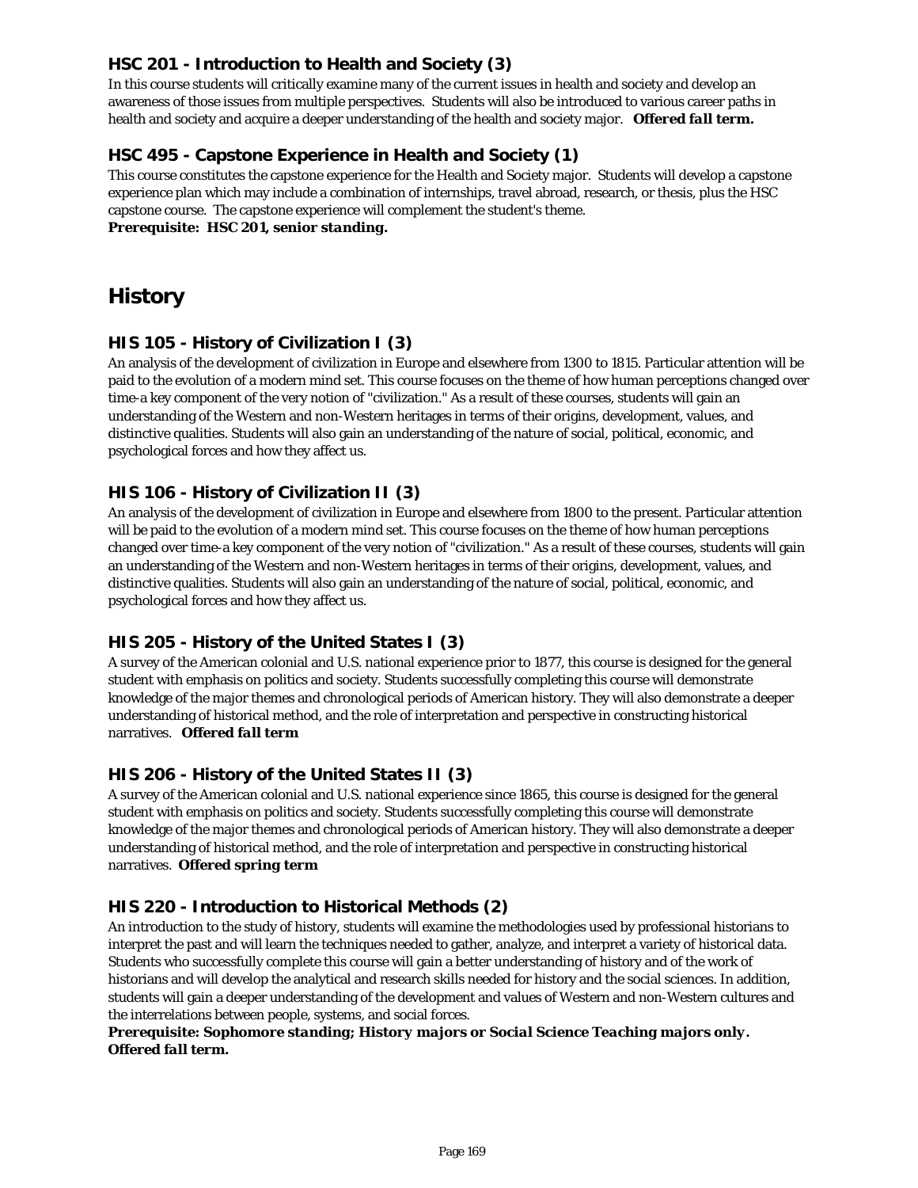### HSC 201 - Introduction to Health and Society (3)

In this course students will critically examine many of the current issues in health and society and develop an awareness of those issues from multiple perspectives. Students will also be introduced to various career paths in health and society and acquire a deeper understanding of the health and society major. ***Offered fall term.***

### HSC 495 - Capstone Experience in Health and Society (1)

This course constitutes the capstone experience for the Health and Society major. Students will develop a capstone experience plan which may include a combination of internships, travel abroad, research, or thesis, plus the HSC capstone course. The capstone experience will complement the student's theme.
***Prerequisite: HSC 201, senior standing.***

## History

### HIS 105 - History of Civilization I (3)

An analysis of the development of civilization in Europe and elsewhere from 1300 to 1815. Particular attention will be paid to the evolution of a modern mind set. This course focuses on the theme of how human perceptions changed over time-a key component of the very notion of "civilization." As a result of these courses, students will gain an understanding of the Western and non-Western heritages in terms of their origins, development, values, and distinctive qualities. Students will also gain an understanding of the nature of social, political, economic, and psychological forces and how they affect us.

### HIS 106 - History of Civilization II (3)

An analysis of the development of civilization in Europe and elsewhere from 1800 to the present. Particular attention will be paid to the evolution of a modern mind set. This course focuses on the theme of how human perceptions changed over time-a key component of the very notion of "civilization." As a result of these courses, students will gain an understanding of the Western and non-Western heritages in terms of their origins, development, values, and distinctive qualities. Students will also gain an understanding of the nature of social, political, economic, and psychological forces and how they affect us.

### HIS 205 - History of the United States I (3)

A survey of the American colonial and U.S. national experience prior to 1877, this course is designed for the general student with emphasis on politics and society. Students successfully completing this course will demonstrate knowledge of the major themes and chronological periods of American history. They will also demonstrate a deeper understanding of historical method, and the role of interpretation and perspective in constructing historical narratives. ***Offered fall term***

### HIS 206 - History of the United States II (3)

A survey of the American colonial and U.S. national experience since 1865, this course is designed for the general student with emphasis on politics and society. Students successfully completing this course will demonstrate knowledge of the major themes and chronological periods of American history. They will also demonstrate a deeper understanding of historical method, and the role of interpretation and perspective in constructing historical narratives. ***Offered spring term***

### HIS 220 - Introduction to Historical Methods (2)

An introduction to the study of history, students will examine the methodologies used by professional historians to interpret the past and will learn the techniques needed to gather, analyze, and interpret a variety of historical data. Students who successfully complete this course will gain a better understanding of history and of the work of historians and will develop the analytical and research skills needed for history and the social sciences. In addition, students will gain a deeper understanding of the development and values of Western and non-Western cultures and the interrelations between people, systems, and social forces.
***Prerequisite: Sophomore standing; History majors or Social Science Teaching majors only. Offered fall term.***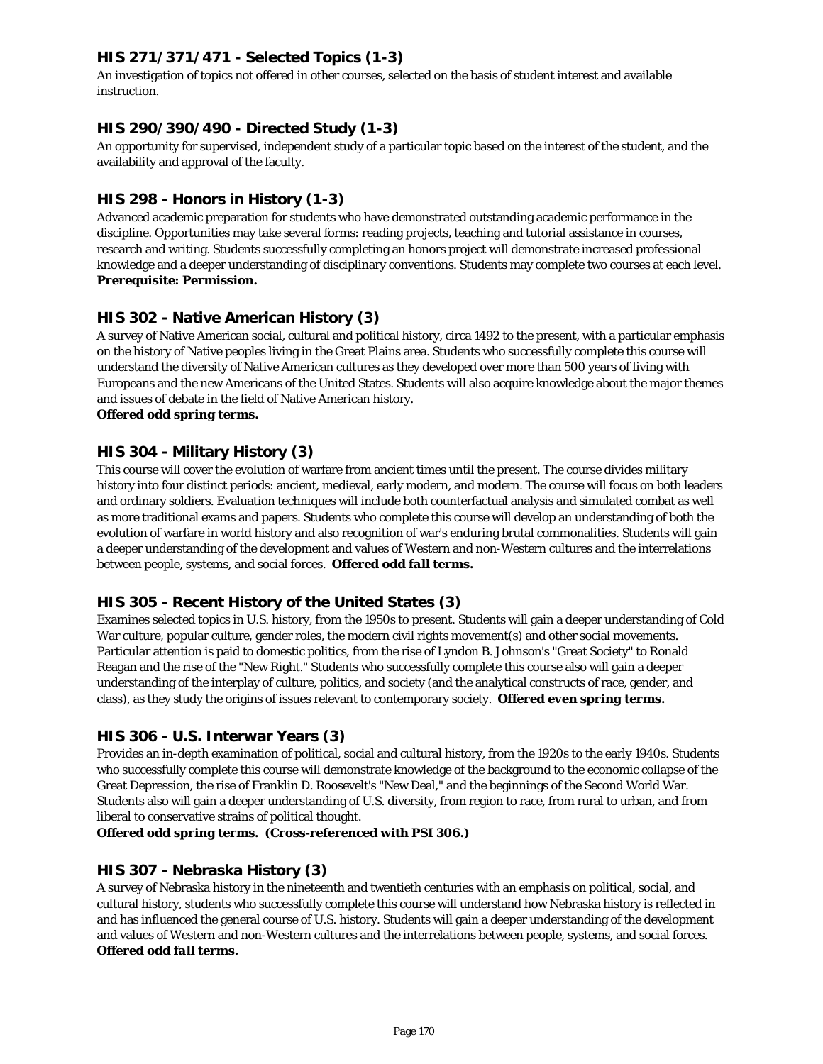### HIS 271/371/471 - Selected Topics (1-3)

An investigation of topics not offered in other courses, selected on the basis of student interest and available instruction.

### HIS 290/390/490 - Directed Study (1-3)

An opportunity for supervised, independent study of a particular topic based on the interest of the student, and the availability and approval of the faculty.

### HIS 298 - Honors in History (1-3)

Advanced academic preparation for students who have demonstrated outstanding academic performance in the discipline. Opportunities may take several forms: reading projects, teaching and tutorial assistance in courses, research and writing. Students successfully completing an honors project will demonstrate increased professional knowledge and a deeper understanding of disciplinary conventions. Students may complete two courses at each level.
***Prerequisite: Permission.***

### HIS 302 - Native American History (3)

A survey of Native American social, cultural and political history, circa 1492 to the present, with a particular emphasis on the history of Native peoples living in the Great Plains area. Students who successfully complete this course will understand the diversity of Native American cultures as they developed over more than 500 years of living with Europeans and the new Americans of the United States. Students will also acquire knowledge about the major themes and issues of debate in the field of Native American history.
***Offered odd spring terms.***

### HIS 304 - Military History (3)

This course will cover the evolution of warfare from ancient times until the present. The course divides military history into four distinct periods: ancient, medieval, early modern, and modern. The course will focus on both leaders and ordinary soldiers. Evaluation techniques will include both counterfactual analysis and simulated combat as well as more traditional exams and papers. Students who complete this course will develop an understanding of both the evolution of warfare in world history and also recognition of war's enduring brutal commonalities. Students will gain a deeper understanding of the development and values of Western and non-Western cultures and the interrelations between people, systems, and social forces. ***Offered odd fall terms.***

### HIS 305 - Recent History of the United States (3)

Examines selected topics in U.S. history, from the 1950s to present. Students will gain a deeper understanding of Cold War culture, popular culture, gender roles, the modern civil rights movement(s) and other social movements. Particular attention is paid to domestic politics, from the rise of Lyndon B. Johnson's "Great Society" to Ronald Reagan and the rise of the "New Right." Students who successfully complete this course also will gain a deeper understanding of the interplay of culture, politics, and society (and the analytical constructs of race, gender, and class), as they study the origins of issues relevant to contemporary society. ***Offered even spring terms.***

### HIS 306 - U.S. Interwar Years (3)

Provides an in-depth examination of political, social and cultural history, from the 1920s to the early 1940s. Students who successfully complete this course will demonstrate knowledge of the background to the economic collapse of the Great Depression, the rise of Franklin D. Roosevelt's "New Deal," and the beginnings of the Second World War. Students also will gain a deeper understanding of U.S. diversity, from region to race, from rural to urban, and from liberal to conservative strains of political thought.
***Offered odd spring terms. (Cross-referenced with PSI 306.)***

### HIS 307 - Nebraska History (3)

A survey of Nebraska history in the nineteenth and twentieth centuries with an emphasis on political, social, and cultural history, students who successfully complete this course will understand how Nebraska history is reflected in and has influenced the general course of U.S. history. Students will gain a deeper understanding of the development and values of Western and non-Western cultures and the interrelations between people, systems, and social forces.
***Offered odd fall terms.***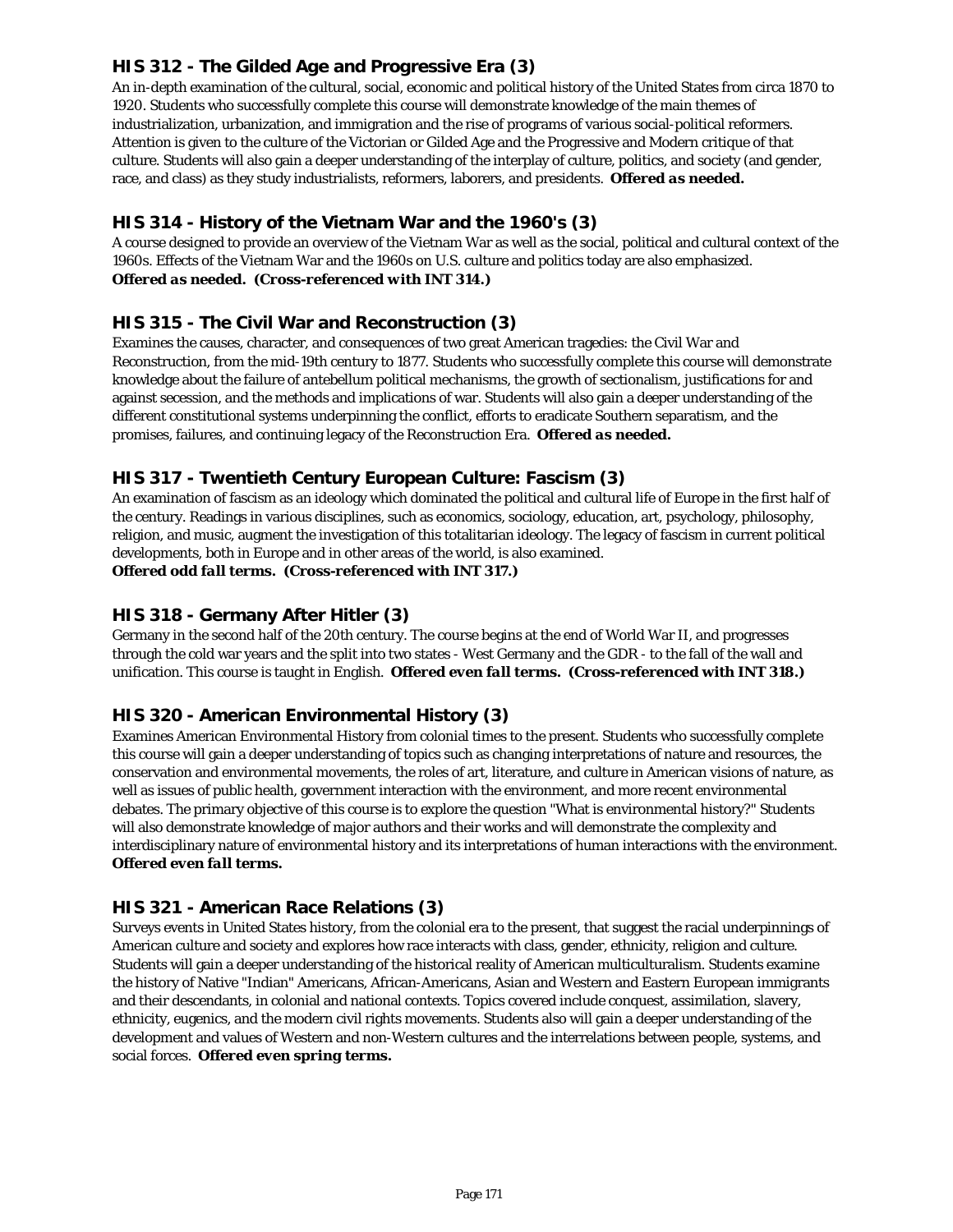### HIS 312 - The Gilded Age and Progressive Era (3)

An in-depth examination of the cultural, social, economic and political history of the United States from circa 1870 to 1920. Students who successfully complete this course will demonstrate knowledge of the main themes of industrialization, urbanization, and immigration and the rise of programs of various social-political reformers. Attention is given to the culture of the Victorian or Gilded Age and the Progressive and Modern critique of that culture. Students will also gain a deeper understanding of the interplay of culture, politics, and society (and gender, race, and class) as they study industrialists, reformers, laborers, and presidents. ***Offered as needed.***

### HIS 314 - History of the Vietnam War and the 1960's (3)

A course designed to provide an overview of the Vietnam War as well as the social, political and cultural context of the 1960s. Effects of the Vietnam War and the 1960s on U.S. culture and politics today are also emphasized. ***Offered as needed. (Cross-referenced with INT 314.)***

### HIS 315 - The Civil War and Reconstruction (3)

Examines the causes, character, and consequences of two great American tragedies: the Civil War and Reconstruction, from the mid-19th century to 1877. Students who successfully complete this course will demonstrate knowledge about the failure of antebellum political mechanisms, the growth of sectionalism, justifications for and against secession, and the methods and implications of war. Students will also gain a deeper understanding of the different constitutional systems underpinning the conflict, efforts to eradicate Southern separatism, and the promises, failures, and continuing legacy of the Reconstruction Era. ***Offered as needed.***

### HIS 317 - Twentieth Century European Culture: Fascism (3)

An examination of fascism as an ideology which dominated the political and cultural life of Europe in the first half of the century. Readings in various disciplines, such as economics, sociology, education, art, psychology, philosophy, religion, and music, augment the investigation of this totalitarian ideology. The legacy of fascism in current political developments, both in Europe and in other areas of the world, is also examined.
***Offered odd fall terms. (Cross-referenced with INT 317.)***

### HIS 318 - Germany After Hitler (3)

Germany in the second half of the 20th century. The course begins at the end of World War II, and progresses through the cold war years and the split into two states - West Germany and the GDR - to the fall of the wall and unification. This course is taught in English. ***Offered even fall terms. (Cross-referenced with INT 318.)***

### HIS 320 - American Environmental History (3)

Examines American Environmental History from colonial times to the present. Students who successfully complete this course will gain a deeper understanding of topics such as changing interpretations of nature and resources, the conservation and environmental movements, the roles of art, literature, and culture in American visions of nature, as well as issues of public health, government interaction with the environment, and more recent environmental debates. The primary objective of this course is to explore the question "What is environmental history?" Students will also demonstrate knowledge of major authors and their works and will demonstrate the complexity and interdisciplinary nature of environmental history and its interpretations of human interactions with the environment.
***Offered even fall terms.***

### HIS 321 - American Race Relations (3)

Surveys events in United States history, from the colonial era to the present, that suggest the racial underpinnings of American culture and society and explores how race interacts with class, gender, ethnicity, religion and culture. Students will gain a deeper understanding of the historical reality of American multiculturalism. Students examine the history of Native "Indian" Americans, African-Americans, Asian and Western and Eastern European immigrants and their descendants, in colonial and national contexts. Topics covered include conquest, assimilation, slavery, ethnicity, eugenics, and the modern civil rights movements. Students also will gain a deeper understanding of the development and values of Western and non-Western cultures and the interrelations between people, systems, and social forces. **Offered even spring terms.**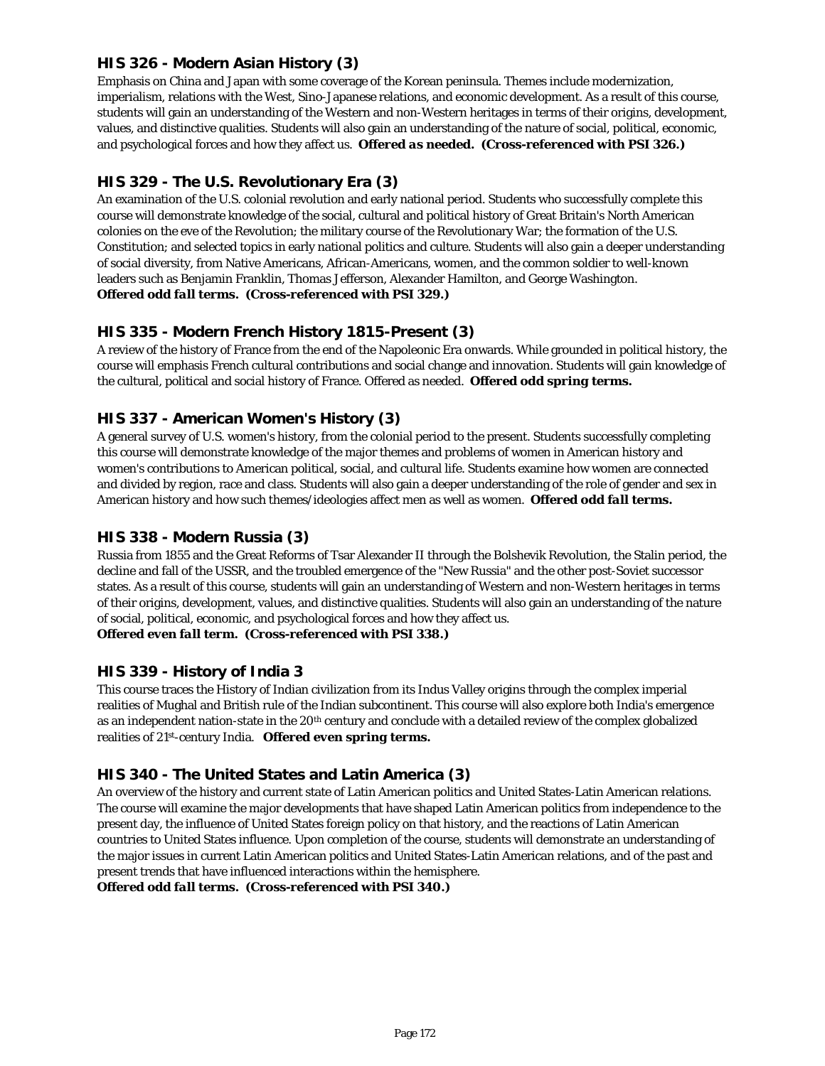### HIS 326 - Modern Asian History (3)

Emphasis on China and Japan with some coverage of the Korean peninsula. Themes include modernization, imperialism, relations with the West, Sino-Japanese relations, and economic development. As a result of this course, students will gain an understanding of the Western and non-Western heritages in terms of their origins, development, values, and distinctive qualities. Students will also gain an understanding of the nature of social, political, economic, and psychological forces and how they affect us. ***Offered as needed. (Cross-referenced with PSI 326.)***

### HIS 329 - The U.S. Revolutionary Era (3)

An examination of the U.S. colonial revolution and early national period. Students who successfully complete this course will demonstrate knowledge of the social, cultural and political history of Great Britain's North American colonies on the eve of the Revolution; the military course of the Revolutionary War; the formation of the U.S. Constitution; and selected topics in early national politics and culture. Students will also gain a deeper understanding of social diversity, from Native Americans, African-Americans, women, and the common soldier to well-known leaders such as Benjamin Franklin, Thomas Jefferson, Alexander Hamilton, and George Washington.
***Offered odd fall terms. (Cross-referenced with PSI 329.)***

### HIS 335 - Modern French History 1815-Present (3)

A review of the history of France from the end of the Napoleonic Era onwards. While grounded in political history, the course will emphasis French cultural contributions and social change and innovation. Students will gain knowledge of the cultural, political and social history of France. Offered as needed. **Offered odd spring terms.**

### HIS 337 - American Women's History (3)

A general survey of U.S. women's history, from the colonial period to the present. Students successfully completing this course will demonstrate knowledge of the major themes and problems of women in American history and women's contributions to American political, social, and cultural life. Students examine how women are connected and divided by region, race and class. Students will also gain a deeper understanding of the role of gender and sex in American history and how such themes/ideologies affect men as well as women. ***Offered odd fall terms.***

### HIS 338 - Modern Russia (3)

Russia from 1855 and the Great Reforms of Tsar Alexander II through the Bolshevik Revolution, the Stalin period, the decline and fall of the USSR, and the troubled emergence of the "New Russia" and the other post-Soviet successor states. As a result of this course, students will gain an understanding of Western and non-Western heritages in terms of their origins, development, values, and distinctive qualities. Students will also gain an understanding of the nature of social, political, economic, and psychological forces and how they affect us.
***Offered even fall term. (Cross-referenced with PSI 338.)***

### HIS 339 - History of India 3

This course traces the History of Indian civilization from its Indus Valley origins through the complex imperial realities of Mughal and British rule of the Indian subcontinent. This course will also explore both India's emergence as an independent nation-state in the 20th century and conclude with a detailed review of the complex globalized realities of 21st-century India. **Offered even spring terms.**

### HIS 340 - The United States and Latin America (3)

An overview of the history and current state of Latin American politics and United States-Latin American relations. The course will examine the major developments that have shaped Latin American politics from independence to the present day, the influence of United States foreign policy on that history, and the reactions of Latin American countries to United States influence. Upon completion of the course, students will demonstrate an understanding of the major issues in current Latin American politics and United States-Latin American relations, and of the past and present trends that have influenced interactions within the hemisphere.
***Offered odd fall terms. (Cross-referenced with PSI 340.)***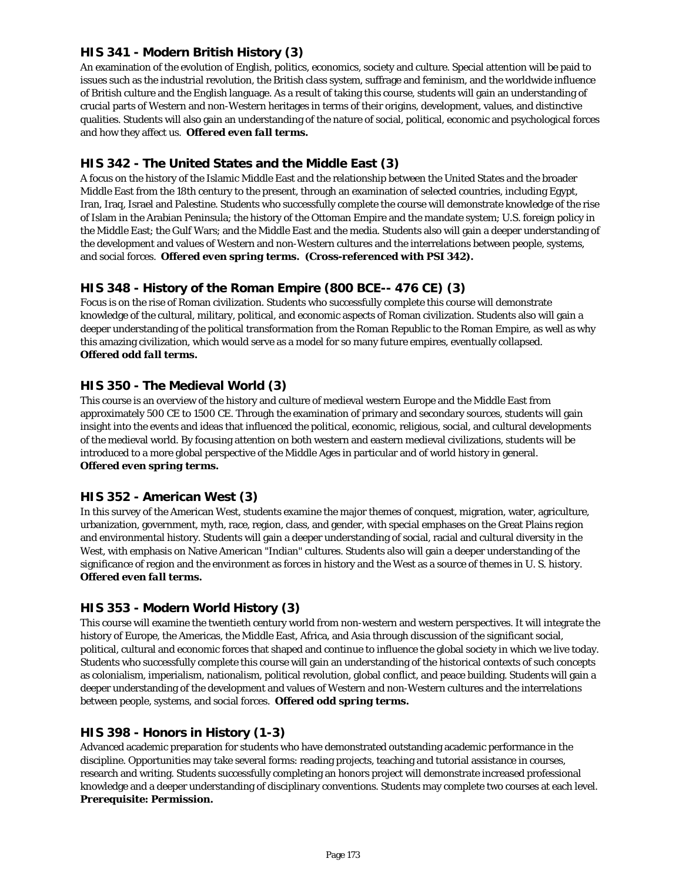## HIS 341 - Modern British History (3)

An examination of the evolution of English, politics, economics, society and culture. Special attention will be paid to issues such as the industrial revolution, the British class system, suffrage and feminism, and the worldwide influence of British culture and the English language. As a result of taking this course, students will gain an understanding of crucial parts of Western and non-Western heritages in terms of their origins, development, values, and distinctive qualities. Students will also gain an understanding of the nature of social, political, economic and psychological forces and how they affect us. ***Offered even fall terms.***

## HIS 342 - The United States and the Middle East (3)

A focus on the history of the Islamic Middle East and the relationship between the United States and the broader Middle East from the 18th century to the present, through an examination of selected countries, including Egypt, Iran, Iraq, Israel and Palestine. Students who successfully complete the course will demonstrate knowledge of the rise of Islam in the Arabian Peninsula; the history of the Ottoman Empire and the mandate system; U.S. foreign policy in the Middle East; the Gulf Wars; and the Middle East and the media. Students also will gain a deeper understanding of the development and values of Western and non-Western cultures and the interrelations between people, systems, and social forces. **Offered even spring terms. (Cross-referenced with PSI 342).**

## HIS 348 - History of the Roman Empire (800 BCE-- 476 CE) (3)

Focus is on the rise of Roman civilization. Students who successfully complete this course will demonstrate knowledge of the cultural, military, political, and economic aspects of Roman civilization. Students also will gain a deeper understanding of the political transformation from the Roman Republic to the Roman Empire, as well as why this amazing civilization, which would serve as a model for so many future empires, eventually collapsed.
***Offered odd fall terms.***

## HIS 350 - The Medieval World (3)

This course is an overview of the history and culture of medieval western Europe and the Middle East from approximately 500 CE to 1500 CE. Through the examination of primary and secondary sources, students will gain insight into the events and ideas that influenced the political, economic, religious, social, and cultural developments of the medieval world. By focusing attention on both western and eastern medieval civilizations, students will be introduced to a more global perspective of the Middle Ages in particular and of world history in general.
**Offered even spring terms.**

## HIS 352 - American West (3)

In this survey of the American West, students examine the major themes of conquest, migration, water, agriculture, urbanization, government, myth, race, region, class, and gender, with special emphases on the Great Plains region and environmental history. Students will gain a deeper understanding of social, racial and cultural diversity in the West, with emphasis on Native American "Indian" cultures. Students also will gain a deeper understanding of the significance of region and the environment as forces in history and the West as a source of themes in U. S. history.
***Offered even fall terms.***

## HIS 353 - Modern World History (3)

This course will examine the twentieth century world from non-western and western perspectives. It will integrate the history of Europe, the Americas, the Middle East, Africa, and Asia through discussion of the significant social, political, cultural and economic forces that shaped and continue to influence the global society in which we live today. Students who successfully complete this course will gain an understanding of the historical contexts of such concepts as colonialism, imperialism, nationalism, political revolution, global conflict, and peace building. Students will gain a deeper understanding of the development and values of Western and non-Western cultures and the interrelations between people, systems, and social forces. **Offered odd spring terms.**

## HIS 398 - Honors in History (1-3)

Advanced academic preparation for students who have demonstrated outstanding academic performance in the discipline. Opportunities may take several forms: reading projects, teaching and tutorial assistance in courses, research and writing. Students successfully completing an honors project will demonstrate increased professional knowledge and a deeper understanding of disciplinary conventions. Students may complete two courses at each level.
**Prerequisite: Permission.**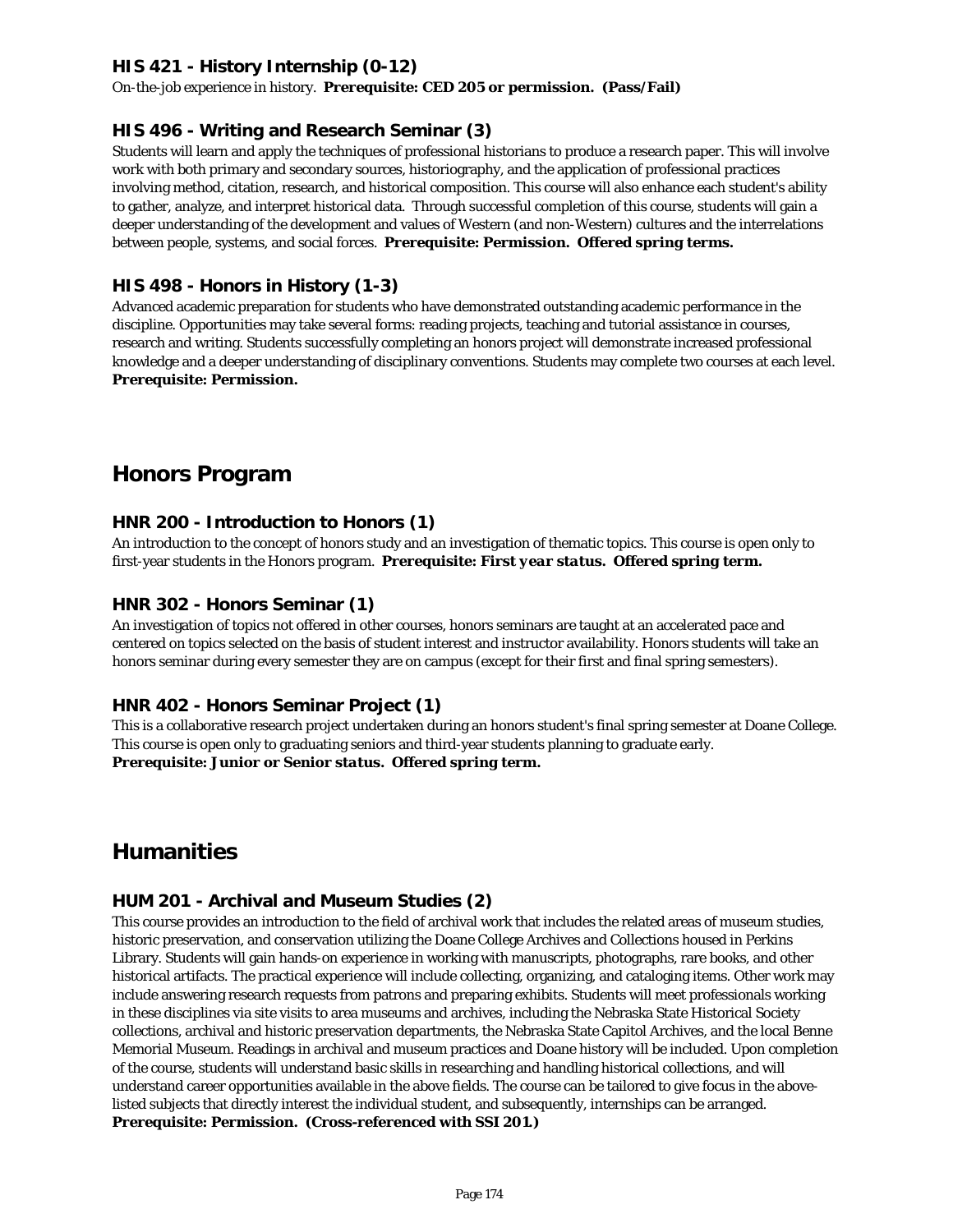### HIS 421 - History Internship (0-12)

On-the-job experience in history. **Prerequisite: CED 205 or permission. (Pass/Fail)**

### HIS 496 - Writing and Research Seminar (3)

Students will learn and apply the techniques of professional historians to produce a research paper. This will involve work with both primary and secondary sources, historiography, and the application of professional practices involving method, citation, research, and historical composition. This course will also enhance each student's ability to gather, analyze, and interpret historical data. Through successful completion of this course, students will gain a deeper understanding of the development and values of Western (and non-Western) cultures and the interrelations between people, systems, and social forces. **Prerequisite: Permission. Offered spring terms.**

### HIS 498 - Honors in History (1-3)

Advanced academic preparation for students who have demonstrated outstanding academic performance in the discipline. Opportunities may take several forms: reading projects, teaching and tutorial assistance in courses, research and writing. Students successfully completing an honors project will demonstrate increased professional knowledge and a deeper understanding of disciplinary conventions. Students may complete two courses at each level. **Prerequisite: Permission.**

## Honors Program

### HNR 200 - Introduction to Honors (1)

An introduction to the concept of honors study and an investigation of thematic topics. This course is open only to first-year students in the Honors program. **Prerequisite: *First year status.* Offered spring term.**

### HNR 302 - Honors Seminar (1)

An investigation of topics not offered in other courses, honors seminars are taught at an accelerated pace and centered on topics selected on the basis of student interest and instructor availability. Honors students will take an honors seminar during every semester they are on campus (except for their first and final spring semesters).

### HNR 402 - Honors Seminar Project (1)

This is a collaborative research project undertaken during an honors student's final spring semester at Doane College. This course is open only to graduating seniors and third-year students planning to graduate early.
**Prerequisite: *Junior or Senior status.* Offered spring term.**

## Humanities

### HUM 201 - Archival and Museum Studies (2)

This course provides an introduction to the field of archival work that includes the related areas of museum studies, historic preservation, and conservation utilizing the Doane College Archives and Collections housed in Perkins Library. Students will gain hands-on experience in working with manuscripts, photographs, rare books, and other historical artifacts. The practical experience will include collecting, organizing, and cataloging items. Other work may include answering research requests from patrons and preparing exhibits. Students will meet professionals working in these disciplines via site visits to area museums and archives, including the Nebraska State Historical Society collections, archival and historic preservation departments, the Nebraska State Capitol Archives, and the local Benne Memorial Museum. Readings in archival and museum practices and Doane history will be included. Upon completion of the course, students will understand basic skills in researching and handling historical collections, and will understand career opportunities available in the above fields. The course can be tailored to give focus in the above-listed subjects that directly interest the individual student, and subsequently, internships can be arranged.
**Prerequisite: Permission. (Cross-referenced with SSI 201.)**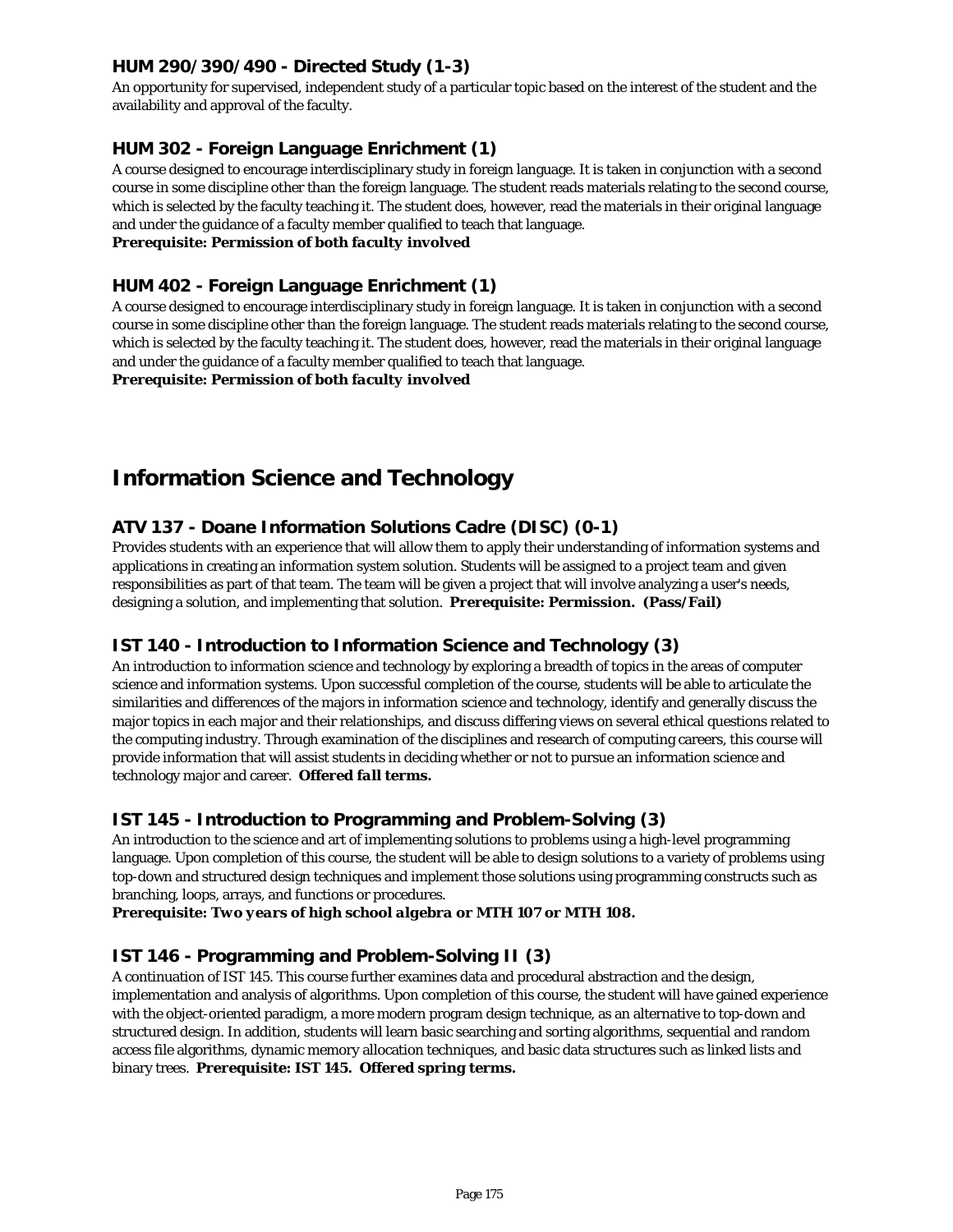### HUM 290/390/490 - Directed Study (1-3)

An opportunity for supervised, independent study of a particular topic based on the interest of the student and the availability and approval of the faculty.

### HUM 302 - Foreign Language Enrichment (1)

A course designed to encourage interdisciplinary study in foreign language. It is taken in conjunction with a second course in some discipline other than the foreign language. The student reads materials relating to the second course, which is selected by the faculty teaching it. The student does, however, read the materials in their original language and under the guidance of a faculty member qualified to teach that language.
***Prerequisite: Permission of both faculty involved***

### HUM 402 - Foreign Language Enrichment (1)

A course designed to encourage interdisciplinary study in foreign language. It is taken in conjunction with a second course in some discipline other than the foreign language. The student reads materials relating to the second course, which is selected by the faculty teaching it. The student does, however, read the materials in their original language and under the guidance of a faculty member qualified to teach that language.
***Prerequisite: Permission of both faculty involved***

## Information Science and Technology

### ATV 137 - Doane Information Solutions Cadre (DISC) (0-1)

Provides students with an experience that will allow them to apply their understanding of information systems and applications in creating an information system solution. Students will be assigned to a project team and given responsibilities as part of that team. The team will be given a project that will involve analyzing a user's needs, designing a solution, and implementing that solution. ***Prerequisite: Permission. (Pass/Fail)***

### IST 140 - Introduction to Information Science and Technology (3)

An introduction to information science and technology by exploring a breadth of topics in the areas of computer science and information systems. Upon successful completion of the course, students will be able to articulate the similarities and differences of the majors in information science and technology, identify and generally discuss the major topics in each major and their relationships, and discuss differing views on several ethical questions related to the computing industry. Through examination of the disciplines and research of computing careers, this course will provide information that will assist students in deciding whether or not to pursue an information science and technology major and career. ***Offered fall terms.***

### IST 145 - Introduction to Programming and Problem-Solving (3)

An introduction to the science and art of implementing solutions to problems using a high-level programming language. Upon completion of this course, the student will be able to design solutions to a variety of problems using top-down and structured design techniques and implement those solutions using programming constructs such as branching, loops, arrays, and functions or procedures.
***Prerequisite: Two years of high school algebra or MTH 107 or MTH 108.***

### IST 146 - Programming and Problem-Solving II (3)

A continuation of IST 145. This course further examines data and procedural abstraction and the design, implementation and analysis of algorithms. Upon completion of this course, the student will have gained experience with the object-oriented paradigm, a more modern program design technique, as an alternative to top-down and structured design. In addition, students will learn basic searching and sorting algorithms, sequential and random access file algorithms, dynamic memory allocation techniques, and basic data structures such as linked lists and binary trees. ***Prerequisite: IST 145. Offered spring terms.***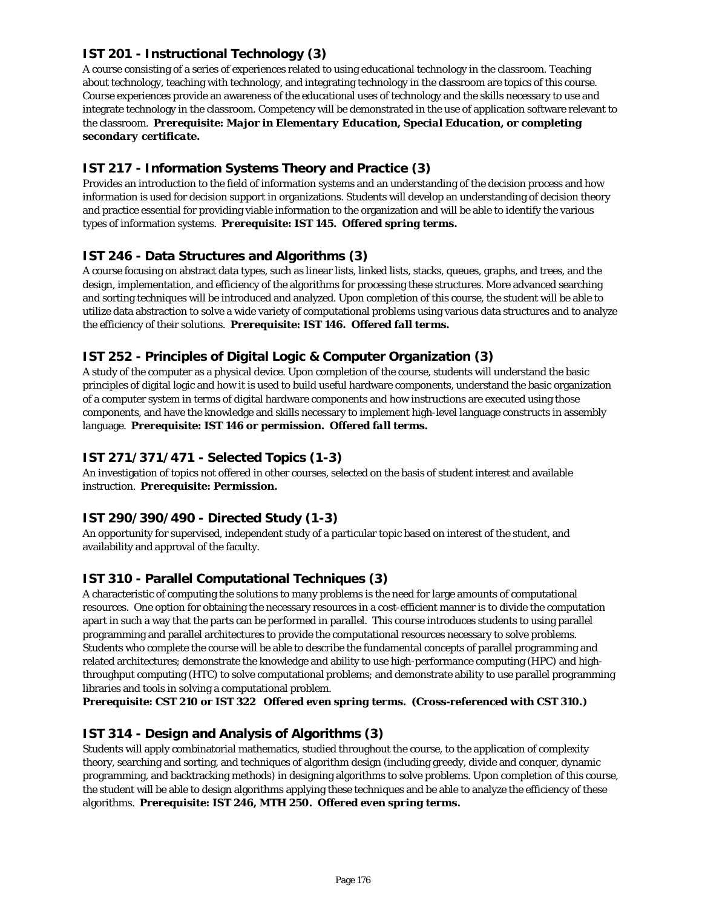### IST 201 - Instructional Technology (3)

A course consisting of a series of experiences related to using educational technology in the classroom. Teaching about technology, teaching with technology, and integrating technology in the classroom are topics of this course. Course experiences provide an awareness of the educational uses of technology and the skills necessary to use and integrate technology in the classroom. Competency will be demonstrated in the use of application software relevant to the classroom. ***Prerequisite: Major in Elementary Education, Special Education, or completing secondary certificate.***

### IST 217 - Information Systems Theory and Practice (3)

Provides an introduction to the field of information systems and an understanding of the decision process and how information is used for decision support in organizations. Students will develop an understanding of decision theory and practice essential for providing viable information to the organization and will be able to identify the various types of information systems. **Prerequisite: IST 145. Offered spring terms.**

### IST 246 - Data Structures and Algorithms (3)

A course focusing on abstract data types, such as linear lists, linked lists, stacks, queues, graphs, and trees, and the design, implementation, and efficiency of the algorithms for processing these structures. More advanced searching and sorting techniques will be introduced and analyzed. Upon completion of this course, the student will be able to utilize data abstraction to solve a wide variety of computational problems using various data structures and to analyze the efficiency of their solutions. **Prerequisite: IST 146. *Offered fall terms.***

### IST 252 - Principles of Digital Logic & Computer Organization (3)

A study of the computer as a physical device. Upon completion of the course, students will understand the basic principles of digital logic and how it is used to build useful hardware components, understand the basic organization of a computer system in terms of digital hardware components and how instructions are executed using those components, and have the knowledge and skills necessary to implement high-level language constructs in assembly language. **Prerequisite: IST 146 or permission. *Offered fall terms.***

### IST 271/371/471 - Selected Topics (1-3)

An investigation of topics not offered in other courses, selected on the basis of student interest and available instruction. **Prerequisite: Permission.**

### IST 290/390/490 - Directed Study (1-3)

An opportunity for supervised, independent study of a particular topic based on interest of the student, and availability and approval of the faculty.

### IST 310 - Parallel Computational Techniques (3)

A characteristic of computing the solutions to many problems is the need for large amounts of computational resources. One option for obtaining the necessary resources in a cost-efficient manner is to divide the computation apart in such a way that the parts can be performed in parallel. This course introduces students to using parallel programming and parallel architectures to provide the computational resources necessary to solve problems. Students who complete the course will be able to describe the fundamental concepts of parallel programming and related architectures; demonstrate the knowledge and ability to use high-performance computing (HPC) and high-throughput computing (HTC) to solve computational problems; and demonstrate ability to use parallel programming libraries and tools in solving a computational problem.
**Prerequisite: CST 210 or IST 322 Offered even spring terms. (Cross-referenced with CST 310.)**

### IST 314 - Design and Analysis of Algorithms (3)

Students will apply combinatorial mathematics, studied throughout the course, to the application of complexity theory, searching and sorting, and techniques of algorithm design (including greedy, divide and conquer, dynamic programming, and backtracking methods) in designing algorithms to solve problems. Upon completion of this course, the student will be able to design algorithms applying these techniques and be able to analyze the efficiency of these algorithms. **Prerequisite: IST 246, MTH 250. Offered even spring terms.**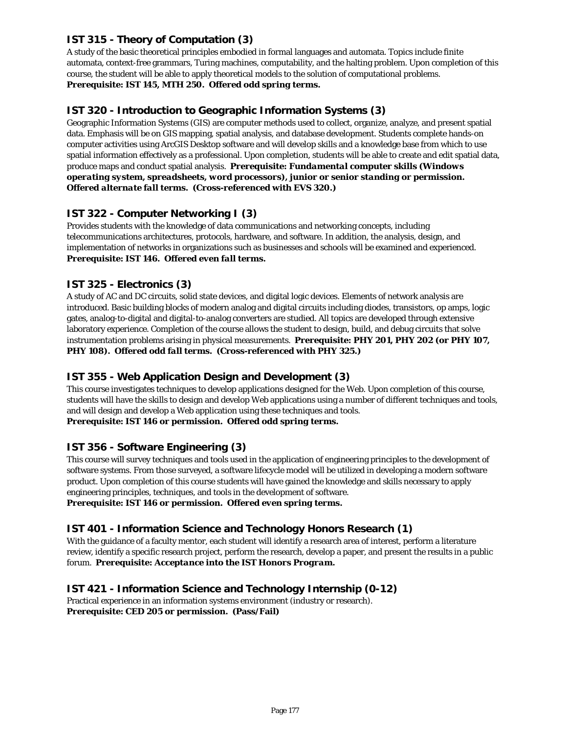### IST 315 - Theory of Computation (3)

A study of the basic theoretical principles embodied in formal languages and automata. Topics include finite automata, context-free grammars, Turing machines, computability, and the halting problem. Upon completion of this course, the student will be able to apply theoretical models to the solution of computational problems.
***Prerequisite: IST 145, MTH 250. Offered odd spring terms.***

### IST 320 - Introduction to Geographic Information Systems (3)

Geographic Information Systems (GIS) are computer methods used to collect, organize, analyze, and present spatial data. Emphasis will be on GIS mapping, spatial analysis, and database development. Students complete hands-on computer activities using ArcGIS Desktop software and will develop skills and a knowledge base from which to use spatial information effectively as a professional. Upon completion, students will be able to create and edit spatial data, produce maps and conduct spatial analysis. ***Prerequisite: Fundamental computer skills (Windows operating system, spreadsheets, word processors), junior or senior standing or permission. Offered alternate fall terms. (Cross-referenced with EVS 320.)***

### IST 322 - Computer Networking I (3)

Provides students with the knowledge of data communications and networking concepts, including telecommunications architectures, protocols, hardware, and software. In addition, the analysis, design, and implementation of networks in organizations such as businesses and schools will be examined and experienced.
***Prerequisite: IST 146. Offered even fall terms.***

### IST 325 - Electronics (3)

A study of AC and DC circuits, solid state devices, and digital logic devices. Elements of network analysis are introduced. Basic building blocks of modern analog and digital circuits including diodes, transistors, op amps, logic gates, analog-to-digital and digital-to-analog converters are studied. All topics are developed through extensive laboratory experience. Completion of the course allows the student to design, build, and debug circuits that solve instrumentation problems arising in physical measurements. ***Prerequisite: PHY 201, PHY 202 (or PHY 107, PHY 108). Offered odd fall terms. (Cross-referenced with PHY 325.)***

### IST 355 - Web Application Design and Development (3)

This course investigates techniques to develop applications designed for the Web. Upon completion of this course, students will have the skills to design and develop Web applications using a number of different techniques and tools, and will design and develop a Web application using these techniques and tools.
***Prerequisite: IST 146 or permission. Offered odd spring terms.***

### IST 356 - Software Engineering (3)

This course will survey techniques and tools used in the application of engineering principles to the development of software systems. From those surveyed, a software lifecycle model will be utilized in developing a modern software product. Upon completion of this course students will have gained the knowledge and skills necessary to apply engineering principles, techniques, and tools in the development of software.
***Prerequisite: IST 146 or permission. Offered even spring terms.***

### IST 401 - Information Science and Technology Honors Research (1)

With the guidance of a faculty mentor, each student will identify a research area of interest, perform a literature review, identify a specific research project, perform the research, develop a paper, and present the results in a public forum. ***Prerequisite: Acceptance into the IST Honors Program.***

### IST 421 - Information Science and Technology Internship (0-12)

Practical experience in an information systems environment (industry or research).
***Prerequisite: CED 205 or permission. (Pass/Fail)***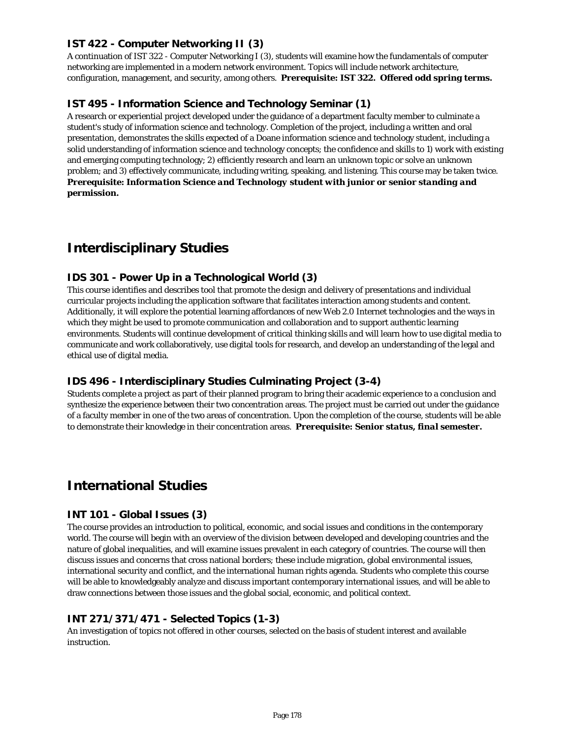### IST 422 - Computer Networking II (3)

A continuation of IST 322 - Computer Networking I (3), students will examine how the fundamentals of computer networking are implemented in a modern network environment. Topics will include network architecture, configuration, management, and security, among others. **Prerequisite: IST 322. Offered odd spring terms.**

### IST 495 - Information Science and Technology Seminar (1)

A research or experiential project developed under the guidance of a department faculty member to culminate a student's study of information science and technology. Completion of the project, including a written and oral presentation, demonstrates the skills expected of a Doane information science and technology student, including a solid understanding of information science and technology concepts; the confidence and skills to 1) work with existing and emerging computing technology; 2) efficiently research and learn an unknown topic or solve an unknown problem; and 3) effectively communicate, including writing, speaking, and listening. This course may be taken twice. ***Prerequisite: Information Science and Technology student with junior or senior standing and permission.***

## Interdisciplinary Studies

### IDS 301 - Power Up in a Technological World (3)

This course identifies and describes tool that promote the design and delivery of presentations and individual curricular projects including the application software that facilitates interaction among students and content. Additionally, it will explore the potential learning affordances of new Web 2.0 Internet technologies and the ways in which they might be used to promote communication and collaboration and to support authentic learning environments. Students will continue development of critical thinking skills and will learn how to use digital media to communicate and work collaboratively, use digital tools for research, and develop an understanding of the legal and ethical use of digital media.

### IDS 496 - Interdisciplinary Studies Culminating Project (3-4)

Students complete a project as part of their planned program to bring their academic experience to a conclusion and synthesize the experience between their two concentration areas. The project must be carried out under the guidance of a faculty member in one of the two areas of concentration. Upon the completion of the course, students will be able to demonstrate their knowledge in their concentration areas. ***Prerequisite: Senior status, final semester.***

## International Studies

### INT 101 - Global Issues (3)

The course provides an introduction to political, economic, and social issues and conditions in the contemporary world. The course will begin with an overview of the division between developed and developing countries and the nature of global inequalities, and will examine issues prevalent in each category of countries. The course will then discuss issues and concerns that cross national borders; these include migration, global environmental issues, international security and conflict, and the international human rights agenda. Students who complete this course will be able to knowledgeably analyze and discuss important contemporary international issues, and will be able to draw connections between those issues and the global social, economic, and political context.

### INT 271/371/471 - Selected Topics (1-3)

An investigation of topics not offered in other courses, selected on the basis of student interest and available instruction.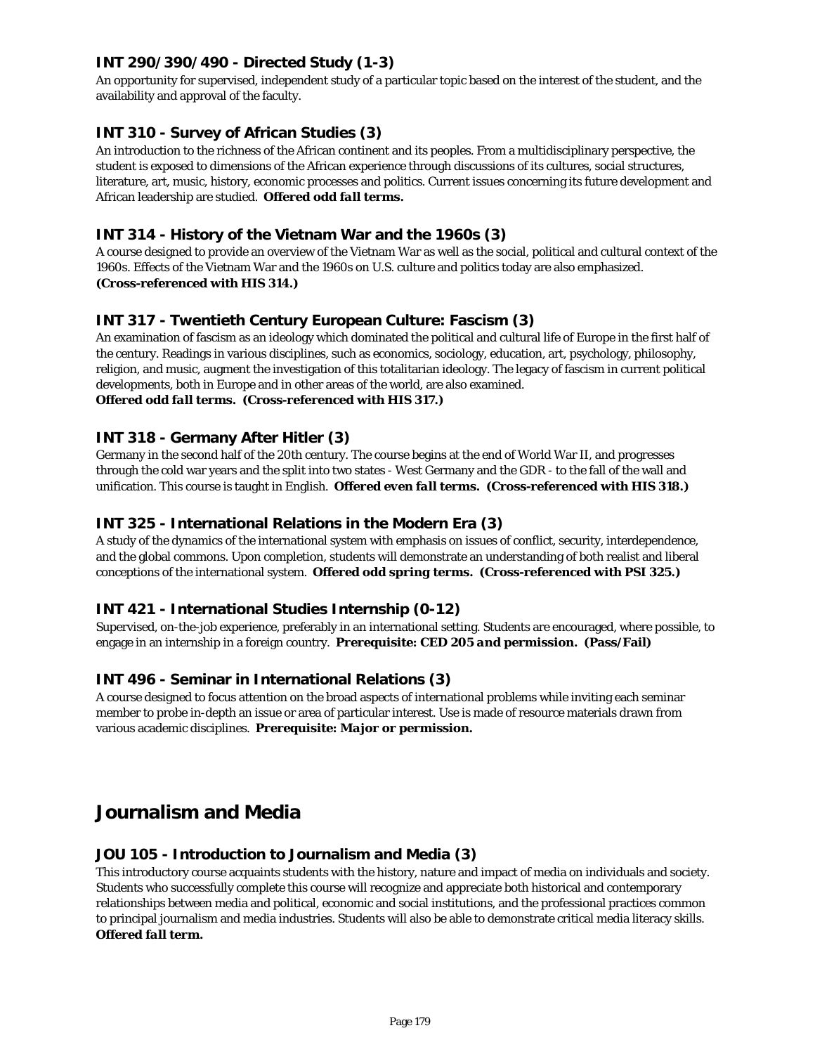### INT 290/390/490 - Directed Study (1-3)

An opportunity for supervised, independent study of a particular topic based on the interest of the student, and the availability and approval of the faculty.

### INT 310 - Survey of African Studies (3)

An introduction to the richness of the African continent and its peoples. From a multidisciplinary perspective, the student is exposed to dimensions of the African experience through discussions of its cultures, social structures, literature, art, music, history, economic processes and politics. Current issues concerning its future development and African leadership are studied. ***Offered odd fall terms.***

### INT 314 - History of the Vietnam War and the 1960s (3)

A course designed to provide an overview of the Vietnam War as well as the social, political and cultural context of the 1960s. Effects of the Vietnam War and the 1960s on U.S. culture and politics today are also emphasized. **(Cross-referenced with HIS 314.)**

### INT 317 - Twentieth Century European Culture: Fascism (3)

An examination of fascism as an ideology which dominated the political and cultural life of Europe in the first half of the century. Readings in various disciplines, such as economics, sociology, education, art, psychology, philosophy, religion, and music, augment the investigation of this totalitarian ideology. The legacy of fascism in current political developments, both in Europe and in other areas of the world, are also examined.
***Offered odd fall terms.* (Cross-referenced with HIS 317.)**

### INT 318 - Germany After Hitler (3)

Germany in the second half of the 20th century. The course begins at the end of World War II, and progresses through the cold war years and the split into two states - West Germany and the GDR - to the fall of the wall and unification. This course is taught in English. ***Offered even fall terms.* (Cross-referenced with HIS 318.)**

### INT 325 - International Relations in the Modern Era (3)

A study of the dynamics of the international system with emphasis on issues of conflict, security, interdependence, and the global commons. Upon completion, students will demonstrate an understanding of both realist and liberal conceptions of the international system. ***Offered odd spring terms.* (Cross-referenced with PSI 325.)**

### INT 421 - International Studies Internship (0-12)

Supervised, on-the-job experience, preferably in an international setting. Students are encouraged, where possible, to engage in an internship in a foreign country. **Prerequisite: CED 205 and permission. (Pass/Fail)**

### INT 496 - Seminar in International Relations (3)

A course designed to focus attention on the broad aspects of international problems while inviting each seminar member to probe in-depth an issue or area of particular interest. Use is made of resource materials drawn from various academic disciplines. **Prerequisite: Major or permission.**

## Journalism and Media

### JOU 105 - Introduction to Journalism and Media (3)

This introductory course acquaints students with the history, nature and impact of media on individuals and society. Students who successfully complete this course will recognize and appreciate both historical and contemporary relationships between media and political, economic and social institutions, and the professional practices common to principal journalism and media industries. Students will also be able to demonstrate critical media literacy skills.
***Offered fall term.***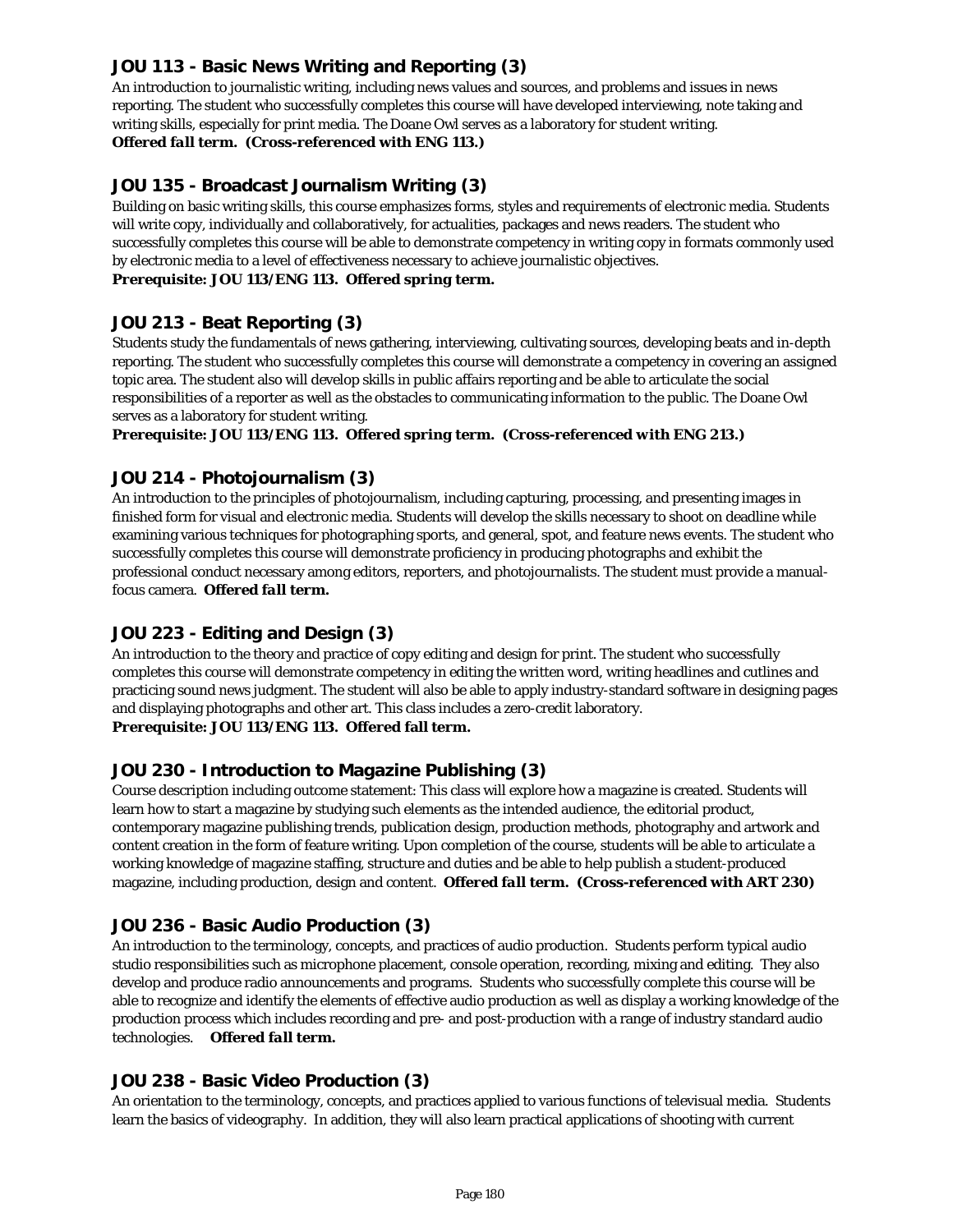### JOU 113 - Basic News Writing and Reporting (3)

An introduction to journalistic writing, including news values and sources, and problems and issues in news reporting. The student who successfully completes this course will have developed interviewing, note taking and writing skills, especially for print media. The Doane Owl serves as a laboratory for student writing.
***Offered fall term. (Cross-referenced with ENG 113.)***

### JOU 135 - Broadcast Journalism Writing (3)

Building on basic writing skills, this course emphasizes forms, styles and requirements of electronic media. Students will write copy, individually and collaboratively, for actualities, packages and news readers. The student who successfully completes this course will be able to demonstrate competency in writing copy in formats commonly used by electronic media to a level of effectiveness necessary to achieve journalistic objectives.
***Prerequisite: JOU 113/ENG 113. Offered spring term.***

### JOU 213 - Beat Reporting (3)

Students study the fundamentals of news gathering, interviewing, cultivating sources, developing beats and in-depth reporting. The student who successfully completes this course will demonstrate a competency in covering an assigned topic area. The student also will develop skills in public affairs reporting and be able to articulate the social responsibilities of a reporter as well as the obstacles to communicating information to the public. The Doane Owl serves as a laboratory for student writing.
***Prerequisite: JOU 113/ENG 113. Offered spring term. (Cross-referenced with ENG 213.)***

### JOU 214 - Photojournalism (3)

An introduction to the principles of photojournalism, including capturing, processing, and presenting images in finished form for visual and electronic media. Students will develop the skills necessary to shoot on deadline while examining various techniques for photographing sports, and general, spot, and feature news events. The student who successfully completes this course will demonstrate proficiency in producing photographs and exhibit the professional conduct necessary among editors, reporters, and photojournalists. The student must provide a manual-focus camera. ***Offered fall term.***

### JOU 223 - Editing and Design (3)

An introduction to the theory and practice of copy editing and design for print. The student who successfully completes this course will demonstrate competency in editing the written word, writing headlines and cutlines and practicing sound news judgment. The student will also be able to apply industry-standard software in designing pages and displaying photographs and other art. This class includes a zero-credit laboratory.
***Prerequisite: JOU 113/ENG 113. Offered fall term.***

### JOU 230 - Introduction to Magazine Publishing (3)

Course description including outcome statement: This class will explore how a magazine is created. Students will learn how to start a magazine by studying such elements as the intended audience, the editorial product, contemporary magazine publishing trends, publication design, production methods, photography and artwork and content creation in the form of feature writing. Upon completion of the course, students will be able to articulate a working knowledge of magazine staffing, structure and duties and be able to help publish a student-produced magazine, including production, design and content. ***Offered fall term. (Cross-referenced with ART 230)***

### JOU 236 - Basic Audio Production (3)

An introduction to the terminology, concepts, and practices of audio production. Students perform typical audio studio responsibilities such as microphone placement, console operation, recording, mixing and editing. They also develop and produce radio announcements and programs. Students who successfully complete this course will be able to recognize and identify the elements of effective audio production as well as display a working knowledge of the production process which includes recording and pre- and post-production with a range of industry standard audio technologies. ***Offered fall term.***

### JOU 238 - Basic Video Production (3)

An orientation to the terminology, concepts, and practices applied to various functions of televisual media. Students learn the basics of videography. In addition, they will also learn practical applications of shooting with current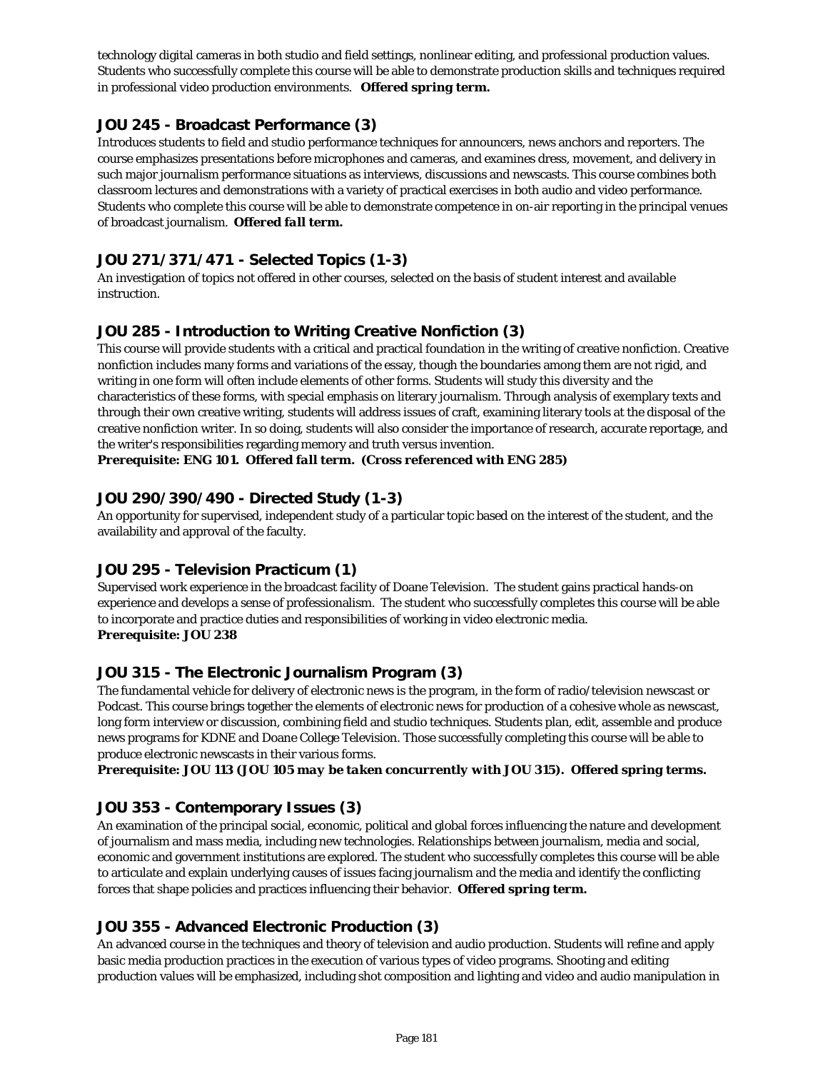technology digital cameras in both studio and field settings, nonlinear editing, and professional production values. Students who successfully complete this course will be able to demonstrate production skills and techniques required in professional video production environments. **Offered spring term.**

### JOU 245 - Broadcast Performance (3)

Introduces students to field and studio performance techniques for announcers, news anchors and reporters. The course emphasizes presentations before microphones and cameras, and examines dress, movement, and delivery in such major journalism performance situations as interviews, discussions and newscasts. This course combines both classroom lectures and demonstrations with a variety of practical exercises in both audio and video performance. Students who complete this course will be able to demonstrate competence in on-air reporting in the principal venues of broadcast journalism. ***Offered fall term.***

### JOU 271/371/471 - Selected Topics (1-3)

An investigation of topics not offered in other courses, selected on the basis of student interest and available instruction.

### JOU 285 - Introduction to Writing Creative Nonfiction (3)

This course will provide students with a critical and practical foundation in the writing of creative nonfiction. Creative nonfiction includes many forms and variations of the essay, though the boundaries among them are not rigid, and writing in one form will often include elements of other forms. Students will study this diversity and the characteristics of these forms, with special emphasis on literary journalism. Through analysis of exemplary texts and through their own creative writing, students will address issues of craft, examining literary tools at the disposal of the creative nonfiction writer. In so doing, students will also consider the importance of research, accurate reportage, and the writer's responsibilities regarding memory and truth versus invention.

***Prerequisite: ENG 101. Offered fall term. (Cross referenced with ENG 285)***

### JOU 290/390/490 - Directed Study (1-3)

An opportunity for supervised, independent study of a particular topic based on the interest of the student, and the availability and approval of the faculty.

### JOU 295 - Television Practicum (1)

Supervised work experience in the broadcast facility of Doane Television. The student gains practical hands-on experience and develops a sense of professionalism. The student who successfully completes this course will be able to incorporate and practice duties and responsibilities of working in video electronic media.

***Prerequisite: JOU 238***

### JOU 315 - The Electronic Journalism Program (3)

The fundamental vehicle for delivery of electronic news is the program, in the form of radio/television newscast or Podcast. This course brings together the elements of electronic news for production of a cohesive whole as newscast, long form interview or discussion, combining field and studio techniques. Students plan, edit, assemble and produce news programs for KDNE and Doane College Television. Those successfully completing this course will be able to produce electronic newscasts in their various forms.

***Prerequisite: JOU 113 (JOU 105 may be taken concurrently with JOU 315). Offered spring terms.***

### JOU 353 - Contemporary Issues (3)

An examination of the principal social, economic, political and global forces influencing the nature and development of journalism and mass media, including new technologies. Relationships between journalism, media and social, economic and government institutions are explored. The student who successfully completes this course will be able to articulate and explain underlying causes of issues facing journalism and the media and identify the conflicting forces that shape policies and practices influencing their behavior. **Offered spring term.**

### JOU 355 - Advanced Electronic Production (3)

An advanced course in the techniques and theory of television and audio production. Students will refine and apply basic media production practices in the execution of various types of video programs. Shooting and editing production values will be emphasized, including shot composition and lighting and video and audio manipulation in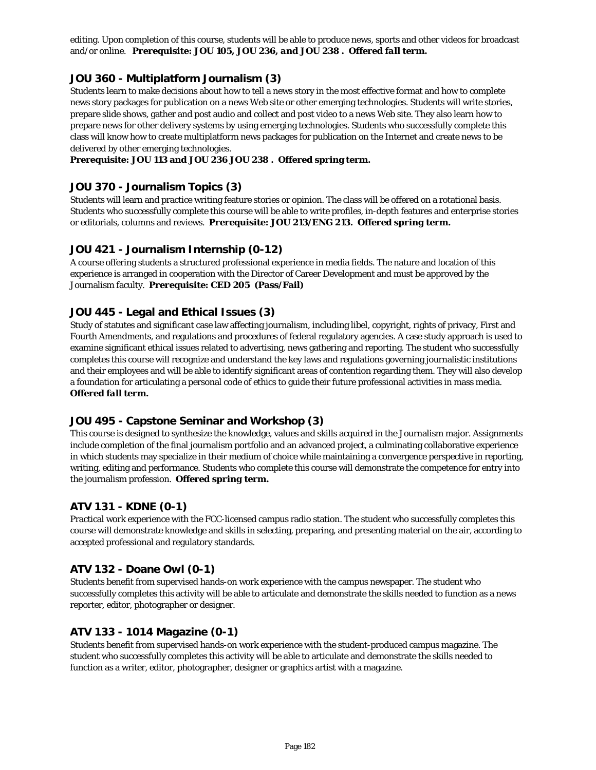editing. Upon completion of this course, students will be able to produce news, sports and other videos for broadcast and/or online. ***Prerequisite: JOU 105, JOU 236, and JOU 238 . Offered fall term.***

## JOU 360 - Multiplatform Journalism (3)

Students learn to make decisions about how to tell a news story in the most effective format and how to complete news story packages for publication on a news Web site or other emerging technologies. Students will write stories, prepare slide shows, gather and post audio and collect and post video to a news Web site. They also learn how to prepare news for other delivery systems by using emerging technologies. Students who successfully complete this class will know how to create multiplatform news packages for publication on the Internet and create news to be delivered by other emerging technologies.

**Prerequisite: JOU 113 and JOU 236 JOU 238 . Offered spring term.**

## JOU 370 - Journalism Topics (3)

Students will learn and practice writing feature stories or opinion. The class will be offered on a rotational basis. Students who successfully complete this course will be able to write profiles, in-depth features and enterprise stories or editorials, columns and reviews. **Prerequisite: JOU 213/ENG 213. Offered spring term.**

## JOU 421 - Journalism Internship (0-12)

A course offering students a structured professional experience in media fields. The nature and location of this experience is arranged in cooperation with the Director of Career Development and must be approved by the Journalism faculty. **Prerequisite: CED 205 (Pass/Fail)**

## JOU 445 - Legal and Ethical Issues (3)

Study of statutes and significant case law affecting journalism, including libel, copyright, rights of privacy, First and Fourth Amendments, and regulations and procedures of federal regulatory agencies. A case study approach is used to examine significant ethical issues related to advertising, news gathering and reporting. The student who successfully completes this course will recognize and understand the key laws and regulations governing journalistic institutions and their employees and will be able to identify significant areas of contention regarding them. They will also develop a foundation for articulating a personal code of ethics to guide their future professional activities in mass media. ***Offered fall term.***

## JOU 495 - Capstone Seminar and Workshop (3)

This course is designed to synthesize the knowledge, values and skills acquired in the Journalism major. Assignments include completion of the final journalism portfolio and an advanced project, a culminating collaborative experience in which students may specialize in their medium of choice while maintaining a convergence perspective in reporting, writing, editing and performance. Students who complete this course will demonstrate the competence for entry into the journalism profession. **Offered spring term.**

## ATV 131 - KDNE (0-1)

Practical work experience with the FCC-licensed campus radio station. The student who successfully completes this course will demonstrate knowledge and skills in selecting, preparing, and presenting material on the air, according to accepted professional and regulatory standards.

## ATV 132 - Doane Owl (0-1)

Students benefit from supervised hands-on work experience with the campus newspaper. The student who successfully completes this activity will be able to articulate and demonstrate the skills needed to function as a news reporter, editor, photographer or designer.

## ATV 133 - 1014 Magazine (0-1)

Students benefit from supervised hands-on work experience with the student-produced campus magazine. The student who successfully completes this activity will be able to articulate and demonstrate the skills needed to function as a writer, editor, photographer, designer or graphics artist with a magazine.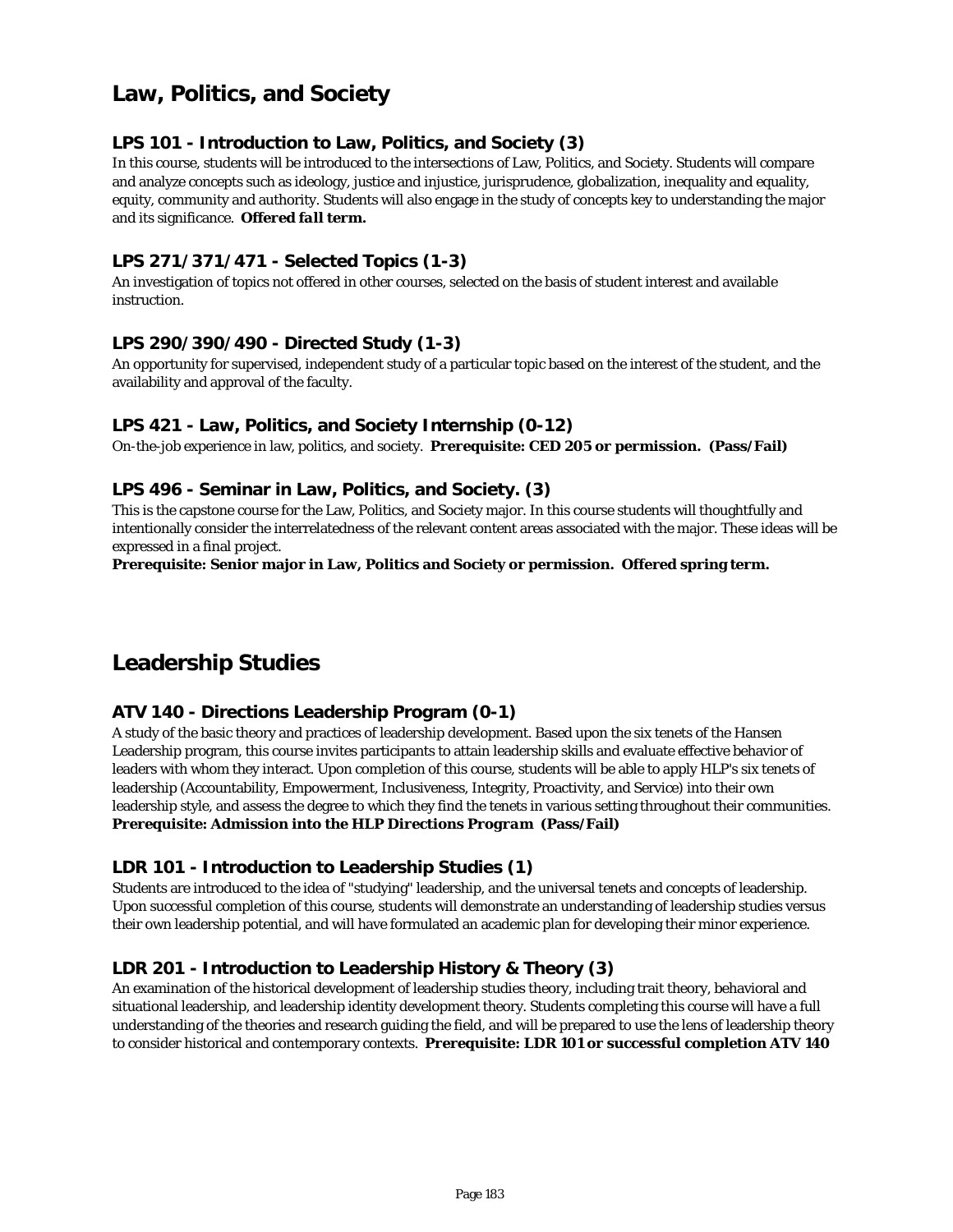# Law, Politics, and Society

### LPS 101 - Introduction to Law, Politics, and Society (3)

In this course, students will be introduced to the intersections of Law, Politics, and Society. Students will compare and analyze concepts such as ideology, justice and injustice, jurisprudence, globalization, inequality and equality, equity, community and authority. Students will also engage in the study of concepts key to understanding the major and its significance. ***Offered fall term.***

### LPS 271/371/471 - Selected Topics (1-3)

An investigation of topics not offered in other courses, selected on the basis of student interest and available instruction.

### LPS 290/390/490 - Directed Study (1-3)

An opportunity for supervised, independent study of a particular topic based on the interest of the student, and the availability and approval of the faculty.

### LPS 421 - Law, Politics, and Society Internship (0-12)

On-the-job experience in law, politics, and society. **Prerequisite: CED 205 or permission. (Pass/Fail)**

### LPS 496 - Seminar in Law, Politics, and Society. (3)

This is the capstone course for the Law, Politics, and Society major. In this course students will thoughtfully and intentionally consider the interrelatedness of the relevant content areas associated with the major. These ideas will be expressed in a final project.

**Prerequisite: Senior major in Law, Politics and Society or permission. Offered spring term.**

# Leadership Studies

### ATV 140 - Directions Leadership Program (0-1)

A study of the basic theory and practices of leadership development. Based upon the six tenets of the Hansen Leadership program, this course invites participants to attain leadership skills and evaluate effective behavior of leaders with whom they interact. Upon completion of this course, students will be able to apply HLP's six tenets of leadership (Accountability, Empowerment, Inclusiveness, Integrity, Proactivity, and Service) into their own leadership style, and assess the degree to which they find the tenets in various setting throughout their communities.
**Prerequisite: Admission into the HLP Directions *Program* (Pass/Fail)**

### LDR 101 - Introduction to Leadership Studies (1)

Students are introduced to the idea of "studying" leadership, and the universal tenets and concepts of leadership. Upon successful completion of this course, students will demonstrate an understanding of leadership studies versus their own leadership potential, and will have formulated an academic plan for developing their minor experience.

### LDR 201 - Introduction to Leadership History & Theory (3)

An examination of the historical development of leadership studies theory, including trait theory, behavioral and situational leadership, and leadership identity development theory. Students completing this course will have a full understanding of the theories and research guiding the field, and will be prepared to use the lens of leadership theory to consider historical and contemporary contexts. **Prerequisite: LDR 101 or successful completion ATV 140**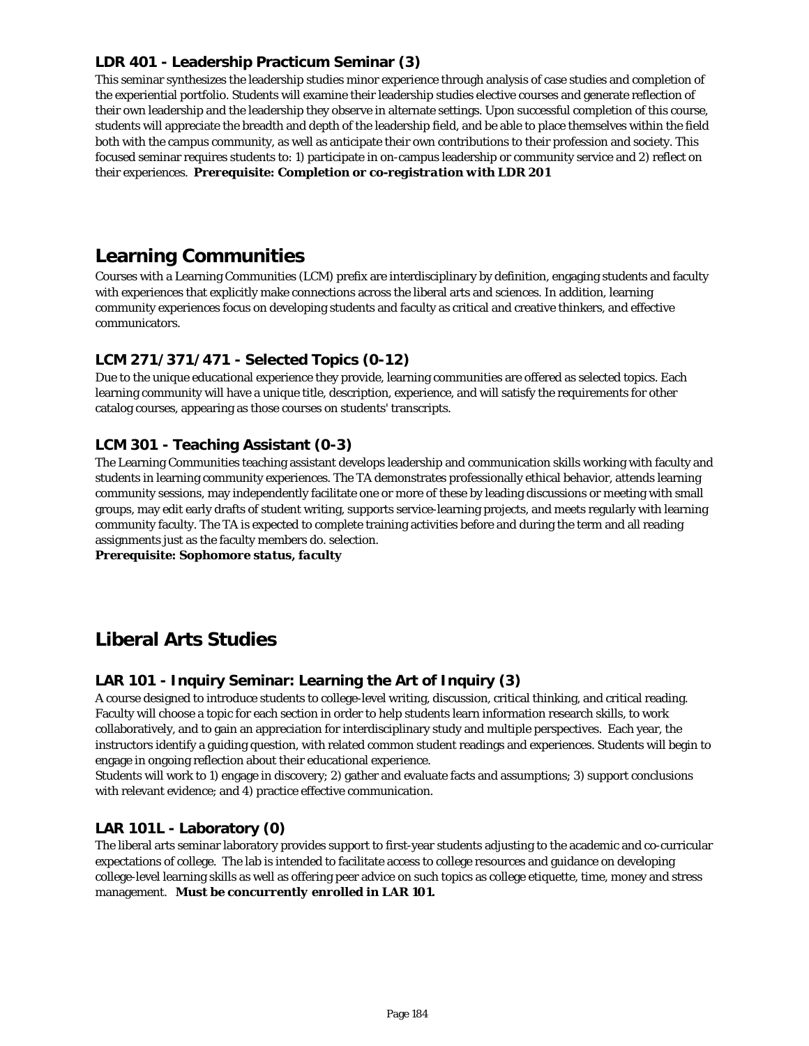### LDR 401 - Leadership Practicum Seminar (3)

This seminar synthesizes the leadership studies minor experience through analysis of case studies and completion of the experiential portfolio. Students will examine their leadership studies elective courses and generate reflection of their own leadership and the leadership they observe in alternate settings. Upon successful completion of this course, students will appreciate the breadth and depth of the leadership field, and be able to place themselves within the field both with the campus community, as well as anticipate their own contributions to their profession and society. This focused seminar requires students to: 1) participate in on-campus leadership or community service and 2) reflect on their experiences. ***Prerequisite: Completion or co-registration with LDR 201***

## Learning Communities

Courses with a Learning Communities (LCM) prefix are interdisciplinary by definition, engaging students and faculty with experiences that explicitly make connections across the liberal arts and sciences. In addition, learning community experiences focus on developing students and faculty as critical and creative thinkers, and effective communicators.

### LCM 271/371/471 - Selected Topics (0-12)

Due to the unique educational experience they provide, learning communities are offered as selected topics. Each learning community will have a unique title, description, experience, and will satisfy the requirements for other catalog courses, appearing as those courses on students' transcripts.

### LCM 301 - Teaching Assistant (0-3)

The Learning Communities teaching assistant develops leadership and communication skills working with faculty and students in learning community experiences. The TA demonstrates professionally ethical behavior, attends learning community sessions, may independently facilitate one or more of these by leading discussions or meeting with small groups, may edit early drafts of student writing, supports service-learning projects, and meets regularly with learning community faculty. The TA is expected to complete training activities before and during the term and all reading assignments just as the faculty members do. selection.

***Prerequisite: Sophomore status, faculty***

## Liberal Arts Studies

### LAR 101 - Inquiry Seminar: Learning the Art of Inquiry (3)

A course designed to introduce students to college-level writing, discussion, critical thinking, and critical reading. Faculty will choose a topic for each section in order to help students learn information research skills, to work collaboratively, and to gain an appreciation for interdisciplinary study and multiple perspectives. Each year, the instructors identify a guiding question, with related common student readings and experiences. Students will begin to engage in ongoing reflection about their educational experience.

Students will work to 1) engage in discovery; 2) gather and evaluate facts and assumptions; 3) support conclusions with relevant evidence; and 4) practice effective communication.

### LAR 101L - Laboratory (0)

The liberal arts seminar laboratory provides support to first-year students adjusting to the academic and co-curricular expectations of college. The lab is intended to facilitate access to college resources and guidance on developing college-level learning skills as well as offering peer advice on such topics as college etiquette, time, money and stress management. ***Must be concurrently enrolled in LAR 101.***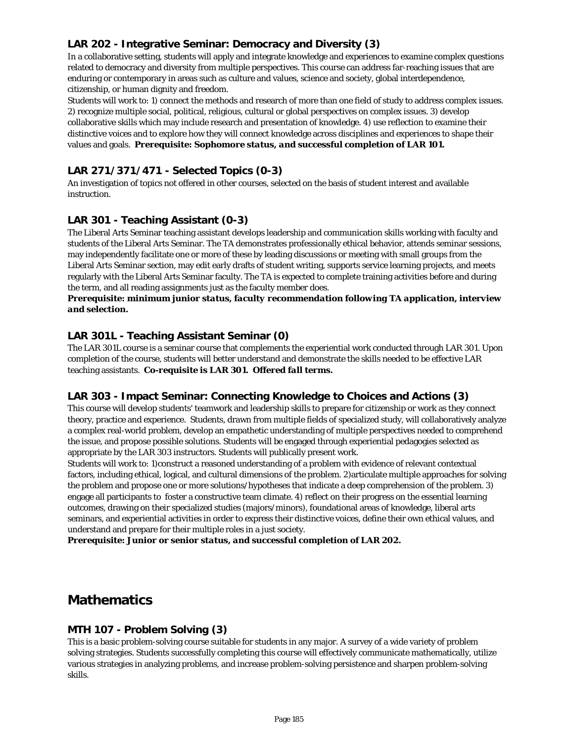### LAR 202 - Integrative Seminar: Democracy and Diversity (3)

In a collaborative setting, students will apply and integrate knowledge and experiences to examine complex questions related to democracy and diversity from multiple perspectives. This course can address far-reaching issues that are enduring or contemporary in areas such as culture and values, science and society, global interdependence, citizenship, or human dignity and freedom.

Students will work to: 1) connect the methods and research of more than one field of study to address complex issues. 2) recognize multiple social, political, religious, cultural or global perspectives on complex issues. 3) develop collaborative skills which may include research and presentation of knowledge. 4) use reflection to examine their distinctive voices and to explore how they will connect knowledge across disciplines and experiences to shape their values and goals. ***Prerequisite: Sophomore status, and successful completion of LAR 101.***

### LAR 271/371/471 - Selected Topics (0-3)

An investigation of topics not offered in other courses, selected on the basis of student interest and available instruction.

### LAR 301 - Teaching Assistant (0-3)

The Liberal Arts Seminar teaching assistant develops leadership and communication skills working with faculty and students of the Liberal Arts Seminar. The TA demonstrates professionally ethical behavior, attends seminar sessions, may independently facilitate one or more of these by leading discussions or meeting with small groups from the Liberal Arts Seminar section, may edit early drafts of student writing, supports service learning projects, and meets regularly with the Liberal Arts Seminar faculty. The TA is expected to complete training activities before and during the term, and all reading assignments just as the faculty member does.

***Prerequisite: minimum junior status, faculty recommendation following TA application, interview and selection.***

### LAR 301L - Teaching Assistant Seminar (0)

The LAR 301L course is a seminar course that complements the experiential work conducted through LAR 301. Upon completion of the course, students will better understand and demonstrate the skills needed to be effective LAR teaching assistants. ***Co-requisite is LAR 301. Offered fall terms.***

### LAR 303 - Impact Seminar: Connecting Knowledge to Choices and Actions (3)

This course will develop students' teamwork and leadership skills to prepare for citizenship or work as they connect theory, practice and experience. Students, drawn from multiple fields of specialized study, will collaboratively analyze a complex real-world problem, develop an empathetic understanding of multiple perspectives needed to comprehend the issue, and propose possible solutions. Students will be engaged through experiential pedagogies selected as appropriate by the LAR 303 instructors. Students will publically present work.

Students will work to: 1)construct a reasoned understanding of a problem with evidence of relevant contextual factors, including ethical, logical, and cultural dimensions of the problem. 2)articulate multiple approaches for solving the problem and propose one or more solutions/hypotheses that indicate a deep comprehension of the problem. 3) engage all participants to foster a constructive team climate. 4) reflect on their progress on the essential learning outcomes, drawing on their specialized studies (majors/minors), foundational areas of knowledge, liberal arts seminars, and experiential activities in order to express their distinctive voices, define their own ethical values, and understand and prepare for their multiple roles in a just society.

***Prerequisite: Junior or senior status, and successful completion of LAR 202.***

## Mathematics

### MTH 107 - Problem Solving (3)

This is a basic problem-solving course suitable for students in any major. A survey of a wide variety of problem solving strategies. Students successfully completing this course will effectively communicate mathematically, utilize various strategies in analyzing problems, and increase problem-solving persistence and sharpen problem-solving skills.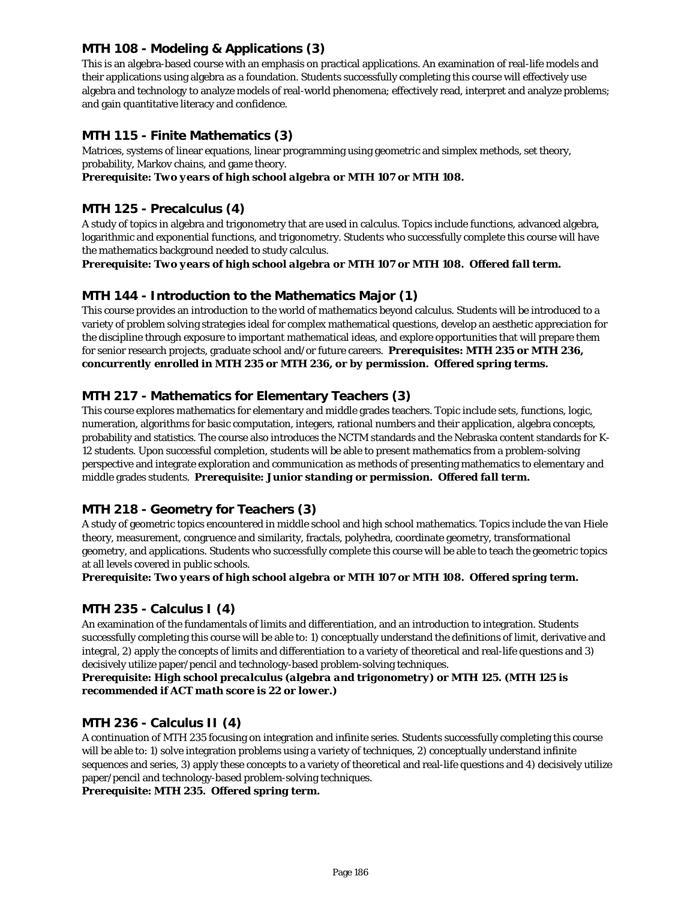### MTH 108 - Modeling & Applications (3)

This is an algebra-based course with an emphasis on practical applications. An examination of real-life models and their applications using algebra as a foundation. Students successfully completing this course will effectively use algebra and technology to analyze models of real-world phenomena; effectively read, interpret and analyze problems; and gain quantitative literacy and confidence.

### MTH 115 - Finite Mathematics (3)

Matrices, systems of linear equations, linear programming using geometric and simplex methods, set theory, probability, Markov chains, and game theory.
***Prerequisite: Two years of high school algebra or MTH 107 or MTH 108.***

### MTH 125 - Precalculus (4)

A study of topics in algebra and trigonometry that are used in calculus. Topics include functions, advanced algebra, logarithmic and exponential functions, and trigonometry. Students who successfully complete this course will have the mathematics background needed to study calculus.
***Prerequisite: Two years of high school algebra or MTH 107 or MTH 108. Offered fall term.***

### MTH 144 - Introduction to the Mathematics Major (1)

This course provides an introduction to the world of mathematics beyond calculus. Students will be introduced to a variety of problem solving strategies ideal for complex mathematical questions, develop an aesthetic appreciation for the discipline through exposure to important mathematical ideas, and explore opportunities that will prepare them for senior research projects, graduate school and/or future careers. ***Prerequisites: MTH 235 or MTH 236, concurrently enrolled in MTH 235 or MTH 236, or by permission. Offered spring terms.***

### MTH 217 - Mathematics for Elementary Teachers (3)

This course explores mathematics for elementary and middle grades teachers. Topic include sets, functions, logic, numeration, algorithms for basic computation, integers, rational numbers and their application, algebra concepts, probability and statistics. The course also introduces the NCTM standards and the Nebraska content standards for K-12 students. Upon successful completion, students will be able to present mathematics from a problem-solving perspective and integrate exploration and communication as methods of presenting mathematics to elementary and middle grades students. ***Prerequisite: Junior standing or permission. Offered fall term.***

### MTH 218 - Geometry for Teachers (3)

A study of geometric topics encountered in middle school and high school mathematics. Topics include the van Hiele theory, measurement, congruence and similarity, fractals, polyhedra, coordinate geometry, transformational geometry, and applications. Students who successfully complete this course will be able to teach the geometric topics at all levels covered in public schools.
***Prerequisite: Two years of high school algebra or MTH 107 or MTH 108. Offered spring term.***

### MTH 235 - Calculus I (4)

An examination of the fundamentals of limits and differentiation, and an introduction to integration. Students successfully completing this course will be able to: 1) conceptually understand the definitions of limit, derivative and integral, 2) apply the concepts of limits and differentiation to a variety of theoretical and real-life questions and 3) decisively utilize paper/pencil and technology-based problem-solving techniques.
***Prerequisite: High school precalculus (algebra and trigonometry) or MTH 125. (MTH 125 is recommended if ACT math score is 22 or lower.)***

### MTH 236 - Calculus II (4)

A continuation of MTH 235 focusing on integration and infinite series. Students successfully completing this course will be able to: 1) solve integration problems using a variety of techniques, 2) conceptually understand infinite sequences and series, 3) apply these concepts to a variety of theoretical and real-life questions and 4) decisively utilize paper/pencil and technology-based problem-solving techniques.
***Prerequisite: MTH 235. Offered spring term.***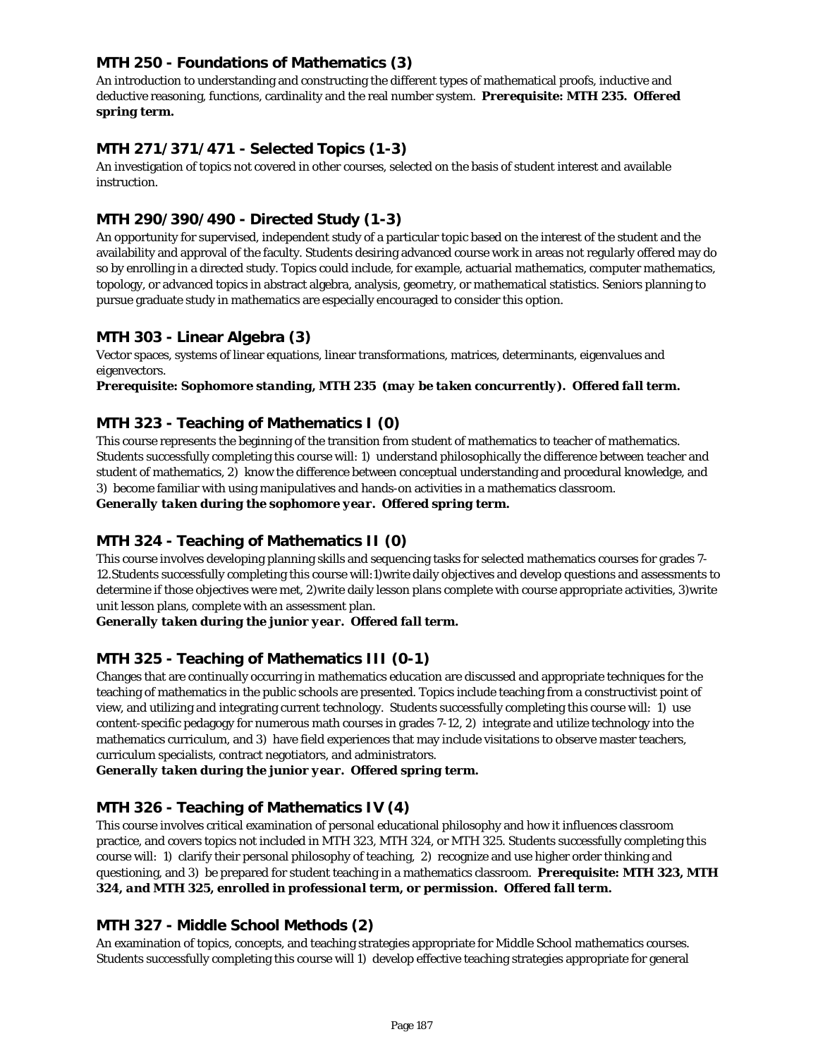### MTH 250 - Foundations of Mathematics (3)

An introduction to understanding and constructing the different types of mathematical proofs, inductive and deductive reasoning, functions, cardinality and the real number system. ***Prerequisite: MTH 235. Offered spring term.***

### MTH 271/371/471 - Selected Topics (1-3)

An investigation of topics not covered in other courses, selected on the basis of student interest and available instruction.

### MTH 290/390/490 - Directed Study (1-3)

An opportunity for supervised, independent study of a particular topic based on the interest of the student and the availability and approval of the faculty. Students desiring advanced course work in areas not regularly offered may do so by enrolling in a directed study. Topics could include, for example, actuarial mathematics, computer mathematics, topology, or advanced topics in abstract algebra, analysis, geometry, or mathematical statistics. Seniors planning to pursue graduate study in mathematics are especially encouraged to consider this option.

### MTH 303 - Linear Algebra (3)

Vector spaces, systems of linear equations, linear transformations, matrices, determinants, eigenvalues and eigenvectors.

***Prerequisite: Sophomore standing, MTH 235 (may be taken concurrently). Offered fall term.***

### MTH 323 - Teaching of Mathematics I (0)

This course represents the beginning of the transition from student of mathematics to teacher of mathematics. Students successfully completing this course will: 1) understand philosophically the difference between teacher and student of mathematics, 2) know the difference between conceptual understanding and procedural knowledge, and 3) become familiar with using manipulatives and hands-on activities in a mathematics classroom.

***Generally taken during the sophomore year. Offered spring term.***

### MTH 324 - Teaching of Mathematics II (0)

This course involves developing planning skills and sequencing tasks for selected mathematics courses for grades 7-12.Students successfully completing this course will:1)write daily objectives and develop questions and assessments to determine if those objectives were met, 2)write daily lesson plans complete with course appropriate activities, 3)write unit lesson plans, complete with an assessment plan.

***Generally taken during the junior year. Offered fall term.***

### MTH 325 - Teaching of Mathematics III (0-1)

Changes that are continually occurring in mathematics education are discussed and appropriate techniques for the teaching of mathematics in the public schools are presented. Topics include teaching from a constructivist point of view, and utilizing and integrating current technology. Students successfully completing this course will: 1) use content-specific pedagogy for numerous math courses in grades 7-12, 2) integrate and utilize technology into the mathematics curriculum, and 3) have field experiences that may include visitations to observe master teachers, curriculum specialists, contract negotiators, and administrators.

***Generally taken during the junior year. Offered spring term.***

### MTH 326 - Teaching of Mathematics IV (4)

This course involves critical examination of personal educational philosophy and how it influences classroom practice, and covers topics not included in MTH 323, MTH 324, or MTH 325. Students successfully completing this course will: 1) clarify their personal philosophy of teaching, 2) recognize and use higher order thinking and questioning, and 3) be prepared for student teaching in a mathematics classroom. ***Prerequisite: MTH 323, MTH 324, and MTH 325, enrolled in professional term, or permission. Offered fall term.***

### MTH 327 - Middle School Methods (2)

An examination of topics, concepts, and teaching strategies appropriate for Middle School mathematics courses. Students successfully completing this course will 1) develop effective teaching strategies appropriate for general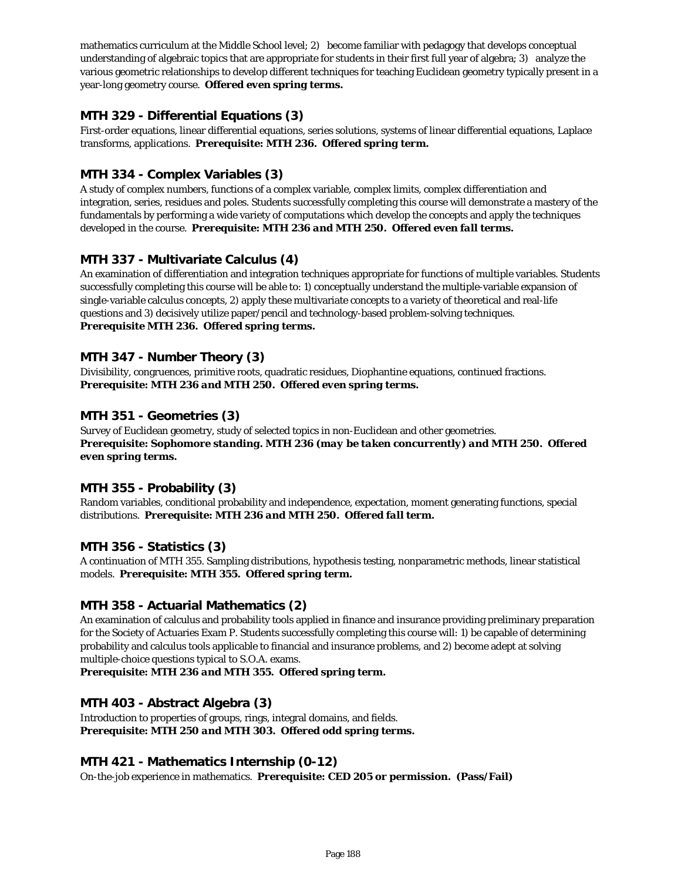mathematics curriculum at the Middle School level; 2) become familiar with pedagogy that develops conceptual understanding of algebraic topics that are appropriate for students in their first full year of algebra; 3) analyze the various geometric relationships to develop different techniques for teaching Euclidean geometry typically present in a year-long geometry course. **Offered even spring terms.**

### MTH 329 - Differential Equations (3)

First-order equations, linear differential equations, series solutions, systems of linear differential equations, Laplace transforms, applications. ***Prerequisite: MTH 236. Offered spring term.***

### MTH 334 - Complex Variables (3)

A study of complex numbers, functions of a complex variable, complex limits, complex differentiation and integration, series, residues and poles. Students successfully completing this course will demonstrate a mastery of the fundamentals by performing a wide variety of computations which develop the concepts and apply the techniques developed in the course. ***Prerequisite: MTH 236 and MTH 250. Offered even fall terms.***

### MTH 337 - Multivariate Calculus (4)

An examination of differentiation and integration techniques appropriate for functions of multiple variables. Students successfully completing this course will be able to: 1) conceptually understand the multiple-variable expansion of single-variable calculus concepts, 2) apply these multivariate concepts to a variety of theoretical and real-life questions and 3) decisively utilize paper/pencil and technology-based problem-solving techniques.
***Prerequisite MTH 236. Offered spring terms.***

### MTH 347 - Number Theory (3)

Divisibility, congruences, primitive roots, quadratic residues, Diophantine equations, continued fractions.
***Prerequisite: MTH 236 and MTH 250. Offered even spring terms.***

### MTH 351 - Geometries (3)

Survey of Euclidean geometry, study of selected topics in non-Euclidean and other geometries.
***Prerequisite: Sophomore standing. MTH 236 (may be taken concurrently) and MTH 250. Offered even spring terms.***

### MTH 355 - Probability (3)

Random variables, conditional probability and independence, expectation, moment generating functions, special distributions. ***Prerequisite: MTH 236 and MTH 250. Offered fall term.***

### MTH 356 - Statistics (3)

A continuation of MTH 355. Sampling distributions, hypothesis testing, nonparametric methods, linear statistical models. ***Prerequisite: MTH 355. Offered spring term.***

### MTH 358 - Actuarial Mathematics (2)

An examination of calculus and probability tools applied in finance and insurance providing preliminary preparation for the Society of Actuaries Exam P. Students successfully completing this course will: 1) be capable of determining probability and calculus tools applicable to financial and insurance problems, and 2) become adept at solving multiple-choice questions typical to S.O.A. exams.
***Prerequisite: MTH 236 and MTH 355. Offered spring term.***

### MTH 403 - Abstract Algebra (3)

Introduction to properties of groups, rings, integral domains, and fields.
***Prerequisite: MTH 250 and MTH 303. Offered odd spring terms.***

### MTH 421 - Mathematics Internship (0-12)

On-the-job experience in mathematics. ***Prerequisite: CED 205 or permission. (Pass/Fail)***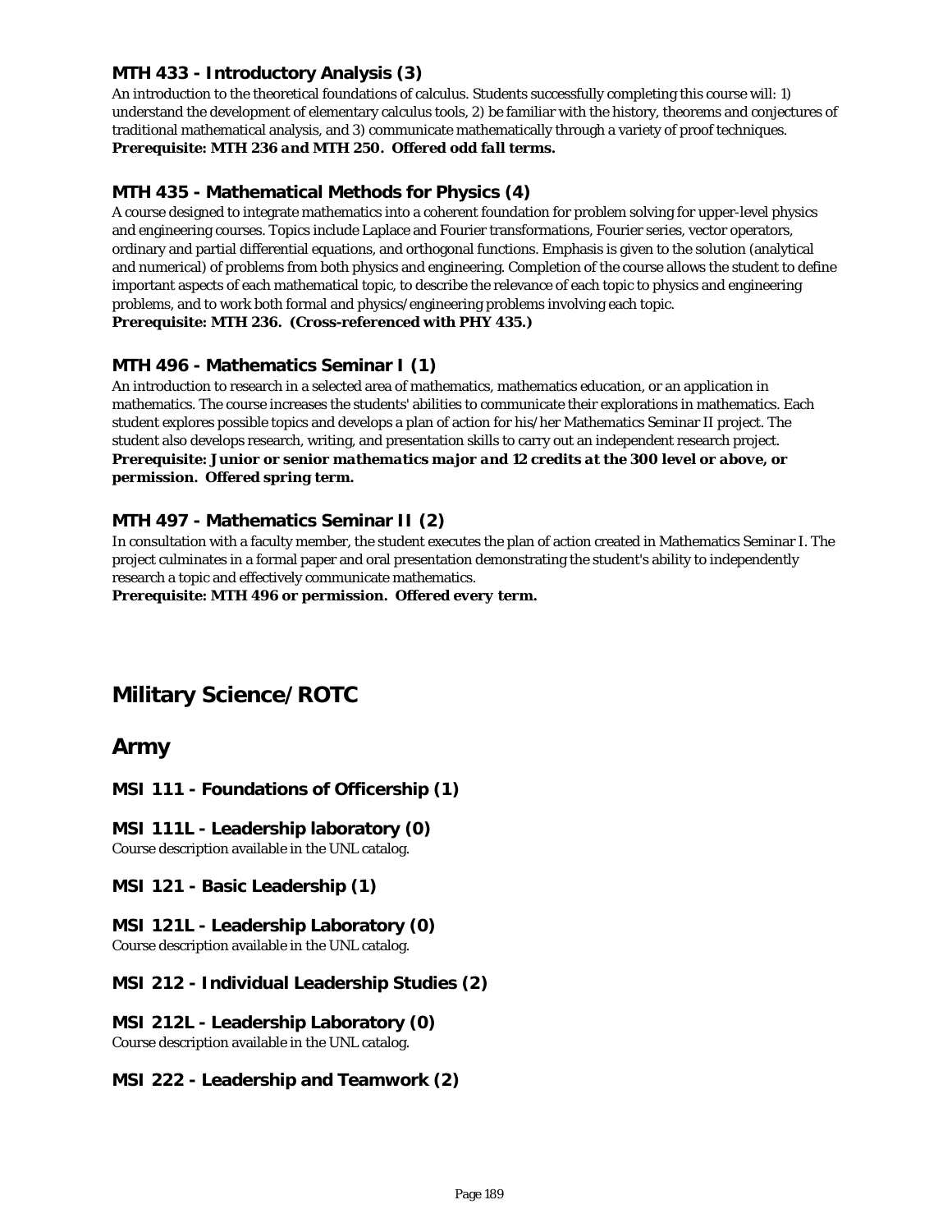### MTH 433 - Introductory Analysis (3)

An introduction to the theoretical foundations of calculus. Students successfully completing this course will: 1) understand the development of elementary calculus tools, 2) be familiar with the history, theorems and conjectures of traditional mathematical analysis, and 3) communicate mathematically through a variety of proof techniques.
***Prerequisite: MTH 236 and MTH 250. Offered odd fall terms.***

### MTH 435 - Mathematical Methods for Physics (4)

A course designed to integrate mathematics into a coherent foundation for problem solving for upper-level physics and engineering courses. Topics include Laplace and Fourier transformations, Fourier series, vector operators, ordinary and partial differential equations, and orthogonal functions. Emphasis is given to the solution (analytical and numerical) of problems from both physics and engineering. Completion of the course allows the student to define important aspects of each mathematical topic, to describe the relevance of each topic to physics and engineering problems, and to work both formal and physics/engineering problems involving each topic.
***Prerequisite: MTH 236. (Cross-referenced with PHY 435.)***

### MTH 496 - Mathematics Seminar I (1)

An introduction to research in a selected area of mathematics, mathematics education, or an application in mathematics. The course increases the students' abilities to communicate their explorations in mathematics. Each student explores possible topics and develops a plan of action for his/her Mathematics Seminar II project. The student also develops research, writing, and presentation skills to carry out an independent research project.
***Prerequisite: Junior or senior mathematics major and 12 credits at the 300 level or above, or permission. Offered spring term.***

### MTH 497 - Mathematics Seminar II (2)

In consultation with a faculty member, the student executes the plan of action created in Mathematics Seminar I. The project culminates in a formal paper and oral presentation demonstrating the student's ability to independently research a topic and effectively communicate mathematics.
***Prerequisite: MTH 496 or permission. Offered every term.***

# Military Science/ROTC

## Army

### MSI 111 - Foundations of Officership (1)

### MSI 111L - Leadership laboratory (0)

Course description available in the UNL catalog.

### MSI 121 - Basic Leadership (1)

### MSI 121L - Leadership Laboratory (0)

Course description available in the UNL catalog.

### MSI 212 - Individual Leadership Studies (2)

### MSI 212L - Leadership Laboratory (0)

Course description available in the UNL catalog.

### MSI 222 - Leadership and Teamwork (2)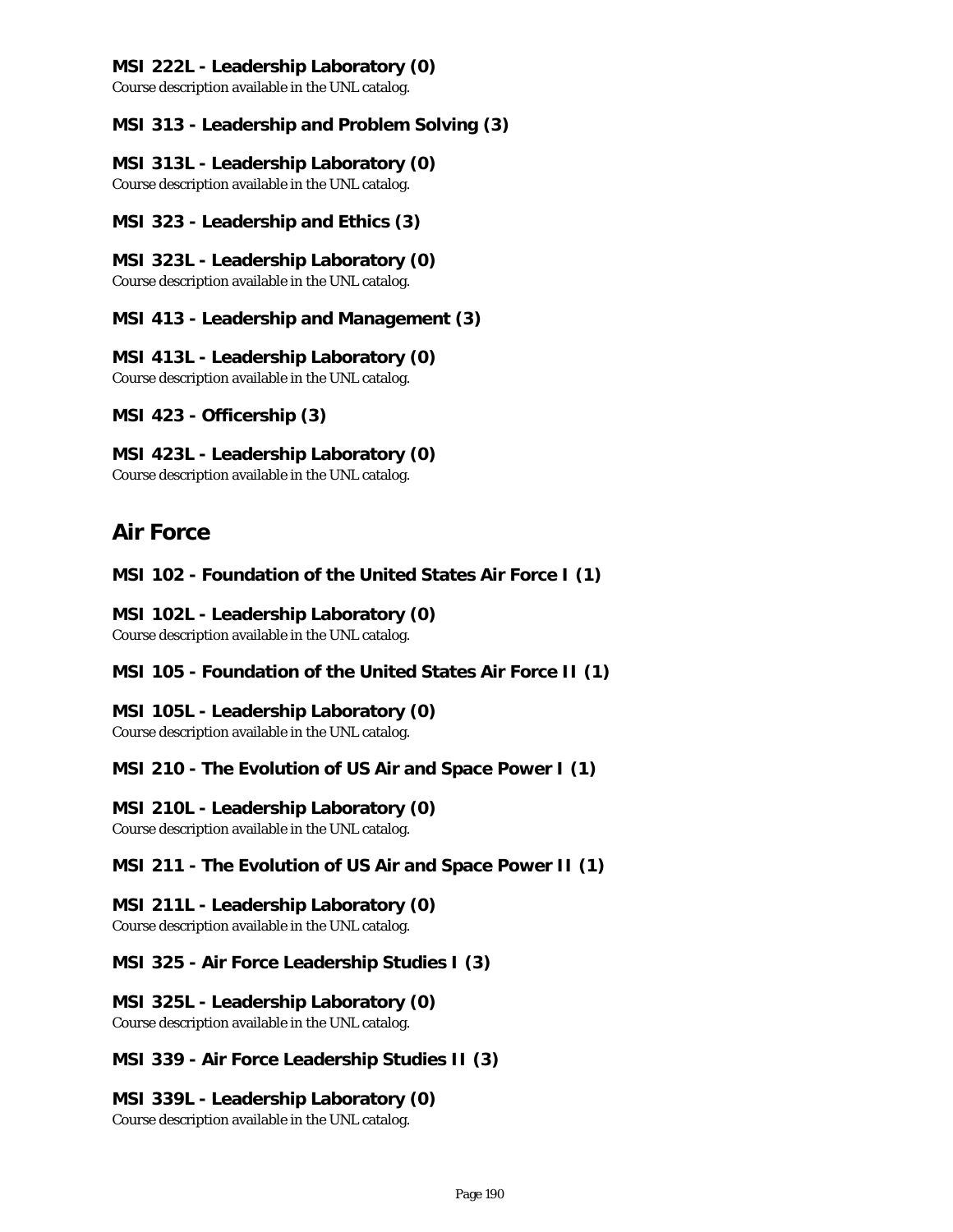### MSI 222L - Leadership Laboratory (0)

Course description available in the UNL catalog.

### MSI 313 - Leadership and Problem Solving (3)

### MSI 313L - Leadership Laboratory (0)

Course description available in the UNL catalog.

### MSI 323 - Leadership and Ethics (3)

### MSI 323L - Leadership Laboratory (0)

Course description available in the UNL catalog.

### MSI 413 - Leadership and Management (3)

### MSI 413L - Leadership Laboratory (0)

Course description available in the UNL catalog.

### MSI 423 - Officership (3)

### MSI 423L - Leadership Laboratory (0)

Course description available in the UNL catalog.

## Air Force

### MSI 102 - Foundation of the United States Air Force I (1)

### MSI 102L - Leadership Laboratory (0)

Course description available in the UNL catalog.

### MSI 105 - Foundation of the United States Air Force II (1)

### MSI 105L - Leadership Laboratory (0)

Course description available in the UNL catalog.

### MSI 210 - The Evolution of US Air and Space Power I (1)

### MSI 210L - Leadership Laboratory (0)

Course description available in the UNL catalog.

### MSI 211 - The Evolution of US Air and Space Power II (1)

### MSI 211L - Leadership Laboratory (0)

Course description available in the UNL catalog.

### MSI 325 - Air Force Leadership Studies I (3)

### MSI 325L - Leadership Laboratory (0)

Course description available in the UNL catalog.

### MSI 339 - Air Force Leadership Studies II (3)

### MSI 339L - Leadership Laboratory (0)

Course description available in the UNL catalog.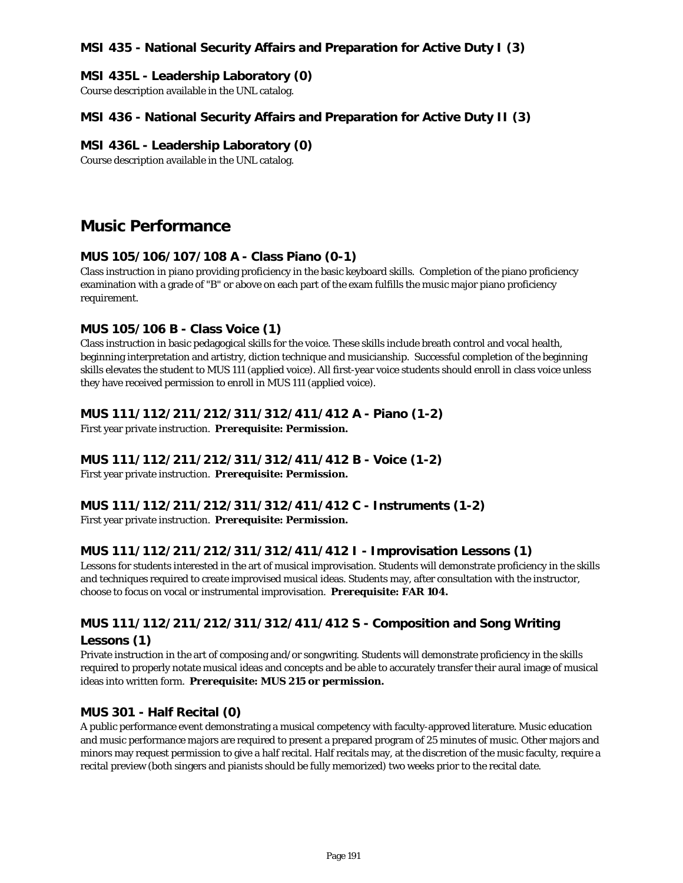### MSI 435 - National Security Affairs and Preparation for Active Duty I (3)

### MSI 435L - Leadership Laboratory (0)

Course description available in the UNL catalog.

### MSI 436 - National Security Affairs and Preparation for Active Duty II (3)

### MSI 436L - Leadership Laboratory (0)

Course description available in the UNL catalog.

## Music Performance

### MUS 105/106/107/108 A - Class Piano (0-1)

Class instruction in piano providing proficiency in the basic keyboard skills. Completion of the piano proficiency examination with a grade of "B" or above on each part of the exam fulfills the music major piano proficiency requirement.

### MUS 105/106 B - Class Voice (1)

Class instruction in basic pedagogical skills for the voice. These skills include breath control and vocal health, beginning interpretation and artistry, diction technique and musicianship. Successful completion of the beginning skills elevates the student to MUS 111 (applied voice). All first-year voice students should enroll in class voice unless they have received permission to enroll in MUS 111 (applied voice).

### MUS 111/112/211/212/311/312/411/412 A - Piano (1-2)

First year private instruction. **Prerequisite: Permission.**

### MUS 111/112/211/212/311/312/411/412 B - Voice (1-2)

First year private instruction. **Prerequisite: Permission.**

### MUS 111/112/211/212/311/312/411/412 C - Instruments (1-2)

First year private instruction. **Prerequisite: Permission.**

### MUS 111/112/211/212/311/312/411/412 I - Improvisation Lessons (1)

Lessons for students interested in the art of musical improvisation. Students will demonstrate proficiency in the skills and techniques required to create improvised musical ideas. Students may, after consultation with the instructor, choose to focus on vocal or instrumental improvisation. **Prerequisite: FAR 104.**

### MUS 111/112/211/212/311/312/411/412 S - Composition and Song Writing Lessons (1)

Private instruction in the art of composing and/or songwriting. Students will demonstrate proficiency in the skills required to properly notate musical ideas and concepts and be able to accurately transfer their aural image of musical ideas into written form. **Prerequisite: MUS 215 or permission.**

### MUS 301 - Half Recital (0)

A public performance event demonstrating a musical competency with faculty-approved literature. Music education and music performance majors are required to present a prepared program of 25 minutes of music. Other majors and minors may request permission to give a half recital. Half recitals may, at the discretion of the music faculty, require a recital preview (both singers and pianists should be fully memorized) two weeks prior to the recital date.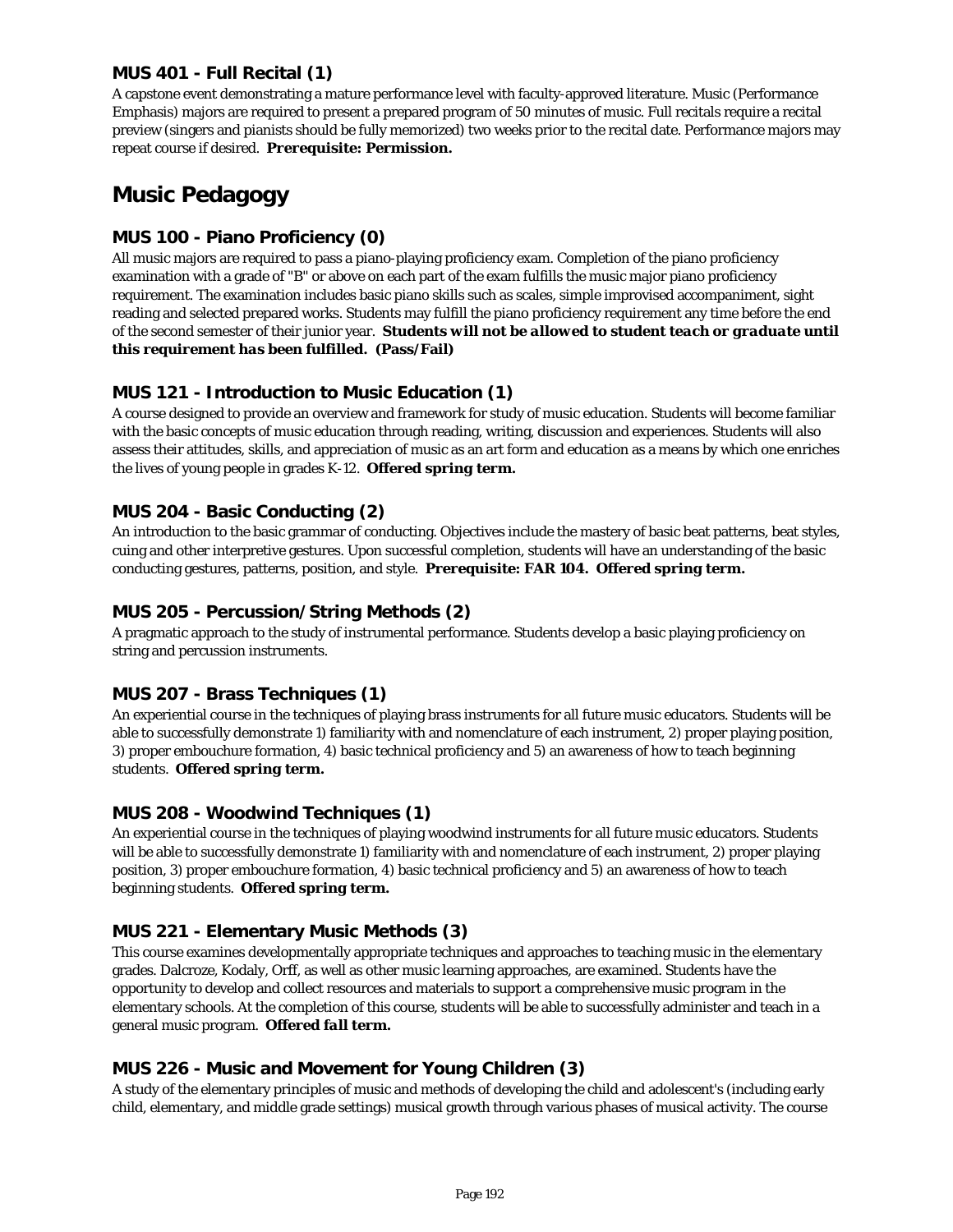### MUS 401 - Full Recital (1)

A capstone event demonstrating a mature performance level with faculty-approved literature. Music (Performance Emphasis) majors are required to present a prepared program of 50 minutes of music. Full recitals require a recital preview (singers and pianists should be fully memorized) two weeks prior to the recital date. Performance majors may repeat course if desired. ***Prerequisite: Permission.***

## Music Pedagogy

### MUS 100 - Piano Proficiency (0)

All music majors are required to pass a piano-playing proficiency exam. Completion of the piano proficiency examination with a grade of "B" or above on each part of the exam fulfills the music major piano proficiency requirement. The examination includes basic piano skills such as scales, simple improvised accompaniment, sight reading and selected prepared works. Students may fulfill the piano proficiency requirement any time before the end of the second semester of their junior year. ***Students will not be allowed to student teach or graduate until this requirement has been fulfilled. (Pass/Fail)***

### MUS 121 - Introduction to Music Education (1)

A course designed to provide an overview and framework for study of music education. Students will become familiar with the basic concepts of music education through reading, writing, discussion and experiences. Students will also assess their attitudes, skills, and appreciation of music as an art form and education as a means by which one enriches the lives of young people in grades K-12. **Offered spring term.**

### MUS 204 - Basic Conducting (2)

An introduction to the basic grammar of conducting. Objectives include the mastery of basic beat patterns, beat styles, cuing and other interpretive gestures. Upon successful completion, students will have an understanding of the basic conducting gestures, patterns, position, and style. ***Prerequisite: FAR 104. Offered spring term.***

### MUS 205 - Percussion/String Methods (2)

A pragmatic approach to the study of instrumental performance. Students develop a basic playing proficiency on string and percussion instruments.

### MUS 207 - Brass Techniques (1)

An experiential course in the techniques of playing brass instruments for all future music educators. Students will be able to successfully demonstrate 1) familiarity with and nomenclature of each instrument, 2) proper playing position, 3) proper embouchure formation, 4) basic technical proficiency and 5) an awareness of how to teach beginning students. **Offered spring term.**

### MUS 208 - Woodwind Techniques (1)

An experiential course in the techniques of playing woodwind instruments for all future music educators. Students will be able to successfully demonstrate 1) familiarity with and nomenclature of each instrument, 2) proper playing position, 3) proper embouchure formation, 4) basic technical proficiency and 5) an awareness of how to teach beginning students. **Offered spring term.**

### MUS 221 - Elementary Music Methods (3)

This course examines developmentally appropriate techniques and approaches to teaching music in the elementary grades. Dalcroze, Kodaly, Orff, as well as other music learning approaches, are examined. Students have the opportunity to develop and collect resources and materials to support a comprehensive music program in the elementary schools. At the completion of this course, students will be able to successfully administer and teach in a general music program. ***Offered fall term.***

### MUS 226 - Music and Movement for Young Children (3)

A study of the elementary principles of music and methods of developing the child and adolescent's (including early child, elementary, and middle grade settings) musical growth through various phases of musical activity. The course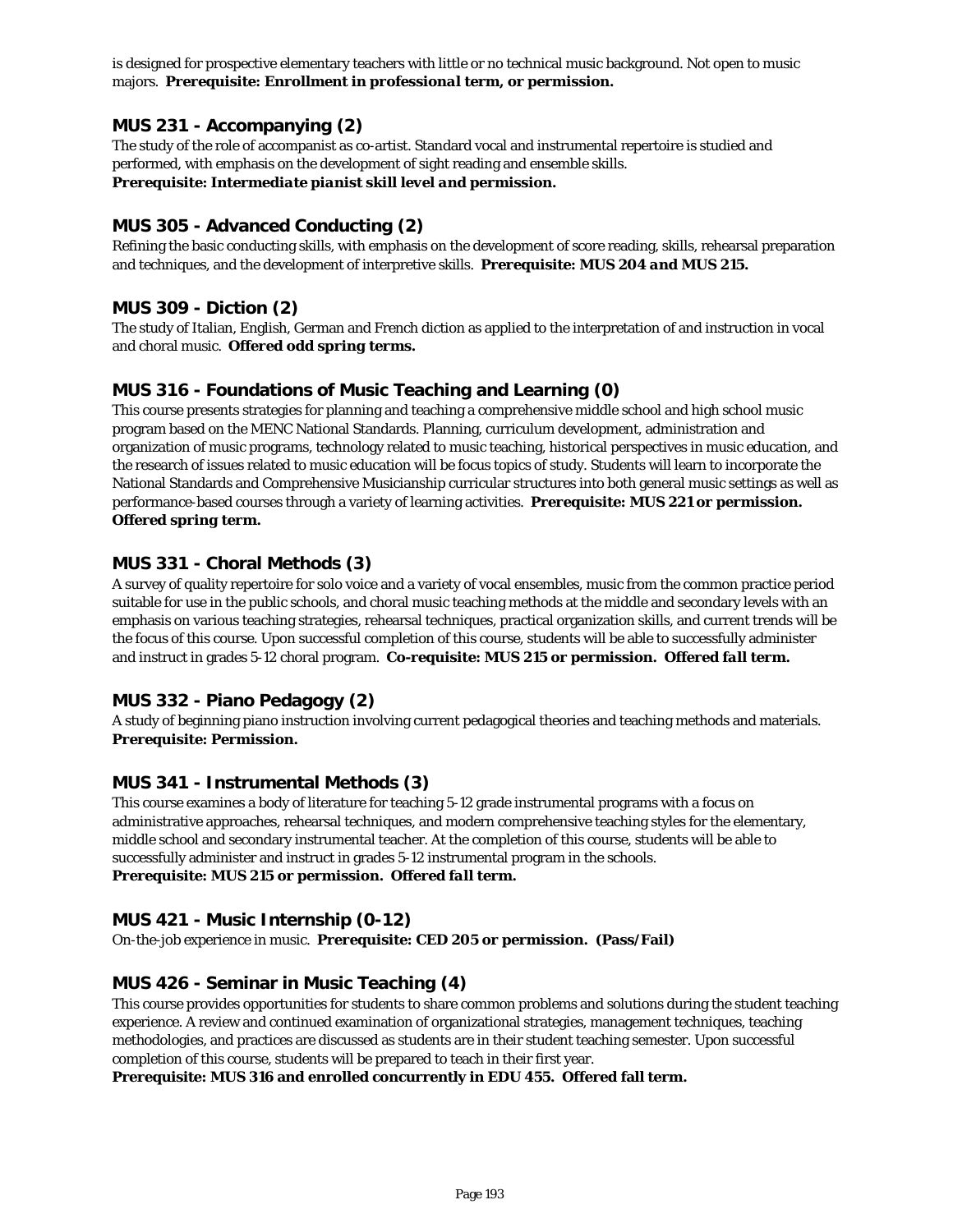is designed for prospective elementary teachers with little or no technical music background. Not open to music majors. ***Prerequisite: Enrollment in professional term, or permission.***

### MUS 231 - Accompanying (2)

The study of the role of accompanist as co-artist. Standard vocal and instrumental repertoire is studied and performed, with emphasis on the development of sight reading and ensemble skills.
***Prerequisite: Intermediate pianist skill level and permission.***

### MUS 305 - Advanced Conducting (2)

Refining the basic conducting skills, with emphasis on the development of score reading, skills, rehearsal preparation and techniques, and the development of interpretive skills. ***Prerequisite: MUS 204 and MUS 215.***

### MUS 309 - Diction (2)

The study of Italian, English, German and French diction as applied to the interpretation of and instruction in vocal and choral music. ***Offered odd spring terms.***

### MUS 316 - Foundations of Music Teaching and Learning (0)

This course presents strategies for planning and teaching a comprehensive middle school and high school music program based on the MENC National Standards. Planning, curriculum development, administration and organization of music programs, technology related to music teaching, historical perspectives in music education, and the research of issues related to music education will be focus topics of study. Students will learn to incorporate the National Standards and Comprehensive Musicianship curricular structures into both general music settings as well as performance-based courses through a variety of learning activities. ***Prerequisite: MUS 221 or permission. Offered spring term.***

### MUS 331 - Choral Methods (3)

A survey of quality repertoire for solo voice and a variety of vocal ensembles, music from the common practice period suitable for use in the public schools, and choral music teaching methods at the middle and secondary levels with an emphasis on various teaching strategies, rehearsal techniques, practical organization skills, and current trends will be the focus of this course. Upon successful completion of this course, students will be able to successfully administer and instruct in grades 5-12 choral program. ***Co-requisite: MUS 215 or permission. Offered fall term.***

### MUS 332 - Piano Pedagogy (2)

A study of beginning piano instruction involving current pedagogical theories and teaching methods and materials.
***Prerequisite: Permission.***

### MUS 341 - Instrumental Methods (3)

This course examines a body of literature for teaching 5-12 grade instrumental programs with a focus on administrative approaches, rehearsal techniques, and modern comprehensive teaching styles for the elementary, middle school and secondary instrumental teacher. At the completion of this course, students will be able to successfully administer and instruct in grades 5-12 instrumental program in the schools.
***Prerequisite: MUS 215 or permission. Offered fall term.***

### MUS 421 - Music Internship (0-12)

On-the-job experience in music. ***Prerequisite: CED 205 or permission. (Pass/Fail)***

### MUS 426 - Seminar in Music Teaching (4)

This course provides opportunities for students to share common problems and solutions during the student teaching experience. A review and continued examination of organizational strategies, management techniques, teaching methodologies, and practices are discussed as students are in their student teaching semester. Upon successful completion of this course, students will be prepared to teach in their first year.
***Prerequisite: MUS 316 and enrolled concurrently in EDU 455. Offered fall term.***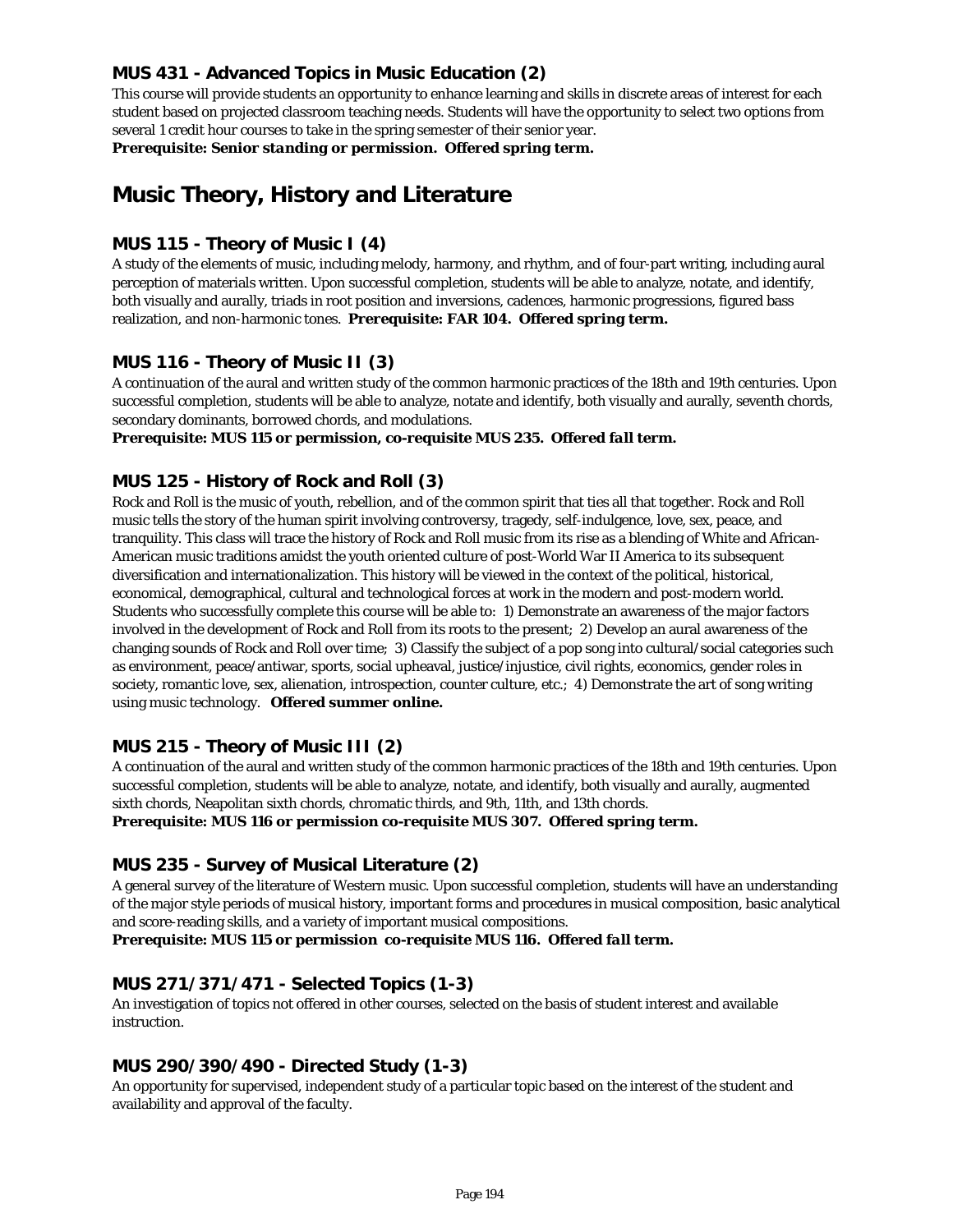### MUS 431 - Advanced Topics in Music Education (2)

This course will provide students an opportunity to enhance learning and skills in discrete areas of interest for each student based on projected classroom teaching needs. Students will have the opportunity to select two options from several 1 credit hour courses to take in the spring semester of their senior year.
***Prerequisite: Senior standing or permission. Offered spring term.***

## Music Theory, History and Literature

### MUS 115 - Theory of Music I (4)

A study of the elements of music, including melody, harmony, and rhythm, and of four-part writing, including aural perception of materials written. Upon successful completion, students will be able to analyze, notate, and identify, both visually and aurally, triads in root position and inversions, cadences, harmonic progressions, figured bass realization, and non-harmonic tones. ***Prerequisite: FAR 104. Offered spring term.***

### MUS 116 - Theory of Music II (3)

A continuation of the aural and written study of the common harmonic practices of the 18th and 19th centuries. Upon successful completion, students will be able to analyze, notate and identify, both visually and aurally, seventh chords, secondary dominants, borrowed chords, and modulations.
***Prerequisite: MUS 115 or permission, co-requisite MUS 235. Offered fall term.***

### MUS 125 - History of Rock and Roll (3)

Rock and Roll is the music of youth, rebellion, and of the common spirit that ties all that together. Rock and Roll music tells the story of the human spirit involving controversy, tragedy, self-indulgence, love, sex, peace, and tranquility. This class will trace the history of Rock and Roll music from its rise as a blending of White and African-American music traditions amidst the youth oriented culture of post-World War II America to its subsequent diversification and internationalization. This history will be viewed in the context of the political, historical, economical, demographical, cultural and technological forces at work in the modern and post-modern world. Students who successfully complete this course will be able to: 1) Demonstrate an awareness of the major factors involved in the development of Rock and Roll from its roots to the present; 2) Develop an aural awareness of the changing sounds of Rock and Roll over time; 3) Classify the subject of a pop song into cultural/social categories such as environment, peace/antiwar, sports, social upheaval, justice/injustice, civil rights, economics, gender roles in society, romantic love, sex, alienation, introspection, counter culture, etc.; 4) Demonstrate the art of song writing using music technology. ***Offered summer online.***

### MUS 215 - Theory of Music III (2)

A continuation of the aural and written study of the common harmonic practices of the 18th and 19th centuries. Upon successful completion, students will be able to analyze, notate, and identify, both visually and aurally, augmented sixth chords, Neapolitan sixth chords, chromatic thirds, and 9th, 11th, and 13th chords.
***Prerequisite: MUS 116 or permission co-requisite MUS 307. Offered spring term.***

### MUS 235 - Survey of Musical Literature (2)

A general survey of the literature of Western music. Upon successful completion, students will have an understanding of the major style periods of musical history, important forms and procedures in musical composition, basic analytical and score-reading skills, and a variety of important musical compositions.
***Prerequisite: MUS 115 or permission co-requisite MUS 116. Offered fall term.***

### MUS 271/371/471 - Selected Topics (1-3)

An investigation of topics not offered in other courses, selected on the basis of student interest and available instruction.

### MUS 290/390/490 - Directed Study (1-3)

An opportunity for supervised, independent study of a particular topic based on the interest of the student and availability and approval of the faculty.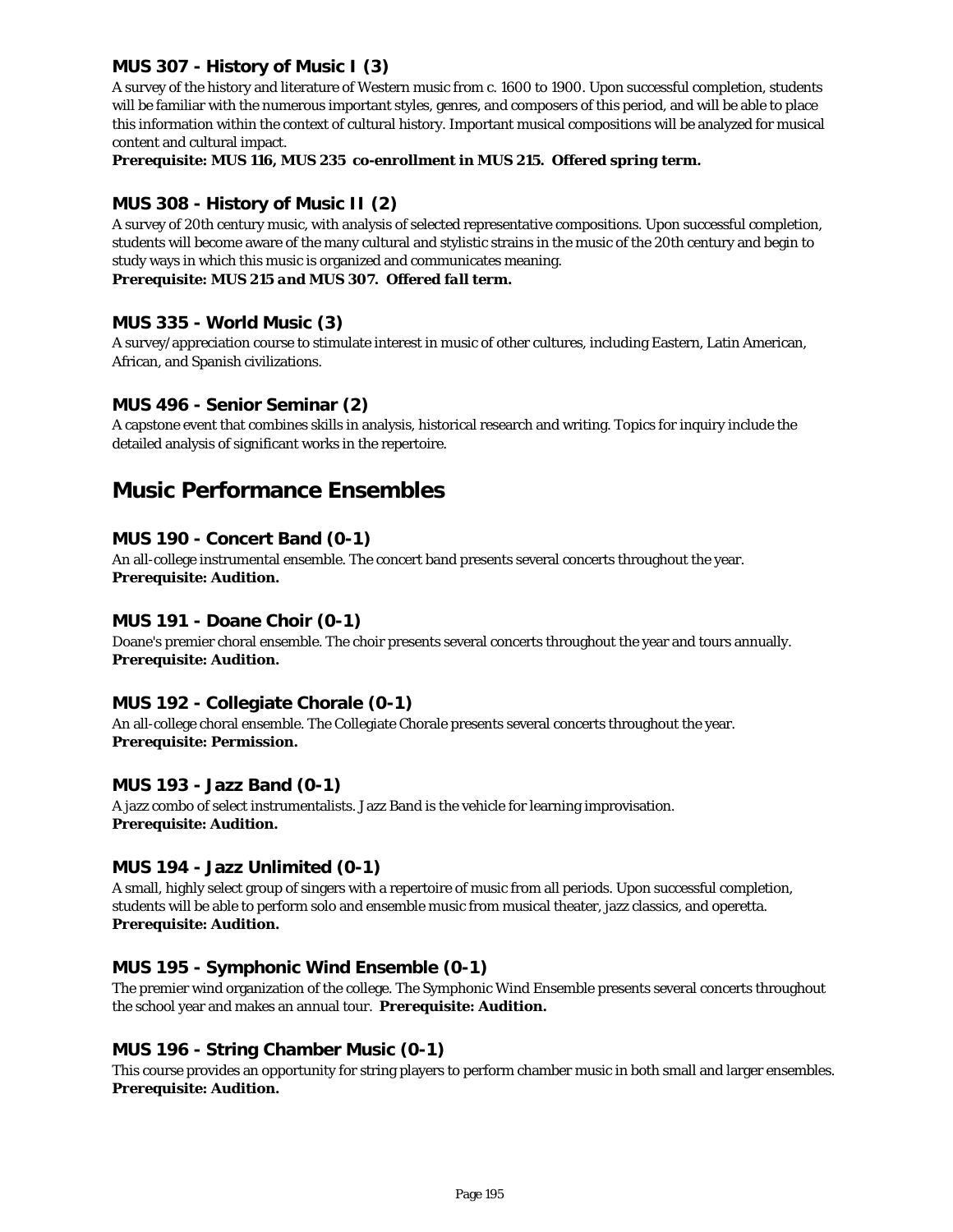### MUS 307 - History of Music I (3)

A survey of the history and literature of Western music from c. 1600 to 1900. Upon successful completion, students will be familiar with the numerous important styles, genres, and composers of this period, and will be able to place this information within the context of cultural history. Important musical compositions will be analyzed for musical content and cultural impact.

**Prerequisite: MUS 116, MUS 235 co-enrollment in MUS 215. Offered spring term.**

### MUS 308 - History of Music II (2)

A survey of 20th century music, with analysis of selected representative compositions. Upon successful completion, students will become aware of the many cultural and stylistic strains in the music of the 20th century and begin to study ways in which this music is organized and communicates meaning.

***Prerequisite: MUS 215 and MUS 307. Offered fall term.***

### MUS 335 - World Music (3)

A survey/appreciation course to stimulate interest in music of other cultures, including Eastern, Latin American, African, and Spanish civilizations.

### MUS 496 - Senior Seminar (2)

A capstone event that combines skills in analysis, historical research and writing. Topics for inquiry include the detailed analysis of significant works in the repertoire.

## Music Performance Ensembles

### MUS 190 - Concert Band (0-1)

An all-college instrumental ensemble. The concert band presents several concerts throughout the year.
**Prerequisite: Audition.**

### MUS 191 - Doane Choir (0-1)

Doane's premier choral ensemble. The choir presents several concerts throughout the year and tours annually.
**Prerequisite: Audition.**

### MUS 192 - Collegiate Chorale (0-1)

An all-college choral ensemble. The Collegiate Chorale presents several concerts throughout the year.
**Prerequisite: Permission.**

### MUS 193 - Jazz Band (0-1)

A jazz combo of select instrumentalists. Jazz Band is the vehicle for learning improvisation.
**Prerequisite: Audition.**

### MUS 194 - Jazz Unlimited (0-1)

A small, highly select group of singers with a repertoire of music from all periods. Upon successful completion, students will be able to perform solo and ensemble music from musical theater, jazz classics, and operetta.
**Prerequisite: Audition.**

### MUS 195 - Symphonic Wind Ensemble (0-1)

The premier wind organization of the college. The Symphonic Wind Ensemble presents several concerts throughout the school year and makes an annual tour. **Prerequisite: Audition.**

### MUS 196 - String Chamber Music (0-1)

This course provides an opportunity for string players to perform chamber music in both small and larger ensembles.
**Prerequisite: Audition.**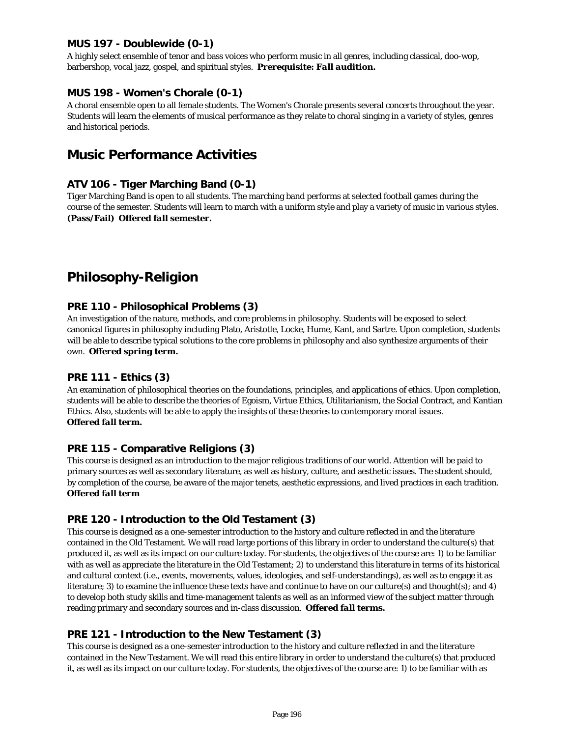### MUS 197 - Doublewide (0-1)

A highly select ensemble of tenor and bass voices who perform music in all genres, including classical, doo-wop, barbershop, vocal jazz, gospel, and spiritual styles. ***Prerequisite: Fall audition.***

### MUS 198 - Women's Chorale (0-1)

A choral ensemble open to all female students. The Women's Chorale presents several concerts throughout the year. Students will learn the elements of musical performance as they relate to choral singing in a variety of styles, genres and historical periods.

## Music Performance Activities

### ATV 106 - Tiger Marching Band (0-1)

Tiger Marching Band is open to all students. The marching band performs at selected football games during the course of the semester. Students will learn to march with a uniform style and play a variety of music in various styles. ***(Pass/Fail) Offered fall semester.***

## Philosophy-Religion

### PRE 110 - Philosophical Problems (3)

An investigation of the nature, methods, and core problems in philosophy. Students will be exposed to select canonical figures in philosophy including Plato, Aristotle, Locke, Hume, Kant, and Sartre. Upon completion, students will be able to describe typical solutions to the core problems in philosophy and also synthesize arguments of their own. ***Offered spring term.***

### PRE 111 - Ethics (3)

An examination of philosophical theories on the foundations, principles, and applications of ethics. Upon completion, students will be able to describe the theories of Egoism, Virtue Ethics, Utilitarianism, the Social Contract, and Kantian Ethics. Also, students will be able to apply the insights of these theories to contemporary moral issues.
***Offered fall term.***

### PRE 115 - Comparative Religions (3)

This course is designed as an introduction to the major religious traditions of our world. Attention will be paid to primary sources as well as secondary literature, as well as history, culture, and aesthetic issues. The student should, by completion of the course, be aware of the major tenets, aesthetic expressions, and lived practices in each tradition.
***Offered fall term***

### PRE 120 - Introduction to the Old Testament (3)

This course is designed as a one-semester introduction to the history and culture reflected in and the literature contained in the Old Testament. We will read large portions of this library in order to understand the culture(s) that produced it, as well as its impact on our culture today. For students, the objectives of the course are: 1) to be familiar with as well as appreciate the literature in the Old Testament; 2) to understand this literature in terms of its historical and cultural context (i.e., events, movements, values, ideologies, and self-understandings), as well as to engage it as literature; 3) to examine the influence these texts have and continue to have on our culture(s) and thought(s); and 4) to develop both study skills and time-management talents as well as an informed view of the subject matter through reading primary and secondary sources and in-class discussion. ***Offered fall terms.***

### PRE 121 - Introduction to the New Testament (3)

This course is designed as a one-semester introduction to the history and culture reflected in and the literature contained in the New Testament. We will read this entire library in order to understand the culture(s) that produced it, as well as its impact on our culture today. For students, the objectives of the course are: 1) to be familiar with as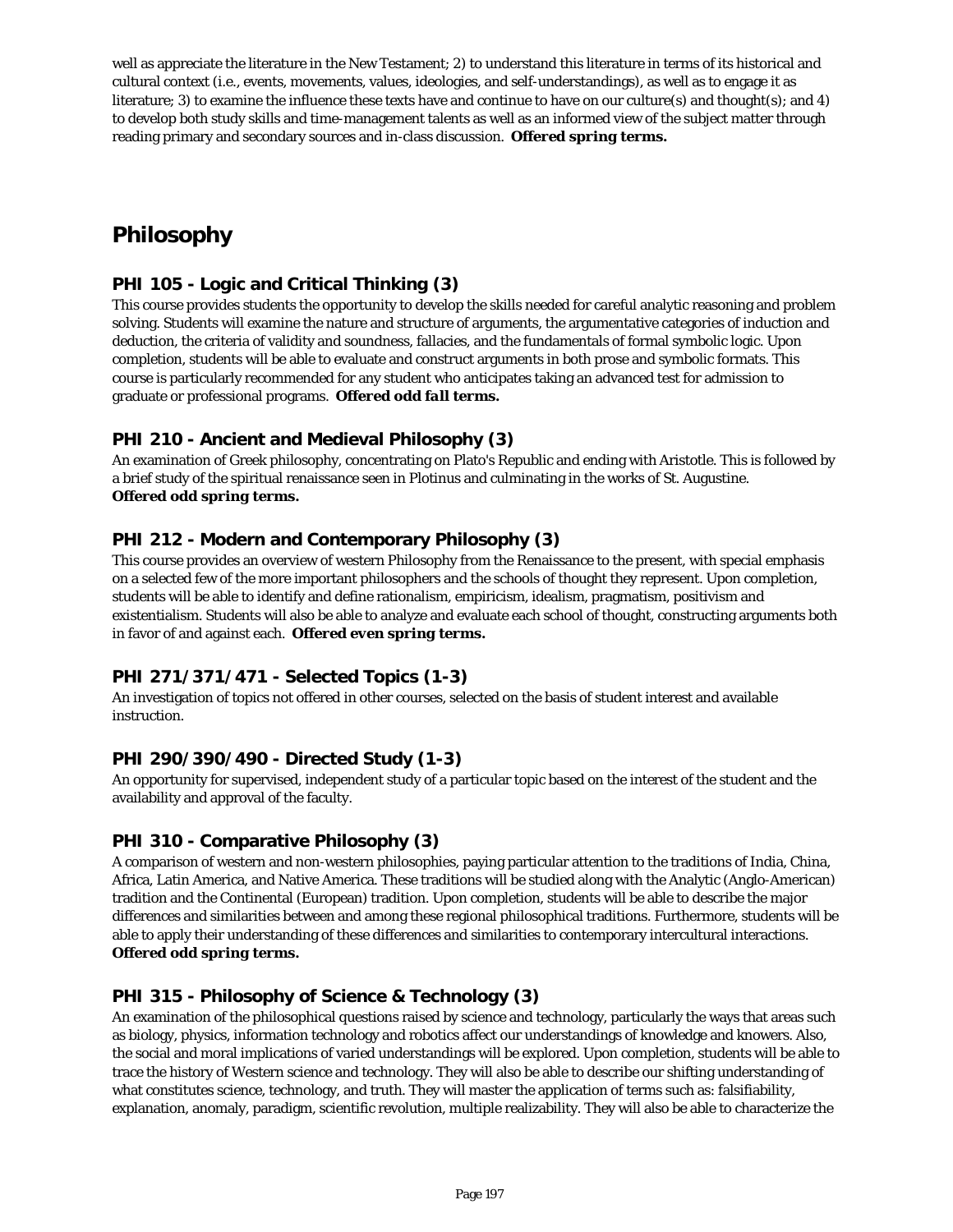well as appreciate the literature in the New Testament; 2) to understand this literature in terms of its historical and cultural context (i.e., events, movements, values, ideologies, and self-understandings), as well as to engage it as literature; 3) to examine the influence these texts have and continue to have on our culture(s) and thought(s); and 4) to develop both study skills and time-management talents as well as an informed view of the subject matter through reading primary and secondary sources and in-class discussion. **Offered spring terms.**

# Philosophy

### PHI 105 - Logic and Critical Thinking (3)

This course provides students the opportunity to develop the skills needed for careful analytic reasoning and problem solving. Students will examine the nature and structure of arguments, the argumentative categories of induction and deduction, the criteria of validity and soundness, fallacies, and the fundamentals of formal symbolic logic. Upon completion, students will be able to evaluate and construct arguments in both prose and symbolic formats. This course is particularly recommended for any student who anticipates taking an advanced test for admission to graduate or professional programs. **Offered odd fall terms.**

### PHI 210 - Ancient and Medieval Philosophy (3)

An examination of Greek philosophy, concentrating on Plato's Republic and ending with Aristotle. This is followed by a brief study of the spiritual renaissance seen in Plotinus and culminating in the works of St. Augustine.
**Offered odd spring terms.**

### PHI 212 - Modern and Contemporary Philosophy (3)

This course provides an overview of western Philosophy from the Renaissance to the present, with special emphasis on a selected few of the more important philosophers and the schools of thought they represent. Upon completion, students will be able to identify and define rationalism, empiricism, idealism, pragmatism, positivism and existentialism. Students will also be able to analyze and evaluate each school of thought, constructing arguments both in favor of and against each. **Offered even spring terms.**

### PHI 271/371/471 - Selected Topics (1-3)

An investigation of topics not offered in other courses, selected on the basis of student interest and available instruction.

### PHI 290/390/490 - Directed Study (1-3)

An opportunity for supervised, independent study of a particular topic based on the interest of the student and the availability and approval of the faculty.

### PHI 310 - Comparative Philosophy (3)

A comparison of western and non-western philosophies, paying particular attention to the traditions of India, China, Africa, Latin America, and Native America. These traditions will be studied along with the Analytic (Anglo-American) tradition and the Continental (European) tradition. Upon completion, students will be able to describe the major differences and similarities between and among these regional philosophical traditions. Furthermore, students will be able to apply their understanding of these differences and similarities to contemporary intercultural interactions.
**Offered odd spring terms.**

### PHI 315 - Philosophy of Science & Technology (3)

An examination of the philosophical questions raised by science and technology, particularly the ways that areas such as biology, physics, information technology and robotics affect our understandings of knowledge and knowers. Also, the social and moral implications of varied understandings will be explored. Upon completion, students will be able to trace the history of Western science and technology. They will also be able to describe our shifting understanding of what constitutes science, technology, and truth. They will master the application of terms such as: falsifiability, explanation, anomaly, paradigm, scientific revolution, multiple realizability. They will also be able to characterize the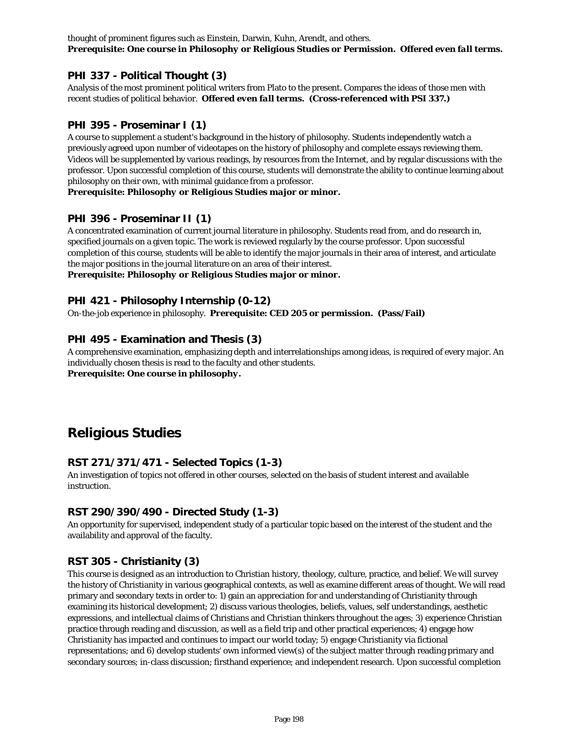thought of prominent figures such as Einstein, Darwin, Kuhn, Arendt, and others.
***Prerequisite: One course in Philosophy or Religious Studies or Permission. Offered even fall terms.***

### PHI 337 - Political Thought (3)

Analysis of the most prominent political writers from Plato to the present. Compares the ideas of those men with recent studies of political behavior. ***Offered even fall terms. (Cross-referenced with PSI 337.)***

### PHI 395 - Proseminar I (1)

A course to supplement a student's background in the history of philosophy. Students independently watch a previously agreed upon number of videotapes on the history of philosophy and complete essays reviewing them. Videos will be supplemented by various readings, by resources from the Internet, and by regular discussions with the professor. Upon successful completion of this course, students will demonstrate the ability to continue learning about philosophy on their own, with minimal guidance from a professor.
***Prerequisite: Philosophy or Religious Studies major or minor.***

### PHI 396 - Proseminar II (1)

A concentrated examination of current journal literature in philosophy. Students read from, and do research in, specified journals on a given topic. The work is reviewed regularly by the course professor. Upon successful completion of this course, students will be able to identify the major journals in their area of interest, and articulate the major positions in the journal literature on an area of their interest.
***Prerequisite: Philosophy or Religious Studies major or minor.***

### PHI 421 - Philosophy Internship (0-12)

On-the-job experience in philosophy. ***Prerequisite: CED 205 or permission. (Pass/Fail)***

### PHI 495 - Examination and Thesis (3)

A comprehensive examination, emphasizing depth and interrelationships among ideas, is required of every major. An individually chosen thesis is read to the faculty and other students.
***Prerequisite: One course in philosophy.***

## Religious Studies

### RST 271/371/471 - Selected Topics (1-3)

An investigation of topics not offered in other courses, selected on the basis of student interest and available instruction.

### RST 290/390/490 - Directed Study (1-3)

An opportunity for supervised, independent study of a particular topic based on the interest of the student and the availability and approval of the faculty.

### RST 305 - Christianity (3)

This course is designed as an introduction to Christian history, theology, culture, practice, and belief. We will survey the history of Christianity in various geographical contexts, as well as examine different areas of thought. We will read primary and secondary texts in order to: 1) gain an appreciation for and understanding of Christianity through examining its historical development; 2) discuss various theologies, beliefs, values, self understandings, aesthetic expressions, and intellectual claims of Christians and Christian thinkers throughout the ages; 3) experience Christian practice through reading and discussion, as well as a field trip and other practical experiences; 4) engage how Christianity has impacted and continues to impact our world today; 5) engage Christianity via fictional representations; and 6) develop students' own informed view(s) of the subject matter through reading primary and secondary sources; in-class discussion; firsthand experience; and independent research. Upon successful completion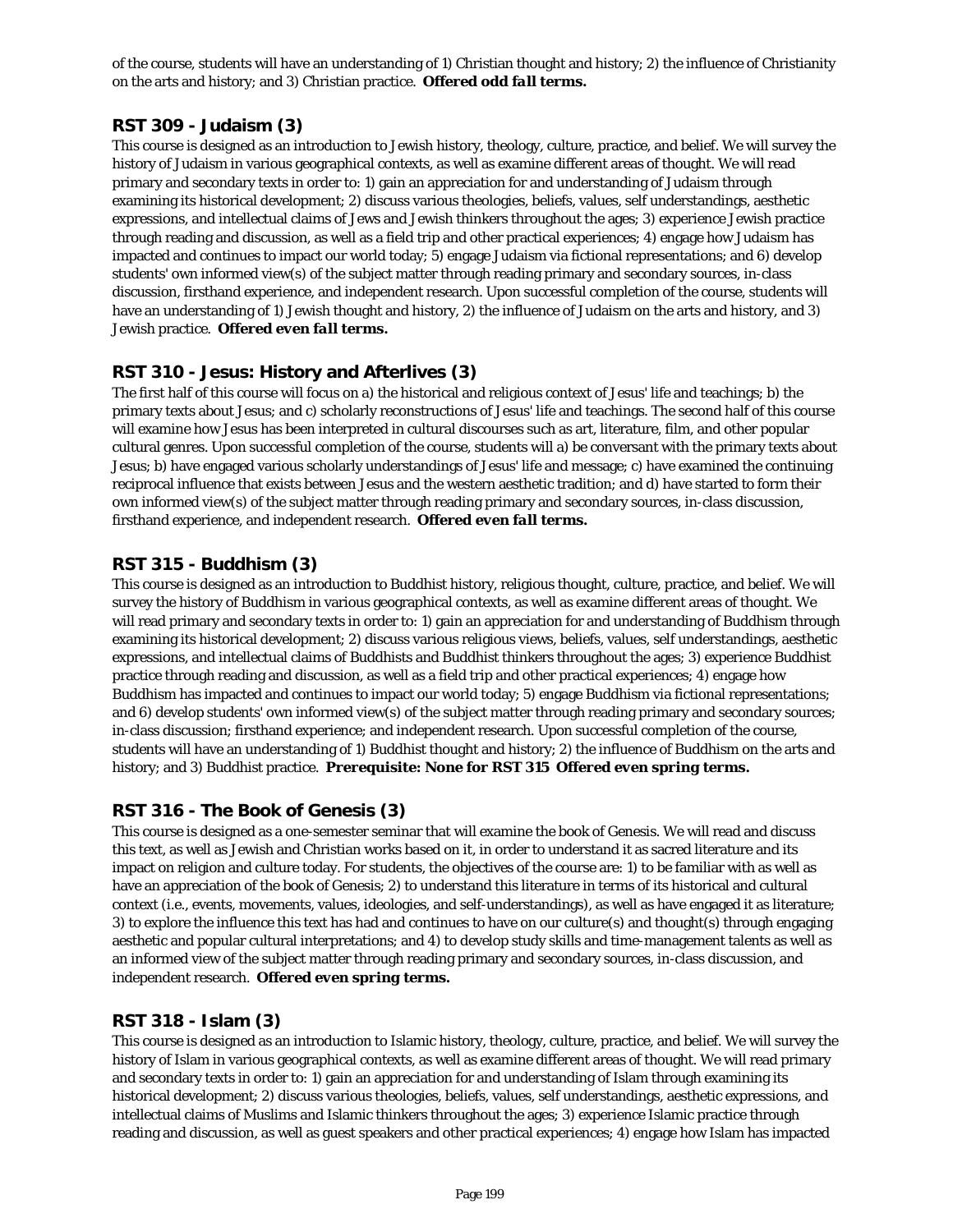of the course, students will have an understanding of 1) Christian thought and history; 2) the influence of Christianity on the arts and history; and 3) Christian practice. ***Offered odd fall terms.***

### RST 309 - Judaism (3)

This course is designed as an introduction to Jewish history, theology, culture, practice, and belief. We will survey the history of Judaism in various geographical contexts, as well as examine different areas of thought. We will read primary and secondary texts in order to: 1) gain an appreciation for and understanding of Judaism through examining its historical development; 2) discuss various theologies, beliefs, values, self understandings, aesthetic expressions, and intellectual claims of Jews and Jewish thinkers throughout the ages; 3) experience Jewish practice through reading and discussion, as well as a field trip and other practical experiences; 4) engage how Judaism has impacted and continues to impact our world today; 5) engage Judaism via fictional representations; and 6) develop students' own informed view(s) of the subject matter through reading primary and secondary sources, in-class discussion, firsthand experience, and independent research. Upon successful completion of the course, students will have an understanding of 1) Jewish thought and history, 2) the influence of Judaism on the arts and history, and 3) Jewish practice. ***Offered even fall terms.***

### RST 310 - Jesus: History and Afterlives (3)

The first half of this course will focus on a) the historical and religious context of Jesus' life and teachings; b) the primary texts about Jesus; and c) scholarly reconstructions of Jesus' life and teachings. The second half of this course will examine how Jesus has been interpreted in cultural discourses such as art, literature, film, and other popular cultural genres. Upon successful completion of the course, students will a) be conversant with the primary texts about Jesus; b) have engaged various scholarly understandings of Jesus' life and message; c) have examined the continuing reciprocal influence that exists between Jesus and the western aesthetic tradition; and d) have started to form their own informed view(s) of the subject matter through reading primary and secondary sources, in-class discussion, firsthand experience, and independent research. ***Offered even fall terms.***

### RST 315 - Buddhism (3)

This course is designed as an introduction to Buddhist history, religious thought, culture, practice, and belief. We will survey the history of Buddhism in various geographical contexts, as well as examine different areas of thought. We will read primary and secondary texts in order to: 1) gain an appreciation for and understanding of Buddhism through examining its historical development; 2) discuss various religious views, beliefs, values, self understandings, aesthetic expressions, and intellectual claims of Buddhists and Buddhist thinkers throughout the ages; 3) experience Buddhist practice through reading and discussion, as well as a field trip and other practical experiences; 4) engage how Buddhism has impacted and continues to impact our world today; 5) engage Buddhism via fictional representations; and 6) develop students' own informed view(s) of the subject matter through reading primary and secondary sources; in-class discussion; firsthand experience; and independent research. Upon successful completion of the course, students will have an understanding of 1) Buddhist thought and history; 2) the influence of Buddhism on the arts and history; and 3) Buddhist practice. ***Prerequisite: None for RST 315 Offered even spring terms.***

### RST 316 - The Book of Genesis (3)

This course is designed as a one-semester seminar that will examine the book of Genesis. We will read and discuss this text, as well as Jewish and Christian works based on it, in order to understand it as sacred literature and its impact on religion and culture today. For students, the objectives of the course are: 1) to be familiar with as well as have an appreciation of the book of Genesis; 2) to understand this literature in terms of its historical and cultural context (i.e., events, movements, values, ideologies, and self-understandings), as well as have engaged it as literature; 3) to explore the influence this text has had and continues to have on our culture(s) and thought(s) through engaging aesthetic and popular cultural interpretations; and 4) to develop study skills and time-management talents as well as an informed view of the subject matter through reading primary and secondary sources, in-class discussion, and independent research. ***Offered even spring terms.***

### RST 318 - Islam (3)

This course is designed as an introduction to Islamic history, theology, culture, practice, and belief. We will survey the history of Islam in various geographical contexts, as well as examine different areas of thought. We will read primary and secondary texts in order to: 1) gain an appreciation for and understanding of Islam through examining its historical development; 2) discuss various theologies, beliefs, values, self understandings, aesthetic expressions, and intellectual claims of Muslims and Islamic thinkers throughout the ages; 3) experience Islamic practice through reading and discussion, as well as guest speakers and other practical experiences; 4) engage how Islam has impacted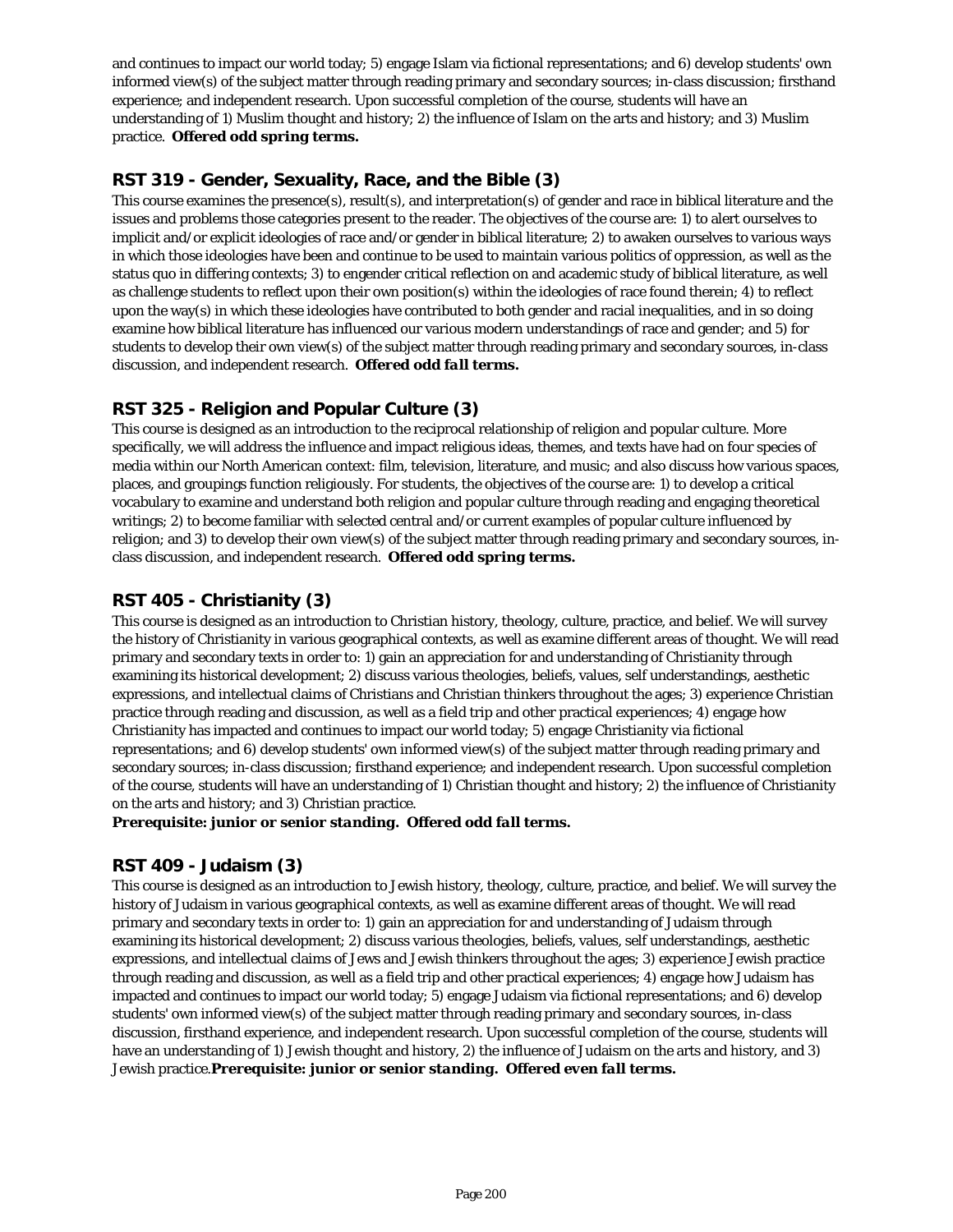and continues to impact our world today; 5) engage Islam via fictional representations; and 6) develop students' own informed view(s) of the subject matter through reading primary and secondary sources; in-class discussion; firsthand experience; and independent research. Upon successful completion of the course, students will have an understanding of 1) Muslim thought and history; 2) the influence of Islam on the arts and history; and 3) Muslim practice. ***Offered odd spring terms.***

## RST 319 - Gender, Sexuality, Race, and the Bible (3)

This course examines the presence(s), result(s), and interpretation(s) of gender and race in biblical literature and the issues and problems those categories present to the reader. The objectives of the course are: 1) to alert ourselves to implicit and/or explicit ideologies of race and/or gender in biblical literature; 2) to awaken ourselves to various ways in which those ideologies have been and continue to be used to maintain various politics of oppression, as well as the status quo in differing contexts; 3) to engender critical reflection on and academic study of biblical literature, as well as challenge students to reflect upon their own position(s) within the ideologies of race found therein; 4) to reflect upon the way(s) in which these ideologies have contributed to both gender and racial inequalities, and in so doing examine how biblical literature has influenced our various modern understandings of race and gender; and 5) for students to develop their own view(s) of the subject matter through reading primary and secondary sources, in-class discussion, and independent research. ***Offered odd fall terms.***

## RST 325 - Religion and Popular Culture (3)

This course is designed as an introduction to the reciprocal relationship of religion and popular culture. More specifically, we will address the influence and impact religious ideas, themes, and texts have had on four species of media within our North American context: film, television, literature, and music; and also discuss how various spaces, places, and groupings function religiously. For students, the objectives of the course are: 1) to develop a critical vocabulary to examine and understand both religion and popular culture through reading and engaging theoretical writings; 2) to become familiar with selected central and/or current examples of popular culture influenced by religion; and 3) to develop their own view(s) of the subject matter through reading primary and secondary sources, in-class discussion, and independent research. ***Offered odd spring terms.***

## RST 405 - Christianity (3)

This course is designed as an introduction to Christian history, theology, culture, practice, and belief. We will survey the history of Christianity in various geographical contexts, as well as examine different areas of thought. We will read primary and secondary texts in order to: 1) gain an appreciation for and understanding of Christianity through examining its historical development; 2) discuss various theologies, beliefs, values, self understandings, aesthetic expressions, and intellectual claims of Christians and Christian thinkers throughout the ages; 3) experience Christian practice through reading and discussion, as well as a field trip and other practical experiences; 4) engage how Christianity has impacted and continues to impact our world today; 5) engage Christianity via fictional representations; and 6) develop students' own informed view(s) of the subject matter through reading primary and secondary sources; in-class discussion; firsthand experience; and independent research. Upon successful completion of the course, students will have an understanding of 1) Christian thought and history; 2) the influence of Christianity on the arts and history; and 3) Christian practice.
***Prerequisite: junior or senior standing. Offered odd fall terms.***

## RST 409 - Judaism (3)

This course is designed as an introduction to Jewish history, theology, culture, practice, and belief. We will survey the history of Judaism in various geographical contexts, as well as examine different areas of thought. We will read primary and secondary texts in order to: 1) gain an appreciation for and understanding of Judaism through examining its historical development; 2) discuss various theologies, beliefs, values, self understandings, aesthetic expressions, and intellectual claims of Jews and Jewish thinkers throughout the ages; 3) experience Jewish practice through reading and discussion, as well as a field trip and other practical experiences; 4) engage how Judaism has impacted and continues to impact our world today; 5) engage Judaism via fictional representations; and 6) develop students' own informed view(s) of the subject matter through reading primary and secondary sources, in-class discussion, firsthand experience, and independent research. Upon successful completion of the course, students will have an understanding of 1) Jewish thought and history, 2) the influence of Judaism on the arts and history, and 3) Jewish practice.***Prerequisite: junior or senior standing. Offered even fall terms.***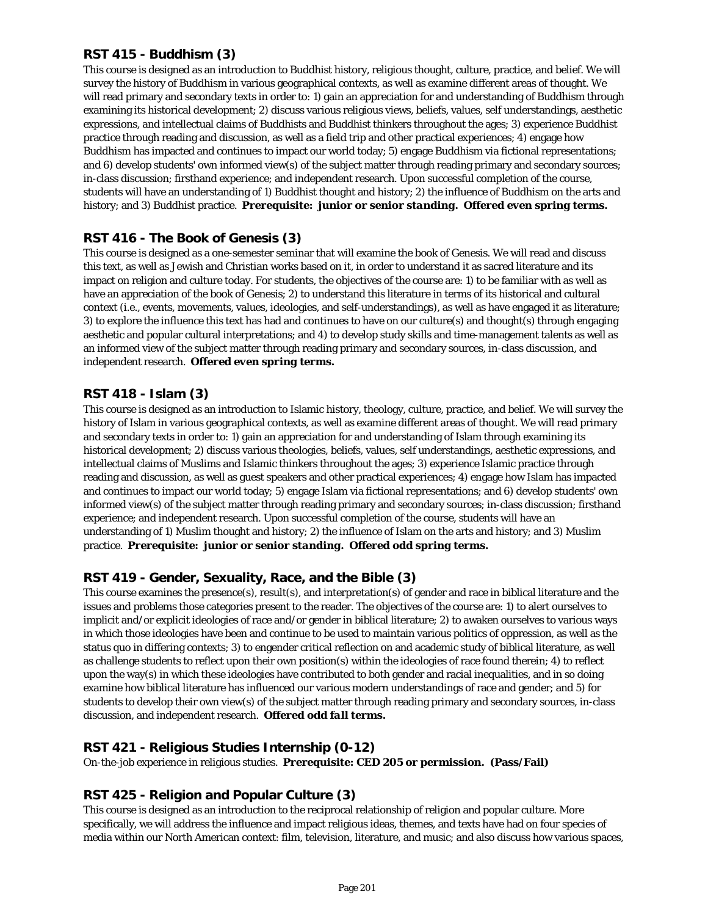### RST 415 - Buddhism (3)

This course is designed as an introduction to Buddhist history, religious thought, culture, practice, and belief. We will survey the history of Buddhism in various geographical contexts, as well as examine different areas of thought. We will read primary and secondary texts in order to: 1) gain an appreciation for and understanding of Buddhism through examining its historical development; 2) discuss various religious views, beliefs, values, self understandings, aesthetic expressions, and intellectual claims of Buddhists and Buddhist thinkers throughout the ages; 3) experience Buddhist practice through reading and discussion, as well as a field trip and other practical experiences; 4) engage how Buddhism has impacted and continues to impact our world today; 5) engage Buddhism via fictional representations; and 6) develop students' own informed view(s) of the subject matter through reading primary and secondary sources; in-class discussion; firsthand experience; and independent research. Upon successful completion of the course, students will have an understanding of 1) Buddhist thought and history; 2) the influence of Buddhism on the arts and history; and 3) Buddhist practice. ***Prerequisite: junior or senior standing. Offered even spring terms.***

### RST 416 - The Book of Genesis (3)

This course is designed as a one-semester seminar that will examine the book of Genesis. We will read and discuss this text, as well as Jewish and Christian works based on it, in order to understand it as sacred literature and its impact on religion and culture today. For students, the objectives of the course are: 1) to be familiar with as well as have an appreciation of the book of Genesis; 2) to understand this literature in terms of its historical and cultural context (i.e., events, movements, values, ideologies, and self-understandings), as well as have engaged it as literature; 3) to explore the influence this text has had and continues to have on our culture(s) and thought(s) through engaging aesthetic and popular cultural interpretations; and 4) to develop study skills and time-management talents as well as an informed view of the subject matter through reading primary and secondary sources, in-class discussion, and independent research. ***Offered even spring terms.***

### RST 418 - Islam (3)

This course is designed as an introduction to Islamic history, theology, culture, practice, and belief. We will survey the history of Islam in various geographical contexts, as well as examine different areas of thought. We will read primary and secondary texts in order to: 1) gain an appreciation for and understanding of Islam through examining its historical development; 2) discuss various theologies, beliefs, values, self understandings, aesthetic expressions, and intellectual claims of Muslims and Islamic thinkers throughout the ages; 3) experience Islamic practice through reading and discussion, as well as guest speakers and other practical experiences; 4) engage how Islam has impacted and continues to impact our world today; 5) engage Islam via fictional representations; and 6) develop students' own informed view(s) of the subject matter through reading primary and secondary sources; in-class discussion; firsthand experience; and independent research. Upon successful completion of the course, students will have an understanding of 1) Muslim thought and history; 2) the influence of Islam on the arts and history; and 3) Muslim practice. ***Prerequisite: junior or senior standing. Offered odd spring terms.***

### RST 419 - Gender, Sexuality, Race, and the Bible (3)

This course examines the presence(s), result(s), and interpretation(s) of gender and race in biblical literature and the issues and problems those categories present to the reader. The objectives of the course are: 1) to alert ourselves to implicit and/or explicit ideologies of race and/or gender in biblical literature; 2) to awaken ourselves to various ways in which those ideologies have been and continue to be used to maintain various politics of oppression, as well as the status quo in differing contexts; 3) to engender critical reflection on and academic study of biblical literature, as well as challenge students to reflect upon their own position(s) within the ideologies of race found therein; 4) to reflect upon the way(s) in which these ideologies have contributed to both gender and racial inequalities, and in so doing examine how biblical literature has influenced our various modern understandings of race and gender; and 5) for students to develop their own view(s) of the subject matter through reading primary and secondary sources, in-class discussion, and independent research. ***Offered odd fall terms.***

### RST 421 - Religious Studies Internship (0-12)

On-the-job experience in religious studies. ***Prerequisite: CED 205 or permission. (Pass/Fail)***

### RST 425 - Religion and Popular Culture (3)

This course is designed as an introduction to the reciprocal relationship of religion and popular culture. More specifically, we will address the influence and impact religious ideas, themes, and texts have had on four species of media within our North American context: film, television, literature, and music; and also discuss how various spaces,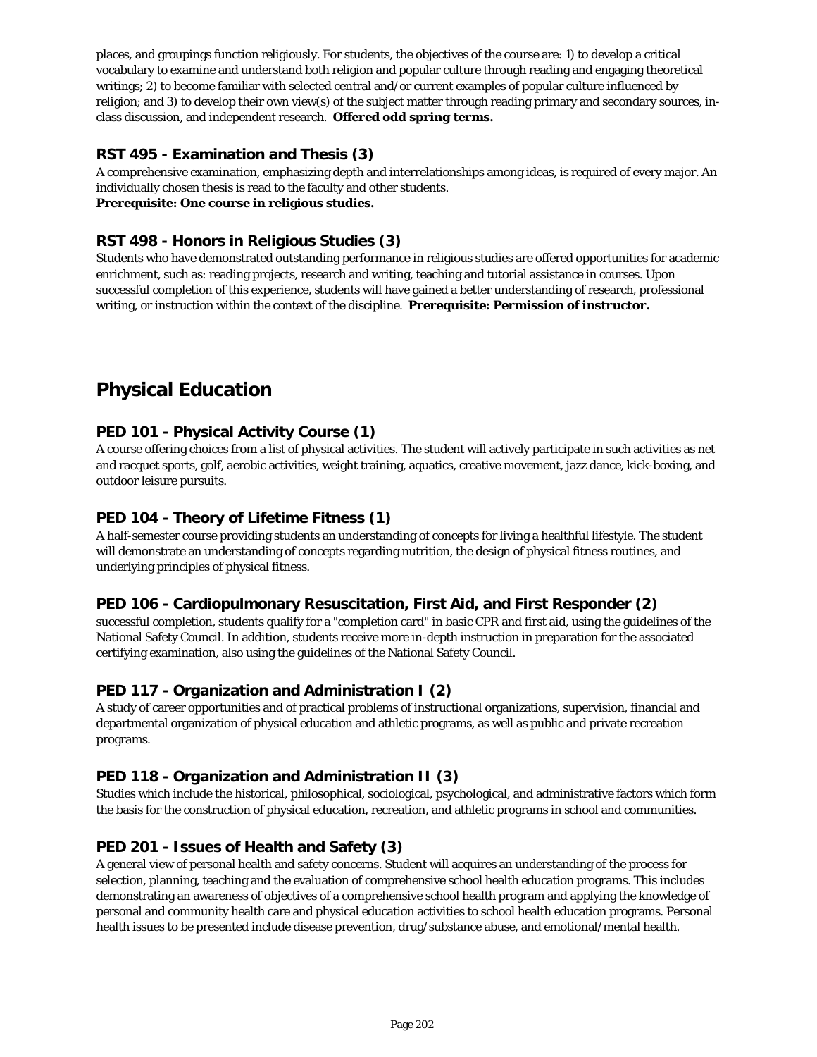places, and groupings function religiously. For students, the objectives of the course are: 1) to develop a critical vocabulary to examine and understand both religion and popular culture through reading and engaging theoretical writings; 2) to become familiar with selected central and/or current examples of popular culture influenced by religion; and 3) to develop their own view(s) of the subject matter through reading primary and secondary sources, in-class discussion, and independent research. **Offered odd spring terms.**

### RST 495 - Examination and Thesis (3)

A comprehensive examination, emphasizing depth and interrelationships among ideas, is required of every major. An individually chosen thesis is read to the faculty and other students.
**Prerequisite: One course in religious studies.**

### RST 498 - Honors in Religious Studies (3)

Students who have demonstrated outstanding performance in religious studies are offered opportunities for academic enrichment, such as: reading projects, research and writing, teaching and tutorial assistance in courses. Upon successful completion of this experience, students will have gained a better understanding of research, professional writing, or instruction within the context of the discipline. **Prerequisite: Permission of instructor.**

## Physical Education

### PED 101 - Physical Activity Course (1)

A course offering choices from a list of physical activities. The student will actively participate in such activities as net and racquet sports, golf, aerobic activities, weight training, aquatics, creative movement, jazz dance, kick-boxing, and outdoor leisure pursuits.

### PED 104 - Theory of Lifetime Fitness (1)

A half-semester course providing students an understanding of concepts for living a healthful lifestyle. The student will demonstrate an understanding of concepts regarding nutrition, the design of physical fitness routines, and underlying principles of physical fitness.

### PED 106 - Cardiopulmonary Resuscitation, First Aid, and First Responder (2)

successful completion, students qualify for a "completion card" in basic CPR and first aid, using the guidelines of the National Safety Council. In addition, students receive more in-depth instruction in preparation for the associated certifying examination, also using the guidelines of the National Safety Council.

### PED 117 - Organization and Administration I (2)

A study of career opportunities and of practical problems of instructional organizations, supervision, financial and departmental organization of physical education and athletic programs, as well as public and private recreation programs.

### PED 118 - Organization and Administration II (3)

Studies which include the historical, philosophical, sociological, psychological, and administrative factors which form the basis for the construction of physical education, recreation, and athletic programs in school and communities.

### PED 201 - Issues of Health and Safety (3)

A general view of personal health and safety concerns. Student will acquires an understanding of the process for selection, planning, teaching and the evaluation of comprehensive school health education programs. This includes demonstrating an awareness of objectives of a comprehensive school health program and applying the knowledge of personal and community health care and physical education activities to school health education programs. Personal health issues to be presented include disease prevention, drug/substance abuse, and emotional/mental health.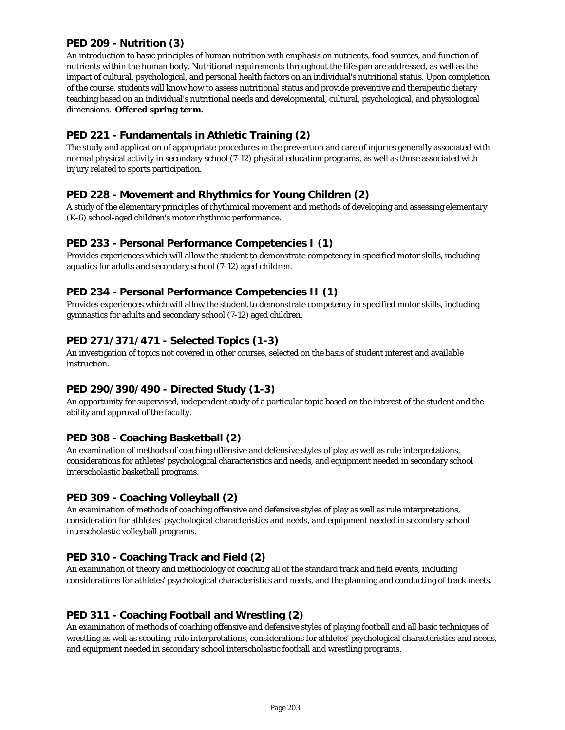### PED 209 - Nutrition (3)

An introduction to basic principles of human nutrition with emphasis on nutrients, food sources, and function of nutrients within the human body. Nutritional requirements throughout the lifespan are addressed, as well as the impact of cultural, psychological, and personal health factors on an individual's nutritional status. Upon completion of the course, students will know how to assess nutritional status and provide preventive and therapeutic dietary teaching based on an individual's nutritional needs and developmental, cultural, psychological, and physiological dimensions. ***Offered spring term.***

### PED 221 - Fundamentals in Athletic Training (2)

The study and application of appropriate procedures in the prevention and care of injuries generally associated with normal physical activity in secondary school (7-12) physical education programs, as well as those associated with injury related to sports participation.

### PED 228 - Movement and Rhythmics for Young Children (2)

A study of the elementary principles of rhythmical movement and methods of developing and assessing elementary (K-6) school-aged children's motor rhythmic performance.

### PED 233 - Personal Performance Competencies I (1)

Provides experiences which will allow the student to demonstrate competency in specified motor skills, including aquatics for adults and secondary school (7-12) aged children.

### PED 234 - Personal Performance Competencies II (1)

Provides experiences which will allow the student to demonstrate competency in specified motor skills, including gymnastics for adults and secondary school (7-12) aged children.

### PED 271/371/471 - Selected Topics (1-3)

An investigation of topics not covered in other courses, selected on the basis of student interest and available instruction.

### PED 290/390/490 - Directed Study (1-3)

An opportunity for supervised, independent study of a particular topic based on the interest of the student and the ability and approval of the faculty.

### PED 308 - Coaching Basketball (2)

An examination of methods of coaching offensive and defensive styles of play as well as rule interpretations, considerations for athletes' psychological characteristics and needs, and equipment needed in secondary school interscholastic basketball programs.

### PED 309 - Coaching Volleyball (2)

An examination of methods of coaching offensive and defensive styles of play as well as rule interpretations, consideration for athletes' psychological characteristics and needs, and equipment needed in secondary school interscholastic volleyball programs.

### PED 310 - Coaching Track and Field (2)

An examination of theory and methodology of coaching all of the standard track and field events, including considerations for athletes' psychological characteristics and needs, and the planning and conducting of track meets.

### PED 311 - Coaching Football and Wrestling (2)

An examination of methods of coaching offensive and defensive styles of playing football and all basic techniques of wrestling as well as scouting, rule interpretations, considerations for athletes' psychological characteristics and needs, and equipment needed in secondary school interscholastic football and wrestling programs.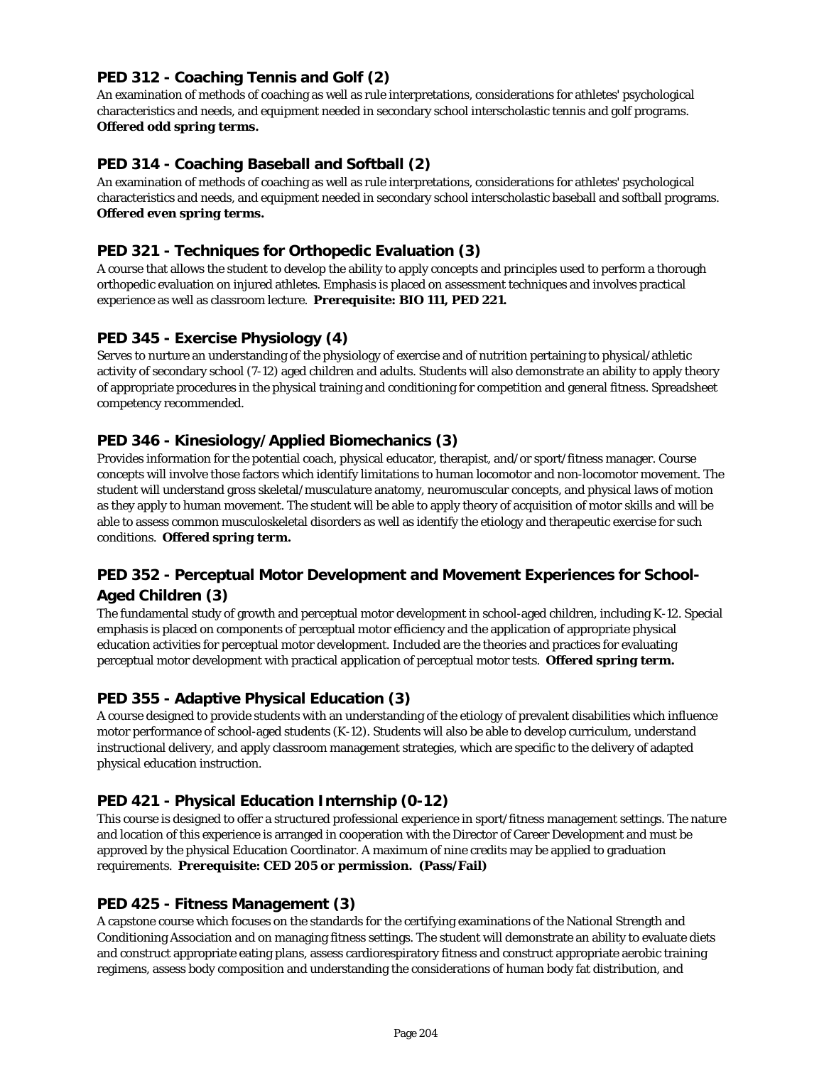### PED 312 - Coaching Tennis and Golf (2)

An examination of methods of coaching as well as rule interpretations, considerations for athletes' psychological characteristics and needs, and equipment needed in secondary school interscholastic tennis and golf programs. **Offered odd spring terms.**

### PED 314 - Coaching Baseball and Softball (2)

An examination of methods of coaching as well as rule interpretations, considerations for athletes' psychological characteristics and needs, and equipment needed in secondary school interscholastic baseball and softball programs. **Offered even spring terms.**

### PED 321 - Techniques for Orthopedic Evaluation (3)

A course that allows the student to develop the ability to apply concepts and principles used to perform a thorough orthopedic evaluation on injured athletes. Emphasis is placed on assessment techniques and involves practical experience as well as classroom lecture. **Prerequisite: BIO 111, PED 221.**

### PED 345 - Exercise Physiology (4)

Serves to nurture an understanding of the physiology of exercise and of nutrition pertaining to physical/athletic activity of secondary school (7-12) aged children and adults. Students will also demonstrate an ability to apply theory of appropriate procedures in the physical training and conditioning for competition and general fitness. Spreadsheet competency recommended.

### PED 346 - Kinesiology/Applied Biomechanics (3)

Provides information for the potential coach, physical educator, therapist, and/or sport/fitness manager. Course concepts will involve those factors which identify limitations to human locomotor and non-locomotor movement. The student will understand gross skeletal/musculature anatomy, neuromuscular concepts, and physical laws of motion as they apply to human movement. The student will be able to apply theory of acquisition of motor skills and will be able to assess common musculoskeletal disorders as well as identify the etiology and therapeutic exercise for such conditions. **Offered spring term.**

### PED 352 - Perceptual Motor Development and Movement Experiences for School-Aged Children (3)

The fundamental study of growth and perceptual motor development in school-aged children, including K-12. Special emphasis is placed on components of perceptual motor efficiency and the application of appropriate physical education activities for perceptual motor development. Included are the theories and practices for evaluating perceptual motor development with practical application of perceptual motor tests. **Offered spring term.**

### PED 355 - Adaptive Physical Education (3)

A course designed to provide students with an understanding of the etiology of prevalent disabilities which influence motor performance of school-aged students (K-12). Students will also be able to develop curriculum, understand instructional delivery, and apply classroom management strategies, which are specific to the delivery of adapted physical education instruction.

### PED 421 - Physical Education Internship (0-12)

This course is designed to offer a structured professional experience in sport/fitness management settings. The nature and location of this experience is arranged in cooperation with the Director of Career Development and must be approved by the physical Education Coordinator. A maximum of nine credits may be applied to graduation requirements. **Prerequisite: CED 205 or permission. (Pass/Fail)**

### PED 425 - Fitness Management (3)

A capstone course which focuses on the standards for the certifying examinations of the National Strength and Conditioning Association and on managing fitness settings. The student will demonstrate an ability to evaluate diets and construct appropriate eating plans, assess cardiorespiratory fitness and construct appropriate aerobic training regimens, assess body composition and understanding the considerations of human body fat distribution, and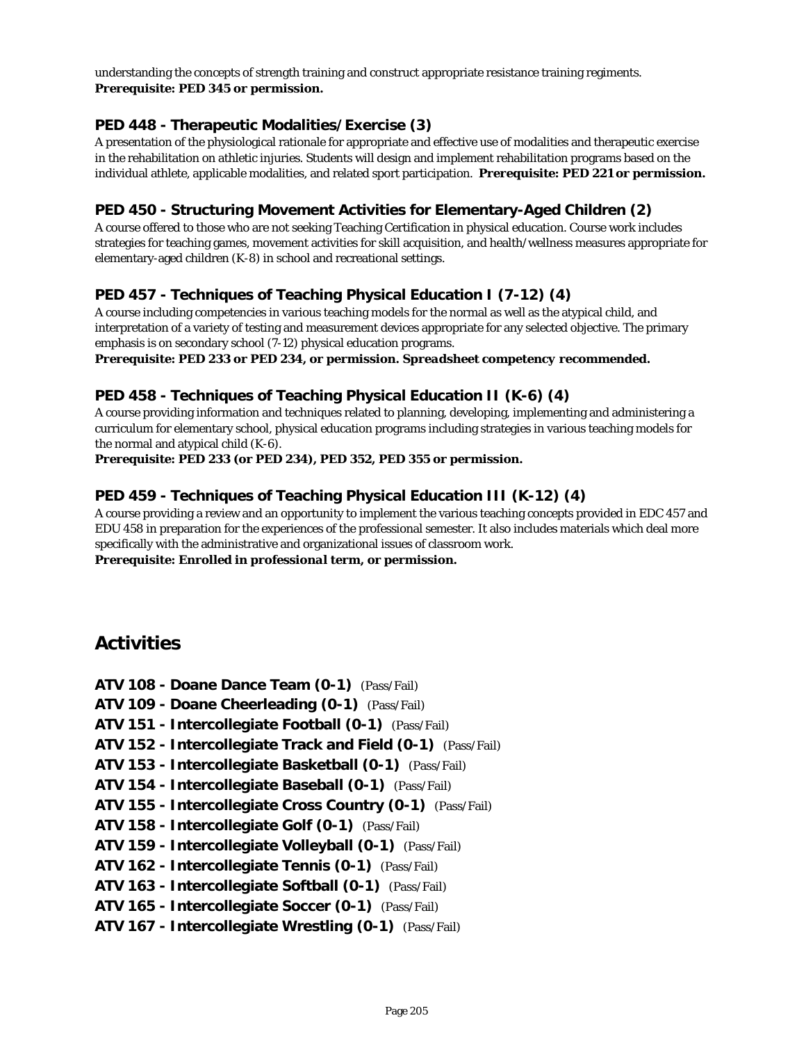understanding the concepts of strength training and construct appropriate resistance training regiments.
***Prerequisite: PED 345 or permission.***

### PED 448 - Therapeutic Modalities/Exercise (3)

A presentation of the physiological rationale for appropriate and effective use of modalities and therapeutic exercise in the rehabilitation on athletic injuries. Students will design and implement rehabilitation programs based on the individual athlete, applicable modalities, and related sport participation. ***Prerequisite: PED 221 or permission.***

### PED 450 - Structuring Movement Activities for Elementary-Aged Children (2)

A course offered to those who are not seeking Teaching Certification in physical education. Course work includes strategies for teaching games, movement activities for skill acquisition, and health/wellness measures appropriate for elementary-aged children (K-8) in school and recreational settings.

### PED 457 - Techniques of Teaching Physical Education I (7-12) (4)

A course including competencies in various teaching models for the normal as well as the atypical child, and interpretation of a variety of testing and measurement devices appropriate for any selected objective. The primary emphasis is on secondary school (7-12) physical education programs.
***Prerequisite: PED 233 or PED 234, or permission. Spreadsheet competency recommended.***

### PED 458 - Techniques of Teaching Physical Education II (K-6) (4)

A course providing information and techniques related to planning, developing, implementing and administering a curriculum for elementary school, physical education programs including strategies in various teaching models for the normal and atypical child (K-6).
***Prerequisite: PED 233 (or PED 234), PED 352, PED 355 or permission.***

### PED 459 - Techniques of Teaching Physical Education III (K-12) (4)

A course providing a review and an opportunity to implement the various teaching concepts provided in EDC 457 and EDU 458 in preparation for the experiences of the professional semester. It also includes materials which deal more specifically with the administrative and organizational issues of classroom work.
***Prerequisite: Enrolled in professional term, or permission.***

## Activities

**ATV 108 - Doane Dance Team (0-1)** (Pass/Fail)
**ATV 109 - Doane Cheerleading (0-1)** (Pass/Fail)
**ATV 151 - Intercollegiate Football (0-1)** (Pass/Fail)
**ATV 152 - Intercollegiate Track and Field (0-1)** (Pass/Fail)
**ATV 153 - Intercollegiate Basketball (0-1)** (Pass/Fail)
**ATV 154 - Intercollegiate Baseball (0-1)** (Pass/Fail)
**ATV 155 - Intercollegiate Cross Country (0-1)** (Pass/Fail)
**ATV 158 - Intercollegiate Golf (0-1)** (Pass/Fail)
**ATV 159 - Intercollegiate Volleyball (0-1)** (Pass/Fail)
**ATV 162 - Intercollegiate Tennis (0-1)** (Pass/Fail)
**ATV 163 - Intercollegiate Softball (0-1)** (Pass/Fail)
**ATV 165 - Intercollegiate Soccer (0-1)** (Pass/Fail)
**ATV 167 - Intercollegiate Wrestling (0-1)** (Pass/Fail)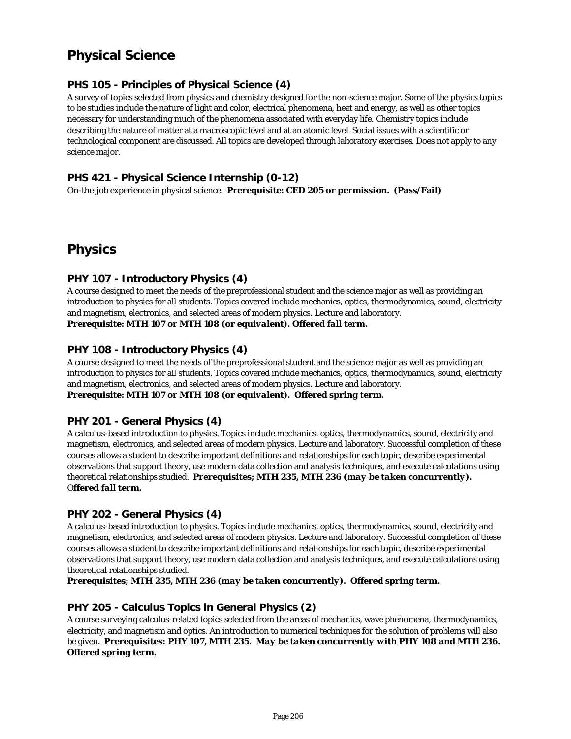# Physical Science

### PHS 105 - Principles of Physical Science (4)

A survey of topics selected from physics and chemistry designed for the non-science major. Some of the physics topics to be studies include the nature of light and color, electrical phenomena, heat and energy, as well as other topics necessary for understanding much of the phenomena associated with everyday life. Chemistry topics include describing the nature of matter at a macroscopic level and at an atomic level. Social issues with a scientific or technological component are discussed. All topics are developed through laboratory exercises. Does not apply to any science major.

### PHS 421 - Physical Science Internship (0-12)

On-the-job experience in physical science. **Prerequisite: CED 205 or permission. (Pass/Fail)**

# Physics

### PHY 107 - Introductory Physics (4)

A course designed to meet the needs of the preprofessional student and the science major as well as providing an introduction to physics for all students. Topics covered include mechanics, optics, thermodynamics, sound, electricity and magnetism, electronics, and selected areas of modern physics. Lecture and laboratory.
***Prerequisite: MTH 107 or MTH 108 (or equivalent). Offered fall term.***

### PHY 108 - Introductory Physics (4)

A course designed to meet the needs of the preprofessional student and the science major as well as providing an introduction to physics for all students. Topics covered include mechanics, optics, thermodynamics, sound, electricity and magnetism, electronics, and selected areas of modern physics. Lecture and laboratory.
***Prerequisite: MTH 107 or MTH 108 (or equivalent). Offered spring term.***

### PHY 201 - General Physics (4)

A calculus-based introduction to physics. Topics include mechanics, optics, thermodynamics, sound, electricity and magnetism, electronics, and selected areas of modern physics. Lecture and laboratory. Successful completion of these courses allows a student to describe important definitions and relationships for each topic, describe experimental observations that support theory, use modern data collection and analysis techniques, and execute calculations using theoretical relationships studied. ***Prerequisites; MTH 235, MTH 236 (may be taken concurrently). Offered fall term.***

### PHY 202 - General Physics (4)

A calculus-based introduction to physics. Topics include mechanics, optics, thermodynamics, sound, electricity and magnetism, electronics, and selected areas of modern physics. Lecture and laboratory. Successful completion of these courses allows a student to describe important definitions and relationships for each topic, describe experimental observations that support theory, use modern data collection and analysis techniques, and execute calculations using theoretical relationships studied.
***Prerequisites; MTH 235, MTH 236 (may be taken concurrently). Offered spring term.***

### PHY 205 - Calculus Topics in General Physics (2)

A course surveying calculus-related topics selected from the areas of mechanics, wave phenomena, thermodynamics, electricity, and magnetism and optics. An introduction to numerical techniques for the solution of problems will also be given. ***Prerequisites: PHY 107, MTH 235. May be taken concurrently with PHY 108 and MTH 236. Offered spring term.***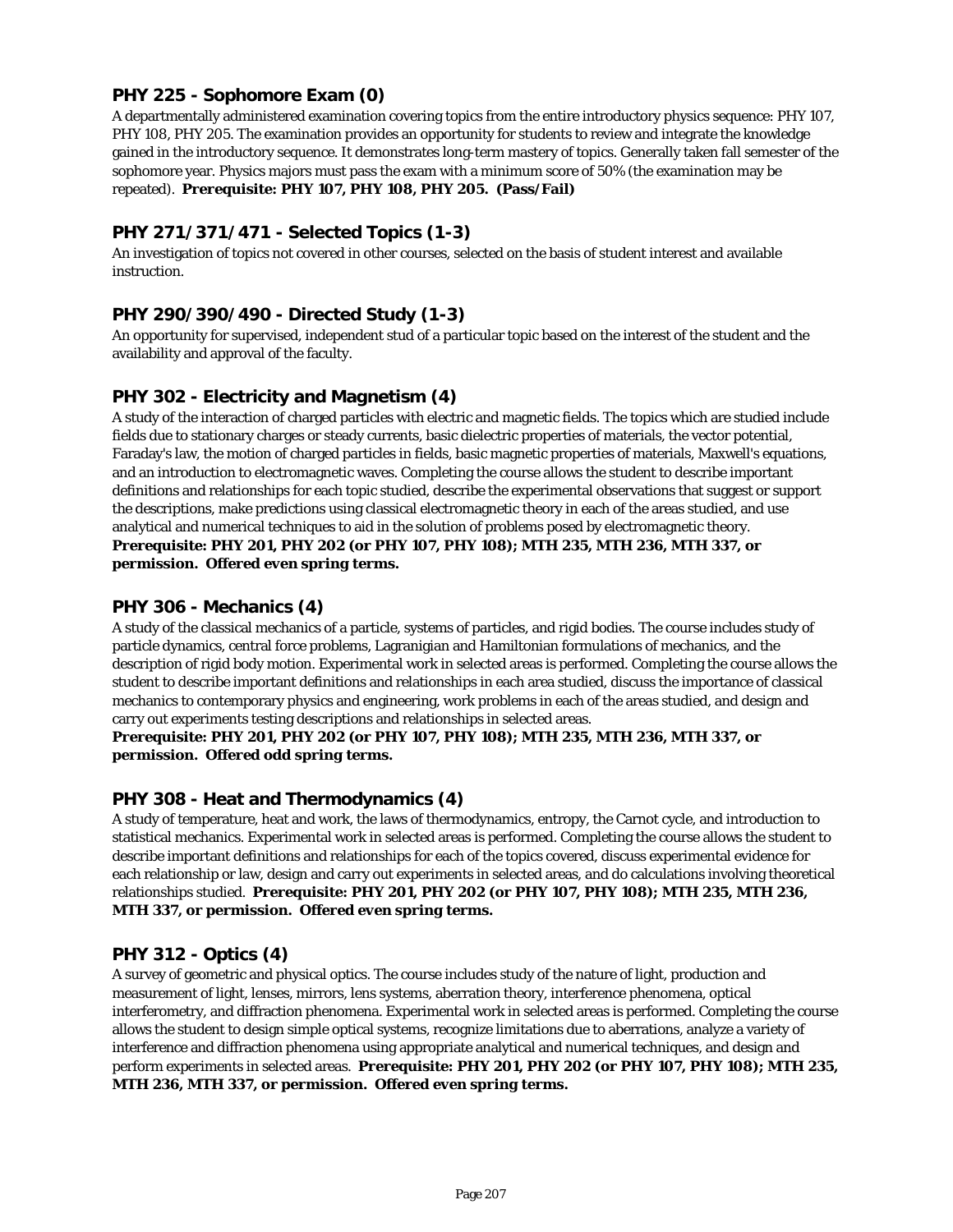## PHY 225 - Sophomore Exam (0)

A departmentally administered examination covering topics from the entire introductory physics sequence: PHY 107, PHY 108, PHY 205. The examination provides an opportunity for students to review and integrate the knowledge gained in the introductory sequence. It demonstrates long-term mastery of topics. Generally taken fall semester of the sophomore year. Physics majors must pass the exam with a minimum score of 50% (the examination may be repeated). **Prerequisite: PHY 107, PHY 108, PHY 205. (Pass/Fail)**

## PHY 271/371/471 - Selected Topics (1-3)

An investigation of topics not covered in other courses, selected on the basis of student interest and available instruction.

## PHY 290/390/490 - Directed Study (1-3)

An opportunity for supervised, independent stud of a particular topic based on the interest of the student and the availability and approval of the faculty.

## PHY 302 - Electricity and Magnetism (4)

A study of the interaction of charged particles with electric and magnetic fields. The topics which are studied include fields due to stationary charges or steady currents, basic dielectric properties of materials, the vector potential, Faraday's law, the motion of charged particles in fields, basic magnetic properties of materials, Maxwell's equations, and an introduction to electromagnetic waves. Completing the course allows the student to describe important definitions and relationships for each topic studied, describe the experimental observations that suggest or support the descriptions, make predictions using classical electromagnetic theory in each of the areas studied, and use analytical and numerical techniques to aid in the solution of problems posed by electromagnetic theory.
**Prerequisite: PHY 201, PHY 202 (or PHY 107, PHY 108); MTH 235, MTH 236, MTH 337, or permission. Offered even spring terms.**

## PHY 306 - Mechanics (4)

A study of the classical mechanics of a particle, systems of particles, and rigid bodies. The course includes study of particle dynamics, central force problems, Lagranigian and Hamiltonian formulations of mechanics, and the description of rigid body motion. Experimental work in selected areas is performed. Completing the course allows the student to describe important definitions and relationships in each area studied, discuss the importance of classical mechanics to contemporary physics and engineering, work problems in each of the areas studied, and design and carry out experiments testing descriptions and relationships in selected areas.
**Prerequisite: PHY 201, PHY 202 (or PHY 107, PHY 108); MTH 235, MTH 236, MTH 337, or permission. Offered odd spring terms.**

## PHY 308 - Heat and Thermodynamics (4)

A study of temperature, heat and work, the laws of thermodynamics, entropy, the Carnot cycle, and introduction to statistical mechanics. Experimental work in selected areas is performed. Completing the course allows the student to describe important definitions and relationships for each of the topics covered, discuss experimental evidence for each relationship or law, design and carry out experiments in selected areas, and do calculations involving theoretical relationships studied. **Prerequisite: PHY 201, PHY 202 (or PHY 107, PHY 108); MTH 235, MTH 236, MTH 337, or permission. Offered even spring terms.**

## PHY 312 - Optics (4)

A survey of geometric and physical optics. The course includes study of the nature of light, production and measurement of light, lenses, mirrors, lens systems, aberration theory, interference phenomena, optical interferometry, and diffraction phenomena. Experimental work in selected areas is performed. Completing the course allows the student to design simple optical systems, recognize limitations due to aberrations, analyze a variety of interference and diffraction phenomena using appropriate analytical and numerical techniques, and design and perform experiments in selected areas. **Prerequisite: PHY 201, PHY 202 (or PHY 107, PHY 108); MTH 235, MTH 236, MTH 337, or permission. Offered even spring terms.**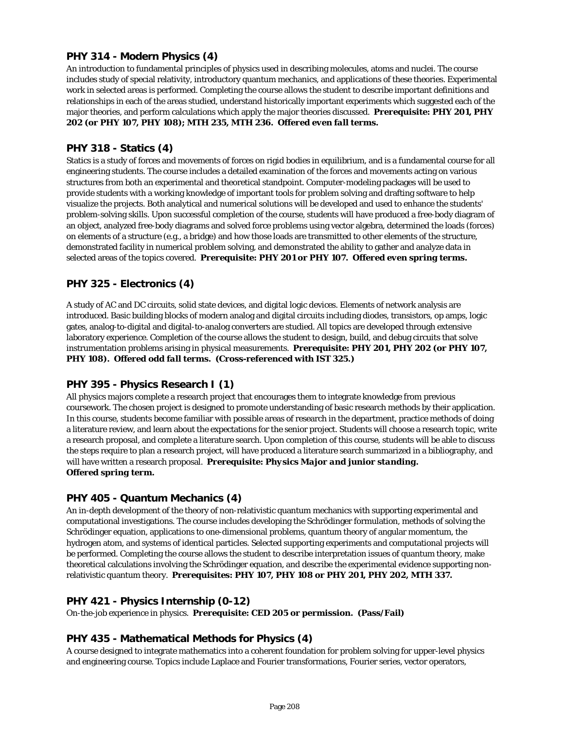### PHY 314 - Modern Physics (4)

An introduction to fundamental principles of physics used in describing molecules, atoms and nuclei. The course includes study of special relativity, introductory quantum mechanics, and applications of these theories. Experimental work in selected areas is performed. Completing the course allows the student to describe important definitions and relationships in each of the areas studied, understand historically important experiments which suggested each of the major theories, and perform calculations which apply the major theories discussed. ***Prerequisite: PHY 201, PHY 202 (or PHY 107, PHY 108); MTH 235, MTH 236. Offered even fall terms.***

### PHY 318 - Statics (4)

Statics is a study of forces and movements of forces on rigid bodies in equilibrium, and is a fundamental course for all engineering students. The course includes a detailed examination of the forces and movements acting on various structures from both an experimental and theoretical standpoint. Computer-modeling packages will be used to provide students with a working knowledge of important tools for problem solving and drafting software to help visualize the projects. Both analytical and numerical solutions will be developed and used to enhance the students' problem-solving skills. Upon successful completion of the course, students will have produced a free-body diagram of an object, analyzed free-body diagrams and solved force problems using vector algebra, determined the loads (forces) on elements of a structure (e.g., a bridge) and how those loads are transmitted to other elements of the structure, demonstrated facility in numerical problem solving, and demonstrated the ability to gather and analyze data in selected areas of the topics covered. ***Prerequisite: PHY 201 or PHY 107. Offered even spring terms.***

### PHY 325 - Electronics (4)

A study of AC and DC circuits, solid state devices, and digital logic devices. Elements of network analysis are introduced. Basic building blocks of modern analog and digital circuits including diodes, transistors, op amps, logic gates, analog-to-digital and digital-to-analog converters are studied. All topics are developed through extensive laboratory experience. Completion of the course allows the student to design, build, and debug circuits that solve instrumentation problems arising in physical measurements. ***Prerequisite: PHY 201, PHY 202 (or PHY 107, PHY 108). Offered odd fall terms. (Cross-referenced with IST 325.)***

### PHY 395 - Physics Research I (1)

All physics majors complete a research project that encourages them to integrate knowledge from previous coursework. The chosen project is designed to promote understanding of basic research methods by their application. In this course, students become familiar with possible areas of research in the department, practice methods of doing a literature review, and learn about the expectations for the senior project. Students will choose a research topic, write a research proposal, and complete a literature search. Upon completion of this course, students will be able to discuss the steps require to plan a research project, will have produced a literature search summarized in a bibliography, and will have written a research proposal. ***Prerequisite: Physics Major and junior standing. Offered spring term.***

### PHY 405 - Quantum Mechanics (4)

An in-depth development of the theory of non-relativistic quantum mechanics with supporting experimental and computational investigations. The course includes developing the Schrödinger formulation, methods of solving the Schrödinger equation, applications to one-dimensional problems, quantum theory of angular momentum, the hydrogen atom, and systems of identical particles. Selected supporting experiments and computational projects will be performed. Completing the course allows the student to describe interpretation issues of quantum theory, make theoretical calculations involving the Schrödinger equation, and describe the experimental evidence supporting non-relativistic quantum theory. ***Prerequisites: PHY 107, PHY 108 or PHY 201, PHY 202, MTH 337.***

### PHY 421 - Physics Internship (0-12)

On-the-job experience in physics. ***Prerequisite: CED 205 or permission. (Pass/Fail)***

### PHY 435 - Mathematical Methods for Physics (4)

A course designed to integrate mathematics into a coherent foundation for problem solving for upper-level physics and engineering course. Topics include Laplace and Fourier transformations, Fourier series, vector operators,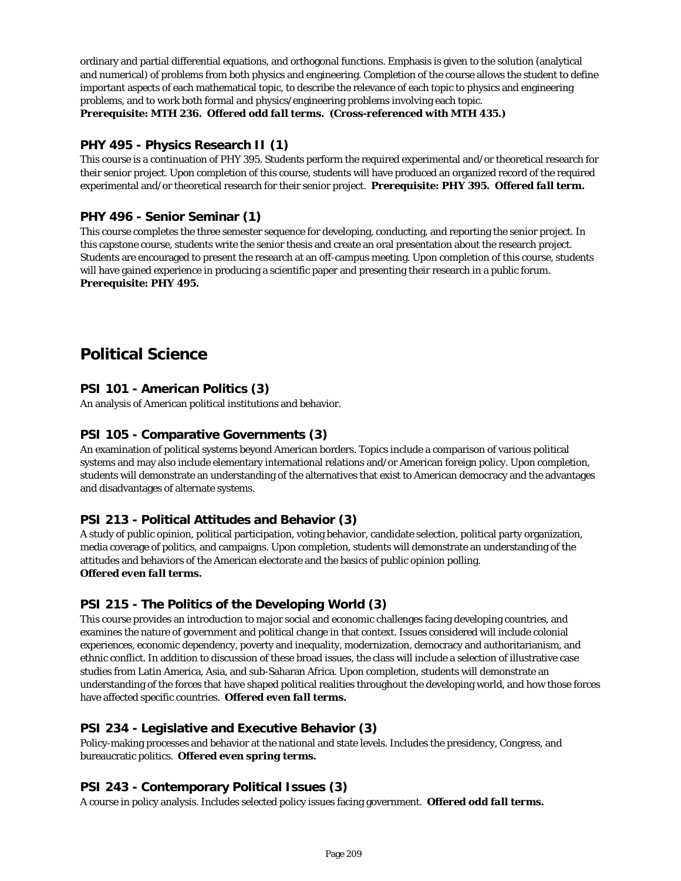ordinary and partial differential equations, and orthogonal functions. Emphasis is given to the solution (analytical and numerical) of problems from both physics and engineering. Completion of the course allows the student to define important aspects of each mathematical topic, to describe the relevance of each topic to physics and engineering problems, and to work both formal and physics/engineering problems involving each topic.
***Prerequisite: MTH 236. Offered odd fall terms. (Cross-referenced with MTH 435.)***

### PHY 495 - Physics Research II (1)

This course is a continuation of PHY 395. Students perform the required experimental and/or theoretical research for their senior project. Upon completion of this course, students will have produced an organized record of the required experimental and/or theoretical research for their senior project. ***Prerequisite: PHY 395. Offered fall term.***

### PHY 496 - Senior Seminar (1)

This course completes the three semester sequence for developing, conducting, and reporting the senior project. In this capstone course, students write the senior thesis and create an oral presentation about the research project. Students are encouraged to present the research at an off-campus meeting. Upon completion of this course, students will have gained experience in producing a scientific paper and presenting their research in a public forum.
***Prerequisite: PHY 495.***

## Political Science

### PSI 101 - American Politics (3)

An analysis of American political institutions and behavior.

### PSI 105 - Comparative Governments (3)

An examination of political systems beyond American borders. Topics include a comparison of various political systems and may also include elementary international relations and/or American foreign policy. Upon completion, students will demonstrate an understanding of the alternatives that exist to American democracy and the advantages and disadvantages of alternate systems.

### PSI 213 - Political Attitudes and Behavior (3)

A study of public opinion, political participation, voting behavior, candidate selection, political party organization, media coverage of politics, and campaigns. Upon completion, students will demonstrate an understanding of the attitudes and behaviors of the American electorate and the basics of public opinion polling.
***Offered even fall terms.***

### PSI 215 - The Politics of the Developing World (3)

This course provides an introduction to major social and economic challenges facing developing countries, and examines the nature of government and political change in that context. Issues considered will include colonial experiences, economic dependency, poverty and inequality, modernization, democracy and authoritarianism, and ethnic conflict. In addition to discussion of these broad issues, the class will include a selection of illustrative case studies from Latin America, Asia, and sub-Saharan Africa. Upon completion, students will demonstrate an understanding of the forces that have shaped political realities throughout the developing world, and how those forces have affected specific countries. ***Offered even fall terms.***

### PSI 234 - Legislative and Executive Behavior (3)

Policy-making processes and behavior at the national and state levels. Includes the presidency, Congress, and bureaucratic politics. ***Offered even spring terms.***

### PSI 243 - Contemporary Political Issues (3)

A course in policy analysis. Includes selected policy issues facing government. ***Offered odd fall terms.***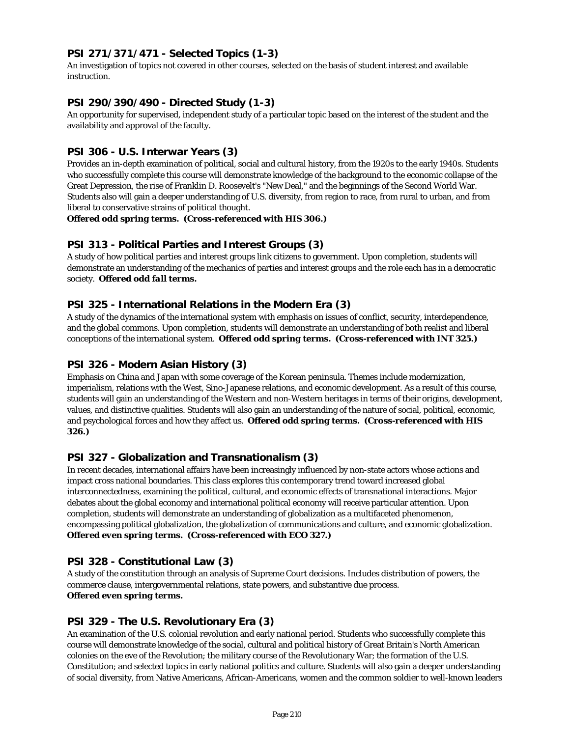### PSI 271/371/471 - Selected Topics (1-3)

An investigation of topics not covered in other courses, selected on the basis of student interest and available instruction.

### PSI 290/390/490 - Directed Study (1-3)

An opportunity for supervised, independent study of a particular topic based on the interest of the student and the availability and approval of the faculty.

### PSI 306 - U.S. Interwar Years (3)

Provides an in-depth examination of political, social and cultural history, from the 1920s to the early 1940s. Students who successfully complete this course will demonstrate knowledge of the background to the economic collapse of the Great Depression, the rise of Franklin D. Roosevelt's "New Deal," and the beginnings of the Second World War. Students also will gain a deeper understanding of U.S. diversity, from region to race, from rural to urban, and from liberal to conservative strains of political thought.
**Offered odd spring terms. (Cross-referenced with HIS 306.)**

### PSI 313 - Political Parties and Interest Groups (3)

A study of how political parties and interest groups link citizens to government. Upon completion, students will demonstrate an understanding of the mechanics of parties and interest groups and the role each has in a democratic society. ***Offered odd fall terms.***

### PSI 325 - International Relations in the Modern Era (3)

A study of the dynamics of the international system with emphasis on issues of conflict, security, interdependence, and the global commons. Upon completion, students will demonstrate an understanding of both realist and liberal conceptions of the international system. **Offered odd spring terms. (Cross-referenced with INT 325.)**

### PSI 326 - Modern Asian History (3)

Emphasis on China and Japan with some coverage of the Korean peninsula. Themes include modernization, imperialism, relations with the West, Sino-Japanese relations, and economic development. As a result of this course, students will gain an understanding of the Western and non-Western heritages in terms of their origins, development, values, and distinctive qualities. Students will also gain an understanding of the nature of social, political, economic, and psychological forces and how they affect us. **Offered odd spring terms. (Cross-referenced with HIS 326.)**

### PSI 327 - Globalization and Transnationalism (3)

In recent decades, international affairs have been increasingly influenced by non-state actors whose actions and impact cross national boundaries. This class explores this contemporary trend toward increased global interconnectedness, examining the political, cultural, and economic effects of transnational interactions. Major debates about the global economy and international political economy will receive particular attention. Upon completion, students will demonstrate an understanding of globalization as a multifaceted phenomenon, encompassing political globalization, the globalization of communications and culture, and economic globalization.
**Offered even spring terms. (Cross-referenced with ECO 327.)**

### PSI 328 - Constitutional Law (3)

A study of the constitution through an analysis of Supreme Court decisions. Includes distribution of powers, the commerce clause, intergovernmental relations, state powers, and substantive due process.
**Offered even spring terms.**

### PSI 329 - The U.S. Revolutionary Era (3)

An examination of the U.S. colonial revolution and early national period. Students who successfully complete this course will demonstrate knowledge of the social, cultural and political history of Great Britain's North American colonies on the eve of the Revolution; the military course of the Revolutionary War; the formation of the U.S. Constitution; and selected topics in early national politics and culture. Students will also gain a deeper understanding of social diversity, from Native Americans, African-Americans, women and the common soldier to well-known leaders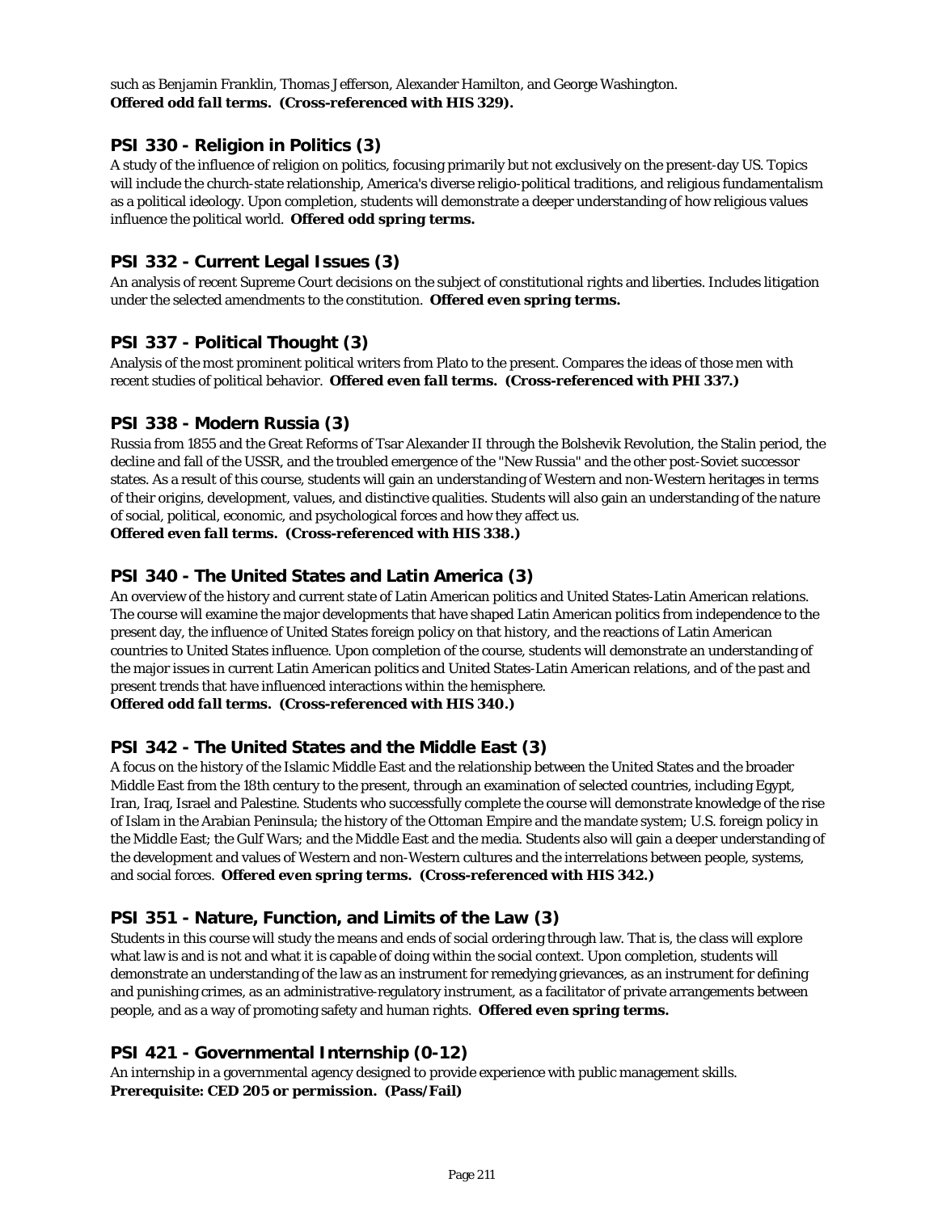such as Benjamin Franklin, Thomas Jefferson, Alexander Hamilton, and George Washington.
***Offered odd fall terms. (Cross-referenced with HIS 329).***

### PSI 330 - Religion in Politics (3)

A study of the influence of religion on politics, focusing primarily but not exclusively on the present-day US. Topics will include the church-state relationship, America's diverse religio-political traditions, and religious fundamentalism as a political ideology. Upon completion, students will demonstrate a deeper understanding of how religious values influence the political world. ***Offered odd spring terms.***

### PSI 332 - Current Legal Issues (3)

An analysis of recent Supreme Court decisions on the subject of constitutional rights and liberties. Includes litigation under the selected amendments to the constitution. ***Offered even spring terms.***

### PSI 337 - Political Thought (3)

Analysis of the most prominent political writers from Plato to the present. Compares the ideas of those men with recent studies of political behavior. ***Offered even fall terms. (Cross-referenced with PHI 337.)***

### PSI 338 - Modern Russia (3)

Russia from 1855 and the Great Reforms of Tsar Alexander II through the Bolshevik Revolution, the Stalin period, the decline and fall of the USSR, and the troubled emergence of the "New Russia" and the other post-Soviet successor states. As a result of this course, students will gain an understanding of Western and non-Western heritages in terms of their origins, development, values, and distinctive qualities. Students will also gain an understanding of the nature of social, political, economic, and psychological forces and how they affect us.
***Offered even fall terms. (Cross-referenced with HIS 338.)***

### PSI 340 - The United States and Latin America (3)

An overview of the history and current state of Latin American politics and United States-Latin American relations. The course will examine the major developments that have shaped Latin American politics from independence to the present day, the influence of United States foreign policy on that history, and the reactions of Latin American countries to United States influence. Upon completion of the course, students will demonstrate an understanding of the major issues in current Latin American politics and United States-Latin American relations, and of the past and present trends that have influenced interactions within the hemisphere.
***Offered odd fall terms. (Cross-referenced with HIS 340.)***

### PSI 342 - The United States and the Middle East (3)

A focus on the history of the Islamic Middle East and the relationship between the United States and the broader Middle East from the 18th century to the present, through an examination of selected countries, including Egypt, Iran, Iraq, Israel and Palestine. Students who successfully complete the course will demonstrate knowledge of the rise of Islam in the Arabian Peninsula; the history of the Ottoman Empire and the mandate system; U.S. foreign policy in the Middle East; the Gulf Wars; and the Middle East and the media. Students also will gain a deeper understanding of the development and values of Western and non-Western cultures and the interrelations between people, systems, and social forces. ***Offered even spring terms. (Cross-referenced with HIS 342.)***

### PSI 351 - Nature, Function, and Limits of the Law (3)

Students in this course will study the means and ends of social ordering through law. That is, the class will explore what law is and is not and what it is capable of doing within the social context. Upon completion, students will demonstrate an understanding of the law as an instrument for remedying grievances, as an instrument for defining and punishing crimes, as an administrative-regulatory instrument, as a facilitator of private arrangements between people, and as a way of promoting safety and human rights. ***Offered even spring terms.***

### PSI 421 - Governmental Internship (0-12)

An internship in a governmental agency designed to provide experience with public management skills.
**Prerequisite: CED 205 or permission. (Pass/Fail)**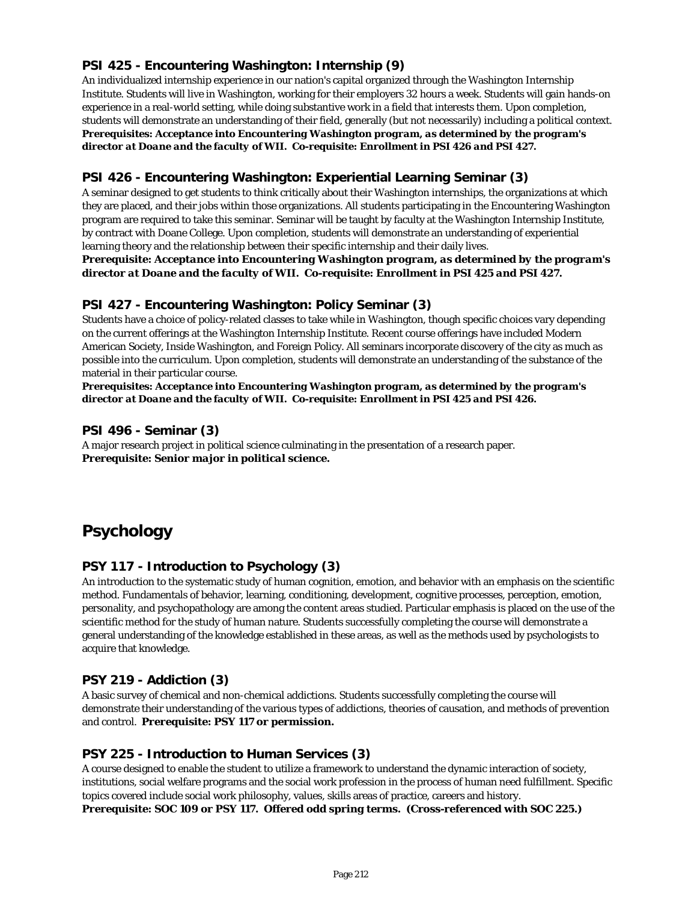### PSI 425 - Encountering Washington: Internship (9)

An individualized internship experience in our nation's capital organized through the Washington Internship Institute. Students will live in Washington, working for their employers 32 hours a week. Students will gain hands-on experience in a real-world setting, while doing substantive work in a field that interests them. Upon completion, students will demonstrate an understanding of their field, generally (but not necessarily) including a political context.
***Prerequisites: Acceptance into Encountering Washington program, as determined by the program's director at Doane and the faculty of WII. Co-requisite: Enrollment in PSI 426 and PSI 427.***

### PSI 426 - Encountering Washington: Experiential Learning Seminar (3)

A seminar designed to get students to think critically about their Washington internships, the organizations at which they are placed, and their jobs within those organizations. All students participating in the Encountering Washington program are required to take this seminar. Seminar will be taught by faculty at the Washington Internship Institute, by contract with Doane College. Upon completion, students will demonstrate an understanding of experiential learning theory and the relationship between their specific internship and their daily lives.
***Prerequisite: Acceptance into Encountering Washington program, as determined by the program's director at Doane and the faculty of WII. Co-requisite: Enrollment in PSI 425 and PSI 427.***

### PSI 427 - Encountering Washington: Policy Seminar (3)

Students have a choice of policy-related classes to take while in Washington, though specific choices vary depending on the current offerings at the Washington Internship Institute. Recent course offerings have included Modern American Society, Inside Washington, and Foreign Policy. All seminars incorporate discovery of the city as much as possible into the curriculum. Upon completion, students will demonstrate an understanding of the substance of the material in their particular course.
***Prerequisites: Acceptance into Encountering Washington program, as determined by the program's director at Doane and the faculty of WII. Co-requisite: Enrollment in PSI 425 and PSI 426.***

### PSI 496 - Seminar (3)

A major research project in political science culminating in the presentation of a research paper.
***Prerequisite: Senior major in political science.***

## Psychology

### PSY 117 - Introduction to Psychology (3)

An introduction to the systematic study of human cognition, emotion, and behavior with an emphasis on the scientific method. Fundamentals of behavior, learning, conditioning, development, cognitive processes, perception, emotion, personality, and psychopathology are among the content areas studied. Particular emphasis is placed on the use of the scientific method for the study of human nature. Students successfully completing the course will demonstrate a general understanding of the knowledge established in these areas, as well as the methods used by psychologists to acquire that knowledge.

### PSY 219 - Addiction (3)

A basic survey of chemical and non-chemical addictions. Students successfully completing the course will demonstrate their understanding of the various types of addictions, theories of causation, and methods of prevention and control. **Prerequisite: PSY 117 or permission.**

### PSY 225 - Introduction to Human Services (3)

A course designed to enable the student to utilize a framework to understand the dynamic interaction of society, institutions, social welfare programs and the social work profession in the process of human need fulfillment. Specific topics covered include social work philosophy, values, skills areas of practice, careers and history.
**Prerequisite: SOC 109 or PSY 117. Offered odd spring terms. (Cross-referenced with SOC 225.)**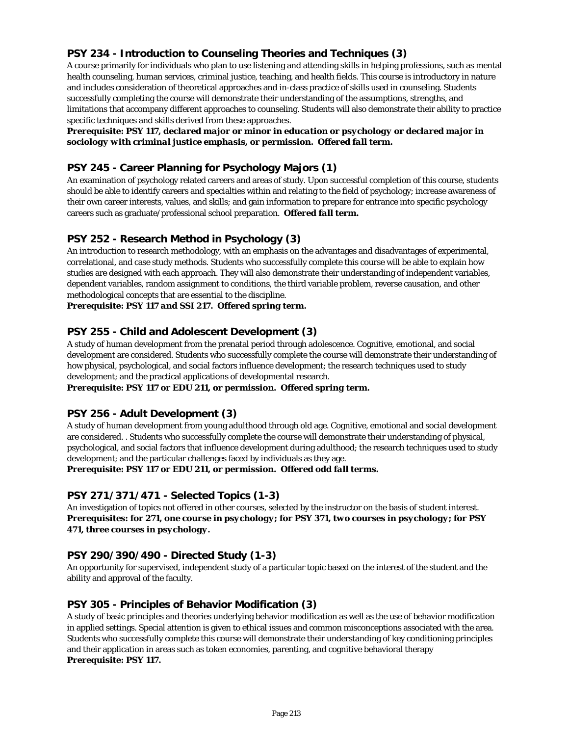### PSY 234 - Introduction to Counseling Theories and Techniques (3)

A course primarily for individuals who plan to use listening and attending skills in helping professions, such as mental health counseling, human services, criminal justice, teaching, and health fields. This course is introductory in nature and includes consideration of theoretical approaches and in-class practice of skills used in counseling. Students successfully completing the course will demonstrate their understanding of the assumptions, strengths, and limitations that accompany different approaches to counseling. Students will also demonstrate their ability to practice specific techniques and skills derived from these approaches.

***Prerequisite: PSY 117, declared major or minor in education or psychology or declared major in sociology with criminal justice emphasis, or permission. Offered fall term.***

### PSY 245 - Career Planning for Psychology Majors (1)

An examination of psychology related careers and areas of study. Upon successful completion of this course, students should be able to identify careers and specialties within and relating to the field of psychology; increase awareness of their own career interests, values, and skills; and gain information to prepare for entrance into specific psychology careers such as graduate/professional school preparation. ***Offered fall term.***

### PSY 252 - Research Method in Psychology (3)

An introduction to research methodology, with an emphasis on the advantages and disadvantages of experimental, correlational, and case study methods. Students who successfully complete this course will be able to explain how studies are designed with each approach. They will also demonstrate their understanding of independent variables, dependent variables, random assignment to conditions, the third variable problem, reverse causation, and other methodological concepts that are essential to the discipline.

***Prerequisite: PSY 117 and SSI 217. Offered spring term.***

### PSY 255 - Child and Adolescent Development (3)

A study of human development from the prenatal period through adolescence. Cognitive, emotional, and social development are considered. Students who successfully complete the course will demonstrate their understanding of how physical, psychological, and social factors influence development; the research techniques used to study development; and the practical applications of developmental research.

***Prerequisite: PSY 117 or EDU 211, or permission. Offered spring term.***

### PSY 256 - Adult Development (3)

A study of human development from young adulthood through old age. Cognitive, emotional and social development are considered. . Students who successfully complete the course will demonstrate their understanding of physical, psychological, and social factors that influence development during adulthood; the research techniques used to study development; and the particular challenges faced by individuals as they age.

***Prerequisite: PSY 117 or EDU 211, or permission. Offered odd fall terms.***

### PSY 271/371/471 - Selected Topics (1-3)

An investigation of topics not offered in other courses, selected by the instructor on the basis of student interest.

***Prerequisites: for 271, one course in psychology; for PSY 371, two courses in psychology; for PSY 471, three courses in psychology.***

### PSY 290/390/490 - Directed Study (1-3)

An opportunity for supervised, independent study of a particular topic based on the interest of the student and the ability and approval of the faculty.

### PSY 305 - Principles of Behavior Modification (3)

A study of basic principles and theories underlying behavior modification as well as the use of behavior modification in applied settings. Special attention is given to ethical issues and common misconceptions associated with the area. Students who successfully complete this course will demonstrate their understanding of key conditioning principles and their application in areas such as token economies, parenting, and cognitive behavioral therapy

***Prerequisite: PSY 117.***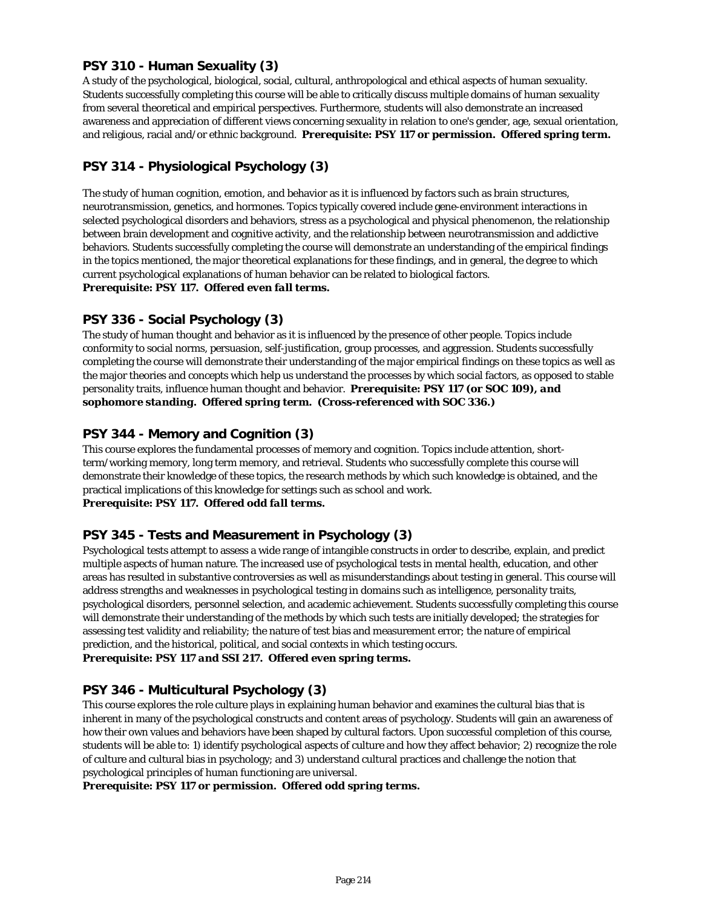### PSY 310 - Human Sexuality (3)

A study of the psychological, biological, social, cultural, anthropological and ethical aspects of human sexuality. Students successfully completing this course will be able to critically discuss multiple domains of human sexuality from several theoretical and empirical perspectives. Furthermore, students will also demonstrate an increased awareness and appreciation of different views concerning sexuality in relation to one's gender, age, sexual orientation, and religious, racial and/or ethnic background. ***Prerequisite: PSY 117 or permission. Offered spring term.***

### PSY 314 - Physiological Psychology (3)

The study of human cognition, emotion, and behavior as it is influenced by factors such as brain structures, neurotransmission, genetics, and hormones. Topics typically covered include gene-environment interactions in selected psychological disorders and behaviors, stress as a psychological and physical phenomenon, the relationship between brain development and cognitive activity, and the relationship between neurotransmission and addictive behaviors. Students successfully completing the course will demonstrate an understanding of the empirical findings in the topics mentioned, the major theoretical explanations for these findings, and in general, the degree to which current psychological explanations of human behavior can be related to biological factors.
***Prerequisite: PSY 117. Offered even fall terms.***

### PSY 336 - Social Psychology (3)

The study of human thought and behavior as it is influenced by the presence of other people. Topics include conformity to social norms, persuasion, self-justification, group processes, and aggression. Students successfully completing the course will demonstrate their understanding of the major empirical findings on these topics as well as the major theories and concepts which help us understand the processes by which social factors, as opposed to stable personality traits, influence human thought and behavior. ***Prerequisite: PSY 117 (or SOC 109), and sophomore standing. Offered spring term. (Cross-referenced with SOC 336.)***

### PSY 344 - Memory and Cognition (3)

This course explores the fundamental processes of memory and cognition. Topics include attention, short-term/working memory, long term memory, and retrieval. Students who successfully complete this course will demonstrate their knowledge of these topics, the research methods by which such knowledge is obtained, and the practical implications of this knowledge for settings such as school and work.
***Prerequisite: PSY 117. Offered odd fall terms.***

### PSY 345 - Tests and Measurement in Psychology (3)

Psychological tests attempt to assess a wide range of intangible constructs in order to describe, explain, and predict multiple aspects of human nature. The increased use of psychological tests in mental health, education, and other areas has resulted in substantive controversies as well as misunderstandings about testing in general. This course will address strengths and weaknesses in psychological testing in domains such as intelligence, personality traits, psychological disorders, personnel selection, and academic achievement. Students successfully completing this course will demonstrate their understanding of the methods by which such tests are initially developed; the strategies for assessing test validity and reliability; the nature of test bias and measurement error; the nature of empirical prediction, and the historical, political, and social contexts in which testing occurs.
***Prerequisite: PSY 117 and SSI 217. Offered even spring terms.***

### PSY 346 - Multicultural Psychology (3)

This course explores the role culture plays in explaining human behavior and examines the cultural bias that is inherent in many of the psychological constructs and content areas of psychology. Students will gain an awareness of how their own values and behaviors have been shaped by cultural factors. Upon successful completion of this course, students will be able to: 1) identify psychological aspects of culture and how they affect behavior; 2) recognize the role of culture and cultural bias in psychology; and 3) understand cultural practices and challenge the notion that psychological principles of human functioning are universal.
***Prerequisite: PSY 117 or permission. Offered odd spring terms.***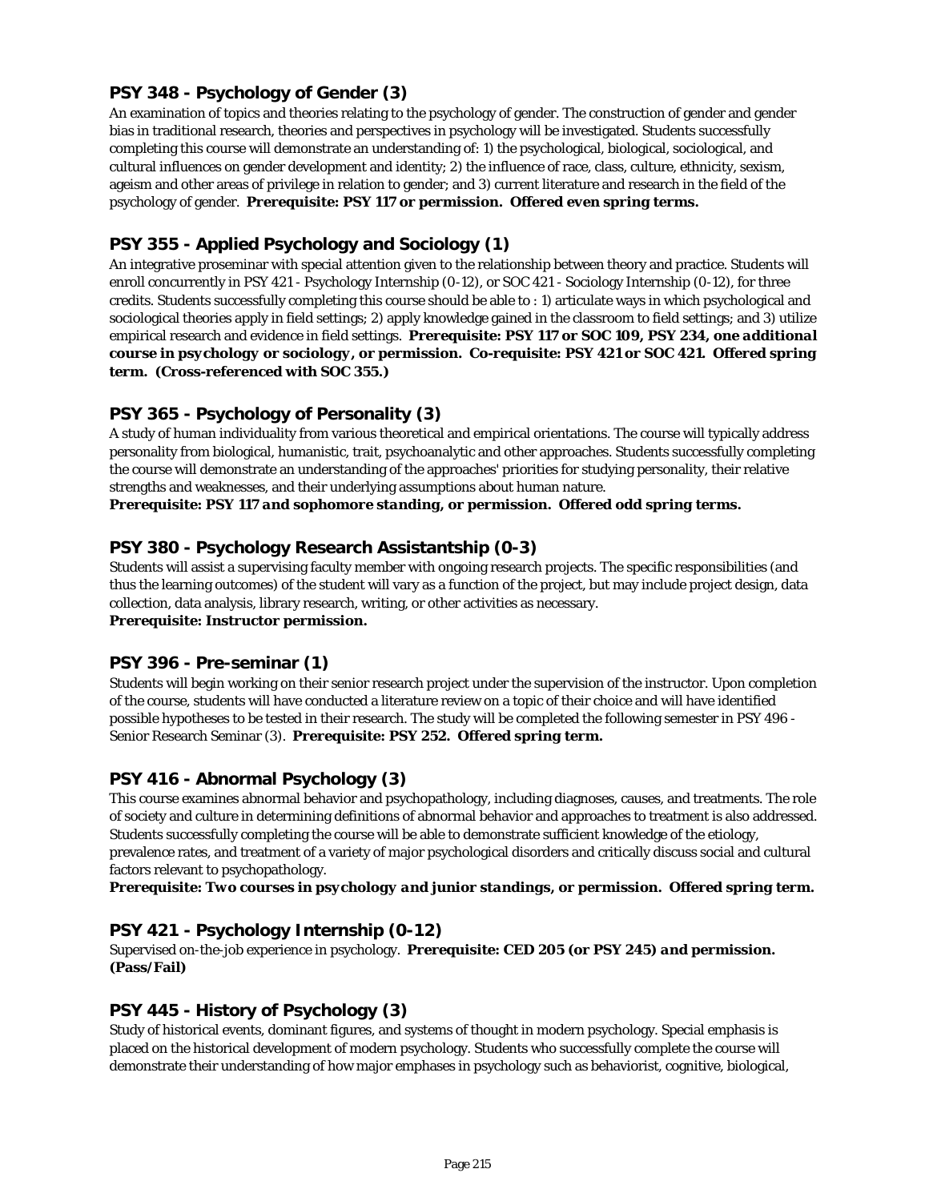### PSY 348 - Psychology of Gender (3)

An examination of topics and theories relating to the psychology of gender. The construction of gender and gender bias in traditional research, theories and perspectives in psychology will be investigated. Students successfully completing this course will demonstrate an understanding of: 1) the psychological, biological, sociological, and cultural influences on gender development and identity; 2) the influence of race, class, culture, ethnicity, sexism, ageism and other areas of privilege in relation to gender; and 3) current literature and research in the field of the psychology of gender. ***Prerequisite: PSY 117 or permission. Offered even spring terms.***

### PSY 355 - Applied Psychology and Sociology (1)

An integrative proseminar with special attention given to the relationship between theory and practice. Students will enroll concurrently in PSY 421 - Psychology Internship (0-12), or SOC 421 - Sociology Internship (0-12), for three credits. Students successfully completing this course should be able to : 1) articulate ways in which psychological and sociological theories apply in field settings; 2) apply knowledge gained in the classroom to field settings; and 3) utilize empirical research and evidence in field settings. ***Prerequisite: PSY 117 or SOC 109, PSY 234, one additional course in psychology or sociology, or permission. Co-requisite: PSY 421 or SOC 421. Offered spring term. (Cross-referenced with SOC 355.)***

### PSY 365 - Psychology of Personality (3)

A study of human individuality from various theoretical and empirical orientations. The course will typically address personality from biological, humanistic, trait, psychoanalytic and other approaches. Students successfully completing the course will demonstrate an understanding of the approaches' priorities for studying personality, their relative strengths and weaknesses, and their underlying assumptions about human nature.
***Prerequisite: PSY 117 and sophomore standing, or permission. Offered odd spring terms.***

### PSY 380 - Psychology Research Assistantship (0-3)

Students will assist a supervising faculty member with ongoing research projects. The specific responsibilities (and thus the learning outcomes) of the student will vary as a function of the project, but may include project design, data collection, data analysis, library research, writing, or other activities as necessary.
***Prerequisite: Instructor permission.***

### PSY 396 - Pre-seminar (1)

Students will begin working on their senior research project under the supervision of the instructor. Upon completion of the course, students will have conducted a literature review on a topic of their choice and will have identified possible hypotheses to be tested in their research. The study will be completed the following semester in PSY 496 - Senior Research Seminar (3). ***Prerequisite: PSY 252. Offered spring term.***

### PSY 416 - Abnormal Psychology (3)

This course examines abnormal behavior and psychopathology, including diagnoses, causes, and treatments. The role of society and culture in determining definitions of abnormal behavior and approaches to treatment is also addressed. Students successfully completing the course will be able to demonstrate sufficient knowledge of the etiology, prevalence rates, and treatment of a variety of major psychological disorders and critically discuss social and cultural factors relevant to psychopathology.
***Prerequisite: Two courses in psychology and junior standings, or permission. Offered spring term.***

### PSY 421 - Psychology Internship (0-12)

Supervised on-the-job experience in psychology. ***Prerequisite: CED 205 (or PSY 245) and permission. (Pass/Fail)***

### PSY 445 - History of Psychology (3)

Study of historical events, dominant figures, and systems of thought in modern psychology. Special emphasis is placed on the historical development of modern psychology. Students who successfully complete the course will demonstrate their understanding of how major emphases in psychology such as behaviorist, cognitive, biological,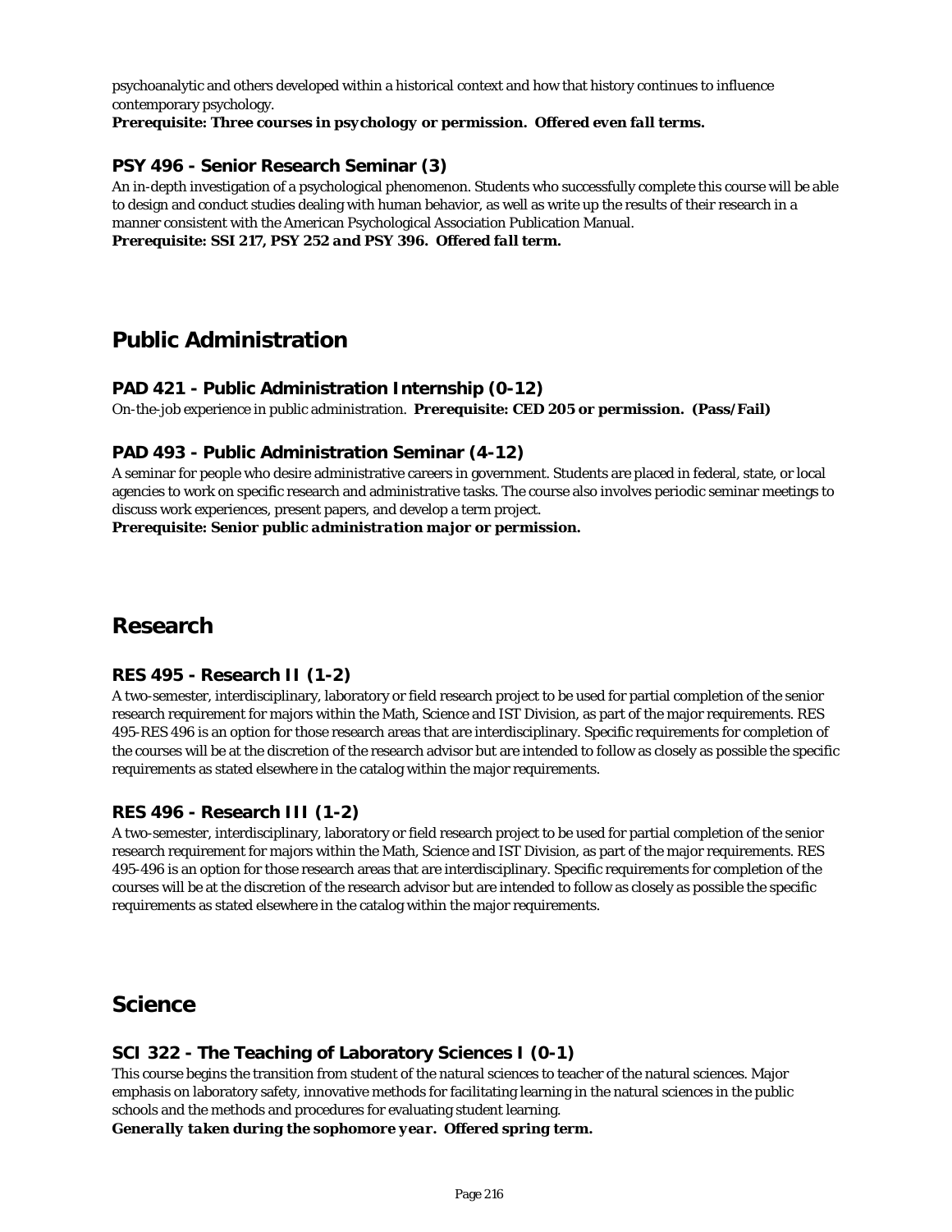psychoanalytic and others developed within a historical context and how that history continues to influence contemporary psychology.
***Prerequisite: Three courses in psychology or permission. Offered even fall terms.***

### PSY 496 - Senior Research Seminar (3)

An in-depth investigation of a psychological phenomenon. Students who successfully complete this course will be able to design and conduct studies dealing with human behavior, as well as write up the results of their research in a manner consistent with the American Psychological Association Publication Manual.
***Prerequisite: SSI 217, PSY 252 and PSY 396. Offered fall term.***

## Public Administration

### PAD 421 - Public Administration Internship (0-12)

On-the-job experience in public administration. **Prerequisite: CED 205 or permission. (Pass/Fail)**

### PAD 493 - Public Administration Seminar (4-12)

A seminar for people who desire administrative careers in government. Students are placed in federal, state, or local agencies to work on specific research and administrative tasks. The course also involves periodic seminar meetings to discuss work experiences, present papers, and develop a term project.
***Prerequisite: Senior public administration major or permission.***

## Research

### RES 495 - Research II (1-2)

A two-semester, interdisciplinary, laboratory or field research project to be used for partial completion of the senior research requirement for majors within the Math, Science and IST Division, as part of the major requirements. RES 495-RES 496 is an option for those research areas that are interdisciplinary. Specific requirements for completion of the courses will be at the discretion of the research advisor but are intended to follow as closely as possible the specific requirements as stated elsewhere in the catalog within the major requirements.

### RES 496 - Research III (1-2)

A two-semester, interdisciplinary, laboratory or field research project to be used for partial completion of the senior research requirement for majors within the Math, Science and IST Division, as part of the major requirements. RES 495-496 is an option for those research areas that are interdisciplinary. Specific requirements for completion of the courses will be at the discretion of the research advisor but are intended to follow as closely as possible the specific requirements as stated elsewhere in the catalog within the major requirements.

## Science

### SCI 322 - The Teaching of Laboratory Sciences I (0-1)

This course begins the transition from student of the natural sciences to teacher of the natural sciences. Major emphasis on laboratory safety, innovative methods for facilitating learning in the natural sciences in the public schools and the methods and procedures for evaluating student learning.
***Generally taken during the sophomore year. Offered spring term.***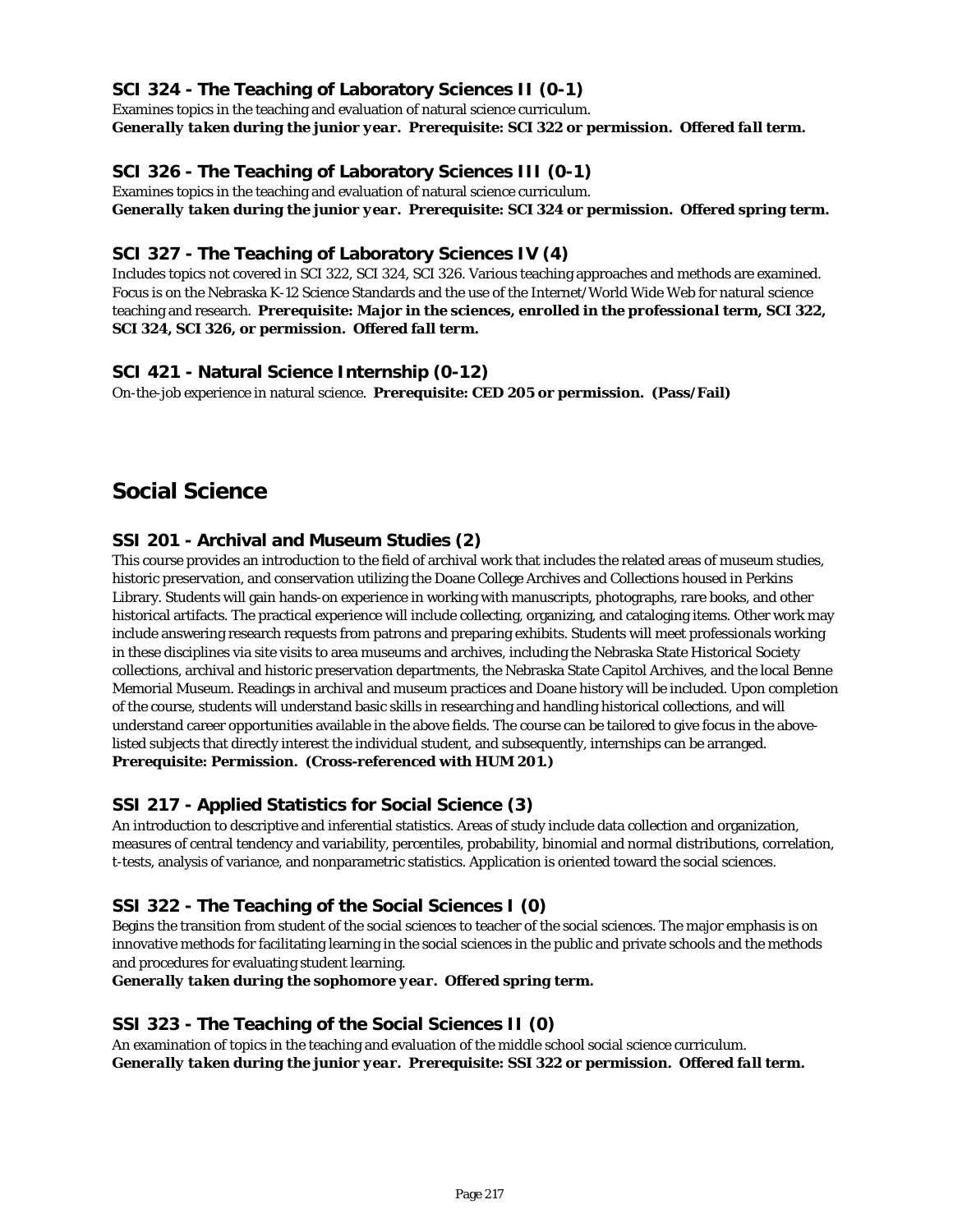### SCI 324 - The Teaching of Laboratory Sciences II (0-1)

Examines topics in the teaching and evaluation of natural science curriculum.
***Generally taken during the junior year. Prerequisite: SCI 322 or permission. Offered fall term.***

### SCI 326 - The Teaching of Laboratory Sciences III (0-1)

Examines topics in the teaching and evaluation of natural science curriculum.
***Generally taken during the junior year. Prerequisite: SCI 324 or permission. Offered spring term.***

### SCI 327 - The Teaching of Laboratory Sciences IV (4)

Includes topics not covered in SCI 322, SCI 324, SCI 326. Various teaching approaches and methods are examined. Focus is on the Nebraska K-12 Science Standards and the use of the Internet/World Wide Web for natural science teaching and research. ***Prerequisite: Major in the sciences, enrolled in the professional term, SCI 322, SCI 324, SCI 326, or permission. Offered fall term.***

### SCI 421 - Natural Science Internship (0-12)

On-the-job experience in natural science. **Prerequisite: CED 205 or permission. (Pass/Fail)**

## Social Science

### SSI 201 - Archival and Museum Studies (2)

This course provides an introduction to the field of archival work that includes the related areas of museum studies, historic preservation, and conservation utilizing the Doane College Archives and Collections housed in Perkins Library. Students will gain hands-on experience in working with manuscripts, photographs, rare books, and other historical artifacts. The practical experience will include collecting, organizing, and cataloging items. Other work may include answering research requests from patrons and preparing exhibits. Students will meet professionals working in these disciplines via site visits to area museums and archives, including the Nebraska State Historical Society collections, archival and historic preservation departments, the Nebraska State Capitol Archives, and the local Benne Memorial Museum. Readings in archival and museum practices and Doane history will be included. Upon completion of the course, students will understand basic skills in researching and handling historical collections, and will understand career opportunities available in the above fields. The course can be tailored to give focus in the above-listed subjects that directly interest the individual student, and subsequently, internships can be arranged.
**Prerequisite: Permission. (Cross-referenced with HUM 201.)**

### SSI 217 - Applied Statistics for Social Science (3)

An introduction to descriptive and inferential statistics. Areas of study include data collection and organization, measures of central tendency and variability, percentiles, probability, binomial and normal distributions, correlation, t-tests, analysis of variance, and nonparametric statistics. Application is oriented toward the social sciences.

### SSI 322 - The Teaching of the Social Sciences I (0)

Begins the transition from student of the social sciences to teacher of the social sciences. The major emphasis is on innovative methods for facilitating learning in the social sciences in the public and private schools and the methods and procedures for evaluating student learning.
***Generally taken during the sophomore year. Offered spring term.***

### SSI 323 - The Teaching of the Social Sciences II (0)

An examination of topics in the teaching and evaluation of the middle school social science curriculum.
***Generally taken during the junior year. Prerequisite: SSI 322 or permission. Offered fall term.***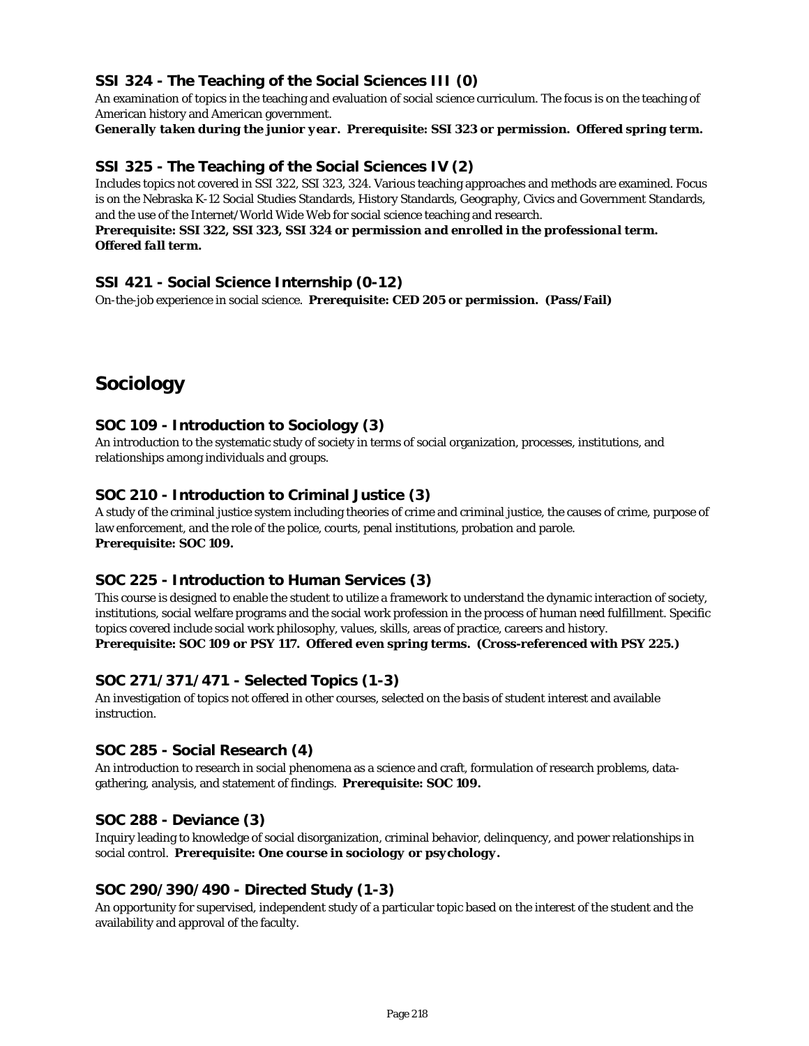### SSI 324 - The Teaching of the Social Sciences III (0)

An examination of topics in the teaching and evaluation of social science curriculum. The focus is on the teaching of American history and American government.

***Generally taken during the junior year. Prerequisite: SSI 323 or permission. Offered spring term.***

### SSI 325 - The Teaching of the Social Sciences IV (2)

Includes topics not covered in SSI 322, SSI 323, 324. Various teaching approaches and methods are examined. Focus is on the Nebraska K-12 Social Studies Standards, History Standards, Geography, Civics and Government Standards, and the use of the Internet/World Wide Web for social science teaching and research.

***Prerequisite: SSI 322, SSI 323, SSI 324 or permission and enrolled in the professional term. Offered fall term.***

### SSI 421 - Social Science Internship (0-12)

On-the-job experience in social science. **Prerequisite: CED 205 or permission. (Pass/Fail)**

## Sociology

### SOC 109 - Introduction to Sociology (3)

An introduction to the systematic study of society in terms of social organization, processes, institutions, and relationships among individuals and groups.

### SOC 210 - Introduction to Criminal Justice (3)

A study of the criminal justice system including theories of crime and criminal justice, the causes of crime, purpose of law enforcement, and the role of the police, courts, penal institutions, probation and parole.

**Prerequisite: SOC 109.**

### SOC 225 - Introduction to Human Services (3)

This course is designed to enable the student to utilize a framework to understand the dynamic interaction of society, institutions, social welfare programs and the social work profession in the process of human need fulfillment. Specific topics covered include social work philosophy, values, skills, areas of practice, careers and history.

**Prerequisite: SOC 109 or PSY 117. Offered even spring terms. (Cross-referenced with PSY 225.)**

### SOC 271/371/471 - Selected Topics (1-3)

An investigation of topics not offered in other courses, selected on the basis of student interest and available instruction.

### SOC 285 - Social Research (4)

An introduction to research in social phenomena as a science and craft, formulation of research problems, data-gathering, analysis, and statement of findings. ***Prerequisite: SOC 109.***

### SOC 288 - Deviance (3)

Inquiry leading to knowledge of social disorganization, criminal behavior, delinquency, and power relationships in social control. ***Prerequisite: One course in sociology or psychology.***

### SOC 290/390/490 - Directed Study (1-3)

An opportunity for supervised, independent study of a particular topic based on the interest of the student and the availability and approval of the faculty.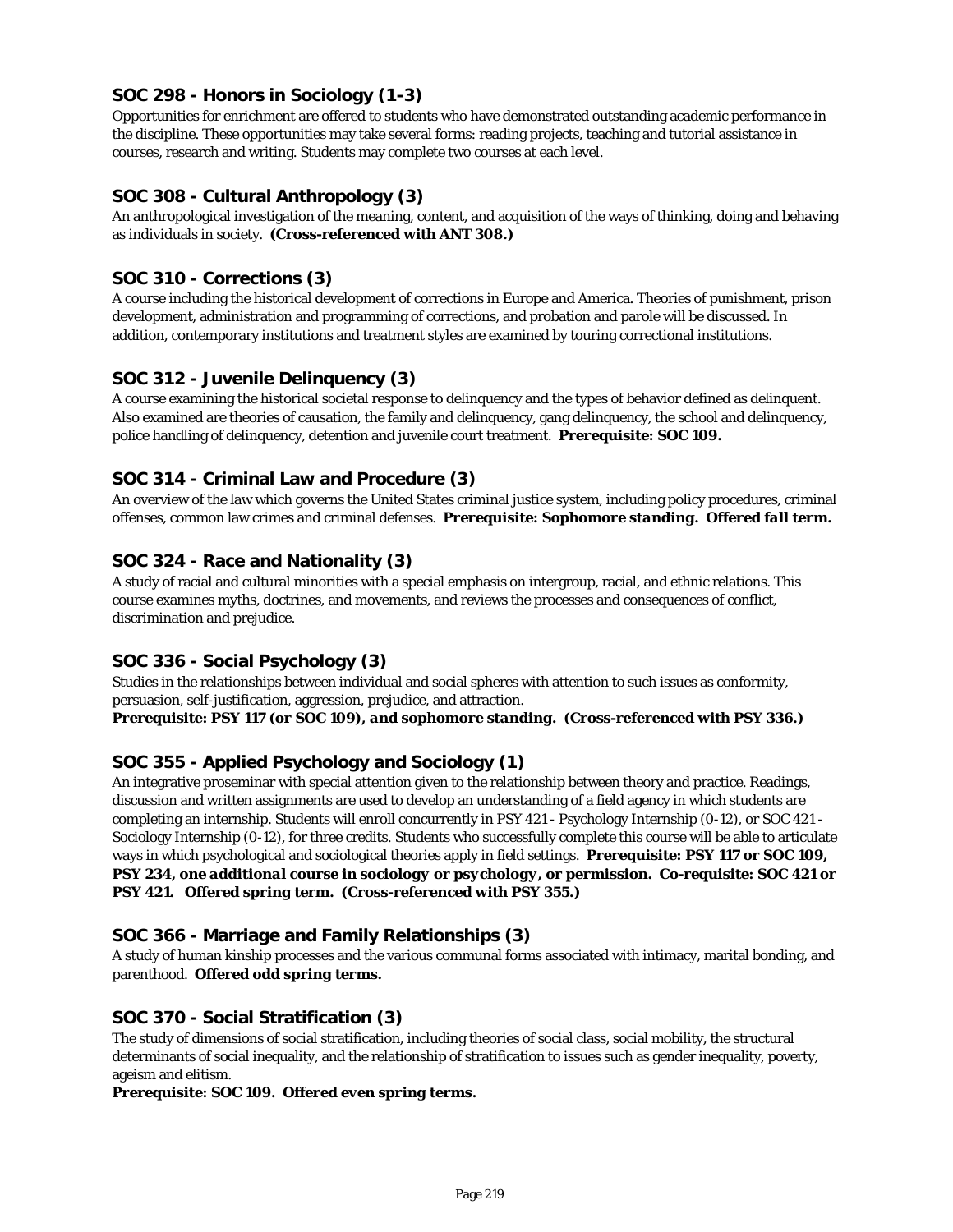### SOC 298 - Honors in Sociology (1-3)

Opportunities for enrichment are offered to students who have demonstrated outstanding academic performance in the discipline. These opportunities may take several forms: reading projects, teaching and tutorial assistance in courses, research and writing. Students may complete two courses at each level.

### SOC 308 - Cultural Anthropology (3)

An anthropological investigation of the meaning, content, and acquisition of the ways of thinking, doing and behaving as individuals in society. **(Cross-referenced with ANT 308.)**

### SOC 310 - Corrections (3)

A course including the historical development of corrections in Europe and America. Theories of punishment, prison development, administration and programming of corrections, and probation and parole will be discussed. In addition, contemporary institutions and treatment styles are examined by touring correctional institutions.

### SOC 312 - Juvenile Delinquency (3)

A course examining the historical societal response to delinquency and the types of behavior defined as delinquent. Also examined are theories of causation, the family and delinquency, gang delinquency, the school and delinquency, police handling of delinquency, detention and juvenile court treatment. **Prerequisite: SOC 109.**

### SOC 314 - Criminal Law and Procedure (3)

An overview of the law which governs the United States criminal justice system, including policy procedures, criminal offenses, common law crimes and criminal defenses. ***Prerequisite: Sophomore standing. Offered fall term.***

### SOC 324 - Race and Nationality (3)

A study of racial and cultural minorities with a special emphasis on intergroup, racial, and ethnic relations. This course examines myths, doctrines, and movements, and reviews the processes and consequences of conflict, discrimination and prejudice.

### SOC 336 - Social Psychology (3)

Studies in the relationships between individual and social spheres with attention to such issues as conformity, persuasion, self-justification, aggression, prejudice, and attraction.
***Prerequisite: PSY 117 (or SOC 109), and sophomore standing. (Cross-referenced with PSY 336.)***

### SOC 355 - Applied Psychology and Sociology (1)

An integrative proseminar with special attention given to the relationship between theory and practice. Readings, discussion and written assignments are used to develop an understanding of a field agency in which students are completing an internship. Students will enroll concurrently in PSY 421 - Psychology Internship (0-12), or SOC 421 - Sociology Internship (0-12), for three credits. Students who successfully complete this course will be able to articulate ways in which psychological and sociological theories apply in field settings. ***Prerequisite: PSY 117 or SOC 109, PSY 234, one additional course in sociology or psychology, or permission. Co-requisite: SOC 421 or PSY 421. Offered spring term. (Cross-referenced with PSY 355.)***

### SOC 366 - Marriage and Family Relationships (3)

A study of human kinship processes and the various communal forms associated with intimacy, marital bonding, and parenthood. **Offered odd spring terms.**

### SOC 370 - Social Stratification (3)

The study of dimensions of social stratification, including theories of social class, social mobility, the structural determinants of social inequality, and the relationship of stratification to issues such as gender inequality, poverty, ageism and elitism.
***Prerequisite: SOC 109. Offered even spring terms.***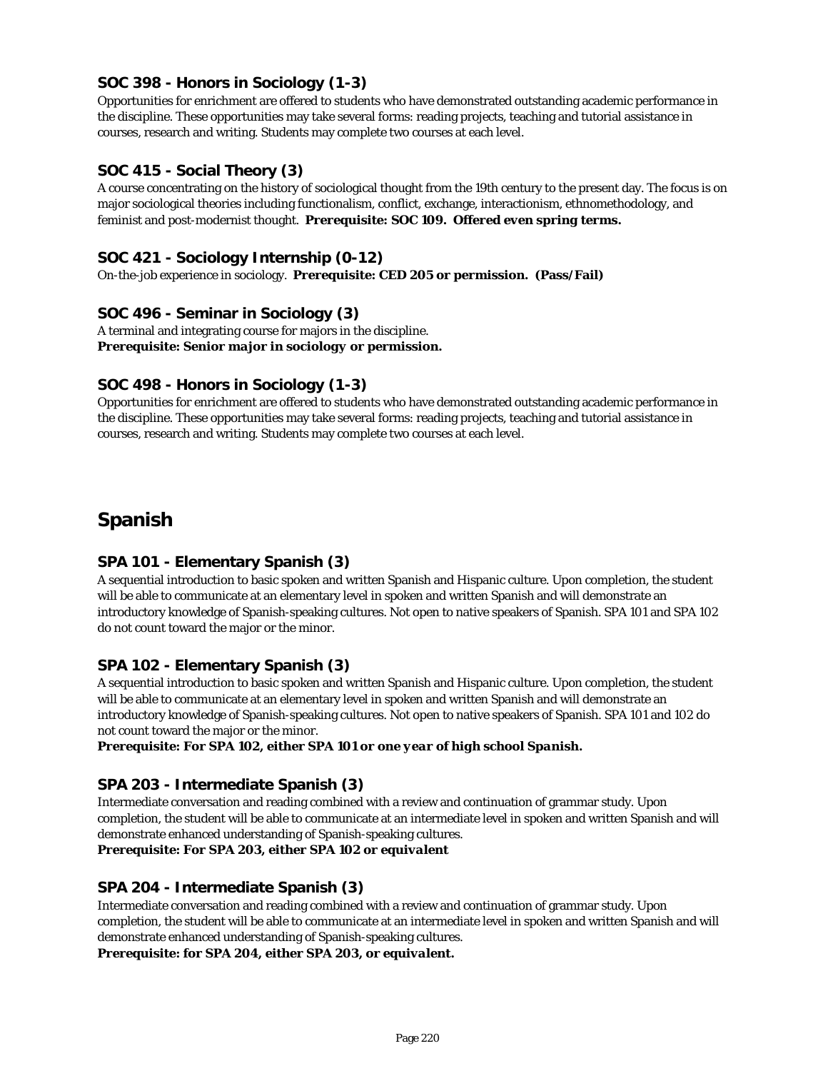### SOC 398 - Honors in Sociology (1-3)

Opportunities for enrichment are offered to students who have demonstrated outstanding academic performance in the discipline. These opportunities may take several forms: reading projects, teaching and tutorial assistance in courses, research and writing. Students may complete two courses at each level.

### SOC 415 - Social Theory (3)

A course concentrating on the history of sociological thought from the 19th century to the present day. The focus is on major sociological theories including functionalism, conflict, exchange, interactionism, ethnomethodology, and feminist and post-modernist thought. ***Prerequisite: SOC 109. Offered even spring terms.***

### SOC 421 - Sociology Internship (0-12)

On-the-job experience in sociology. ***Prerequisite: CED 205 or permission. (Pass/Fail)***

### SOC 496 - Seminar in Sociology (3)

A terminal and integrating course for majors in the discipline.
***Prerequisite: Senior major in sociology or permission.***

### SOC 498 - Honors in Sociology (1-3)

Opportunities for enrichment are offered to students who have demonstrated outstanding academic performance in the discipline. These opportunities may take several forms: reading projects, teaching and tutorial assistance in courses, research and writing. Students may complete two courses at each level.

## Spanish

### SPA 101 - Elementary Spanish (3)

A sequential introduction to basic spoken and written Spanish and Hispanic culture. Upon completion, the student will be able to communicate at an elementary level in spoken and written Spanish and will demonstrate an introductory knowledge of Spanish-speaking cultures. Not open to native speakers of Spanish. SPA 101 and SPA 102 do not count toward the major or the minor.

### SPA 102 - Elementary Spanish (3)

A sequential introduction to basic spoken and written Spanish and Hispanic culture. Upon completion, the student will be able to communicate at an elementary level in spoken and written Spanish and will demonstrate an introductory knowledge of Spanish-speaking cultures. Not open to native speakers of Spanish. SPA 101 and 102 do not count toward the major or the minor.
***Prerequisite: For SPA 102, either SPA 101 or one year of high school Spanish.***

### SPA 203 - Intermediate Spanish (3)

Intermediate conversation and reading combined with a review and continuation of grammar study. Upon completion, the student will be able to communicate at an intermediate level in spoken and written Spanish and will demonstrate enhanced understanding of Spanish-speaking cultures.
***Prerequisite: For SPA 203, either SPA 102 or equivalent***

### SPA 204 - Intermediate Spanish (3)

Intermediate conversation and reading combined with a review and continuation of grammar study. Upon completion, the student will be able to communicate at an intermediate level in spoken and written Spanish and will demonstrate enhanced understanding of Spanish-speaking cultures.
***Prerequisite: for SPA 204, either SPA 203, or equivalent.***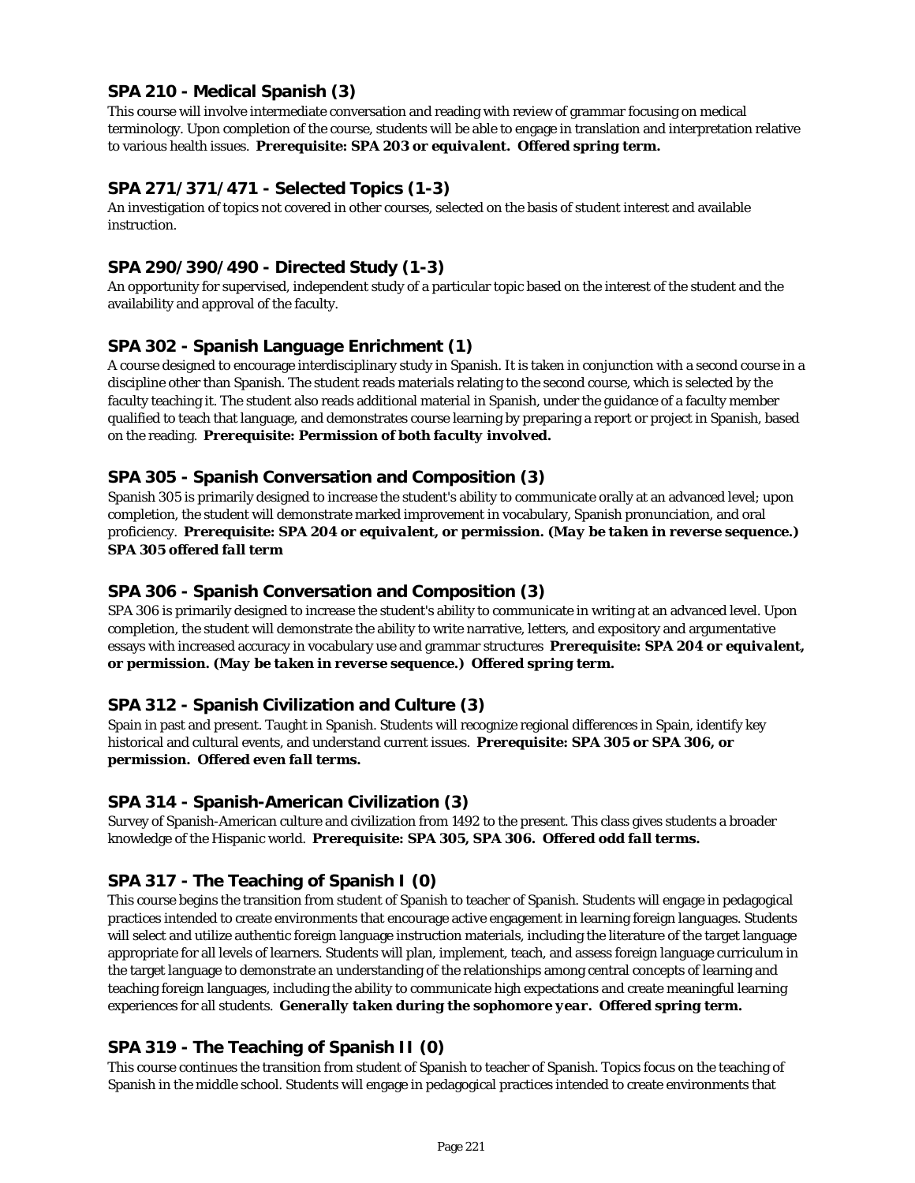### SPA 210 - Medical Spanish (3)

This course will involve intermediate conversation and reading with review of grammar focusing on medical terminology. Upon completion of the course, students will be able to engage in translation and interpretation relative to various health issues. ***Prerequisite: SPA 203 or equivalent. Offered spring term.***

### SPA 271/371/471 - Selected Topics (1-3)

An investigation of topics not covered in other courses, selected on the basis of student interest and available instruction.

### SPA 290/390/490 - Directed Study (1-3)

An opportunity for supervised, independent study of a particular topic based on the interest of the student and the availability and approval of the faculty.

### SPA 302 - Spanish Language Enrichment (1)

A course designed to encourage interdisciplinary study in Spanish. It is taken in conjunction with a second course in a discipline other than Spanish. The student reads materials relating to the second course, which is selected by the faculty teaching it. The student also reads additional material in Spanish, under the guidance of a faculty member qualified to teach that language, and demonstrates course learning by preparing a report or project in Spanish, based on the reading. ***Prerequisite: Permission of both faculty involved.***

### SPA 305 - Spanish Conversation and Composition (3)

Spanish 305 is primarily designed to increase the student's ability to communicate orally at an advanced level; upon completion, the student will demonstrate marked improvement in vocabulary, Spanish pronunciation, and oral proficiency. ***Prerequisite: SPA 204 or equivalent, or permission. (May be taken in reverse sequence.) SPA 305 offered fall term***

### SPA 306 - Spanish Conversation and Composition (3)

SPA 306 is primarily designed to increase the student's ability to communicate in writing at an advanced level. Upon completion, the student will demonstrate the ability to write narrative, letters, and expository and argumentative essays with increased accuracy in vocabulary use and grammar structures ***Prerequisite: SPA 204 or equivalent, or permission. (May be taken in reverse sequence.) Offered spring term.***

### SPA 312 - Spanish Civilization and Culture (3)

Spain in past and present. Taught in Spanish. Students will recognize regional differences in Spain, identify key historical and cultural events, and understand current issues. ***Prerequisite: SPA 305 or SPA 306, or permission. Offered even fall terms.***

### SPA 314 - Spanish-American Civilization (3)

Survey of Spanish-American culture and civilization from 1492 to the present. This class gives students a broader knowledge of the Hispanic world. ***Prerequisite: SPA 305, SPA 306. Offered odd fall terms.***

### SPA 317 - The Teaching of Spanish I (0)

This course begins the transition from student of Spanish to teacher of Spanish. Students will engage in pedagogical practices intended to create environments that encourage active engagement in learning foreign languages. Students will select and utilize authentic foreign language instruction materials, including the literature of the target language appropriate for all levels of learners. Students will plan, implement, teach, and assess foreign language curriculum in the target language to demonstrate an understanding of the relationships among central concepts of learning and teaching foreign languages, including the ability to communicate high expectations and create meaningful learning experiences for all students. ***Generally taken during the sophomore year. Offered spring term.***

### SPA 319 - The Teaching of Spanish II (0)

This course continues the transition from student of Spanish to teacher of Spanish. Topics focus on the teaching of Spanish in the middle school. Students will engage in pedagogical practices intended to create environments that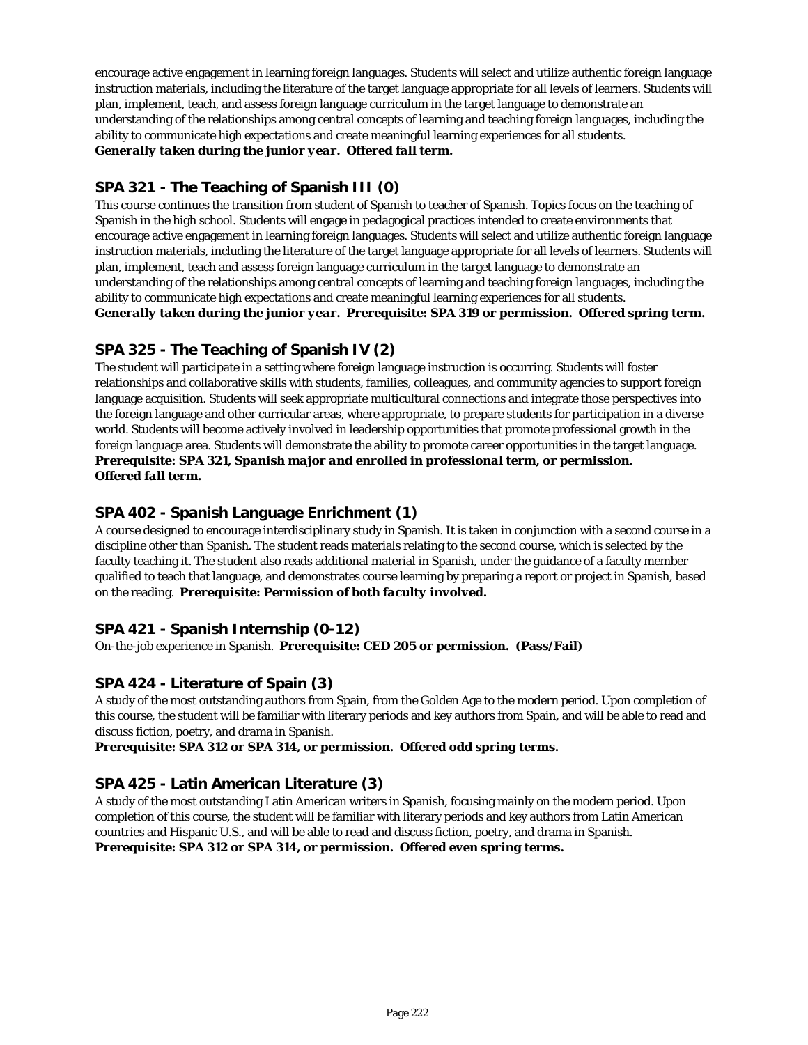encourage active engagement in learning foreign languages. Students will select and utilize authentic foreign language instruction materials, including the literature of the target language appropriate for all levels of learners. Students will plan, implement, teach, and assess foreign language curriculum in the target language to demonstrate an understanding of the relationships among central concepts of learning and teaching foreign languages, including the ability to communicate high expectations and create meaningful learning experiences for all students.
***Generally taken during the junior year. Offered fall term.***

### SPA 321 - The Teaching of Spanish III (0)

This course continues the transition from student of Spanish to teacher of Spanish. Topics focus on the teaching of Spanish in the high school. Students will engage in pedagogical practices intended to create environments that encourage active engagement in learning foreign languages. Students will select and utilize authentic foreign language instruction materials, including the literature of the target language appropriate for all levels of learners. Students will plan, implement, teach and assess foreign language curriculum in the target language to demonstrate an understanding of the relationships among central concepts of learning and teaching foreign languages, including the ability to communicate high expectations and create meaningful learning experiences for all students.
***Generally taken during the junior year. Prerequisite: SPA 319 or permission. Offered spring term.***

### SPA 325 - The Teaching of Spanish IV (2)

The student will participate in a setting where foreign language instruction is occurring. Students will foster relationships and collaborative skills with students, families, colleagues, and community agencies to support foreign language acquisition. Students will seek appropriate multicultural connections and integrate those perspectives into the foreign language and other curricular areas, where appropriate, to prepare students for participation in a diverse world. Students will become actively involved in leadership opportunities that promote professional growth in the foreign language area. Students will demonstrate the ability to promote career opportunities in the target language.
***Prerequisite: SPA 321, Spanish major and enrolled in professional term, or permission.***
***Offered fall term.***

### SPA 402 - Spanish Language Enrichment (1)

A course designed to encourage interdisciplinary study in Spanish. It is taken in conjunction with a second course in a discipline other than Spanish. The student reads materials relating to the second course, which is selected by the faculty teaching it. The student also reads additional material in Spanish, under the guidance of a faculty member qualified to teach that language, and demonstrates course learning by preparing a report or project in Spanish, based on the reading. ***Prerequisite: Permission of both faculty involved.***

### SPA 421 - Spanish Internship (0-12)

On-the-job experience in Spanish. ***Prerequisite: CED 205 or permission. (Pass/Fail)***

### SPA 424 - Literature of Spain (3)

A study of the most outstanding authors from Spain, from the Golden Age to the modern period. Upon completion of this course, the student will be familiar with literary periods and key authors from Spain, and will be able to read and discuss fiction, poetry, and drama in Spanish.
***Prerequisite: SPA 312 or SPA 314, or permission. Offered odd spring terms.***

### SPA 425 - Latin American Literature (3)

A study of the most outstanding Latin American writers in Spanish, focusing mainly on the modern period. Upon completion of this course, the student will be familiar with literary periods and key authors from Latin American countries and Hispanic U.S., and will be able to read and discuss fiction, poetry, and drama in Spanish.
***Prerequisite: SPA 312 or SPA 314, or permission. Offered even spring terms.***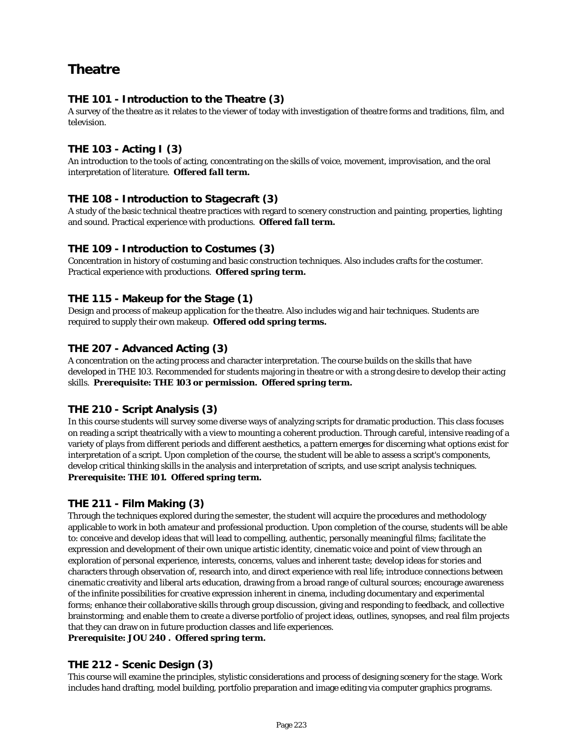# Theatre

## THE 101 - Introduction to the Theatre (3)

A survey of the theatre as it relates to the viewer of today with investigation of theatre forms and traditions, film, and television.

## THE 103 - Acting I (3)

An introduction to the tools of acting, concentrating on the skills of voice, movement, improvisation, and the oral interpretation of literature. ***Offered fall term.***

## THE 108 - Introduction to Stagecraft (3)

A study of the basic technical theatre practices with regard to scenery construction and painting, properties, lighting and sound. Practical experience with productions. ***Offered fall term.***

## THE 109 - Introduction to Costumes (3)

Concentration in history of costuming and basic construction techniques. Also includes crafts for the costumer. Practical experience with productions. **Offered spring term.**

## THE 115 - Makeup for the Stage (1)

Design and process of makeup application for the theatre. Also includes wig and hair techniques. Students are required to supply their own makeup. **Offered odd spring terms.**

## THE 207 - Advanced Acting (3)

A concentration on the acting process and character interpretation. The course builds on the skills that have developed in THE 103. Recommended for students majoring in theatre or with a strong desire to develop their acting skills. ***Prerequisite: THE 103 or permission. Offered spring term.***

## THE 210 - Script Analysis (3)

In this course students will survey some diverse ways of analyzing scripts for dramatic production. This class focuses on reading a script theatrically with a view to mounting a coherent production. Through careful, intensive reading of a variety of plays from different periods and different aesthetics, a pattern emerges for discerning what options exist for interpretation of a script. Upon completion of the course, the student will be able to assess a script's components, develop critical thinking skills in the analysis and interpretation of scripts, and use script analysis techniques.
***Prerequisite: THE 101. Offered spring term.***

## THE 211 - Film Making (3)

Through the techniques explored during the semester, the student will acquire the procedures and methodology applicable to work in both amateur and professional production. Upon completion of the course, students will be able to: conceive and develop ideas that will lead to compelling, authentic, personally meaningful films; facilitate the expression and development of their own unique artistic identity, cinematic voice and point of view through an exploration of personal experience, interests, concerns, values and inherent taste; develop ideas for stories and characters through observation of, research into, and direct experience with real life; introduce connections between cinematic creativity and liberal arts education, drawing from a broad range of cultural sources; encourage awareness of the infinite possibilities for creative expression inherent in cinema, including documentary and experimental forms; enhance their collaborative skills through group discussion, giving and responding to feedback, and collective brainstorming; and enable them to create a diverse portfolio of project ideas, outlines, synopses, and real film projects that they can draw on in future production classes and life experiences.
***Prerequisite: JOU 240 . Offered spring term.***

## THE 212 - Scenic Design (3)

This course will examine the principles, stylistic considerations and process of designing scenery for the stage. Work includes hand drafting, model building, portfolio preparation and image editing via computer graphics programs.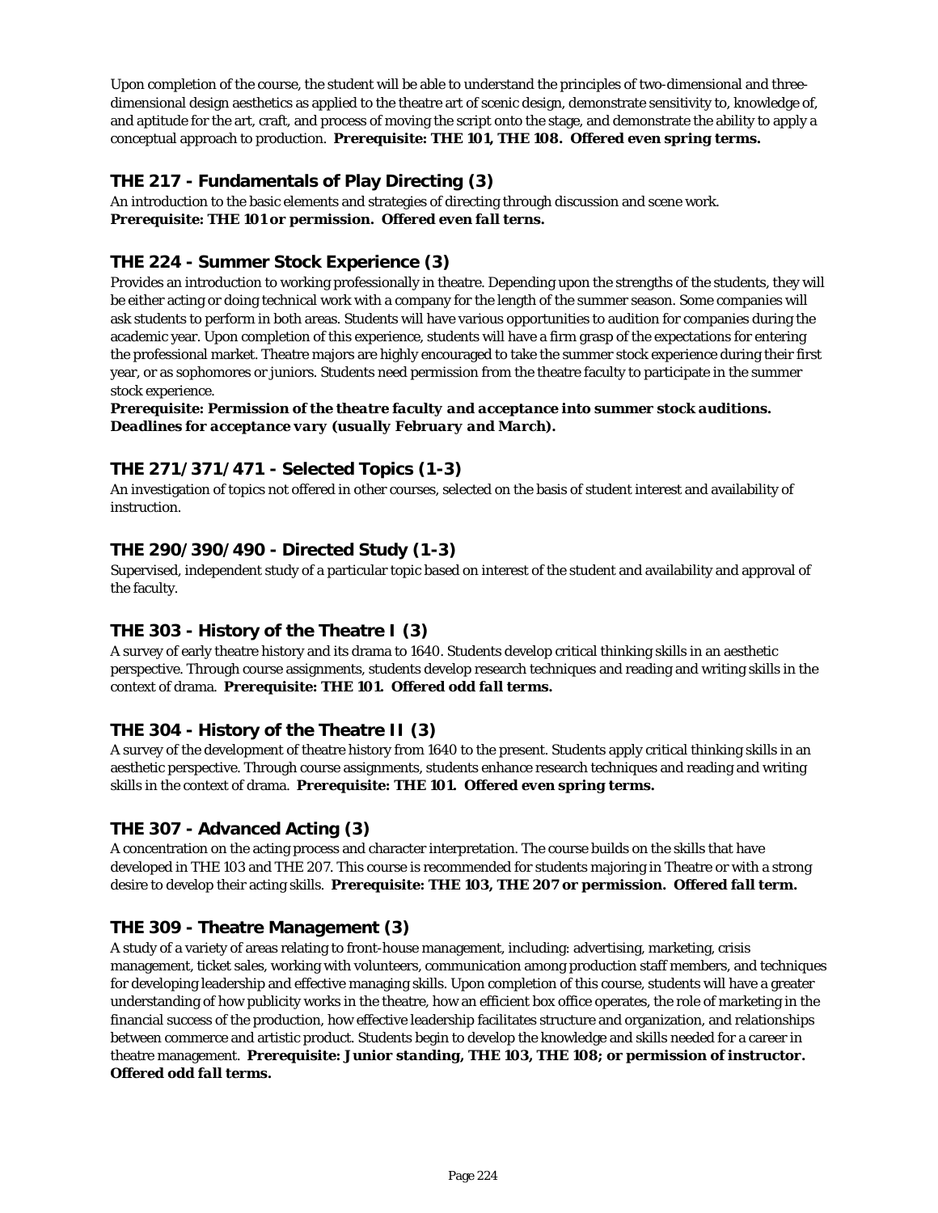Upon completion of the course, the student will be able to understand the principles of two-dimensional and three-dimensional design aesthetics as applied to the theatre art of scenic design, demonstrate sensitivity to, knowledge of, and aptitude for the art, craft, and process of moving the script onto the stage, and demonstrate the ability to apply a conceptual approach to production. ***Prerequisite: THE 101, THE 108. Offered even spring terms.***

### THE 217 - Fundamentals of Play Directing (3)

An introduction to the basic elements and strategies of directing through discussion and scene work.
***Prerequisite: THE 101 or permission. Offered even fall terns.***

### THE 224 - Summer Stock Experience (3)

Provides an introduction to working professionally in theatre. Depending upon the strengths of the students, they will be either acting or doing technical work with a company for the length of the summer season. Some companies will ask students to perform in both areas. Students will have various opportunities to audition for companies during the academic year. Upon completion of this experience, students will have a firm grasp of the expectations for entering the professional market. Theatre majors are highly encouraged to take the summer stock experience during their first year, or as sophomores or juniors. Students need permission from the theatre faculty to participate in the summer stock experience.
***Prerequisite: Permission of the theatre faculty and acceptance into summer stock auditions. Deadlines for acceptance vary (usually February and March).***

### THE 271/371/471 - Selected Topics (1-3)

An investigation of topics not offered in other courses, selected on the basis of student interest and availability of instruction.

### THE 290/390/490 - Directed Study (1-3)

Supervised, independent study of a particular topic based on interest of the student and availability and approval of the faculty.

### THE 303 - History of the Theatre I (3)

A survey of early theatre history and its drama to 1640. Students develop critical thinking skills in an aesthetic perspective. Through course assignments, students develop research techniques and reading and writing skills in the context of drama. ***Prerequisite: THE 101. Offered odd fall terms.***

### THE 304 - History of the Theatre II (3)

A survey of the development of theatre history from 1640 to the present. Students apply critical thinking skills in an aesthetic perspective. Through course assignments, students enhance research techniques and reading and writing skills in the context of drama. ***Prerequisite: THE 101. Offered even spring terms.***

### THE 307 - Advanced Acting (3)

A concentration on the acting process and character interpretation. The course builds on the skills that have developed in THE 103 and THE 207. This course is recommended for students majoring in Theatre or with a strong desire to develop their acting skills. ***Prerequisite: THE 103, THE 207 or permission. Offered fall term.***

### THE 309 - Theatre Management (3)

A study of a variety of areas relating to front-house management, including: advertising, marketing, crisis management, ticket sales, working with volunteers, communication among production staff members, and techniques for developing leadership and effective managing skills. Upon completion of this course, students will have a greater understanding of how publicity works in the theatre, how an efficient box office operates, the role of marketing in the financial success of the production, how effective leadership facilitates structure and organization, and relationships between commerce and artistic product. Students begin to develop the knowledge and skills needed for a career in theatre management. ***Prerequisite: Junior standing, THE 103, THE 108; or permission of instructor. Offered odd fall terms.***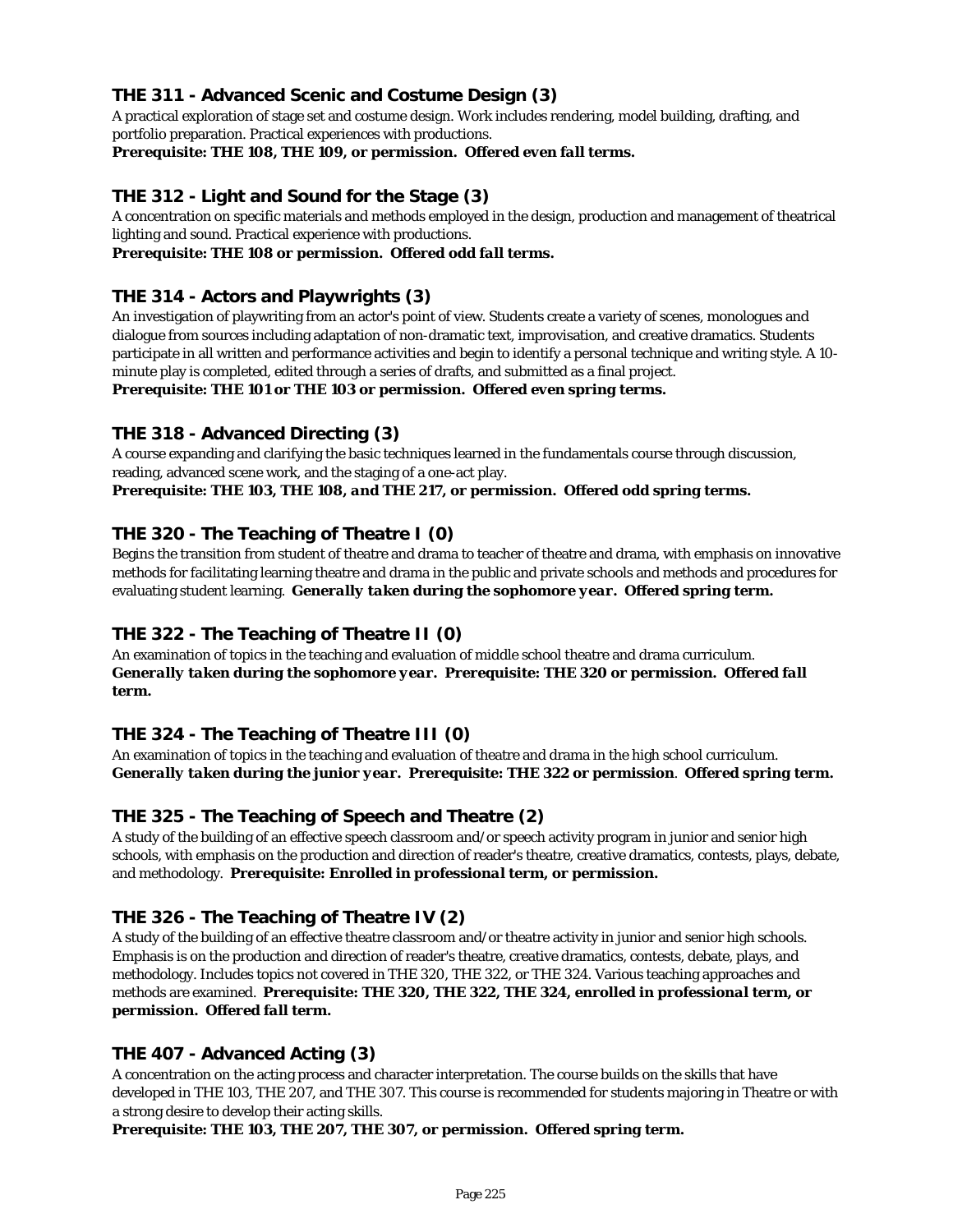### THE 311 - Advanced Scenic and Costume Design (3)

A practical exploration of stage set and costume design. Work includes rendering, model building, drafting, and portfolio preparation. Practical experiences with productions.

***Prerequisite: THE 108, THE 109, or permission. Offered even fall terms.***

### THE 312 - Light and Sound for the Stage (3)

A concentration on specific materials and methods employed in the design, production and management of theatrical lighting and sound. Practical experience with productions.

***Prerequisite: THE 108 or permission. Offered odd fall terms.***

### THE 314 - Actors and Playwrights (3)

An investigation of playwriting from an actor's point of view. Students create a variety of scenes, monologues and dialogue from sources including adaptation of non-dramatic text, improvisation, and creative dramatics. Students participate in all written and performance activities and begin to identify a personal technique and writing style. A 10-minute play is completed, edited through a series of drafts, and submitted as a final project.

***Prerequisite: THE 101 or THE 103 or permission. Offered even spring terms.***

### THE 318 - Advanced Directing (3)

A course expanding and clarifying the basic techniques learned in the fundamentals course through discussion, reading, advanced scene work, and the staging of a one-act play.

***Prerequisite: THE 103, THE 108, and THE 217, or permission. Offered odd spring terms.***

### THE 320 - The Teaching of Theatre I (0)

Begins the transition from student of theatre and drama to teacher of theatre and drama, with emphasis on innovative methods for facilitating learning theatre and drama in the public and private schools and methods and procedures for evaluating student learning. ***Generally taken during the sophomore year. Offered spring term.***

### THE 322 - The Teaching of Theatre II (0)

An examination of topics in the teaching and evaluation of middle school theatre and drama curriculum.

***Generally taken during the sophomore year. Prerequisite: THE 320 or permission. Offered fall term.***

### THE 324 - The Teaching of Theatre III (0)

An examination of topics in the teaching and evaluation of theatre and drama in the high school curriculum.

***Generally taken during the junior year. Prerequisite: THE 322 or permission. Offered spring term.***

### THE 325 - The Teaching of Speech and Theatre (2)

A study of the building of an effective speech classroom and/or speech activity program in junior and senior high schools, with emphasis on the production and direction of reader's theatre, creative dramatics, contests, plays, debate, and methodology. ***Prerequisite: Enrolled in professional term, or permission.***

### THE 326 - The Teaching of Theatre IV (2)

A study of the building of an effective theatre classroom and/or theatre activity in junior and senior high schools. Emphasis is on the production and direction of reader's theatre, creative dramatics, contests, debate, plays, and methodology. Includes topics not covered in THE 320, THE 322, or THE 324. Various teaching approaches and methods are examined. ***Prerequisite: THE 320, THE 322, THE 324, enrolled in professional term, or permission. Offered fall term.***

### THE 407 - Advanced Acting (3)

A concentration on the acting process and character interpretation. The course builds on the skills that have developed in THE 103, THE 207, and THE 307. This course is recommended for students majoring in Theatre or with a strong desire to develop their acting skills.

***Prerequisite: THE 103, THE 207, THE 307, or permission. Offered spring term.***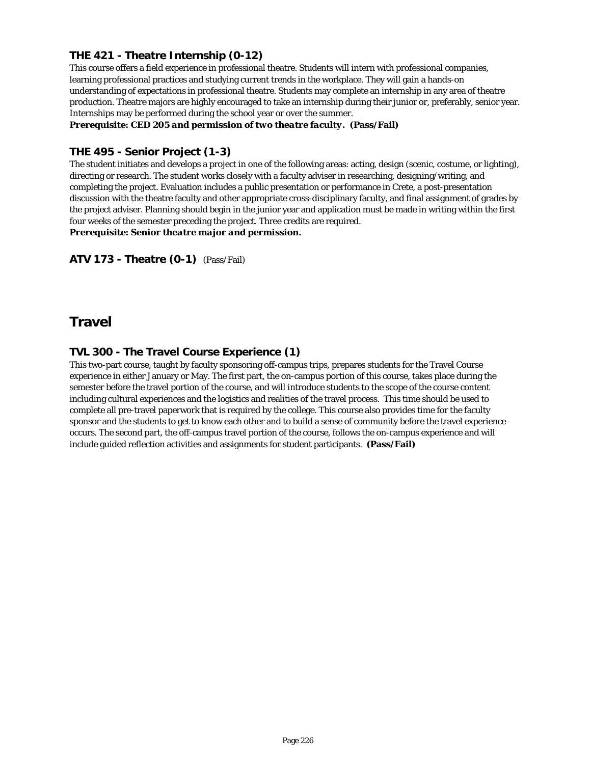### THE 421 - Theatre Internship (0-12)

This course offers a field experience in professional theatre. Students will intern with professional companies, learning professional practices and studying current trends in the workplace. They will gain a hands-on understanding of expectations in professional theatre. Students may complete an internship in any area of theatre production. Theatre majors are highly encouraged to take an internship during their junior or, preferably, senior year. Internships may be performed during the school year or over the summer.

***Prerequisite: CED 205 and permission of two theatre faculty. (Pass/Fail)***

### THE 495 - Senior Project (1-3)

The student initiates and develops a project in one of the following areas: acting, design (scenic, costume, or lighting), directing or research. The student works closely with a faculty adviser in researching, designing/writing, and completing the project. Evaluation includes a public presentation or performance in Crete, a post-presentation discussion with the theatre faculty and other appropriate cross-disciplinary faculty, and final assignment of grades by the project adviser. Planning should begin in the junior year and application must be made in writing within the first four weeks of the semester preceding the project. Three credits are required.

***Prerequisite: Senior theatre major and permission.***

### ATV 173 - Theatre (0-1) (Pass/Fail)

## Travel

### TVL 300 - The Travel Course Experience (1)

This two-part course, taught by faculty sponsoring off-campus trips, prepares students for the Travel Course experience in either January or May. The first part, the on-campus portion of this course, takes place during the semester before the travel portion of the course, and will introduce students to the scope of the course content including cultural experiences and the logistics and realities of the travel process. This time should be used to complete all pre-travel paperwork that is required by the college. This course also provides time for the faculty sponsor and the students to get to know each other and to build a sense of community before the travel experience occurs. The second part, the off-campus travel portion of the course, follows the on-campus experience and will include guided reflection activities and assignments for student participants. ***(Pass/Fail)***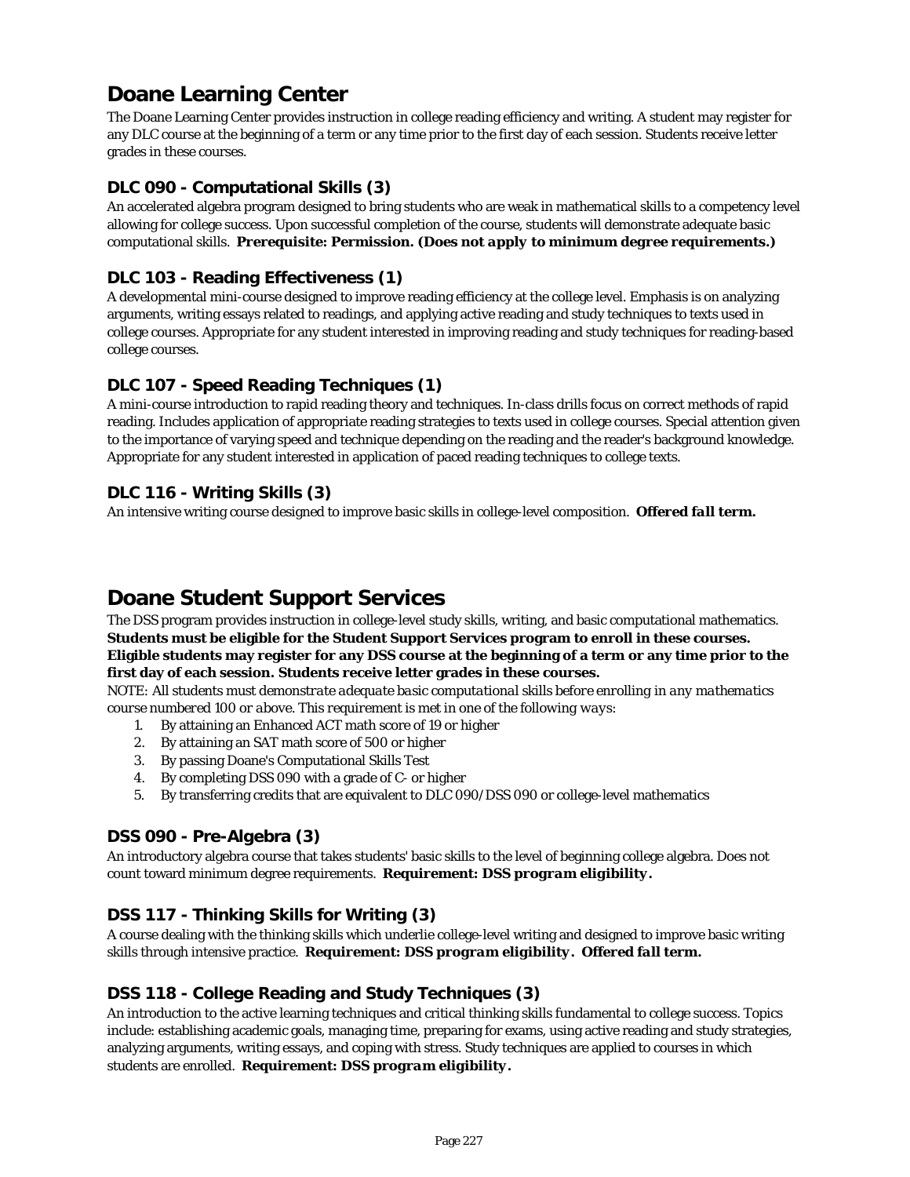# Doane Learning Center

The Doane Learning Center provides instruction in college reading efficiency and writing. A student may register for any DLC course at the beginning of a term or any time prior to the first day of each session. Students receive letter grades in these courses.

### DLC 090 - Computational Skills (3)

An accelerated algebra program designed to bring students who are weak in mathematical skills to a competency level allowing for college success. Upon successful completion of the course, students will demonstrate adequate basic computational skills. ***Prerequisite: Permission. (Does not apply to minimum degree requirements.)***

### DLC 103 - Reading Effectiveness (1)

A developmental mini-course designed to improve reading efficiency at the college level. Emphasis is on analyzing arguments, writing essays related to readings, and applying active reading and study techniques to texts used in college courses. Appropriate for any student interested in improving reading and study techniques for reading-based college courses.

### DLC 107 - Speed Reading Techniques (1)

A mini-course introduction to rapid reading theory and techniques. In-class drills focus on correct methods of rapid reading. Includes application of appropriate reading strategies to texts used in college courses. Special attention given to the importance of varying speed and technique depending on the reading and the reader's background knowledge. Appropriate for any student interested in application of paced reading techniques to college texts.

### DLC 116 - Writing Skills (3)

An intensive writing course designed to improve basic skills in college-level composition. ***Offered fall term.***

# Doane Student Support Services

The DSS program provides instruction in college-level study skills, writing, and basic computational mathematics. **Students must be eligible for the Student Support Services program to enroll in these courses. Eligible students may register for any DSS course at the beginning of a term or any time prior to the first day of each session. Students receive letter grades in these courses.**

*NOTE: All students must demonstrate adequate basic computational skills before enrolling in any mathematics course numbered 100 or above. This requirement is met in one of the following ways:*

1. By attaining an Enhanced ACT math score of 19 or higher
2. By attaining an SAT math score of 500 or higher
3. By passing Doane's Computational Skills Test
4. By completing DSS 090 with a grade of C- or higher
5. By transferring credits that are equivalent to DLC 090/DSS 090 or college-level mathematics

### DSS 090 - Pre-Algebra (3)

An introductory algebra course that takes students' basic skills to the level of beginning college algebra. Does not count toward minimum degree requirements. ***Requirement: DSS program eligibility.***

### DSS 117 - Thinking Skills for Writing (3)

A course dealing with the thinking skills which underlie college-level writing and designed to improve basic writing skills through intensive practice. ***Requirement: DSS program eligibility. Offered fall term.***

### DSS 118 - College Reading and Study Techniques (3)

An introduction to the active learning techniques and critical thinking skills fundamental to college success. Topics include: establishing academic goals, managing time, preparing for exams, using active reading and study strategies, analyzing arguments, writing essays, and coping with stress. Study techniques are applied to courses in which students are enrolled. ***Requirement: DSS program eligibility.***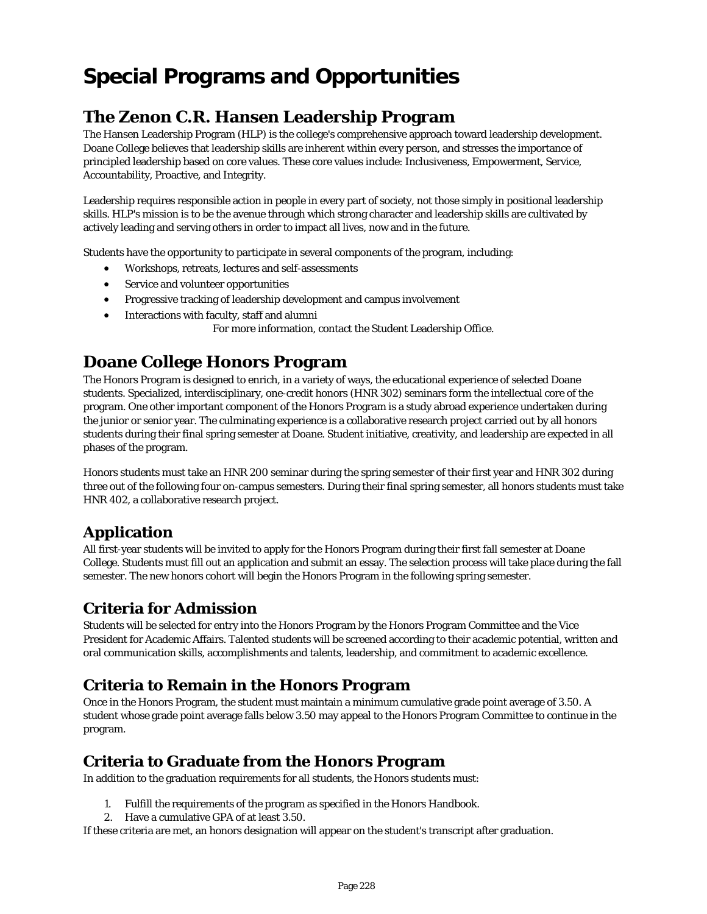# Special Programs and Opportunities

## The Zenon C.R. Hansen Leadership Program

The Hansen Leadership Program (HLP) is the college's comprehensive approach toward leadership development. Doane College believes that leadership skills are inherent within every person, and stresses the importance of principled leadership based on core values. These core values include: Inclusiveness, Empowerment, Service, Accountability, Proactive, and Integrity.

Leadership requires responsible action in people in every part of society, not those simply in positional leadership skills. HLP's mission is to be the avenue through which strong character and leadership skills are cultivated by actively leading and serving others in order to impact all lives, now and in the future.

Students have the opportunity to participate in several components of the program, including:

- Workshops, retreats, lectures and self-assessments
- Service and volunteer opportunities
- Progressive tracking of leadership development and campus involvement
- Interactions with faculty, staff and alumni

For more information, contact the Student Leadership Office.

## Doane College Honors Program

The Honors Program is designed to enrich, in a variety of ways, the educational experience of selected Doane students. Specialized, interdisciplinary, one-credit honors (HNR 302) seminars form the intellectual core of the program. One other important component of the Honors Program is a study abroad experience undertaken during the junior or senior year. The culminating experience is a collaborative research project carried out by all honors students during their final spring semester at Doane. Student initiative, creativity, and leadership are expected in all phases of the program.

Honors students must take an HNR 200 seminar during the spring semester of their first year and HNR 302 during three out of the following four on-campus semesters. During their final spring semester, all honors students must take HNR 402, a collaborative research project.

### Application

All first-year students will be invited to apply for the Honors Program during their first fall semester at Doane College. Students must fill out an application and submit an essay. The selection process will take place during the fall semester. The new honors cohort will begin the Honors Program in the following spring semester.

### Criteria for Admission

Students will be selected for entry into the Honors Program by the Honors Program Committee and the Vice President for Academic Affairs. Talented students will be screened according to their academic potential, written and oral communication skills, accomplishments and talents, leadership, and commitment to academic excellence.

### Criteria to Remain in the Honors Program

Once in the Honors Program, the student must maintain a minimum cumulative grade point average of 3.50. A student whose grade point average falls below 3.50 may appeal to the Honors Program Committee to continue in the program.

### Criteria to Graduate from the Honors Program

In addition to the graduation requirements for all students, the Honors students must:

1. Fulfill the requirements of the program as specified in the Honors Handbook.
2. Have a cumulative GPA of at least 3.50.

If these criteria are met, an honors designation will appear on the student's transcript after graduation.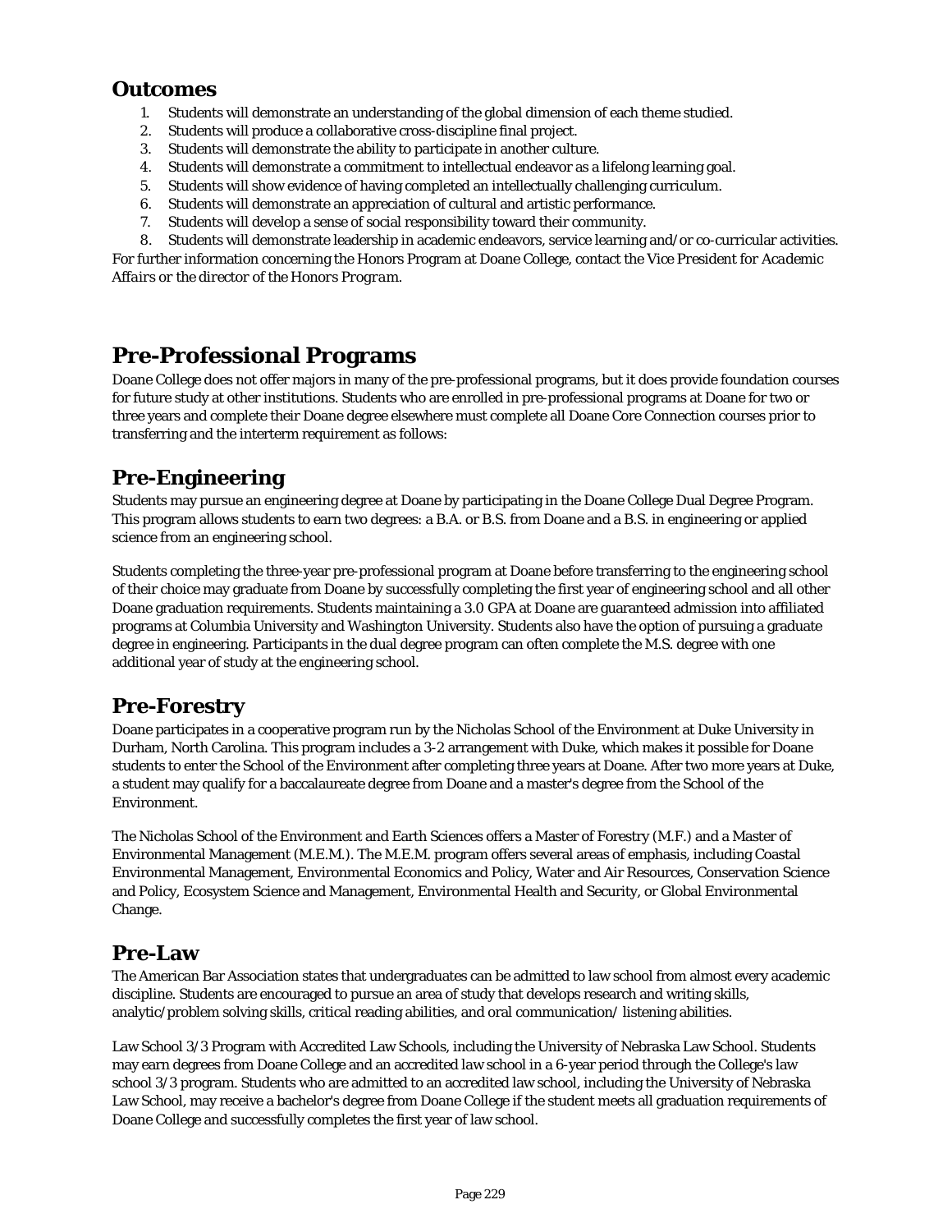## Outcomes

1. Students will demonstrate an understanding of the global dimension of each theme studied.
2. Students will produce a collaborative cross-discipline final project.
3. Students will demonstrate the ability to participate in another culture.
4. Students will demonstrate a commitment to intellectual endeavor as a lifelong learning goal.
5. Students will show evidence of having completed an intellectually challenging curriculum.
6. Students will demonstrate an appreciation of cultural and artistic performance.
7. Students will develop a sense of social responsibility toward their community.
8. Students will demonstrate leadership in academic endeavors, service learning and/or co-curricular activities.

For further information concerning the Honors Program at Doane College, contact the Vice President for *Academic Affairs* or the *director of the Honors Program*.

# Pre-Professional Programs

Doane College does not offer majors in many of the pre-professional programs, but it does provide foundation courses for future study at other institutions. Students who are enrolled in pre-professional programs at Doane for two or three years and complete their Doane degree elsewhere must complete all Doane Core Connection courses prior to transferring and the interterm requirement as follows:

## Pre-Engineering

Students may pursue an engineering degree at Doane by participating in the Doane College Dual Degree Program. This program allows students to earn two degrees: a B.A. or B.S. from Doane and a B.S. in engineering or applied science from an engineering school.

Students completing the three-year pre-professional program at Doane before transferring to the engineering school of their choice may graduate from Doane by successfully completing the first year of engineering school and all other Doane graduation requirements. Students maintaining a 3.0 GPA at Doane are guaranteed admission into affiliated programs at Columbia University and Washington University. Students also have the option of pursuing a graduate degree in engineering. Participants in the dual degree program can often complete the M.S. degree with one additional year of study at the engineering school.

## Pre-Forestry

Doane participates in a cooperative program run by the Nicholas School of the Environment at Duke University in Durham, North Carolina. This program includes a 3-2 arrangement with Duke, which makes it possible for Doane students to enter the School of the Environment after completing three years at Doane. After two more years at Duke, a student may qualify for a baccalaureate degree from Doane and a master's degree from the School of the Environment.

The Nicholas School of the Environment and Earth Sciences offers a Master of Forestry (M.F.) and a Master of Environmental Management (M.E.M.). The M.E.M. program offers several areas of emphasis, including Coastal Environmental Management, Environmental Economics and Policy, Water and Air Resources, Conservation Science and Policy, Ecosystem Science and Management, Environmental Health and Security, or Global Environmental Change.

## Pre-Law

The American Bar Association states that undergraduates can be admitted to law school from almost every academic discipline. Students are encouraged to pursue an area of study that develops research and writing skills, analytic/problem solving skills, critical reading abilities, and oral communication/ listening abilities.

Law School 3/3 Program with Accredited Law Schools, including the University of Nebraska Law School. Students may earn degrees from Doane College and an accredited law school in a 6-year period through the College's law school 3/3 program. Students who are admitted to an accredited law school, including the University of Nebraska Law School, may receive a bachelor's degree from Doane College if the student meets all graduation requirements of Doane College and successfully completes the first year of law school.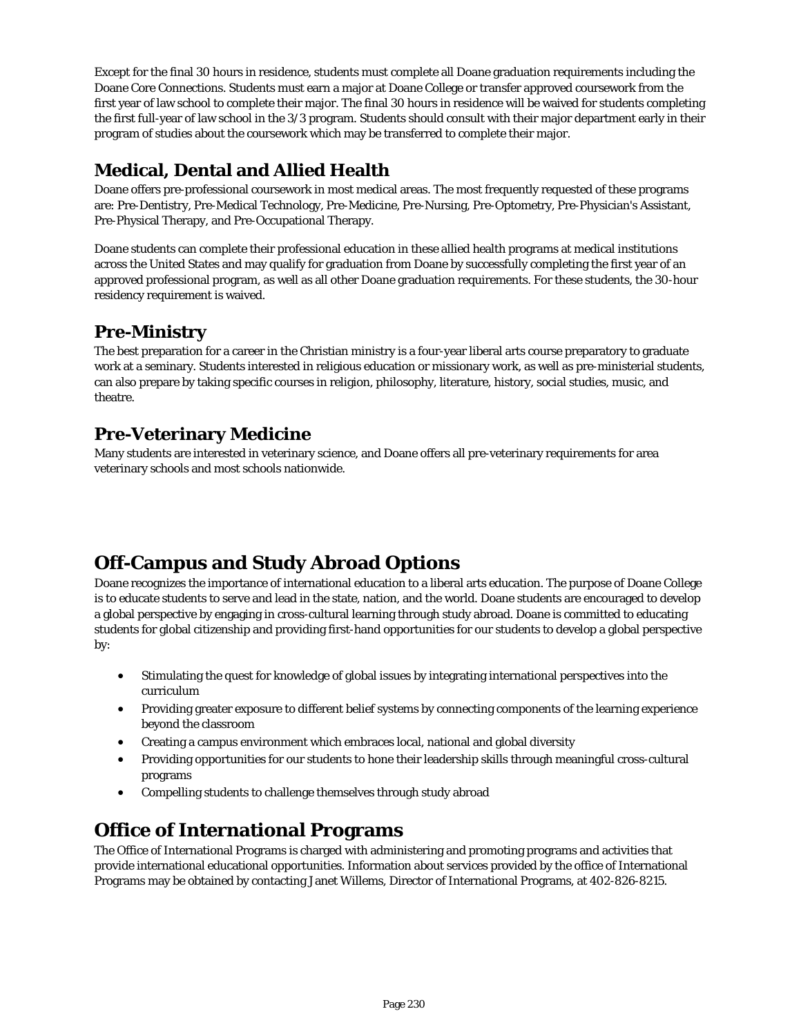Except for the final 30 hours in residence, students must complete all Doane graduation requirements including the Doane Core Connections. Students must earn a major at Doane College or transfer approved coursework from the first year of law school to complete their major. The final 30 hours in residence will be waived for students completing the first full-year of law school in the 3/3 program. Students should consult with their major department early in their program of studies about the coursework which may be transferred to complete their major.

## Medical, Dental and Allied Health

Doane offers pre-professional coursework in most medical areas. The most frequently requested of these programs are: Pre-Dentistry, Pre-Medical Technology, Pre-Medicine, Pre-Nursing, Pre-Optometry, Pre-Physician's Assistant, Pre-Physical Therapy, and Pre-Occupational Therapy.

Doane students can complete their professional education in these allied health programs at medical institutions across the United States and may qualify for graduation from Doane by successfully completing the first year of an approved professional program, as well as all other Doane graduation requirements. For these students, the 30-hour residency requirement is waived.

## Pre-Ministry

The best preparation for a career in the Christian ministry is a four-year liberal arts course preparatory to graduate work at a seminary. Students interested in religious education or missionary work, as well as pre-ministerial students, can also prepare by taking specific courses in religion, philosophy, literature, history, social studies, music, and theatre.

## Pre-Veterinary Medicine

Many students are interested in veterinary science, and Doane offers all pre-veterinary requirements for area veterinary schools and most schools nationwide.

# Off-Campus and Study Abroad Options

Doane recognizes the importance of international education to a liberal arts education. The purpose of Doane College is to educate students to serve and lead in the state, nation, and the world. Doane students are encouraged to develop a global perspective by engaging in cross-cultural learning through study abroad. Doane is committed to educating students for global citizenship and providing first-hand opportunities for our students to develop a global perspective by:

- Stimulating the quest for knowledge of global issues by integrating international perspectives into the curriculum
- Providing greater exposure to different belief systems by connecting components of the learning experience beyond the classroom
- Creating a campus environment which embraces local, national and global diversity
- Providing opportunities for our students to hone their leadership skills through meaningful cross-cultural programs
- Compelling students to challenge themselves through study abroad

# Office of International Programs

The Office of International Programs is charged with administering and promoting programs and activities that provide international educational opportunities. Information about services provided by the office of International Programs may be obtained by contacting Janet Willems, Director of International Programs, at 402-826-8215.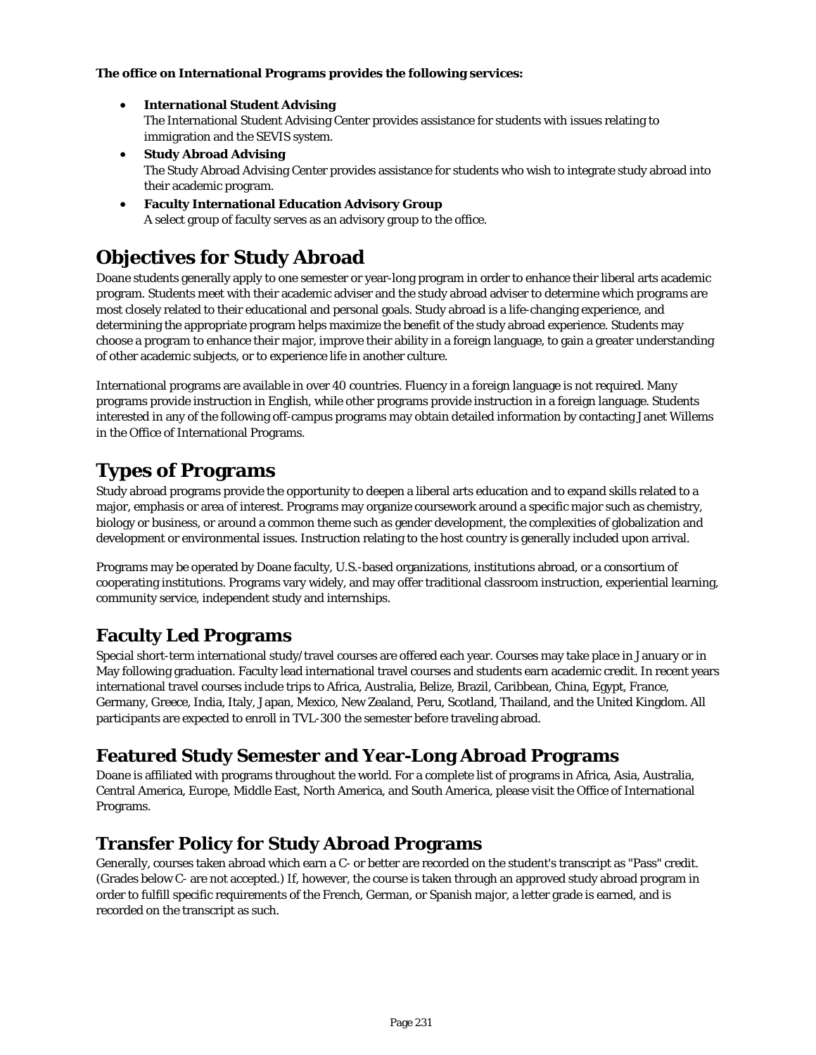**The office on International Programs provides the following services:**

- **International Student Advising**
  The International Student Advising Center provides assistance for students with issues relating to immigration and the SEVIS system.
- **Study Abroad Advising**
  The Study Abroad Advising Center provides assistance for students who wish to integrate study abroad into their academic program.
- **Faculty International Education Advisory Group**
  A select group of faculty serves as an advisory group to the office.

# Objectives for Study Abroad

Doane students generally apply to one semester or year-long program in order to enhance their liberal arts academic program. Students meet with their academic adviser and the study abroad adviser to determine which programs are most closely related to their educational and personal goals. Study abroad is a life-changing experience, and determining the appropriate program helps maximize the benefit of the study abroad experience. Students may choose a program to enhance their major, improve their ability in a foreign language, to gain a greater understanding of other academic subjects, or to experience life in another culture.

International programs are available in over 40 countries. Fluency in a foreign language is not required. Many programs provide instruction in English, while other programs provide instruction in a foreign language. Students interested in any of the following off-campus programs may obtain detailed information by contacting Janet Willems in the Office of International Programs.

# Types of Programs

Study abroad programs provide the opportunity to deepen a liberal arts education and to expand skills related to a major, emphasis or area of interest. Programs may organize coursework around a specific major such as chemistry, biology or business, or around a common theme such as gender development, the complexities of globalization and development or environmental issues. Instruction relating to the host country is generally included upon arrival.

Programs may be operated by Doane faculty, U.S.-based organizations, institutions abroad, or a consortium of cooperating institutions. Programs vary widely, and may offer traditional classroom instruction, experiential learning, community service, independent study and internships.

## Faculty Led Programs

Special short-term international study/travel courses are offered each year. Courses may take place in January or in May following graduation. Faculty lead international travel courses and students earn academic credit. In recent years international travel courses include trips to Africa, Australia, Belize, Brazil, Caribbean, China, Egypt, France, Germany, Greece, India, Italy, Japan, Mexico, New Zealand, Peru, Scotland, Thailand, and the United Kingdom. All participants are expected to enroll in TVL-300 the semester before traveling abroad.

## Featured Study Semester and Year-Long Abroad Programs

Doane is affiliated with programs throughout the world. For a complete list of programs in Africa, Asia, Australia, Central America, Europe, Middle East, North America, and South America, please visit the Office of International Programs.

## Transfer Policy for Study Abroad Programs

Generally, courses taken abroad which earn a C- or better are recorded on the student's transcript as "Pass" credit. (Grades below C- are not accepted.) If, however, the course is taken through an approved study abroad program in order to fulfill specific requirements of the French, German, or Spanish major, a letter grade is earned, and is recorded on the transcript as such.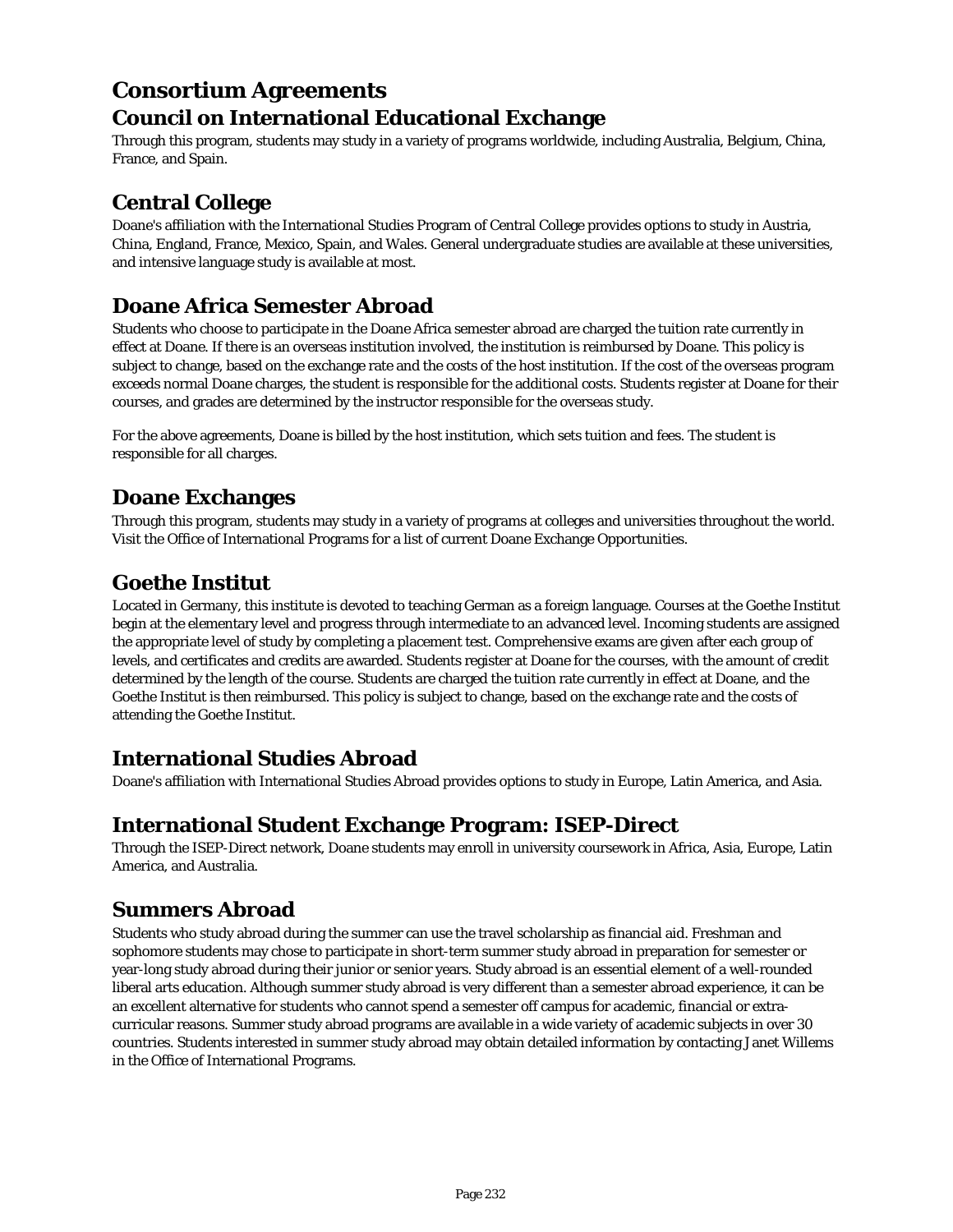# Consortium Agreements

## Council on International Educational Exchange

Through this program, students may study in a variety of programs worldwide, including Australia, Belgium, China, France, and Spain.

## Central College

Doane's affiliation with the International Studies Program of Central College provides options to study in Austria, China, England, France, Mexico, Spain, and Wales. General undergraduate studies are available at these universities, and intensive language study is available at most.

## Doane Africa Semester Abroad

Students who choose to participate in the Doane Africa semester abroad are charged the tuition rate currently in effect at Doane. If there is an overseas institution involved, the institution is reimbursed by Doane. This policy is subject to change, based on the exchange rate and the costs of the host institution. If the cost of the overseas program exceeds normal Doane charges, the student is responsible for the additional costs. Students register at Doane for their courses, and grades are determined by the instructor responsible for the overseas study.

For the above agreements, Doane is billed by the host institution, which sets tuition and fees. The student is responsible for all charges.

## Doane Exchanges

Through this program, students may study in a variety of programs at colleges and universities throughout the world. Visit the Office of International Programs for a list of current Doane Exchange Opportunities.

## Goethe Institut

Located in Germany, this institute is devoted to teaching German as a foreign language. Courses at the Goethe Institut begin at the elementary level and progress through intermediate to an advanced level. Incoming students are assigned the appropriate level of study by completing a placement test. Comprehensive exams are given after each group of levels, and certificates and credits are awarded. Students register at Doane for the courses, with the amount of credit determined by the length of the course. Students are charged the tuition rate currently in effect at Doane, and the Goethe Institut is then reimbursed. This policy is subject to change, based on the exchange rate and the costs of attending the Goethe Institut.

## International Studies Abroad

Doane's affiliation with International Studies Abroad provides options to study in Europe, Latin America, and Asia.

## International Student Exchange Program: ISEP-Direct

Through the ISEP-Direct network, Doane students may enroll in university coursework in Africa, Asia, Europe, Latin America, and Australia.

## Summers Abroad

Students who study abroad during the summer can use the travel scholarship as financial aid. Freshman and sophomore students may chose to participate in short-term summer study abroad in preparation for semester or year-long study abroad during their junior or senior years. Study abroad is an essential element of a well-rounded liberal arts education. Although summer study abroad is very different than a semester abroad experience, it can be an excellent alternative for students who cannot spend a semester off campus for academic, financial or extra-curricular reasons. Summer study abroad programs are available in a wide variety of academic subjects in over 30 countries. Students interested in summer study abroad may obtain detailed information by contacting Janet Willems in the Office of International Programs.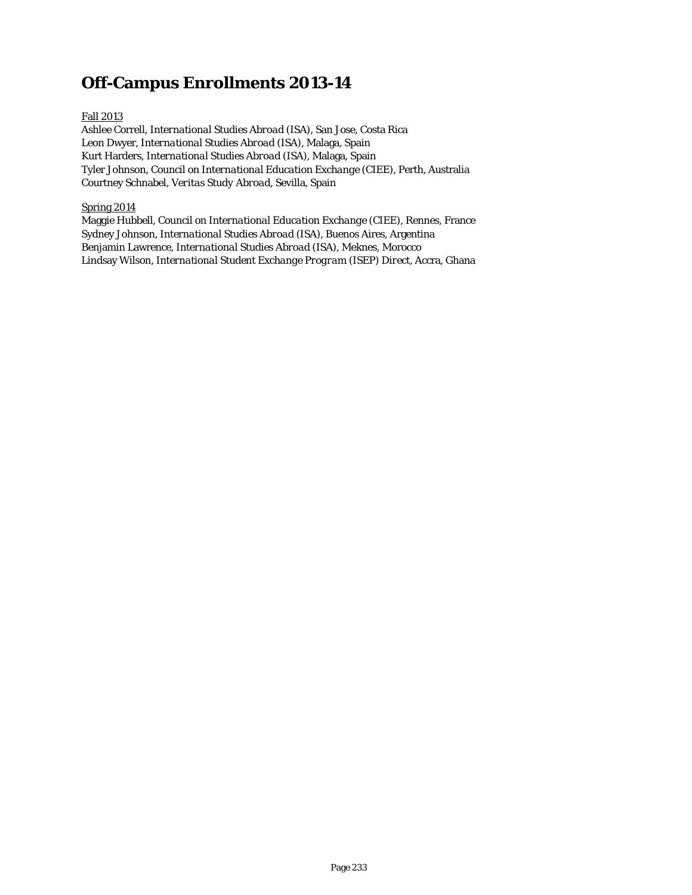# Off-Campus Enrollments 2013-14

Fall 2013

Ashlee Correll, *International Studies Abroad* (ISA), San Jose, Costa Rica
Leon Dwyer, *International Studies Abroad* (ISA), Malaga, Spain
Kurt Harders, *International Studies Abroad* (ISA), Malaga, Spain
Tyler Johnson, *Council on International Education Exchange* (CIEE), Perth, Australia
Courtney Schnabel, *Veritas Study Abroad*, Sevilla, Spain

Spring 2014

Maggie Hubbell, *Council on International Education Exchange* (CIEE), Rennes, France
Sydney Johnson, *International Studies Abroad* (ISA), Buenos Aires, Argentina
Benjamin Lawrence, *International Studies Abroad* (ISA), Meknes, Morocco
Lindsay Wilson, *International Student Exchange Program* (ISEP) *Direct*, Accra, Ghana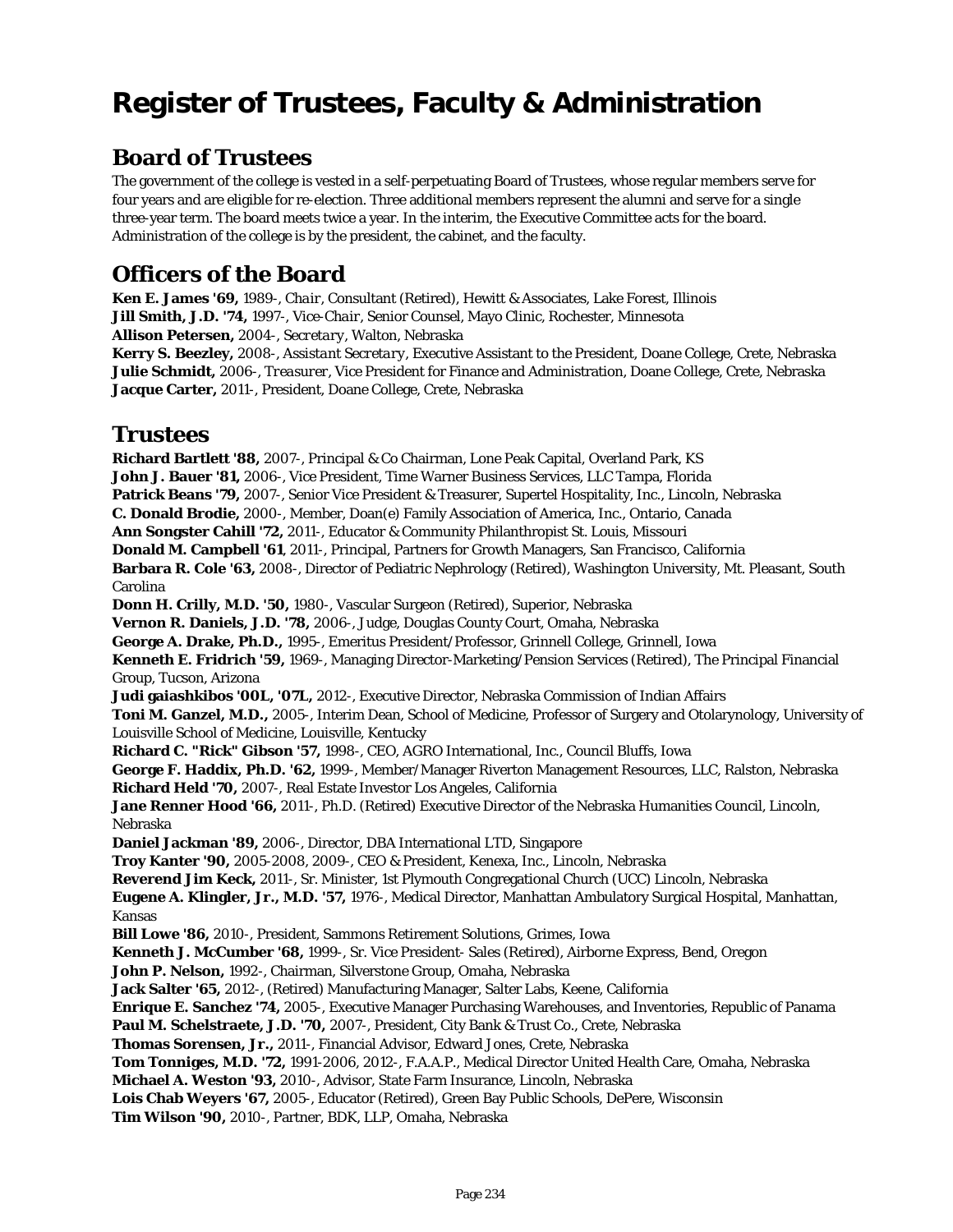# Register of Trustees, Faculty & Administration

## Board of Trustees

The government of the college is vested in a self-perpetuating Board of Trustees, whose regular members serve for four years and are eligible for re-election. Three additional members represent the alumni and serve for a single three-year term. The board meets twice a year. In the interim, the Executive Committee acts for the board. Administration of the college is by the president, the cabinet, and the faculty.

## Officers of the Board

**Ken E. James '69,** 1989-, *Chair*, Consultant (Retired), Hewitt & Associates, Lake Forest, Illinois
**Jill Smith, J.D. '74,** 1997-, *Vice-Chair*, Senior Counsel, Mayo Clinic, Rochester, Minnesota
**Allison Petersen,** 2004-, *Secretary*, Walton, Nebraska
**Kerry S. Beezley,** 2008-, *Assistant Secretary*, Executive Assistant to the President, Doane College, Crete, Nebraska
**Julie Schmidt,** 2006-, *Treasurer*, Vice President for Finance and Administration, Doane College, Crete, Nebraska
**Jacque Carter,** 2011-, President, Doane College, Crete, Nebraska

## Trustees

**Richard Bartlett '88,** 2007-, Principal & Co Chairman, Lone Peak Capital, Overland Park, KS
**John J. Bauer '81,** 2006-, Vice President, Time Warner Business Services, LLC Tampa, Florida
**Patrick Beans '79,** 2007-, Senior Vice President & Treasurer, Supertel Hospitality, Inc., Lincoln, Nebraska
**C. Donald Brodie,** 2000-, Member, Doan(e) Family Association of America, Inc., Ontario, Canada
**Ann Songster Cahill '72,** 2011-, Educator & Community Philanthropist St. Louis, Missouri
**Donald M. Campbell '61**, 2011-, Principal, Partners for Growth Managers, San Francisco, California
**Barbara R. Cole '63,** 2008-, Director of Pediatric Nephrology (Retired), Washington University, Mt. Pleasant, South Carolina
**Donn H. Crilly, M.D. '50,** 1980-, Vascular Surgeon (Retired), Superior, Nebraska
**Vernon R. Daniels, J.D. '78,** 2006-, Judge, Douglas County Court, Omaha, Nebraska
**George A. Drake, Ph.D.,** 1995-, Emeritus President/Professor, Grinnell College, Grinnell, Iowa
**Kenneth E. Fridrich '59,** 1969-, Managing Director-Marketing/Pension Services (Retired), The Principal Financial Group, Tucson, Arizona
**Judi gaiashkibos '00L, '07L,** 2012-, Executive Director, Nebraska Commission of Indian Affairs
**Toni M. Ganzel, M.D.,** 2005-, Interim Dean, School of Medicine, Professor of Surgery and Otolarynology, University of Louisville School of Medicine, Louisville, Kentucky
**Richard C. "Rick" Gibson '57,** 1998-, CEO, AGRO International, Inc., Council Bluffs, Iowa
**George F. Haddix, Ph.D. '62,** 1999-, Member/Manager Riverton Management Resources, LLC, Ralston, Nebraska
**Richard Held '70,** 2007-, Real Estate Investor Los Angeles, California
**Jane Renner Hood '66,** 2011-, Ph.D. (Retired) Executive Director of the Nebraska Humanities Council, Lincoln, Nebraska
**Daniel Jackman '89,** 2006-, Director, DBA International LTD, Singapore
**Troy Kanter '90,** 2005-2008, 2009-, CEO & President, Kenexa, Inc., Lincoln, Nebraska
**Reverend Jim Keck,** 2011-, Sr. Minister, 1st Plymouth Congregational Church (UCC) Lincoln, Nebraska
**Eugene A. Klingler, Jr., M.D. '57,** 1976-, Medical Director, Manhattan Ambulatory Surgical Hospital, Manhattan, Kansas
**Bill Lowe '86,** 2010-, President, Sammons Retirement Solutions, Grimes, Iowa
**Kenneth J. McCumber '68,** 1999-, Sr. Vice President- Sales (Retired), Airborne Express, Bend, Oregon
**John P. Nelson,** 1992-, Chairman, Silverstone Group, Omaha, Nebraska
**Jack Salter '65,** 2012-, (Retired) Manufacturing Manager, Salter Labs, Keene, California
**Enrique E. Sanchez '74,** 2005-, Executive Manager Purchasing Warehouses, and Inventories, Republic of Panama
**Paul M. Schelstraete, J.D. '70,** 2007-, President, City Bank & Trust Co., Crete, Nebraska
**Thomas Sorensen, Jr.,** 2011-, Financial Advisor, Edward Jones, Crete, Nebraska
**Tom Tonniges, M.D. '72,** 1991-2006, 2012-, F.A.A.P., Medical Director United Health Care, Omaha, Nebraska
**Michael A. Weston '93,** 2010-, Advisor, State Farm Insurance, Lincoln, Nebraska
**Lois Chab Weyers '67,** 2005-, Educator (Retired), Green Bay Public Schools, DePere, Wisconsin
**Tim Wilson '90,** 2010-, Partner, BDK, LLP, Omaha, Nebraska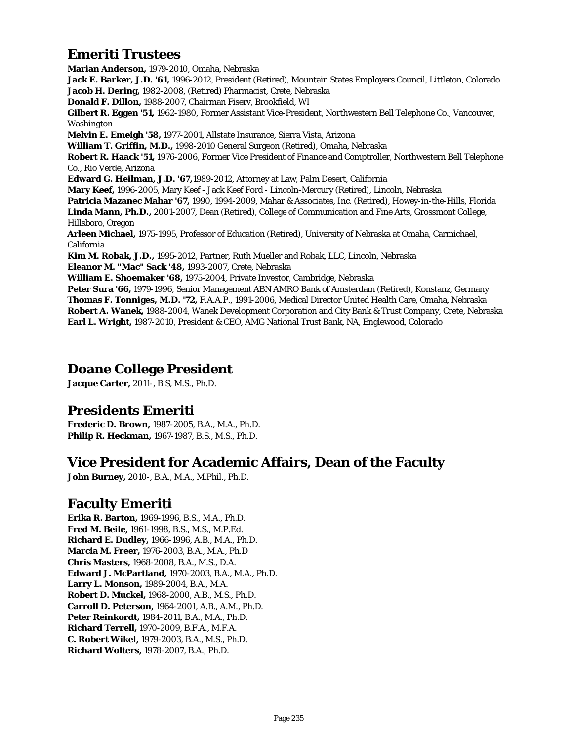## Emeriti Trustees

**Marian Anderson,** 1979-2010, Omaha, Nebraska
**Jack E. Barker, J.D. '61,** 1996-2012, President (Retired), Mountain States Employers Council, Littleton, Colorado
**Jacob H. Dering,** 1982-2008, (Retired) Pharmacist, Crete, Nebraska
**Donald F. Dillon,** 1988-2007, Chairman Fiserv, Brookfield, WI
**Gilbert R. Eggen '51,** 1962-1980, Former Assistant Vice-President, Northwestern Bell Telephone Co., Vancouver, Washington
**Melvin E. Emeigh '58,** 1977-2001, Allstate Insurance, Sierra Vista, Arizona
**William T. Griffin, M.D.,** 1998-2010 General Surgeon (Retired), Omaha, Nebraska
**Robert R. Haack '51,** 1976-2006, Former Vice President of Finance and Comptroller, Northwestern Bell Telephone Co., Rio Verde, Arizona
**Edward G. Heilman, J.D. '67,**1989-2012, Attorney at Law, Palm Desert, California
**Mary Keef,** 1996-2005, Mary Keef - Jack Keef Ford - Lincoln-Mercury (Retired), Lincoln, Nebraska
**Patricia Mazanec Mahar '67,** 1990, 1994-2009, Mahar & Associates, Inc. (Retired), Howey-in-the-Hills, Florida
**Linda Mann, Ph.D.,** 2001-2007, Dean (Retired), College of Communication and Fine Arts, Grossmont College, Hillsboro, Oregon
**Arleen Michael,** 1975-1995, Professor of Education (Retired), University of Nebraska at Omaha, Carmichael, California
**Kim M. Robak, J.D.,** 1995-2012, Partner, Ruth Mueller and Robak, LLC, Lincoln, Nebraska
**Eleanor M. "Mac" Sack '48,** 1993-2007, Crete, Nebraska
**William E. Shoemaker '68,** 1975-2004, Private Investor, Cambridge, Nebraska
**Peter Sura '66,** 1979-1996, Senior Management ABN AMRO Bank of Amsterdam (Retired), Konstanz, Germany
**Thomas F. Tonniges, M.D. '72,** F.A.A.P., 1991-2006, Medical Director United Health Care, Omaha, Nebraska
**Robert A. Wanek,** 1988-2004, Wanek Development Corporation and City Bank & Trust Company, Crete, Nebraska
**Earl L. Wright,** 1987-2010, President & CEO, AMG National Trust Bank, NA, Englewood, Colorado

## Doane College President

**Jacque Carter,** 2011-, B.S, M.S., Ph.D.

## Presidents Emeriti

**Frederic D. Brown,** 1987-2005, B.A., M.A., Ph.D.
**Philip R. Heckman,** 1967-1987, B.S., M.S., Ph.D.

## Vice President for Academic Affairs, Dean of the Faculty

**John Burney,** 2010-, B.A., M.A., M.Phil., Ph.D.

## Faculty Emeriti

**Erika R. Barton,** 1969-1996, B.S., M.A., Ph.D.
**Fred M. Beile,** 1961-1998, B.S., M.S., M.P.Ed.
**Richard E. Dudley,** 1966-1996, A.B., M.A., Ph.D.
**Marcia M. Freer,** 1976-2003, B.A., M.A., Ph.D
**Chris Masters,** 1968-2008, B.A., M.S., D.A.
**Edward J. McPartland,** 1970-2003, B.A., M.A., Ph.D.
**Larry L. Monson,** 1989-2004, B.A., M.A.
**Robert D. Muckel,** 1968-2000, A.B., M.S., Ph.D.
**Carroll D. Peterson,** 1964-2001, A.B., A.M., Ph.D.
**Peter Reinkordt,** 1984-2011, B.A., M.A., Ph.D.
**Richard Terrell,** 1970-2009, B.F.A., M.F.A.
**C. Robert Wikel,** 1979-2003, B.A., M.S., Ph.D.
**Richard Wolters,** 1978-2007, B.A., Ph.D.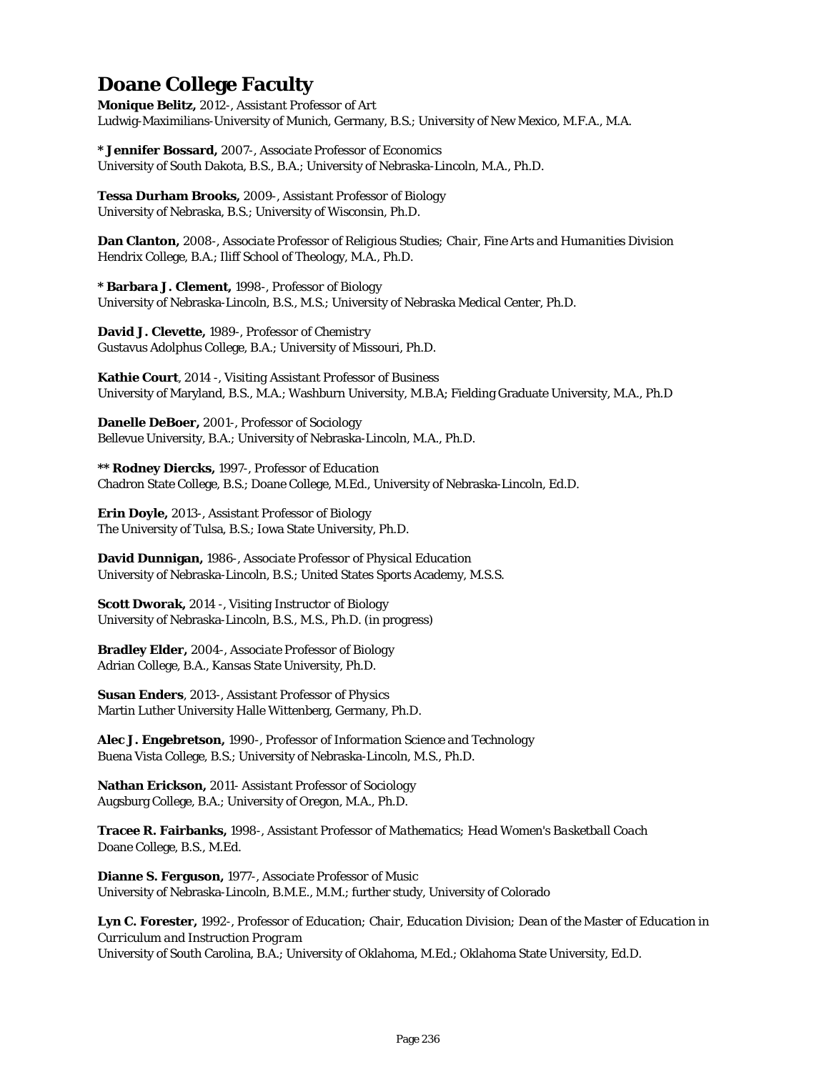# Doane College Faculty

**Monique Belitz,** *2012-, Assistant Professor of Art*
Ludwig-Maximilians-University of Munich, Germany, B.S.; University of New Mexico, M.F.A., M.A.

**\* Jennifer Bossard,** *2007-, Associate Professor of Economics*
University of South Dakota, B.S., B.A.; University of Nebraska-Lincoln, M.A., Ph.D.

**Tessa Durham Brooks,** *2009-, Assistant Professor of Biology*
University of Nebraska, B.S.; University of Wisconsin, Ph.D.

**Dan Clanton,** *2008-, Associate Professor of Religious Studies; Chair, Fine Arts and Humanities Division*
Hendrix College, B.A.; Iliff School of Theology, M.A., Ph.D.

**\* Barbara J. Clement,** *1998-, Professor of Biology*
University of Nebraska-Lincoln, B.S., M.S.; University of Nebraska Medical Center, Ph.D.

**David J. Clevette,** *1989-, Professor of Chemistry*
Gustavus Adolphus College, B.A.; University of Missouri, Ph.D.

**Kathie Court**, *2014 -, Visiting Assistant Professor of Business*
University of Maryland, B.S., M.A.; Washburn University, M.B.A; Fielding Graduate University, M.A., Ph.D

**Danelle DeBoer,** *2001-, Professor of Sociology*
Bellevue University, B.A.; University of Nebraska-Lincoln, M.A., Ph.D.

**\*\* Rodney Diercks,** *1997-, Professor of Education*
Chadron State College, B.S.; Doane College, M.Ed., University of Nebraska-Lincoln, Ed.D.

**Erin Doyle,** *2013-, Assistant Professor of Biology*
The University of Tulsa, B.S.; Iowa State University, Ph.D.

**David Dunnigan,** *1986-, Associate Professor of Physical Education*
University of Nebraska-Lincoln, B.S.; United States Sports Academy, M.S.S.

**Scott Dworak,** *2014 -, Visiting Instructor of Biology*
University of Nebraska-Lincoln, B.S., M.S., Ph.D. (in progress)

**Bradley Elder,** *2004-, Associate Professor of Biology*
Adrian College, B.A., Kansas State University, Ph.D.

**Susan Enders**, *2013-, Assistant Professor of Physics*
Martin Luther University Halle Wittenberg, Germany, Ph.D.

**Alec J. Engebretson,** *1990-, Professor of Information Science and Technology*
Buena Vista College, B.S.; University of Nebraska-Lincoln, M.S., Ph.D.

**Nathan Erickson,** *2011- Assistant Professor of Sociology*
Augsburg College, B.A.; University of Oregon, M.A., Ph.D.

**Tracee R. Fairbanks,** *1998-, Assistant Professor of Mathematics; Head Women's Basketball Coach*
Doane College, B.S., M.Ed.

**Dianne S. Ferguson,** *1977-, Associate Professor of Music*
University of Nebraska-Lincoln, B.M.E., M.M.; further study, University of Colorado

**Lyn C. Forester,** *1992-, Professor of Education; Chair, Education Division; Dean of the Master of Education in Curriculum and Instruction Program*
University of South Carolina, B.A.; University of Oklahoma, M.Ed.; Oklahoma State University, Ed.D.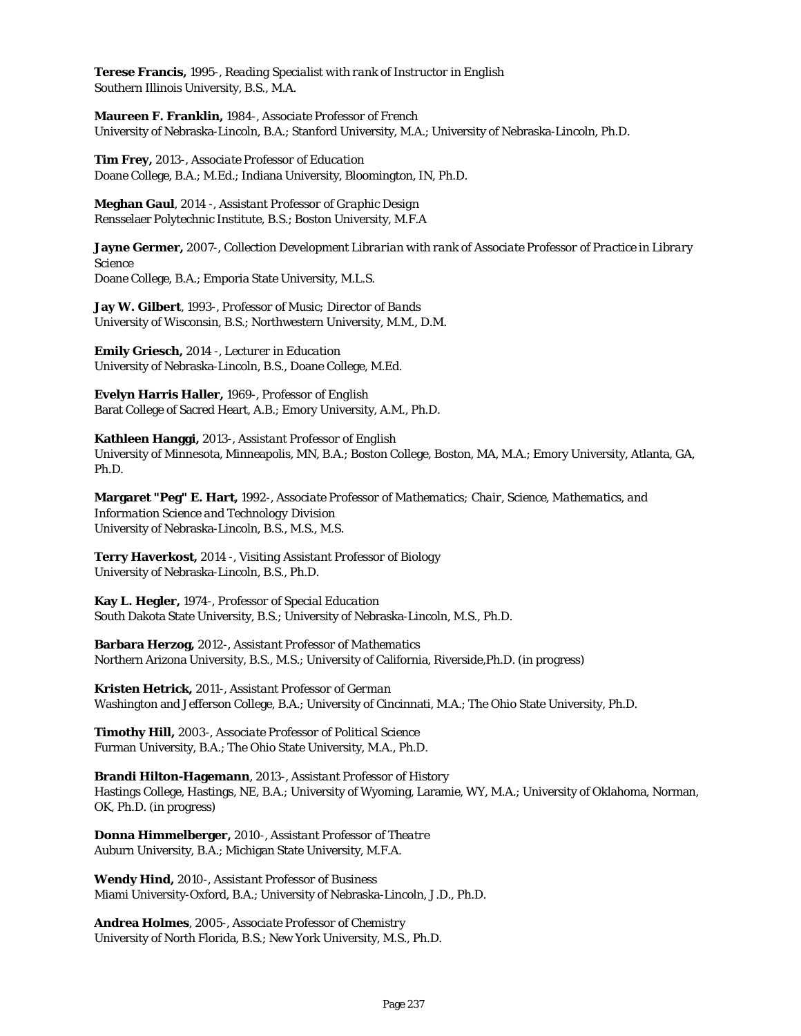**Terese Francis,** *1995-, Reading Specialist with rank of Instructor in English*
Southern Illinois University, B.S., M.A.

**Maureen F. Franklin,** *1984-, Associate Professor of French*
University of Nebraska-Lincoln, B.A.; Stanford University, M.A.; University of Nebraska-Lincoln, Ph.D.

**Tim Frey,** *2013-, Associate Professor of Education*
Doane College, B.A.; M.Ed.; Indiana University, Bloomington, IN, Ph.D.

**Meghan Gaul**, *2014 -, Assistant Professor of Graphic Design*
Rensselaer Polytechnic Institute, B.S.; Boston University, M.F.A

**Jayne Germer,** *2007-, Collection Development Librarian with rank of Associate Professor of Practice in Library Science*
Doane College, B.A.; Emporia State University, M.L.S.

**Jay W. Gilbert**, *1993-, Professor of Music; Director of Bands*
University of Wisconsin, B.S.; Northwestern University, M.M., D.M.

**Emily Griesch,** *2014 -, Lecturer in Education*
University of Nebraska-Lincoln, B.S., Doane College, M.Ed.

**Evelyn Harris Haller,** *1969-, Professor of English*
Barat College of Sacred Heart, A.B.; Emory University, A.M., Ph.D.

**Kathleen Hanggi,** *2013-, Assistant Professor of English*
University of Minnesota, Minneapolis, MN, B.A.; Boston College, Boston, MA, M.A.; Emory University, Atlanta, GA, Ph.D.

**Margaret "Peg" E. Hart,** *1992-, Associate Professor of Mathematics; Chair, Science, Mathematics, and Information Science and Technology Division*
University of Nebraska-Lincoln, B.S., M.S., M.S.

**Terry Haverkost,** *2014 -, Visiting Assistant Professor of Biology*
University of Nebraska-Lincoln, B.S., Ph.D.

**Kay L. Hegler,** *1974-, Professor of Special Education*
South Dakota State University, B.S.; University of Nebraska-Lincoln, M.S., Ph.D.

**Barbara Herzog,** *2012-, Assistant Professor of Mathematics*
Northern Arizona University, B.S., M.S.; University of California, Riverside,Ph.D. (in progress)

**Kristen Hetrick,** *2011-, Assistant Professor of German*
Washington and Jefferson College, B.A.; University of Cincinnati, M.A.; The Ohio State University, Ph.D.

**Timothy Hill,** *2003-, Associate Professor of Political Science*
Furman University, B.A.; The Ohio State University, M.A., Ph.D.

**Brandi Hilton-Hagemann**, *2013-, Assistant Professor of History*
Hastings College, Hastings, NE, B.A.; University of Wyoming, Laramie, WY, M.A.; University of Oklahoma, Norman, OK, Ph.D. (in progress)

**Donna Himmelberger,** *2010-, Assistant Professor of Theatre*
Auburn University, B.A.; Michigan State University, M.F.A.

**Wendy Hind,** *2010-, Assistant Professor of Business*
Miami University-Oxford, B.A.; University of Nebraska-Lincoln, J.D., Ph.D.

**Andrea Holmes**, *2005-, Associate Professor of Chemistry*
University of North Florida, B.S.; New York University, M.S., Ph.D.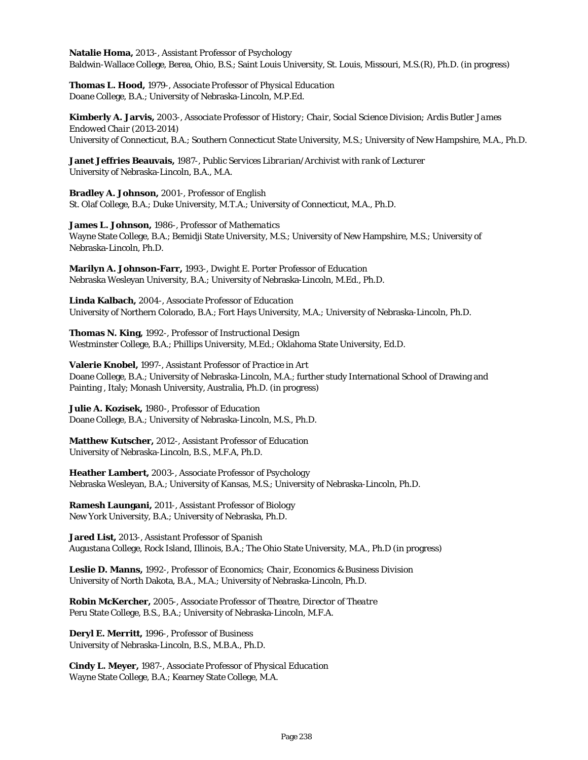**Natalie Homa,** 2013-, *Assistant Professor of Psychology*
Baldwin-Wallace College, Berea, Ohio, B.S.; Saint Louis University, St. Louis, Missouri, M.S.(R), Ph.D. (in progress)

**Thomas L. Hood,** 1979-, *Associate Professor of Physical Education*
Doane College, B.A.; University of Nebraska-Lincoln, M.P.Ed.

**Kimberly A. Jarvis,** 2003-, *Associate Professor of History; Chair, Social Science Division; Ardis Butler James Endowed Chair (2013-2014)*
University of Connecticut, B.A.; Southern Connecticut State University, M.S.; University of New Hampshire, M.A., Ph.D.

**Janet Jeffries Beauvais,** 1987-, *Public Services Librarian/Archivist with rank of Lecturer*
University of Nebraska-Lincoln, B.A., M.A.

**Bradley A. Johnson,** 2001-, *Professor of English*
St. Olaf College, B.A.; Duke University, M.T.A.; University of Connecticut, M.A., Ph.D.

**James L. Johnson,** 1986-, *Professor of Mathematics*
Wayne State College, B.A.; Bemidji State University, M.S.; University of New Hampshire, M.S.; University of Nebraska-Lincoln, Ph.D.

**Marilyn A. Johnson-Farr,** 1993-, *Dwight E. Porter Professor of Education*
Nebraska Wesleyan University, B.A.; University of Nebraska-Lincoln, M.Ed., Ph.D.

**Linda Kalbach,** 2004-, *Associate Professor of Education*
University of Northern Colorado, B.A.; Fort Hays University, M.A.; University of Nebraska-Lincoln, Ph.D.

**Thomas N. King,** 1992-, *Professor of Instructional Design*
Westminster College, B.A.; Phillips University, M.Ed.; Oklahoma State University, Ed.D.

**Valerie Knobel,** 1997-, *Assistant Professor of Practice in Art*
Doane College, B.A.; University of Nebraska-Lincoln, M.A.; further study International School of Drawing and Painting , Italy; Monash University, Australia, Ph.D. (in progress)

**Julie A. Kozisek,** 1980-, *Professor of Education*
Doane College, B.A.; University of Nebraska-Lincoln, M.S., Ph.D.

**Matthew Kutscher,** 2012-, *Assistant Professor of Education*
University of Nebraska-Lincoln, B.S., M.F.A, Ph.D.

**Heather Lambert,** 2003-, *Associate Professor of Psychology*
Nebraska Wesleyan, B.A.; University of Kansas, M.S.; University of Nebraska-Lincoln, Ph.D.

**Ramesh Laungani,** 2011-, *Assistant Professor of Biology*
New York University, B.A.; University of Nebraska, Ph.D.

**Jared List,** 2013-, *Assistant Professor of Spanish*
Augustana College, Rock Island, Illinois, B.A.; The Ohio State University, M.A., Ph.D (in progress)

**Leslie D. Manns,** 1992-, *Professor of Economics; Chair, Economics & Business Division*
University of North Dakota, B.A., M.A.; University of Nebraska-Lincoln, Ph.D.

**Robin McKercher,** 2005-, *Associate Professor of Theatre, Director of Theatre*
Peru State College, B.S., B.A.; University of Nebraska-Lincoln, M.F.A.

**Deryl E. Merritt,** 1996-, *Professor of Business*
University of Nebraska-Lincoln, B.S., M.B.A., Ph.D.

**Cindy L. Meyer,** 1987-, *Associate Professor of Physical Education*
Wayne State College, B.A.; Kearney State College, M.A.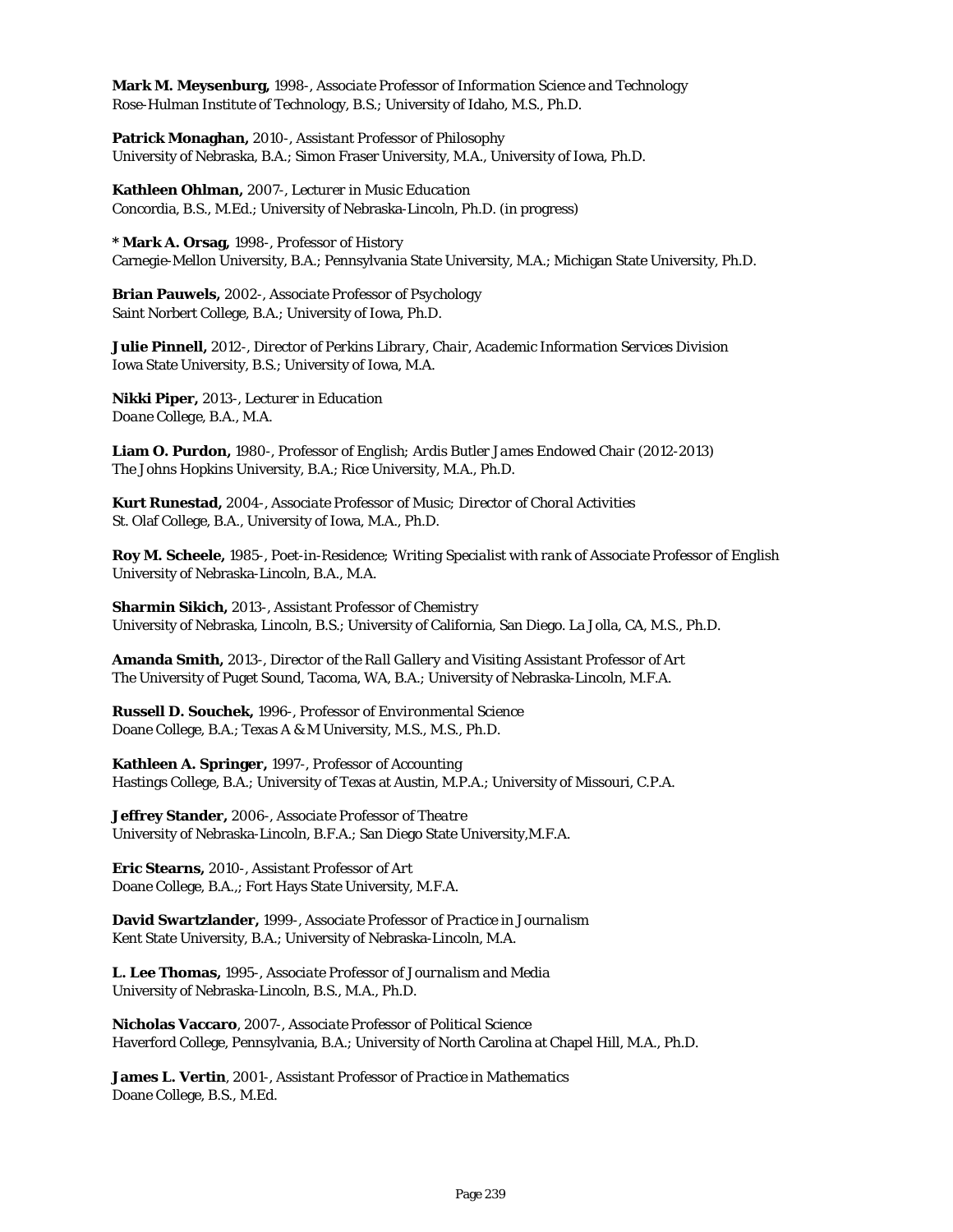**Mark M. Meysenburg,** 1998-, *Associate Professor of Information Science and Technology*
Rose-Hulman Institute of Technology, B.S.; University of Idaho, M.S., Ph.D.

**Patrick Monaghan,** 2010-, *Assistant Professor of Philosophy*
University of Nebraska, B.A.; Simon Fraser University, M.A., University of Iowa, Ph.D.

**Kathleen Ohlman,** 2007-, *Lecturer in Music Education*
Concordia, B.S., M.Ed.; University of Nebraska-Lincoln, Ph.D. (in progress)

**\* Mark A. Orsag,** 1998-, *Professor of History*
Carnegie-Mellon University, B.A.; Pennsylvania State University, M.A.; Michigan State University, Ph.D.

**Brian Pauwels,** 2002-, *Associate Professor of Psychology*
Saint Norbert College, B.A.; University of Iowa, Ph.D.

**Julie Pinnell,** 2012-, *Director of Perkins Library, Chair, Academic Information Services Division*
Iowa State University, B.S.; University of Iowa, M.A.

**Nikki Piper,** 2013-, *Lecturer in Education*
Doane College, B.A., M.A.

**Liam O. Purdon,** 1980-, *Professor of English; Ardis Butler James Endowed Chair (2012-2013)*
The Johns Hopkins University, B.A.; Rice University, M.A., Ph.D.

**Kurt Runestad,** 2004-, *Associate Professor of Music; Director of Choral Activities*
St. Olaf College, B.A., University of Iowa, M.A., Ph.D.

**Roy M. Scheele,** 1985-, *Poet-in-Residence; Writing Specialist with rank of Associate Professor of English*
University of Nebraska-Lincoln, B.A., M.A.

**Sharmin Sikich,** 2013-, *Assistant Professor of Chemistry*
University of Nebraska, Lincoln, B.S.; University of California, San Diego. La Jolla, CA, M.S., Ph.D.

**Amanda Smith,** 2013-, *Director of the Rall Gallery and Visiting Assistant Professor of Art*
The University of Puget Sound, Tacoma, WA, B.A.; University of Nebraska-Lincoln, M.F.A.

**Russell D. Souchek,** 1996-, *Professor of Environmental Science*
Doane College, B.A.; Texas A & M University, M.S., M.S., Ph.D.

**Kathleen A. Springer,** 1997-, *Professor of Accounting*
Hastings College, B.A.; University of Texas at Austin, M.P.A.; University of Missouri, C.P.A.

**Jeffrey Stander,** 2006-, *Associate Professor of Theatre*
University of Nebraska-Lincoln, B.F.A.; San Diego State University,M.F.A.

**Eric Stearns,** 2010-, *Assistant Professor of Art*
Doane College, B.A.,; Fort Hays State University, M.F.A.

**David Swartzlander,** 1999-, *Associate Professor of Practice in Journalism*
Kent State University, B.A.; University of Nebraska-Lincoln, M.A.

**L. Lee Thomas,** 1995-, *Associate Professor of Journalism and Media*
University of Nebraska-Lincoln, B.S., M.A., Ph.D.

**Nicholas Vaccaro**, 2007-, *Associate Professor of Political Science*
Haverford College, Pennsylvania, B.A.; University of North Carolina at Chapel Hill, M.A., Ph.D.

**James L. Vertin**, 2001-, *Assistant Professor of Practice in Mathematics*
Doane College, B.S., M.Ed.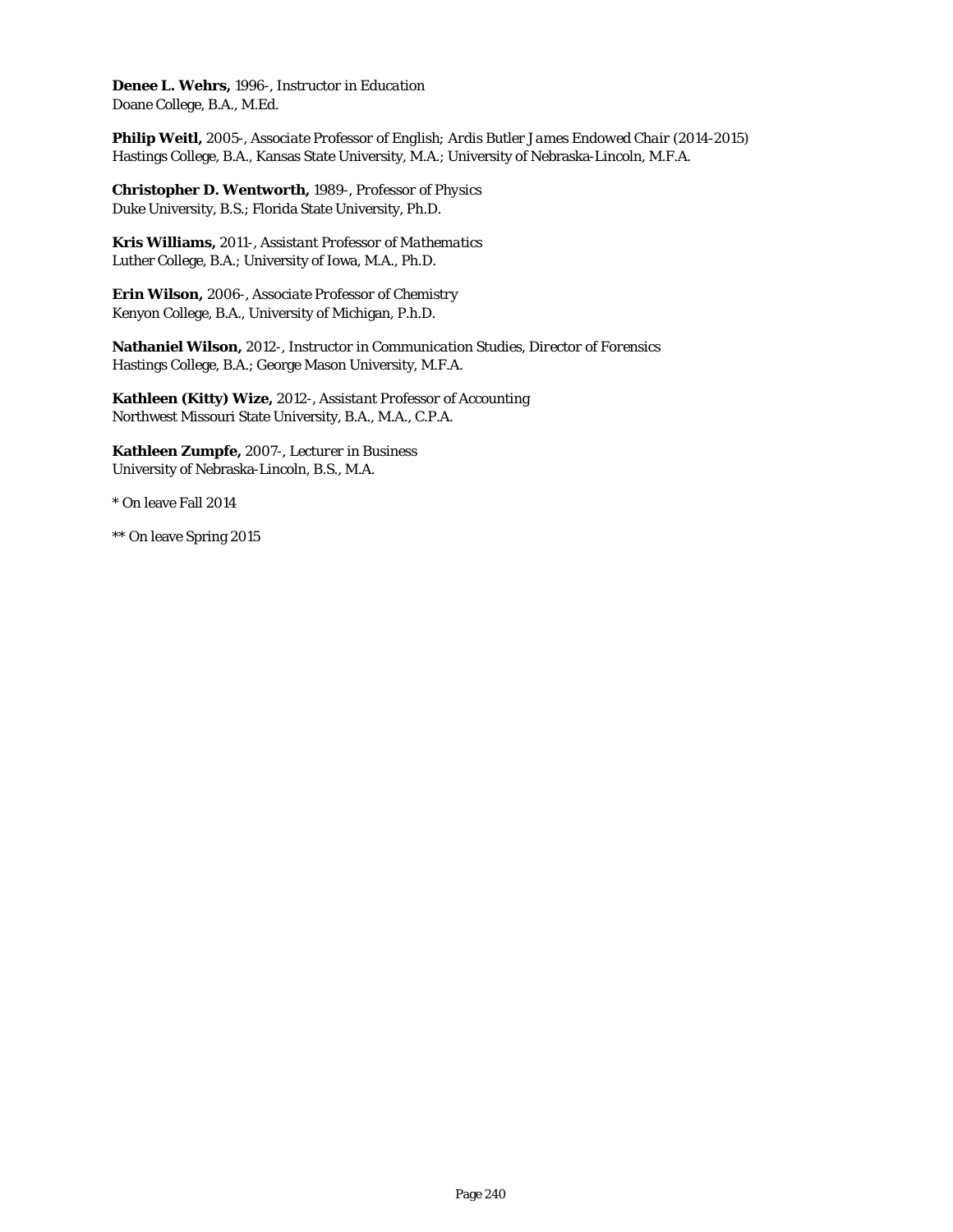**Denee L. Wehrs,** *1996-, Instructor in Education*
Doane College, B.A., M.Ed.

**Philip Weitl,** *2005-, Associate Professor of English; Ardis Butler James Endowed Chair (2014-2015)*
Hastings College, B.A., Kansas State University, M.A.; University of Nebraska-Lincoln, M.F.A.

**Christopher D. Wentworth,** *1989-, Professor of Physics*
Duke University, B.S.; Florida State University, Ph.D.

**Kris Williams,** *2011-, Assistant Professor of Mathematics*
Luther College, B.A.; University of Iowa, M.A., Ph.D.

**Erin Wilson,** *2006-, Associate Professor of Chemistry*
Kenyon College, B.A., University of Michigan, P.h.D.

**Nathaniel Wilson,** *2012-, Instructor in Communication Studies, Director of Forensics*
Hastings College, B.A.; George Mason University, M.F.A.

**Kathleen (Kitty) Wize,** *2012-, Assistant Professor of Accounting*
Northwest Missouri State University, B.A., M.A., C.P.A.

**Kathleen Zumpfe,** *2007-, Lecturer in Business*
University of Nebraska-Lincoln, B.S., M.A.

* On leave Fall 2014

** On leave Spring 2015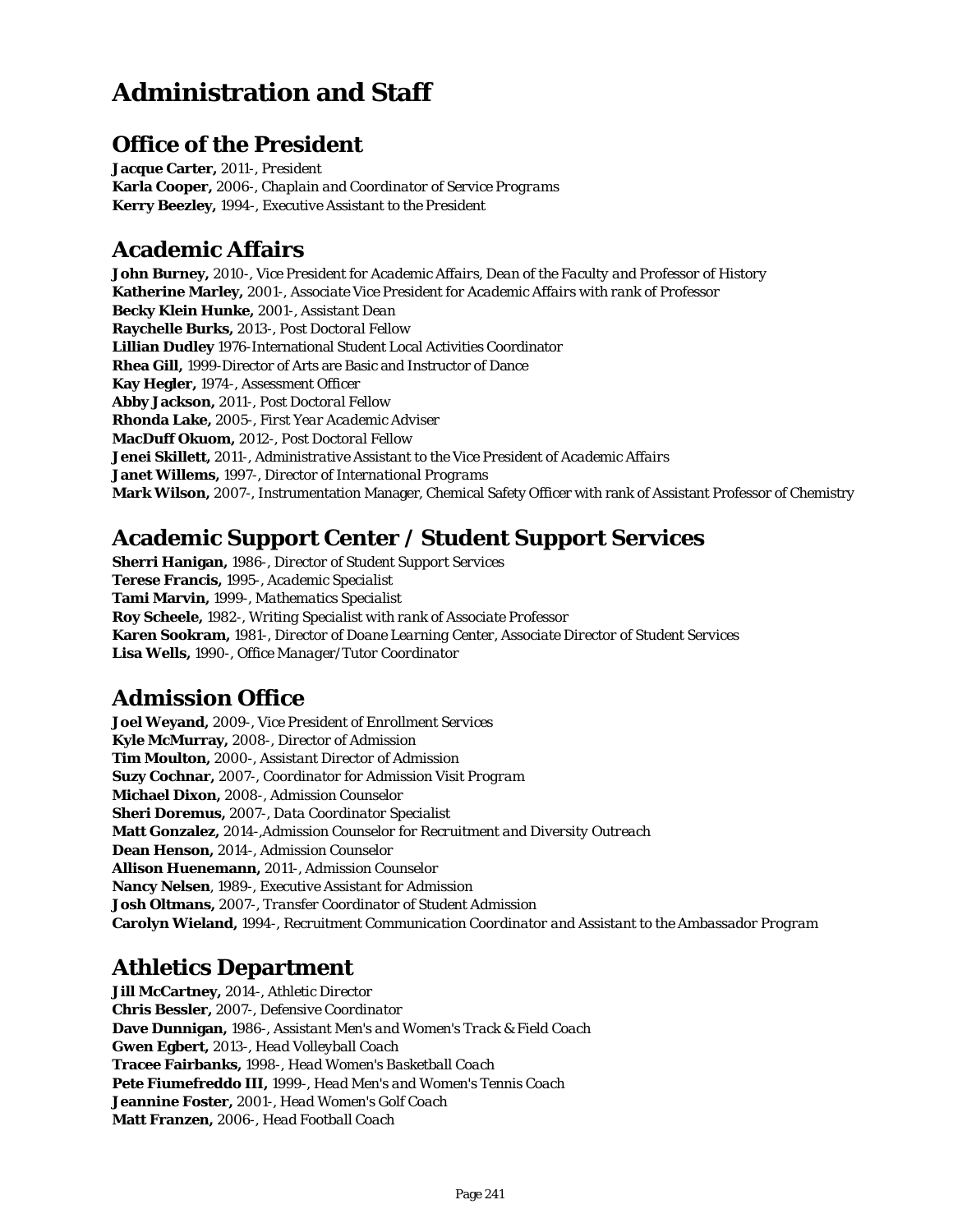# Administration and Staff

## Office of the President

**Jacque Carter,** 2011-, President
**Karla Cooper,** 2006-, Chaplain and Coordinator of Service Programs
**Kerry Beezley,** 1994-, Executive Assistant to the President

## Academic Affairs

**John Burney,** 2010-, Vice President for Academic Affairs, Dean of the Faculty and Professor of History
**Katherine Marley,** 2001-, Associate Vice President for Academic Affairs with rank of Professor
**Becky Klein Hunke,** 2001-, Assistant Dean
**Raychelle Burks,** 2013-, Post Doctoral Fellow
**Lillian Dudley** 1976-International Student Local Activities Coordinator
**Rhea Gill,** 1999-Director of Arts are Basic and Instructor of Dance
**Kay Hegler,** 1974-, Assessment Officer
**Abby Jackson,** 2011-, Post Doctoral Fellow
**Rhonda Lake,** 2005-, First Year Academic Adviser
**MacDuff Okuom,** 2012-, Post Doctoral Fellow
**Jenei Skillett,** 2011-, Administrative Assistant to the Vice President of Academic Affairs
**Janet Willems,** 1997-, Director of International Programs
**Mark Wilson,** 2007-, Instrumentation Manager, Chemical Safety Officer with rank of Assistant Professor of Chemistry

## Academic Support Center / Student Support Services

**Sherri Hanigan,** 1986-, Director of Student Support Services
**Terese Francis,** 1995-, Academic Specialist
**Tami Marvin,** 1999-, Mathematics Specialist
**Roy Scheele,** 1982-, Writing Specialist with rank of Associate Professor
**Karen Sookram,** 1981-, Director of Doane Learning Center, Associate Director of Student Services
**Lisa Wells,** 1990-, Office Manager/Tutor Coordinator

## Admission Office

**Joel Weyand,** 2009-, Vice President of Enrollment Services
**Kyle McMurray,** 2008-, Director of Admission
**Tim Moulton,** 2000-, Assistant Director of Admission
**Suzy Cochnar,** 2007-, Coordinator for Admission Visit Program
**Michael Dixon,** 2008-, Admission Counselor
**Sheri Doremus,** 2007-, Data Coordinator Specialist
**Matt Gonzalez,** 2014-,Admission Counselor for Recruitment and Diversity Outreach
**Dean Henson,** 2014-, Admission Counselor
**Allison Huenemann,** 2011-, Admission Counselor
**Nancy Nelsen**, 1989-, Executive Assistant for Admission
**Josh Oltmans,** 2007-, Transfer Coordinator of Student Admission
**Carolyn Wieland,** 1994-, Recruitment Communication Coordinator and Assistant to the Ambassador Program

## Athletics Department

**Jill McCartney,** 2014-, Athletic Director
**Chris Bessler,** 2007-, Defensive Coordinator
**Dave Dunnigan,** 1986-, Assistant Men's and Women's Track & Field Coach
**Gwen Egbert,** 2013-, Head Volleyball Coach
**Tracee Fairbanks,** 1998-, Head Women's Basketball Coach
**Pete Fiumefreddo III,** 1999-, Head Men's and Women's Tennis Coach
**Jeannine Foster,** 2001-, Head Women's Golf Coach
**Matt Franzen,** 2006-, Head Football Coach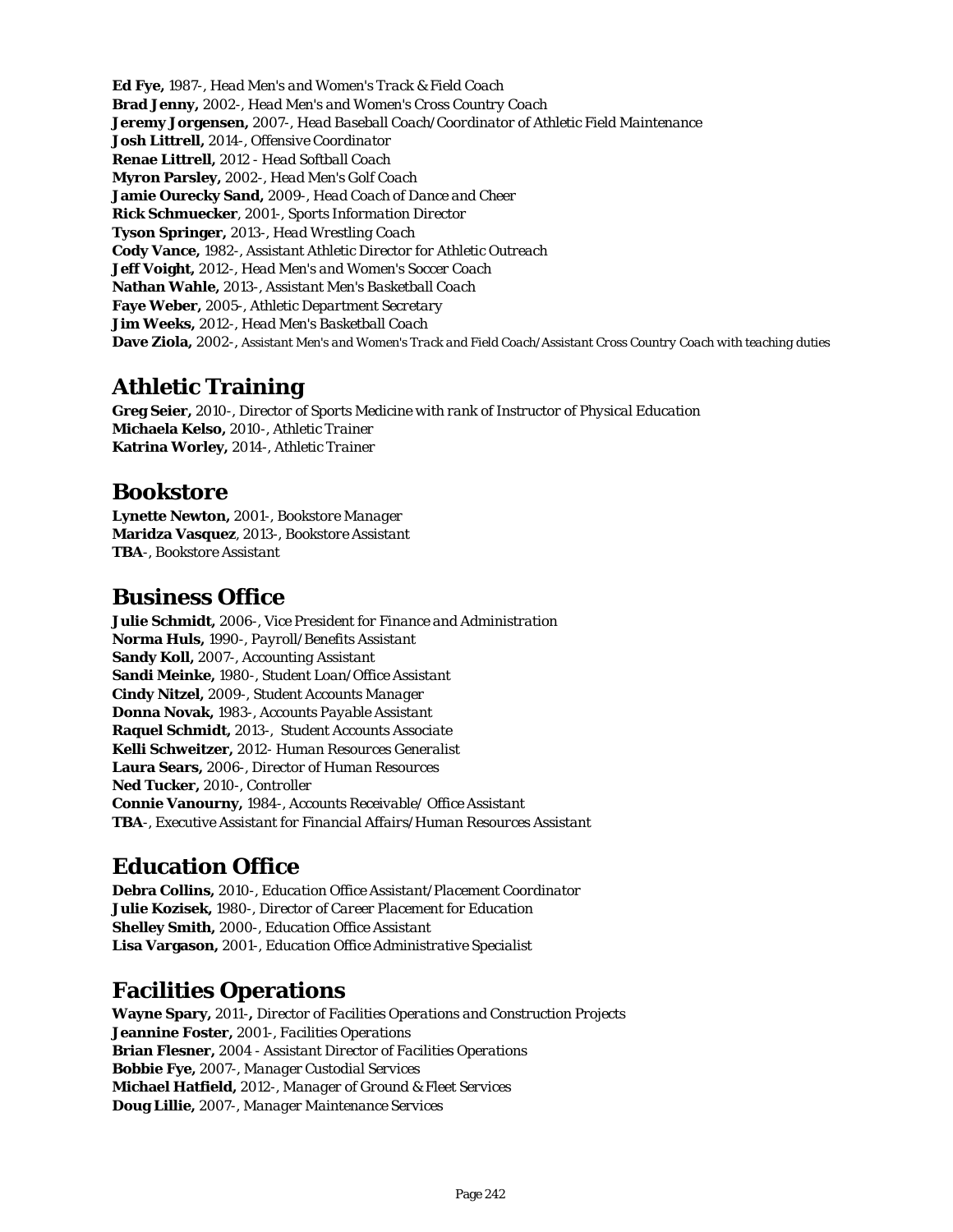**Ed Fye,** 1987-, *Head Men's and Women's Track & Field Coach*
**Brad Jenny,** 2002-, *Head Men's and Women's Cross Country Coach*
**Jeremy Jorgensen,** 2007-, *Head Baseball Coach/Coordinator of Athletic Field Maintenance*
**Josh Littrell,** 2014-, *Offensive Coordinator*
**Renae Littrell,** 2012 - *Head Softball Coach*
**Myron Parsley,** 2002-, *Head Men's Golf Coach*
**Jamie Ourecky Sand,** 2009-, *Head Coach of Dance and Cheer*
**Rick Schmuecker**, 2001-, *Sports Information Director*
**Tyson Springer,** 2013-, *Head Wrestling Coach*
**Cody Vance,** 1982-, *Assistant Athletic Director for Athletic Outreach*
**Jeff Voight,** 2012-, *Head Men's and Women's Soccer Coach*
**Nathan Wahle,** 2013-, *Assistant Men's Basketball Coach*
**Faye Weber,** 2005-, *Athletic Department Secretary*
**Jim Weeks,** 2012-, *Head Men's Basketball Coach*
**Dave Ziola,** 2002-, *Assistant Men's and Women's Track and Field Coach/Assistant Cross Country Coach with teaching duties*

## Athletic Training

**Greg Seier,** 2010-, *Director of Sports Medicine with rank of Instructor of Physical Education*
**Michaela Kelso,** 2010-, *Athletic Trainer*
**Katrina Worley,** 2014-, *Athletic Trainer*

## Bookstore

**Lynette Newton,** 2001-, *Bookstore Manager*
**Maridza Vasquez**, 2013-, *Bookstore Assistant*
**TBA**-, *Bookstore Assistant*

## Business Office

**Julie Schmidt,** 2006-, *Vice President for Finance and Administration*
**Norma Huls,** 1990-, *Payroll/Benefits Assistant*
**Sandy Koll,** 2007-, *Accounting Assistant*
**Sandi Meinke,** 1980-, *Student Loan/Office Assistant*
**Cindy Nitzel,** 2009-, *Student Accounts Manager*
**Donna Novak,** 1983-, *Accounts Payable Assistant*
**Raquel Schmidt,** 2013-, *Student Accounts Associate*
**Kelli Schweitzer,** 2012- *Human Resources Generalist*
**Laura Sears,** 2006-, *Director of Human Resources*
**Ned Tucker,** 2010-, *Controller*
**Connie Vanourny,** 1984-, *Accounts Receivable/ Office Assistant*
**TBA**-, *Executive Assistant for Financial Affairs/Human Resources Assistant*

## Education Office

**Debra Collins,** 2010-, *Education Office Assistant/Placement Coordinator*
**Julie Kozisek,** 1980-, *Director of Career Placement for Education*
**Shelley Smith,** 2000-, *Education Office Assistant*
**Lisa Vargason,** 2001-, *Education Office Administrative Specialist*

## Facilities Operations

**Wayne Spary,** 2011-**,** *Director of Facilities Operations and Construction Projects*
**Jeannine Foster,** 2001-, *Facilities Operations*
**Brian Flesner,** 2004 - *Assistant Director of Facilities Operations*
**Bobbie Fye,** 2007-, *Manager Custodial Services*
**Michael Hatfield,** 2012-, *Manager of Ground & Fleet Services*
**Doug Lillie,** 2007-, *Manager Maintenance Services*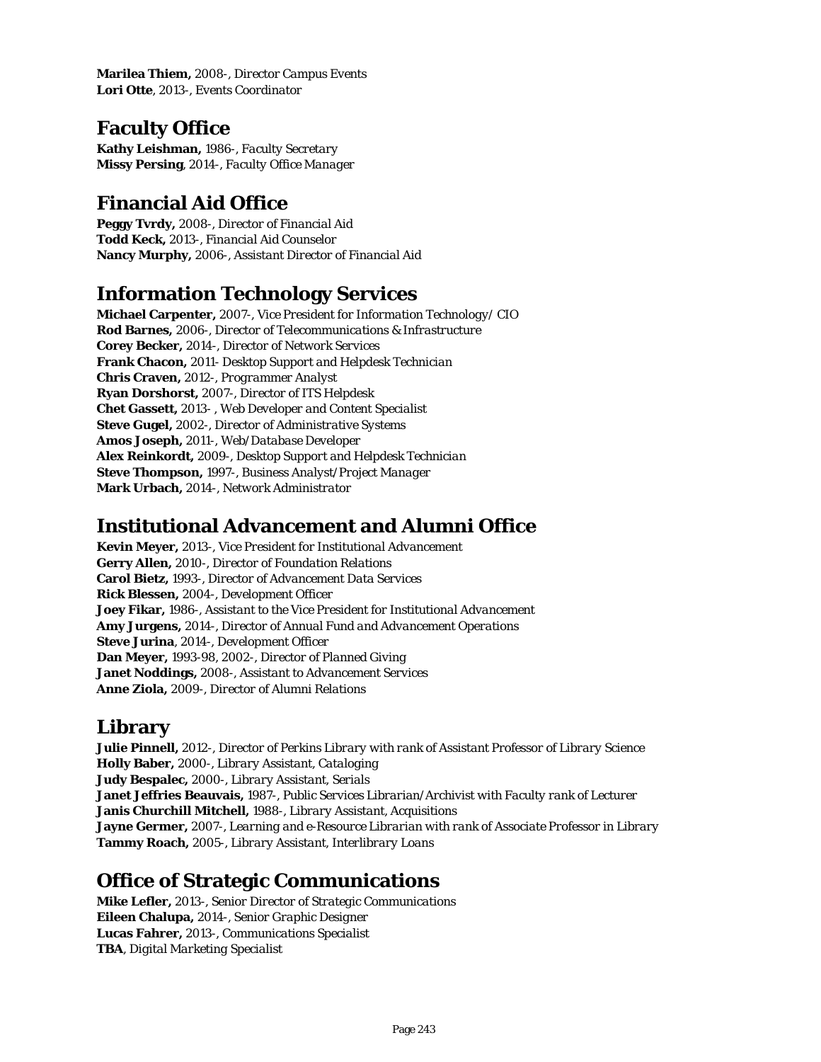**Marilea Thiem,** *2008-, Director Campus Events*
**Lori Otte**, *2013-, Events Coordinator*

## Faculty Office

**Kathy Leishman,** *1986-, Faculty Secretary*
**Missy Persing**, *2014-, Faculty Office Manager*

## Financial Aid Office

**Peggy Tvrdy,** *2008-, Director of Financial Aid*
**Todd Keck,** *2013-, Financial Aid Counselor*
**Nancy Murphy,** *2006-, Assistant Director of Financial Aid*

## Information Technology Services

**Michael Carpenter,** *2007-, Vice President for Information Technology/ CIO*
**Rod Barnes,** *2006-, Director of Telecommunications & Infrastructure*
**Corey Becker,** *2014-, Director of Network Services*
**Frank Chacon,** *2011- Desktop Support and Helpdesk Technician*
**Chris Craven,** *2012-, Programmer Analyst*
**Ryan Dorshorst,** *2007-, Director of ITS Helpdesk*
**Chet Gassett,** *2013- , Web Developer and Content Specialist*
**Steve Gugel,** *2002-, Director of Administrative Systems*
**Amos Joseph,** *2011-, Web/Database Developer*
**Alex Reinkordt,** *2009-, Desktop Support and Helpdesk Technician*
**Steve Thompson,** *1997-, Business Analyst/Project Manager*
**Mark Urbach,** *2014-, Network Administrator*

## Institutional Advancement and Alumni Office

**Kevin Meyer,** *2013-, Vice President for Institutional Advancement*
**Gerry Allen,** *2010-, Director of Foundation Relations*
**Carol Bietz,** *1993-, Director of Advancement Data Services*
**Rick Blessen,** *2004-, Development Officer*
**Joey Fikar,** *1986-, Assistant to the Vice President for Institutional Advancement*
**Amy Jurgens,** *2014-, Director of Annual Fund and Advancement Operations*
**Steve Jurina**, *2014-, Development Officer*
**Dan Meyer,** *1993-98, 2002-, Director of Planned Giving*
**Janet Noddings,** *2008-, Assistant to Advancement Services*
**Anne Ziola,** *2009-, Director of Alumni Relations*

## Library

**Julie Pinnell,** *2012-, Director of Perkins Library with rank of Assistant Professor of Library Science*
**Holly Baber,** *2000-, Library Assistant, Cataloging*
**Judy Bespalec,** *2000-, Library Assistant, Serials*
**Janet Jeffries Beauvais,** *1987-, Public Services Librarian/Archivist with Faculty rank of Lecturer*
**Janis Churchill Mitchell,** *1988-, Library Assistant, Acquisitions*
**Jayne Germer,** *2007-, Learning and e-Resource Librarian with rank of Associate Professor in Library*
**Tammy Roach,** *2005-, Library Assistant, Interlibrary Loans*

## Office of Strategic Communications

**Mike Lefler,** *2013-, Senior Director of Strategic Communications*
**Eileen Chalupa,** *2014-, Senior Graphic Designer*
**Lucas Fahrer,** *2013-, Communications Specialist*
**TBA**, *Digital Marketing Specialist*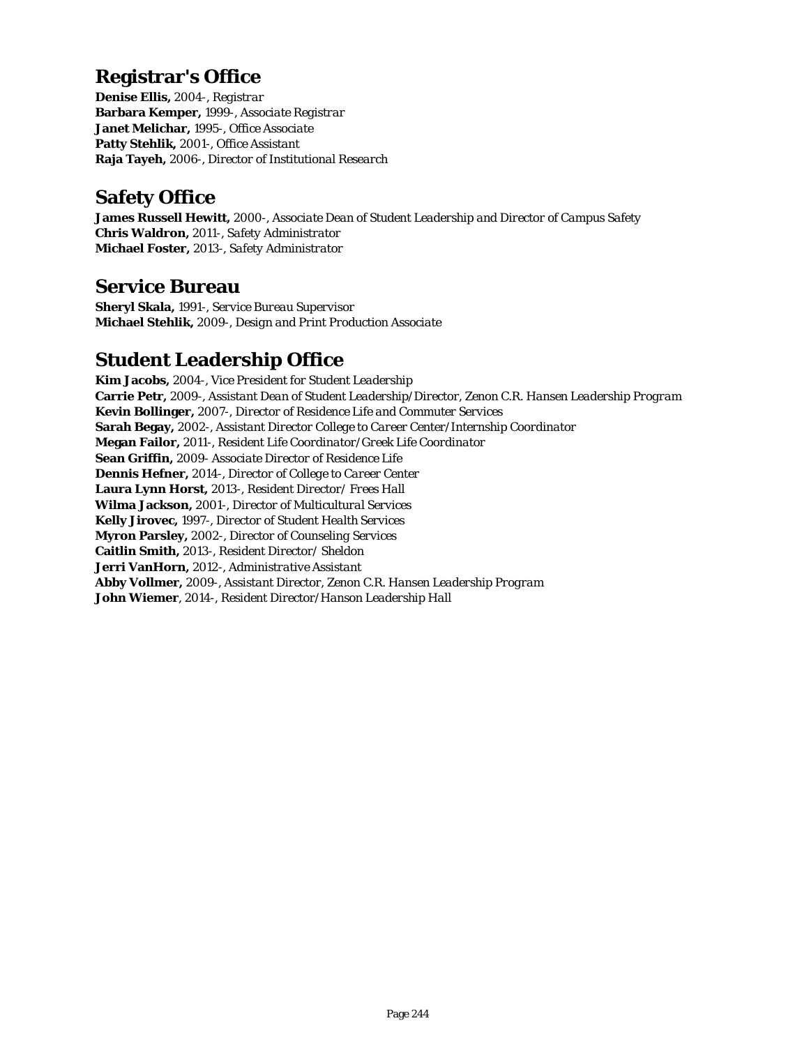## Registrar's Office

**Denise Ellis,** *2004-, Registrar*
**Barbara Kemper,** *1999-, Associate Registrar*
**Janet Melichar,** *1995-, Office Associate*
**Patty Stehlik,** *2001-, Office Assistant*
**Raja Tayeh,** *2006-, Director of Institutional Research*

## Safety Office

**James Russell Hewitt,** *2000-, Associate Dean of Student Leadership and Director of Campus Safety*
**Chris Waldron,** *2011-, Safety Administrator*
**Michael Foster,** *2013-, Safety Administrator*

## Service Bureau

**Sheryl Skala,** *1991-, Service Bureau Supervisor*
**Michael Stehlik,** *2009-, Design and Print Production Associate*

## Student Leadership Office

**Kim Jacobs,** *2004-, Vice President for Student Leadership*
**Carrie Petr,** *2009-, Assistant Dean of Student Leadership/Director, Zenon C.R. Hansen Leadership Program*
**Kevin Bollinger,** *2007-, Director of Residence Life and Commuter Services*
**Sarah Begay,** *2002-, Assistant Director College to Career Center/Internship Coordinator*
**Megan Failor,** *2011-, Resident Life Coordinator/Greek Life Coordinator*
**Sean Griffin,** *2009- Associate Director of Residence Life*
**Dennis Hefner,** *2014-, Director of College to Career Center*
**Laura Lynn Horst,** *2013-, Resident Director/ Frees Hall*
**Wilma Jackson,** *2001-, Director of Multicultural Services*
**Kelly Jirovec,** *1997-, Director of Student Health Services*
**Myron Parsley,** *2002-, Director of Counseling Services*
**Caitlin Smith,** *2013-, Resident Director/ Sheldon*
**Jerri VanHorn,** *2012-, Administrative Assistant*
**Abby Vollmer,** *2009-, Assistant Director, Zenon C.R. Hansen Leadership Program*
**John Wiemer**, *2014-, Resident Director/Hanson Leadership Hall*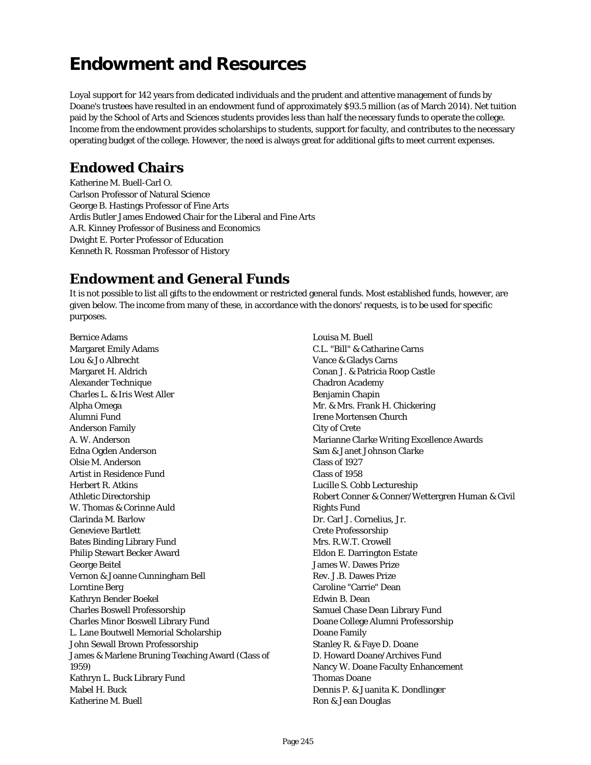# Endowment and Resources

Loyal support for 142 years from dedicated individuals and the prudent and attentive management of funds by Doane's trustees have resulted in an endowment fund of approximately $93.5 million (as of March 2014). Net tuition paid by the School of Arts and Sciences students provides less than half the necessary funds to operate the college. Income from the endowment provides scholarships to students, support for faculty, and contributes to the necessary operating budget of the college. However, the need is always great for additional gifts to meet current expenses.

## Endowed Chairs

Katherine M. Buell-Carl O.
Carlson Professor of Natural Science
George B. Hastings Professor of Fine Arts
Ardis Butler James Endowed Chair for the Liberal and Fine Arts
A.R. Kinney Professor of Business and Economics
Dwight E. Porter Professor of Education
Kenneth R. Rossman Professor of History

## Endowment and General Funds

It is not possible to list all gifts to the endowment or restricted general funds. Most established funds, however, are given below. The income from many of these, in accordance with the donors' requests, is to be used for specific purposes.

Bernice Adams
Margaret Emily Adams
Lou & Jo Albrecht
Margaret H. Aldrich
Alexander Technique
Charles L. & Iris West Aller
Alpha Omega
Alumni Fund
Anderson Family
A. W. Anderson
Edna Ogden Anderson
Olsie M. Anderson
Artist in Residence Fund
Herbert R. Atkins
Athletic Directorship
W. Thomas & Corinne Auld
Clarinda M. Barlow
Genevieve Bartlett
Bates Binding Library Fund
Philip Stewart Becker Award
George Beitel
Vernon & Joanne Cunningham Bell
Lorntine Berg
Kathryn Bender Boekel
Charles Boswell Professorship
Charles Minor Boswell Library Fund
L. Lane Boutwell Memorial Scholarship
John Sewall Brown Professorship
James & Marlene Bruning Teaching Award (Class of 1959)
Kathryn L. Buck Library Fund
Mabel H. Buck
Katherine M. Buell
Louisa M. Buell
C.L. "Bill" & Catharine Carns
Vance & Gladys Carns
Conan J. & Patricia Roop Castle
Chadron Academy
Benjamin Chapin
Mr. & Mrs. Frank H. Chickering
Irene Mortensen Church
City of Crete
Marianne Clarke Writing Excellence Awards
Sam & Janet Johnson Clarke
Class of 1927
Class of 1958
Lucille S. Cobb Lectureship
Robert Conner & Conner/Wettergren Human & Civil Rights Fund
Dr. Carl J. Cornelius, Jr.
Crete Professorship
Mrs. R.W.T. Crowell
Eldon E. Darrington Estate
James W. Dawes Prize
Rev. J.B. Dawes Prize
Caroline "Carrie" Dean
Edwin B. Dean
Samuel Chase Dean Library Fund
Doane College Alumni Professorship
Doane Family
Stanley R. & Faye D. Doane
D. Howard Doane/Archives Fund
Nancy W. Doane Faculty Enhancement
Thomas Doane
Dennis P. & Juanita K. Dondlinger
Ron & Jean Douglas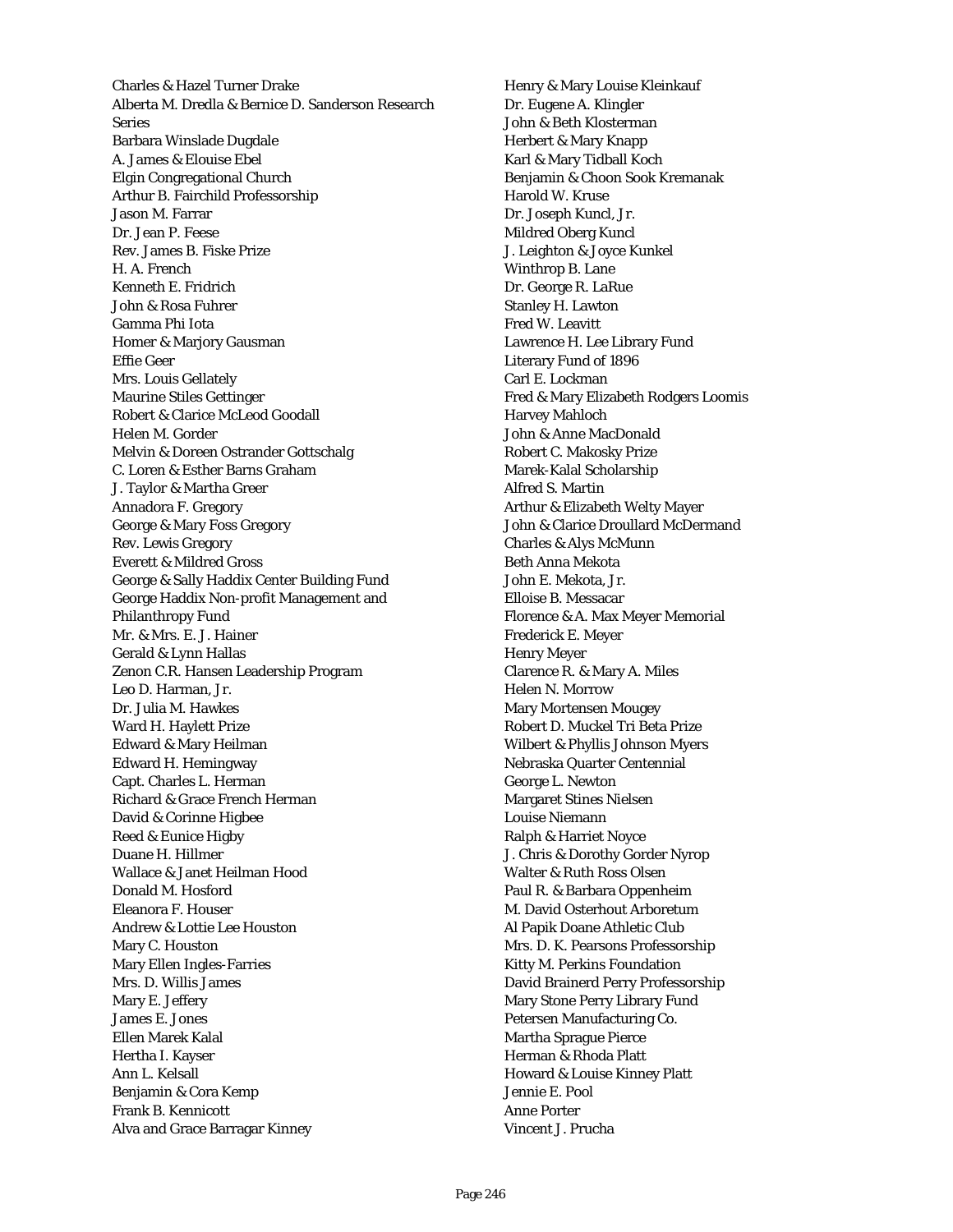Charles & Hazel Turner Drake
Alberta M. Dredla & Bernice D. Sanderson Research Series
Barbara Winslade Dugdale
A. James & Elouise Ebel
Elgin Congregational Church
Arthur B. Fairchild Professorship
Jason M. Farrar
Dr. Jean P. Feese
Rev. James B. Fiske Prize
H. A. French
Kenneth E. Fridrich
John & Rosa Fuhrer
Gamma Phi Iota
Homer & Marjory Gausman
Effie Geer
Mrs. Louis Gellately
Maurine Stiles Gettinger
Robert & Clarice McLeod Goodall
Helen M. Gorder
Melvin & Doreen Ostrander Gottschalg
C. Loren & Esther Barns Graham
J. Taylor & Martha Greer
Annadora F. Gregory
George & Mary Foss Gregory
Rev. Lewis Gregory
Everett & Mildred Gross
George & Sally Haddix Center Building Fund
George Haddix Non-profit Management and Philanthropy Fund
Mr. & Mrs. E. J. Hainer
Gerald & Lynn Hallas
Zenon C.R. Hansen Leadership Program
Leo D. Harman, Jr.
Dr. Julia M. Hawkes
Ward H. Haylett Prize
Edward & Mary Heilman
Edward H. Hemingway
Capt. Charles L. Herman
Richard & Grace French Herman
David & Corinne Higbee
Reed & Eunice Higby
Duane H. Hillmer
Wallace & Janet Heilman Hood
Donald M. Hosford
Eleanora F. Houser
Andrew & Lottie Lee Houston
Mary C. Houston
Mary Ellen Ingles-Farries
Mrs. D. Willis James
Mary E. Jeffery
James E. Jones
Ellen Marek Kalal
Hertha I. Kayser
Ann L. Kelsall
Benjamin & Cora Kemp
Frank B. Kennicott
Alva and Grace Barragar Kinney
Henry & Mary Louise Kleinkauf
Dr. Eugene A. Klingler
John & Beth Klosterman
Herbert & Mary Knapp
Karl & Mary Tidball Koch
Benjamin & Choon Sook Kremanak
Harold W. Kruse
Dr. Joseph Kuncl, Jr.
Mildred Oberg Kuncl
J. Leighton & Joyce Kunkel
Winthrop B. Lane
Dr. George R. LaRue
Stanley H. Lawton
Fred W. Leavitt
Lawrence H. Lee Library Fund
Literary Fund of 1896
Carl E. Lockman
Fred & Mary Elizabeth Rodgers Loomis
Harvey Mahloch
John & Anne MacDonald
Robert C. Makosky Prize
Marek-Kalal Scholarship
Alfred S. Martin
Arthur & Elizabeth Welty Mayer
John & Clarice Droullard McDermand
Charles & Alys McMunn
Beth Anna Mekota
John E. Mekota, Jr.
Elloise B. Messacar
Florence & A. Max Meyer Memorial
Frederick E. Meyer
Henry Meyer
Clarence R. & Mary A. Miles
Helen N. Morrow
Mary Mortensen Mougey
Robert D. Muckel Tri Beta Prize
Wilbert & Phyllis Johnson Myers
Nebraska Quarter Centennial
George L. Newton
Margaret Stines Nielsen
Louise Niemann
Ralph & Harriet Noyce
J. Chris & Dorothy Gorder Nyrop
Walter & Ruth Ross Olsen
Paul R. & Barbara Oppenheim
M. David Osterhout Arboretum
Al Papik Doane Athletic Club
Mrs. D. K. Pearsons Professorship
Kitty M. Perkins Foundation
David Brainerd Perry Professorship
Mary Stone Perry Library Fund
Petersen Manufacturing Co.
Martha Sprague Pierce
Herman & Rhoda Platt
Howard & Louise Kinney Platt
Jennie E. Pool
Anne Porter
Vincent J. Prucha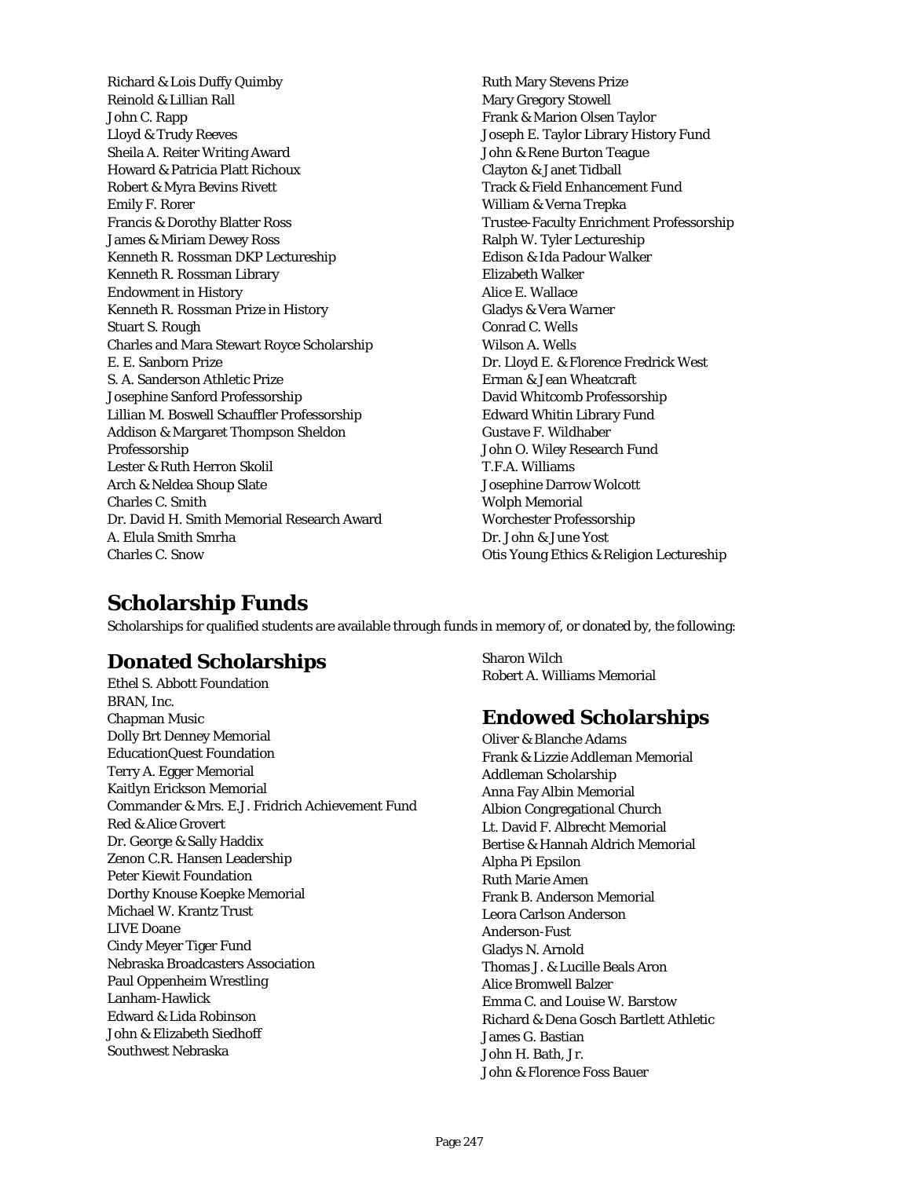Richard & Lois Duffy Quimby
Reinold & Lillian Rall
John C. Rapp
Lloyd & Trudy Reeves
Sheila A. Reiter Writing Award
Howard & Patricia Platt Richoux
Robert & Myra Bevins Rivett
Emily F. Rorer
Francis & Dorothy Blatter Ross
James & Miriam Dewey Ross
Kenneth R. Rossman DKP Lectureship
Kenneth R. Rossman Library
Endowment in History
Kenneth R. Rossman Prize in History
Stuart S. Rough
Charles and Mara Stewart Royce Scholarship
E. E. Sanborn Prize
S. A. Sanderson Athletic Prize
Josephine Sanford Professorship
Lillian M. Boswell Schauffler Professorship
Addison & Margaret Thompson Sheldon
Professorship
Lester & Ruth Herron Skolil
Arch & Neldea Shoup Slate
Charles C. Smith
Dr. David H. Smith Memorial Research Award
A. Elula Smith Smrha
Charles C. Snow
Ruth Mary Stevens Prize
Mary Gregory Stowell
Frank & Marion Olsen Taylor
Joseph E. Taylor Library History Fund
John & Rene Burton Teague
Clayton & Janet Tidball
Track & Field Enhancement Fund
William & Verna Trepka
Trustee-Faculty Enrichment Professorship
Ralph W. Tyler Lectureship
Edison & Ida Padour Walker
Elizabeth Walker
Alice E. Wallace
Gladys & Vera Warner
Conrad C. Wells
Wilson A. Wells
Dr. Lloyd E. & Florence Fredrick West
Erman & Jean Wheatcraft
David Whitcomb Professorship
Edward Whitin Library Fund
Gustave F. Wildhaber
John O. Wiley Research Fund
T.F.A. Williams
Josephine Darrow Wolcott
Wolph Memorial
Worchester Professorship
Dr. John & June Yost
Otis Young Ethics & Religion Lectureship

# Scholarship Funds

Scholarships for qualified students are available through funds in memory of, or donated by, the following:

## Donated Scholarships

Ethel S. Abbott Foundation
BRAN, Inc.
Chapman Music
Dolly Brt Denney Memorial
EducationQuest Foundation
Terry A. Egger Memorial
Kaitlyn Erickson Memorial
Commander & Mrs. E.J. Fridrich Achievement Fund
Red & Alice Grovert
Dr. George & Sally Haddix
Zenon C.R. Hansen Leadership
Peter Kiewit Foundation
Dorthy Knouse Koepke Memorial
Michael W. Krantz Trust
LIVE Doane
Cindy Meyer Tiger Fund
Nebraska Broadcasters Association
Paul Oppenheim Wrestling
Lanham-Hawlick
Edward & Lida Robinson
John & Elizabeth Siedhoff
Southwest Nebraska
Sharon Wilch
Robert A. Williams Memorial

## Endowed Scholarships

Oliver & Blanche Adams
Frank & Lizzie Addleman Memorial
Addleman Scholarship
Anna Fay Albin Memorial
Albion Congregational Church
Lt. David F. Albrecht Memorial
Bertise & Hannah Aldrich Memorial
Alpha Pi Epsilon
Ruth Marie Amen
Frank B. Anderson Memorial
Leora Carlson Anderson
Anderson-Fust
Gladys N. Arnold
Thomas J. & Lucille Beals Aron
Alice Bromwell Balzer
Emma C. and Louise W. Barstow
Richard & Dena Gosch Bartlett Athletic
James G. Bastian
John H. Bath, Jr.
John & Florence Foss Bauer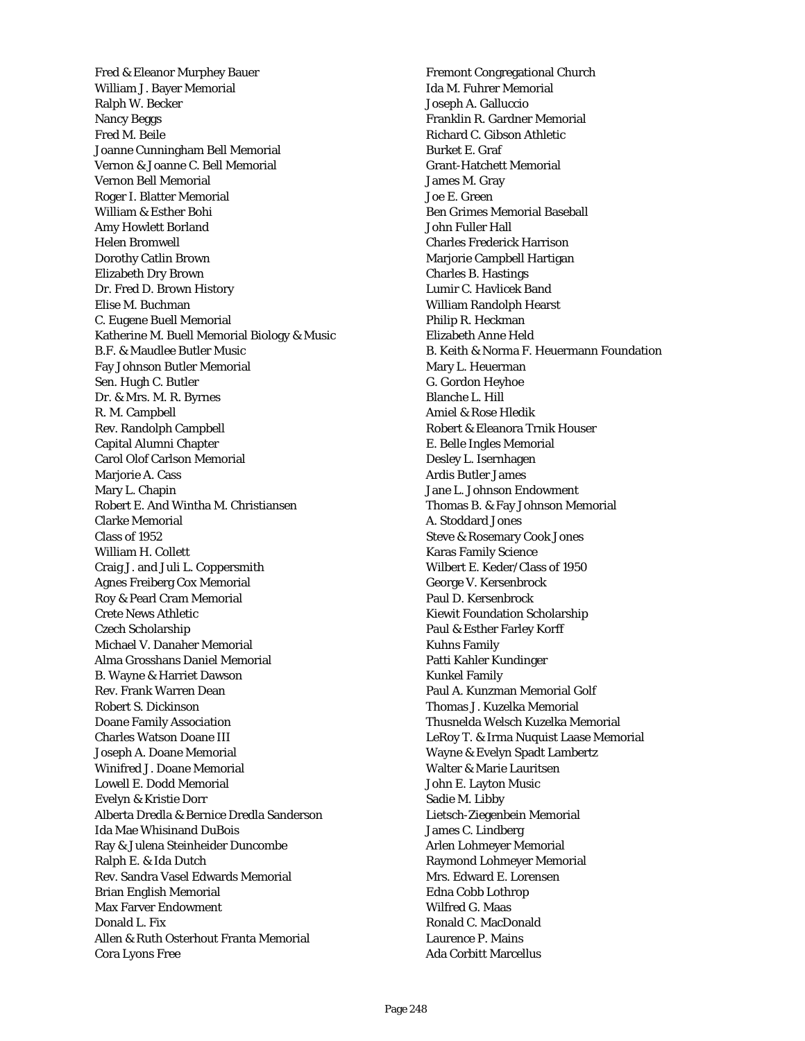Fred & Eleanor Murphey Bauer
William J. Bayer Memorial
Ralph W. Becker
Nancy Beggs
Fred M. Beile
Joanne Cunningham Bell Memorial
Vernon & Joanne C. Bell Memorial
Vernon Bell Memorial
Roger I. Blatter Memorial
William & Esther Bohi
Amy Howlett Borland
Helen Bromwell
Dorothy Catlin Brown
Elizabeth Dry Brown
Dr. Fred D. Brown History
Elise M. Buchman
C. Eugene Buell Memorial
Katherine M. Buell Memorial Biology & Music
B.F. & Maudlee Butler Music
Fay Johnson Butler Memorial
Sen. Hugh C. Butler
Dr. & Mrs. M. R. Byrnes
R. M. Campbell
Rev. Randolph Campbell
Capital Alumni Chapter
Carol Olof Carlson Memorial
Marjorie A. Cass
Mary L. Chapin
Robert E. And Wintha M. Christiansen
Clarke Memorial
Class of 1952
William H. Collett
Craig J. and Juli L. Coppersmith
Agnes Freiberg Cox Memorial
Roy & Pearl Cram Memorial
Crete News Athletic
Czech Scholarship
Michael V. Danaher Memorial
Alma Grosshans Daniel Memorial
B. Wayne & Harriet Dawson
Rev. Frank Warren Dean
Robert S. Dickinson
Doane Family Association
Charles Watson Doane III
Joseph A. Doane Memorial
Winifred J. Doane Memorial
Lowell E. Dodd Memorial
Evelyn & Kristie Dorr
Alberta Dredla & Bernice Dredla Sanderson
Ida Mae Whisinand DuBois
Ray & Julena Steinheider Duncombe
Ralph E. & Ida Dutch
Rev. Sandra Vasel Edwards Memorial
Brian English Memorial
Max Farver Endowment
Donald L. Fix
Allen & Ruth Osterhout Franta Memorial
Cora Lyons Free
Fremont Congregational Church
Ida M. Fuhrer Memorial
Joseph A. Galluccio
Franklin R. Gardner Memorial
Richard C. Gibson Athletic
Burket E. Graf
Grant-Hatchett Memorial
James M. Gray
Joe E. Green
Ben Grimes Memorial Baseball
John Fuller Hall
Charles Frederick Harrison
Marjorie Campbell Hartigan
Charles B. Hastings
Lumir C. Havlicek Band
William Randolph Hearst
Philip R. Heckman
Elizabeth Anne Held
B. Keith & Norma F. Heuermann Foundation
Mary L. Heuerman
G. Gordon Heyhoe
Blanche L. Hill
Amiel & Rose Hledik
Robert & Eleanora Trnik Houser
E. Belle Ingles Memorial
Desley L. Isernhagen
Ardis Butler James
Jane L. Johnson Endowment
Thomas B. & Fay Johnson Memorial
A. Stoddard Jones
Steve & Rosemary Cook Jones
Karas Family Science
Wilbert E. Keder/Class of 1950
George V. Kersenbrock
Paul D. Kersenbrock
Kiewit Foundation Scholarship
Paul & Esther Farley Korff
Kuhns Family
Patti Kahler Kundinger
Kunkel Family
Paul A. Kunzman Memorial Golf
Thomas J. Kuzelka Memorial
Thusnelda Welsch Kuzelka Memorial
LeRoy T. & Irma Nuquist Laase Memorial
Wayne & Evelyn Spadt Lambertz
Walter & Marie Lauritsen
John E. Layton Music
Sadie M. Libby
Lietsch-Ziegenbein Memorial
James C. Lindberg
Arlen Lohmeyer Memorial
Raymond Lohmeyer Memorial
Mrs. Edward E. Lorensen
Edna Cobb Lothrop
Wilfred G. Maas
Ronald C. MacDonald
Laurence P. Mains
Ada Corbitt Marcellus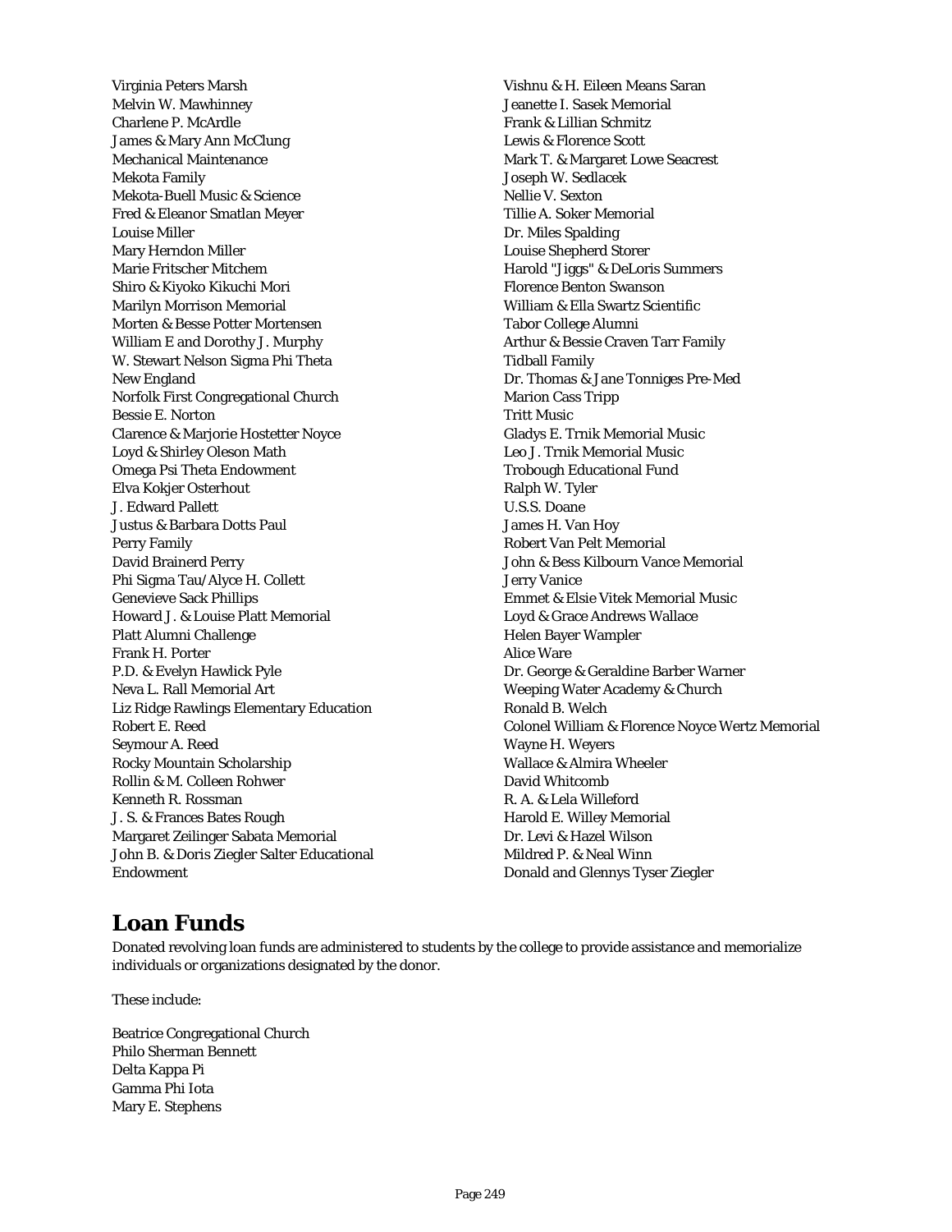Virginia Peters Marsh
Melvin W. Mawhinney
Charlene P. McArdle
James & Mary Ann McClung
Mechanical Maintenance
Mekota Family
Mekota-Buell Music & Science
Fred & Eleanor Smatlan Meyer
Louise Miller
Mary Herndon Miller
Marie Fritscher Mitchem
Shiro & Kiyoko Kikuchi Mori
Marilyn Morrison Memorial
Morten & Besse Potter Mortensen
William E and Dorothy J. Murphy
W. Stewart Nelson Sigma Phi Theta
New England
Norfolk First Congregational Church
Bessie E. Norton
Clarence & Marjorie Hostetter Noyce
Loyd & Shirley Oleson Math
Omega Psi Theta Endowment
Elva Kokjer Osterhout
J. Edward Pallett
Justus & Barbara Dotts Paul
Perry Family
David Brainerd Perry
Phi Sigma Tau/Alyce H. Collett
Genevieve Sack Phillips
Howard J. & Louise Platt Memorial
Platt Alumni Challenge
Frank H. Porter
P.D. & Evelyn Hawlick Pyle
Neva L. Rall Memorial Art
Liz Ridge Rawlings Elementary Education
Robert E. Reed
Seymour A. Reed
Rocky Mountain Scholarship
Rollin & M. Colleen Rohwer
Kenneth R. Rossman
J. S. & Frances Bates Rough
Margaret Zeilinger Sabata Memorial
John B. & Doris Ziegler Salter Educational Endowment
Vishnu & H. Eileen Means Saran
Jeanette I. Sasek Memorial
Frank & Lillian Schmitz
Lewis & Florence Scott
Mark T. & Margaret Lowe Seacrest
Joseph W. Sedlacek
Nellie V. Sexton
Tillie A. Soker Memorial
Dr. Miles Spalding
Louise Shepherd Storer
Harold "Jiggs" & DeLoris Summers
Florence Benton Swanson
William & Ella Swartz Scientific
Tabor College Alumni
Arthur & Bessie Craven Tarr Family
Tidball Family
Dr. Thomas & Jane Tonniges Pre-Med
Marion Cass Tripp
Tritt Music
Gladys E. Trnik Memorial Music
Leo J. Trnik Memorial Music
Trobough Educational Fund
Ralph W. Tyler
U.S.S. Doane
James H. Van Hoy
Robert Van Pelt Memorial
John & Bess Kilbourn Vance Memorial
Jerry Vanice
Emmet & Elsie Vitek Memorial Music
Loyd & Grace Andrews Wallace
Helen Bayer Wampler
Alice Ware
Dr. George & Geraldine Barber Warner
Weeping Water Academy & Church
Ronald B. Welch
Colonel William & Florence Noyce Wertz Memorial
Wayne H. Weyers
Wallace & Almira Wheeler
David Whitcomb
R. A. & Lela Willeford
Harold E. Willey Memorial
Dr. Levi & Hazel Wilson
Mildred P. & Neal Winn
Donald and Glennys Tyser Ziegler

## Loan Funds

Donated revolving loan funds are administered to students by the college to provide assistance and memorialize individuals or organizations designated by the donor.

These include:

Beatrice Congregational Church
Philo Sherman Bennett
Delta Kappa Pi
Gamma Phi Iota
Mary E. Stephens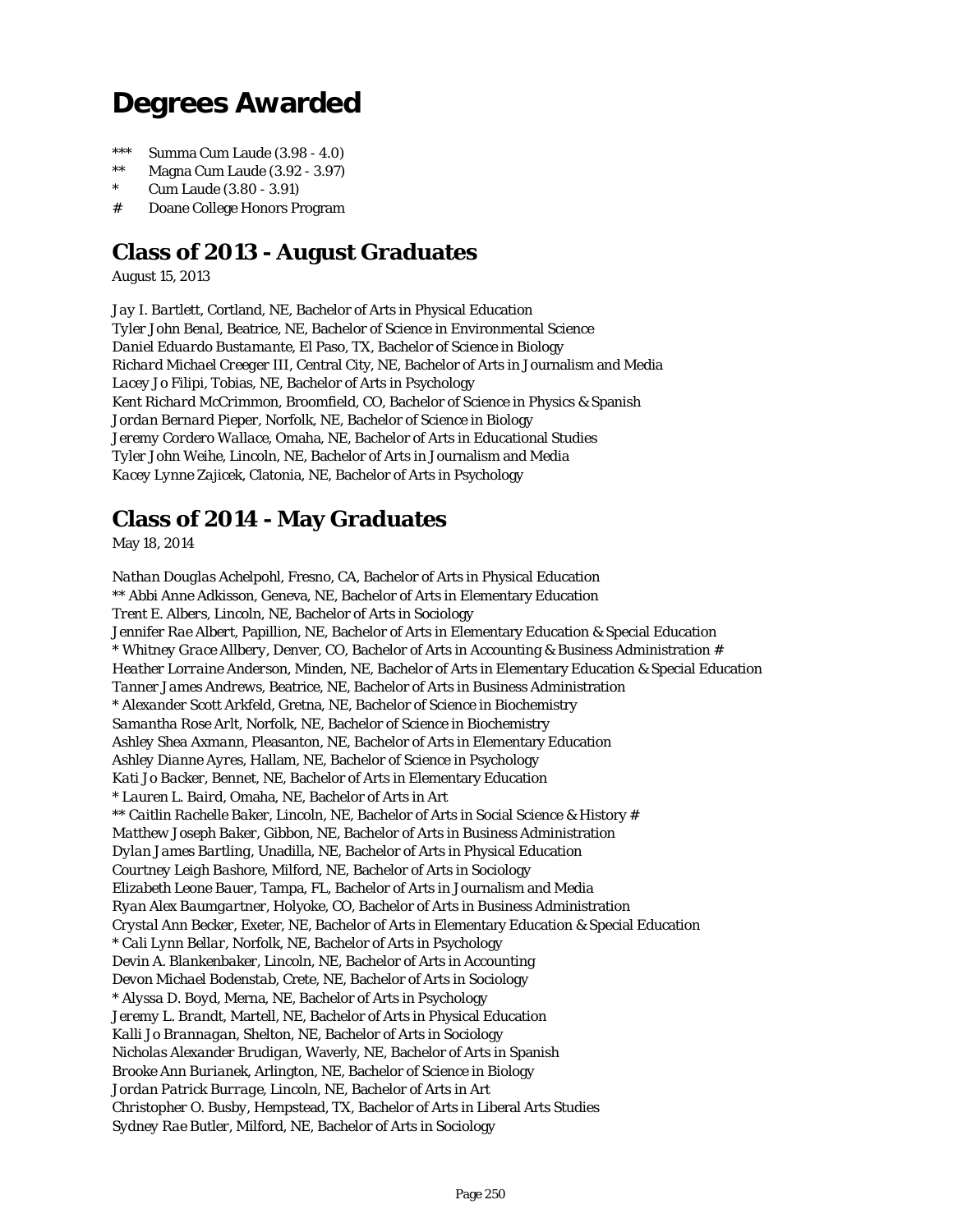# Degrees Awarded

- \*\*\* Summa Cum Laude (3.98 - 4.0)
- \*\* Magna Cum Laude (3.92 - 3.97)
- \* Cum Laude (3.80 - 3.91)
- # Doane College Honors Program

## Class of 2013 - August Graduates

August 15, 2013

Jay I. Bartlett, Cortland, NE, Bachelor of Arts in Physical Education
Tyler John Benal, Beatrice, NE, Bachelor of Science in Environmental Science
Daniel Eduardo Bustamante, El Paso, TX, Bachelor of Science in Biology
Richard Michael Creeger III, Central City, NE, Bachelor of Arts in Journalism and Media
Lacey Jo Filipi, Tobias, NE, Bachelor of Arts in Psychology
Kent Richard McCrimmon, Broomfield, CO, Bachelor of Science in Physics & Spanish
Jordan Bernard Pieper, Norfolk, NE, Bachelor of Science in Biology
Jeremy Cordero Wallace, Omaha, NE, Bachelor of Arts in Educational Studies
Tyler John Weihe, Lincoln, NE, Bachelor of Arts in Journalism and Media
Kacey Lynne Zajicek, Clatonia, NE, Bachelor of Arts in Psychology

## Class of 2014 - May Graduates

May 18, 2014

Nathan Douglas Achelpohl, Fresno, CA, Bachelor of Arts in Physical Education
** Abbi Anne Adkisson, Geneva, NE, Bachelor of Arts in Elementary Education
Trent E. Albers, Lincoln, NE, Bachelor of Arts in Sociology
Jennifer Rae Albert, Papillion, NE, Bachelor of Arts in Elementary Education & Special Education
\* Whitney Grace Allbery, Denver, CO, Bachelor of Arts in Accounting & Business Administration #
Heather Lorraine Anderson, Minden, NE, Bachelor of Arts in Elementary Education & Special Education
Tanner James Andrews, Beatrice, NE, Bachelor of Arts in Business Administration
\* Alexander Scott Arkfeld, Gretna, NE, Bachelor of Science in Biochemistry
Samantha Rose Arlt, Norfolk, NE, Bachelor of Science in Biochemistry
Ashley Shea Axmann, Pleasanton, NE, Bachelor of Arts in Elementary Education
Ashley Dianne Ayres, Hallam, NE, Bachelor of Science in Psychology
Kati Jo Backer, Bennet, NE, Bachelor of Arts in Elementary Education
\* Lauren L. Baird, Omaha, NE, Bachelor of Arts in Art
** Caitlin Rachelle Baker, Lincoln, NE, Bachelor of Arts in Social Science & History #
Matthew Joseph Baker, Gibbon, NE, Bachelor of Arts in Business Administration
Dylan James Bartling, Unadilla, NE, Bachelor of Arts in Physical Education
Courtney Leigh Bashore, Milford, NE, Bachelor of Arts in Sociology
Elizabeth Leone Bauer, Tampa, FL, Bachelor of Arts in Journalism and Media
Ryan Alex Baumgartner, Holyoke, CO, Bachelor of Arts in Business Administration
Crystal Ann Becker, Exeter, NE, Bachelor of Arts in Elementary Education & Special Education
\* Cali Lynn Bellar, Norfolk, NE, Bachelor of Arts in Psychology
Devin A. Blankenbaker, Lincoln, NE, Bachelor of Arts in Accounting
Devon Michael Bodenstab, Crete, NE, Bachelor of Arts in Sociology
\* Alyssa D. Boyd, Merna, NE, Bachelor of Arts in Psychology
Jeremy L. Brandt, Martell, NE, Bachelor of Arts in Physical Education
Kalli Jo Brannagan, Shelton, NE, Bachelor of Arts in Sociology
Nicholas Alexander Brudigan, Waverly, NE, Bachelor of Arts in Spanish
Brooke Ann Burianek, Arlington, NE, Bachelor of Science in Biology
Jordan Patrick Burrage, Lincoln, NE, Bachelor of Arts in Art
Christopher O. Busby, Hempstead, TX, Bachelor of Arts in Liberal Arts Studies
Sydney Rae Butler, Milford, NE, Bachelor of Arts in Sociology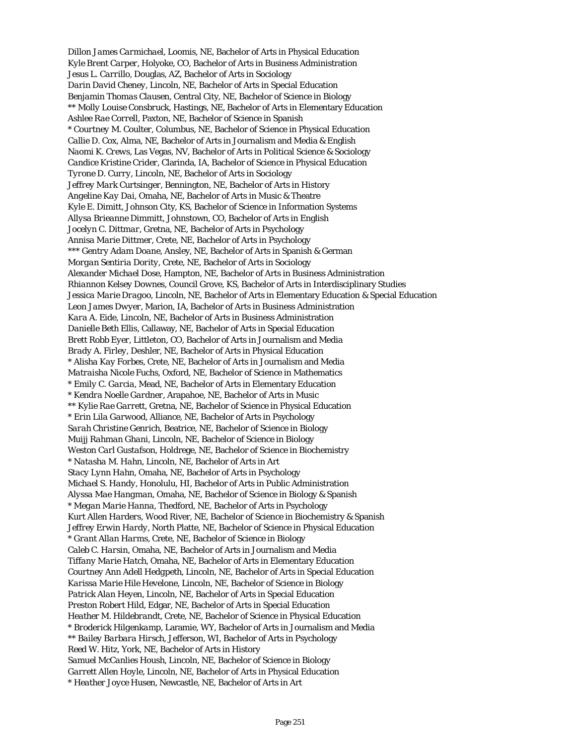Dillon James Carmichael, Loomis, NE, Bachelor of Arts in Physical Education
Kyle Brent Carper, Holyoke, CO, Bachelor of Arts in Business Administration
Jesus L. Carrillo, Douglas, AZ, Bachelor of Arts in Sociology
Darin David Cheney, Lincoln, NE, Bachelor of Arts in Special Education
Benjamin Thomas Clausen, Central City, NE, Bachelor of Science in Biology
** Molly Louise Consbruck, Hastings, NE, Bachelor of Arts in Elementary Education
Ashlee Rae Correll, Paxton, NE, Bachelor of Science in Spanish
* Courtney M. Coulter, Columbus, NE, Bachelor of Science in Physical Education
Callie D. Cox, Alma, NE, Bachelor of Arts in Journalism and Media & English
Naomi K. Crews, Las Vegas, NV, Bachelor of Arts in Political Science & Sociology
Candice Kristine Crider, Clarinda, IA, Bachelor of Science in Physical Education
Tyrone D. Curry, Lincoln, NE, Bachelor of Arts in Sociology
Jeffrey Mark Curtsinger, Bennington, NE, Bachelor of Arts in History
Angeline Kay Dai, Omaha, NE, Bachelor of Arts in Music & Theatre
Kyle E. Dimitt, Johnson City, KS, Bachelor of Science in Information Systems
Allysa Brieanne Dimmitt, Johnstown, CO, Bachelor of Arts in English
Jocelyn C. Dittmar, Gretna, NE, Bachelor of Arts in Psychology
Annisa Marie Dittmer, Crete, NE, Bachelor of Arts in Psychology
*** Gentry Adam Doane, Ansley, NE, Bachelor of Arts in Spanish & German
Morgan Sentiria Dority, Crete, NE, Bachelor of Arts in Sociology
Alexander Michael Dose, Hampton, NE, Bachelor of Arts in Business Administration
Rhiannon Kelsey Downes, Council Grove, KS, Bachelor of Arts in Interdisciplinary Studies
Jessica Marie Dragoo, Lincoln, NE, Bachelor of Arts in Elementary Education & Special Education
Leon James Dwyer, Marion, IA, Bachelor of Arts in Business Administration
Kara A. Eide, Lincoln, NE, Bachelor of Arts in Business Administration
Danielle Beth Ellis, Callaway, NE, Bachelor of Arts in Special Education
Brett Robb Eyer, Littleton, CO, Bachelor of Arts in Journalism and Media
Brady A. Firley, Deshler, NE, Bachelor of Arts in Physical Education
* Alisha Kay Forbes, Crete, NE, Bachelor of Arts in Journalism and Media
Matraisha Nicole Fuchs, Oxford, NE, Bachelor of Science in Mathematics
* Emily C. Garcia, Mead, NE, Bachelor of Arts in Elementary Education
* Kendra Noelle Gardner, Arapahoe, NE, Bachelor of Arts in Music
** Kylie Rae Garrett, Gretna, NE, Bachelor of Science in Physical Education
* Erin Lila Garwood, Alliance, NE, Bachelor of Arts in Psychology
Sarah Christine Genrich, Beatrice, NE, Bachelor of Science in Biology
Muijj Rahman Ghani, Lincoln, NE, Bachelor of Science in Biology
Weston Carl Gustafson, Holdrege, NE, Bachelor of Science in Biochemistry
* Natasha M. Hahn, Lincoln, NE, Bachelor of Arts in Art
Stacy Lynn Hahn, Omaha, NE, Bachelor of Arts in Psychology
Michael S. Handy, Honolulu, HI, Bachelor of Arts in Public Administration
Alyssa Mae Hangman, Omaha, NE, Bachelor of Science in Biology & Spanish
* Megan Marie Hanna, Thedford, NE, Bachelor of Arts in Psychology
Kurt Allen Harders, Wood River, NE, Bachelor of Science in Biochemistry & Spanish
Jeffrey Erwin Hardy, North Platte, NE, Bachelor of Science in Physical Education
* Grant Allan Harms, Crete, NE, Bachelor of Science in Biology
Caleb C. Harsin, Omaha, NE, Bachelor of Arts in Journalism and Media
Tiffany Marie Hatch, Omaha, NE, Bachelor of Arts in Elementary Education
Courtney Ann Adell Hedgpeth, Lincoln, NE, Bachelor of Arts in Special Education
Karissa Marie Hile Hevelone, Lincoln, NE, Bachelor of Science in Biology
Patrick Alan Heyen, Lincoln, NE, Bachelor of Arts in Special Education
Preston Robert Hild, Edgar, NE, Bachelor of Arts in Special Education
Heather M. Hildebrandt, Crete, NE, Bachelor of Science in Physical Education
* Broderick Hilgenkamp, Laramie, WY, Bachelor of Arts in Journalism and Media
** Bailey Barbara Hirsch, Jefferson, WI, Bachelor of Arts in Psychology
Reed W. Hitz, York, NE, Bachelor of Arts in History
Samuel McCanlies Housh, Lincoln, NE, Bachelor of Science in Biology
Garrett Allen Hoyle, Lincoln, NE, Bachelor of Arts in Physical Education
* Heather Joyce Husen, Newcastle, NE, Bachelor of Arts in Art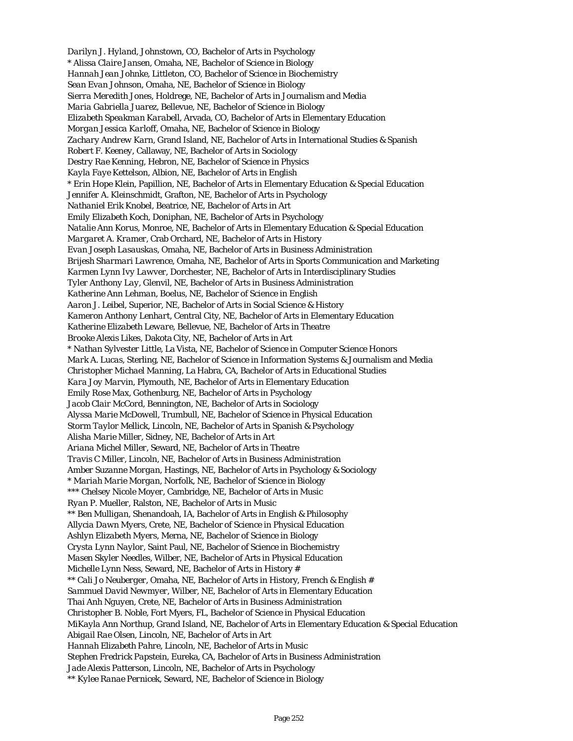Darilyn J. Hyland, Johnstown, CO, Bachelor of Arts in Psychology
* Alissa Claire Jansen, Omaha, NE, Bachelor of Science in Biology
Hannah Jean Johnke, Littleton, CO, Bachelor of Science in Biochemistry
Sean Evan Johnson, Omaha, NE, Bachelor of Science in Biology
Sierra Meredith Jones, Holdrege, NE, Bachelor of Arts in Journalism and Media
Maria Gabriella Juarez, Bellevue, NE, Bachelor of Science in Biology
Elizabeth Speakman Karabell, Arvada, CO, Bachelor of Arts in Elementary Education
Morgan Jessica Karloff, Omaha, NE, Bachelor of Science in Biology
Zachary Andrew Karn, Grand Island, NE, Bachelor of Arts in International Studies & Spanish
Robert F. Keeney, Callaway, NE, Bachelor of Arts in Sociology
Destry Rae Kenning, Hebron, NE, Bachelor of Science in Physics
Kayla Faye Kettelson, Albion, NE, Bachelor of Arts in English
* Erin Hope Klein, Papillion, NE, Bachelor of Arts in Elementary Education & Special Education
Jennifer A. Kleinschmidt, Grafton, NE, Bachelor of Arts in Psychology
Nathaniel Erik Knobel, Beatrice, NE, Bachelor of Arts in Art
Emily Elizabeth Koch, Doniphan, NE, Bachelor of Arts in Psychology
Natalie Ann Korus, Monroe, NE, Bachelor of Arts in Elementary Education & Special Education
Margaret A. Kramer, Crab Orchard, NE, Bachelor of Arts in History
Evan Joseph Lasauskas, Omaha, NE, Bachelor of Arts in Business Administration
Brijesh Sharmari Lawrence, Omaha, NE, Bachelor of Arts in Sports Communication and Marketing
Karmen Lynn Ivy Lawver, Dorchester, NE, Bachelor of Arts in Interdisciplinary Studies
Tyler Anthony Lay, Glenvil, NE, Bachelor of Arts in Business Administration
Katherine Ann Lehman, Boelus, NE, Bachelor of Science in English
Aaron J. Leibel, Superior, NE, Bachelor of Arts in Social Science & History
Kameron Anthony Lenhart, Central City, NE, Bachelor of Arts in Elementary Education
Katherine Elizabeth Leware, Bellevue, NE, Bachelor of Arts in Theatre
Brooke Alexis Likes, Dakota City, NE, Bachelor of Arts in Art
* Nathan Sylvester Little, La Vista, NE, Bachelor of Science in Computer Science Honors
Mark A. Lucas, Sterling, NE, Bachelor of Science in Information Systems & Journalism and Media
Christopher Michael Manning, La Habra, CA, Bachelor of Arts in Educational Studies
Kara Joy Marvin, Plymouth, NE, Bachelor of Arts in Elementary Education
Emily Rose Max, Gothenburg, NE, Bachelor of Arts in Psychology
Jacob Clair McCord, Bennington, NE, Bachelor of Arts in Sociology
Alyssa Marie McDowell, Trumbull, NE, Bachelor of Science in Physical Education
Storm Taylor Mellick, Lincoln, NE, Bachelor of Arts in Spanish & Psychology
Alisha Marie Miller, Sidney, NE, Bachelor of Arts in Art
Ariana Michel Miller, Seward, NE, Bachelor of Arts in Theatre
Travis C Miller, Lincoln, NE, Bachelor of Arts in Business Administration
Amber Suzanne Morgan, Hastings, NE, Bachelor of Arts in Psychology & Sociology
* Mariah Marie Morgan, Norfolk, NE, Bachelor of Science in Biology
*** Chelsey Nicole Moyer, Cambridge, NE, Bachelor of Arts in Music
Ryan P. Mueller, Ralston, NE, Bachelor of Arts in Music
** Ben Mulligan, Shenandoah, IA, Bachelor of Arts in English & Philosophy
Allycia Dawn Myers, Crete, NE, Bachelor of Science in Physical Education
Ashlyn Elizabeth Myers, Merna, NE, Bachelor of Science in Biology
Crysta Lynn Naylor, Saint Paul, NE, Bachelor of Science in Biochemistry
Masen Skyler Needles, Wilber, NE, Bachelor of Arts in Physical Education
Michelle Lynn Ness, Seward, NE, Bachelor of Arts in History #
** Cali Jo Neuberger, Omaha, NE, Bachelor of Arts in History, French & English #
Sammuel David Newmyer, Wilber, NE, Bachelor of Arts in Elementary Education
Thai Anh Nguyen, Crete, NE, Bachelor of Arts in Business Administration
Christopher B. Noble, Fort Myers, FL, Bachelor of Science in Physical Education
MiKayla Ann Northup, Grand Island, NE, Bachelor of Arts in Elementary Education & Special Education
Abigail Rae Olsen, Lincoln, NE, Bachelor of Arts in Art
Hannah Elizabeth Pahre, Lincoln, NE, Bachelor of Arts in Music
Stephen Fredrick Papstein, Eureka, CA, Bachelor of Arts in Business Administration
Jade Alexis Patterson, Lincoln, NE, Bachelor of Arts in Psychology
** Kylee Ranae Pernicek, Seward, NE, Bachelor of Science in Biology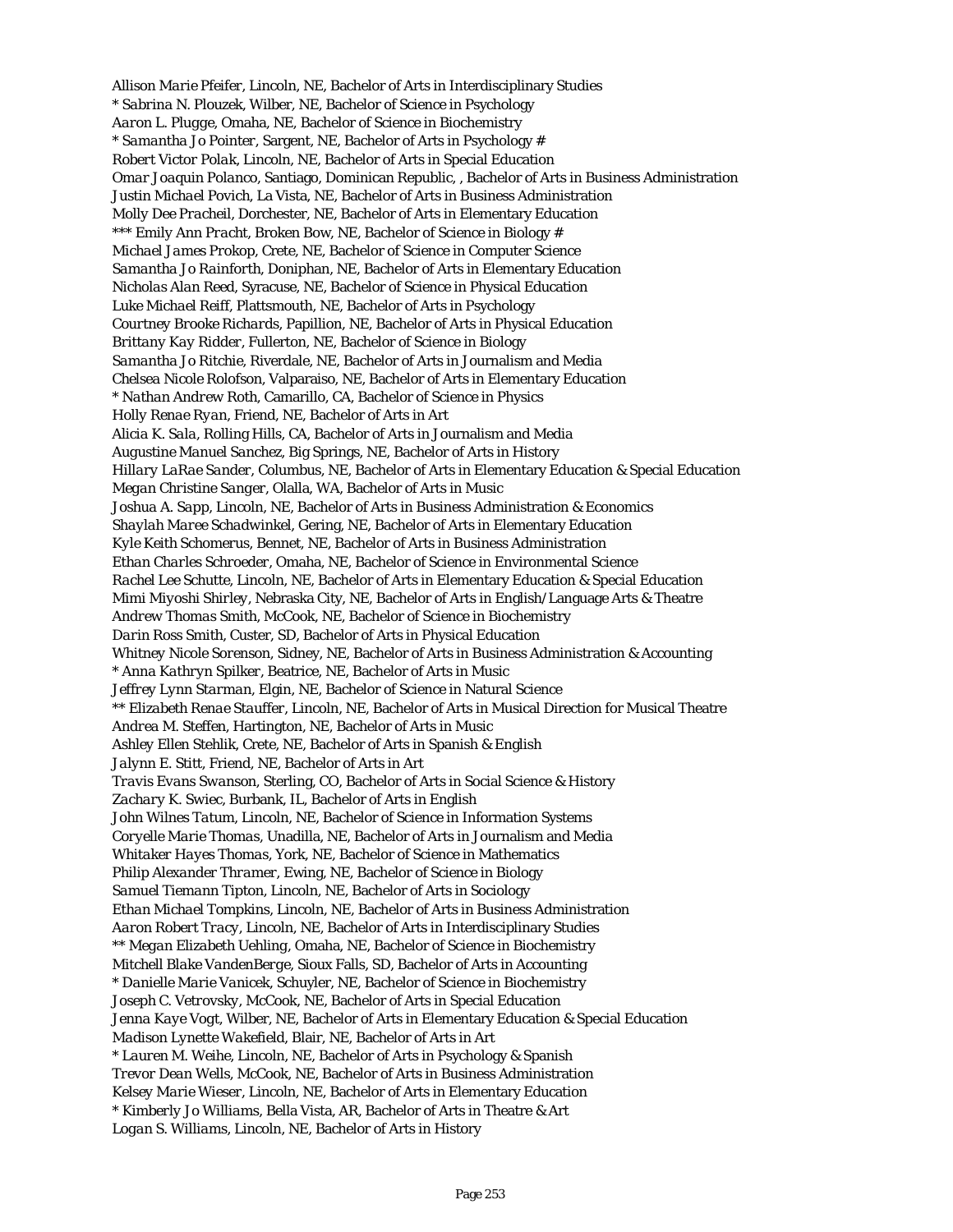Allison Marie Pfeifer, Lincoln, NE, Bachelor of Arts in Interdisciplinary Studies
* Sabrina N. Plouzek, Wilber, NE, Bachelor of Science in Psychology
Aaron L. Plugge, Omaha, NE, Bachelor of Science in Biochemistry
* Samantha Jo Pointer, Sargent, NE, Bachelor of Arts in Psychology #
Robert Victor Polak, Lincoln, NE, Bachelor of Arts in Special Education
Omar Joaquin Polanco, Santiago, Dominican Republic, , Bachelor of Arts in Business Administration
Justin Michael Povich, La Vista, NE, Bachelor of Arts in Business Administration
Molly Dee Pracheil, Dorchester, NE, Bachelor of Arts in Elementary Education
*** Emily Ann Pracht, Broken Bow, NE, Bachelor of Science in Biology #
Michael James Prokop, Crete, NE, Bachelor of Science in Computer Science
Samantha Jo Rainforth, Doniphan, NE, Bachelor of Arts in Elementary Education
Nicholas Alan Reed, Syracuse, NE, Bachelor of Science in Physical Education
Luke Michael Reiff, Plattsmouth, NE, Bachelor of Arts in Psychology
Courtney Brooke Richards, Papillion, NE, Bachelor of Arts in Physical Education
Brittany Kay Ridder, Fullerton, NE, Bachelor of Science in Biology
Samantha Jo Ritchie, Riverdale, NE, Bachelor of Arts in Journalism and Media
Chelsea Nicole Rolofson, Valparaiso, NE, Bachelor of Arts in Elementary Education
* Nathan Andrew Roth, Camarillo, CA, Bachelor of Science in Physics
Holly Renae Ryan, Friend, NE, Bachelor of Arts in Art
Alicia K. Sala, Rolling Hills, CA, Bachelor of Arts in Journalism and Media
Augustine Manuel Sanchez, Big Springs, NE, Bachelor of Arts in History
Hillary LaRae Sander, Columbus, NE, Bachelor of Arts in Elementary Education & Special Education
Megan Christine Sanger, Olalla, WA, Bachelor of Arts in Music
Joshua A. Sapp, Lincoln, NE, Bachelor of Arts in Business Administration & Economics
Shaylah Maree Schadwinkel, Gering, NE, Bachelor of Arts in Elementary Education
Kyle Keith Schomerus, Bennet, NE, Bachelor of Arts in Business Administration
Ethan Charles Schroeder, Omaha, NE, Bachelor of Science in Environmental Science
Rachel Lee Schutte, Lincoln, NE, Bachelor of Arts in Elementary Education & Special Education
Mimi Miyoshi Shirley, Nebraska City, NE, Bachelor of Arts in English/Language Arts & Theatre
Andrew Thomas Smith, McCook, NE, Bachelor of Science in Biochemistry
Darin Ross Smith, Custer, SD, Bachelor of Arts in Physical Education
Whitney Nicole Sorenson, Sidney, NE, Bachelor of Arts in Business Administration & Accounting
* Anna Kathryn Spilker, Beatrice, NE, Bachelor of Arts in Music
Jeffrey Lynn Starman, Elgin, NE, Bachelor of Science in Natural Science
** Elizabeth Renae Stauffer, Lincoln, NE, Bachelor of Arts in Musical Direction for Musical Theatre
Andrea M. Steffen, Hartington, NE, Bachelor of Arts in Music
Ashley Ellen Stehlik, Crete, NE, Bachelor of Arts in Spanish & English
Jalynn E. Stitt, Friend, NE, Bachelor of Arts in Art
Travis Evans Swanson, Sterling, CO, Bachelor of Arts in Social Science & History
Zachary K. Swiec, Burbank, IL, Bachelor of Arts in English
John Wilnes Tatum, Lincoln, NE, Bachelor of Science in Information Systems
Coryelle Marie Thomas, Unadilla, NE, Bachelor of Arts in Journalism and Media
Whitaker Hayes Thomas, York, NE, Bachelor of Science in Mathematics
Philip Alexander Thramer, Ewing, NE, Bachelor of Science in Biology
Samuel Tiemann Tipton, Lincoln, NE, Bachelor of Arts in Sociology
Ethan Michael Tompkins, Lincoln, NE, Bachelor of Arts in Business Administration
Aaron Robert Tracy, Lincoln, NE, Bachelor of Arts in Interdisciplinary Studies
** Megan Elizabeth Uehling, Omaha, NE, Bachelor of Science in Biochemistry
Mitchell Blake VandenBerge, Sioux Falls, SD, Bachelor of Arts in Accounting
* Danielle Marie Vanicek, Schuyler, NE, Bachelor of Science in Biochemistry
Joseph C. Vetrovsky, McCook, NE, Bachelor of Arts in Special Education
Jenna Kaye Vogt, Wilber, NE, Bachelor of Arts in Elementary Education & Special Education
Madison Lynette Wakefield, Blair, NE, Bachelor of Arts in Art
* Lauren M. Weihe, Lincoln, NE, Bachelor of Arts in Psychology & Spanish
Trevor Dean Wells, McCook, NE, Bachelor of Arts in Business Administration
Kelsey Marie Wieser, Lincoln, NE, Bachelor of Arts in Elementary Education
* Kimberly Jo Williams, Bella Vista, AR, Bachelor of Arts in Theatre & Art
Logan S. Williams, Lincoln, NE, Bachelor of Arts in History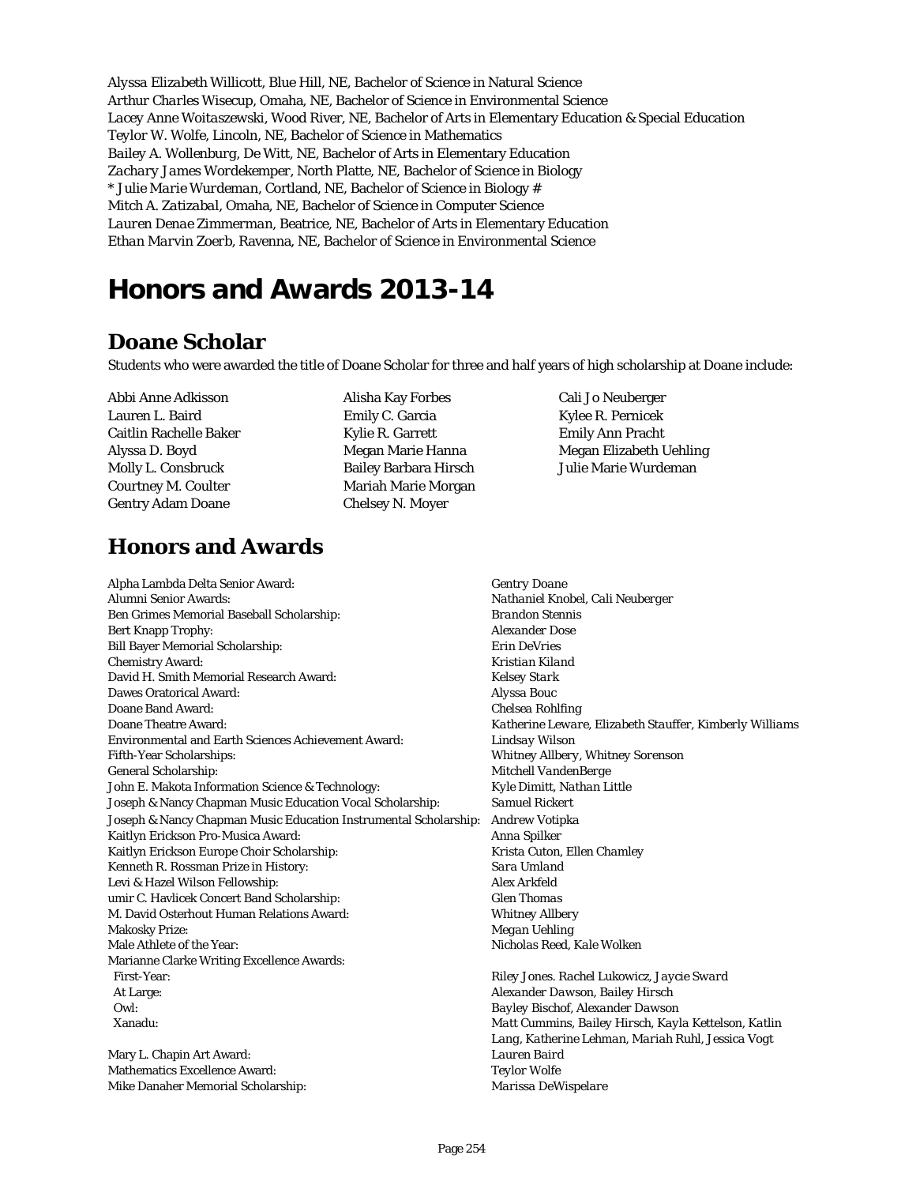*Alyssa Elizabeth Willicott*, Blue Hill, NE, Bachelor of Science in Natural Science
*Arthur Charles Wisecup*, Omaha, NE, Bachelor of Science in Environmental Science
*Lacey Anne Woitaszewski*, Wood River, NE, Bachelor of Arts in Elementary Education & Special Education
*Teylor W. Wolfe*, Lincoln, NE, Bachelor of Science in Mathematics
*Bailey A. Wollenburg*, De Witt, NE, Bachelor of Arts in Elementary Education
*Zachary James Wordekemper*, North Platte, NE, Bachelor of Science in Biology
* *Julie Marie Wurdeman*, Cortland, NE, Bachelor of Science in Biology #
*Mitch A. Zatizabal*, Omaha, NE, Bachelor of Science in Computer Science
*Lauren Denae Zimmerman*, Beatrice, NE, Bachelor of Arts in Elementary Education
*Ethan Marvin Zoerb*, Ravenna, NE, Bachelor of Science in Environmental Science

# Honors and Awards 2013-14

## Doane Scholar

Students who were awarded the title of Doane Scholar for three and half years of high scholarship at Doane include:

Abbi Anne Adkisson
Lauren L. Baird
Caitlin Rachelle Baker
Alyssa D. Boyd
Molly L. Consbruck
Courtney M. Coulter
Gentry Adam Doane
Alisha Kay Forbes
Emily C. Garcia
Kylie R. Garrett
Megan Marie Hanna
Bailey Barbara Hirsch
Mariah Marie Morgan
Chelsey N. Moyer
Cali Jo Neuberger
Kylee R. Pernicek
Emily Ann Pracht
Megan Elizabeth Uehling
Julie Marie Wurdeman

## Honors and Awards

Alpha Lambda Delta Senior Award: *Gentry Doane*
Alumni Senior Awards: *Nathaniel Knobel, Cali Neuberger*
Ben Grimes Memorial Baseball Scholarship: *Brandon Stennis*
Bert Knapp Trophy: *Alexander Dose*
Bill Bayer Memorial Scholarship: *Erin DeVries*
Chemistry Award: *Kristian Kiland*
David H. Smith Memorial Research Award: *Kelsey Stark*
Dawes Oratorical Award: *Alyssa Bouc*
Doane Band Award: *Chelsea Rohlfing*
Doane Theatre Award: *Katherine Leware, Elizabeth Stauffer, Kimberly Williams*
Environmental and Earth Sciences Achievement Award: *Lindsay Wilson*
Fifth-Year Scholarships: *Whitney Allbery, Whitney Sorenson*
General Scholarship: *Mitchell VandenBerge*
John E. Makota Information Science & Technology: *Kyle Dimitt, Nathan Little*
Joseph & Nancy Chapman Music Education Vocal Scholarship: *Samuel Rickert*
Joseph & Nancy Chapman Music Education Instrumental Scholarship: Andrew Votipka
Kaitlyn Erickson Pro-Musica Award: *Anna Spilker*
Kaitlyn Erickson Europe Choir Scholarship: *Krista Cuton, Ellen Chamley*
Kenneth R. Rossman Prize in History: *Sara Umland*
Levi & Hazel Wilson Fellowship: *Alex Arkfeld*
umir C. Havlicek Concert Band Scholarship: *Glen Thomas*
M. David Osterhout Human Relations Award: *Whitney Allbery*
Makosky Prize: *Megan Uehling*
Male Athlete of the Year: *Nicholas Reed, Kale Wolken*
Marianne Clarke Writing Excellence Awards:
- First-Year: *Riley Jones. Rachel Lukowicz, Jaycie Sward*
- At Large: *Alexander Dawson, Bailey Hirsch*
- Owl: *Bayley Bischof, Alexander Dawson*
- Xanadu: *Matt Cummins, Bailey Hirsch, Kayla Kettelson, Katlin Lang, Katherine Lehman, Mariah Ruhl, Jessica Vogt*

Mary L. Chapin Art Award: *Lauren Baird*
Mathematics Excellence Award: *Teylor Wolfe*
Mike Danaher Memorial Scholarship: *Marissa DeWispelare*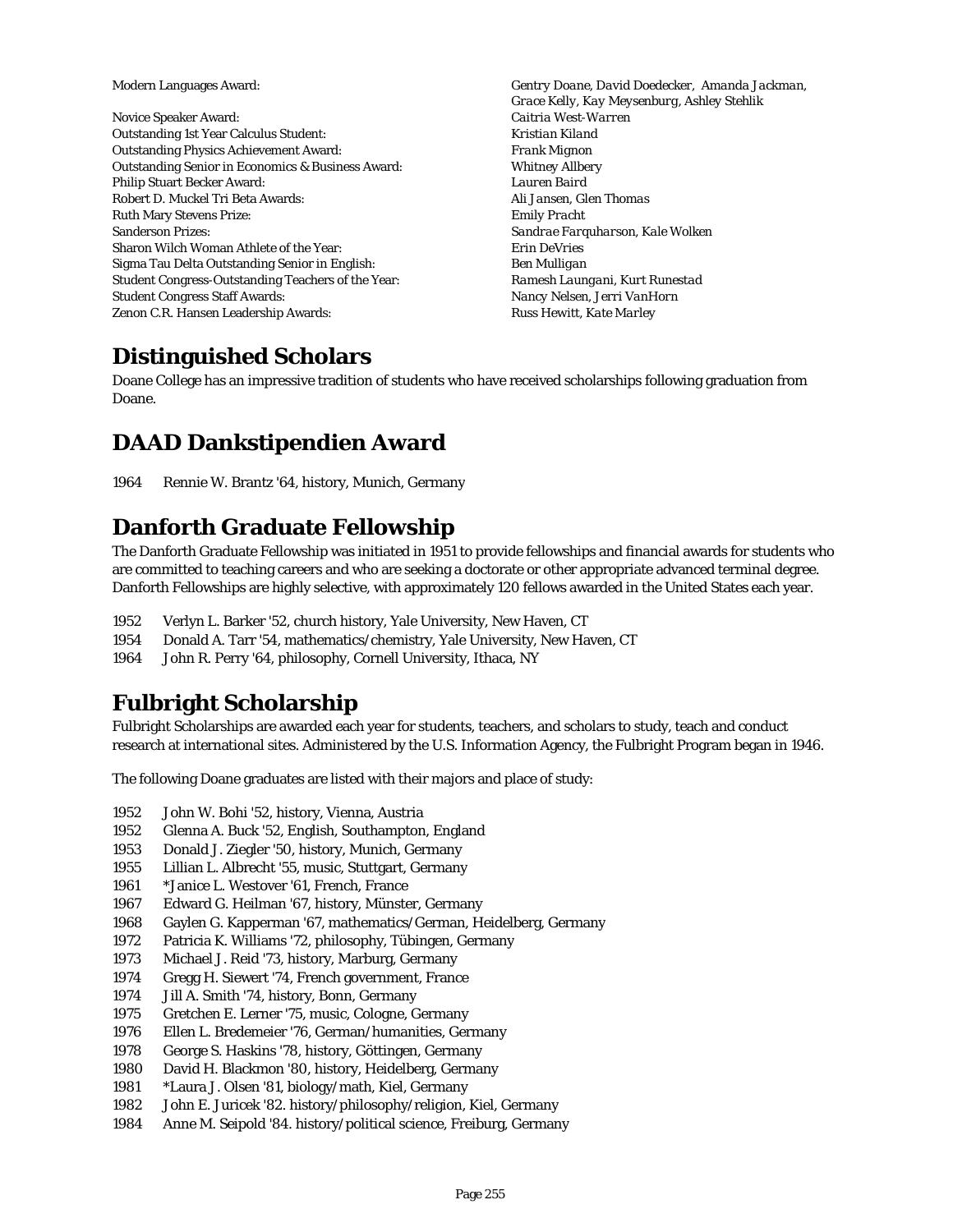| | |
|---|---|
| Modern Languages Award: | *Gentry Doane, David Doedecker, Amanda Jackman, Grace Kelly, Kay Meysenburg, Ashley Stehlik* |
| Novice Speaker Award: | *Caitria West-Warren* |
| Outstanding 1st Year Calculus Student: | *Kristian Kiland* |
| Outstanding Physics Achievement Award: | *Frank Mignon* |
| Outstanding Senior in Economics & Business Award: | *Whitney Allbery* |
| Philip Stuart Becker Award: | *Lauren Baird* |
| Robert D. Muckel Tri Beta Awards: | *Ali Jansen, Glen Thomas* |
| Ruth Mary Stevens Prize: | *Emily Pracht* |
| Sanderson Prizes: | *Sandrae Farquharson, Kale Wolken* |
| Sharon Wilch Woman Athlete of the Year: | *Erin DeVries* |
| Sigma Tau Delta Outstanding Senior in English: | *Ben Mulligan* |
| Student Congress-Outstanding Teachers of the Year: | *Ramesh Laungani, Kurt Runestad* |
| Student Congress Staff Awards: | *Nancy Nelsen, Jerri VanHorn* |
| Zenon C.R. Hansen Leadership Awards: | *Russ Hewitt, Kate Marley* |

## Distinguished Scholars

Doane College has an impressive tradition of students who have received scholarships following graduation from Doane.

## DAAD Dankstipendien Award

1964 Rennie W. Brantz '64, history, Munich, Germany

## Danforth Graduate Fellowship

The Danforth Graduate Fellowship was initiated in 1951 to provide fellowships and financial awards for students who are committed to teaching careers and who are seeking a doctorate or other appropriate advanced terminal degree. Danforth Fellowships are highly selective, with approximately 120 fellows awarded in the United States each year.

1952 Verlyn L. Barker '52, church history, Yale University, New Haven, CT
1954 Donald A. Tarr '54, mathematics/chemistry, Yale University, New Haven, CT
1964 John R. Perry '64, philosophy, Cornell University, Ithaca, NY

## Fulbright Scholarship

Fulbright Scholarships are awarded each year for students, teachers, and scholars to study, teach and conduct research at international sites. Administered by the U.S. Information Agency, the Fulbright Program began in 1946.

The following Doane graduates are listed with their majors and place of study:

1952 John W. Bohi '52, history, Vienna, Austria
1952 Glenna A. Buck '52, English, Southampton, England
1953 Donald J. Ziegler '50, history, Munich, Germany
1955 Lillian L. Albrecht '55, music, Stuttgart, Germany
1961 *Janice L. Westover '61, French, France
1967 Edward G. Heilman '67, history, Münster, Germany
1968 Gaylen G. Kapperman '67, mathematics/German, Heidelberg, Germany
1972 Patricia K. Williams '72, philosophy, Tübingen, Germany
1973 Michael J. Reid '73, history, Marburg, Germany
1974 Gregg H. Siewert '74, French government, France
1974 Jill A. Smith '74, history, Bonn, Germany
1975 Gretchen E. Lerner '75, music, Cologne, Germany
1976 Ellen L. Bredemeier '76, German/humanities, Germany
1978 George S. Haskins '78, history, Göttingen, Germany
1980 David H. Blackmon '80, history, Heidelberg, Germany
1981 *Laura J. Olsen '81, biology/math, Kiel, Germany
1982 John E. Juricek '82. history/philosophy/religion, Kiel, Germany
1984 Anne M. Seipold '84. history/political science, Freiburg, Germany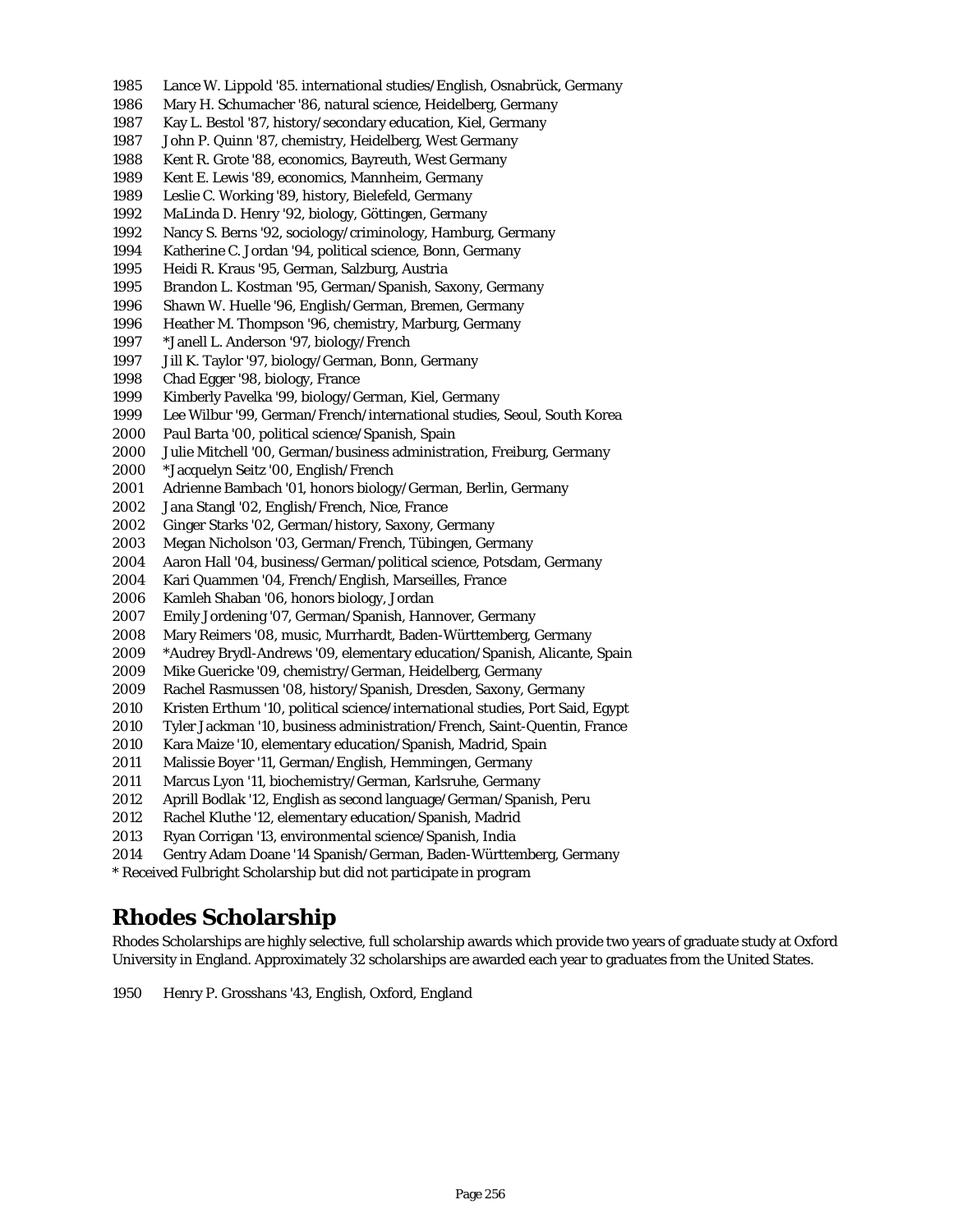1985 Lance W. Lippold '85. international studies/English, Osnabrück, Germany
1986 Mary H. Schumacher '86, natural science, Heidelberg, Germany
1987 Kay L. Bestol '87, history/secondary education, Kiel, Germany
1987 John P. Quinn '87, chemistry, Heidelberg, West Germany
1988 Kent R. Grote '88, economics, Bayreuth, West Germany
1989 Kent E. Lewis '89, economics, Mannheim, Germany
1989 Leslie C. Working '89, history, Bielefeld, Germany
1992 MaLinda D. Henry '92, biology, Göttingen, Germany
1992 Nancy S. Berns '92, sociology/criminology, Hamburg, Germany
1994 Katherine C. Jordan '94, political science, Bonn, Germany
1995 Heidi R. Kraus '95, German, Salzburg, Austria
1995 Brandon L. Kostman '95, German/Spanish, Saxony, Germany
1996 Shawn W. Huelle '96, English/German, Bremen, Germany
1996 Heather M. Thompson '96, chemistry, Marburg, Germany
1997 *Janell L. Anderson '97, biology/French
1997 Jill K. Taylor '97, biology/German, Bonn, Germany
1998 Chad Egger '98, biology, France
1999 Kimberly Pavelka '99, biology/German, Kiel, Germany
1999 Lee Wilbur '99, German/French/international studies, Seoul, South Korea
2000 Paul Barta '00, political science/Spanish, Spain
2000 Julie Mitchell '00, German/business administration, Freiburg, Germany
2000 *Jacquelyn Seitz '00, English/French
2001 Adrienne Bambach '01, honors biology/German, Berlin, Germany
2002 Jana Stangl '02, English/French, Nice, France
2002 Ginger Starks '02, German/history, Saxony, Germany
2003 Megan Nicholson '03, German/French, Tübingen, Germany
2004 Aaron Hall '04, business/German/political science, Potsdam, Germany
2004 Kari Quammen '04, French/English, Marseilles, France
2006 Kamleh Shaban '06, honors biology, Jordan
2007 Emily Jordening '07, German/Spanish, Hannover, Germany
2008 Mary Reimers '08, music, Murrhardt, Baden-Württemberg, Germany
2009 *Audrey Brydl-Andrews '09, elementary education/Spanish, Alicante, Spain
2009 Mike Guericke '09, chemistry/German, Heidelberg, Germany
2009 Rachel Rasmussen '08, history/Spanish, Dresden, Saxony, Germany
2010 Kristen Erthum '10, political science/international studies, Port Said, Egypt
2010 Tyler Jackman '10, business administration/French, Saint-Quentin, France
2010 Kara Maize '10, elementary education/Spanish, Madrid, Spain
2011 Malissie Boyer '11, German/English, Hemmingen, Germany
2011 Marcus Lyon '11, biochemistry/German, Karlsruhe, Germany
2012 Aprill Bodlak '12, English as second language/German/Spanish, Peru
2012 Rachel Kluthe '12, elementary education/Spanish, Madrid
2013 Ryan Corrigan '13, environmental science/Spanish, India
2014 Gentry Adam Doane '14 Spanish/German, Baden-Württemberg, Germany

* Received Fulbright Scholarship but did not participate in program

## Rhodes Scholarship

Rhodes Scholarships are highly selective, full scholarship awards which provide two years of graduate study at Oxford University in England. Approximately 32 scholarships are awarded each year to graduates from the United States.

1950 Henry P. Grosshans '43, English, Oxford, England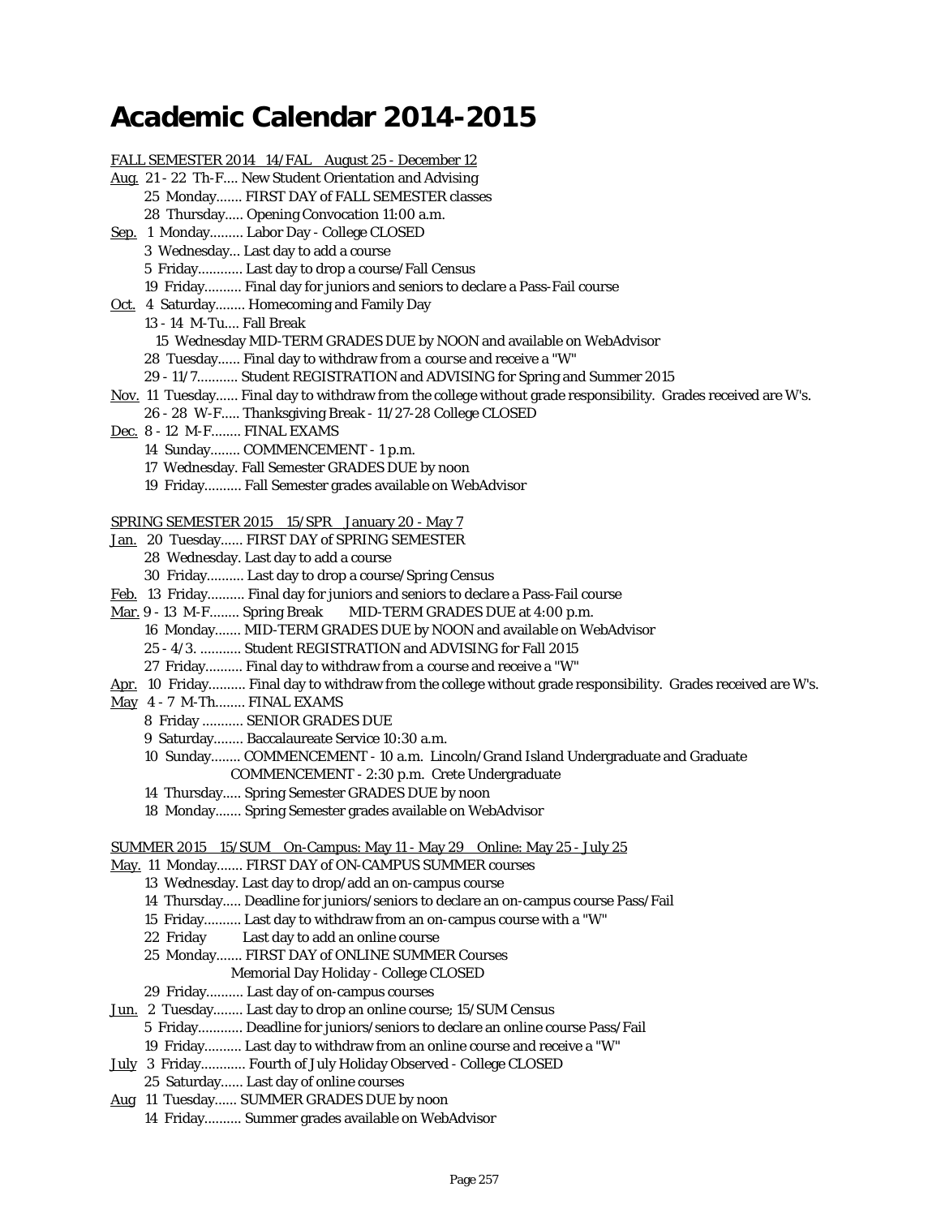# Academic Calendar 2014-2015

FALL SEMESTER 2014   14/FAL   August 25 - December 12

Aug. 21 - 22 Th-F.... New Student Orientation and Advising
25 Monday....... FIRST DAY of FALL SEMESTER classes
28 Thursday..... Opening Convocation 11:00 a.m.

Sep. 1 Monday......... Labor Day - College CLOSED
3 Wednesday... Last day to add a course
5 Friday............ Last day to drop a course/Fall Census
19 Friday.......... Final day for juniors and seniors to declare a Pass-Fail course

Oct. 4 Saturday........ Homecoming and Family Day
13 - 14 M-Tu.... Fall Break
15 Wednesday MID-TERM GRADES DUE by NOON and available on WebAdvisor
28 Tuesday...... Final day to withdraw from a course and receive a "W"
29 - 11/7........... Student REGISTRATION and ADVISING for Spring and Summer 2015

Nov. 11 Tuesday...... Final day to withdraw from the college without grade responsibility. Grades received are W's.
26 - 28 W-F..... Thanksgiving Break - 11/27-28 College CLOSED

Dec. 8 - 12 M-F........ FINAL EXAMS
14 Sunday........ COMMENCEMENT - 1 p.m.
17 Wednesday. Fall Semester GRADES DUE by noon
19 Friday.......... Fall Semester grades available on WebAdvisor

SPRING SEMESTER 2015   15/SPR   January 20 - May 7

Jan. 20 Tuesday...... FIRST DAY of SPRING SEMESTER
28 Wednesday. Last day to add a course
30 Friday.......... Last day to drop a course/Spring Census

Feb. 13 Friday.......... Final day for juniors and seniors to declare a Pass-Fail course

Mar. 9 - 13 M-F........ Spring Break      MID-TERM GRADES DUE at 4:00 p.m.
16 Monday....... MID-TERM GRADES DUE by NOON and available on WebAdvisor
25 - 4/3. .......... Student REGISTRATION and ADVISING for Fall 2015
27 Friday.......... Final day to withdraw from a course and receive a "W"

Apr. 10 Friday.......... Final day to withdraw from the college without grade responsibility. Grades received are W's.

May 4 - 7 M-Th........ FINAL EXAMS
8 Friday ........... SENIOR GRADES DUE
9 Saturday........ Baccalaureate Service 10:30 a.m.
10 Sunday........ COMMENCEMENT - 10 a.m. Lincoln/Grand Island Undergraduate and Graduate
COMMENCEMENT - 2:30 p.m. Crete Undergraduate
14 Thursday..... Spring Semester GRADES DUE by noon
18 Monday....... Spring Semester grades available on WebAdvisor

SUMMER 2015   15/SUM   On-Campus: May 11 - May 29   Online: May 25 - July 25

May. 11 Monday....... FIRST DAY of ON-CAMPUS SUMMER courses
13 Wednesday. Last day to drop/add an on-campus course
14 Thursday..... Deadline for juniors/seniors to declare an on-campus course Pass/Fail
15 Friday.......... Last day to withdraw from an on-campus course with a "W"
22 Friday      Last day to add an online course
25 Monday....... FIRST DAY of ONLINE SUMMER Courses
Memorial Day Holiday - College CLOSED
29 Friday.......... Last day of on-campus courses

Jun. 2 Tuesday........ Last day to drop an online course; 15/SUM Census
5 Friday............ Deadline for juniors/seniors to declare an online course Pass/Fail
19 Friday.......... Last day to withdraw from an online course and receive a "W"

July 3 Friday............ Fourth of July Holiday Observed - College CLOSED
25 Saturday...... Last day of online courses

Aug 11 Tuesday...... SUMMER GRADES DUE by noon
14 Friday.......... Summer grades available on WebAdvisor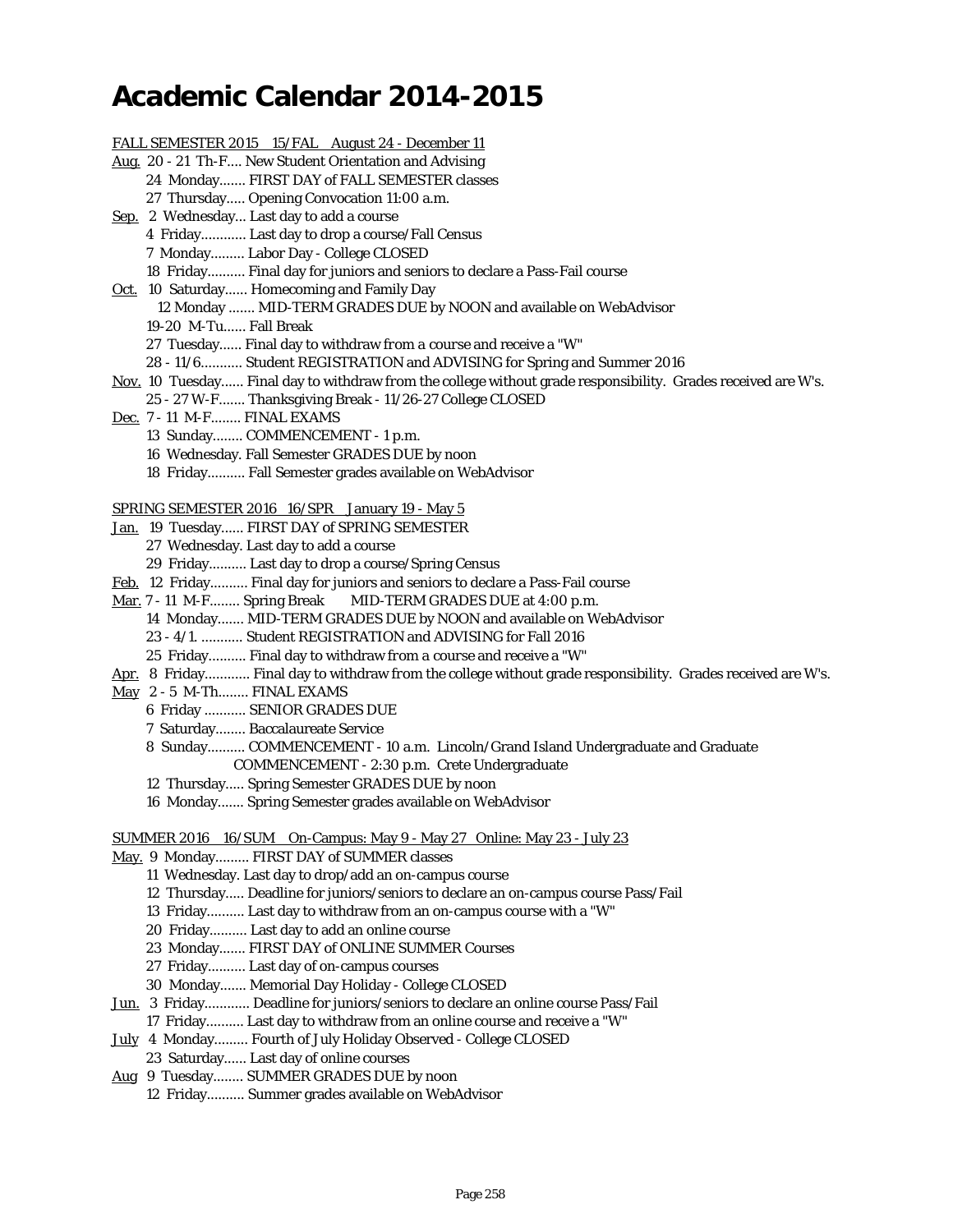# Academic Calendar 2014-2015

FALL SEMESTER 2015 15/FAL August 24 - December 11

Aug. 20 - 21 Th-F.... New Student Orientation and Advising
 24 Monday....... FIRST DAY of FALL SEMESTER classes
 27 Thursday..... Opening Convocation 11:00 a.m.

Sep. 2 Wednesday... Last day to add a course
 4 Friday............ Last day to drop a course/Fall Census
 7 Monday......... Labor Day - College CLOSED
 18 Friday.......... Final day for juniors and seniors to declare a Pass-Fail course

Oct. 10 Saturday...... Homecoming and Family Day
 12 Monday ....... MID-TERM GRADES DUE by NOON and available on WebAdvisor
 19-20 M-Tu...... Fall Break
 27 Tuesday...... Final day to withdraw from a course and receive a "W"
 28 - 11/6........... Student REGISTRATION and ADVISING for Spring and Summer 2016

Nov. 10 Tuesday...... Final day to withdraw from the college without grade responsibility. Grades received are W's.
 25 - 27 W-F....... Thanksgiving Break - 11/26-27 College CLOSED

Dec. 7 - 11 M-F........ FINAL EXAMS
 13 Sunday........ COMMENCEMENT - 1 p.m.
 16 Wednesday. Fall Semester GRADES DUE by noon
 18 Friday.......... Fall Semester grades available on WebAdvisor

SPRING SEMESTER 2016 16/SPR January 19 - May 5

Jan. 19 Tuesday...... FIRST DAY of SPRING SEMESTER
 27 Wednesday. Last day to add a course
 29 Friday.......... Last day to drop a course/Spring Census

Feb. 12 Friday.......... Final day for juniors and seniors to declare a Pass-Fail course

Mar. 7 - 11 M-F........ Spring Break MID-TERM GRADES DUE at 4:00 p.m.
 14 Monday....... MID-TERM GRADES DUE by NOON and available on WebAdvisor
 23 - 4/1. ........... Student REGISTRATION and ADVISING for Fall 2016
 25 Friday.......... Final day to withdraw from a course and receive a "W"

Apr. 8 Friday............ Final day to withdraw from the college without grade responsibility. Grades received are W's.

May 2 - 5 M-Th........ FINAL EXAMS
 6 Friday ........... SENIOR GRADES DUE
 7 Saturday........ Baccalaureate Service
 8 Sunday.......... COMMENCEMENT - 10 a.m. Lincoln/Grand Island Undergraduate and Graduate
 COMMENCEMENT - 2:30 p.m. Crete Undergraduate
 12 Thursday..... Spring Semester GRADES DUE by noon
 16 Monday....... Spring Semester grades available on WebAdvisor

SUMMER 2016 16/SUM On-Campus: May 9 - May 27 Online: May 23 - July 23

May. 9 Monday......... FIRST DAY of SUMMER classes
 11 Wednesday. Last day to drop/add an on-campus course
 12 Thursday..... Deadline for juniors/seniors to declare an on-campus course Pass/Fail
 13 Friday.......... Last day to withdraw from an on-campus course with a "W"
 20 Friday.......... Last day to add an online course
 23 Monday....... FIRST DAY of ONLINE SUMMER Courses
 27 Friday.......... Last day of on-campus courses
 30 Monday....... Memorial Day Holiday - College CLOSED

Jun. 3 Friday............ Deadline for juniors/seniors to declare an online course Pass/Fail
 17 Friday.......... Last day to withdraw from an online course and receive a "W"

July 4 Monday......... Fourth of July Holiday Observed - College CLOSED
 23 Saturday...... Last day of online courses

Aug 9 Tuesday........ SUMMER GRADES DUE by noon
 12 Friday.......... Summer grades available on WebAdvisor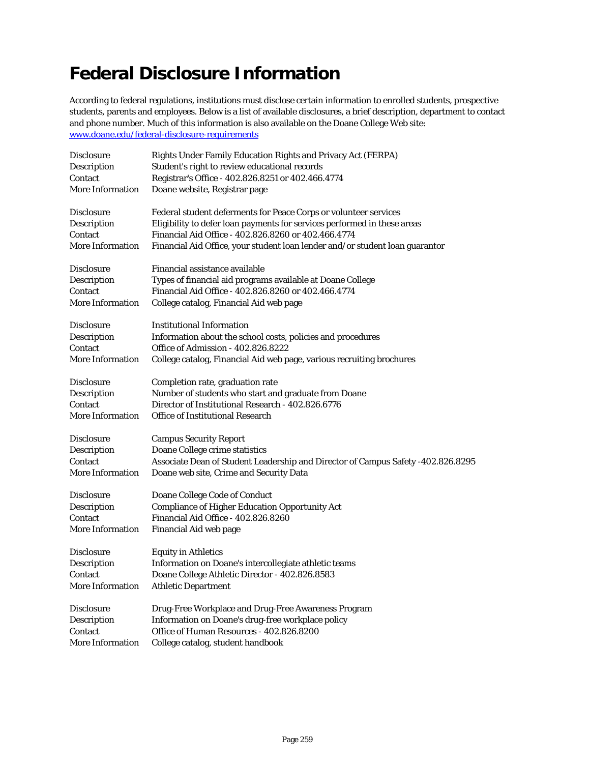# Federal Disclosure Information

According to federal regulations, institutions must disclose certain information to enrolled students, prospective students, parents and employees. Below is a list of available disclosures, a brief description, department to contact and phone number. Much of this information is also available on the Doane College Web site: [www.doane.edu/federal-disclosure-requirements](http://www.doane.edu/federal-disclosure-requirements)

| | |
|---|---|
| Disclosure | Rights Under Family Education Rights and Privacy Act (FERPA) |
| Description | Student's right to review educational records |
| Contact | Registrar's Office - 402.826.8251 or 402.466.4774 |
| More Information | Doane website, Registrar page |

| | |
|---|---|
| Disclosure | Federal student deferments for Peace Corps or volunteer services |
| Description | Eligibility to defer loan payments for services performed in these areas |
| Contact | Financial Aid Office - 402.826.8260 or 402.466.4774 |
| More Information | Financial Aid Office, your student loan lender and/or student loan guarantor |

| | |
|---|---|
| Disclosure | Financial assistance available |
| Description | Types of financial aid programs available at Doane College |
| Contact | Financial Aid Office - 402.826.8260 or 402.466.4774 |
| More Information | College catalog, Financial Aid web page |

| | |
|---|---|
| Disclosure | Institutional Information |
| Description | Information about the school costs, policies and procedures |
| Contact | Office of Admission - 402.826.8222 |
| More Information | College catalog, Financial Aid web page, various recruiting brochures |

| | |
|---|---|
| Disclosure | Completion rate, graduation rate |
| Description | Number of students who start and graduate from Doane |
| Contact | Director of Institutional Research - 402.826.6776 |
| More Information | Office of Institutional Research |

| | |
|---|---|
| Disclosure | Campus Security Report |
| Description | Doane College crime statistics |
| Contact | Associate Dean of Student Leadership and Director of Campus Safety -402.826.8295 |
| More Information | Doane web site, Crime and Security Data |

| | |
|---|---|
| Disclosure | Doane College Code of Conduct |
| Description | Compliance of Higher Education Opportunity Act |
| Contact | Financial Aid Office - 402.826.8260 |
| More Information | Financial Aid web page |

| | |
|---|---|
| Disclosure | Equity in Athletics |
| Description | Information on Doane's intercollegiate athletic teams |
| Contact | Doane College Athletic Director - 402.826.8583 |
| More Information | Athletic Department |

| | |
|---|---|
| Disclosure | Drug-Free Workplace and Drug-Free Awareness Program |
| Description | Information on Doane's drug-free workplace policy |
| Contact | Office of Human Resources - 402.826.8200 |
| More Information | College catalog, student handbook |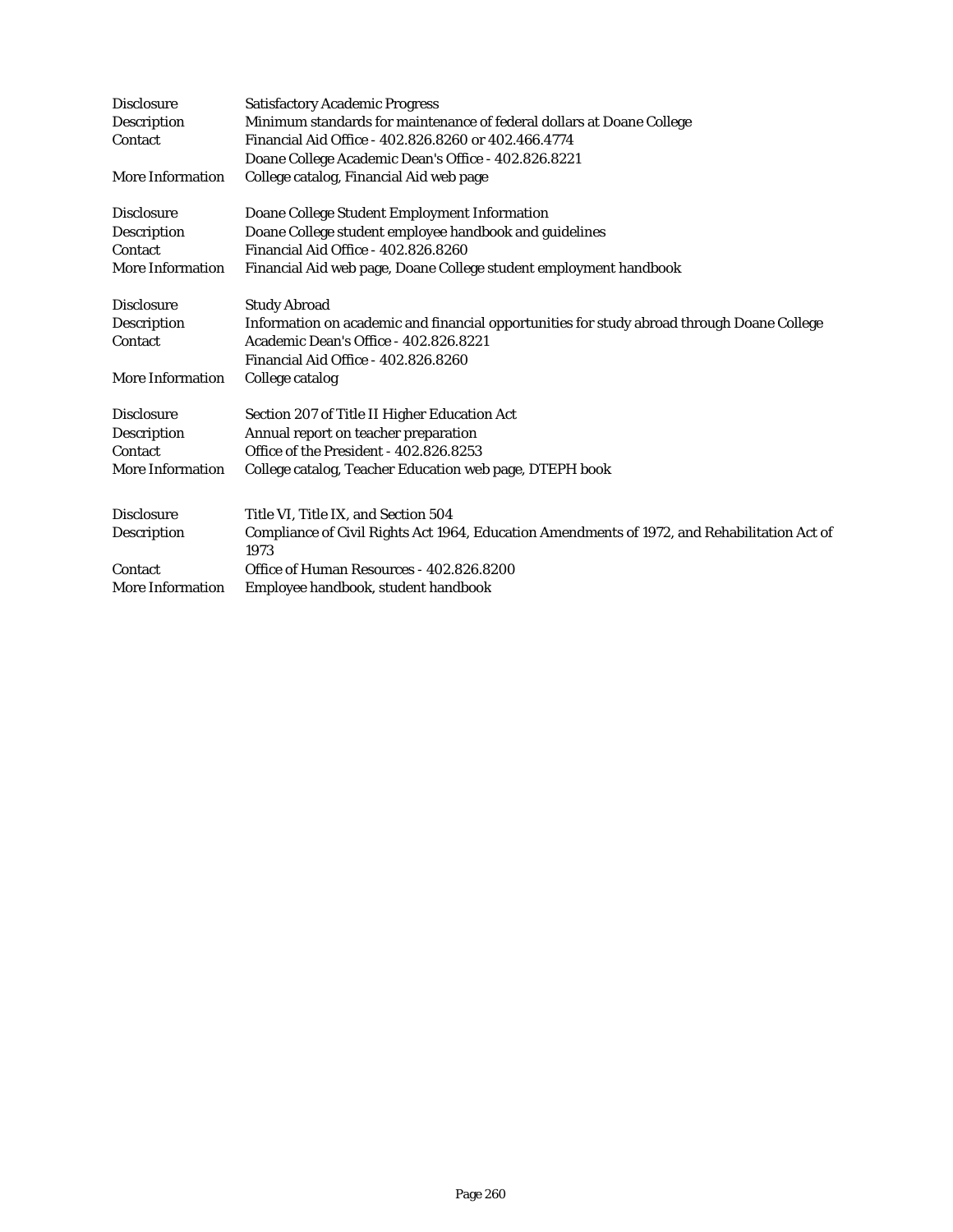| | |
|---|---|
| Disclosure | Satisfactory Academic Progress |
| Description | Minimum standards for maintenance of federal dollars at Doane College |
| Contact | Financial Aid Office - 402.826.8260 or 402.466.4774<br>Doane College Academic Dean's Office - 402.826.8221 |
| More Information | College catalog, Financial Aid web page |

| | |
|---|---|
| Disclosure | Doane College Student Employment Information |
| Description | Doane College student employee handbook and guidelines |
| Contact | Financial Aid Office - 402.826.8260 |
| More Information | Financial Aid web page, Doane College student employment handbook |

| | |
|---|---|
| Disclosure | Study Abroad |
| Description | Information on academic and financial opportunities for study abroad through Doane College |
| Contact | Academic Dean's Office - 402.826.8221<br>Financial Aid Office - 402.826.8260 |
| More Information | College catalog |

| | |
|---|---|
| Disclosure | Section 207 of Title II Higher Education Act |
| Description | Annual report on teacher preparation |
| Contact | Office of the President - 402.826.8253 |
| More Information | College catalog, Teacher Education web page, DTEPH book |

| | |
|---|---|
| Disclosure | Title VI, Title IX, and Section 504 |
| Description | Compliance of Civil Rights Act 1964, Education Amendments of 1972, and Rehabilitation Act of 1973 |
| Contact | Office of Human Resources - 402.826.8200 |
| More Information | Employee handbook, student handbook |